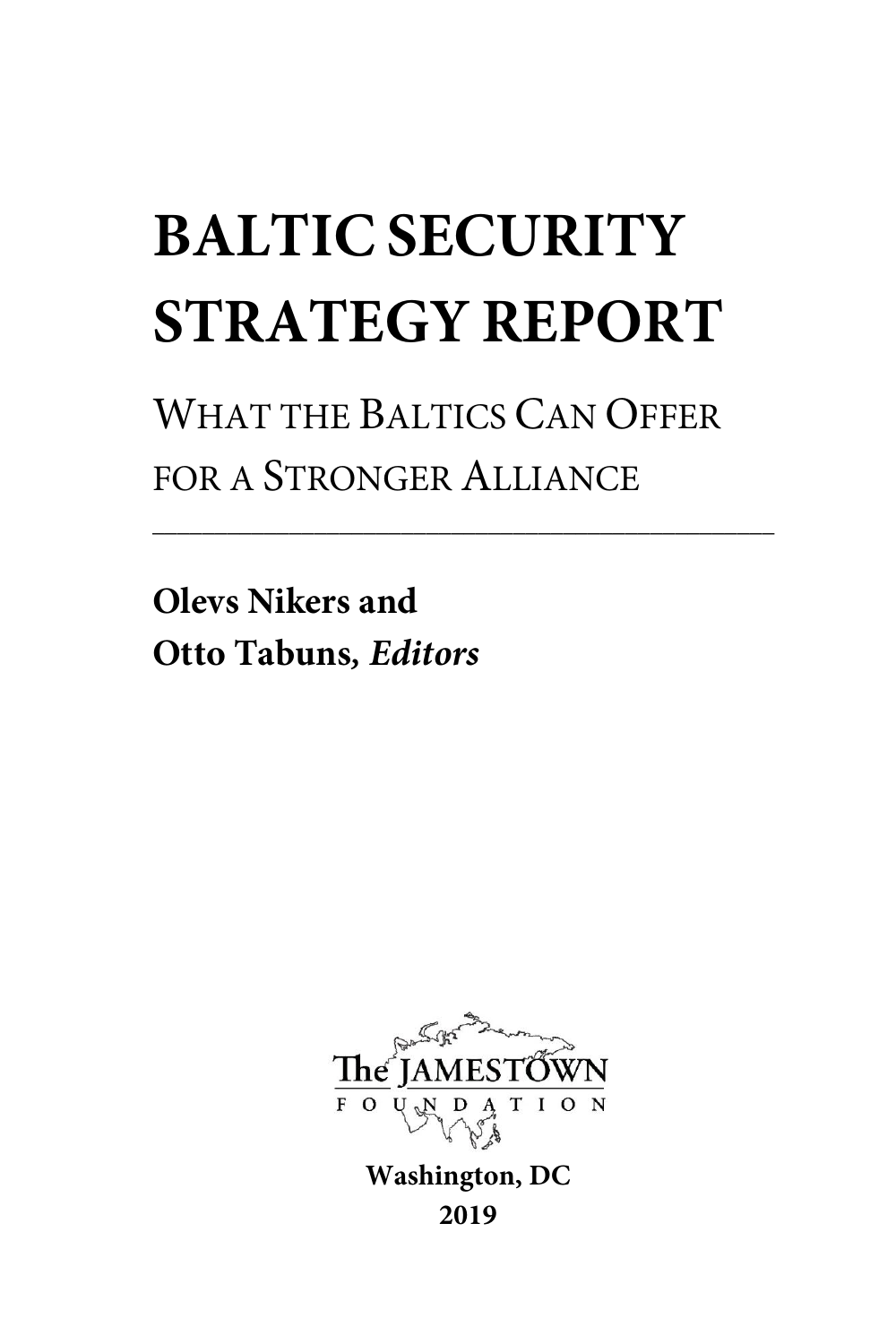# BALTIC SECURITY STRATEGY REPORT

## WHAT THE BALTICS CAN OFFER FOR A STRONGER ALLIANCE

---

**Olevs Nikers and**
**Otto Tabuns, *Editors***

The JAMESTOWN FOUNDATION

**Washington, DC**
**2019**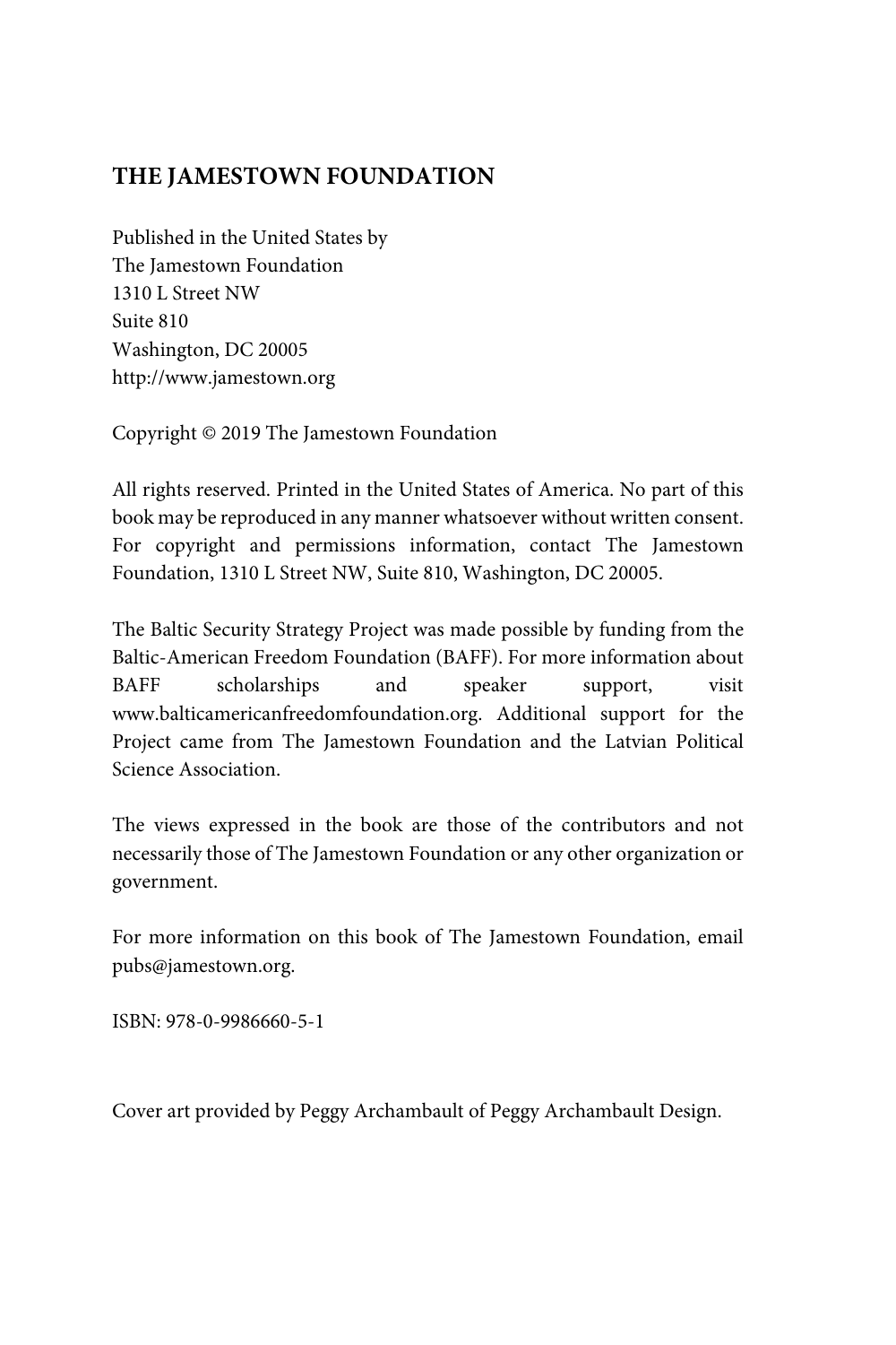**THE JAMESTOWN FOUNDATION**

Published in the United States by  
The Jamestown Foundation  
1310 L Street NW  
Suite 810  
Washington, DC 20005  
http://www.jamestown.org

Copyright © 2019 The Jamestown Foundation

All rights reserved. Printed in the United States of America. No part of this book may be reproduced in any manner whatsoever without written consent. For copyright and permissions information, contact The Jamestown Foundation, 1310 L Street NW, Suite 810, Washington, DC 20005.

The Baltic Security Strategy Project was made possible by funding from the Baltic-American Freedom Foundation (BAFF). For more information about BAFF scholarships and speaker support, visit www.balticamericanfreedomfoundation.org. Additional support for the Project came from The Jamestown Foundation and the Latvian Political Science Association.

The views expressed in the book are those of the contributors and not necessarily those of The Jamestown Foundation or any other organization or government.

For more information on this book of The Jamestown Foundation, email pubs@jamestown.org.

ISBN: 978-0-9986660-5-1

Cover art provided by Peggy Archambault of Peggy Archambault Design.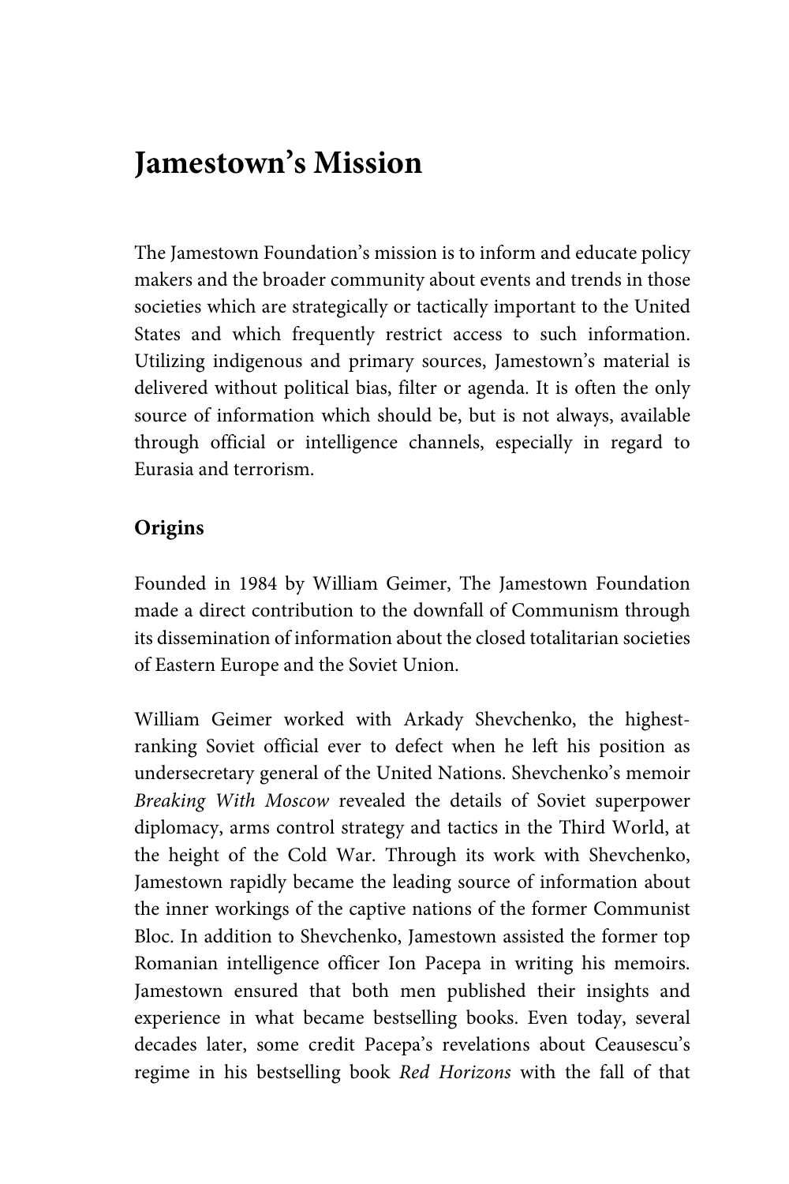# Jamestown's Mission

The Jamestown Foundation's mission is to inform and educate policy makers and the broader community about events and trends in those societies which are strategically or tactically important to the United States and which frequently restrict access to such information. Utilizing indigenous and primary sources, Jamestown's material is delivered without political bias, filter or agenda. It is often the only source of information which should be, but is not always, available through official or intelligence channels, especially in regard to Eurasia and terrorism.

## Origins

Founded in 1984 by William Geimer, The Jamestown Foundation made a direct contribution to the downfall of Communism through its dissemination of information about the closed totalitarian societies of Eastern Europe and the Soviet Union.

William Geimer worked with Arkady Shevchenko, the highest-ranking Soviet official ever to defect when he left his position as undersecretary general of the United Nations. Shevchenko's memoir *Breaking With Moscow* revealed the details of Soviet superpower diplomacy, arms control strategy and tactics in the Third World, at the height of the Cold War. Through its work with Shevchenko, Jamestown rapidly became the leading source of information about the inner workings of the captive nations of the former Communist Bloc. In addition to Shevchenko, Jamestown assisted the former top Romanian intelligence officer Ion Pacepa in writing his memoirs. Jamestown ensured that both men published their insights and experience in what became bestselling books. Even today, several decades later, some credit Pacepa's revelations about Ceausescu's regime in his bestselling book *Red Horizons* with the fall of that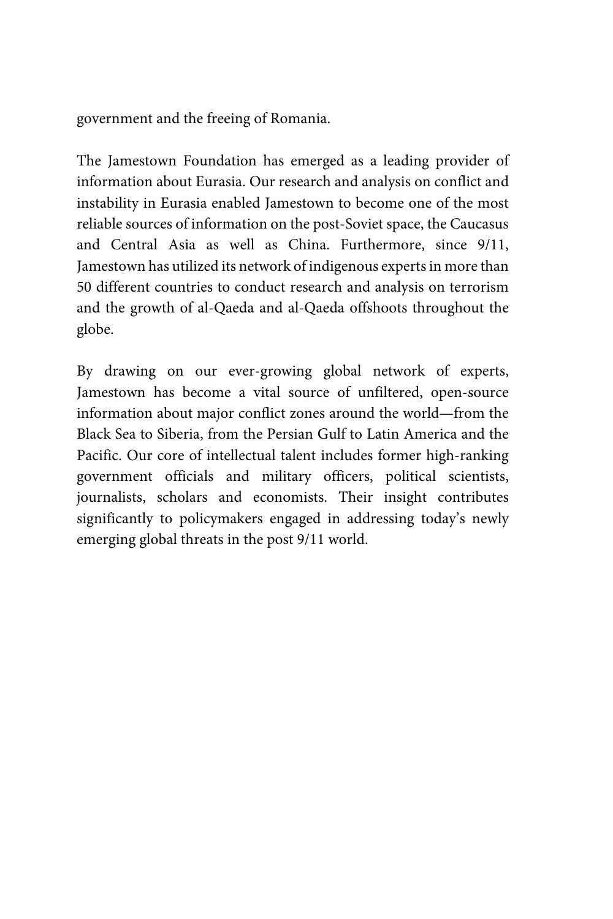government and the freeing of Romania.

The Jamestown Foundation has emerged as a leading provider of information about Eurasia. Our research and analysis on conflict and instability in Eurasia enabled Jamestown to become one of the most reliable sources of information on the post-Soviet space, the Caucasus and Central Asia as well as China. Furthermore, since 9/11, Jamestown has utilized its network of indigenous experts in more than 50 different countries to conduct research and analysis on terrorism and the growth of al-Qaeda and al-Qaeda offshoots throughout the globe.

By drawing on our ever-growing global network of experts, Jamestown has become a vital source of unfiltered, open-source information about major conflict zones around the world—from the Black Sea to Siberia, from the Persian Gulf to Latin America and the Pacific. Our core of intellectual talent includes former high-ranking government officials and military officers, political scientists, journalists, scholars and economists. Their insight contributes significantly to policymakers engaged in addressing today's newly emerging global threats in the post 9/11 world.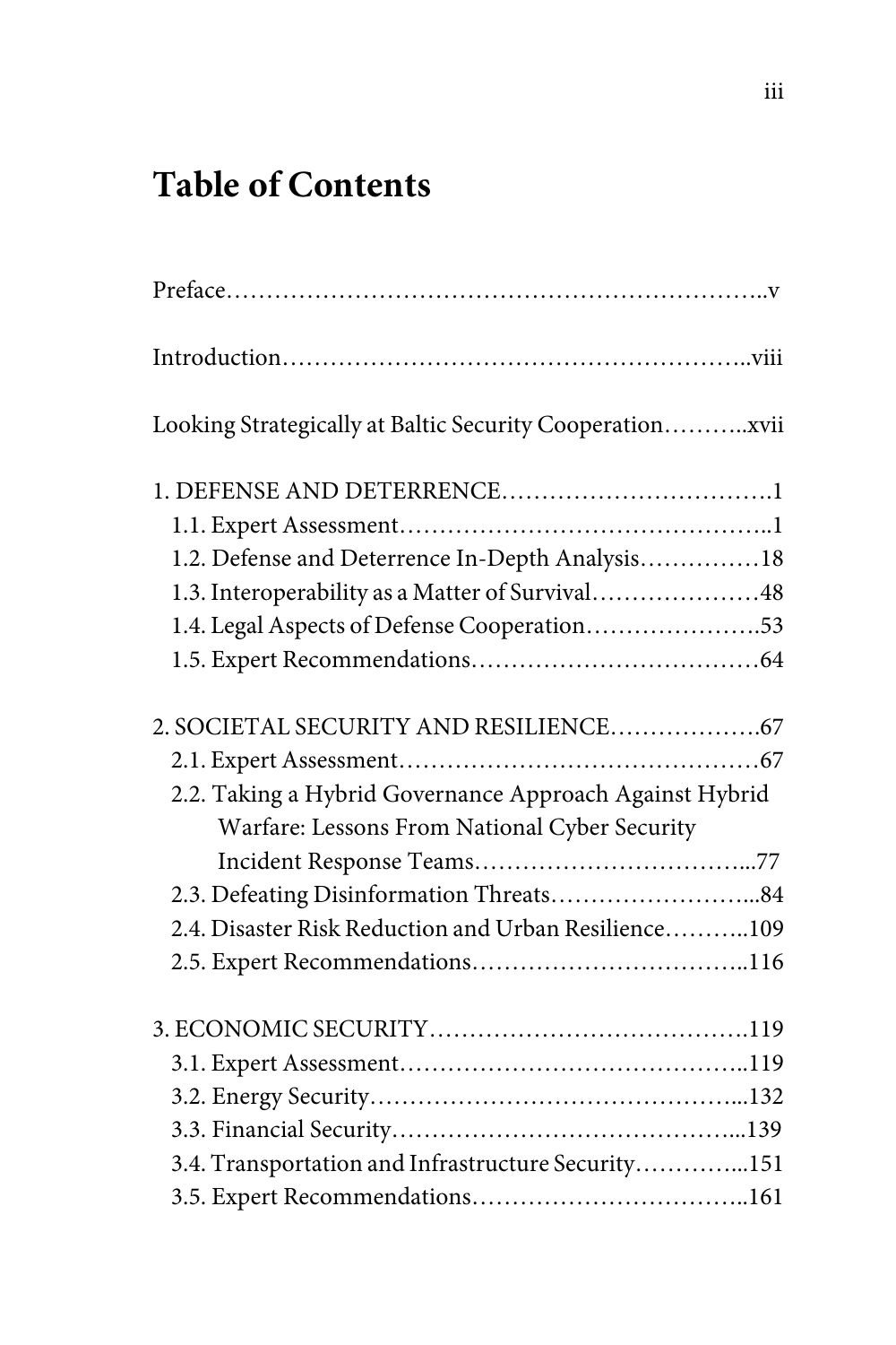# Table of Contents

Preface……………………………………………………………..v

Introduction………………………………………………..viii

Looking Strategically at Baltic Security Cooperation………..xvii

1. DEFENSE AND DETERRENCE…………………………….1
   - 1.1. Expert Assessment……………………………………..1
   - 1.2. Defense and Deterrence In-Depth Analysis……………18
   - 1.3. Interoperability as a Matter of Survival…………………48
   - 1.4. Legal Aspects of Defense Cooperation………………….53
   - 1.5. Expert Recommendations………………………………64

2. SOCIETAL SECURITY AND RESILIENCE……………….67
   - 2.1. Expert Assessment………………………………………67
   - 2.2. Taking a Hybrid Governance Approach Against Hybrid Warfare: Lessons From National Cyber Security Incident Response Teams…………………………...77
   - 2.3. Defeating Disinformation Threats……………………...84
   - 2.4. Disaster Risk Reduction and Urban Resilience………..109
   - 2.5. Expert Recommendations……………………………..116

3. ECONOMIC SECURITY………………………………….119
   - 3.1. Expert Assessment……………………………………..119
   - 3.2. Energy Security……………………………………...132
   - 3.3. Financial Security…………………………………...139
   - 3.4. Transportation and Infrastructure Security…………...151
   - 3.5. Expert Recommendations……………………………..161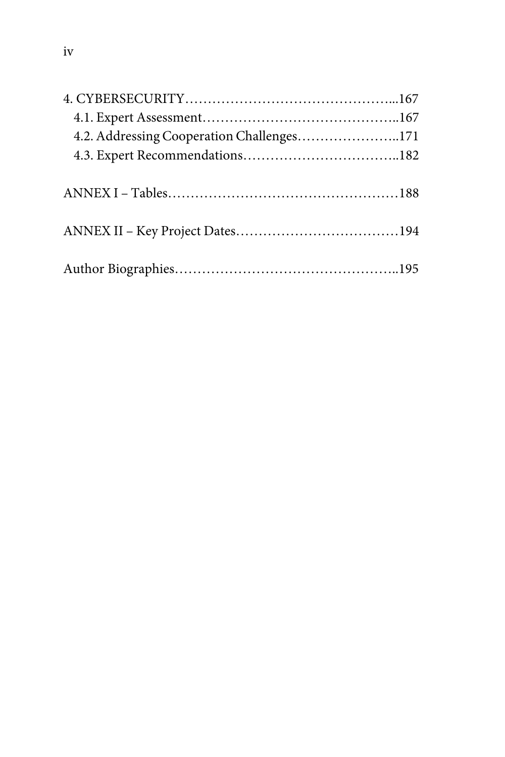4. CYBERSECURITY……………………………………………...167
  4.1. Expert Assessment……………………………………..167
  4.2. Addressing Cooperation Challenges…………………..171
  4.3. Expert Recommendations……………………………..182

ANNEX I – Tables……………………………………………188

ANNEX II – Key Project Dates………………………………194

Author Biographies…………………………………………..195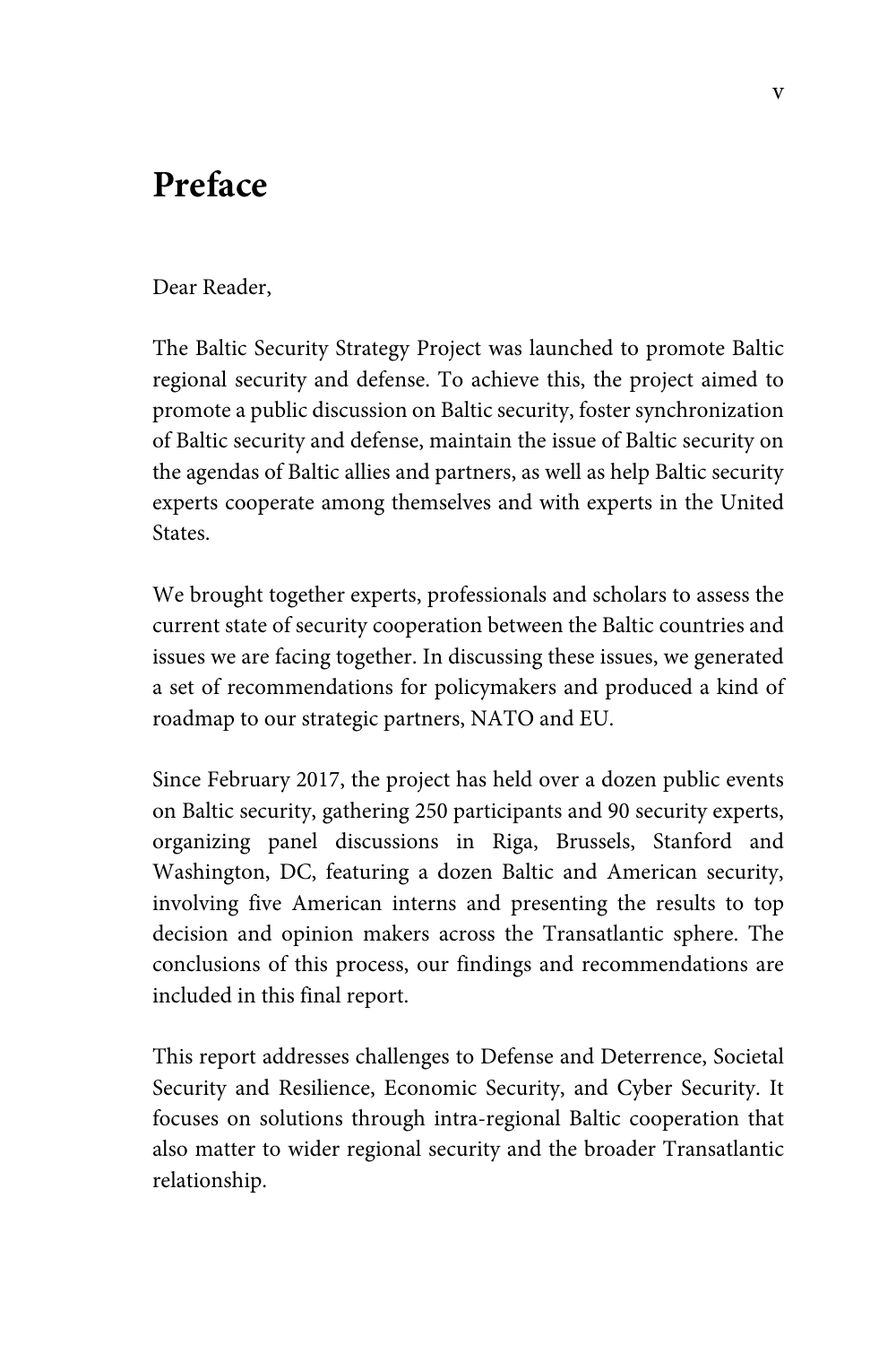# Preface

Dear Reader,

The Baltic Security Strategy Project was launched to promote Baltic regional security and defense. To achieve this, the project aimed to promote a public discussion on Baltic security, foster synchronization of Baltic security and defense, maintain the issue of Baltic security on the agendas of Baltic allies and partners, as well as help Baltic security experts cooperate among themselves and with experts in the United States.

We brought together experts, professionals and scholars to assess the current state of security cooperation between the Baltic countries and issues we are facing together. In discussing these issues, we generated a set of recommendations for policymakers and produced a kind of roadmap to our strategic partners, NATO and EU.

Since February 2017, the project has held over a dozen public events on Baltic security, gathering 250 participants and 90 security experts, organizing panel discussions in Riga, Brussels, Stanford and Washington, DC, featuring a dozen Baltic and American security, involving five American interns and presenting the results to top decision and opinion makers across the Transatlantic sphere. The conclusions of this process, our findings and recommendations are included in this final report.

This report addresses challenges to Defense and Deterrence, Societal Security and Resilience, Economic Security, and Cyber Security. It focuses on solutions through intra-regional Baltic cooperation that also matter to wider regional security and the broader Transatlantic relationship.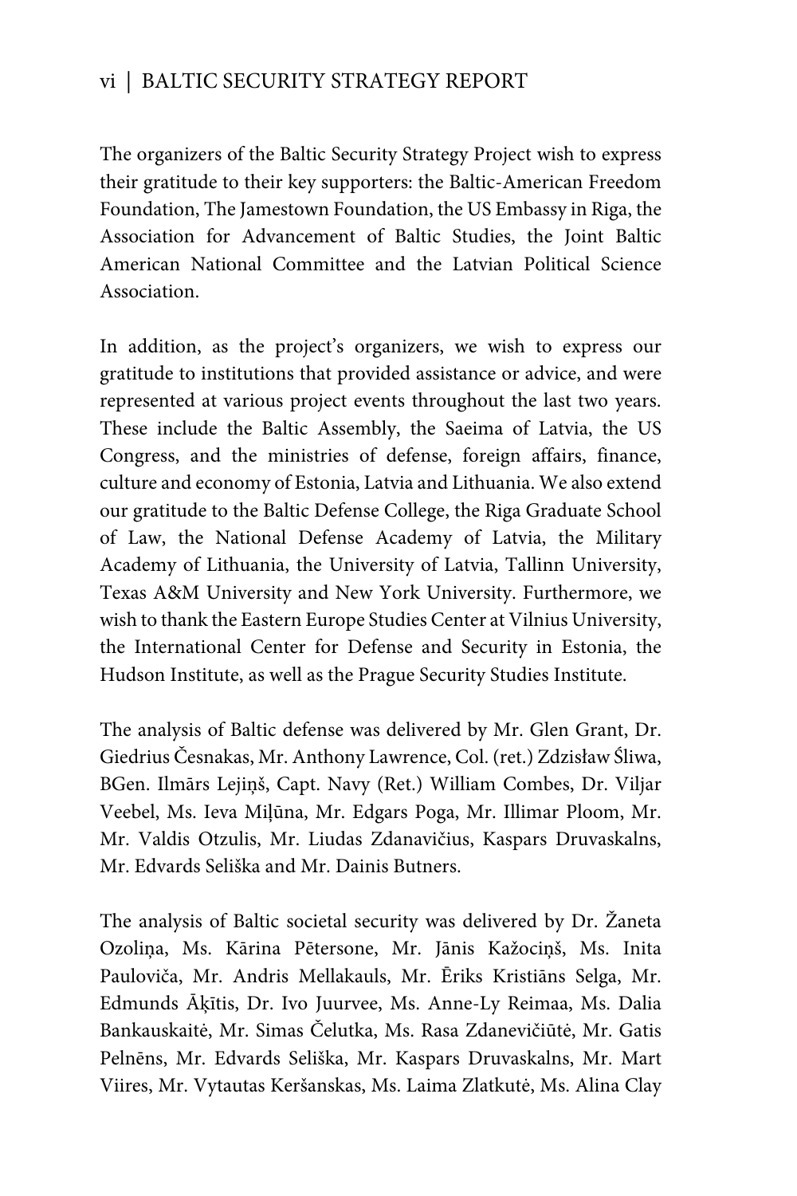The organizers of the Baltic Security Strategy Project wish to express their gratitude to their key supporters: the Baltic-American Freedom Foundation, The Jamestown Foundation, the US Embassy in Riga, the Association for Advancement of Baltic Studies, the Joint Baltic American National Committee and the Latvian Political Science Association.

In addition, as the project's organizers, we wish to express our gratitude to institutions that provided assistance or advice, and were represented at various project events throughout the last two years. These include the Baltic Assembly, the Saeima of Latvia, the US Congress, and the ministries of defense, foreign affairs, finance, culture and economy of Estonia, Latvia and Lithuania. We also extend our gratitude to the Baltic Defense College, the Riga Graduate School of Law, the National Defense Academy of Latvia, the Military Academy of Lithuania, the University of Latvia, Tallinn University, Texas A&M University and New York University. Furthermore, we wish to thank the Eastern Europe Studies Center at Vilnius University, the International Center for Defense and Security in Estonia, the Hudson Institute, as well as the Prague Security Studies Institute.

The analysis of Baltic defense was delivered by Mr. Glen Grant, Dr. Giedrius Česnakas, Mr. Anthony Lawrence, Col. (ret.) Zdzisław Śliwa, BGen. Ilmārs Lejiņš, Capt. Navy (Ret.) William Combes, Dr. Viljar Veebel, Ms. Ieva Miļūna, Mr. Edgars Poga, Mr. Illimar Ploom, Mr. Mr. Valdis Otzulis, Mr. Liudas Zdanavičius, Kaspars Druvaskalns, Mr. Edvards Seliška and Mr. Dainis Butners.

The analysis of Baltic societal security was delivered by Dr. Žaneta Ozoliņa, Ms. Kārina Pētersone, Mr. Jānis Kažociņš, Ms. Inita Pauloviča, Mr. Andris Mellakauls, Mr. Ēriks Kristiāns Selga, Mr. Edmunds Āķītis, Dr. Ivo Juurvee, Ms. Anne-Ly Reimaa, Ms. Dalia Bankauskaitė, Mr. Simas Čelutka, Ms. Rasa Zdanevičiūtė, Mr. Gatis Pelnēns, Mr. Edvards Seliška, Mr. Kaspars Druvaskalns, Mr. Mart Viires, Mr. Vytautas Keršanskas, Ms. Laima Zlatkutė, Ms. Alina Clay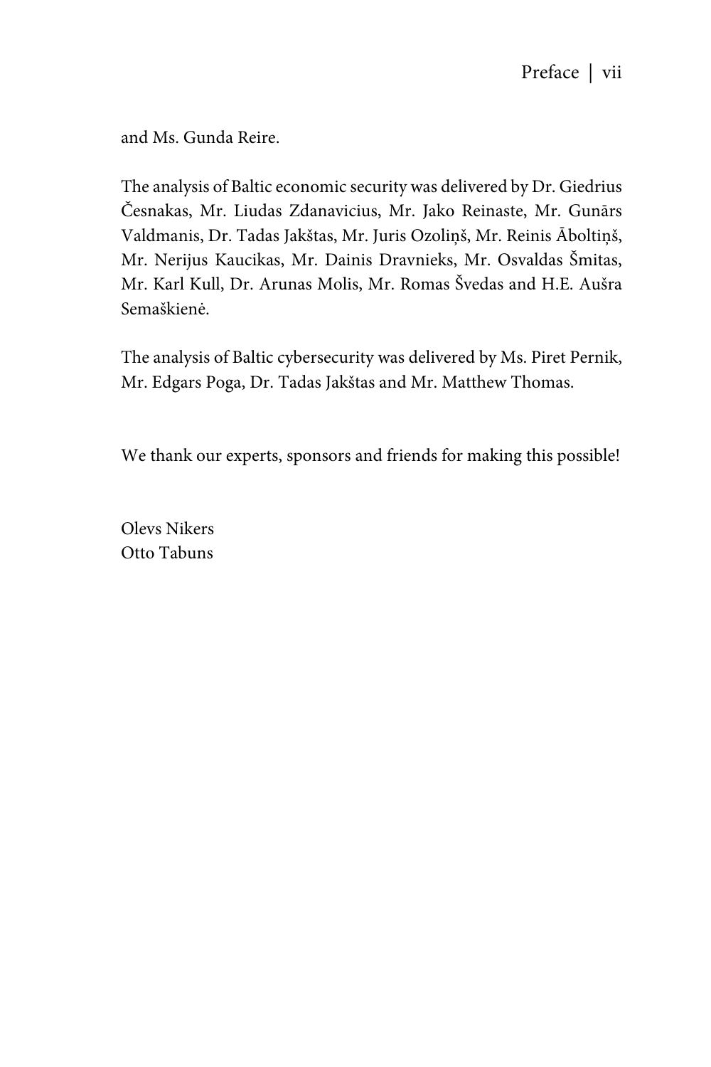and Ms. Gunda Reire.

The analysis of Baltic economic security was delivered by Dr. Giedrius Česnakas, Mr. Liudas Zdanavicius, Mr. Jako Reinaste, Mr. Gunārs Valdmanis, Dr. Tadas Jakštas, Mr. Juris Ozoliņš, Mr. Reinis Āboltiņš, Mr. Nerijus Kaucikas, Mr. Dainis Dravnieks, Mr. Osvaldas Šmitas, Mr. Karl Kull, Dr. Arunas Molis, Mr. Romas Švedas and H.E. Aušra Semaškienė.

The analysis of Baltic cybersecurity was delivered by Ms. Piret Pernik, Mr. Edgars Poga, Dr. Tadas Jakštas and Mr. Matthew Thomas.

We thank our experts, sponsors and friends for making this possible!

Olevs Nikers
Otto Tabuns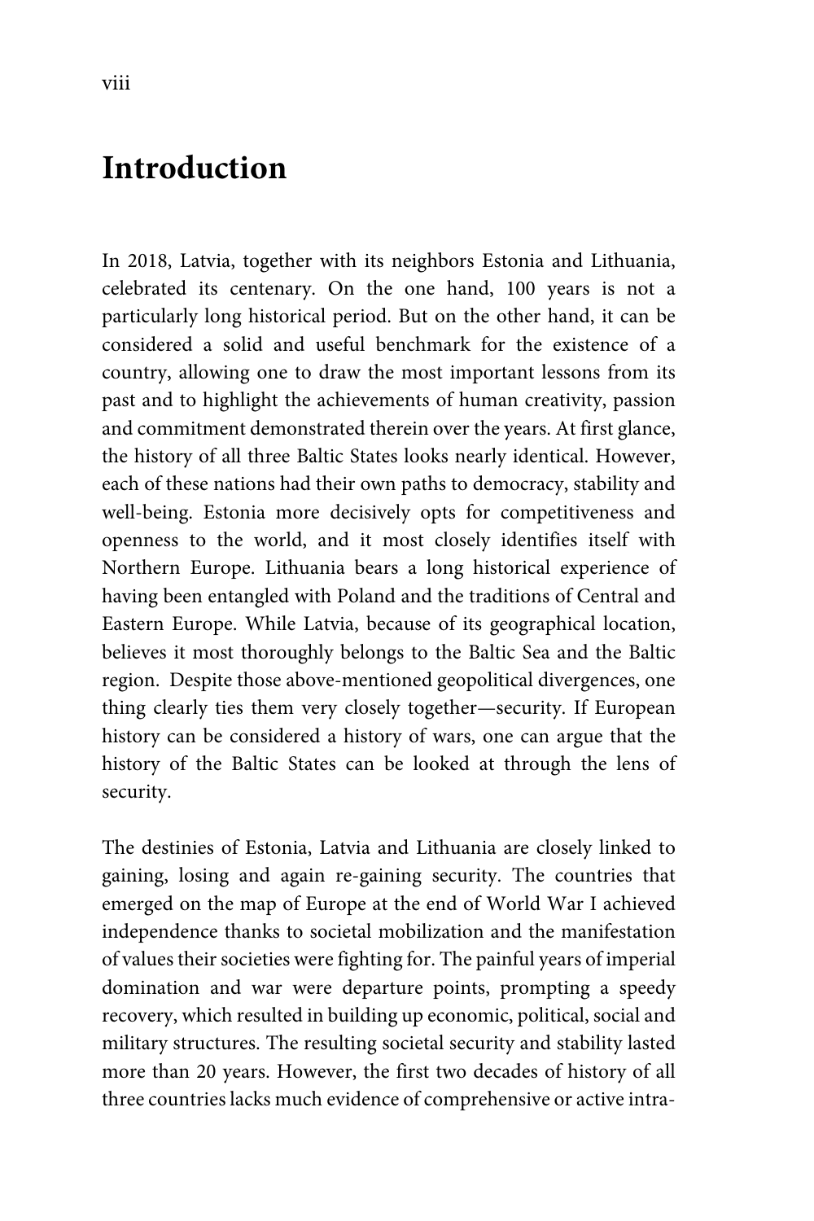# Introduction

In 2018, Latvia, together with its neighbors Estonia and Lithuania, celebrated its centenary. On the one hand, 100 years is not a particularly long historical period. But on the other hand, it can be considered a solid and useful benchmark for the existence of a country, allowing one to draw the most important lessons from its past and to highlight the achievements of human creativity, passion and commitment demonstrated therein over the years. At first glance, the history of all three Baltic States looks nearly identical. However, each of these nations had their own paths to democracy, stability and well-being. Estonia more decisively opts for competitiveness and openness to the world, and it most closely identifies itself with Northern Europe. Lithuania bears a long historical experience of having been entangled with Poland and the traditions of Central and Eastern Europe. While Latvia, because of its geographical location, believes it most thoroughly belongs to the Baltic Sea and the Baltic region. Despite those above-mentioned geopolitical divergences, one thing clearly ties them very closely together—security. If European history can be considered a history of wars, one can argue that the history of the Baltic States can be looked at through the lens of security.

The destinies of Estonia, Latvia and Lithuania are closely linked to gaining, losing and again re-gaining security. The countries that emerged on the map of Europe at the end of World War I achieved independence thanks to societal mobilization and the manifestation of values their societies were fighting for. The painful years of imperial domination and war were departure points, prompting a speedy recovery, which resulted in building up economic, political, social and military structures. The resulting societal security and stability lasted more than 20 years. However, the first two decades of history of all three countries lacks much evidence of comprehensive or active intra-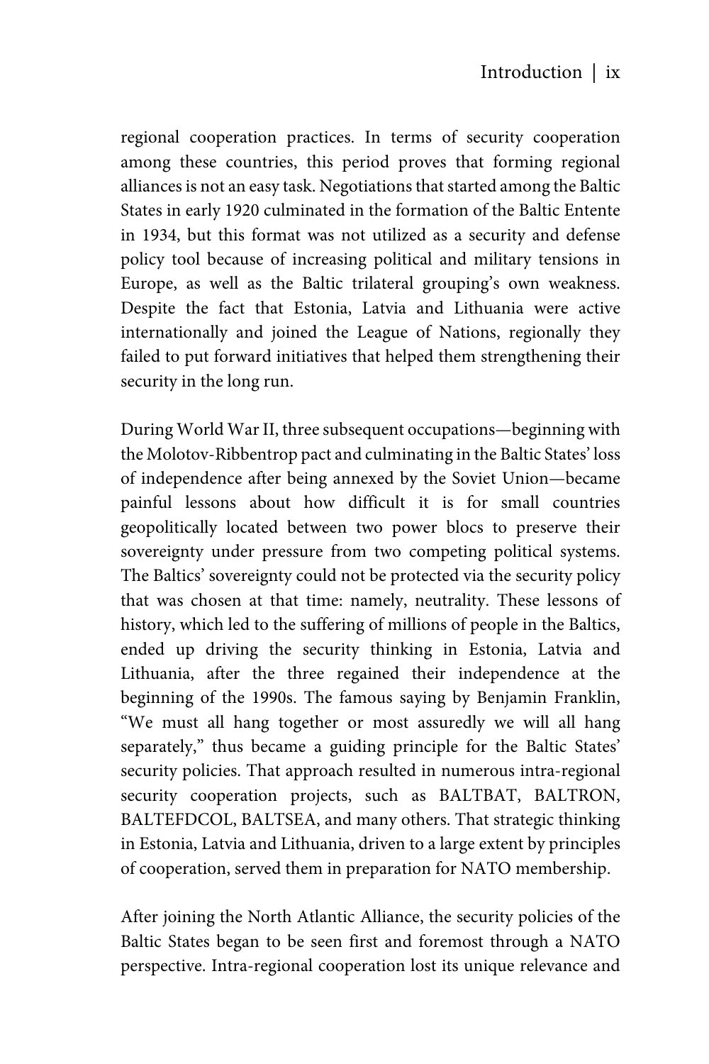regional cooperation practices. In terms of security cooperation among these countries, this period proves that forming regional alliances is not an easy task. Negotiations that started among the Baltic States in early 1920 culminated in the formation of the Baltic Entente in 1934, but this format was not utilized as a security and defense policy tool because of increasing political and military tensions in Europe, as well as the Baltic trilateral grouping's own weakness. Despite the fact that Estonia, Latvia and Lithuania were active internationally and joined the League of Nations, regionally they failed to put forward initiatives that helped them strengthening their security in the long run.

During World War II, three subsequent occupations—beginning with the Molotov-Ribbentrop pact and culminating in the Baltic States' loss of independence after being annexed by the Soviet Union—became painful lessons about how difficult it is for small countries geopolitically located between two power blocs to preserve their sovereignty under pressure from two competing political systems. The Baltics' sovereignty could not be protected via the security policy that was chosen at that time: namely, neutrality. These lessons of history, which led to the suffering of millions of people in the Baltics, ended up driving the security thinking in Estonia, Latvia and Lithuania, after the three regained their independence at the beginning of the 1990s. The famous saying by Benjamin Franklin, "We must all hang together or most assuredly we will all hang separately," thus became a guiding principle for the Baltic States' security policies. That approach resulted in numerous intra-regional security cooperation projects, such as BALTBAT, BALTRON, BALTEFDCOL, BALTSEA, and many others. That strategic thinking in Estonia, Latvia and Lithuania, driven to a large extent by principles of cooperation, served them in preparation for NATO membership.

After joining the North Atlantic Alliance, the security policies of the Baltic States began to be seen first and foremost through a NATO perspective. Intra-regional cooperation lost its unique relevance and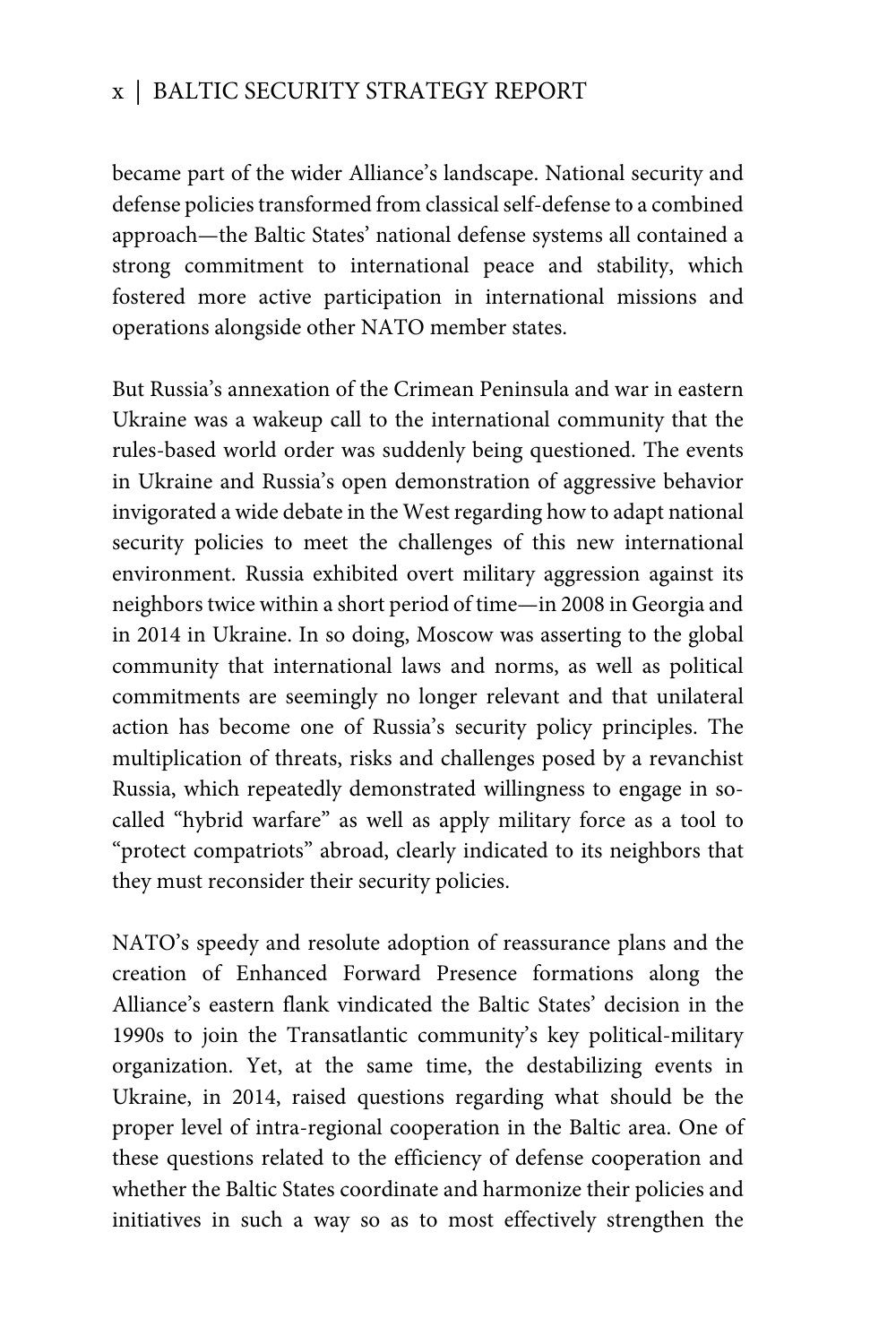became part of the wider Alliance's landscape. National security and defense policies transformed from classical self-defense to a combined approach—the Baltic States' national defense systems all contained a strong commitment to international peace and stability, which fostered more active participation in international missions and operations alongside other NATO member states.

But Russia's annexation of the Crimean Peninsula and war in eastern Ukraine was a wakeup call to the international community that the rules-based world order was suddenly being questioned. The events in Ukraine and Russia's open demonstration of aggressive behavior invigorated a wide debate in the West regarding how to adapt national security policies to meet the challenges of this new international environment. Russia exhibited overt military aggression against its neighbors twice within a short period of time—in 2008 in Georgia and in 2014 in Ukraine. In so doing, Moscow was asserting to the global community that international laws and norms, as well as political commitments are seemingly no longer relevant and that unilateral action has become one of Russia's security policy principles. The multiplication of threats, risks and challenges posed by a revanchist Russia, which repeatedly demonstrated willingness to engage in so-called "hybrid warfare" as well as apply military force as a tool to "protect compatriots" abroad, clearly indicated to its neighbors that they must reconsider their security policies.

NATO's speedy and resolute adoption of reassurance plans and the creation of Enhanced Forward Presence formations along the Alliance's eastern flank vindicated the Baltic States' decision in the 1990s to join the Transatlantic community's key political-military organization. Yet, at the same time, the destabilizing events in Ukraine, in 2014, raised questions regarding what should be the proper level of intra-regional cooperation in the Baltic area. One of these questions related to the efficiency of defense cooperation and whether the Baltic States coordinate and harmonize their policies and initiatives in such a way so as to most effectively strengthen the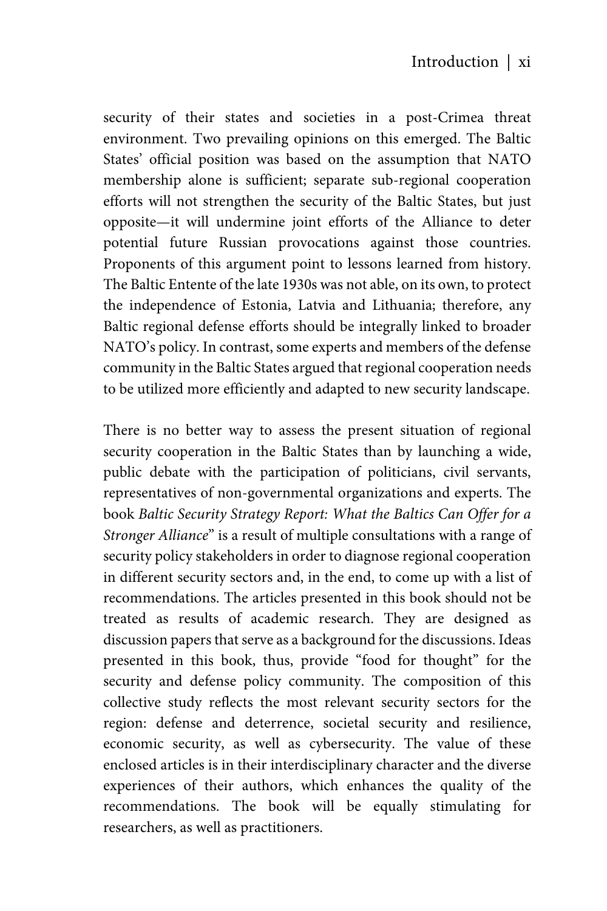security of their states and societies in a post-Crimea threat environment. Two prevailing opinions on this emerged. The Baltic States' official position was based on the assumption that NATO membership alone is sufficient; separate sub-regional cooperation efforts will not strengthen the security of the Baltic States, but just opposite—it will undermine joint efforts of the Alliance to deter potential future Russian provocations against those countries. Proponents of this argument point to lessons learned from history. The Baltic Entente of the late 1930s was not able, on its own, to protect the independence of Estonia, Latvia and Lithuania; therefore, any Baltic regional defense efforts should be integrally linked to broader NATO's policy. In contrast, some experts and members of the defense community in the Baltic States argued that regional cooperation needs to be utilized more efficiently and adapted to new security landscape.

There is no better way to assess the present situation of regional security cooperation in the Baltic States than by launching a wide, public debate with the participation of politicians, civil servants, representatives of non-governmental organizations and experts. The book *Baltic Security Strategy Report: What the Baltics Can Offer for a Stronger Alliance*" is a result of multiple consultations with a range of security policy stakeholders in order to diagnose regional cooperation in different security sectors and, in the end, to come up with a list of recommendations. The articles presented in this book should not be treated as results of academic research. They are designed as discussion papers that serve as a background for the discussions. Ideas presented in this book, thus, provide "food for thought" for the security and defense policy community. The composition of this collective study reflects the most relevant security sectors for the region: defense and deterrence, societal security and resilience, economic security, as well as cybersecurity. The value of these enclosed articles is in their interdisciplinary character and the diverse experiences of their authors, which enhances the quality of the recommendations. The book will be equally stimulating for researchers, as well as practitioners.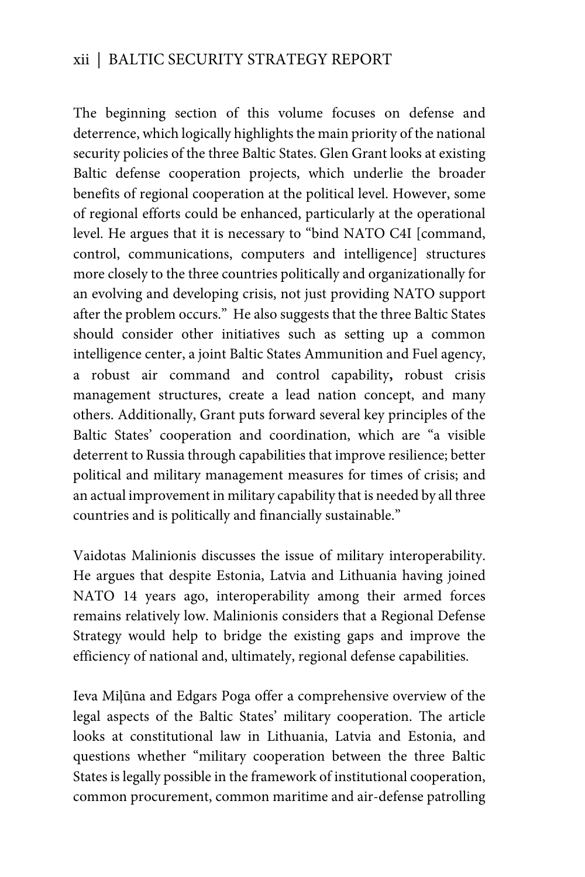The beginning section of this volume focuses on defense and deterrence, which logically highlights the main priority of the national security policies of the three Baltic States. Glen Grant looks at existing Baltic defense cooperation projects, which underlie the broader benefits of regional cooperation at the political level. However, some of regional efforts could be enhanced, particularly at the operational level. He argues that it is necessary to "bind NATO C4I [command, control, communications, computers and intelligence] structures more closely to the three countries politically and organizationally for an evolving and developing crisis, not just providing NATO support after the problem occurs." He also suggests that the three Baltic States should consider other initiatives such as setting up a common intelligence center, a joint Baltic States Ammunition and Fuel agency, a robust air command and control capability**,** robust crisis management structures, create a lead nation concept, and many others. Additionally, Grant puts forward several key principles of the Baltic States' cooperation and coordination, which are "a visible deterrent to Russia through capabilities that improve resilience; better political and military management measures for times of crisis; and an actual improvement in military capability that is needed by all three countries and is politically and financially sustainable."

Vaidotas Malinionis discusses the issue of military interoperability. He argues that despite Estonia, Latvia and Lithuania having joined NATO 14 years ago, interoperability among their armed forces remains relatively low. Malinionis considers that a Regional Defense Strategy would help to bridge the existing gaps and improve the efficiency of national and, ultimately, regional defense capabilities.

Ieva Miļūna and Edgars Poga offer a comprehensive overview of the legal aspects of the Baltic States' military cooperation. The article looks at constitutional law in Lithuania, Latvia and Estonia, and questions whether "military cooperation between the three Baltic States is legally possible in the framework of institutional cooperation, common procurement, common maritime and air-defense patrolling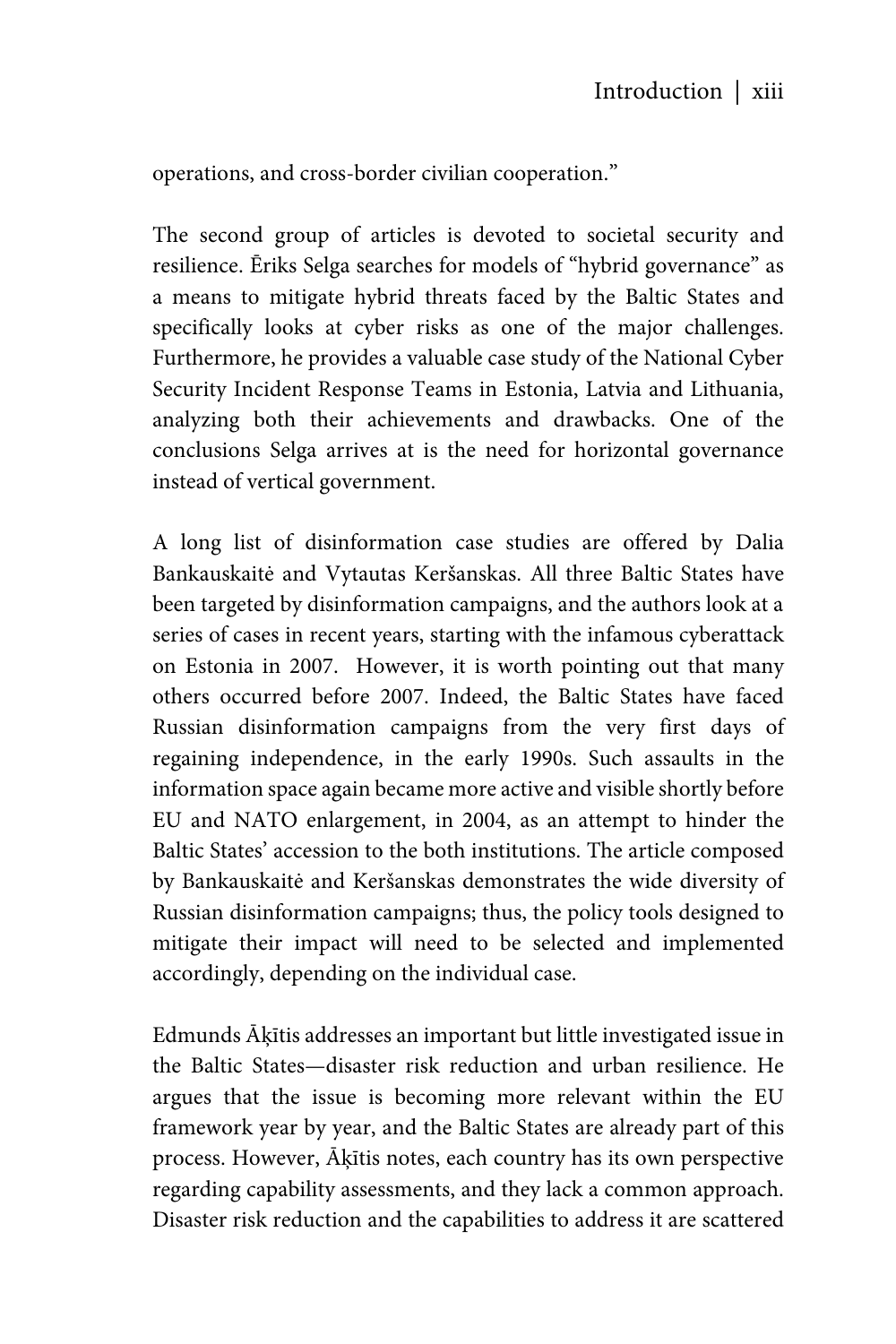operations, and cross-border civilian cooperation."

The second group of articles is devoted to societal security and resilience. Ēriks Selga searches for models of "hybrid governance" as a means to mitigate hybrid threats faced by the Baltic States and specifically looks at cyber risks as one of the major challenges. Furthermore, he provides a valuable case study of the National Cyber Security Incident Response Teams in Estonia, Latvia and Lithuania, analyzing both their achievements and drawbacks. One of the conclusions Selga arrives at is the need for horizontal governance instead of vertical government.

A long list of disinformation case studies are offered by Dalia Bankauskaitė and Vytautas Keršanskas. All three Baltic States have been targeted by disinformation campaigns, and the authors look at a series of cases in recent years, starting with the infamous cyberattack on Estonia in 2007. However, it is worth pointing out that many others occurred before 2007. Indeed, the Baltic States have faced Russian disinformation campaigns from the very first days of regaining independence, in the early 1990s. Such assaults in the information space again became more active and visible shortly before EU and NATO enlargement, in 2004, as an attempt to hinder the Baltic States' accession to the both institutions. The article composed by Bankauskaitė and Keršanskas demonstrates the wide diversity of Russian disinformation campaigns; thus, the policy tools designed to mitigate their impact will need to be selected and implemented accordingly, depending on the individual case.

Edmunds Āķītis addresses an important but little investigated issue in the Baltic States—disaster risk reduction and urban resilience. He argues that the issue is becoming more relevant within the EU framework year by year, and the Baltic States are already part of this process. However, Āķītis notes, each country has its own perspective regarding capability assessments, and they lack a common approach. Disaster risk reduction and the capabilities to address it are scattered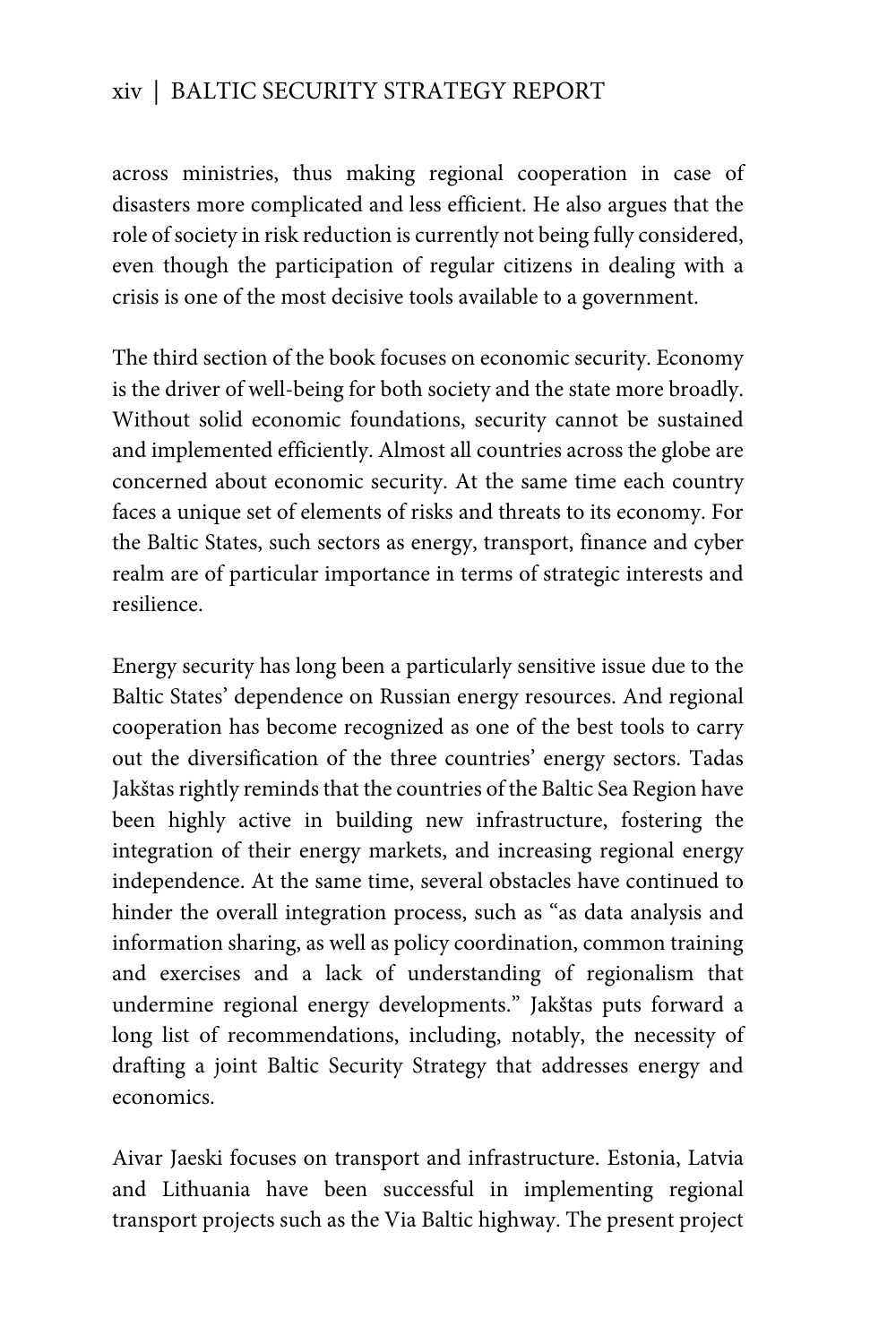across ministries, thus making regional cooperation in case of disasters more complicated and less efficient. He also argues that the role of society in risk reduction is currently not being fully considered, even though the participation of regular citizens in dealing with a crisis is one of the most decisive tools available to a government.

The third section of the book focuses on economic security. Economy is the driver of well-being for both society and the state more broadly. Without solid economic foundations, security cannot be sustained and implemented efficiently. Almost all countries across the globe are concerned about economic security. At the same time each country faces a unique set of elements of risks and threats to its economy. For the Baltic States, such sectors as energy, transport, finance and cyber realm are of particular importance in terms of strategic interests and resilience.

Energy security has long been a particularly sensitive issue due to the Baltic States' dependence on Russian energy resources. And regional cooperation has become recognized as one of the best tools to carry out the diversification of the three countries' energy sectors. Tadas Jakštas rightly reminds that the countries of the Baltic Sea Region have been highly active in building new infrastructure, fostering the integration of their energy markets, and increasing regional energy independence. At the same time, several obstacles have continued to hinder the overall integration process, such as "as data analysis and information sharing, as well as policy coordination, common training and exercises and a lack of understanding of regionalism that undermine regional energy developments." Jakštas puts forward a long list of recommendations, including, notably, the necessity of drafting a joint Baltic Security Strategy that addresses energy and economics.

Aivar Jaeski focuses on transport and infrastructure. Estonia, Latvia and Lithuania have been successful in implementing regional transport projects such as the Via Baltic highway. The present project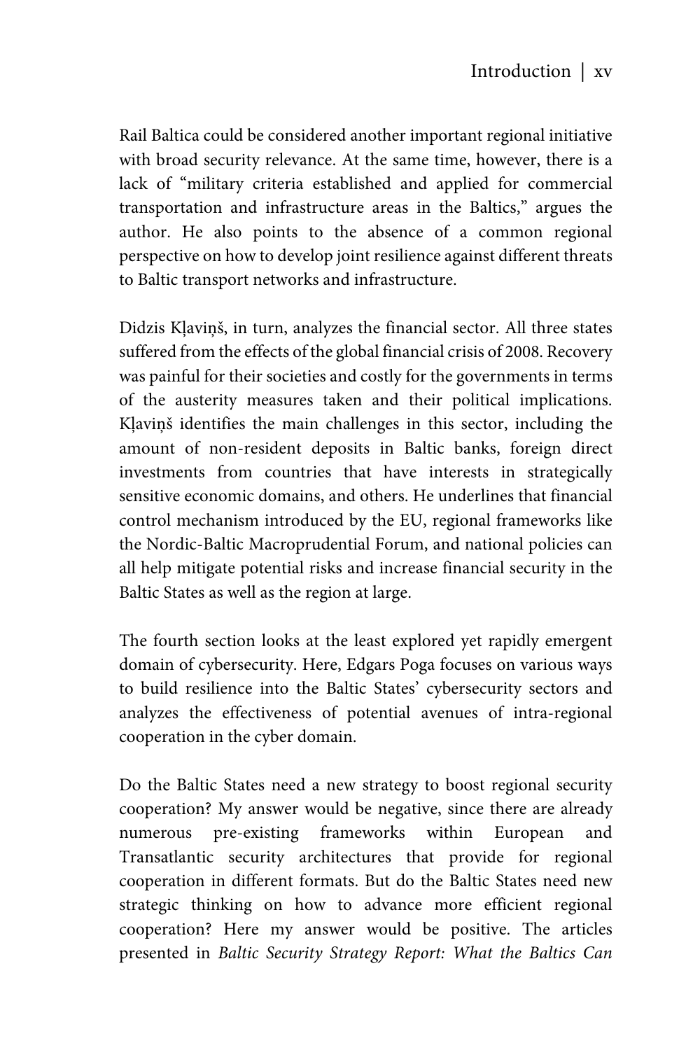Rail Baltica could be considered another important regional initiative with broad security relevance. At the same time, however, there is a lack of "military criteria established and applied for commercial transportation and infrastructure areas in the Baltics," argues the author. He also points to the absence of a common regional perspective on how to develop joint resilience against different threats to Baltic transport networks and infrastructure.

Didzis Kļaviņš, in turn, analyzes the financial sector. All three states suffered from the effects of the global financial crisis of 2008. Recovery was painful for their societies and costly for the governments in terms of the austerity measures taken and their political implications. Kļaviņš identifies the main challenges in this sector, including the amount of non-resident deposits in Baltic banks, foreign direct investments from countries that have interests in strategically sensitive economic domains, and others. He underlines that financial control mechanism introduced by the EU, regional frameworks like the Nordic-Baltic Macroprudential Forum, and national policies can all help mitigate potential risks and increase financial security in the Baltic States as well as the region at large.

The fourth section looks at the least explored yet rapidly emergent domain of cybersecurity. Here, Edgars Poga focuses on various ways to build resilience into the Baltic States' cybersecurity sectors and analyzes the effectiveness of potential avenues of intra-regional cooperation in the cyber domain.

Do the Baltic States need a new strategy to boost regional security cooperation? My answer would be negative, since there are already numerous pre-existing frameworks within European and Transatlantic security architectures that provide for regional cooperation in different formats. But do the Baltic States need new strategic thinking on how to advance more efficient regional cooperation? Here my answer would be positive. The articles presented in *Baltic Security Strategy Report: What the Baltics Can*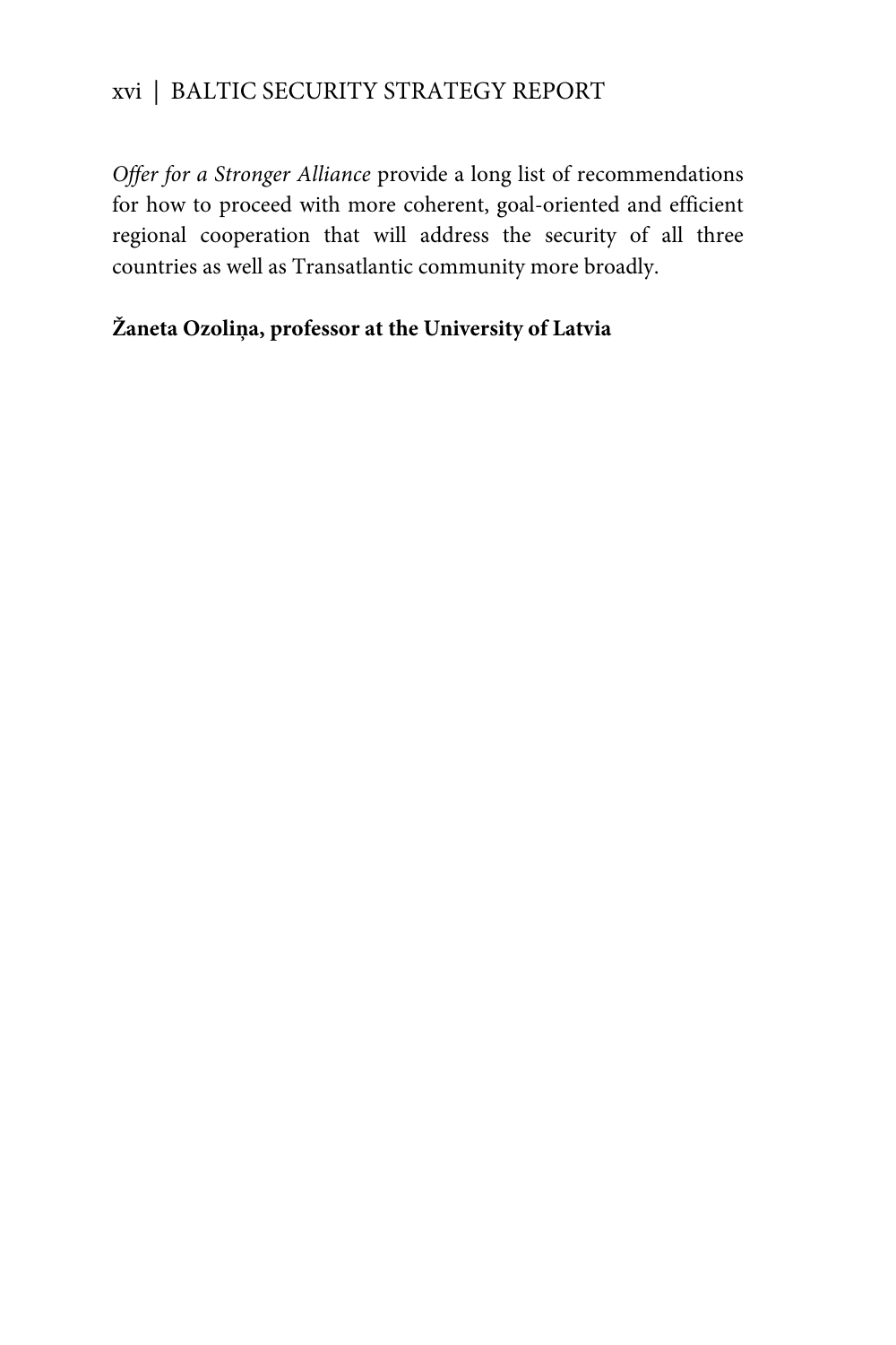*Offer for a Stronger Alliance* provide a long list of recommendations for how to proceed with more coherent, goal-oriented and efficient regional cooperation that will address the security of all three countries as well as Transatlantic community more broadly.

**Žaneta Ozoliņa, professor at the University of Latvia**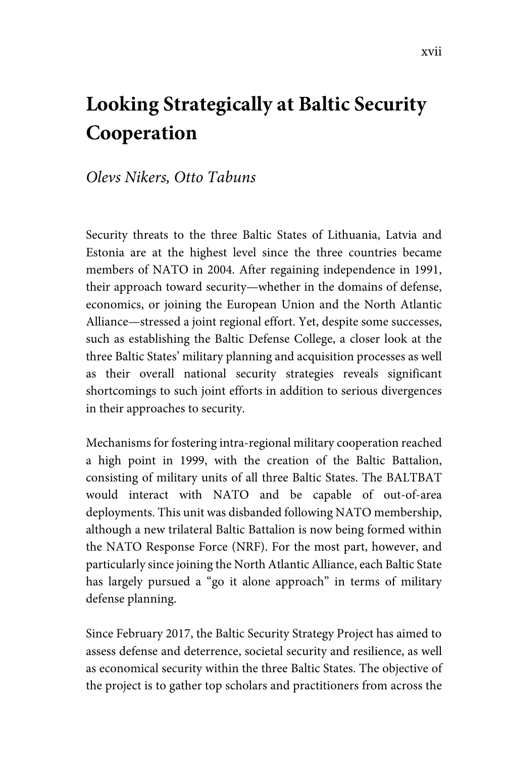# Looking Strategically at Baltic Security Cooperation

*Olevs Nikers, Otto Tabuns*

Security threats to the three Baltic States of Lithuania, Latvia and Estonia are at the highest level since the three countries became members of NATO in 2004. After regaining independence in 1991, their approach toward security—whether in the domains of defense, economics, or joining the European Union and the North Atlantic Alliance—stressed a joint regional effort. Yet, despite some successes, such as establishing the Baltic Defense College, a closer look at the three Baltic States' military planning and acquisition processes as well as their overall national security strategies reveals significant shortcomings to such joint efforts in addition to serious divergences in their approaches to security.

Mechanisms for fostering intra-regional military cooperation reached a high point in 1999, with the creation of the Baltic Battalion, consisting of military units of all three Baltic States. The BALTBAT would interact with NATO and be capable of out-of-area deployments. This unit was disbanded following NATO membership, although a new trilateral Baltic Battalion is now being formed within the NATO Response Force (NRF). For the most part, however, and particularly since joining the North Atlantic Alliance, each Baltic State has largely pursued a "go it alone approach" in terms of military defense planning.

Since February 2017, the Baltic Security Strategy Project has aimed to assess defense and deterrence, societal security and resilience, as well as economical security within the three Baltic States. The objective of the project is to gather top scholars and practitioners from across the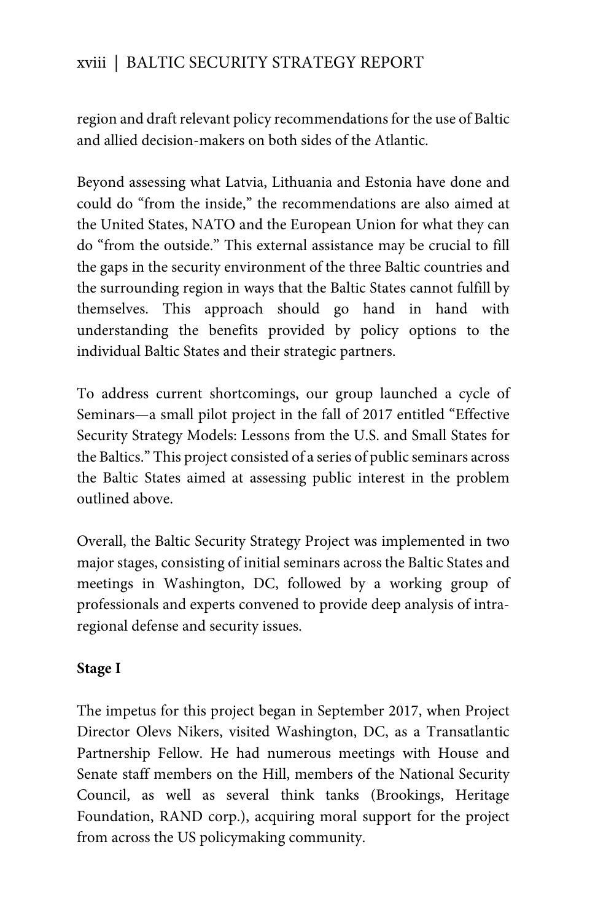region and draft relevant policy recommendations for the use of Baltic and allied decision-makers on both sides of the Atlantic.

Beyond assessing what Latvia, Lithuania and Estonia have done and could do "from the inside," the recommendations are also aimed at the United States, NATO and the European Union for what they can do "from the outside." This external assistance may be crucial to fill the gaps in the security environment of the three Baltic countries and the surrounding region in ways that the Baltic States cannot fulfill by themselves. This approach should go hand in hand with understanding the benefits provided by policy options to the individual Baltic States and their strategic partners.

To address current shortcomings, our group launched a cycle of Seminars—a small pilot project in the fall of 2017 entitled "Effective Security Strategy Models: Lessons from the U.S. and Small States for the Baltics." This project consisted of a series of public seminars across the Baltic States aimed at assessing public interest in the problem outlined above.

Overall, the Baltic Security Strategy Project was implemented in two major stages, consisting of initial seminars across the Baltic States and meetings in Washington, DC, followed by a working group of professionals and experts convened to provide deep analysis of intra-regional defense and security issues.

**Stage I**

The impetus for this project began in September 2017, when Project Director Olevs Nikers, visited Washington, DC, as a Transatlantic Partnership Fellow. He had numerous meetings with House and Senate staff members on the Hill, members of the National Security Council, as well as several think tanks (Brookings, Heritage Foundation, RAND corp.), acquiring moral support for the project from across the US policymaking community.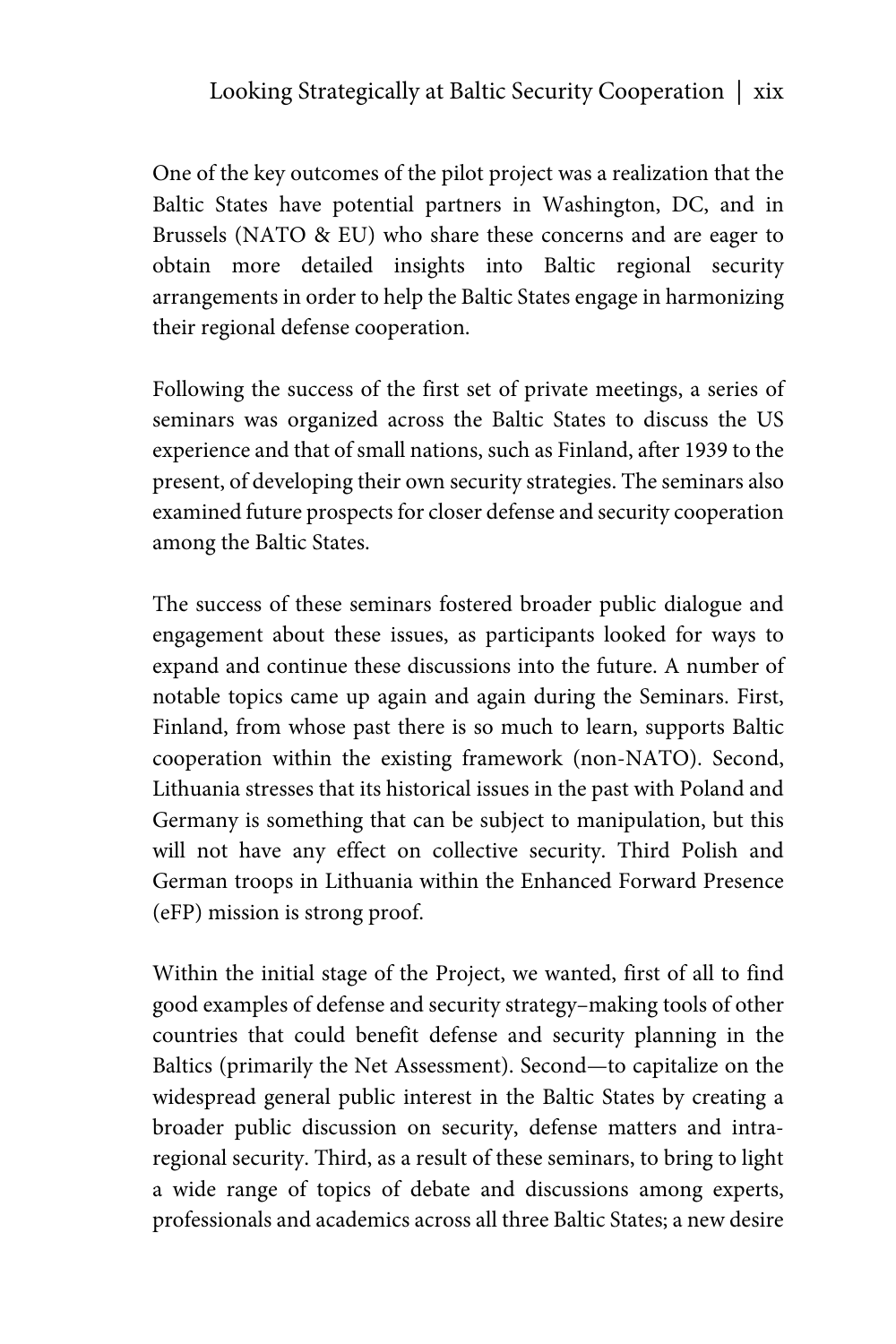One of the key outcomes of the pilot project was a realization that the Baltic States have potential partners in Washington, DC, and in Brussels (NATO & EU) who share these concerns and are eager to obtain more detailed insights into Baltic regional security arrangements in order to help the Baltic States engage in harmonizing their regional defense cooperation.

Following the success of the first set of private meetings, a series of seminars was organized across the Baltic States to discuss the US experience and that of small nations, such as Finland, after 1939 to the present, of developing their own security strategies. The seminars also examined future prospects for closer defense and security cooperation among the Baltic States.

The success of these seminars fostered broader public dialogue and engagement about these issues, as participants looked for ways to expand and continue these discussions into the future. A number of notable topics came up again and again during the Seminars. First, Finland, from whose past there is so much to learn, supports Baltic cooperation within the existing framework (non-NATO). Second, Lithuania stresses that its historical issues in the past with Poland and Germany is something that can be subject to manipulation, but this will not have any effect on collective security. Third Polish and German troops in Lithuania within the Enhanced Forward Presence (eFP) mission is strong proof.

Within the initial stage of the Project, we wanted, first of all to find good examples of defense and security strategy–making tools of other countries that could benefit defense and security planning in the Baltics (primarily the Net Assessment). Second—to capitalize on the widespread general public interest in the Baltic States by creating a broader public discussion on security, defense matters and intra-regional security. Third, as a result of these seminars, to bring to light a wide range of topics of debate and discussions among experts, professionals and academics across all three Baltic States; a new desire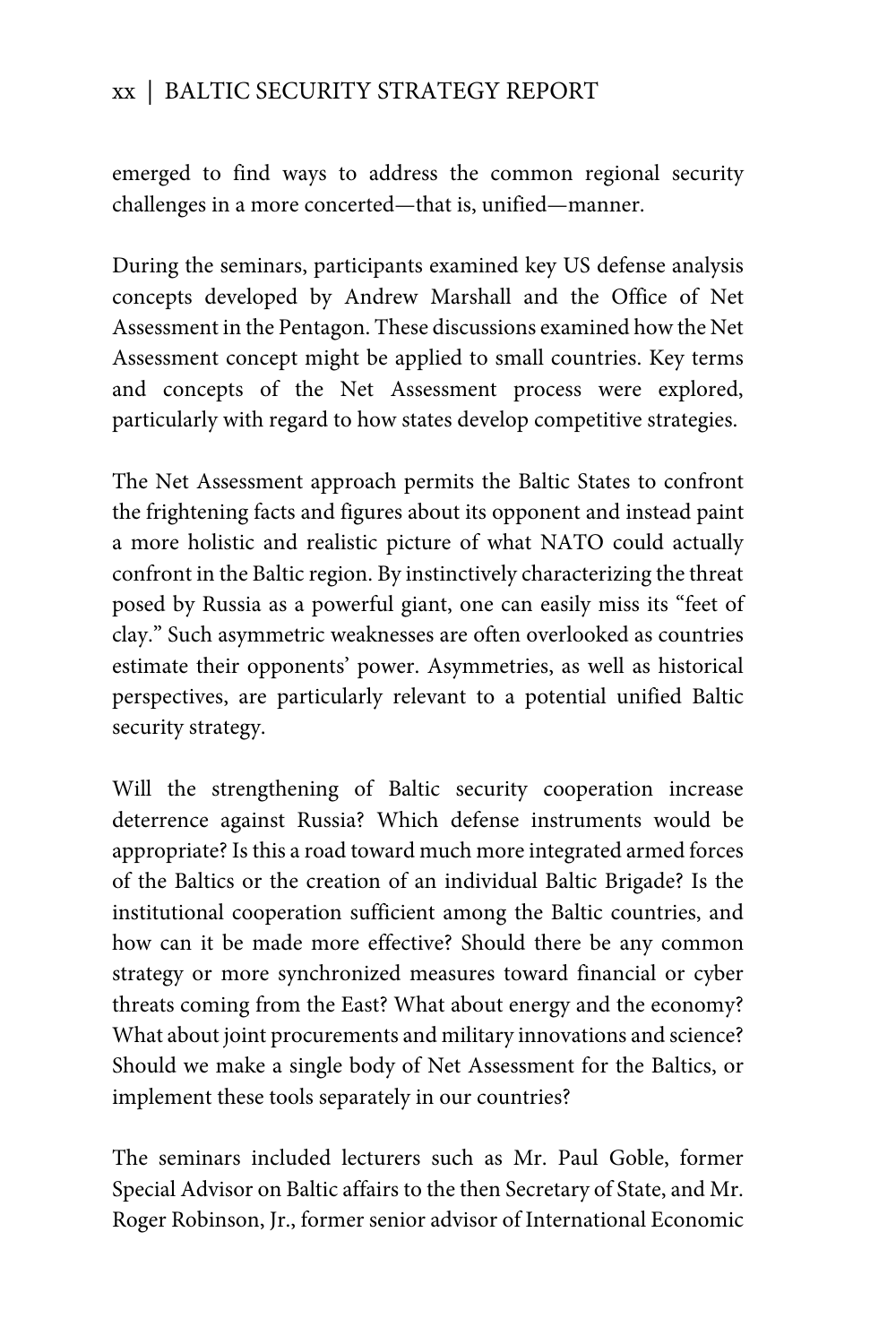emerged to find ways to address the common regional security challenges in a more concerted—that is, unified—manner.

During the seminars, participants examined key US defense analysis concepts developed by Andrew Marshall and the Office of Net Assessment in the Pentagon. These discussions examined how the Net Assessment concept might be applied to small countries. Key terms and concepts of the Net Assessment process were explored, particularly with regard to how states develop competitive strategies.

The Net Assessment approach permits the Baltic States to confront the frightening facts and figures about its opponent and instead paint a more holistic and realistic picture of what NATO could actually confront in the Baltic region. By instinctively characterizing the threat posed by Russia as a powerful giant, one can easily miss its "feet of clay." Such asymmetric weaknesses are often overlooked as countries estimate their opponents' power. Asymmetries, as well as historical perspectives, are particularly relevant to a potential unified Baltic security strategy.

Will the strengthening of Baltic security cooperation increase deterrence against Russia? Which defense instruments would be appropriate? Is this a road toward much more integrated armed forces of the Baltics or the creation of an individual Baltic Brigade? Is the institutional cooperation sufficient among the Baltic countries, and how can it be made more effective? Should there be any common strategy or more synchronized measures toward financial or cyber threats coming from the East? What about energy and the economy? What about joint procurements and military innovations and science? Should we make a single body of Net Assessment for the Baltics, or implement these tools separately in our countries?

The seminars included lecturers such as Mr. Paul Goble, former Special Advisor on Baltic affairs to the then Secretary of State, and Mr. Roger Robinson, Jr., former senior advisor of International Economic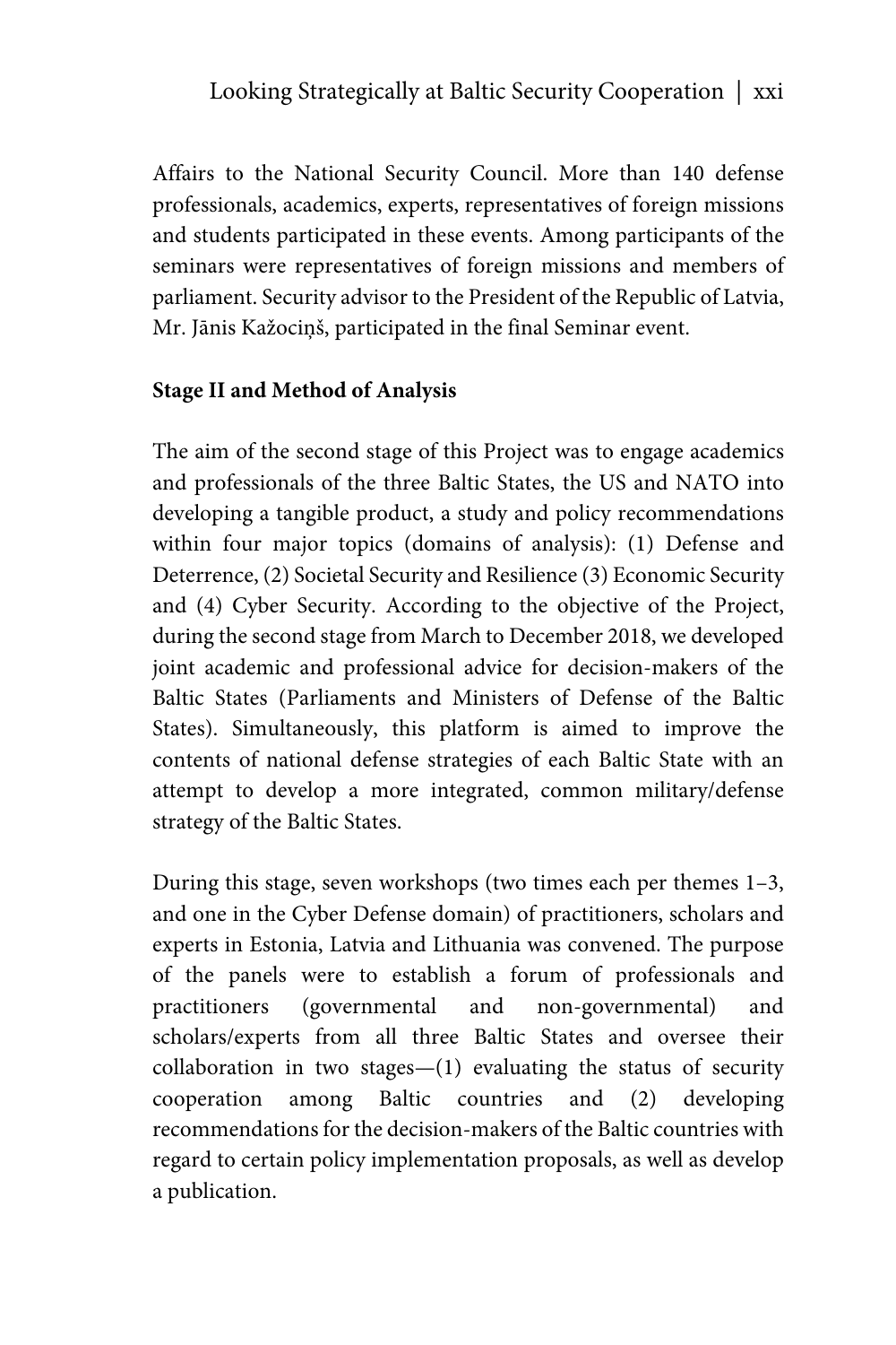Affairs to the National Security Council. More than 140 defense professionals, academics, experts, representatives of foreign missions and students participated in these events. Among participants of the seminars were representatives of foreign missions and members of parliament. Security advisor to the President of the Republic of Latvia, Mr. Jānis Kažociņš, participated in the final Seminar event.

**Stage II and Method of Analysis**

The aim of the second stage of this Project was to engage academics and professionals of the three Baltic States, the US and NATO into developing a tangible product, a study and policy recommendations within four major topics (domains of analysis): (1) Defense and Deterrence, (2) Societal Security and Resilience (3) Economic Security and (4) Cyber Security. According to the objective of the Project, during the second stage from March to December 2018, we developed joint academic and professional advice for decision-makers of the Baltic States (Parliaments and Ministers of Defense of the Baltic States). Simultaneously, this platform is aimed to improve the contents of national defense strategies of each Baltic State with an attempt to develop a more integrated, common military/defense strategy of the Baltic States.

During this stage, seven workshops (two times each per themes 1–3, and one in the Cyber Defense domain) of practitioners, scholars and experts in Estonia, Latvia and Lithuania was convened. The purpose of the panels were to establish a forum of professionals and practitioners (governmental and non-governmental) and scholars/experts from all three Baltic States and oversee their collaboration in two stages—(1) evaluating the status of security cooperation among Baltic countries and (2) developing recommendations for the decision-makers of the Baltic countries with regard to certain policy implementation proposals, as well as develop a publication.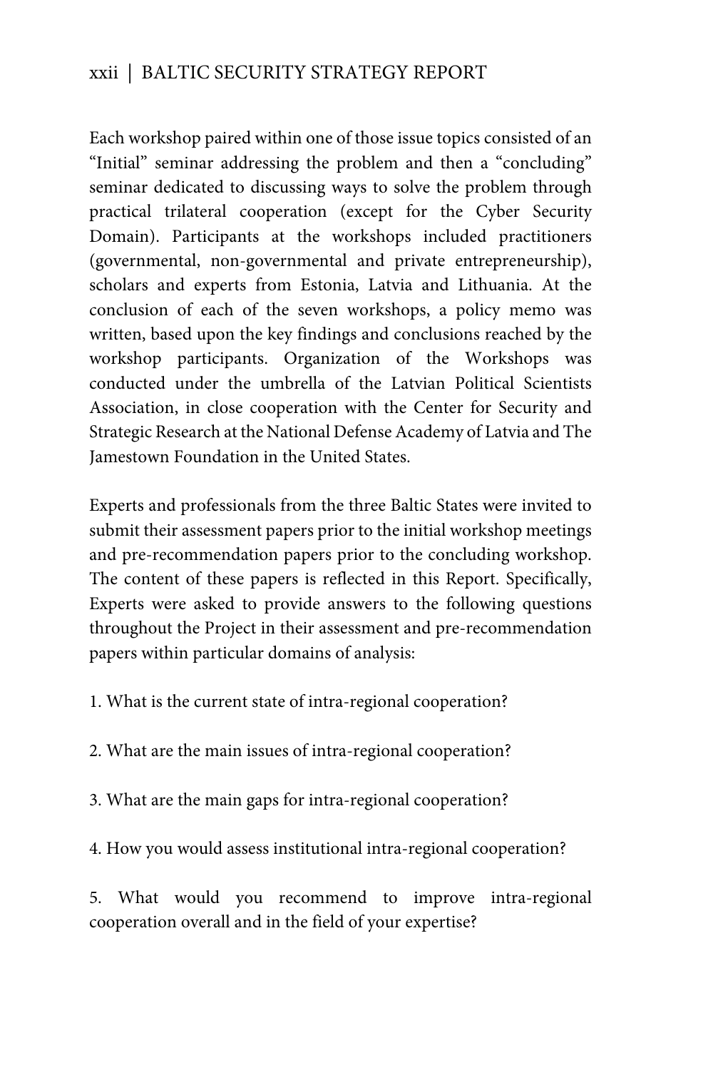Each workshop paired within one of those issue topics consisted of an "Initial" seminar addressing the problem and then a "concluding" seminar dedicated to discussing ways to solve the problem through practical trilateral cooperation (except for the Cyber Security Domain). Participants at the workshops included practitioners (governmental, non-governmental and private entrepreneurship), scholars and experts from Estonia, Latvia and Lithuania. At the conclusion of each of the seven workshops, a policy memo was written, based upon the key findings and conclusions reached by the workshop participants. Organization of the Workshops was conducted under the umbrella of the Latvian Political Scientists Association, in close cooperation with the Center for Security and Strategic Research at the National Defense Academy of Latvia and The Jamestown Foundation in the United States.

Experts and professionals from the three Baltic States were invited to submit their assessment papers prior to the initial workshop meetings and pre-recommendation papers prior to the concluding workshop. The content of these papers is reflected in this Report. Specifically, Experts were asked to provide answers to the following questions throughout the Project in their assessment and pre-recommendation papers within particular domains of analysis:

1. What is the current state of intra-regional cooperation?

2. What are the main issues of intra-regional cooperation?

3. What are the main gaps for intra-regional cooperation?

4. How you would assess institutional intra-regional cooperation?

5. What would you recommend to improve intra-regional cooperation overall and in the field of your expertise?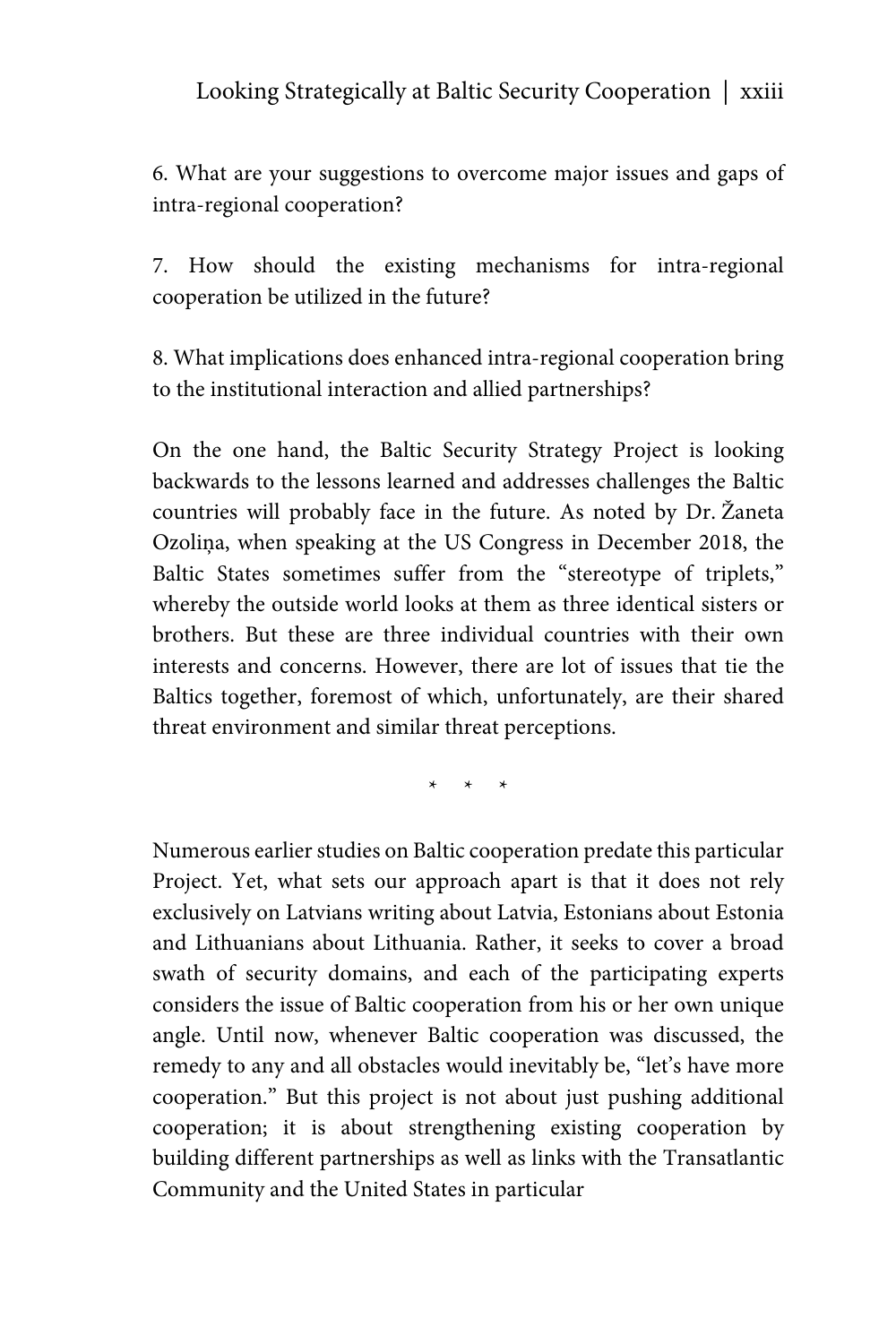6. What are your suggestions to overcome major issues and gaps of intra-regional cooperation?

7. How should the existing mechanisms for intra-regional cooperation be utilized in the future?

8. What implications does enhanced intra-regional cooperation bring to the institutional interaction and allied partnerships?

On the one hand, the Baltic Security Strategy Project is looking backwards to the lessons learned and addresses challenges the Baltic countries will probably face in the future. As noted by Dr. Žaneta Ozoliņa, when speaking at the US Congress in December 2018, the Baltic States sometimes suffer from the "stereotype of triplets," whereby the outside world looks at them as three identical sisters or brothers. But these are three individual countries with their own interests and concerns. However, there are lot of issues that tie the Baltics together, foremost of which, unfortunately, are their shared threat environment and similar threat perceptions.

\* \* \*

Numerous earlier studies on Baltic cooperation predate this particular Project. Yet, what sets our approach apart is that it does not rely exclusively on Latvians writing about Latvia, Estonians about Estonia and Lithuanians about Lithuania. Rather, it seeks to cover a broad swath of security domains, and each of the participating experts considers the issue of Baltic cooperation from his or her own unique angle. Until now, whenever Baltic cooperation was discussed, the remedy to any and all obstacles would inevitably be, "let's have more cooperation." But this project is not about just pushing additional cooperation; it is about strengthening existing cooperation by building different partnerships as well as links with the Transatlantic Community and the United States in particular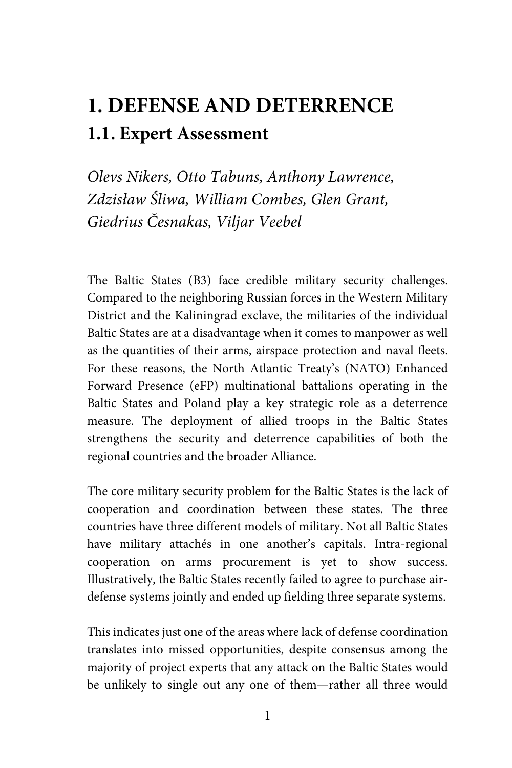# 1. DEFENSE AND DETERRENCE

## 1.1. Expert Assessment

*Olevs Nikers, Otto Tabuns, Anthony Lawrence, Zdzisław Śliwa, William Combes, Glen Grant, Giedrius Česnakas, Viljar Veebel*

The Baltic States (B3) face credible military security challenges. Compared to the neighboring Russian forces in the Western Military District and the Kaliningrad exclave, the militaries of the individual Baltic States are at a disadvantage when it comes to manpower as well as the quantities of their arms, airspace protection and naval fleets. For these reasons, the North Atlantic Treaty's (NATO) Enhanced Forward Presence (eFP) multinational battalions operating in the Baltic States and Poland play a key strategic role as a deterrence measure. The deployment of allied troops in the Baltic States strengthens the security and deterrence capabilities of both the regional countries and the broader Alliance.

The core military security problem for the Baltic States is the lack of cooperation and coordination between these states. The three countries have three different models of military. Not all Baltic States have military attachés in one another's capitals. Intra-regional cooperation on arms procurement is yet to show success. Illustratively, the Baltic States recently failed to agree to purchase air-defense systems jointly and ended up fielding three separate systems.

This indicates just one of the areas where lack of defense coordination translates into missed opportunities, despite consensus among the majority of project experts that any attack on the Baltic States would be unlikely to single out any one of them—rather all three would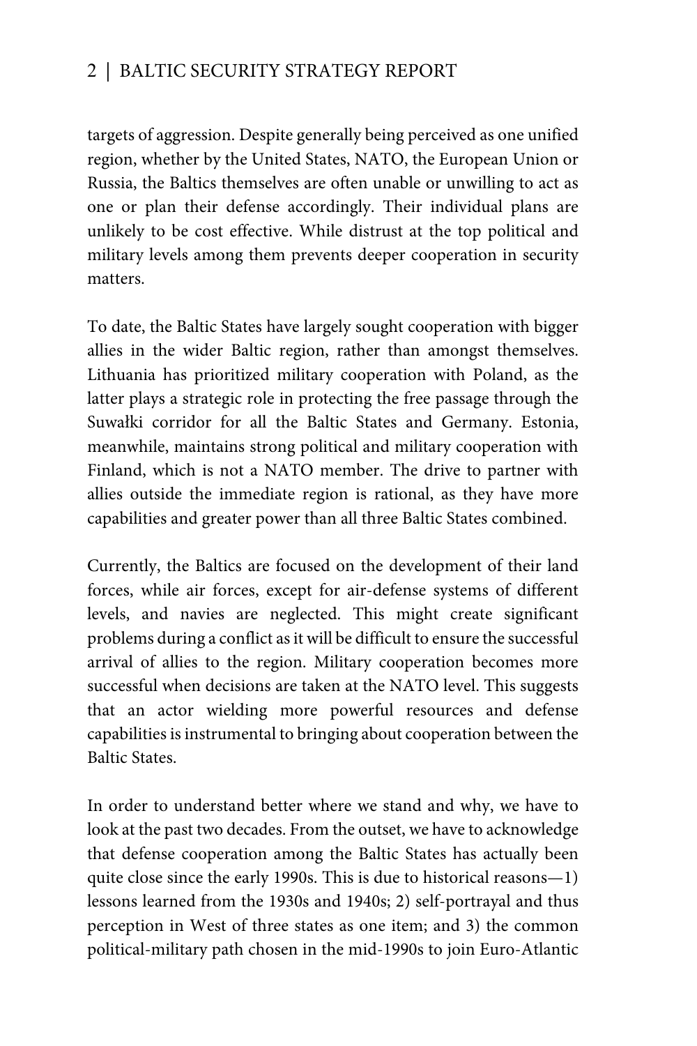targets of aggression. Despite generally being perceived as one unified region, whether by the United States, NATO, the European Union or Russia, the Baltics themselves are often unable or unwilling to act as one or plan their defense accordingly. Their individual plans are unlikely to be cost effective. While distrust at the top political and military levels among them prevents deeper cooperation in security matters.

To date, the Baltic States have largely sought cooperation with bigger allies in the wider Baltic region, rather than amongst themselves. Lithuania has prioritized military cooperation with Poland, as the latter plays a strategic role in protecting the free passage through the Suwałki corridor for all the Baltic States and Germany. Estonia, meanwhile, maintains strong political and military cooperation with Finland, which is not a NATO member. The drive to partner with allies outside the immediate region is rational, as they have more capabilities and greater power than all three Baltic States combined.

Currently, the Baltics are focused on the development of their land forces, while air forces, except for air-defense systems of different levels, and navies are neglected. This might create significant problems during a conflict as it will be difficult to ensure the successful arrival of allies to the region. Military cooperation becomes more successful when decisions are taken at the NATO level. This suggests that an actor wielding more powerful resources and defense capabilities is instrumental to bringing about cooperation between the Baltic States.

In order to understand better where we stand and why, we have to look at the past two decades. From the outset, we have to acknowledge that defense cooperation among the Baltic States has actually been quite close since the early 1990s. This is due to historical reasons—1) lessons learned from the 1930s and 1940s; 2) self-portrayal and thus perception in West of three states as one item; and 3) the common political-military path chosen in the mid-1990s to join Euro-Atlantic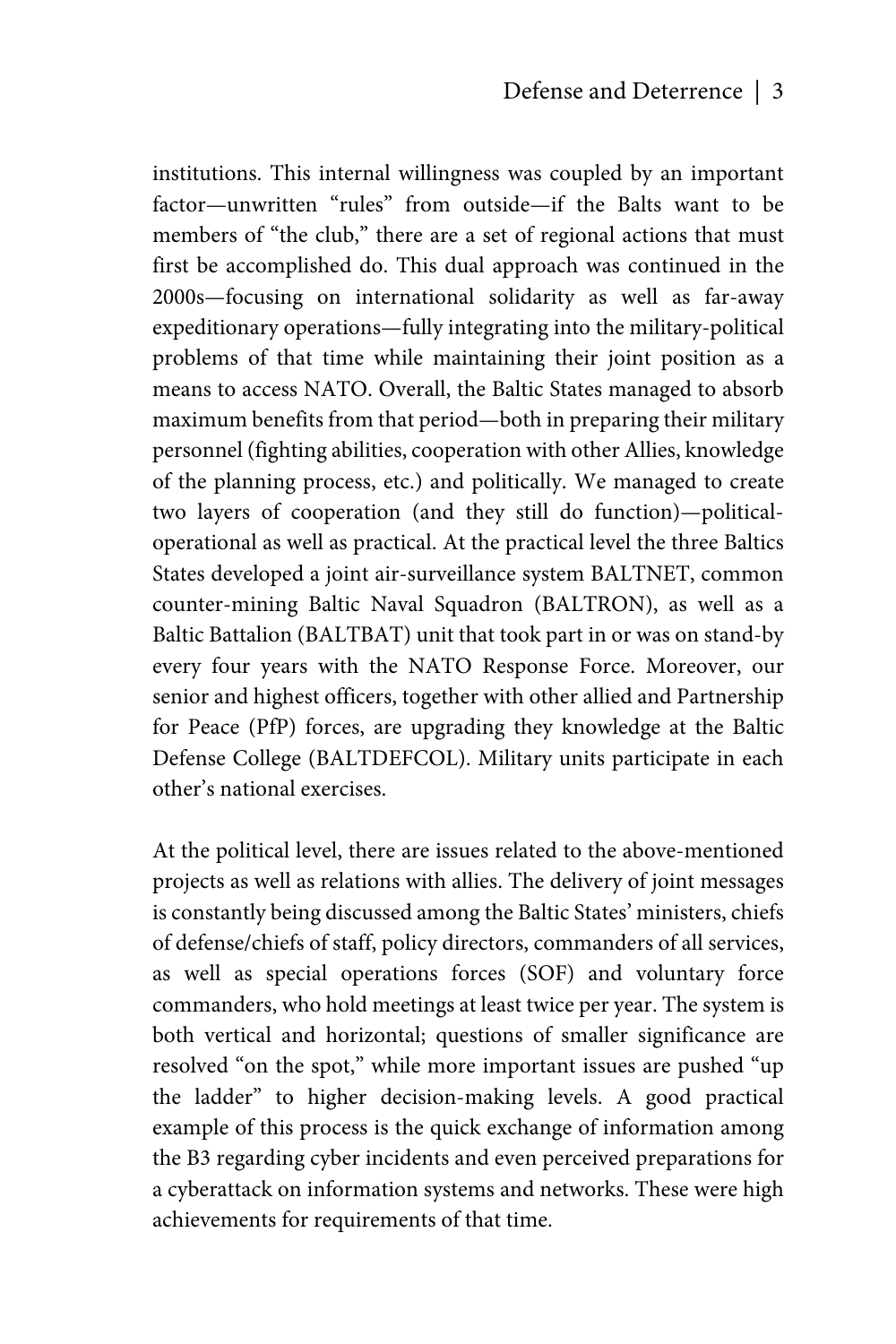institutions. This internal willingness was coupled by an important factor—unwritten "rules" from outside—if the Balts want to be members of "the club," there are a set of regional actions that must first be accomplished do. This dual approach was continued in the 2000s—focusing on international solidarity as well as far-away expeditionary operations—fully integrating into the military-political problems of that time while maintaining their joint position as a means to access NATO. Overall, the Baltic States managed to absorb maximum benefits from that period—both in preparing their military personnel (fighting abilities, cooperation with other Allies, knowledge of the planning process, etc.) and politically. We managed to create two layers of cooperation (and they still do function)—political-operational as well as practical. At the practical level the three Baltics States developed a joint air-surveillance system BALTNET, common counter-mining Baltic Naval Squadron (BALTRON), as well as a Baltic Battalion (BALTBAT) unit that took part in or was on stand-by every four years with the NATO Response Force. Moreover, our senior and highest officers, together with other allied and Partnership for Peace (PfP) forces, are upgrading they knowledge at the Baltic Defense College (BALTDEFCOL). Military units participate in each other's national exercises.

At the political level, there are issues related to the above-mentioned projects as well as relations with allies. The delivery of joint messages is constantly being discussed among the Baltic States' ministers, chiefs of defense/chiefs of staff, policy directors, commanders of all services, as well as special operations forces (SOF) and voluntary force commanders, who hold meetings at least twice per year. The system is both vertical and horizontal; questions of smaller significance are resolved "on the spot," while more important issues are pushed "up the ladder" to higher decision-making levels. A good practical example of this process is the quick exchange of information among the B3 regarding cyber incidents and even perceived preparations for a cyberattack on information systems and networks. These were high achievements for requirements of that time.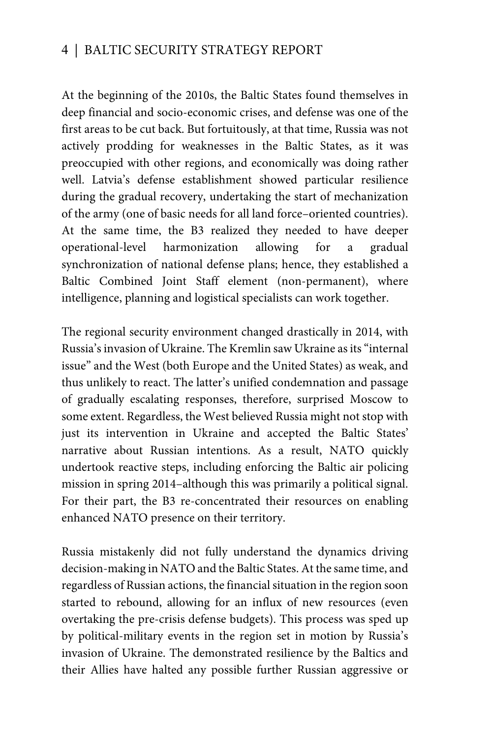At the beginning of the 2010s, the Baltic States found themselves in deep financial and socio-economic crises, and defense was one of the first areas to be cut back. But fortuitously, at that time, Russia was not actively prodding for weaknesses in the Baltic States, as it was preoccupied with other regions, and economically was doing rather well. Latvia's defense establishment showed particular resilience during the gradual recovery, undertaking the start of mechanization of the army (one of basic needs for all land force–oriented countries). At the same time, the B3 realized they needed to have deeper operational-level harmonization allowing for a gradual synchronization of national defense plans; hence, they established a Baltic Combined Joint Staff element (non-permanent), where intelligence, planning and logistical specialists can work together.

The regional security environment changed drastically in 2014, with Russia's invasion of Ukraine. The Kremlin saw Ukraine as its "internal issue" and the West (both Europe and the United States) as weak, and thus unlikely to react. The latter's unified condemnation and passage of gradually escalating responses, therefore, surprised Moscow to some extent. Regardless, the West believed Russia might not stop with just its intervention in Ukraine and accepted the Baltic States' narrative about Russian intentions. As a result, NATO quickly undertook reactive steps, including enforcing the Baltic air policing mission in spring 2014–although this was primarily a political signal. For their part, the B3 re-concentrated their resources on enabling enhanced NATO presence on their territory.

Russia mistakenly did not fully understand the dynamics driving decision-making in NATO and the Baltic States. At the same time, and regardless of Russian actions, the financial situation in the region soon started to rebound, allowing for an influx of new resources (even overtaking the pre-crisis defense budgets). This process was sped up by political-military events in the region set in motion by Russia's invasion of Ukraine. The demonstrated resilience by the Baltics and their Allies have halted any possible further Russian aggressive or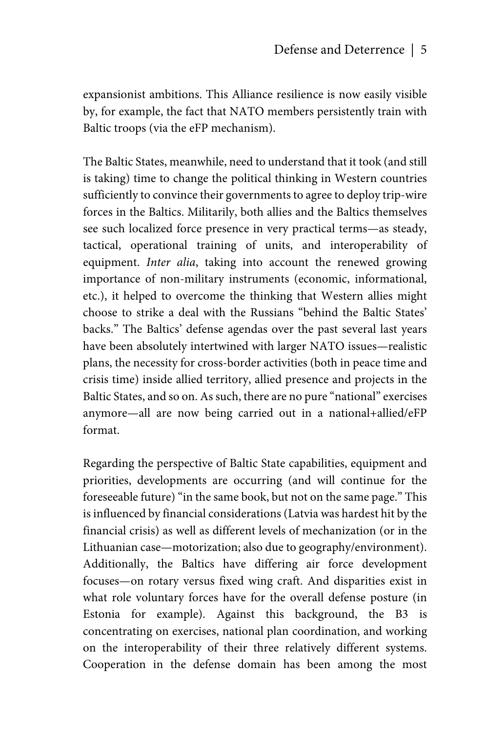expansionist ambitions. This Alliance resilience is now easily visible by, for example, the fact that NATO members persistently train with Baltic troops (via the eFP mechanism).

The Baltic States, meanwhile, need to understand that it took (and still is taking) time to change the political thinking in Western countries sufficiently to convince their governments to agree to deploy trip-wire forces in the Baltics. Militarily, both allies and the Baltics themselves see such localized force presence in very practical terms—as steady, tactical, operational training of units, and interoperability of equipment. *Inter alia*, taking into account the renewed growing importance of non-military instruments (economic, informational, etc.), it helped to overcome the thinking that Western allies might choose to strike a deal with the Russians "behind the Baltic States' backs." The Baltics' defense agendas over the past several last years have been absolutely intertwined with larger NATO issues—realistic plans, the necessity for cross-border activities (both in peace time and crisis time) inside allied territory, allied presence and projects in the Baltic States, and so on. As such, there are no pure "national" exercises anymore—all are now being carried out in a national+allied/eFP format.

Regarding the perspective of Baltic State capabilities, equipment and priorities, developments are occurring (and will continue for the foreseeable future) "in the same book, but not on the same page." This is influenced by financial considerations (Latvia was hardest hit by the financial crisis) as well as different levels of mechanization (or in the Lithuanian case—motorization; also due to geography/environment). Additionally, the Baltics have differing air force development focuses—on rotary versus fixed wing craft. And disparities exist in what role voluntary forces have for the overall defense posture (in Estonia for example). Against this background, the B3 is concentrating on exercises, national plan coordination, and working on the interoperability of their three relatively different systems. Cooperation in the defense domain has been among the most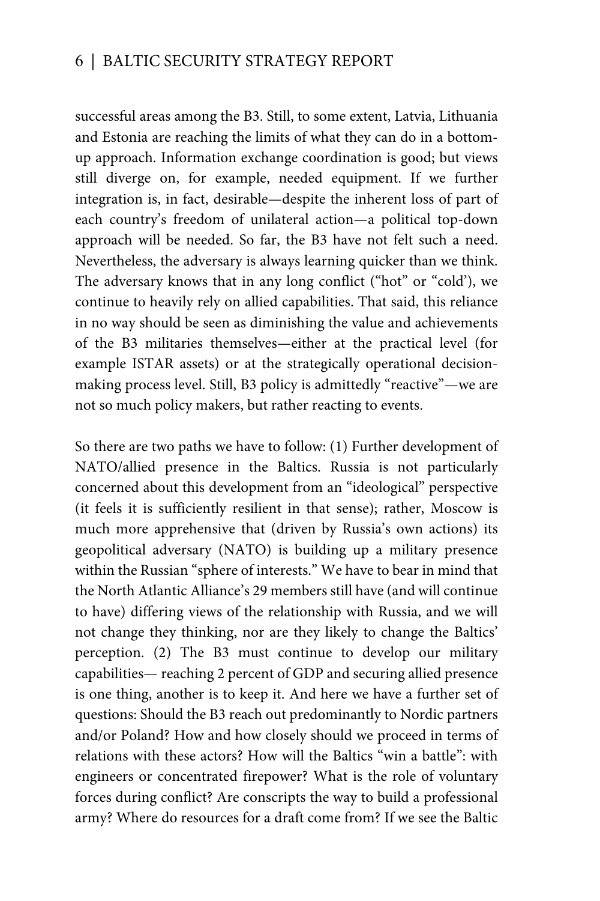successful areas among the B3. Still, to some extent, Latvia, Lithuania and Estonia are reaching the limits of what they can do in a bottom-up approach. Information exchange coordination is good; but views still diverge on, for example, needed equipment. If we further integration is, in fact, desirable—despite the inherent loss of part of each country's freedom of unilateral action—a political top-down approach will be needed. So far, the B3 have not felt such a need. Nevertheless, the adversary is always learning quicker than we think. The adversary knows that in any long conflict ("hot" or "cold'), we continue to heavily rely on allied capabilities. That said, this reliance in no way should be seen as diminishing the value and achievements of the B3 militaries themselves—either at the practical level (for example ISTAR assets) or at the strategically operational decision-making process level. Still, B3 policy is admittedly "reactive"—we are not so much policy makers, but rather reacting to events.

So there are two paths we have to follow: (1) Further development of NATO/allied presence in the Baltics. Russia is not particularly concerned about this development from an "ideological" perspective (it feels it is sufficiently resilient in that sense); rather, Moscow is much more apprehensive that (driven by Russia's own actions) its geopolitical adversary (NATO) is building up a military presence within the Russian "sphere of interests." We have to bear in mind that the North Atlantic Alliance's 29 members still have (and will continue to have) differing views of the relationship with Russia, and we will not change they thinking, nor are they likely to change the Baltics' perception. (2) The B3 must continue to develop our military capabilities— reaching 2 percent of GDP and securing allied presence is one thing, another is to keep it. And here we have a further set of questions: Should the B3 reach out predominantly to Nordic partners and/or Poland? How and how closely should we proceed in terms of relations with these actors? How will the Baltics "win a battle": with engineers or concentrated firepower? What is the role of voluntary forces during conflict? Are conscripts the way to build a professional army? Where do resources for a draft come from? If we see the Baltic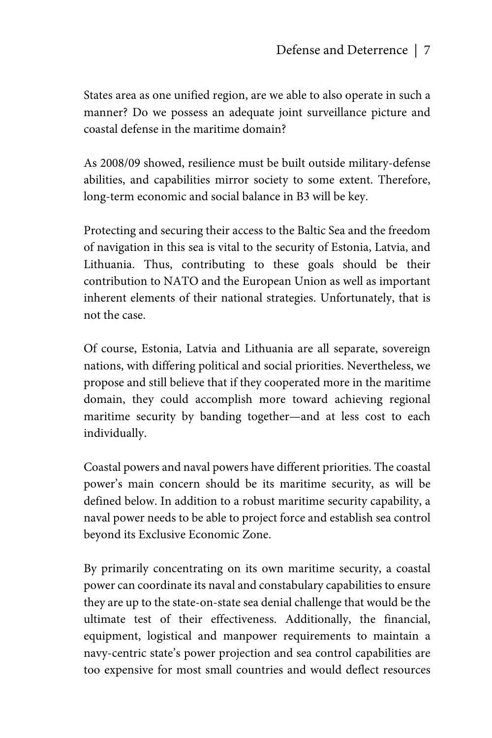States area as one unified region, are we able to also operate in such a manner? Do we possess an adequate joint surveillance picture and coastal defense in the maritime domain?

As 2008/09 showed, resilience must be built outside military-defense abilities, and capabilities mirror society to some extent. Therefore, long-term economic and social balance in B3 will be key.

Protecting and securing their access to the Baltic Sea and the freedom of navigation in this sea is vital to the security of Estonia, Latvia, and Lithuania. Thus, contributing to these goals should be their contribution to NATO and the European Union as well as important inherent elements of their national strategies. Unfortunately, that is not the case.

Of course, Estonia, Latvia and Lithuania are all separate, sovereign nations, with differing political and social priorities. Nevertheless, we propose and still believe that if they cooperated more in the maritime domain, they could accomplish more toward achieving regional maritime security by banding together—and at less cost to each individually.

Coastal powers and naval powers have different priorities. The coastal power's main concern should be its maritime security, as will be defined below. In addition to a robust maritime security capability, a naval power needs to be able to project force and establish sea control beyond its Exclusive Economic Zone.

By primarily concentrating on its own maritime security, a coastal power can coordinate its naval and constabulary capabilities to ensure they are up to the state-on-state sea denial challenge that would be the ultimate test of their effectiveness. Additionally, the financial, equipment, logistical and manpower requirements to maintain a navy-centric state's power projection and sea control capabilities are too expensive for most small countries and would deflect resources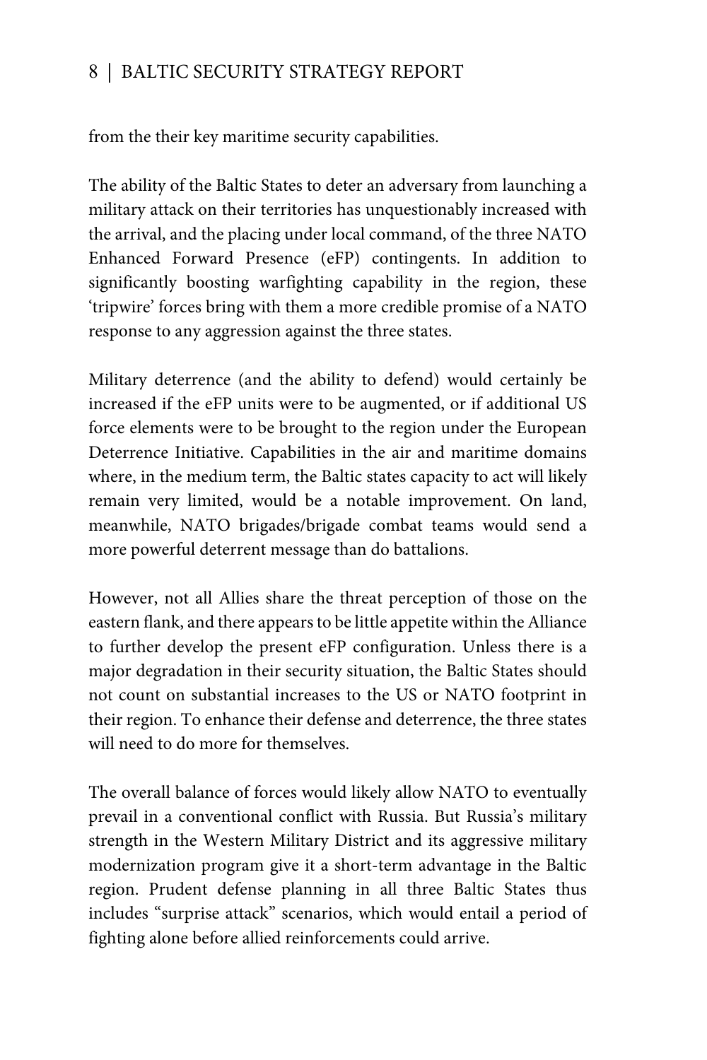from the their key maritime security capabilities.

The ability of the Baltic States to deter an adversary from launching a military attack on their territories has unquestionably increased with the arrival, and the placing under local command, of the three NATO Enhanced Forward Presence (eFP) contingents. In addition to significantly boosting warfighting capability in the region, these 'tripwire' forces bring with them a more credible promise of a NATO response to any aggression against the three states.

Military deterrence (and the ability to defend) would certainly be increased if the eFP units were to be augmented, or if additional US force elements were to be brought to the region under the European Deterrence Initiative. Capabilities in the air and maritime domains where, in the medium term, the Baltic states capacity to act will likely remain very limited, would be a notable improvement. On land, meanwhile, NATO brigades/brigade combat teams would send a more powerful deterrent message than do battalions.

However, not all Allies share the threat perception of those on the eastern flank, and there appears to be little appetite within the Alliance to further develop the present eFP configuration. Unless there is a major degradation in their security situation, the Baltic States should not count on substantial increases to the US or NATO footprint in their region. To enhance their defense and deterrence, the three states will need to do more for themselves.

The overall balance of forces would likely allow NATO to eventually prevail in a conventional conflict with Russia. But Russia's military strength in the Western Military District and its aggressive military modernization program give it a short-term advantage in the Baltic region. Prudent defense planning in all three Baltic States thus includes "surprise attack" scenarios, which would entail a period of fighting alone before allied reinforcements could arrive.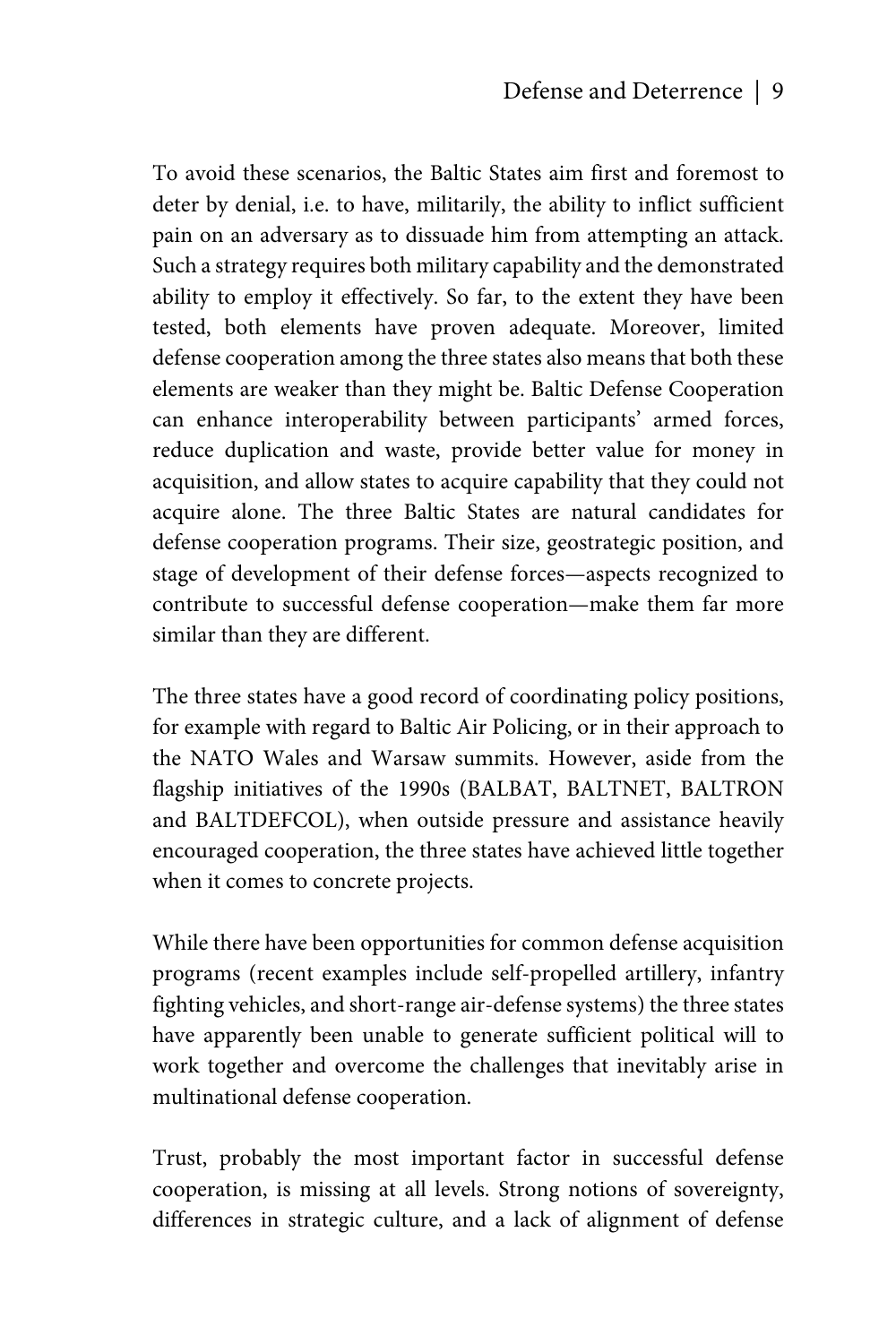To avoid these scenarios, the Baltic States aim first and foremost to deter by denial, i.e. to have, militarily, the ability to inflict sufficient pain on an adversary as to dissuade him from attempting an attack. Such a strategy requires both military capability and the demonstrated ability to employ it effectively. So far, to the extent they have been tested, both elements have proven adequate. Moreover, limited defense cooperation among the three states also means that both these elements are weaker than they might be. Baltic Defense Cooperation can enhance interoperability between participants' armed forces, reduce duplication and waste, provide better value for money in acquisition, and allow states to acquire capability that they could not acquire alone. The three Baltic States are natural candidates for defense cooperation programs. Their size, geostrategic position, and stage of development of their defense forces—aspects recognized to contribute to successful defense cooperation—make them far more similar than they are different.

The three states have a good record of coordinating policy positions, for example with regard to Baltic Air Policing, or in their approach to the NATO Wales and Warsaw summits. However, aside from the flagship initiatives of the 1990s (BALBAT, BALTNET, BALTRON and BALTDEFCOL), when outside pressure and assistance heavily encouraged cooperation, the three states have achieved little together when it comes to concrete projects.

While there have been opportunities for common defense acquisition programs (recent examples include self-propelled artillery, infantry fighting vehicles, and short-range air-defense systems) the three states have apparently been unable to generate sufficient political will to work together and overcome the challenges that inevitably arise in multinational defense cooperation.

Trust, probably the most important factor in successful defense cooperation, is missing at all levels. Strong notions of sovereignty, differences in strategic culture, and a lack of alignment of defense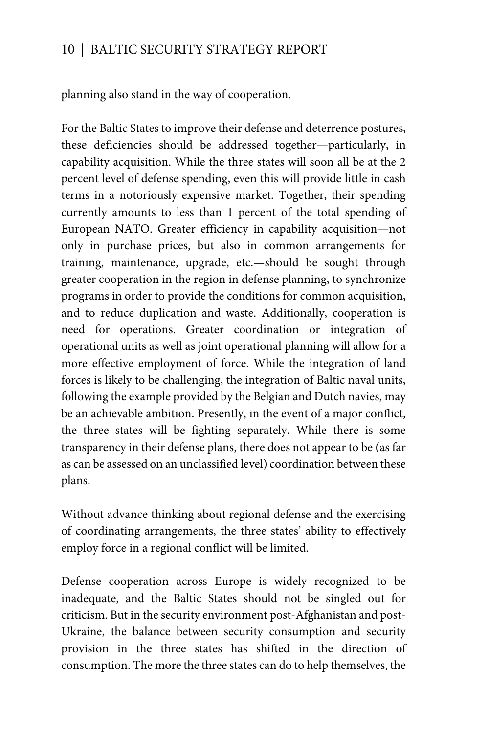planning also stand in the way of cooperation.

For the Baltic States to improve their defense and deterrence postures, these deficiencies should be addressed together—particularly, in capability acquisition. While the three states will soon all be at the 2 percent level of defense spending, even this will provide little in cash terms in a notoriously expensive market. Together, their spending currently amounts to less than 1 percent of the total spending of European NATO. Greater efficiency in capability acquisition—not only in purchase prices, but also in common arrangements for training, maintenance, upgrade, etc.—should be sought through greater cooperation in the region in defense planning, to synchronize programs in order to provide the conditions for common acquisition, and to reduce duplication and waste. Additionally, cooperation is need for operations. Greater coordination or integration of operational units as well as joint operational planning will allow for a more effective employment of force. While the integration of land forces is likely to be challenging, the integration of Baltic naval units, following the example provided by the Belgian and Dutch navies, may be an achievable ambition. Presently, in the event of a major conflict, the three states will be fighting separately. While there is some transparency in their defense plans, there does not appear to be (as far as can be assessed on an unclassified level) coordination between these plans.

Without advance thinking about regional defense and the exercising of coordinating arrangements, the three states' ability to effectively employ force in a regional conflict will be limited.

Defense cooperation across Europe is widely recognized to be inadequate, and the Baltic States should not be singled out for criticism. But in the security environment post-Afghanistan and post-Ukraine, the balance between security consumption and security provision in the three states has shifted in the direction of consumption. The more the three states can do to help themselves, the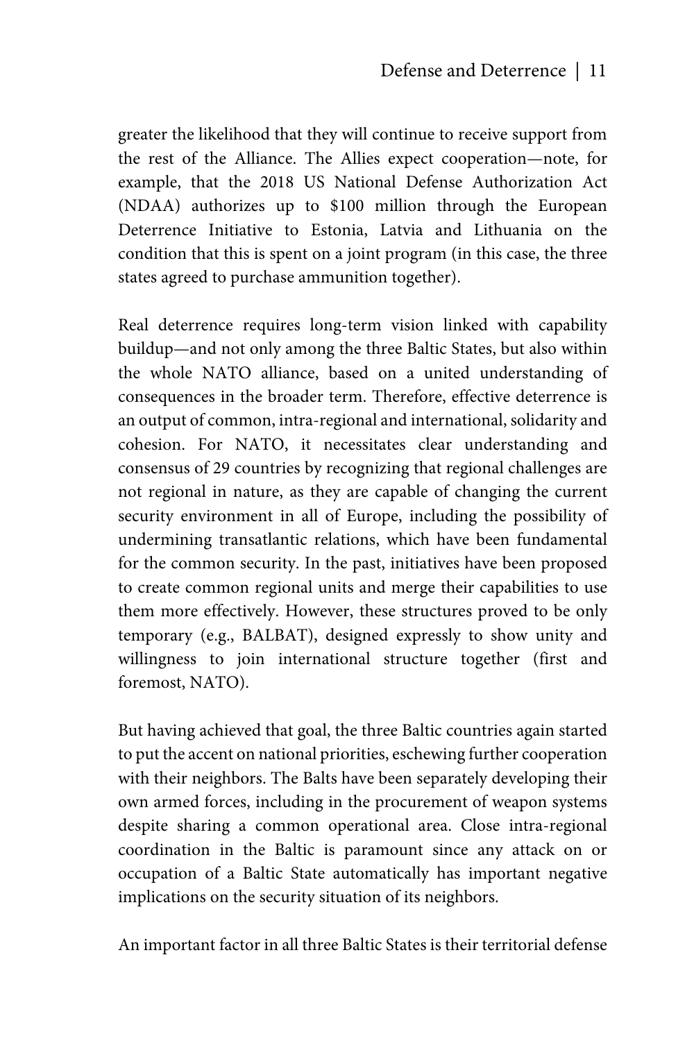greater the likelihood that they will continue to receive support from the rest of the Alliance. The Allies expect cooperation—note, for example, that the 2018 US National Defense Authorization Act (NDAA) authorizes up to $100 million through the European Deterrence Initiative to Estonia, Latvia and Lithuania on the condition that this is spent on a joint program (in this case, the three states agreed to purchase ammunition together).

Real deterrence requires long-term vision linked with capability buildup—and not only among the three Baltic States, but also within the whole NATO alliance, based on a united understanding of consequences in the broader term. Therefore, effective deterrence is an output of common, intra-regional and international, solidarity and cohesion. For NATO, it necessitates clear understanding and consensus of 29 countries by recognizing that regional challenges are not regional in nature, as they are capable of changing the current security environment in all of Europe, including the possibility of undermining transatlantic relations, which have been fundamental for the common security. In the past, initiatives have been proposed to create common regional units and merge their capabilities to use them more effectively. However, these structures proved to be only temporary (e.g., BALBAT), designed expressly to show unity and willingness to join international structure together (first and foremost, NATO).

But having achieved that goal, the three Baltic countries again started to put the accent on national priorities, eschewing further cooperation with their neighbors. The Balts have been separately developing their own armed forces, including in the procurement of weapon systems despite sharing a common operational area. Close intra-regional coordination in the Baltic is paramount since any attack on or occupation of a Baltic State automatically has important negative implications on the security situation of its neighbors.

An important factor in all three Baltic States is their territorial defense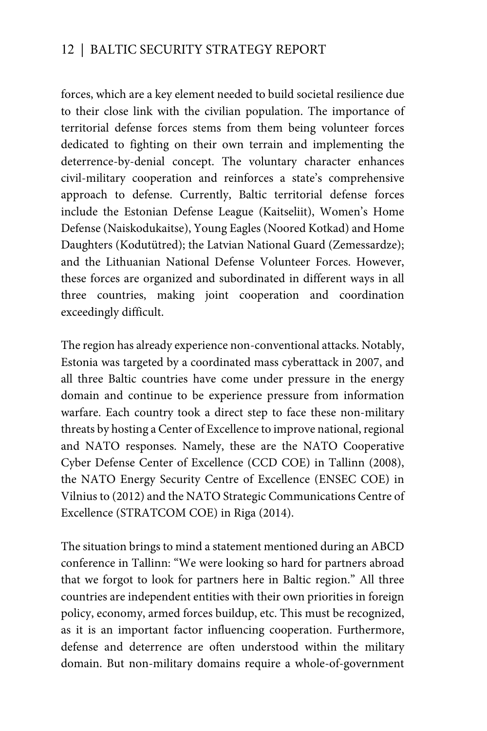forces, which are a key element needed to build societal resilience due to their close link with the civilian population. The importance of territorial defense forces stems from them being volunteer forces dedicated to fighting on their own terrain and implementing the deterrence-by-denial concept. The voluntary character enhances civil-military cooperation and reinforces a state's comprehensive approach to defense. Currently, Baltic territorial defense forces include the Estonian Defense League (Kaitseliit), Women's Home Defense (Naiskodukaitse), Young Eagles (Noored Kotkad) and Home Daughters (Kodutütred); the Latvian National Guard (Zemessardze); and the Lithuanian National Defense Volunteer Forces. However, these forces are organized and subordinated in different ways in all three countries, making joint cooperation and coordination exceedingly difficult.

The region has already experience non-conventional attacks. Notably, Estonia was targeted by a coordinated mass cyberattack in 2007, and all three Baltic countries have come under pressure in the energy domain and continue to be experience pressure from information warfare. Each country took a direct step to face these non-military threats by hosting a Center of Excellence to improve national, regional and NATO responses. Namely, these are the NATO Cooperative Cyber Defense Center of Excellence (CCD COE) in Tallinn (2008), the NATO Energy Security Centre of Excellence (ENSEC COE) in Vilnius to (2012) and the NATO Strategic Communications Centre of Excellence (STRATCOM COE) in Riga (2014).

The situation brings to mind a statement mentioned during an ABCD conference in Tallinn: "We were looking so hard for partners abroad that we forgot to look for partners here in Baltic region." All three countries are independent entities with their own priorities in foreign policy, economy, armed forces buildup, etc. This must be recognized, as it is an important factor influencing cooperation. Furthermore, defense and deterrence are often understood within the military domain. But non-military domains require a whole-of-government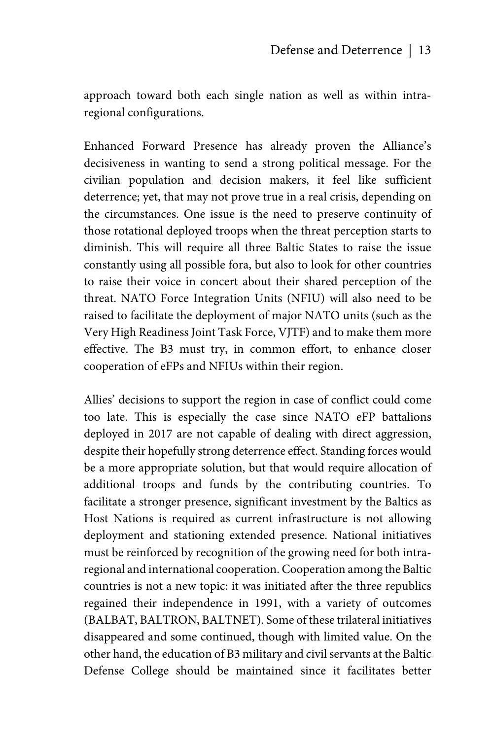approach toward both each single nation as well as within intra-regional configurations.

Enhanced Forward Presence has already proven the Alliance's decisiveness in wanting to send a strong political message. For the civilian population and decision makers, it feel like sufficient deterrence; yet, that may not prove true in a real crisis, depending on the circumstances. One issue is the need to preserve continuity of those rotational deployed troops when the threat perception starts to diminish. This will require all three Baltic States to raise the issue constantly using all possible fora, but also to look for other countries to raise their voice in concert about their shared perception of the threat. NATO Force Integration Units (NFIU) will also need to be raised to facilitate the deployment of major NATO units (such as the Very High Readiness Joint Task Force, VJTF) and to make them more effective. The B3 must try, in common effort, to enhance closer cooperation of eFPs and NFIUs within their region.

Allies' decisions to support the region in case of conflict could come too late. This is especially the case since NATO eFP battalions deployed in 2017 are not capable of dealing with direct aggression, despite their hopefully strong deterrence effect. Standing forces would be a more appropriate solution, but that would require allocation of additional troops and funds by the contributing countries. To facilitate a stronger presence, significant investment by the Baltics as Host Nations is required as current infrastructure is not allowing deployment and stationing extended presence. National initiatives must be reinforced by recognition of the growing need for both intra-regional and international cooperation. Cooperation among the Baltic countries is not a new topic: it was initiated after the three republics regained their independence in 1991, with a variety of outcomes (BALBAT, BALTRON, BALTNET). Some of these trilateral initiatives disappeared and some continued, though with limited value. On the other hand, the education of B3 military and civil servants at the Baltic Defense College should be maintained since it facilitates better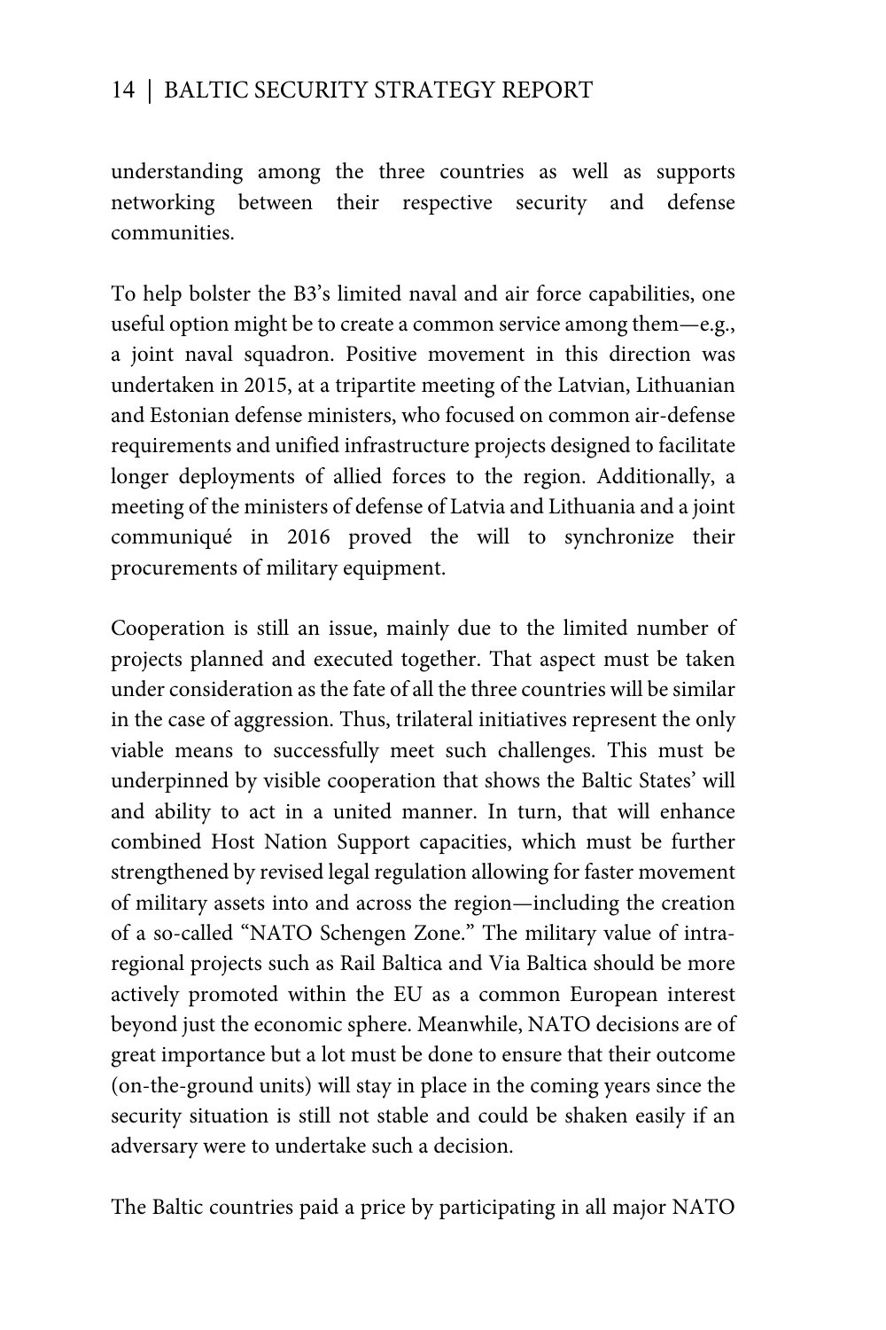understanding among the three countries as well as supports networking between their respective security and defense communities.

To help bolster the B3's limited naval and air force capabilities, one useful option might be to create a common service among them—e.g., a joint naval squadron. Positive movement in this direction was undertaken in 2015, at a tripartite meeting of the Latvian, Lithuanian and Estonian defense ministers, who focused on common air-defense requirements and unified infrastructure projects designed to facilitate longer deployments of allied forces to the region. Additionally, a meeting of the ministers of defense of Latvia and Lithuania and a joint communiqué in 2016 proved the will to synchronize their procurements of military equipment.

Cooperation is still an issue, mainly due to the limited number of projects planned and executed together. That aspect must be taken under consideration as the fate of all the three countries will be similar in the case of aggression. Thus, trilateral initiatives represent the only viable means to successfully meet such challenges. This must be underpinned by visible cooperation that shows the Baltic States' will and ability to act in a united manner. In turn, that will enhance combined Host Nation Support capacities, which must be further strengthened by revised legal regulation allowing for faster movement of military assets into and across the region—including the creation of a so-called "NATO Schengen Zone." The military value of intra-regional projects such as Rail Baltica and Via Baltica should be more actively promoted within the EU as a common European interest beyond just the economic sphere. Meanwhile, NATO decisions are of great importance but a lot must be done to ensure that their outcome (on-the-ground units) will stay in place in the coming years since the security situation is still not stable and could be shaken easily if an adversary were to undertake such a decision.

The Baltic countries paid a price by participating in all major NATO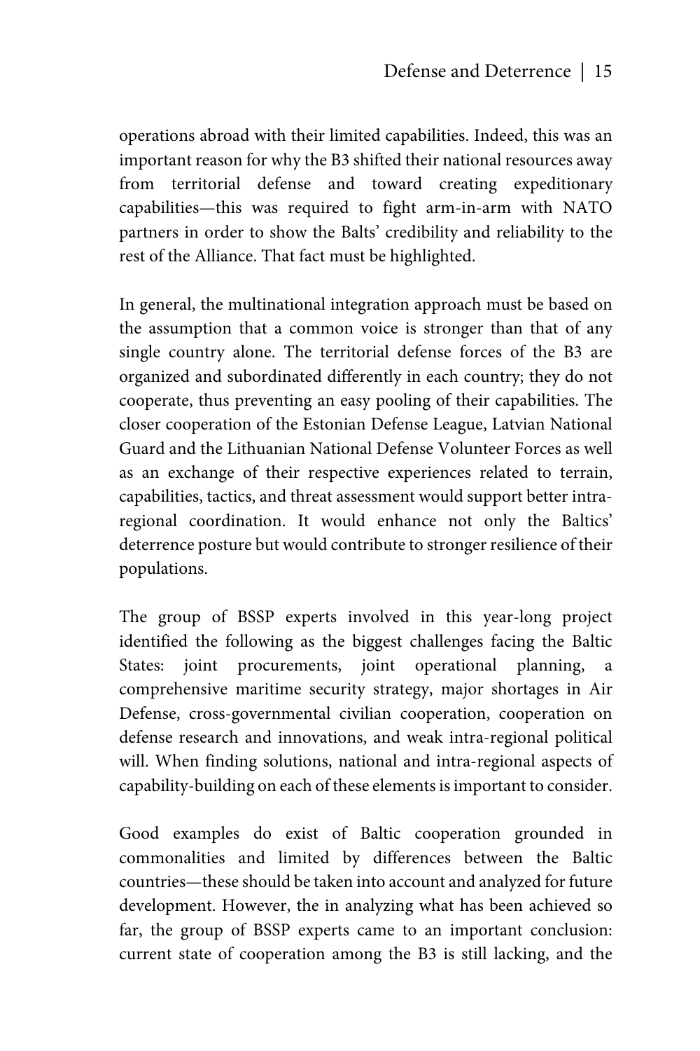operations abroad with their limited capabilities. Indeed, this was an important reason for why the B3 shifted their national resources away from territorial defense and toward creating expeditionary capabilities—this was required to fight arm-in-arm with NATO partners in order to show the Balts' credibility and reliability to the rest of the Alliance. That fact must be highlighted.

In general, the multinational integration approach must be based on the assumption that a common voice is stronger than that of any single country alone. The territorial defense forces of the B3 are organized and subordinated differently in each country; they do not cooperate, thus preventing an easy pooling of their capabilities. The closer cooperation of the Estonian Defense League, Latvian National Guard and the Lithuanian National Defense Volunteer Forces as well as an exchange of their respective experiences related to terrain, capabilities, tactics, and threat assessment would support better intra-regional coordination. It would enhance not only the Baltics' deterrence posture but would contribute to stronger resilience of their populations.

The group of BSSP experts involved in this year-long project identified the following as the biggest challenges facing the Baltic States: joint procurements, joint operational planning, a comprehensive maritime security strategy, major shortages in Air Defense, cross-governmental civilian cooperation, cooperation on defense research and innovations, and weak intra-regional political will. When finding solutions, national and intra-regional aspects of capability-building on each of these elements is important to consider.

Good examples do exist of Baltic cooperation grounded in commonalities and limited by differences between the Baltic countries—these should be taken into account and analyzed for future development. However, the in analyzing what has been achieved so far, the group of BSSP experts came to an important conclusion: current state of cooperation among the B3 is still lacking, and the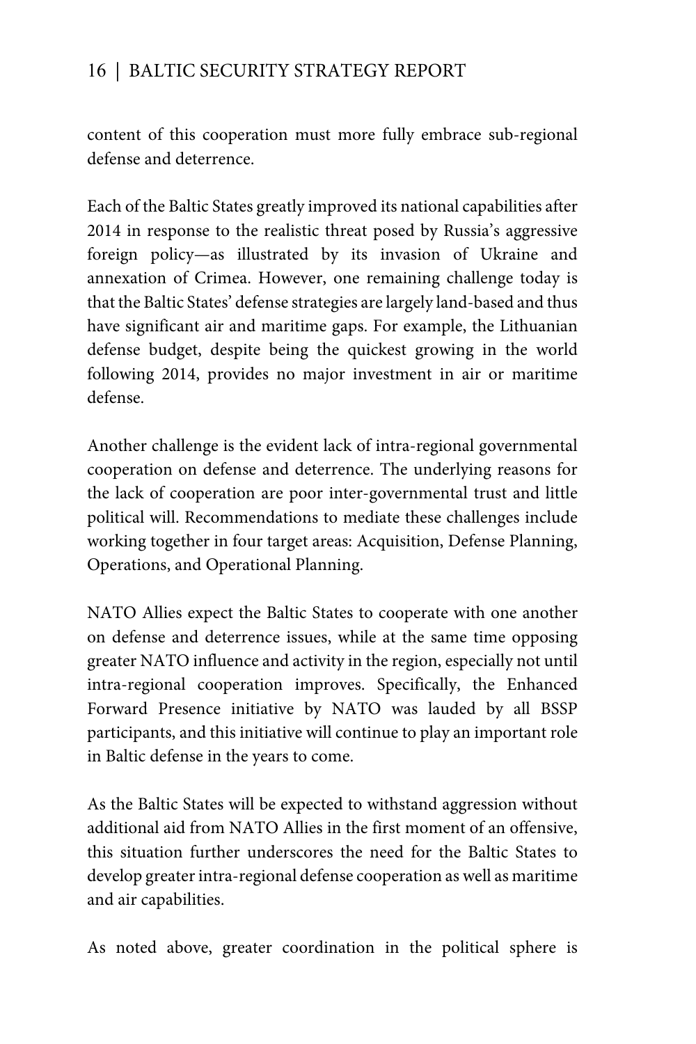content of this cooperation must more fully embrace sub-regional defense and deterrence.

Each of the Baltic States greatly improved its national capabilities after 2014 in response to the realistic threat posed by Russia's aggressive foreign policy—as illustrated by its invasion of Ukraine and annexation of Crimea. However, one remaining challenge today is that the Baltic States' defense strategies are largely land-based and thus have significant air and maritime gaps. For example, the Lithuanian defense budget, despite being the quickest growing in the world following 2014, provides no major investment in air or maritime defense.

Another challenge is the evident lack of intra-regional governmental cooperation on defense and deterrence. The underlying reasons for the lack of cooperation are poor inter-governmental trust and little political will. Recommendations to mediate these challenges include working together in four target areas: Acquisition, Defense Planning, Operations, and Operational Planning.

NATO Allies expect the Baltic States to cooperate with one another on defense and deterrence issues, while at the same time opposing greater NATO influence and activity in the region, especially not until intra-regional cooperation improves. Specifically, the Enhanced Forward Presence initiative by NATO was lauded by all BSSP participants, and this initiative will continue to play an important role in Baltic defense in the years to come.

As the Baltic States will be expected to withstand aggression without additional aid from NATO Allies in the first moment of an offensive, this situation further underscores the need for the Baltic States to develop greater intra-regional defense cooperation as well as maritime and air capabilities.

As noted above, greater coordination in the political sphere is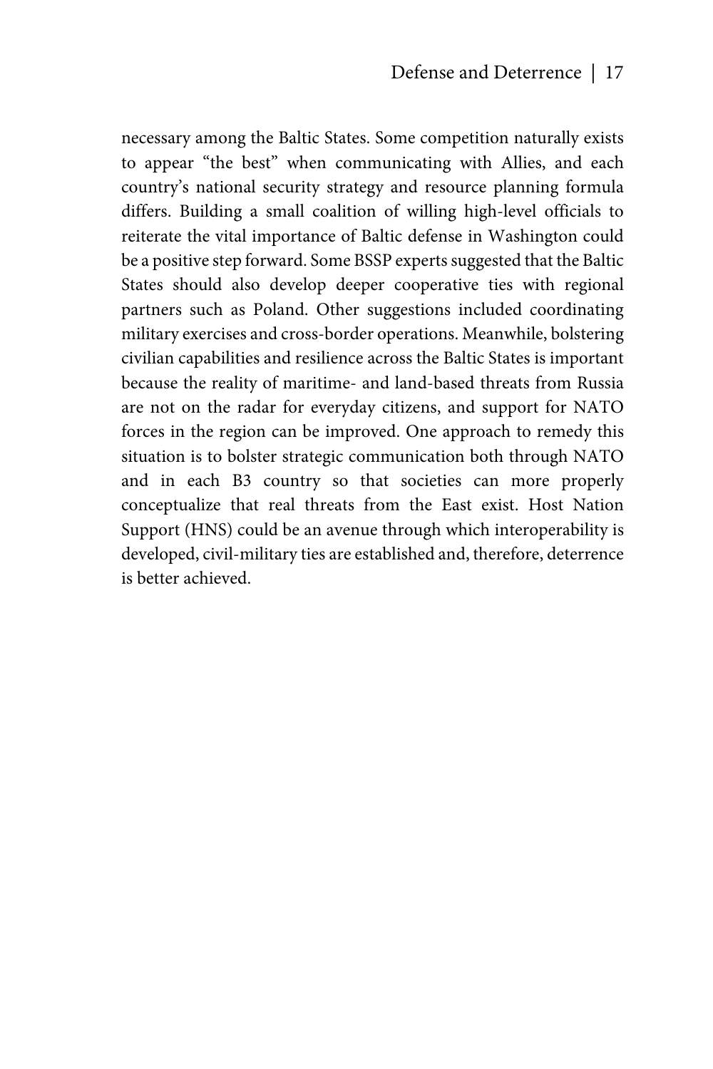necessary among the Baltic States. Some competition naturally exists to appear "the best" when communicating with Allies, and each country's national security strategy and resource planning formula differs. Building a small coalition of willing high-level officials to reiterate the vital importance of Baltic defense in Washington could be a positive step forward. Some BSSP experts suggested that the Baltic States should also develop deeper cooperative ties with regional partners such as Poland. Other suggestions included coordinating military exercises and cross-border operations. Meanwhile, bolstering civilian capabilities and resilience across the Baltic States is important because the reality of maritime- and land-based threats from Russia are not on the radar for everyday citizens, and support for NATO forces in the region can be improved. One approach to remedy this situation is to bolster strategic communication both through NATO and in each B3 country so that societies can more properly conceptualize that real threats from the East exist. Host Nation Support (HNS) could be an avenue through which interoperability is developed, civil-military ties are established and, therefore, deterrence is better achieved.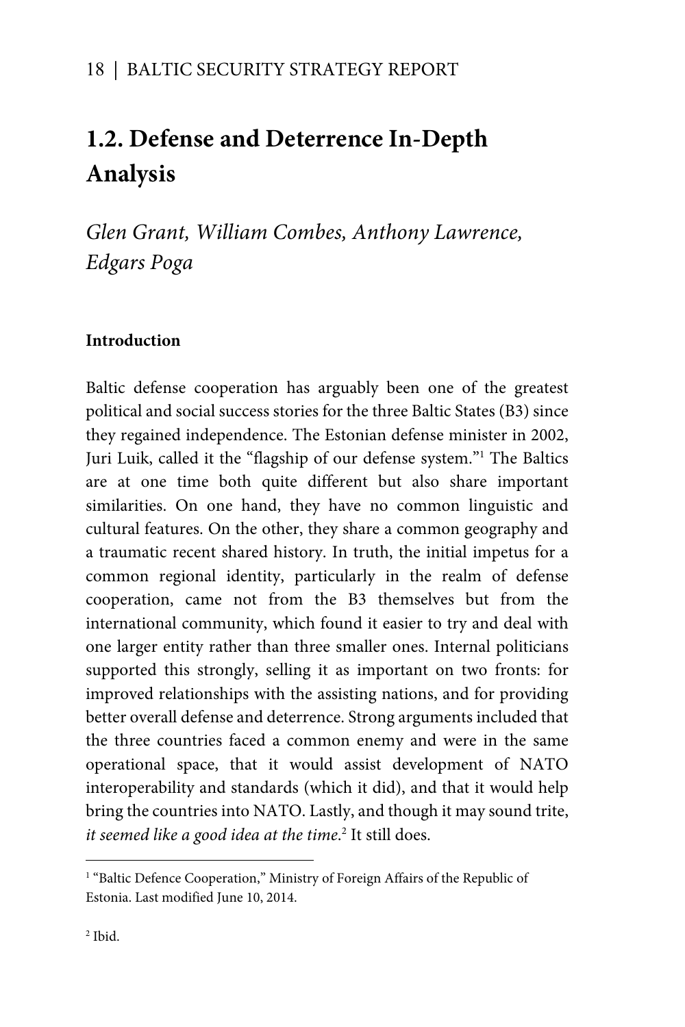## 1.2. Defense and Deterrence In-Depth Analysis

*Glen Grant, William Combes, Anthony Lawrence, Edgars Poga*

**Introduction**

Baltic defense cooperation has arguably been one of the greatest political and social success stories for the three Baltic States (B3) since they regained independence. The Estonian defense minister in 2002, Juri Luik, called it the "flagship of our defense system."[1] The Baltics are at one time both quite different but also share important similarities. On one hand, they have no common linguistic and cultural features. On the other, they share a common geography and a traumatic recent shared history. In truth, the initial impetus for a common regional identity, particularly in the realm of defense cooperation, came not from the B3 themselves but from the international community, which found it easier to try and deal with one larger entity rather than three smaller ones. Internal politicians supported this strongly, selling it as important on two fronts: for improved relationships with the assisting nations, and for providing better overall defense and deterrence. Strong arguments included that the three countries faced a common enemy and were in the same operational space, that it would assist development of NATO interoperability and standards (which it did), and that it would help bring the countries into NATO. Lastly, and though it may sound trite, *it seemed like a good idea at the time.*[2] It still does.

---

[1] "Baltic Defence Cooperation," Ministry of Foreign Affairs of the Republic of Estonia. Last modified June 10, 2014.

[2] Ibid.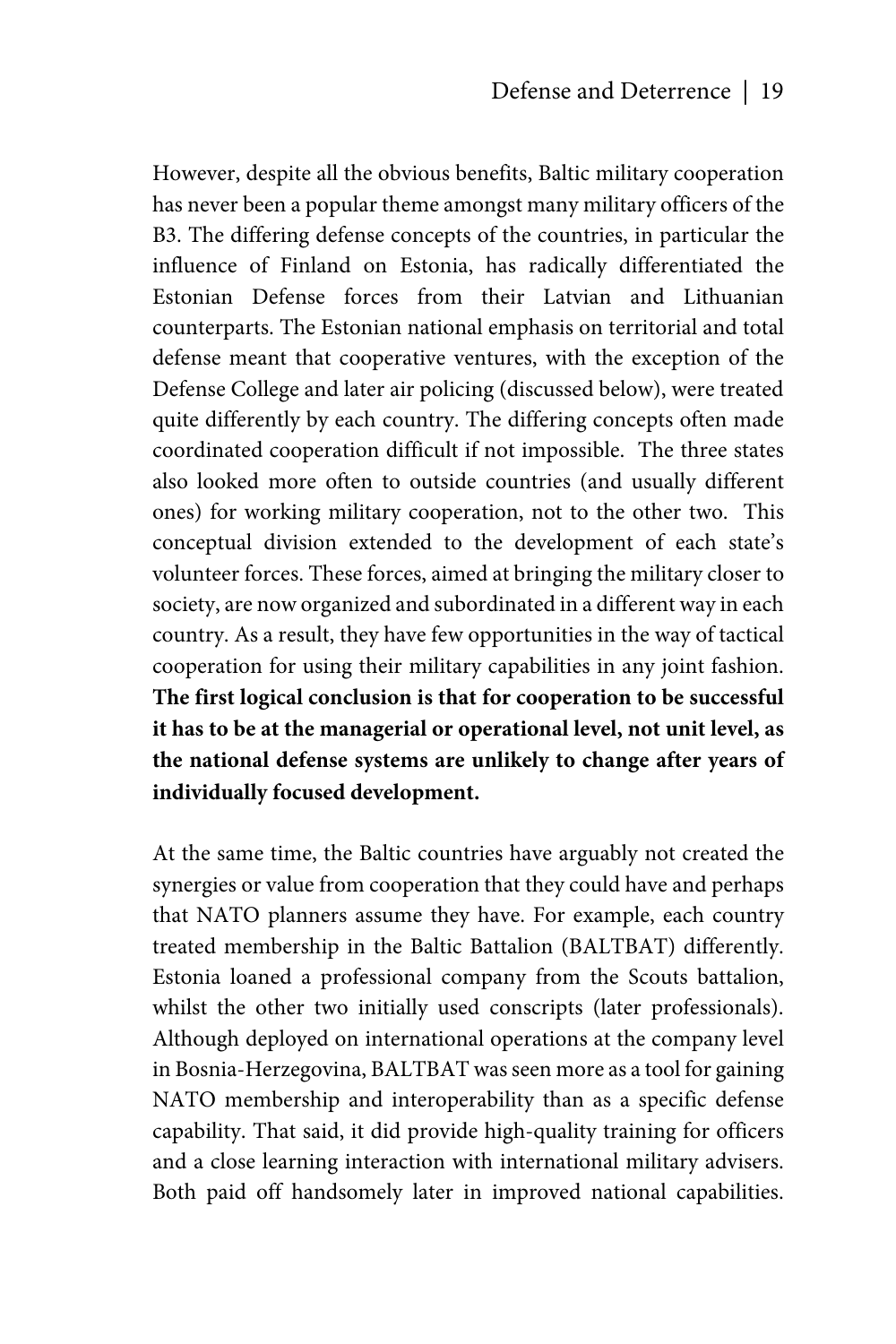However, despite all the obvious benefits, Baltic military cooperation has never been a popular theme amongst many military officers of the B3. The differing defense concepts of the countries, in particular the influence of Finland on Estonia, has radically differentiated the Estonian Defense forces from their Latvian and Lithuanian counterparts. The Estonian national emphasis on territorial and total defense meant that cooperative ventures, with the exception of the Defense College and later air policing (discussed below), were treated quite differently by each country. The differing concepts often made coordinated cooperation difficult if not impossible. The three states also looked more often to outside countries (and usually different ones) for working military cooperation, not to the other two. This conceptual division extended to the development of each state's volunteer forces. These forces, aimed at bringing the military closer to society, are now organized and subordinated in a different way in each country. As a result, they have few opportunities in the way of tactical cooperation for using their military capabilities in any joint fashion. **The first logical conclusion is that for cooperation to be successful it has to be at the managerial or operational level, not unit level, as the national defense systems are unlikely to change after years of individually focused development.**

At the same time, the Baltic countries have arguably not created the synergies or value from cooperation that they could have and perhaps that NATO planners assume they have. For example, each country treated membership in the Baltic Battalion (BALTBAT) differently. Estonia loaned a professional company from the Scouts battalion, whilst the other two initially used conscripts (later professionals). Although deployed on international operations at the company level in Bosnia-Herzegovina, BALTBAT was seen more as a tool for gaining NATO membership and interoperability than as a specific defense capability. That said, it did provide high-quality training for officers and a close learning interaction with international military advisers. Both paid off handsomely later in improved national capabilities.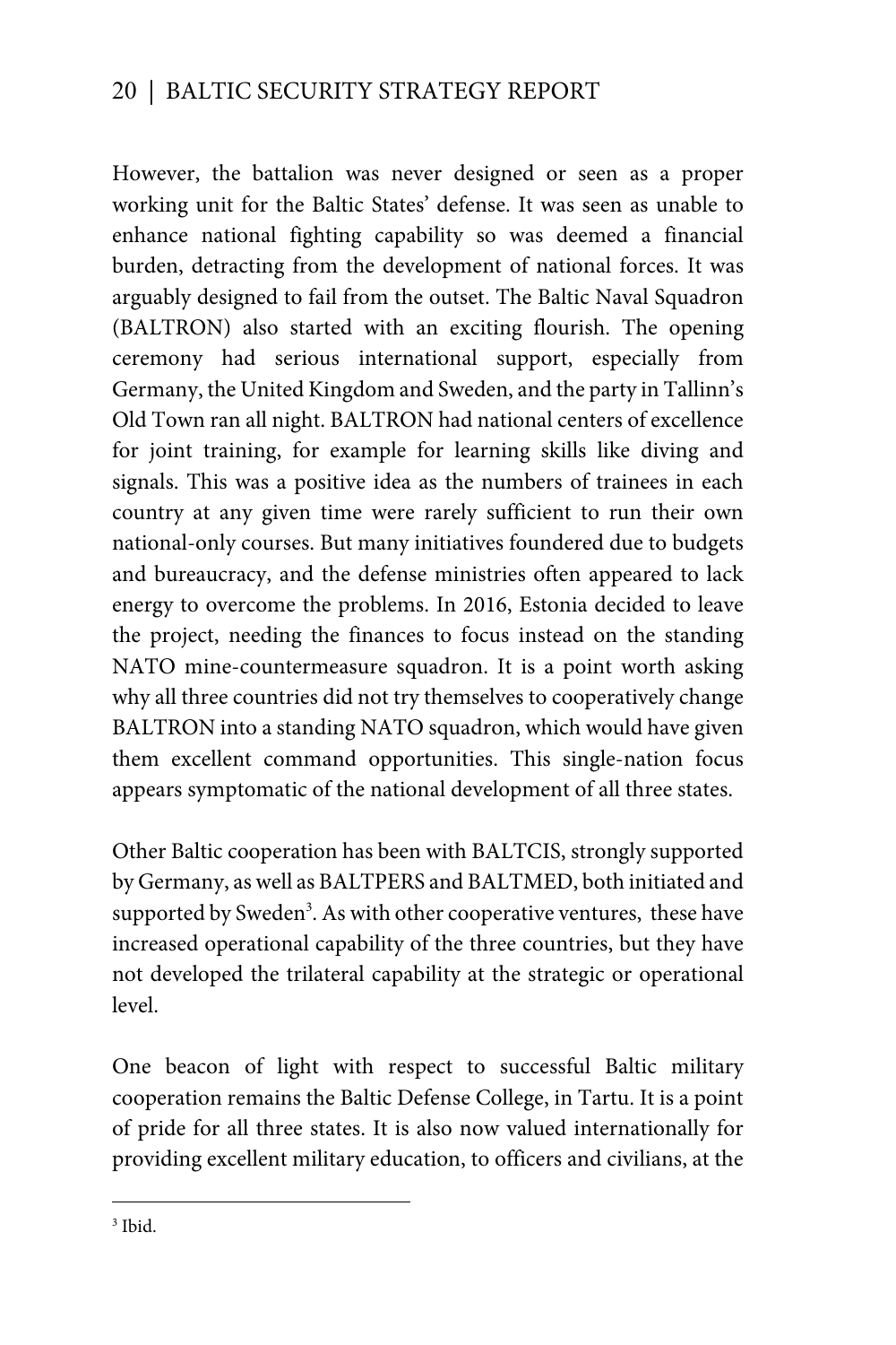However, the battalion was never designed or seen as a proper working unit for the Baltic States' defense. It was seen as unable to enhance national fighting capability so was deemed a financial burden, detracting from the development of national forces. It was arguably designed to fail from the outset. The Baltic Naval Squadron (BALTRON) also started with an exciting flourish. The opening ceremony had serious international support, especially from Germany, the United Kingdom and Sweden, and the party in Tallinn's Old Town ran all night. BALTRON had national centers of excellence for joint training, for example for learning skills like diving and signals. This was a positive idea as the numbers of trainees in each country at any given time were rarely sufficient to run their own national-only courses. But many initiatives foundered due to budgets and bureaucracy, and the defense ministries often appeared to lack energy to overcome the problems. In 2016, Estonia decided to leave the project, needing the finances to focus instead on the standing NATO mine-countermeasure squadron. It is a point worth asking why all three countries did not try themselves to cooperatively change BALTRON into a standing NATO squadron, which would have given them excellent command opportunities. This single-nation focus appears symptomatic of the national development of all three states.

Other Baltic cooperation has been with BALTCIS, strongly supported by Germany, as well as BALTPERS and BALTMED, both initiated and supported by Sweden[3]. As with other cooperative ventures, these have increased operational capability of the three countries, but they have not developed the trilateral capability at the strategic or operational level.

One beacon of light with respect to successful Baltic military cooperation remains the Baltic Defense College, in Tartu. It is a point of pride for all three states. It is also now valued internationally for providing excellent military education, to officers and civilians, at the

---

[3] Ibid.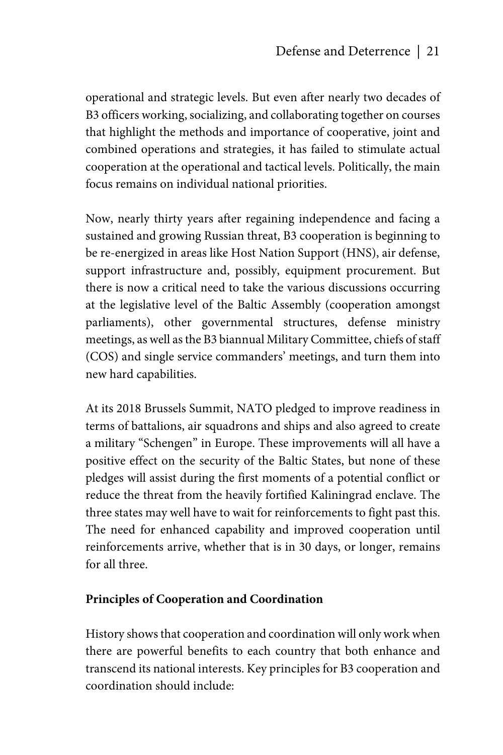operational and strategic levels. But even after nearly two decades of B3 officers working, socializing, and collaborating together on courses that highlight the methods and importance of cooperative, joint and combined operations and strategies, it has failed to stimulate actual cooperation at the operational and tactical levels. Politically, the main focus remains on individual national priorities.

Now, nearly thirty years after regaining independence and facing a sustained and growing Russian threat, B3 cooperation is beginning to be re-energized in areas like Host Nation Support (HNS), air defense, support infrastructure and, possibly, equipment procurement. But there is now a critical need to take the various discussions occurring at the legislative level of the Baltic Assembly (cooperation amongst parliaments), other governmental structures, defense ministry meetings, as well as the B3 biannual Military Committee, chiefs of staff (COS) and single service commanders' meetings, and turn them into new hard capabilities.

At its 2018 Brussels Summit, NATO pledged to improve readiness in terms of battalions, air squadrons and ships and also agreed to create a military "Schengen" in Europe. These improvements will all have a positive effect on the security of the Baltic States, but none of these pledges will assist during the first moments of a potential conflict or reduce the threat from the heavily fortified Kaliningrad enclave. The three states may well have to wait for reinforcements to fight past this. The need for enhanced capability and improved cooperation until reinforcements arrive, whether that is in 30 days, or longer, remains for all three.

**Principles of Cooperation and Coordination**

History shows that cooperation and coordination will only work when there are powerful benefits to each country that both enhance and transcend its national interests. Key principles for B3 cooperation and coordination should include: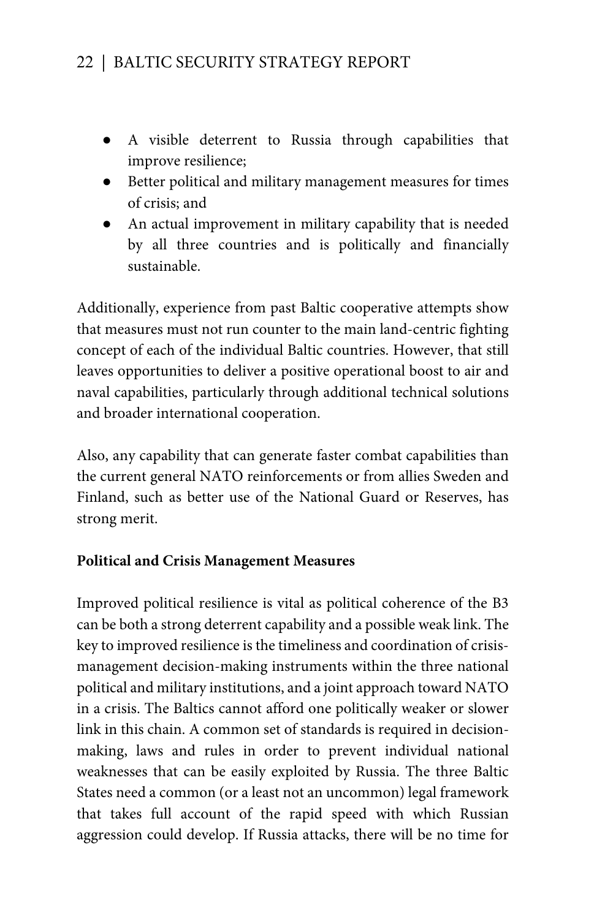- A visible deterrent to Russia through capabilities that improve resilience;
- Better political and military management measures for times of crisis; and
- An actual improvement in military capability that is needed by all three countries and is politically and financially sustainable.

Additionally, experience from past Baltic cooperative attempts show that measures must not run counter to the main land-centric fighting concept of each of the individual Baltic countries. However, that still leaves opportunities to deliver a positive operational boost to air and naval capabilities, particularly through additional technical solutions and broader international cooperation.

Also, any capability that can generate faster combat capabilities than the current general NATO reinforcements or from allies Sweden and Finland, such as better use of the National Guard or Reserves, has strong merit.

**Political and Crisis Management Measures**

Improved political resilience is vital as political coherence of the B3 can be both a strong deterrent capability and a possible weak link. The key to improved resilience is the timeliness and coordination of crisis-management decision-making instruments within the three national political and military institutions, and a joint approach toward NATO in a crisis. The Baltics cannot afford one politically weaker or slower link in this chain. A common set of standards is required in decision-making, laws and rules in order to prevent individual national weaknesses that can be easily exploited by Russia. The three Baltic States need a common (or a least not an uncommon) legal framework that takes full account of the rapid speed with which Russian aggression could develop. If Russia attacks, there will be no time for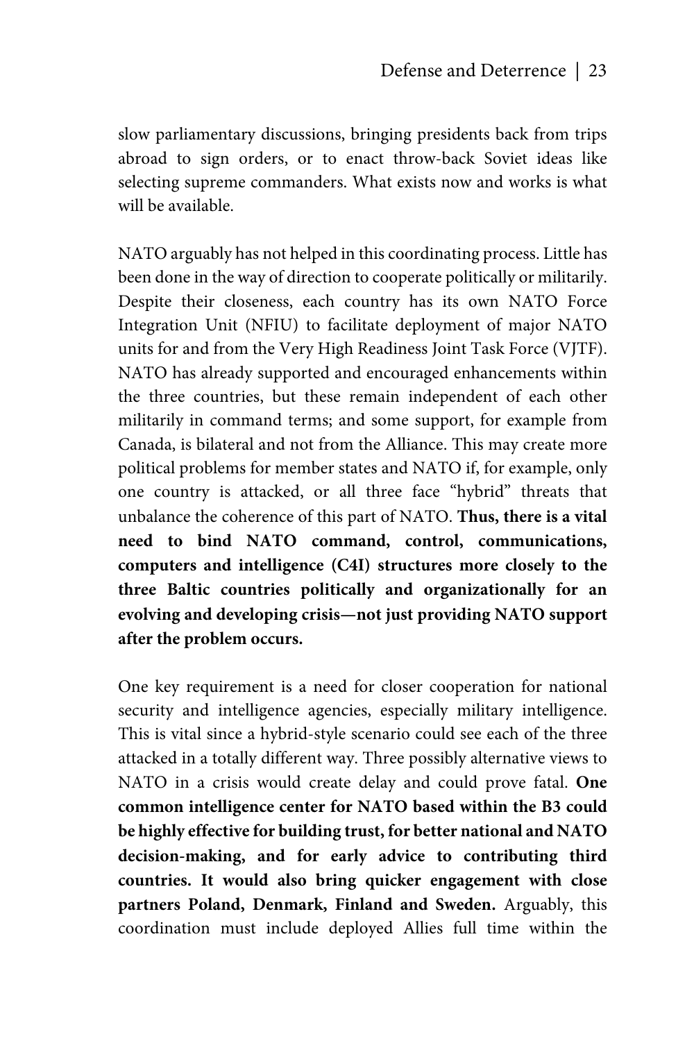slow parliamentary discussions, bringing presidents back from trips abroad to sign orders, or to enact throw-back Soviet ideas like selecting supreme commanders. What exists now and works is what will be available.

NATO arguably has not helped in this coordinating process. Little has been done in the way of direction to cooperate politically or militarily. Despite their closeness, each country has its own NATO Force Integration Unit (NFIU) to facilitate deployment of major NATO units for and from the Very High Readiness Joint Task Force (VJTF). NATO has already supported and encouraged enhancements within the three countries, but these remain independent of each other militarily in command terms; and some support, for example from Canada, is bilateral and not from the Alliance. This may create more political problems for member states and NATO if, for example, only one country is attacked, or all three face "hybrid" threats that unbalance the coherence of this part of NATO. **Thus, there is a vital need to bind NATO command, control, communications, computers and intelligence (C4I) structures more closely to the three Baltic countries politically and organizationally for an evolving and developing crisis—not just providing NATO support after the problem occurs.**

One key requirement is a need for closer cooperation for national security and intelligence agencies, especially military intelligence. This is vital since a hybrid-style scenario could see each of the three attacked in a totally different way. Three possibly alternative views to NATO in a crisis would create delay and could prove fatal. **One common intelligence center for NATO based within the B3 could be highly effective for building trust, for better national and NATO decision-making, and for early advice to contributing third countries. It would also bring quicker engagement with close partners Poland, Denmark, Finland and Sweden.** Arguably, this coordination must include deployed Allies full time within the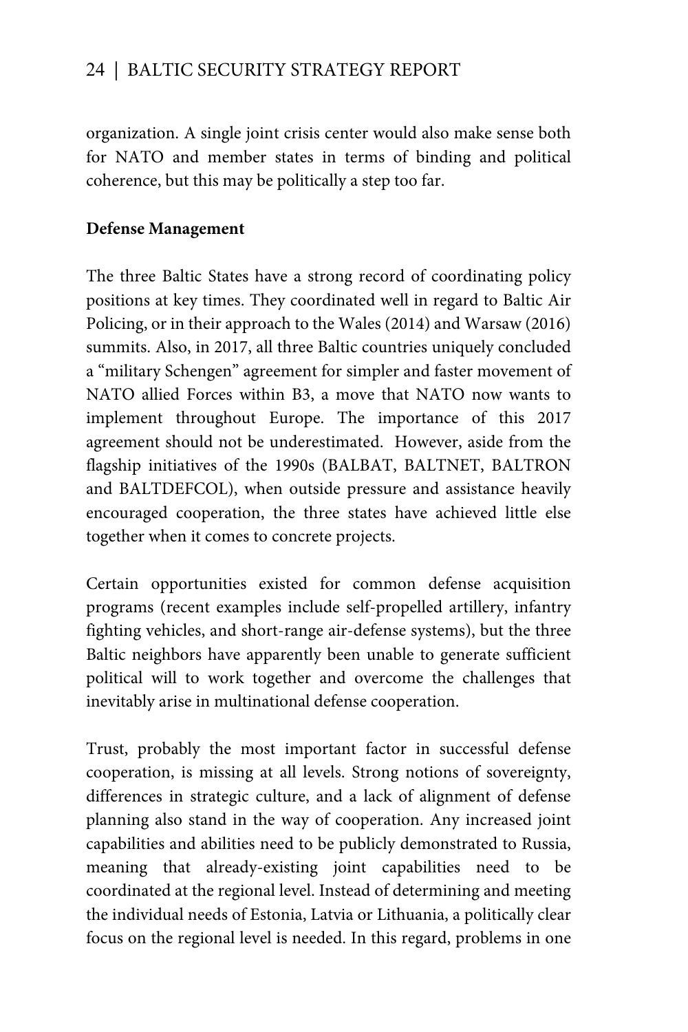organization. A single joint crisis center would also make sense both for NATO and member states in terms of binding and political coherence, but this may be politically a step too far.

**Defense Management**

The three Baltic States have a strong record of coordinating policy positions at key times. They coordinated well in regard to Baltic Air Policing, or in their approach to the Wales (2014) and Warsaw (2016) summits. Also, in 2017, all three Baltic countries uniquely concluded a "military Schengen" agreement for simpler and faster movement of NATO allied Forces within B3, a move that NATO now wants to implement throughout Europe. The importance of this 2017 agreement should not be underestimated. However, aside from the flagship initiatives of the 1990s (BALBAT, BALTNET, BALTRON and BALTDEFCOL), when outside pressure and assistance heavily encouraged cooperation, the three states have achieved little else together when it comes to concrete projects.

Certain opportunities existed for common defense acquisition programs (recent examples include self-propelled artillery, infantry fighting vehicles, and short-range air-defense systems), but the three Baltic neighbors have apparently been unable to generate sufficient political will to work together and overcome the challenges that inevitably arise in multinational defense cooperation.

Trust, probably the most important factor in successful defense cooperation, is missing at all levels. Strong notions of sovereignty, differences in strategic culture, and a lack of alignment of defense planning also stand in the way of cooperation. Any increased joint capabilities and abilities need to be publicly demonstrated to Russia, meaning that already-existing joint capabilities need to be coordinated at the regional level. Instead of determining and meeting the individual needs of Estonia, Latvia or Lithuania, a politically clear focus on the regional level is needed. In this regard, problems in one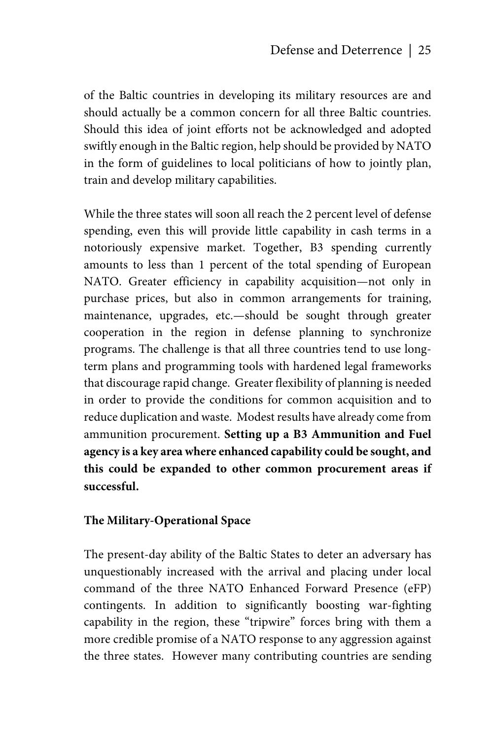of the Baltic countries in developing its military resources are and should actually be a common concern for all three Baltic countries. Should this idea of joint efforts not be acknowledged and adopted swiftly enough in the Baltic region, help should be provided by NATO in the form of guidelines to local politicians of how to jointly plan, train and develop military capabilities.

While the three states will soon all reach the 2 percent level of defense spending, even this will provide little capability in cash terms in a notoriously expensive market. Together, B3 spending currently amounts to less than 1 percent of the total spending of European NATO. Greater efficiency in capability acquisition—not only in purchase prices, but also in common arrangements for training, maintenance, upgrades, etc.—should be sought through greater cooperation in the region in defense planning to synchronize programs. The challenge is that all three countries tend to use long-term plans and programming tools with hardened legal frameworks that discourage rapid change. Greater flexibility of planning is needed in order to provide the conditions for common acquisition and to reduce duplication and waste. Modest results have already come from ammunition procurement. **Setting up a B3 Ammunition and Fuel agency is a key area where enhanced capability could be sought, and this could be expanded to other common procurement areas if successful.**

### The Military-Operational Space

The present-day ability of the Baltic States to deter an adversary has unquestionably increased with the arrival and placing under local command of the three NATO Enhanced Forward Presence (eFP) contingents. In addition to significantly boosting war-fighting capability in the region, these "tripwire" forces bring with them a more credible promise of a NATO response to any aggression against the three states. However many contributing countries are sending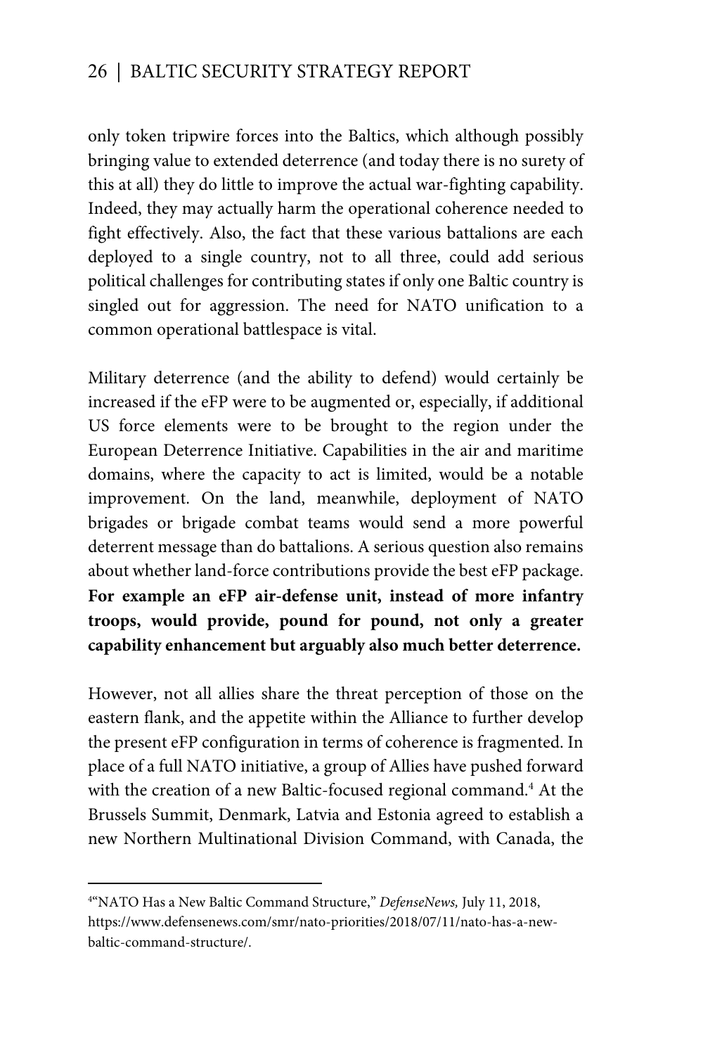only token tripwire forces into the Baltics, which although possibly bringing value to extended deterrence (and today there is no surety of this at all) they do little to improve the actual war-fighting capability. Indeed, they may actually harm the operational coherence needed to fight effectively. Also, the fact that these various battalions are each deployed to a single country, not to all three, could add serious political challenges for contributing states if only one Baltic country is singled out for aggression. The need for NATO unification to a common operational battlespace is vital.

Military deterrence (and the ability to defend) would certainly be increased if the eFP were to be augmented or, especially, if additional US force elements were to be brought to the region under the European Deterrence Initiative. Capabilities in the air and maritime domains, where the capacity to act is limited, would be a notable improvement. On the land, meanwhile, deployment of NATO brigades or brigade combat teams would send a more powerful deterrent message than do battalions. A serious question also remains about whether land-force contributions provide the best eFP package. **For example an eFP air-defense unit, instead of more infantry troops, would provide, pound for pound, not only a greater capability enhancement but arguably also much better deterrence.**

However, not all allies share the threat perception of those on the eastern flank, and the appetite within the Alliance to further develop the present eFP configuration in terms of coherence is fragmented. In place of a full NATO initiative, a group of Allies have pushed forward with the creation of a new Baltic-focused regional command.[4] At the Brussels Summit, Denmark, Latvia and Estonia agreed to establish a new Northern Multinational Division Command, with Canada, the

---

[4] "NATO Has a New Baltic Command Structure," *DefenseNews,* July 11, 2018, https://www.defensenews.com/smr/nato-priorities/2018/07/11/nato-has-a-new-baltic-command-structure/.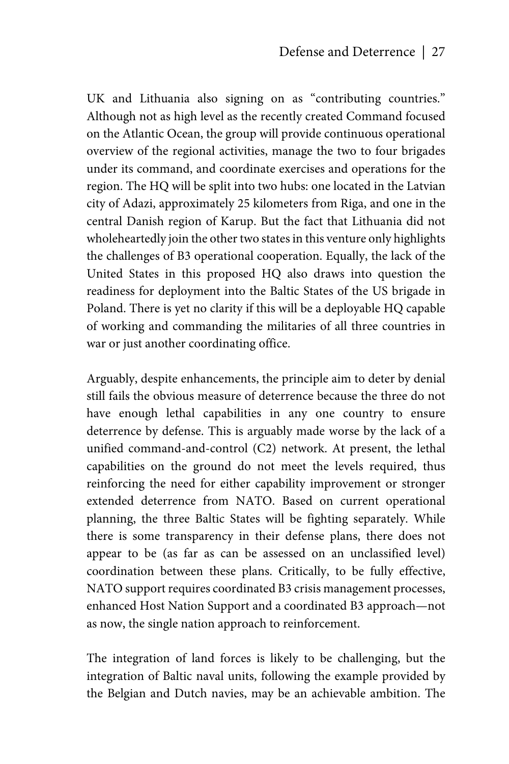UK and Lithuania also signing on as "contributing countries." Although not as high level as the recently created Command focused on the Atlantic Ocean, the group will provide continuous operational overview of the regional activities, manage the two to four brigades under its command, and coordinate exercises and operations for the region. The HQ will be split into two hubs: one located in the Latvian city of Adazi, approximately 25 kilometers from Riga, and one in the central Danish region of Karup. But the fact that Lithuania did not wholeheartedly join the other two states in this venture only highlights the challenges of B3 operational cooperation. Equally, the lack of the United States in this proposed HQ also draws into question the readiness for deployment into the Baltic States of the US brigade in Poland. There is yet no clarity if this will be a deployable HQ capable of working and commanding the militaries of all three countries in war or just another coordinating office.

Arguably, despite enhancements, the principle aim to deter by denial still fails the obvious measure of deterrence because the three do not have enough lethal capabilities in any one country to ensure deterrence by defense. This is arguably made worse by the lack of a unified command-and-control (C2) network. At present, the lethal capabilities on the ground do not meet the levels required, thus reinforcing the need for either capability improvement or stronger extended deterrence from NATO. Based on current operational planning, the three Baltic States will be fighting separately. While there is some transparency in their defense plans, there does not appear to be (as far as can be assessed on an unclassified level) coordination between these plans. Critically, to be fully effective, NATO support requires coordinated B3 crisis management processes, enhanced Host Nation Support and a coordinated B3 approach—not as now, the single nation approach to reinforcement.

The integration of land forces is likely to be challenging, but the integration of Baltic naval units, following the example provided by the Belgian and Dutch navies, may be an achievable ambition. The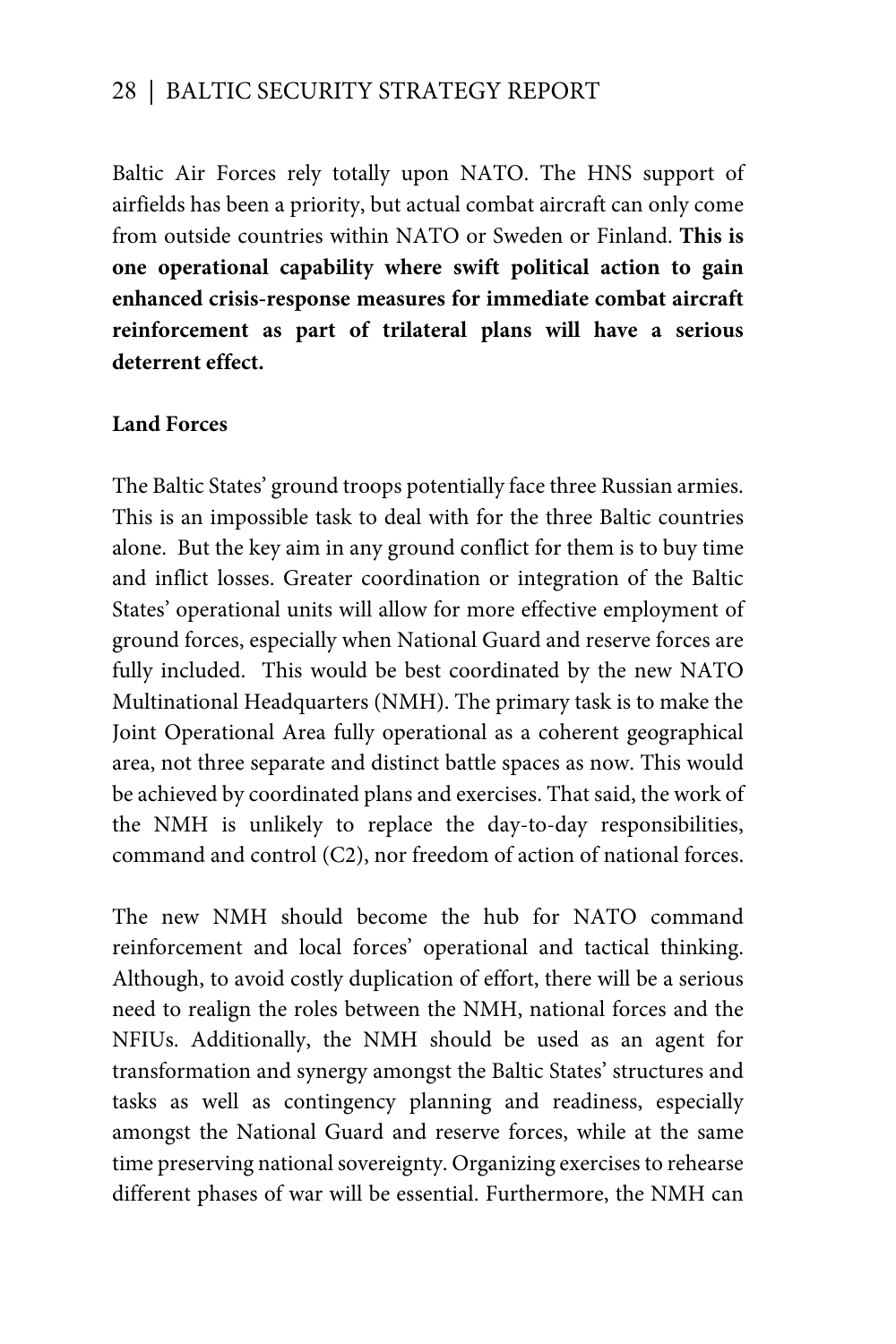Baltic Air Forces rely totally upon NATO. The HNS support of airfields has been a priority, but actual combat aircraft can only come from outside countries within NATO or Sweden or Finland. **This is one operational capability where swift political action to gain enhanced crisis-response measures for immediate combat aircraft reinforcement as part of trilateral plans will have a serious deterrent effect.**

**Land Forces**

The Baltic States' ground troops potentially face three Russian armies. This is an impossible task to deal with for the three Baltic countries alone. But the key aim in any ground conflict for them is to buy time and inflict losses. Greater coordination or integration of the Baltic States' operational units will allow for more effective employment of ground forces, especially when National Guard and reserve forces are fully included. This would be best coordinated by the new NATO Multinational Headquarters (NMH). The primary task is to make the Joint Operational Area fully operational as a coherent geographical area, not three separate and distinct battle spaces as now. This would be achieved by coordinated plans and exercises. That said, the work of the NMH is unlikely to replace the day-to-day responsibilities, command and control (C2), nor freedom of action of national forces.

The new NMH should become the hub for NATO command reinforcement and local forces' operational and tactical thinking. Although, to avoid costly duplication of effort, there will be a serious need to realign the roles between the NMH, national forces and the NFIUs. Additionally, the NMH should be used as an agent for transformation and synergy amongst the Baltic States' structures and tasks as well as contingency planning and readiness, especially amongst the National Guard and reserve forces, while at the same time preserving national sovereignty. Organizing exercises to rehearse different phases of war will be essential. Furthermore, the NMH can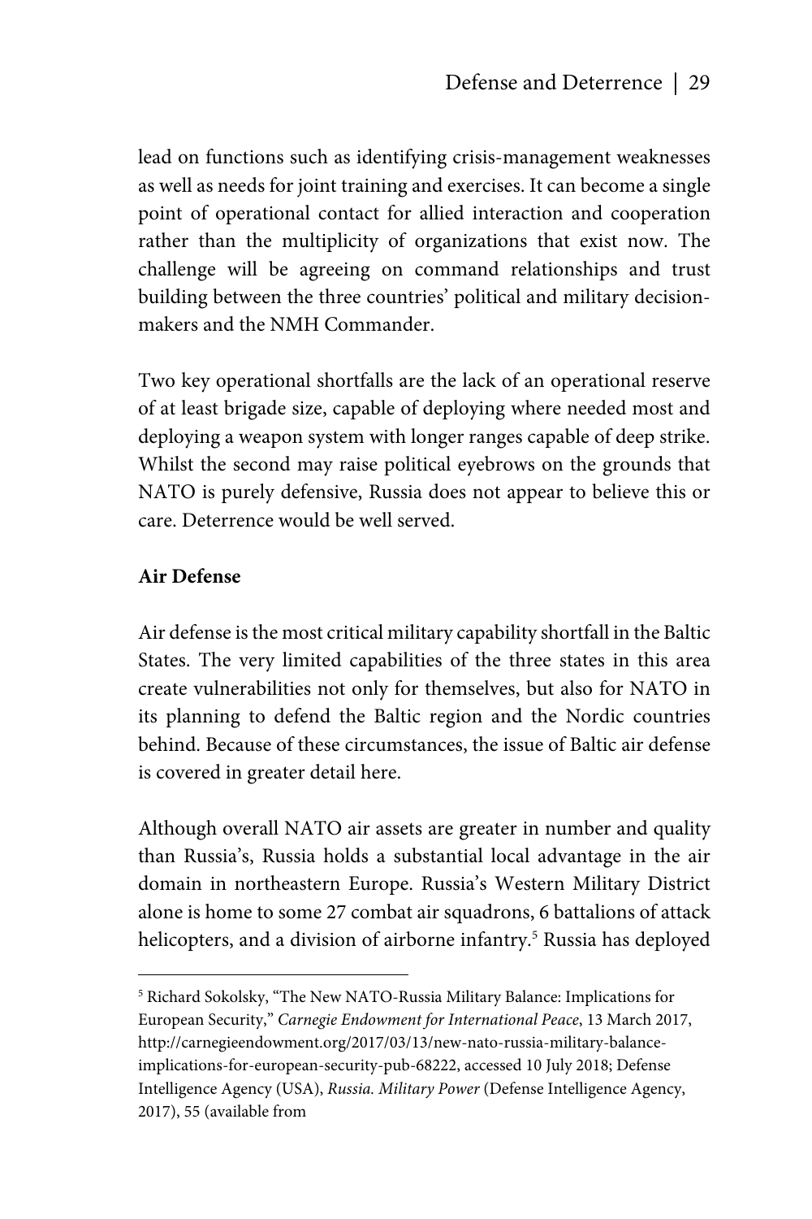lead on functions such as identifying crisis-management weaknesses as well as needs for joint training and exercises. It can become a single point of operational contact for allied interaction and cooperation rather than the multiplicity of organizations that exist now. The challenge will be agreeing on command relationships and trust building between the three countries' political and military decision-makers and the NMH Commander.

Two key operational shortfalls are the lack of an operational reserve of at least brigade size, capable of deploying where needed most and deploying a weapon system with longer ranges capable of deep strike. Whilst the second may raise political eyebrows on the grounds that NATO is purely defensive, Russia does not appear to believe this or care. Deterrence would be well served.

**Air Defense**

Air defense is the most critical military capability shortfall in the Baltic States. The very limited capabilities of the three states in this area create vulnerabilities not only for themselves, but also for NATO in its planning to defend the Baltic region and the Nordic countries behind. Because of these circumstances, the issue of Baltic air defense is covered in greater detail here.

Although overall NATO air assets are greater in number and quality than Russia's, Russia holds a substantial local advantage in the air domain in northeastern Europe. Russia's Western Military District alone is home to some 27 combat air squadrons, 6 battalions of attack helicopters, and a division of airborne infantry.[5] Russia has deployed

---

[5] Richard Sokolsky, "The New NATO-Russia Military Balance: Implications for European Security," *Carnegie Endowment for International Peace*, 13 March 2017, http://carnegieendowment.org/2017/03/13/new-nato-russia-military-balance-implications-for-european-security-pub-68222, accessed 10 July 2018; Defense Intelligence Agency (USA), *Russia. Military Power* (Defense Intelligence Agency, 2017), 55 (available from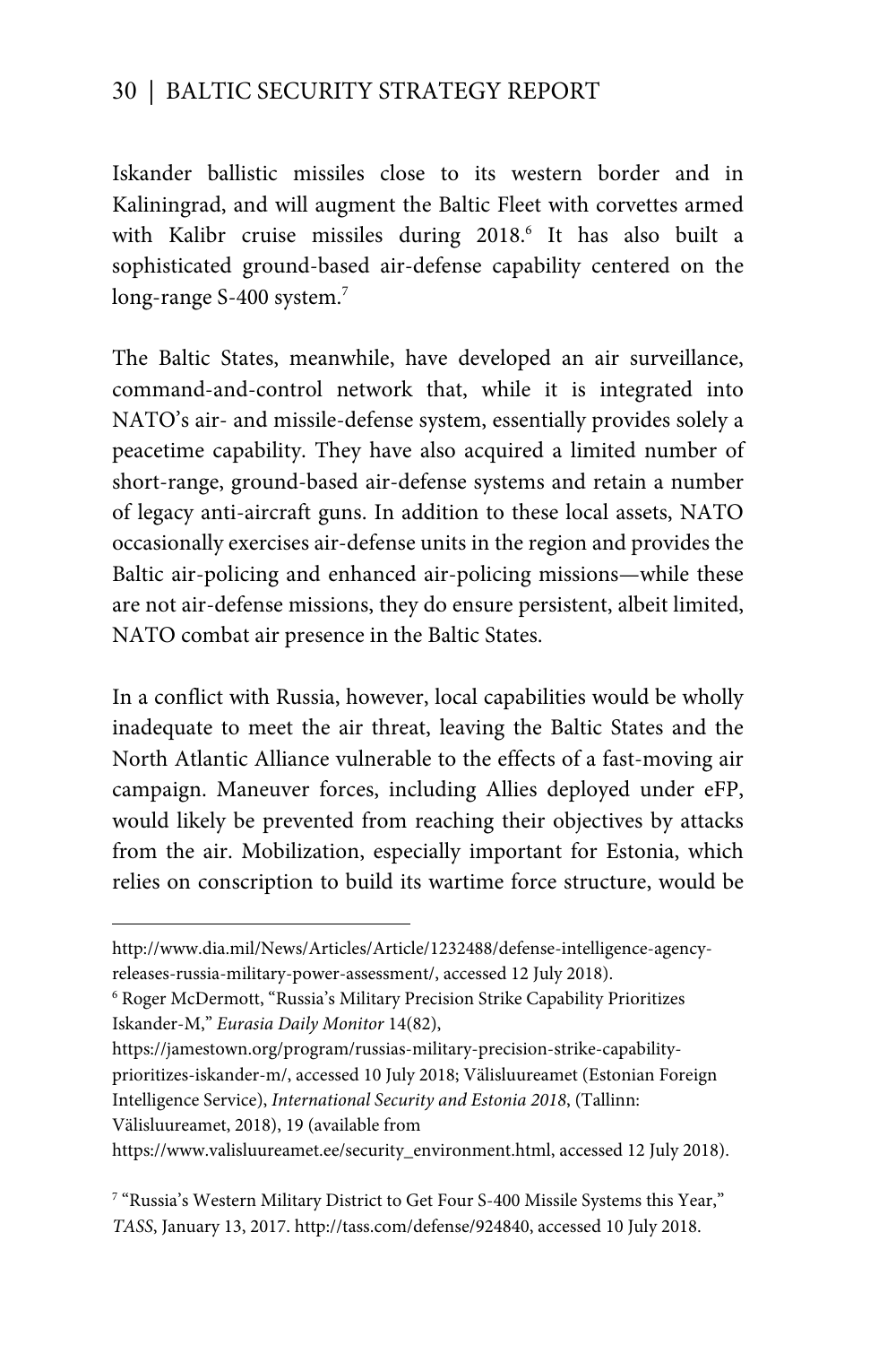Iskander ballistic missiles close to its western border and in Kaliningrad, and will augment the Baltic Fleet with corvettes armed with Kalibr cruise missiles during 2018.[6] It has also built a sophisticated ground-based air-defense capability centered on the long-range S-400 system.[7]

The Baltic States, meanwhile, have developed an air surveillance, command-and-control network that, while it is integrated into NATO's air- and missile-defense system, essentially provides solely a peacetime capability. They have also acquired a limited number of short-range, ground-based air-defense systems and retain a number of legacy anti-aircraft guns. In addition to these local assets, NATO occasionally exercises air-defense units in the region and provides the Baltic air-policing and enhanced air-policing missions—while these are not air-defense missions, they do ensure persistent, albeit limited, NATO combat air presence in the Baltic States.

In a conflict with Russia, however, local capabilities would be wholly inadequate to meet the air threat, leaving the Baltic States and the North Atlantic Alliance vulnerable to the effects of a fast-moving air campaign. Maneuver forces, including Allies deployed under eFP, would likely be prevented from reaching their objectives by attacks from the air. Mobilization, especially important for Estonia, which relies on conscription to build its wartime force structure, would be

---

http://www.dia.mil/News/Articles/Article/1232488/defense-intelligence-agency-releases-russia-military-power-assessment/, accessed 12 July 2018).

[6] Roger McDermott, "Russia's Military Precision Strike Capability Prioritizes Iskander-M," *Eurasia Daily Monitor* 14(82), https://jamestown.org/program/russias-military-precision-strike-capability-prioritizes-iskander-m/, accessed 10 July 2018; Välisluureamet (Estonian Foreign Intelligence Service), *International Security and Estonia 2018*, (Tallinn: Välisluureamet, 2018), 19 (available from https://www.valisluureamet.ee/security_environment.html, accessed 12 July 2018).

[7] "Russia's Western Military District to Get Four S-400 Missile Systems this Year," *TASS*, January 13, 2017. http://tass.com/defense/924840, accessed 10 July 2018.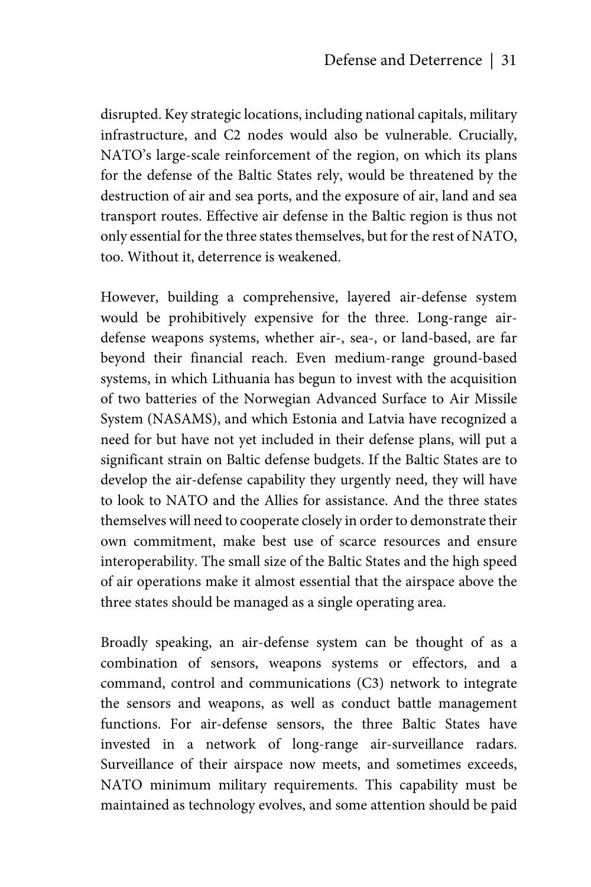disrupted. Key strategic locations, including national capitals, military infrastructure, and C2 nodes would also be vulnerable. Crucially, NATO's large-scale reinforcement of the region, on which its plans for the defense of the Baltic States rely, would be threatened by the destruction of air and sea ports, and the exposure of air, land and sea transport routes. Effective air defense in the Baltic region is thus not only essential for the three states themselves, but for the rest of NATO, too. Without it, deterrence is weakened.

However, building a comprehensive, layered air-defense system would be prohibitively expensive for the three. Long-range air-defense weapons systems, whether air-, sea-, or land-based, are far beyond their financial reach. Even medium-range ground-based systems, in which Lithuania has begun to invest with the acquisition of two batteries of the Norwegian Advanced Surface to Air Missile System (NASAMS), and which Estonia and Latvia have recognized a need for but have not yet included in their defense plans, will put a significant strain on Baltic defense budgets. If the Baltic States are to develop the air-defense capability they urgently need, they will have to look to NATO and the Allies for assistance. And the three states themselves will need to cooperate closely in order to demonstrate their own commitment, make best use of scarce resources and ensure interoperability. The small size of the Baltic States and the high speed of air operations make it almost essential that the airspace above the three states should be managed as a single operating area.

Broadly speaking, an air-defense system can be thought of as a combination of sensors, weapons systems or effectors, and a command, control and communications (C3) network to integrate the sensors and weapons, as well as conduct battle management functions. For air-defense sensors, the three Baltic States have invested in a network of long-range air-surveillance radars. Surveillance of their airspace now meets, and sometimes exceeds, NATO minimum military requirements. This capability must be maintained as technology evolves, and some attention should be paid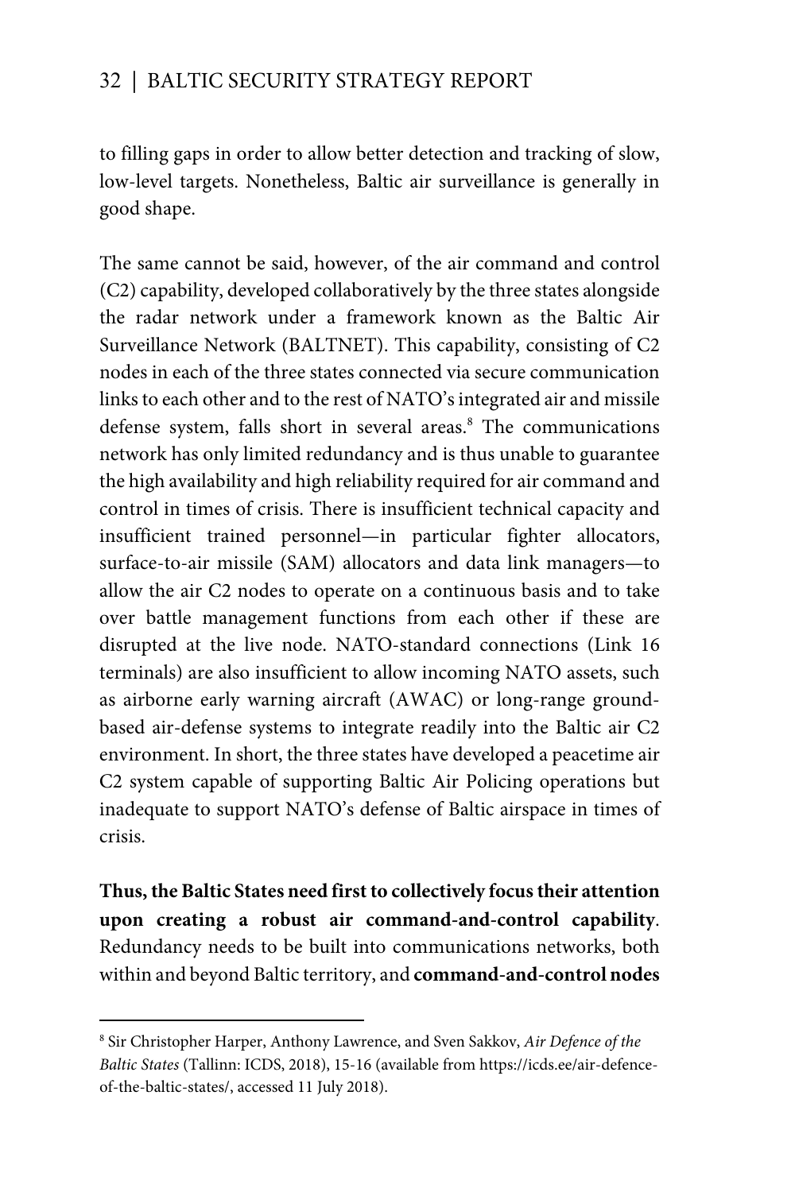to filling gaps in order to allow better detection and tracking of slow, low-level targets. Nonetheless, Baltic air surveillance is generally in good shape.

The same cannot be said, however, of the air command and control (C2) capability, developed collaboratively by the three states alongside the radar network under a framework known as the Baltic Air Surveillance Network (BALTNET). This capability, consisting of C2 nodes in each of the three states connected via secure communication links to each other and to the rest of NATO's integrated air and missile defense system, falls short in several areas.[8] The communications network has only limited redundancy and is thus unable to guarantee the high availability and high reliability required for air command and control in times of crisis. There is insufficient technical capacity and insufficient trained personnel—in particular fighter allocators, surface-to-air missile (SAM) allocators and data link managers—to allow the air C2 nodes to operate on a continuous basis and to take over battle management functions from each other if these are disrupted at the live node. NATO-standard connections (Link 16 terminals) are also insufficient to allow incoming NATO assets, such as airborne early warning aircraft (AWAC) or long-range ground-based air-defense systems to integrate readily into the Baltic air C2 environment. In short, the three states have developed a peacetime air C2 system capable of supporting Baltic Air Policing operations but inadequate to support NATO's defense of Baltic airspace in times of crisis.

**Thus, the Baltic States need first to collectively focus their attention upon creating a robust air command-and-control capability**. Redundancy needs to be built into communications networks, both within and beyond Baltic territory, and **command-and-control nodes**

---

[8] Sir Christopher Harper, Anthony Lawrence, and Sven Sakkov, *Air Defence of the Baltic States* (Tallinn: ICDS, 2018), 15-16 (available from https://icds.ee/air-defence-of-the-baltic-states/, accessed 11 July 2018).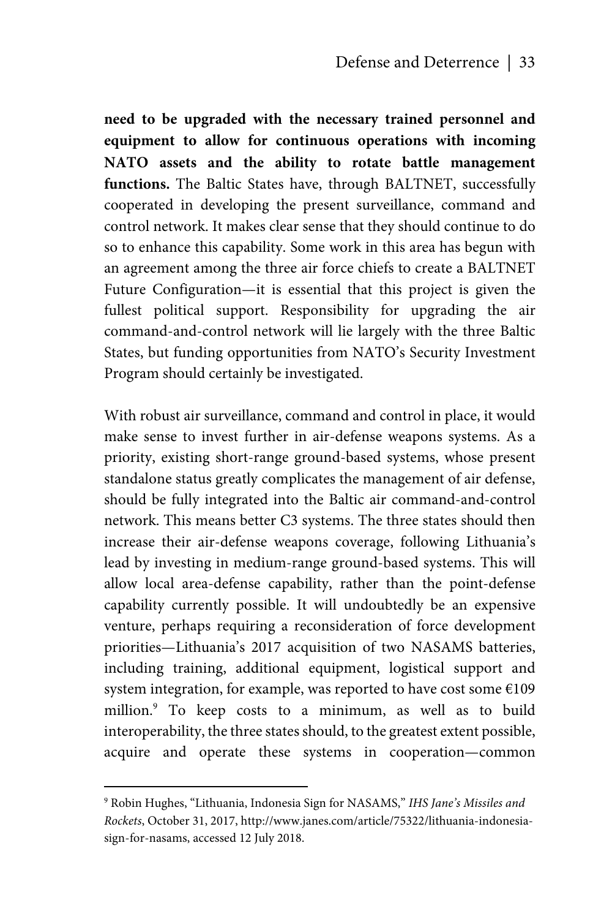**need to be upgraded with the necessary trained personnel and equipment to allow for continuous operations with incoming NATO assets and the ability to rotate battle management functions.** The Baltic States have, through BALTNET, successfully cooperated in developing the present surveillance, command and control network. It makes clear sense that they should continue to do so to enhance this capability. Some work in this area has begun with an agreement among the three air force chiefs to create a BALTNET Future Configuration—it is essential that this project is given the fullest political support. Responsibility for upgrading the air command-and-control network will lie largely with the three Baltic States, but funding opportunities from NATO's Security Investment Program should certainly be investigated.

With robust air surveillance, command and control in place, it would make sense to invest further in air-defense weapons systems. As a priority, existing short-range ground-based systems, whose present standalone status greatly complicates the management of air defense, should be fully integrated into the Baltic air command-and-control network. This means better C3 systems. The three states should then increase their air-defense weapons coverage, following Lithuania's lead by investing in medium-range ground-based systems. This will allow local area-defense capability, rather than the point-defense capability currently possible. It will undoubtedly be an expensive venture, perhaps requiring a reconsideration of force development priorities—Lithuania's 2017 acquisition of two NASAMS batteries, including training, additional equipment, logistical support and system integration, for example, was reported to have cost some €109 million.[9] To keep costs to a minimum, as well as to build interoperability, the three states should, to the greatest extent possible, acquire and operate these systems in cooperation—common

---

[9] Robin Hughes, "Lithuania, Indonesia Sign for NASAMS," *IHS Jane's Missiles and Rockets*, October 31, 2017, http://www.janes.com/article/75322/lithuania-indonesia-sign-for-nasams, accessed 12 July 2018.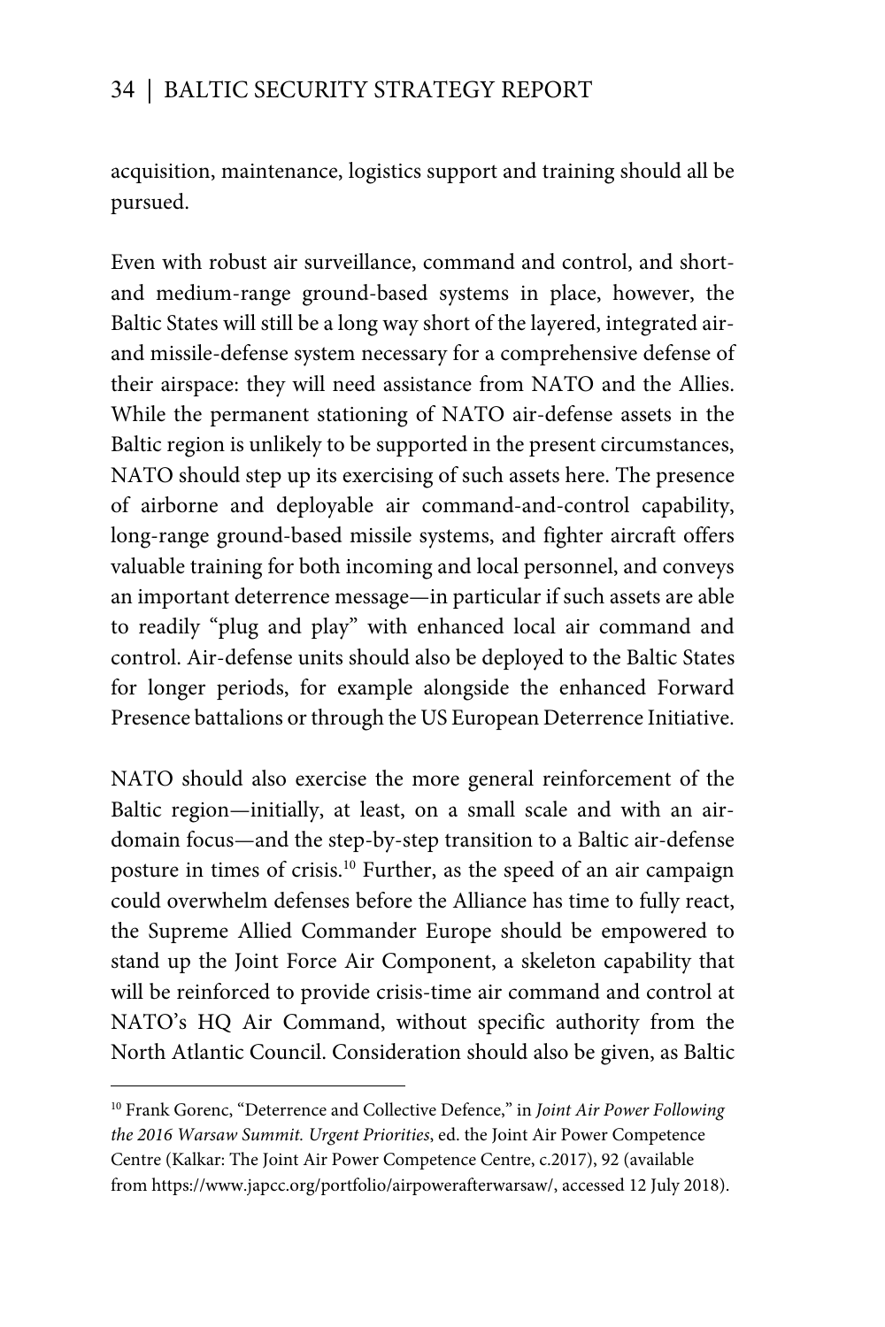acquisition, maintenance, logistics support and training should all be pursued.

Even with robust air surveillance, command and control, and short- and medium-range ground-based systems in place, however, the Baltic States will still be a long way short of the layered, integrated air- and missile-defense system necessary for a comprehensive defense of their airspace: they will need assistance from NATO and the Allies. While the permanent stationing of NATO air-defense assets in the Baltic region is unlikely to be supported in the present circumstances, NATO should step up its exercising of such assets here. The presence of airborne and deployable air command-and-control capability, long-range ground-based missile systems, and fighter aircraft offers valuable training for both incoming and local personnel, and conveys an important deterrence message—in particular if such assets are able to readily "plug and play" with enhanced local air command and control. Air-defense units should also be deployed to the Baltic States for longer periods, for example alongside the enhanced Forward Presence battalions or through the US European Deterrence Initiative.

NATO should also exercise the more general reinforcement of the Baltic region—initially, at least, on a small scale and with an air-domain focus—and the step-by-step transition to a Baltic air-defense posture in times of crisis.[10] Further, as the speed of an air campaign could overwhelm defenses before the Alliance has time to fully react, the Supreme Allied Commander Europe should be empowered to stand up the Joint Force Air Component, a skeleton capability that will be reinforced to provide crisis-time air command and control at NATO's HQ Air Command, without specific authority from the North Atlantic Council. Consideration should also be given, as Baltic

---

[10] Frank Gorenc, "Deterrence and Collective Defence," in *Joint Air Power Following the 2016 Warsaw Summit. Urgent Priorities*, ed. the Joint Air Power Competence Centre (Kalkar: The Joint Air Power Competence Centre, c.2017), 92 (available from https://www.japcc.org/portfolio/airpowerafterwarsaw/, accessed 12 July 2018).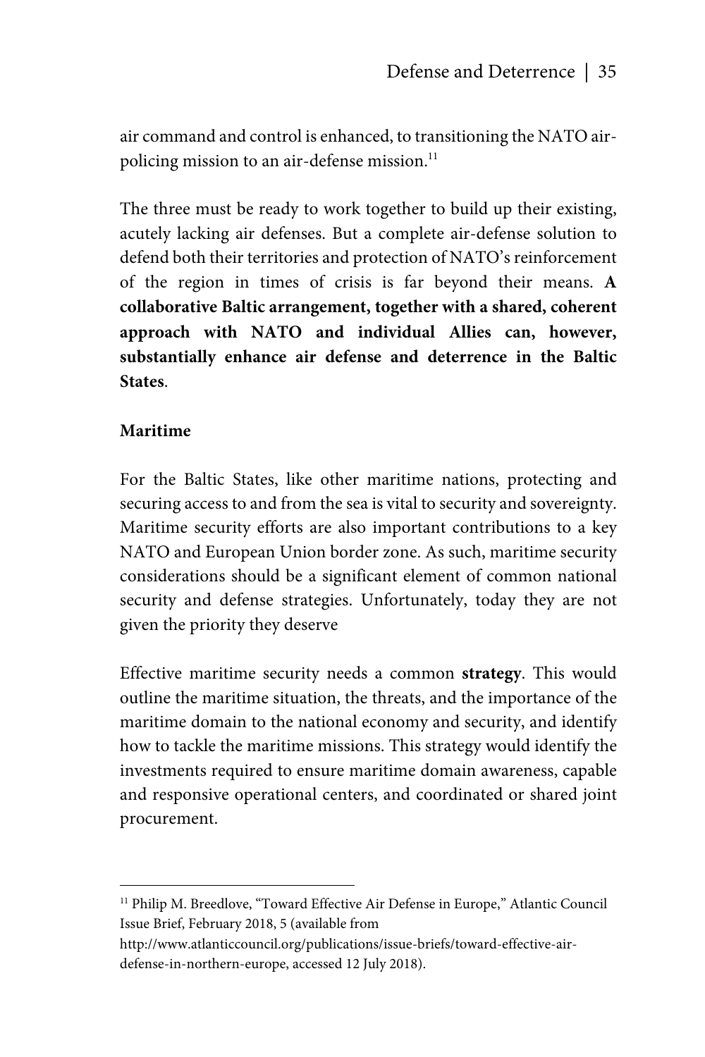air command and control is enhanced, to transitioning the NATO air-policing mission to an air-defense mission.[11]

The three must be ready to work together to build up their existing, acutely lacking air defenses. But a complete air-defense solution to defend both their territories and protection of NATO's reinforcement of the region in times of crisis is far beyond their means. **A collaborative Baltic arrangement, together with a shared, coherent approach with NATO and individual Allies can, however, substantially enhance air defense and deterrence in the Baltic States**.

**Maritime**

For the Baltic States, like other maritime nations, protecting and securing access to and from the sea is vital to security and sovereignty. Maritime security efforts are also important contributions to a key NATO and European Union border zone. As such, maritime security considerations should be a significant element of common national security and defense strategies. Unfortunately, today they are not given the priority they deserve

Effective maritime security needs a common **strategy**. This would outline the maritime situation, the threats, and the importance of the maritime domain to the national economy and security, and identify how to tackle the maritime missions. This strategy would identify the investments required to ensure maritime domain awareness, capable and responsive operational centers, and coordinated or shared joint procurement.

---

[11] Philip M. Breedlove, "Toward Effective Air Defense in Europe," Atlantic Council Issue Brief, February 2018, 5 (available from http://www.atlanticcouncil.org/publications/issue-briefs/toward-effective-air-defense-in-northern-europe, accessed 12 July 2018).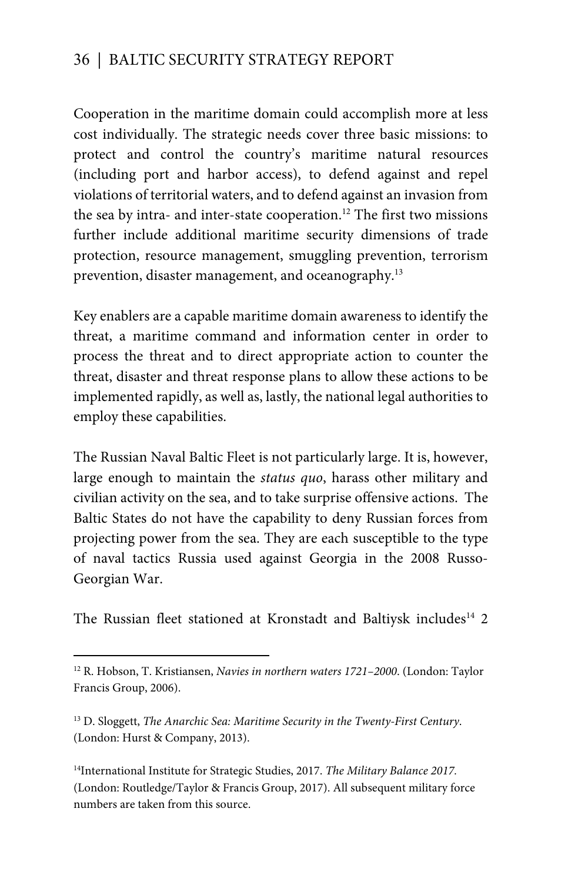Cooperation in the maritime domain could accomplish more at less cost individually. The strategic needs cover three basic missions: to protect and control the country's maritime natural resources (including port and harbor access), to defend against and repel violations of territorial waters, and to defend against an invasion from the sea by intra- and inter-state cooperation.[12] The first two missions further include additional maritime security dimensions of trade protection, resource management, smuggling prevention, terrorism prevention, disaster management, and oceanography.[13]

Key enablers are a capable maritime domain awareness to identify the threat, a maritime command and information center in order to process the threat and to direct appropriate action to counter the threat, disaster and threat response plans to allow these actions to be implemented rapidly, as well as, lastly, the national legal authorities to employ these capabilities.

The Russian Naval Baltic Fleet is not particularly large. It is, however, large enough to maintain the *status quo*, harass other military and civilian activity on the sea, and to take surprise offensive actions. The Baltic States do not have the capability to deny Russian forces from projecting power from the sea. They are each susceptible to the type of naval tactics Russia used against Georgia in the 2008 Russo-Georgian War.

The Russian fleet stationed at Kronstadt and Baltiysk includes[14] 2

---

[12] R. Hobson, T. Kristiansen, *Navies in northern waters 1721–2000*. (London: Taylor Francis Group, 2006).

[13] D. Sloggett, *The Anarchic Sea: Maritime Security in the Twenty-First Century*. (London: Hurst & Company, 2013).

[14] International Institute for Strategic Studies, 2017. *The Military Balance 2017*. (London: Routledge/Taylor & Francis Group, 2017). All subsequent military force numbers are taken from this source.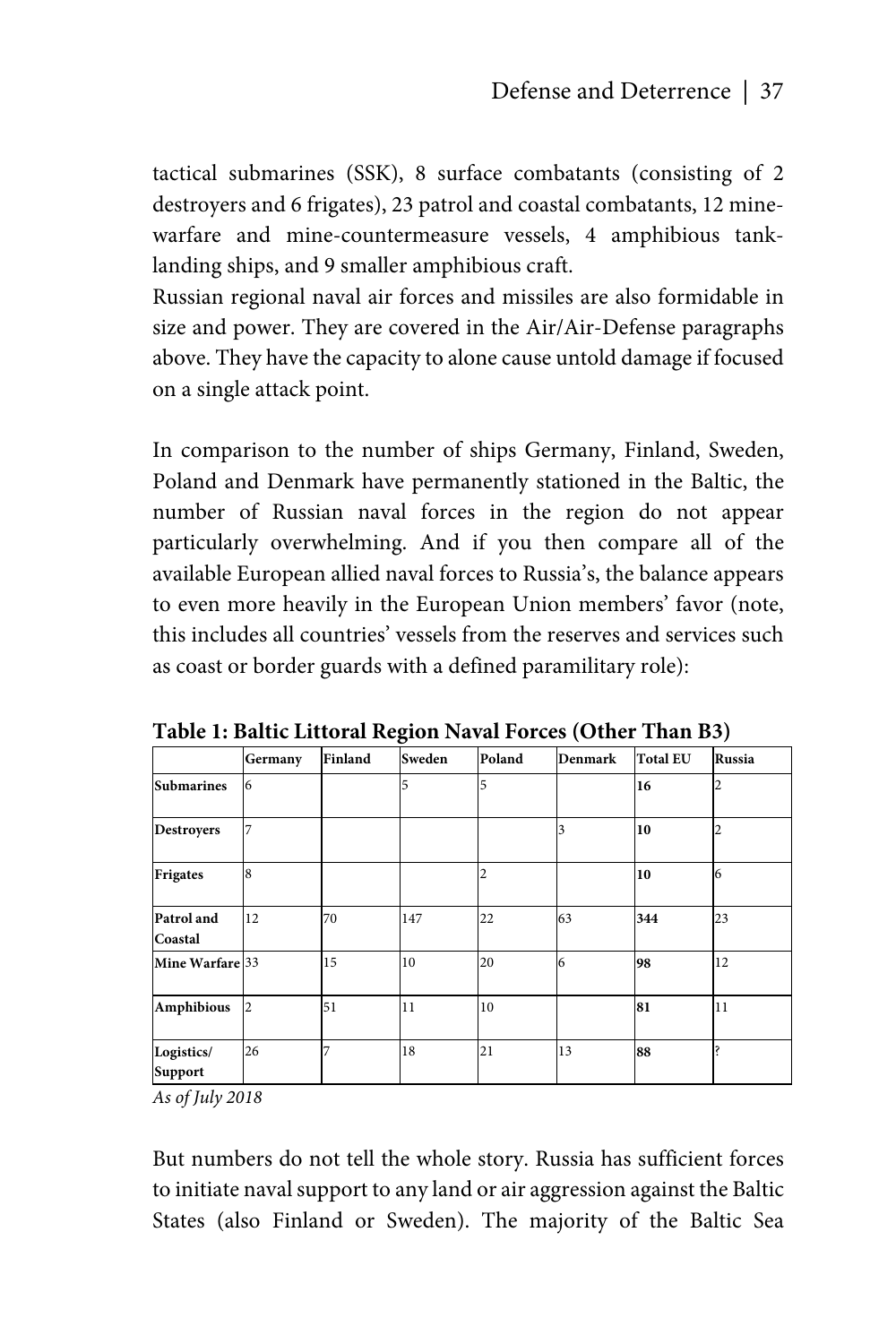tactical submarines (SSK), 8 surface combatants (consisting of 2 destroyers and 6 frigates), 23 patrol and coastal combatants, 12 mine-warfare and mine-countermeasure vessels, 4 amphibious tank-landing ships, and 9 smaller amphibious craft.

Russian regional naval air forces and missiles are also formidable in size and power. They are covered in the Air/Air-Defense paragraphs above. They have the capacity to alone cause untold damage if focused on a single attack point.

In comparison to the number of ships Germany, Finland, Sweden, Poland and Denmark have permanently stationed in the Baltic, the number of Russian naval forces in the region do not appear particularly overwhelming. And if you then compare all of the available European allied naval forces to Russia's, the balance appears to even more heavily in the European Union members' favor (note, this includes all countries' vessels from the reserves and services such as coast or border guards with a defined paramilitary role):

**Table 1: Baltic Littoral Region Naval Forces (Other Than B3)**

| | Germany | Finland | Sweden | Poland | Denmark | Total EU | Russia |
|---|---|---|---|---|---|---|---|
| **Submarines** | 6 | | 5 | 5 | | **16** | 2 |
| **Destroyers** | 7 | | | | 3 | **10** | 2 |
| **Frigates** | 8 | | | 2 | | **10** | 6 |
| **Patrol and Coastal** | 12 | 70 | 147 | 22 | 63 | **344** | 23 |
| **Mine Warfare** | 33 | 15 | 10 | 20 | 6 | **98** | 12 |
| **Amphibious** | 2 | 51 | 11 | 10 | | **81** | 11 |
| **Logistics/ Support** | 26 | 7 | 18 | 21 | 13 | **88** | ? |

*As of July 2018*

But numbers do not tell the whole story. Russia has sufficient forces to initiate naval support to any land or air aggression against the Baltic States (also Finland or Sweden). The majority of the Baltic Sea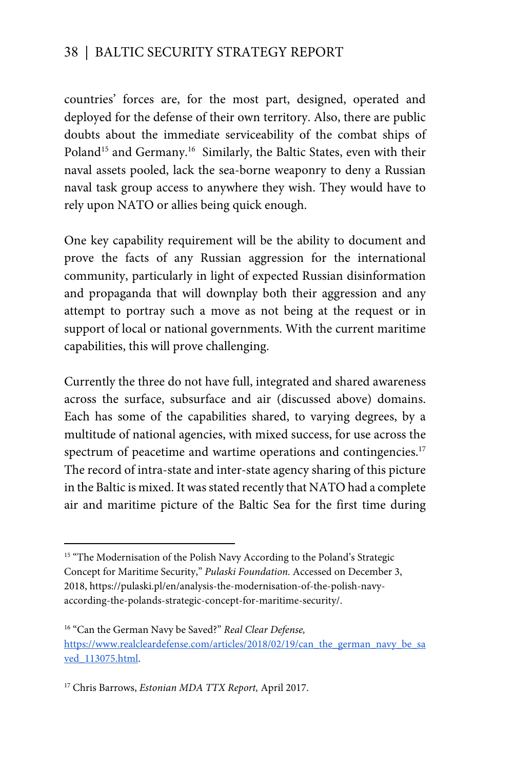countries' forces are, for the most part, designed, operated and deployed for the defense of their own territory. Also, there are public doubts about the immediate serviceability of the combat ships of Poland[15] and Germany.[16] Similarly, the Baltic States, even with their naval assets pooled, lack the sea-borne weaponry to deny a Russian naval task group access to anywhere they wish. They would have to rely upon NATO or allies being quick enough.

One key capability requirement will be the ability to document and prove the facts of any Russian aggression for the international community, particularly in light of expected Russian disinformation and propaganda that will downplay both their aggression and any attempt to portray such a move as not being at the request or in support of local or national governments. With the current maritime capabilities, this will prove challenging.

Currently the three do not have full, integrated and shared awareness across the surface, subsurface and air (discussed above) domains. Each has some of the capabilities shared, to varying degrees, by a multitude of national agencies, with mixed success, for use across the spectrum of peacetime and wartime operations and contingencies.[17] The record of intra-state and inter-state agency sharing of this picture in the Baltic is mixed. It was stated recently that NATO had a complete air and maritime picture of the Baltic Sea for the first time during

---

[15] "The Modernisation of the Polish Navy According to the Poland's Strategic Concept for Maritime Security," *Pulaski Foundation.* Accessed on December 3, 2018, https://pulaski.pl/en/analysis-the-modernisation-of-the-polish-navy-according-the-polands-strategic-concept-for-maritime-security/.

[16] "Can the German Navy be Saved?" *Real Clear Defense,* https://www.realcleardefense.com/articles/2018/02/19/can_the_german_navy_be_saved_113075.html.

[17] Chris Barrows, *Estonian MDA TTX Report,* April 2017.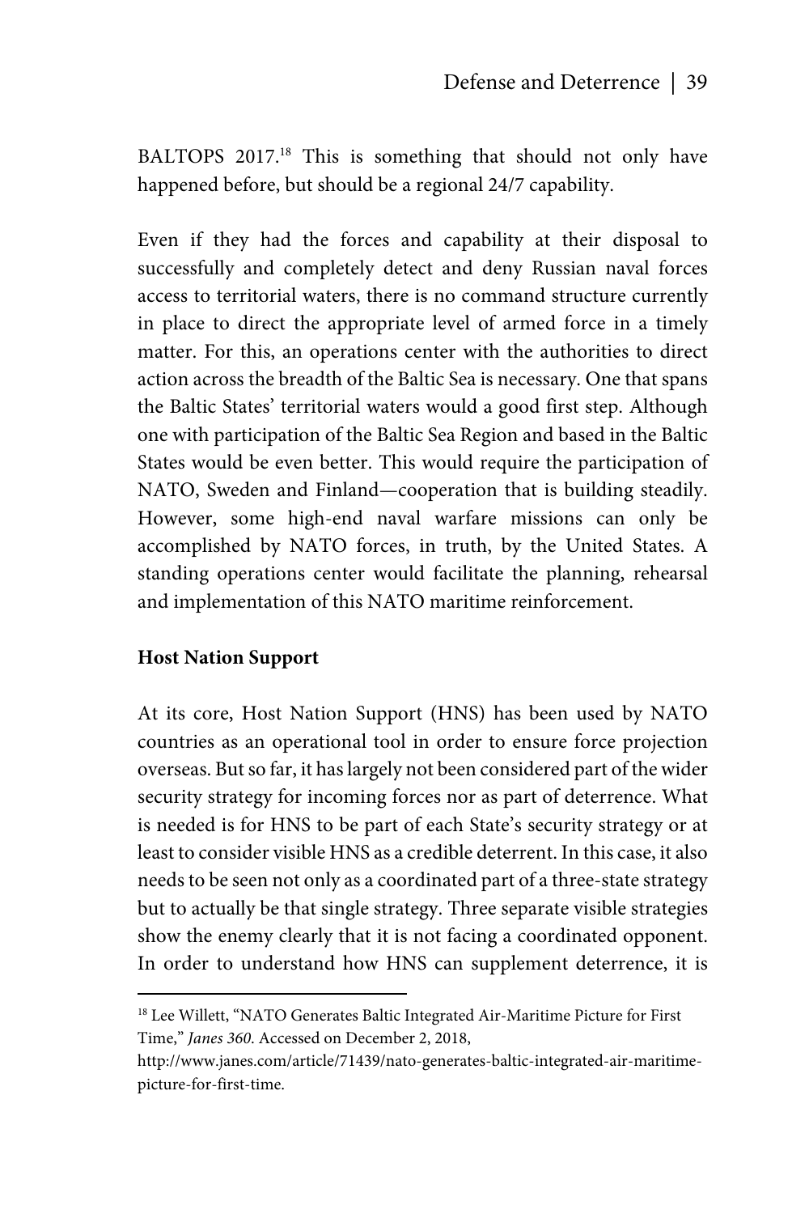BALTOPS 2017.[18] This is something that should not only have happened before, but should be a regional 24/7 capability.

Even if they had the forces and capability at their disposal to successfully and completely detect and deny Russian naval forces access to territorial waters, there is no command structure currently in place to direct the appropriate level of armed force in a timely matter. For this, an operations center with the authorities to direct action across the breadth of the Baltic Sea is necessary. One that spans the Baltic States' territorial waters would a good first step. Although one with participation of the Baltic Sea Region and based in the Baltic States would be even better. This would require the participation of NATO, Sweden and Finland—cooperation that is building steadily. However, some high-end naval warfare missions can only be accomplished by NATO forces, in truth, by the United States. A standing operations center would facilitate the planning, rehearsal and implementation of this NATO maritime reinforcement.

**Host Nation Support**

At its core, Host Nation Support (HNS) has been used by NATO countries as an operational tool in order to ensure force projection overseas. But so far, it has largely not been considered part of the wider security strategy for incoming forces nor as part of deterrence. What is needed is for HNS to be part of each State's security strategy or at least to consider visible HNS as a credible deterrent. In this case, it also needs to be seen not only as a coordinated part of a three-state strategy but to actually be that single strategy. Three separate visible strategies show the enemy clearly that it is not facing a coordinated opponent. In order to understand how HNS can supplement deterrence, it is

---

[18] Lee Willett, "NATO Generates Baltic Integrated Air-Maritime Picture for First Time," *Janes 360*. Accessed on December 2, 2018, http://www.janes.com/article/71439/nato-generates-baltic-integrated-air-maritime-picture-for-first-time.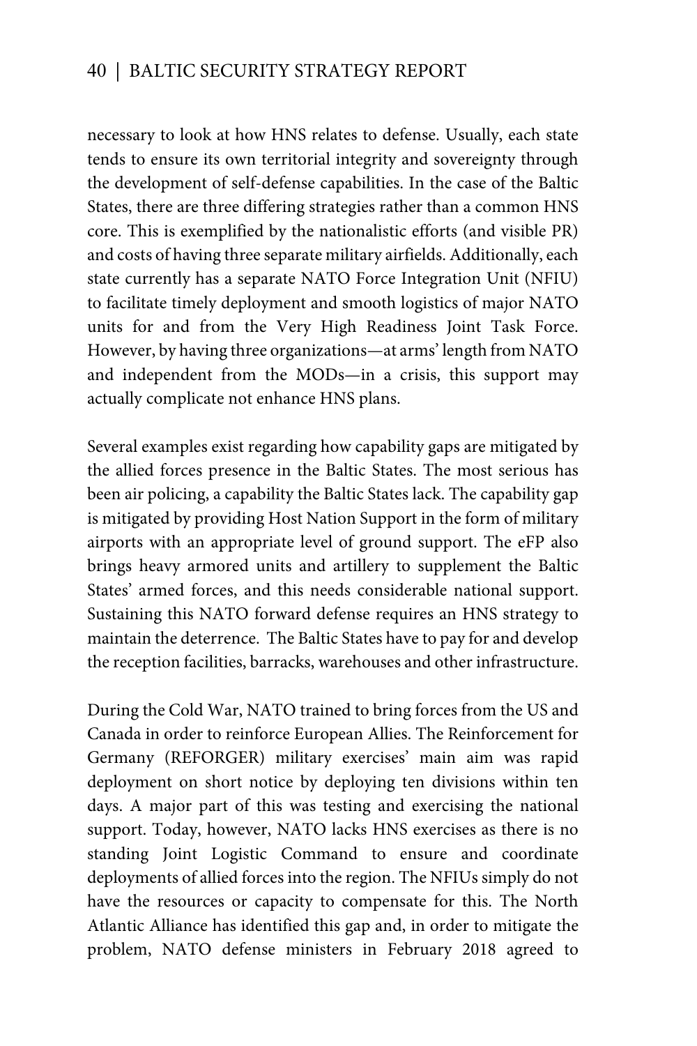necessary to look at how HNS relates to defense. Usually, each state tends to ensure its own territorial integrity and sovereignty through the development of self-defense capabilities. In the case of the Baltic States, there are three differing strategies rather than a common HNS core. This is exemplified by the nationalistic efforts (and visible PR) and costs of having three separate military airfields. Additionally, each state currently has a separate NATO Force Integration Unit (NFIU) to facilitate timely deployment and smooth logistics of major NATO units for and from the Very High Readiness Joint Task Force. However, by having three organizations—at arms' length from NATO and independent from the MODs—in a crisis, this support may actually complicate not enhance HNS plans.

Several examples exist regarding how capability gaps are mitigated by the allied forces presence in the Baltic States. The most serious has been air policing, a capability the Baltic States lack. The capability gap is mitigated by providing Host Nation Support in the form of military airports with an appropriate level of ground support. The eFP also brings heavy armored units and artillery to supplement the Baltic States' armed forces, and this needs considerable national support. Sustaining this NATO forward defense requires an HNS strategy to maintain the deterrence. The Baltic States have to pay for and develop the reception facilities, barracks, warehouses and other infrastructure.

During the Cold War, NATO trained to bring forces from the US and Canada in order to reinforce European Allies. The Reinforcement for Germany (REFORGER) military exercises' main aim was rapid deployment on short notice by deploying ten divisions within ten days. A major part of this was testing and exercising the national support. Today, however, NATO lacks HNS exercises as there is no standing Joint Logistic Command to ensure and coordinate deployments of allied forces into the region. The NFIUs simply do not have the resources or capacity to compensate for this. The North Atlantic Alliance has identified this gap and, in order to mitigate the problem, NATO defense ministers in February 2018 agreed to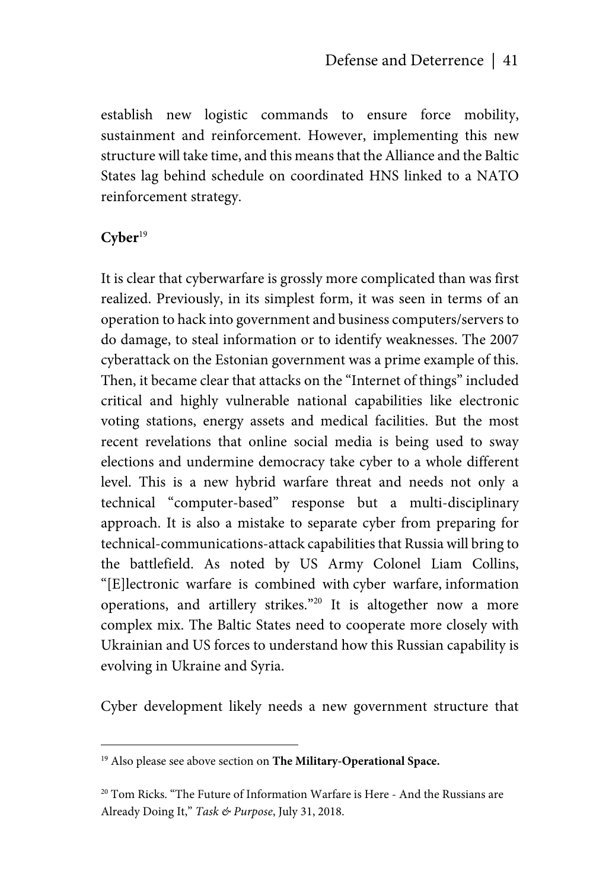establish new logistic commands to ensure force mobility, sustainment and reinforcement. However, implementing this new structure will take time, and this means that the Alliance and the Baltic States lag behind schedule on coordinated HNS linked to a NATO reinforcement strategy.

### Cyber[19]

It is clear that cyberwarfare is grossly more complicated than was first realized. Previously, in its simplest form, it was seen in terms of an operation to hack into government and business computers/servers to do damage, to steal information or to identify weaknesses. The 2007 cyberattack on the Estonian government was a prime example of this. Then, it became clear that attacks on the "Internet of things" included critical and highly vulnerable national capabilities like electronic voting stations, energy assets and medical facilities. But the most recent revelations that online social media is being used to sway elections and undermine democracy take cyber to a whole different level. This is a new hybrid warfare threat and needs not only a technical "computer-based" response but a multi-disciplinary approach. It is also a mistake to separate cyber from preparing for technical-communications-attack capabilities that Russia will bring to the battlefield. As noted by US Army Colonel Liam Collins, "[E]lectronic warfare is combined with cyber warfare, information operations, and artillery strikes."[20] It is altogether now a more complex mix. The Baltic States need to cooperate more closely with Ukrainian and US forces to understand how this Russian capability is evolving in Ukraine and Syria.

Cyber development likely needs a new government structure that

---

[19] Also please see above section on **The Military-Operational Space.**

[20] Tom Ricks. "The Future of Information Warfare is Here - And the Russians are Already Doing It," *Task & Purpose*, July 31, 2018.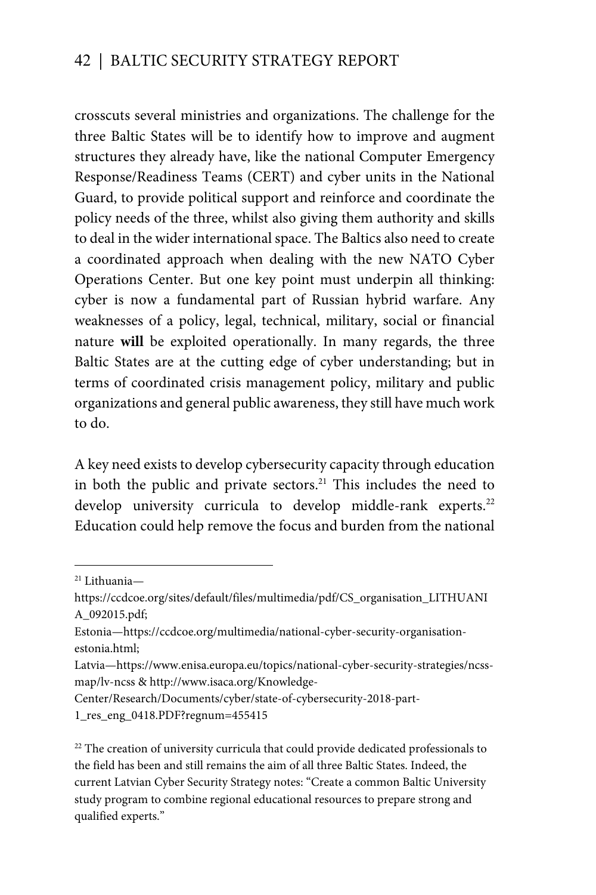crosscuts several ministries and organizations. The challenge for the three Baltic States will be to identify how to improve and augment structures they already have, like the national Computer Emergency Response/Readiness Teams (CERT) and cyber units in the National Guard, to provide political support and reinforce and coordinate the policy needs of the three, whilst also giving them authority and skills to deal in the wider international space. The Baltics also need to create a coordinated approach when dealing with the new NATO Cyber Operations Center. But one key point must underpin all thinking: cyber is now a fundamental part of Russian hybrid warfare. Any weaknesses of a policy, legal, technical, military, social or financial nature **will** be exploited operationally. In many regards, the three Baltic States are at the cutting edge of cyber understanding; but in terms of coordinated crisis management policy, military and public organizations and general public awareness, they still have much work to do.

A key need exists to develop cybersecurity capacity through education in both the public and private sectors.[21] This includes the need to develop university curricula to develop middle-rank experts.[22] Education could help remove the focus and burden from the national

---

[21] Lithuania—https://ccdcoe.org/sites/default/files/multimedia/pdf/CS_organisation_LITHUANIA_092015.pdf;
Estonia—https://ccdcoe.org/multimedia/national-cyber-security-organisation-estonia.html;
Latvia—https://www.enisa.europa.eu/topics/national-cyber-security-strategies/ncss-map/lv-ncss & http://www.isaca.org/Knowledge-Center/Research/Documents/cyber/state-of-cybersecurity-2018-part-1_res_eng_0418.PDF?regnum=455415

[22] The creation of university curricula that could provide dedicated professionals to the field has been and still remains the aim of all three Baltic States. Indeed, the current Latvian Cyber Security Strategy notes: "Create a common Baltic University study program to combine regional educational resources to prepare strong and qualified experts."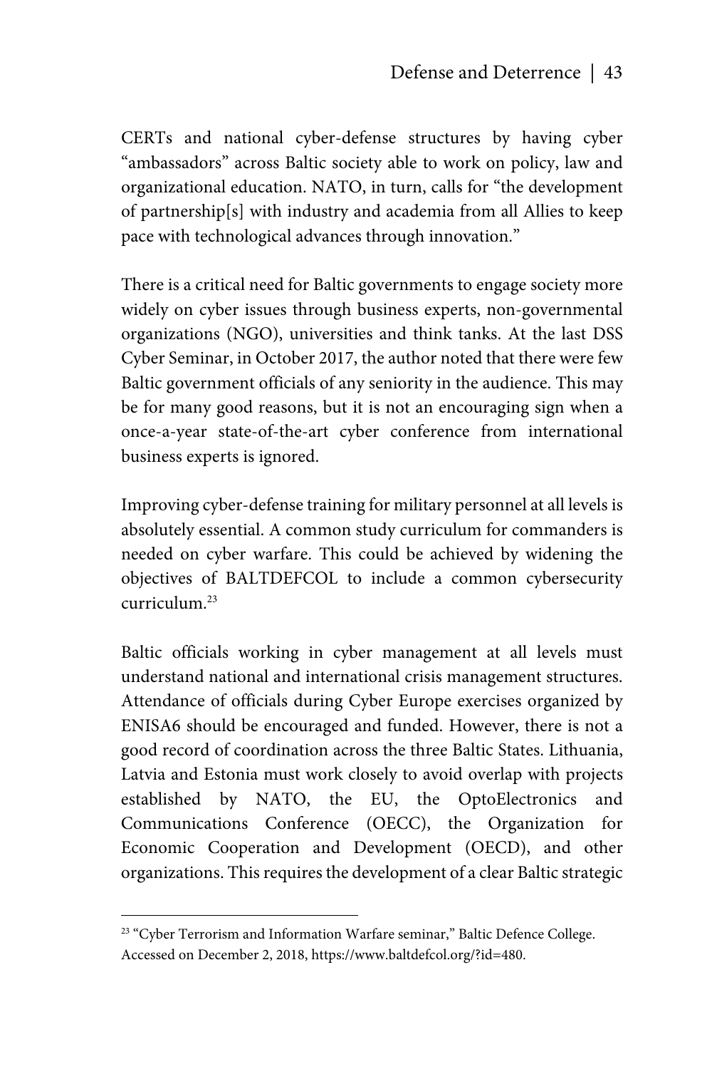CERTs and national cyber-defense structures by having cyber "ambassadors" across Baltic society able to work on policy, law and organizational education. NATO, in turn, calls for "the development of partnership[s] with industry and academia from all Allies to keep pace with technological advances through innovation."

There is a critical need for Baltic governments to engage society more widely on cyber issues through business experts, non-governmental organizations (NGO), universities and think tanks. At the last DSS Cyber Seminar, in October 2017, the author noted that there were few Baltic government officials of any seniority in the audience. This may be for many good reasons, but it is not an encouraging sign when a once-a-year state-of-the-art cyber conference from international business experts is ignored.

Improving cyber-defense training for military personnel at all levels is absolutely essential. A common study curriculum for commanders is needed on cyber warfare. This could be achieved by widening the objectives of BALTDEFCOL to include a common cybersecurity curriculum.[23]

Baltic officials working in cyber management at all levels must understand national and international crisis management structures. Attendance of officials during Cyber Europe exercises organized by ENISA6 should be encouraged and funded. However, there is not a good record of coordination across the three Baltic States. Lithuania, Latvia and Estonia must work closely to avoid overlap with projects established by NATO, the EU, the OptoElectronics and Communications Conference (OECC), the Organization for Economic Cooperation and Development (OECD), and other organizations. This requires the development of a clear Baltic strategic

---

[23] "Cyber Terrorism and Information Warfare seminar," Baltic Defence College. Accessed on December 2, 2018, https://www.baltdefcol.org/?id=480.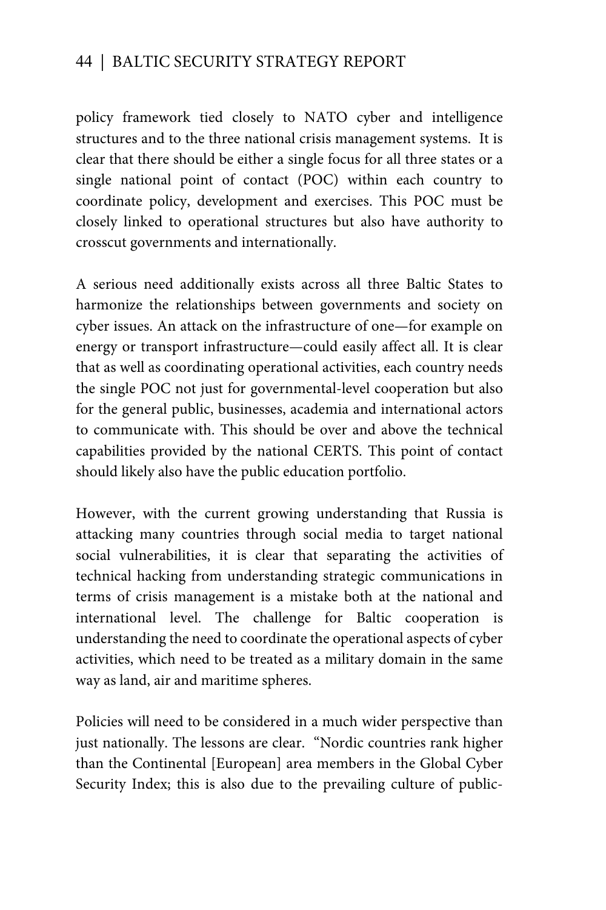policy framework tied closely to NATO cyber and intelligence structures and to the three national crisis management systems. It is clear that there should be either a single focus for all three states or a single national point of contact (POC) within each country to coordinate policy, development and exercises. This POC must be closely linked to operational structures but also have authority to crosscut governments and internationally.

A serious need additionally exists across all three Baltic States to harmonize the relationships between governments and society on cyber issues. An attack on the infrastructure of one—for example on energy or transport infrastructure—could easily affect all. It is clear that as well as coordinating operational activities, each country needs the single POC not just for governmental-level cooperation but also for the general public, businesses, academia and international actors to communicate with. This should be over and above the technical capabilities provided by the national CERTS. This point of contact should likely also have the public education portfolio.

However, with the current growing understanding that Russia is attacking many countries through social media to target national social vulnerabilities, it is clear that separating the activities of technical hacking from understanding strategic communications in terms of crisis management is a mistake both at the national and international level. The challenge for Baltic cooperation is understanding the need to coordinate the operational aspects of cyber activities, which need to be treated as a military domain in the same way as land, air and maritime spheres.

Policies will need to be considered in a much wider perspective than just nationally. The lessons are clear. "Nordic countries rank higher than the Continental [European] area members in the Global Cyber Security Index; this is also due to the prevailing culture of public-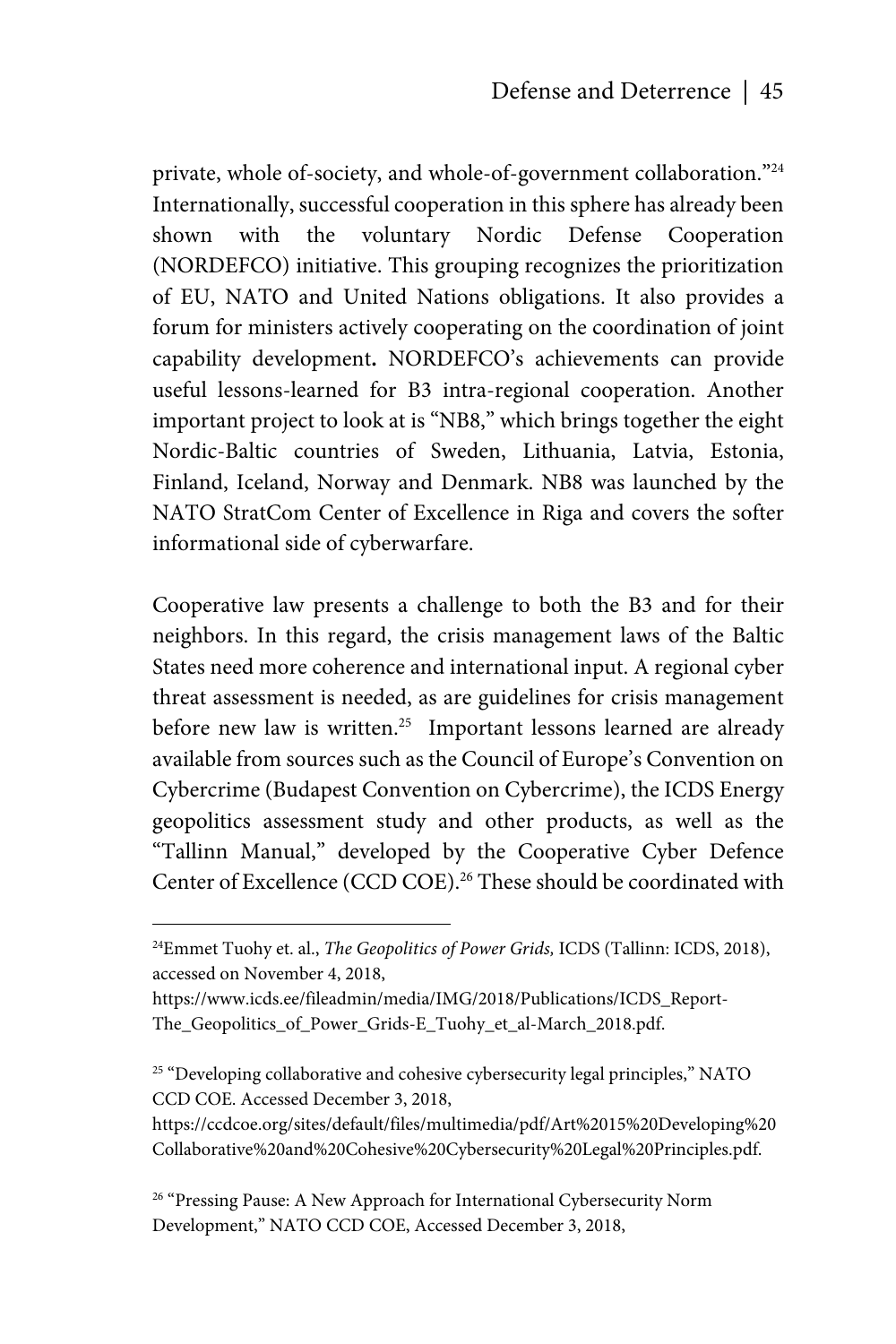private, whole of-society, and whole-of-government collaboration."[24] Internationally, successful cooperation in this sphere has already been shown with the voluntary Nordic Defense Cooperation (NORDEFCO) initiative. This grouping recognizes the prioritization of EU, NATO and United Nations obligations. It also provides a forum for ministers actively cooperating on the coordination of joint capability development**.** NORDEFCO's achievements can provide useful lessons-learned for B3 intra-regional cooperation. Another important project to look at is "NB8," which brings together the eight Nordic-Baltic countries of Sweden, Lithuania, Latvia, Estonia, Finland, Iceland, Norway and Denmark. NB8 was launched by the NATO StratCom Center of Excellence in Riga and covers the softer informational side of cyberwarfare.

Cooperative law presents a challenge to both the B3 and for their neighbors. In this regard, the crisis management laws of the Baltic States need more coherence and international input. A regional cyber threat assessment is needed, as are guidelines for crisis management before new law is written.[25] Important lessons learned are already available from sources such as the Council of Europe's Convention on Cybercrime (Budapest Convention on Cybercrime), the ICDS Energy geopolitics assessment study and other products, as well as the "Tallinn Manual," developed by the Cooperative Cyber Defence Center of Excellence (CCD COE).[26] These should be coordinated with

---

[24] Emmet Tuohy et. al., *The Geopolitics of Power Grids,* ICDS (Tallinn: ICDS, 2018), accessed on November 4, 2018, https://www.icds.ee/fileadmin/media/IMG/2018/Publications/ICDS_Report-The_Geopolitics_of_Power_Grids-E_Tuohy_et_al-March_2018.pdf.

[25] "Developing collaborative and cohesive cybersecurity legal principles," NATO CCD COE. Accessed December 3, 2018, https://ccdcoe.org/sites/default/files/multimedia/pdf/Art%2015%20Developing%20Collaborative%20and%20Cohesive%20Cybersecurity%20Legal%20Principles.pdf.

[26] "Pressing Pause: A New Approach for International Cybersecurity Norm Development," NATO CCD COE, Accessed December 3, 2018,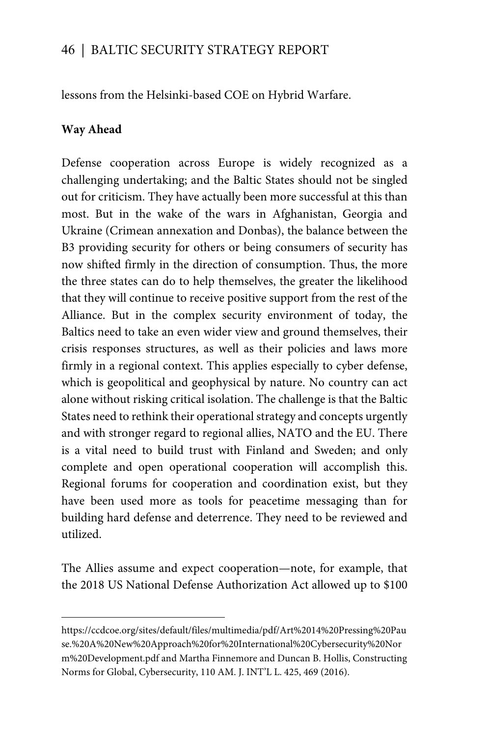lessons from the Helsinki-based COE on Hybrid Warfare.

**Way Ahead**

Defense cooperation across Europe is widely recognized as a challenging undertaking; and the Baltic States should not be singled out for criticism. They have actually been more successful at this than most. But in the wake of the wars in Afghanistan, Georgia and Ukraine (Crimean annexation and Donbas), the balance between the B3 providing security for others or being consumers of security has now shifted firmly in the direction of consumption. Thus, the more the three states can do to help themselves, the greater the likelihood that they will continue to receive positive support from the rest of the Alliance. But in the complex security environment of today, the Baltics need to take an even wider view and ground themselves, their crisis responses structures, as well as their policies and laws more firmly in a regional context. This applies especially to cyber defense, which is geopolitical and geophysical by nature. No country can act alone without risking critical isolation. The challenge is that the Baltic States need to rethink their operational strategy and concepts urgently and with stronger regard to regional allies, NATO and the EU. There is a vital need to build trust with Finland and Sweden; and only complete and open operational cooperation will accomplish this. Regional forums for cooperation and coordination exist, but they have been used more as tools for peacetime messaging than for building hard defense and deterrence. They need to be reviewed and utilized.

The Allies assume and expect cooperation—note, for example, that the 2018 US National Defense Authorization Act allowed up to $100

---

https://ccdcoe.org/sites/default/files/multimedia/pdf/Art%2014%20Pressing%20Pause.%20A%20New%20Approach%20for%20International%20Cybersecurity%20Norm%20Development.pdf and Martha Finnemore and Duncan B. Hollis, Constructing Norms for Global, Cybersecurity, 110 AM. J. INT'L L. 425, 469 (2016).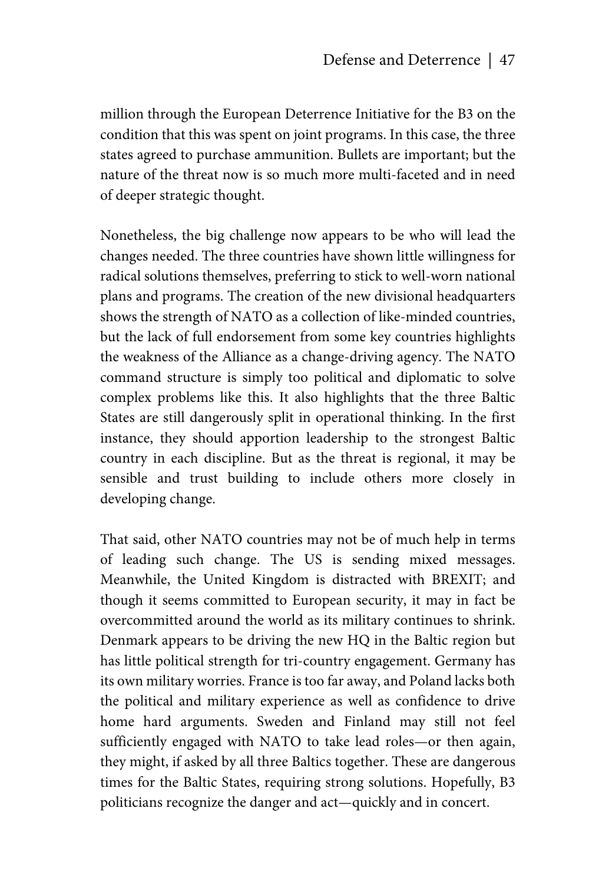million through the European Deterrence Initiative for the B3 on the condition that this was spent on joint programs. In this case, the three states agreed to purchase ammunition. Bullets are important; but the nature of the threat now is so much more multi-faceted and in need of deeper strategic thought.

Nonetheless, the big challenge now appears to be who will lead the changes needed. The three countries have shown little willingness for radical solutions themselves, preferring to stick to well-worn national plans and programs. The creation of the new divisional headquarters shows the strength of NATO as a collection of like-minded countries, but the lack of full endorsement from some key countries highlights the weakness of the Alliance as a change-driving agency. The NATO command structure is simply too political and diplomatic to solve complex problems like this. It also highlights that the three Baltic States are still dangerously split in operational thinking. In the first instance, they should apportion leadership to the strongest Baltic country in each discipline. But as the threat is regional, it may be sensible and trust building to include others more closely in developing change.

That said, other NATO countries may not be of much help in terms of leading such change. The US is sending mixed messages. Meanwhile, the United Kingdom is distracted with BREXIT; and though it seems committed to European security, it may in fact be overcommitted around the world as its military continues to shrink. Denmark appears to be driving the new HQ in the Baltic region but has little political strength for tri-country engagement. Germany has its own military worries. France is too far away, and Poland lacks both the political and military experience as well as confidence to drive home hard arguments. Sweden and Finland may still not feel sufficiently engaged with NATO to take lead roles—or then again, they might, if asked by all three Baltics together. These are dangerous times for the Baltic States, requiring strong solutions. Hopefully, B3 politicians recognize the danger and act—quickly and in concert.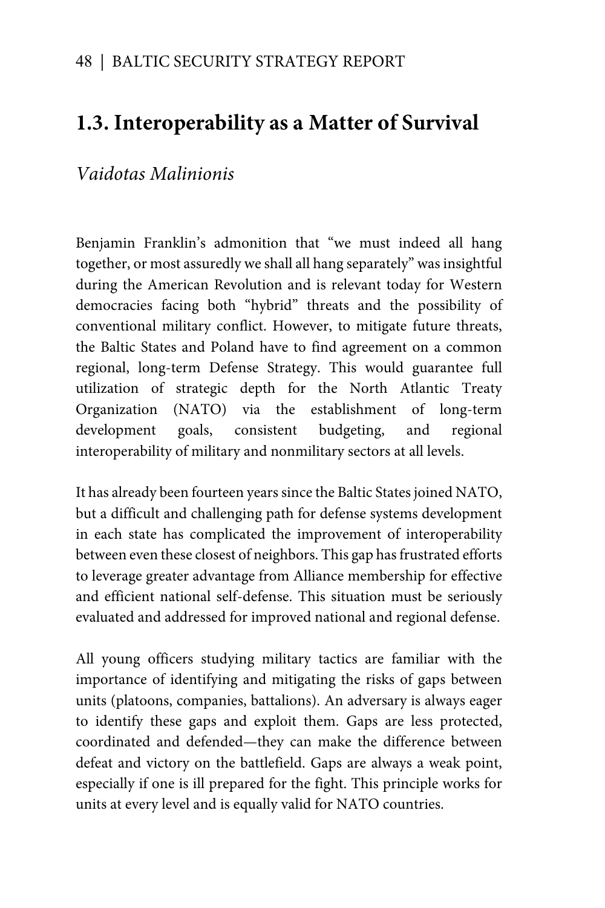## 1.3. Interoperability as a Matter of Survival

*Vaidotas Malinionis*

Benjamin Franklin's admonition that "we must indeed all hang together, or most assuredly we shall all hang separately" was insightful during the American Revolution and is relevant today for Western democracies facing both "hybrid" threats and the possibility of conventional military conflict. However, to mitigate future threats, the Baltic States and Poland have to find agreement on a common regional, long-term Defense Strategy. This would guarantee full utilization of strategic depth for the North Atlantic Treaty Organization (NATO) via the establishment of long-term development goals, consistent budgeting, and regional interoperability of military and nonmilitary sectors at all levels.

It has already been fourteen years since the Baltic States joined NATO, but a difficult and challenging path for defense systems development in each state has complicated the improvement of interoperability between even these closest of neighbors. This gap has frustrated efforts to leverage greater advantage from Alliance membership for effective and efficient national self-defense. This situation must be seriously evaluated and addressed for improved national and regional defense.

All young officers studying military tactics are familiar with the importance of identifying and mitigating the risks of gaps between units (platoons, companies, battalions). An adversary is always eager to identify these gaps and exploit them. Gaps are less protected, coordinated and defended—they can make the difference between defeat and victory on the battlefield. Gaps are always a weak point, especially if one is ill prepared for the fight. This principle works for units at every level and is equally valid for NATO countries.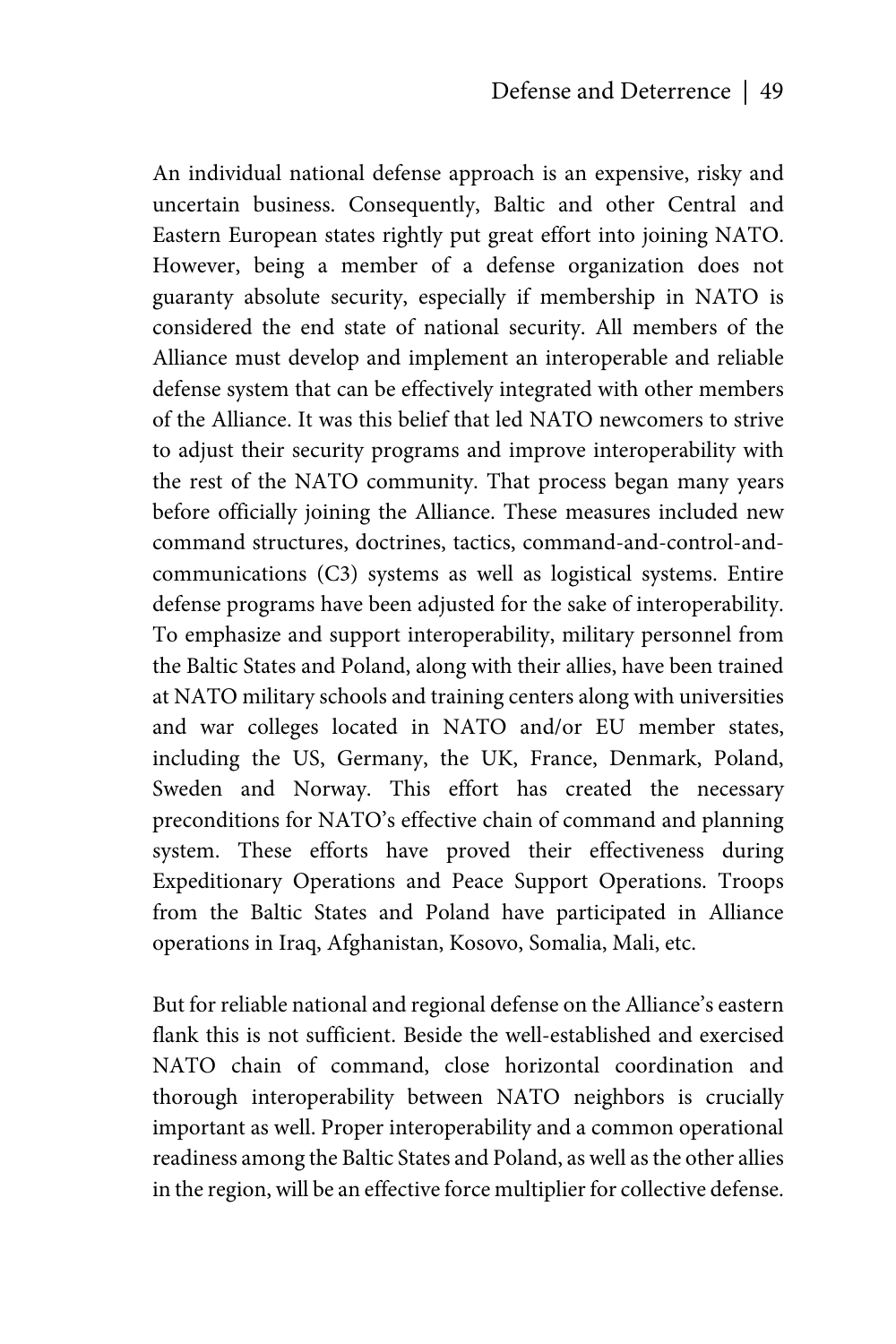An individual national defense approach is an expensive, risky and uncertain business. Consequently, Baltic and other Central and Eastern European states rightly put great effort into joining NATO. However, being a member of a defense organization does not guaranty absolute security, especially if membership in NATO is considered the end state of national security. All members of the Alliance must develop and implement an interoperable and reliable defense system that can be effectively integrated with other members of the Alliance. It was this belief that led NATO newcomers to strive to adjust their security programs and improve interoperability with the rest of the NATO community. That process began many years before officially joining the Alliance. These measures included new command structures, doctrines, tactics, command-and-control-and-communications (C3) systems as well as logistical systems. Entire defense programs have been adjusted for the sake of interoperability. To emphasize and support interoperability, military personnel from the Baltic States and Poland, along with their allies, have been trained at NATO military schools and training centers along with universities and war colleges located in NATO and/or EU member states, including the US, Germany, the UK, France, Denmark, Poland, Sweden and Norway. This effort has created the necessary preconditions for NATO's effective chain of command and planning system. These efforts have proved their effectiveness during Expeditionary Operations and Peace Support Operations. Troops from the Baltic States and Poland have participated in Alliance operations in Iraq, Afghanistan, Kosovo, Somalia, Mali, etc.

But for reliable national and regional defense on the Alliance's eastern flank this is not sufficient. Beside the well-established and exercised NATO chain of command, close horizontal coordination and thorough interoperability between NATO neighbors is crucially important as well. Proper interoperability and a common operational readiness among the Baltic States and Poland, as well as the other allies in the region, will be an effective force multiplier for collective defense.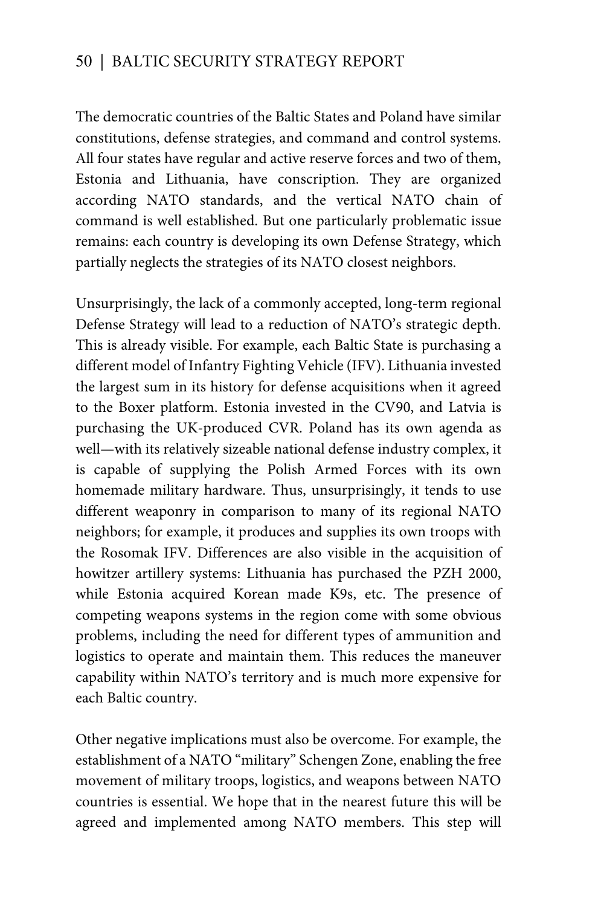The democratic countries of the Baltic States and Poland have similar constitutions, defense strategies, and command and control systems. All four states have regular and active reserve forces and two of them, Estonia and Lithuania, have conscription. They are organized according NATO standards, and the vertical NATO chain of command is well established. But one particularly problematic issue remains: each country is developing its own Defense Strategy, which partially neglects the strategies of its NATO closest neighbors.

Unsurprisingly, the lack of a commonly accepted, long-term regional Defense Strategy will lead to a reduction of NATO's strategic depth. This is already visible. For example, each Baltic State is purchasing a different model of Infantry Fighting Vehicle (IFV). Lithuania invested the largest sum in its history for defense acquisitions when it agreed to the Boxer platform. Estonia invested in the CV90, and Latvia is purchasing the UK-produced CVR. Poland has its own agenda as well—with its relatively sizeable national defense industry complex, it is capable of supplying the Polish Armed Forces with its own homemade military hardware. Thus, unsurprisingly, it tends to use different weaponry in comparison to many of its regional NATO neighbors; for example, it produces and supplies its own troops with the Rosomak IFV. Differences are also visible in the acquisition of howitzer artillery systems: Lithuania has purchased the PZH 2000, while Estonia acquired Korean made K9s, etc. The presence of competing weapons systems in the region come with some obvious problems, including the need for different types of ammunition and logistics to operate and maintain them. This reduces the maneuver capability within NATO's territory and is much more expensive for each Baltic country.

Other negative implications must also be overcome. For example, the establishment of a NATO "military" Schengen Zone, enabling the free movement of military troops, logistics, and weapons between NATO countries is essential. We hope that in the nearest future this will be agreed and implemented among NATO members. This step will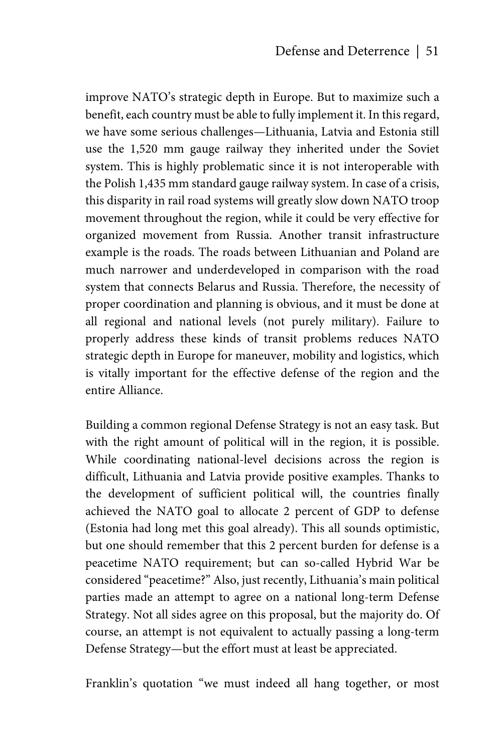improve NATO's strategic depth in Europe. But to maximize such a benefit, each country must be able to fully implement it. In this regard, we have some serious challenges—Lithuania, Latvia and Estonia still use the 1,520 mm gauge railway they inherited under the Soviet system. This is highly problematic since it is not interoperable with the Polish 1,435 mm standard gauge railway system. In case of a crisis, this disparity in rail road systems will greatly slow down NATO troop movement throughout the region, while it could be very effective for organized movement from Russia. Another transit infrastructure example is the roads. The roads between Lithuanian and Poland are much narrower and underdeveloped in comparison with the road system that connects Belarus and Russia. Therefore, the necessity of proper coordination and planning is obvious, and it must be done at all regional and national levels (not purely military). Failure to properly address these kinds of transit problems reduces NATO strategic depth in Europe for maneuver, mobility and logistics, which is vitally important for the effective defense of the region and the entire Alliance.

Building a common regional Defense Strategy is not an easy task. But with the right amount of political will in the region, it is possible. While coordinating national-level decisions across the region is difficult, Lithuania and Latvia provide positive examples. Thanks to the development of sufficient political will, the countries finally achieved the NATO goal to allocate 2 percent of GDP to defense (Estonia had long met this goal already). This all sounds optimistic, but one should remember that this 2 percent burden for defense is a peacetime NATO requirement; but can so-called Hybrid War be considered "peacetime?" Also, just recently, Lithuania's main political parties made an attempt to agree on a national long-term Defense Strategy. Not all sides agree on this proposal, but the majority do. Of course, an attempt is not equivalent to actually passing a long-term Defense Strategy—but the effort must at least be appreciated.

Franklin's quotation "we must indeed all hang together, or most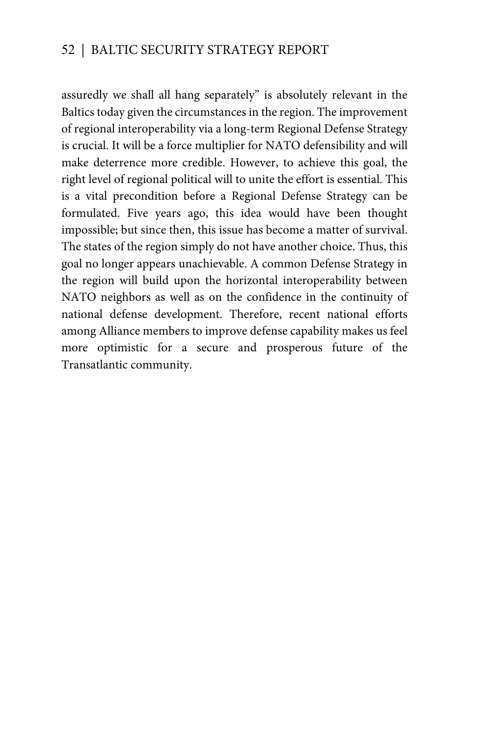assuredly we shall all hang separately" is absolutely relevant in the Baltics today given the circumstances in the region. The improvement of regional interoperability via a long-term Regional Defense Strategy is crucial. It will be a force multiplier for NATO defensibility and will make deterrence more credible. However, to achieve this goal, the right level of regional political will to unite the effort is essential. This is a vital precondition before a Regional Defense Strategy can be formulated. Five years ago, this idea would have been thought impossible; but since then, this issue has become a matter of survival. The states of the region simply do not have another choice. Thus, this goal no longer appears unachievable. A common Defense Strategy in the region will build upon the horizontal interoperability between NATO neighbors as well as on the confidence in the continuity of national defense development. Therefore, recent national efforts among Alliance members to improve defense capability makes us feel more optimistic for a secure and prosperous future of the Transatlantic community.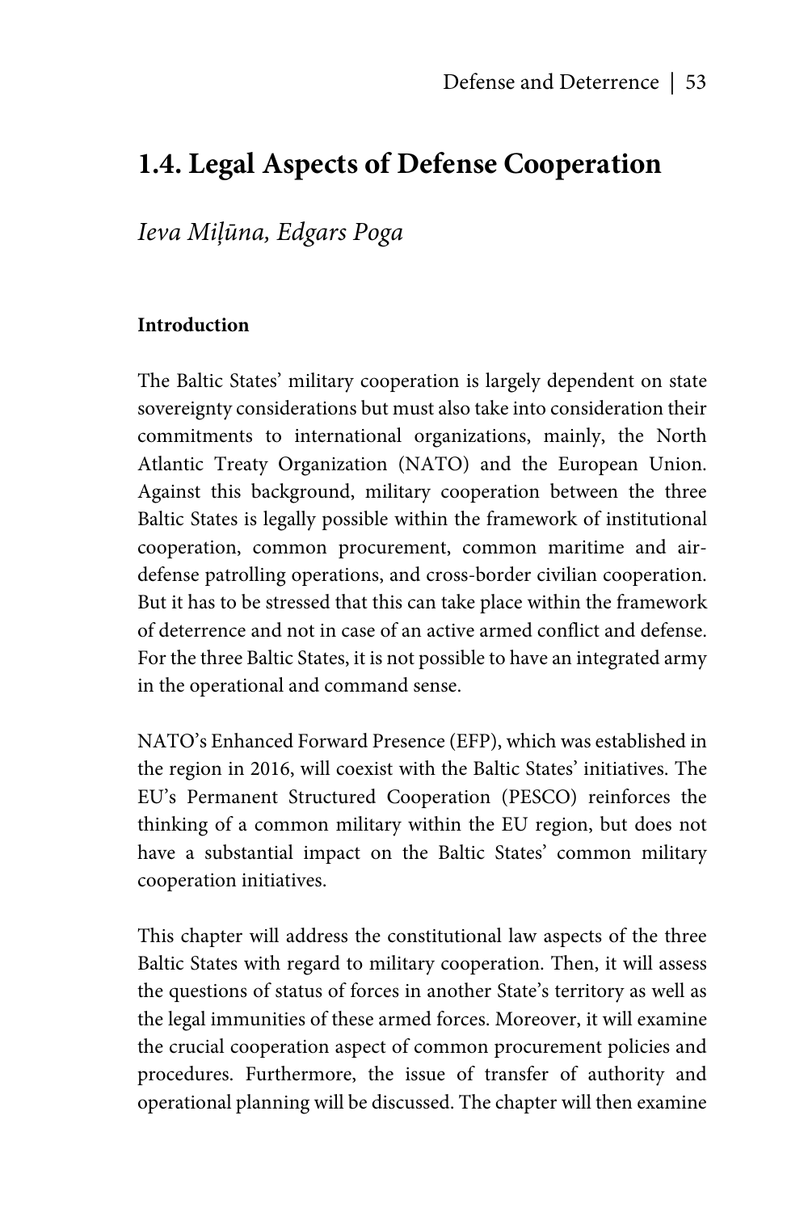## 1.4. Legal Aspects of Defense Cooperation

*Ieva Miļūna, Edgars Poga*

**Introduction**

The Baltic States' military cooperation is largely dependent on state sovereignty considerations but must also take into consideration their commitments to international organizations, mainly, the North Atlantic Treaty Organization (NATO) and the European Union. Against this background, military cooperation between the three Baltic States is legally possible within the framework of institutional cooperation, common procurement, common maritime and air-defense patrolling operations, and cross-border civilian cooperation. But it has to be stressed that this can take place within the framework of deterrence and not in case of an active armed conflict and defense. For the three Baltic States, it is not possible to have an integrated army in the operational and command sense.

NATO's Enhanced Forward Presence (EFP), which was established in the region in 2016, will coexist with the Baltic States' initiatives. The EU's Permanent Structured Cooperation (PESCO) reinforces the thinking of a common military within the EU region, but does not have a substantial impact on the Baltic States' common military cooperation initiatives.

This chapter will address the constitutional law aspects of the three Baltic States with regard to military cooperation. Then, it will assess the questions of status of forces in another State's territory as well as the legal immunities of these armed forces. Moreover, it will examine the crucial cooperation aspect of common procurement policies and procedures. Furthermore, the issue of transfer of authority and operational planning will be discussed. The chapter will then examine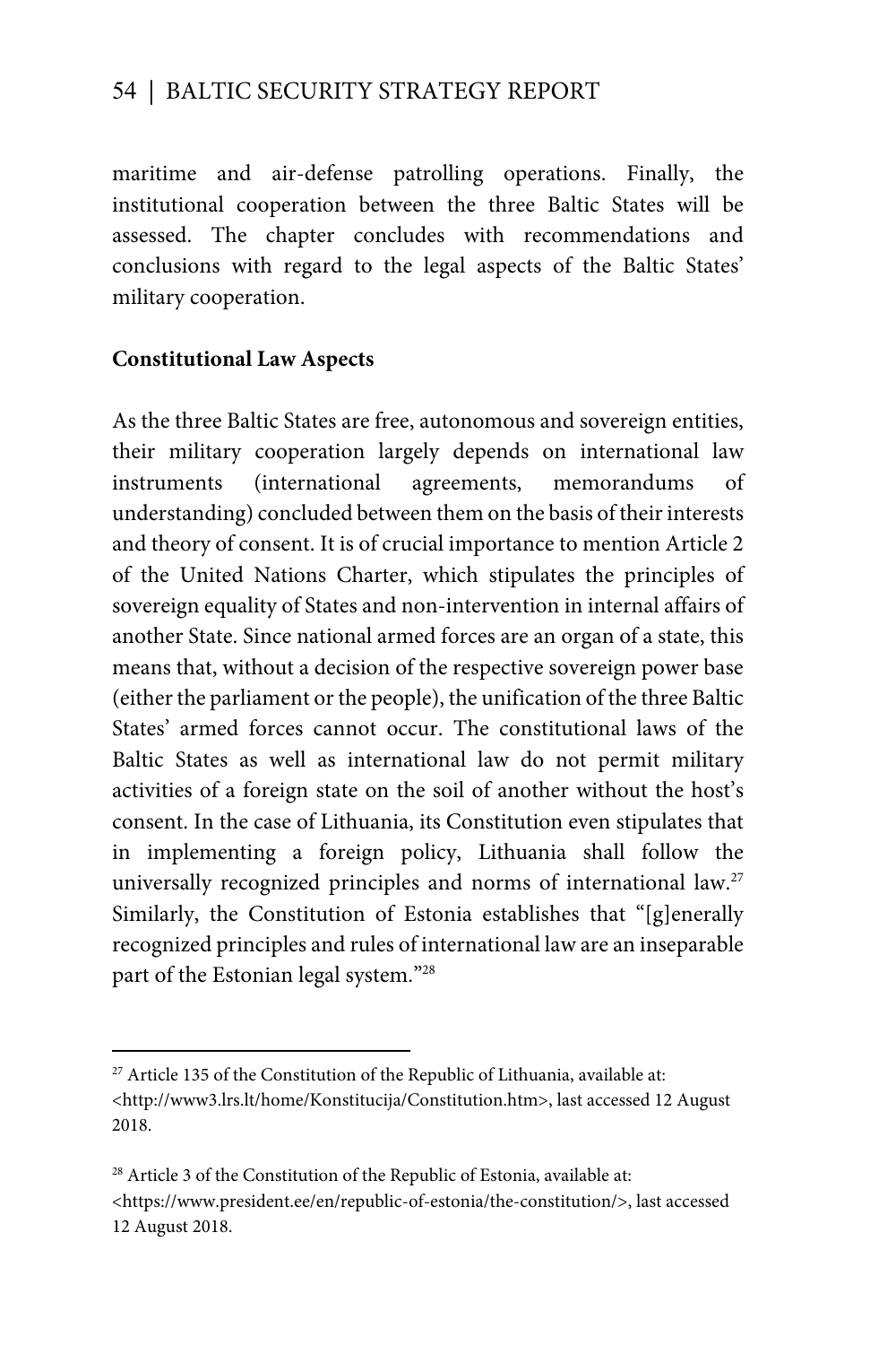maritime and air-defense patrolling operations. Finally, the institutional cooperation between the three Baltic States will be assessed. The chapter concludes with recommendations and conclusions with regard to the legal aspects of the Baltic States' military cooperation.

## Constitutional Law Aspects

As the three Baltic States are free, autonomous and sovereign entities, their military cooperation largely depends on international law instruments (international agreements, memorandums of understanding) concluded between them on the basis of their interests and theory of consent. It is of crucial importance to mention Article 2 of the United Nations Charter, which stipulates the principles of sovereign equality of States and non-intervention in internal affairs of another State. Since national armed forces are an organ of a state, this means that, without a decision of the respective sovereign power base (either the parliament or the people), the unification of the three Baltic States' armed forces cannot occur. The constitutional laws of the Baltic States as well as international law do not permit military activities of a foreign state on the soil of another without the host's consent. In the case of Lithuania, its Constitution even stipulates that in implementing a foreign policy, Lithuania shall follow the universally recognized principles and norms of international law.[27] Similarly, the Constitution of Estonia establishes that "[g]enerally recognized principles and rules of international law are an inseparable part of the Estonian legal system."[28]

---

[27] Article 135 of the Constitution of the Republic of Lithuania, available at: <http://www3.lrs.lt/home/Konstitucija/Constitution.htm>, last accessed 12 August 2018.

[28] Article 3 of the Constitution of the Republic of Estonia, available at: <https://www.president.ee/en/republic-of-estonia/the-constitution/>, last accessed 12 August 2018.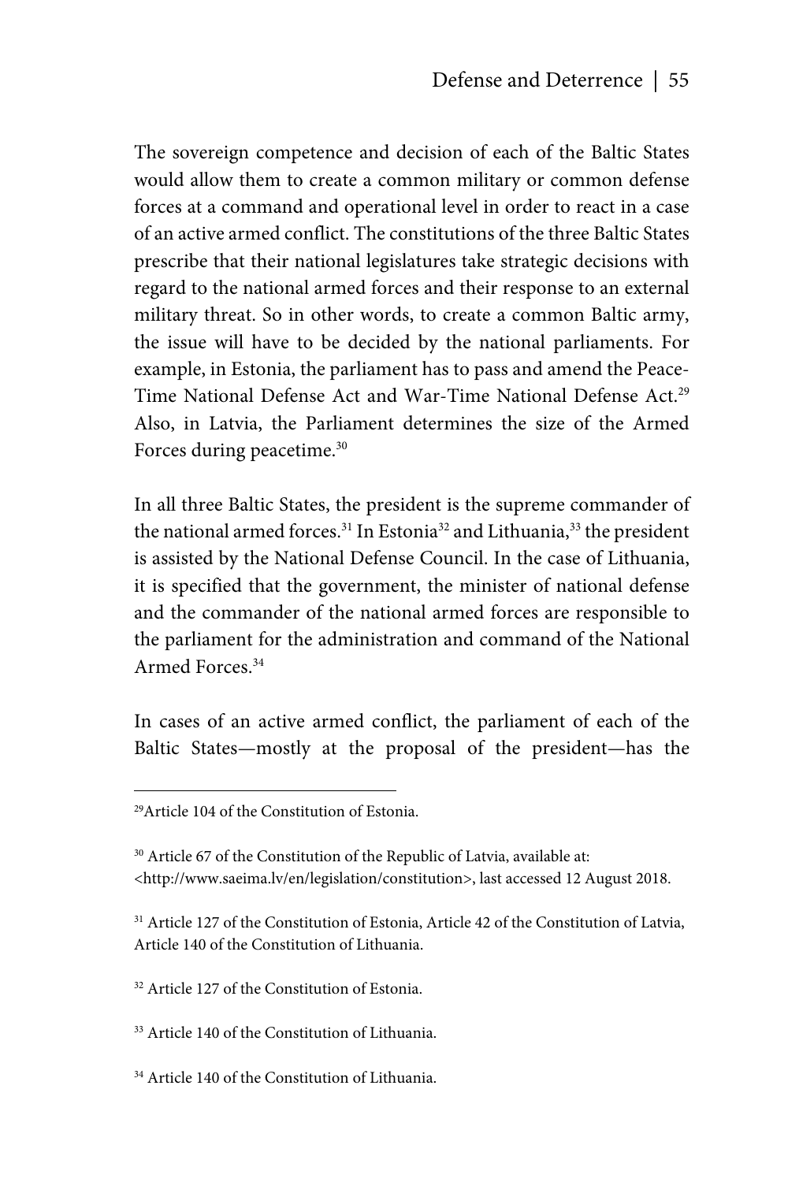The sovereign competence and decision of each of the Baltic States would allow them to create a common military or common defense forces at a command and operational level in order to react in a case of an active armed conflict. The constitutions of the three Baltic States prescribe that their national legislatures take strategic decisions with regard to the national armed forces and their response to an external military threat. So in other words, to create a common Baltic army, the issue will have to be decided by the national parliaments. For example, in Estonia, the parliament has to pass and amend the Peace-Time National Defense Act and War-Time National Defense Act.[29] Also, in Latvia, the Parliament determines the size of the Armed Forces during peacetime.[30]

In all three Baltic States, the president is the supreme commander of the national armed forces.[31] In Estonia[32] and Lithuania,[33] the president is assisted by the National Defense Council. In the case of Lithuania, it is specified that the government, the minister of national defense and the commander of the national armed forces are responsible to the parliament for the administration and command of the National Armed Forces.[34]

In cases of an active armed conflict, the parliament of each of the Baltic States—mostly at the proposal of the president—has the

---

[29] Article 104 of the Constitution of Estonia.

[30] Article 67 of the Constitution of the Republic of Latvia, available at: <http://www.saeima.lv/en/legislation/constitution>, last accessed 12 August 2018.

[31] Article 127 of the Constitution of Estonia, Article 42 of the Constitution of Latvia, Article 140 of the Constitution of Lithuania.

[32] Article 127 of the Constitution of Estonia.

[33] Article 140 of the Constitution of Lithuania.

[34] Article 140 of the Constitution of Lithuania.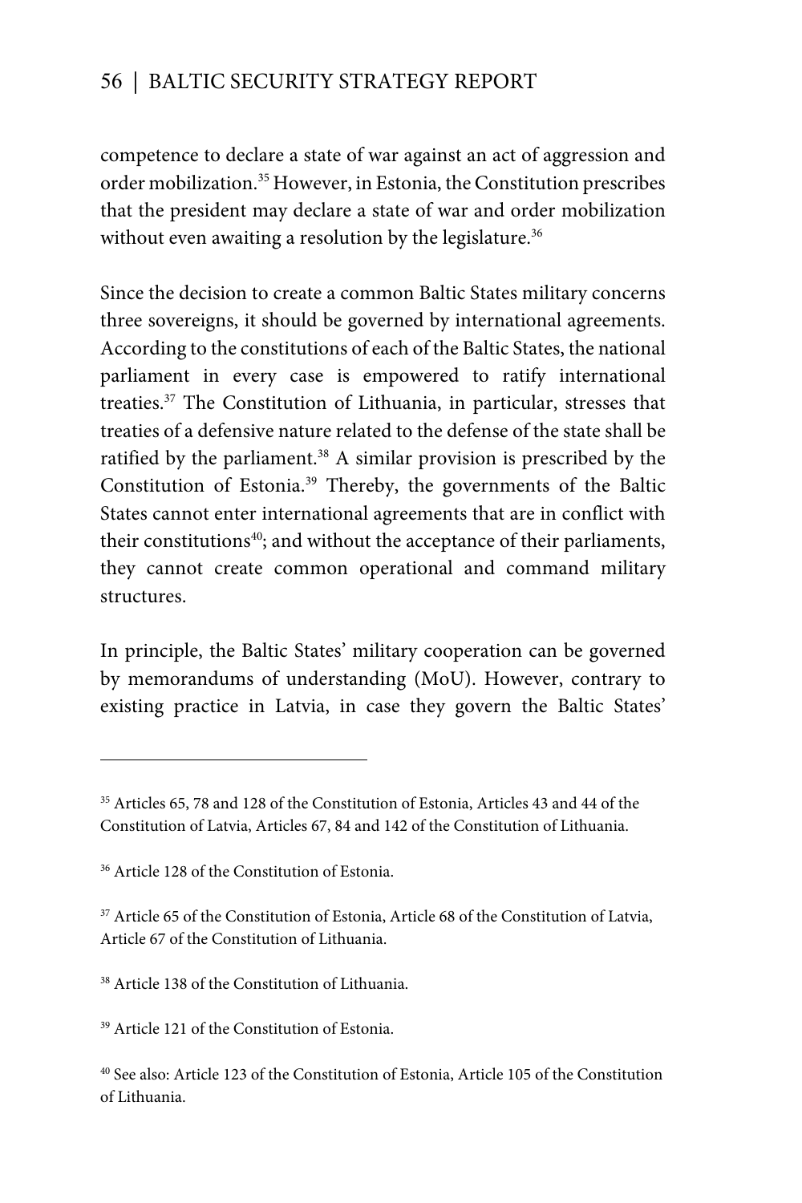competence to declare a state of war against an act of aggression and order mobilization.[35] However, in Estonia, the Constitution prescribes that the president may declare a state of war and order mobilization without even awaiting a resolution by the legislature.[36]

Since the decision to create a common Baltic States military concerns three sovereigns, it should be governed by international agreements. According to the constitutions of each of the Baltic States, the national parliament in every case is empowered to ratify international treaties.[37] The Constitution of Lithuania, in particular, stresses that treaties of a defensive nature related to the defense of the state shall be ratified by the parliament.[38] A similar provision is prescribed by the Constitution of Estonia.[39] Thereby, the governments of the Baltic States cannot enter international agreements that are in conflict with their constitutions[40]; and without the acceptance of their parliaments, they cannot create common operational and command military structures.

In principle, the Baltic States' military cooperation can be governed by memorandums of understanding (MoU). However, contrary to existing practice in Latvia, in case they govern the Baltic States'

---

[35] Articles 65, 78 and 128 of the Constitution of Estonia, Articles 43 and 44 of the Constitution of Latvia, Articles 67, 84 and 142 of the Constitution of Lithuania.

[36] Article 128 of the Constitution of Estonia.

[37] Article 65 of the Constitution of Estonia, Article 68 of the Constitution of Latvia, Article 67 of the Constitution of Lithuania.

[38] Article 138 of the Constitution of Lithuania.

[39] Article 121 of the Constitution of Estonia.

[40] See also: Article 123 of the Constitution of Estonia, Article 105 of the Constitution of Lithuania.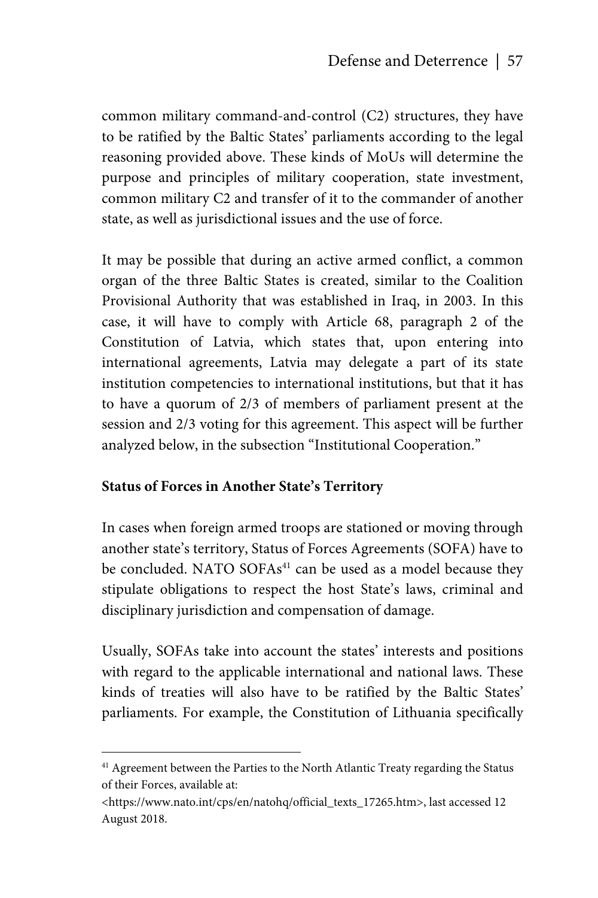common military command-and-control (C2) structures, they have to be ratified by the Baltic States' parliaments according to the legal reasoning provided above. These kinds of MoUs will determine the purpose and principles of military cooperation, state investment, common military C2 and transfer of it to the commander of another state, as well as jurisdictional issues and the use of force.

It may be possible that during an active armed conflict, a common organ of the three Baltic States is created, similar to the Coalition Provisional Authority that was established in Iraq, in 2003. In this case, it will have to comply with Article 68, paragraph 2 of the Constitution of Latvia, which states that, upon entering into international agreements, Latvia may delegate a part of its state institution competencies to international institutions, but that it has to have a quorum of 2/3 of members of parliament present at the session and 2/3 voting for this agreement. This aspect will be further analyzed below, in the subsection "Institutional Cooperation."

**Status of Forces in Another State's Territory**

In cases when foreign armed troops are stationed or moving through another state's territory, Status of Forces Agreements (SOFA) have to be concluded. NATO SOFAs[41] can be used as a model because they stipulate obligations to respect the host State's laws, criminal and disciplinary jurisdiction and compensation of damage.

Usually, SOFAs take into account the states' interests and positions with regard to the applicable international and national laws. These kinds of treaties will also have to be ratified by the Baltic States' parliaments. For example, the Constitution of Lithuania specifically

[41] Agreement between the Parties to the North Atlantic Treaty regarding the Status of their Forces, available at: <https://www.nato.int/cps/en/natohq/official_texts_17265.htm>, last accessed 12 August 2018.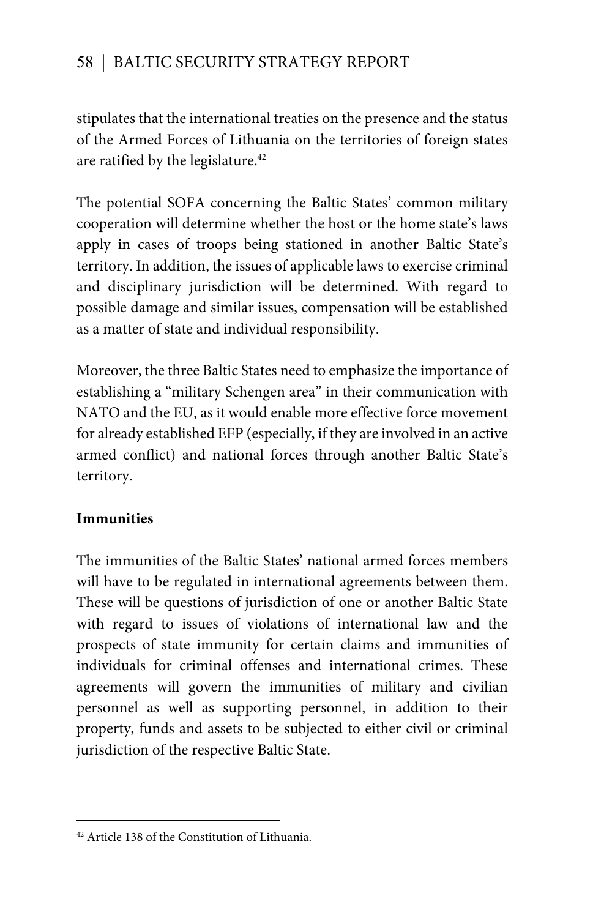stipulates that the international treaties on the presence and the status of the Armed Forces of Lithuania on the territories of foreign states are ratified by the legislature.[42]

The potential SOFA concerning the Baltic States' common military cooperation will determine whether the host or the home state's laws apply in cases of troops being stationed in another Baltic State's territory. In addition, the issues of applicable laws to exercise criminal and disciplinary jurisdiction will be determined. With regard to possible damage and similar issues, compensation will be established as a matter of state and individual responsibility.

Moreover, the three Baltic States need to emphasize the importance of establishing a "military Schengen area" in their communication with NATO and the EU, as it would enable more effective force movement for already established EFP (especially, if they are involved in an active armed conflict) and national forces through another Baltic State's territory.

**Immunities**

The immunities of the Baltic States' national armed forces members will have to be regulated in international agreements between them. These will be questions of jurisdiction of one or another Baltic State with regard to issues of violations of international law and the prospects of state immunity for certain claims and immunities of individuals for criminal offenses and international crimes. These agreements will govern the immunities of military and civilian personnel as well as supporting personnel, in addition to their property, funds and assets to be subjected to either civil or criminal jurisdiction of the respective Baltic State.

---

[42] Article 138 of the Constitution of Lithuania.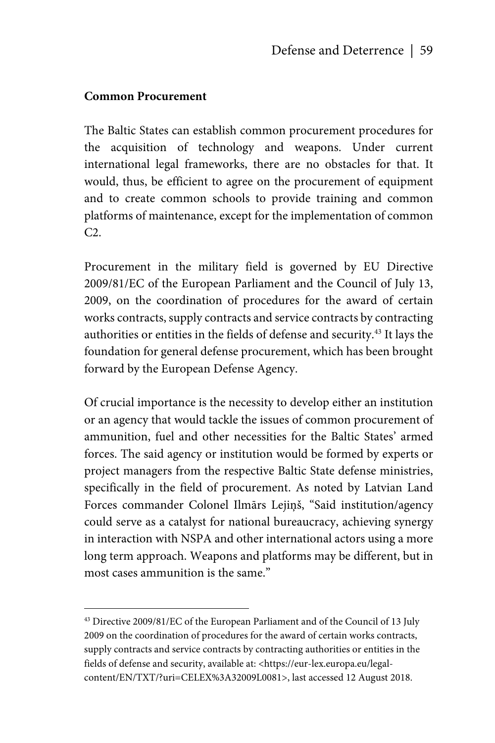**Common Procurement**

The Baltic States can establish common procurement procedures for the acquisition of technology and weapons. Under current international legal frameworks, there are no obstacles for that. It would, thus, be efficient to agree on the procurement of equipment and to create common schools to provide training and common platforms of maintenance, except for the implementation of common C2.

Procurement in the military field is governed by EU Directive 2009/81/EC of the European Parliament and the Council of July 13, 2009, on the coordination of procedures for the award of certain works contracts, supply contracts and service contracts by contracting authorities or entities in the fields of defense and security.[43] It lays the foundation for general defense procurement, which has been brought forward by the European Defense Agency.

Of crucial importance is the necessity to develop either an institution or an agency that would tackle the issues of common procurement of ammunition, fuel and other necessities for the Baltic States' armed forces. The said agency or institution would be formed by experts or project managers from the respective Baltic State defense ministries, specifically in the field of procurement. As noted by Latvian Land Forces commander Colonel Ilmārs Lejiņš, "Said institution/agency could serve as a catalyst for national bureaucracy, achieving synergy in interaction with NSPA and other international actors using a more long term approach. Weapons and platforms may be different, but in most cases ammunition is the same."

---

[43] Directive 2009/81/EC of the European Parliament and of the Council of 13 July 2009 on the coordination of procedures for the award of certain works contracts, supply contracts and service contracts by contracting authorities or entities in the fields of defense and security, available at: <https://eur-lex.europa.eu/legal-content/EN/TXT/?uri=CELEX%3A32009L0081>, last accessed 12 August 2018.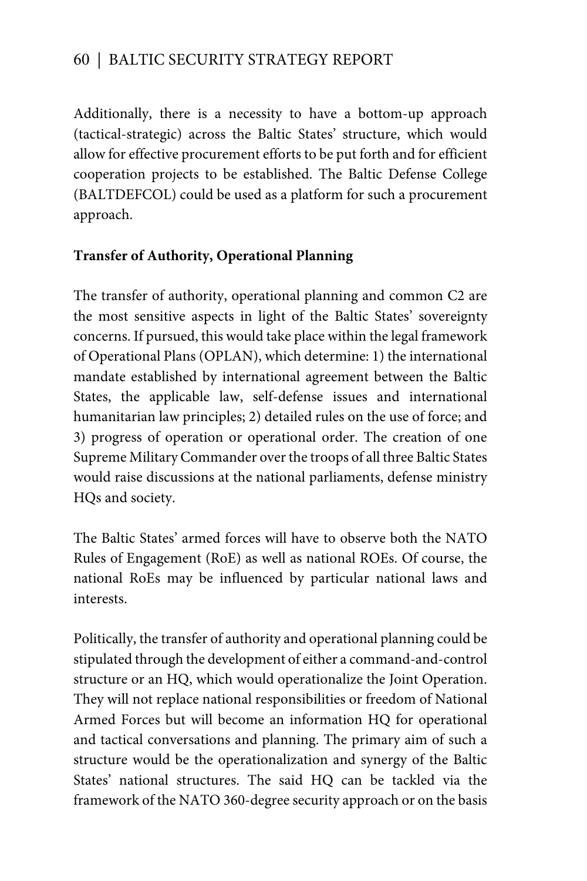Additionally, there is a necessity to have a bottom-up approach (tactical-strategic) across the Baltic States' structure, which would allow for effective procurement efforts to be put forth and for efficient cooperation projects to be established. The Baltic Defense College (BALTDEFCOL) could be used as a platform for such a procurement approach.

**Transfer of Authority, Operational Planning**

The transfer of authority, operational planning and common C2 are the most sensitive aspects in light of the Baltic States' sovereignty concerns. If pursued, this would take place within the legal framework of Operational Plans (OPLAN), which determine: 1) the international mandate established by international agreement between the Baltic States, the applicable law, self-defense issues and international humanitarian law principles; 2) detailed rules on the use of force; and 3) progress of operation or operational order. The creation of one Supreme Military Commander over the troops of all three Baltic States would raise discussions at the national parliaments, defense ministry HQs and society.

The Baltic States' armed forces will have to observe both the NATO Rules of Engagement (RoE) as well as national ROEs. Of course, the national RoEs may be influenced by particular national laws and interests.

Politically, the transfer of authority and operational planning could be stipulated through the development of either a command-and-control structure or an HQ, which would operationalize the Joint Operation. They will not replace national responsibilities or freedom of National Armed Forces but will become an information HQ for operational and tactical conversations and planning. The primary aim of such a structure would be the operationalization and synergy of the Baltic States' national structures. The said HQ can be tackled via the framework of the NATO 360-degree security approach or on the basis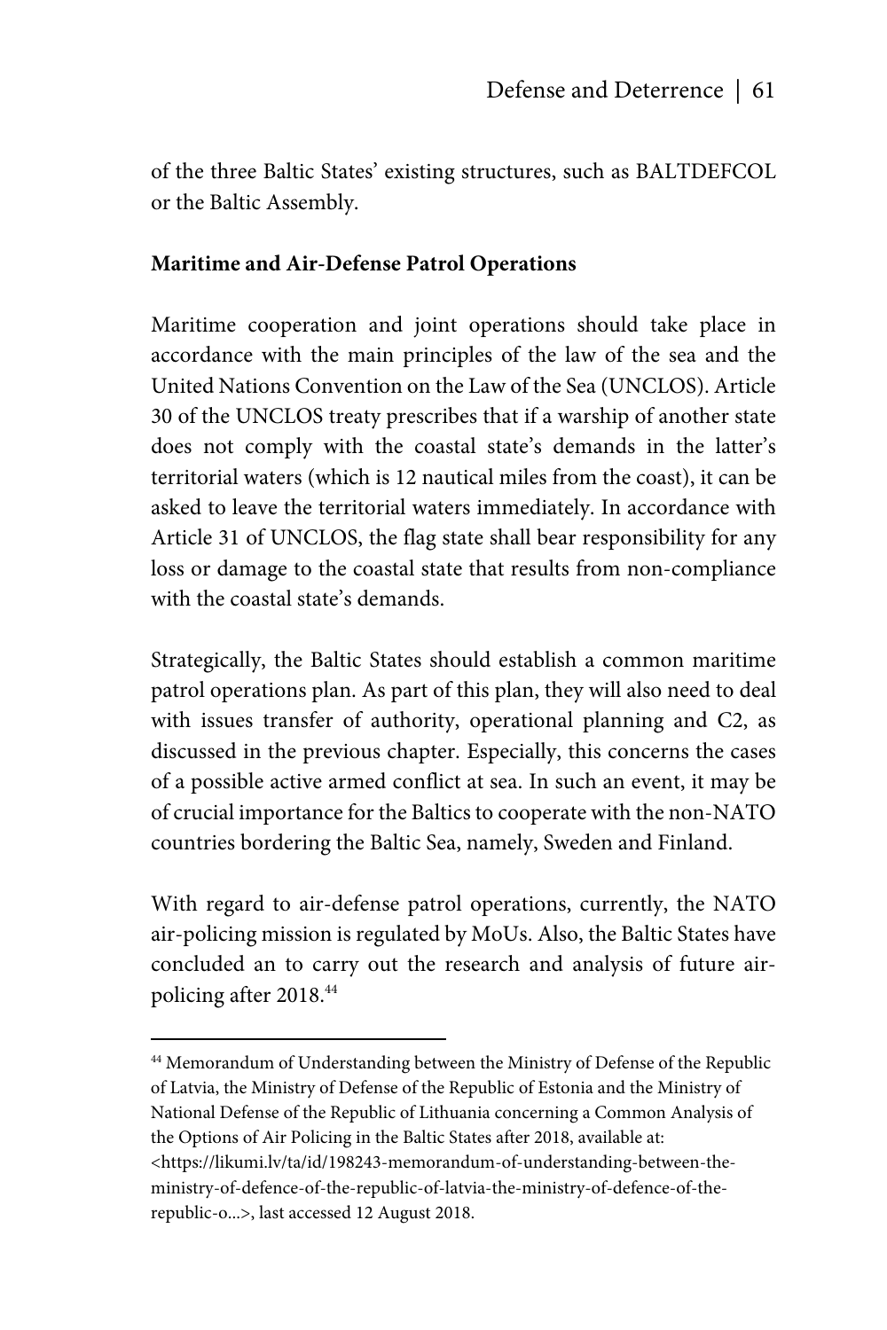of the three Baltic States' existing structures, such as BALTDEFCOL or the Baltic Assembly.

**Maritime and Air-Defense Patrol Operations**

Maritime cooperation and joint operations should take place in accordance with the main principles of the law of the sea and the United Nations Convention on the Law of the Sea (UNCLOS). Article 30 of the UNCLOS treaty prescribes that if a warship of another state does not comply with the coastal state's demands in the latter's territorial waters (which is 12 nautical miles from the coast), it can be asked to leave the territorial waters immediately. In accordance with Article 31 of UNCLOS, the flag state shall bear responsibility for any loss or damage to the coastal state that results from non-compliance with the coastal state's demands.

Strategically, the Baltic States should establish a common maritime patrol operations plan. As part of this plan, they will also need to deal with issues transfer of authority, operational planning and C2, as discussed in the previous chapter. Especially, this concerns the cases of a possible active armed conflict at sea. In such an event, it may be of crucial importance for the Baltics to cooperate with the non-NATO countries bordering the Baltic Sea, namely, Sweden and Finland.

With regard to air-defense patrol operations, currently, the NATO air-policing mission is regulated by MoUs. Also, the Baltic States have concluded an to carry out the research and analysis of future air-policing after 2018.[44]

---

[44] Memorandum of Understanding between the Ministry of Defense of the Republic of Latvia, the Ministry of Defense of the Republic of Estonia and the Ministry of National Defense of the Republic of Lithuania concerning a Common Analysis of the Options of Air Policing in the Baltic States after 2018, available at: <https://likumi.lv/ta/id/198243-memorandum-of-understanding-between-the-ministry-of-defence-of-the-republic-of-latvia-the-ministry-of-defence-of-the-republic-o...>, last accessed 12 August 2018.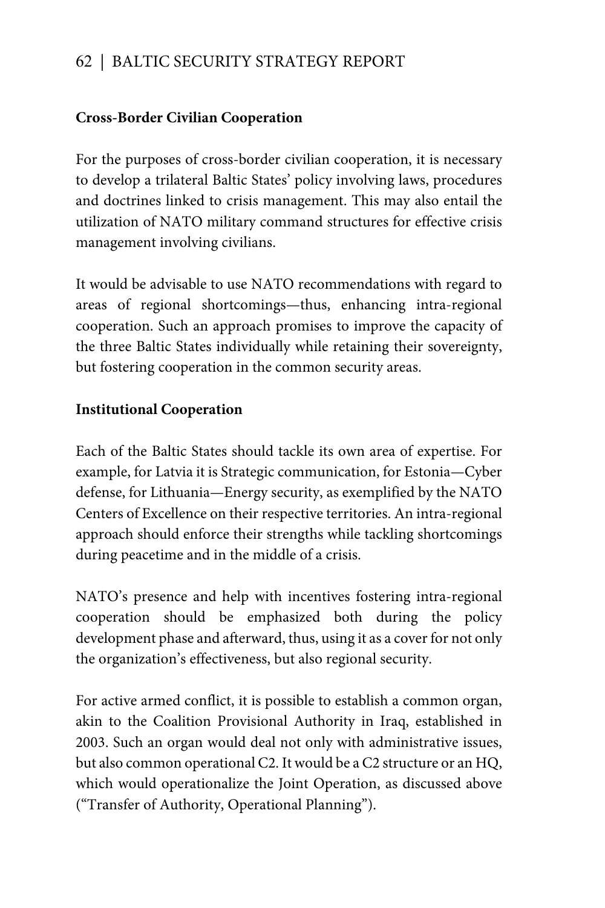**Cross-Border Civilian Cooperation**

For the purposes of cross-border civilian cooperation, it is necessary to develop a trilateral Baltic States' policy involving laws, procedures and doctrines linked to crisis management. This may also entail the utilization of NATO military command structures for effective crisis management involving civilians.

It would be advisable to use NATO recommendations with regard to areas of regional shortcomings—thus, enhancing intra-regional cooperation. Such an approach promises to improve the capacity of the three Baltic States individually while retaining their sovereignty, but fostering cooperation in the common security areas.

**Institutional Cooperation**

Each of the Baltic States should tackle its own area of expertise. For example, for Latvia it is Strategic communication, for Estonia—Cyber defense, for Lithuania—Energy security, as exemplified by the NATO Centers of Excellence on their respective territories. An intra-regional approach should enforce their strengths while tackling shortcomings during peacetime and in the middle of a crisis.

NATO's presence and help with incentives fostering intra-regional cooperation should be emphasized both during the policy development phase and afterward, thus, using it as a cover for not only the organization's effectiveness, but also regional security.

For active armed conflict, it is possible to establish a common organ, akin to the Coalition Provisional Authority in Iraq, established in 2003. Such an organ would deal not only with administrative issues, but also common operational C2. It would be a C2 structure or an HQ, which would operationalize the Joint Operation, as discussed above ("Transfer of Authority, Operational Planning").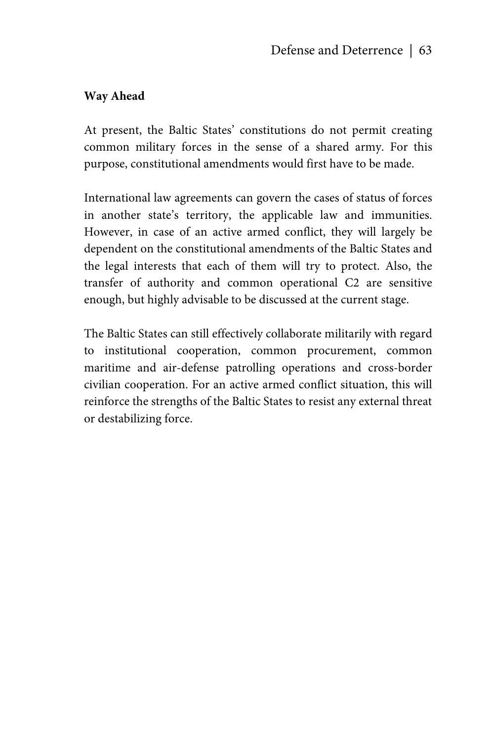**Way Ahead**

At present, the Baltic States' constitutions do not permit creating common military forces in the sense of a shared army. For this purpose, constitutional amendments would first have to be made.

International law agreements can govern the cases of status of forces in another state's territory, the applicable law and immunities. However, in case of an active armed conflict, they will largely be dependent on the constitutional amendments of the Baltic States and the legal interests that each of them will try to protect. Also, the transfer of authority and common operational C2 are sensitive enough, but highly advisable to be discussed at the current stage.

The Baltic States can still effectively collaborate militarily with regard to institutional cooperation, common procurement, common maritime and air-defense patrolling operations and cross-border civilian cooperation. For an active armed conflict situation, this will reinforce the strengths of the Baltic States to resist any external threat or destabilizing force.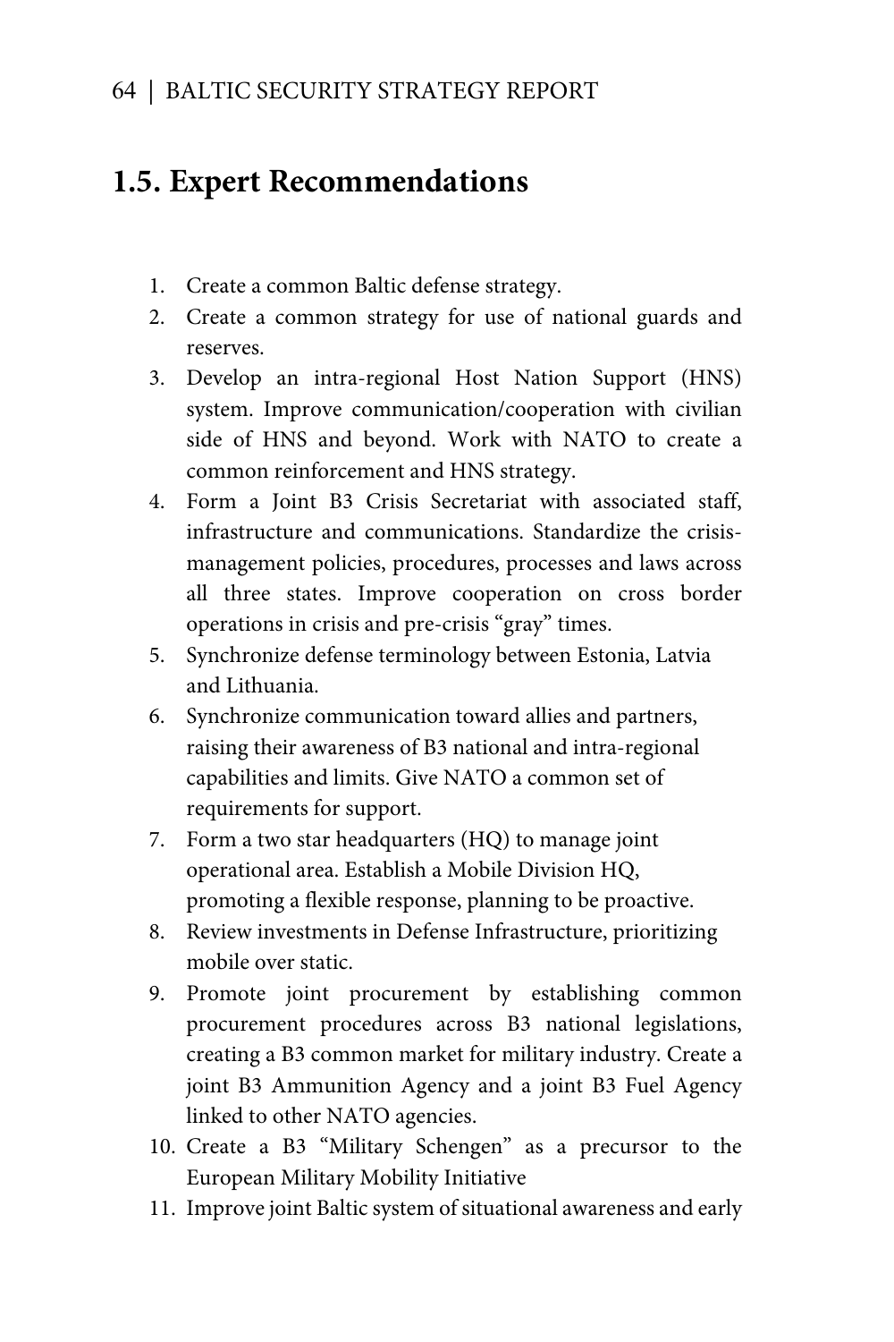## 1.5. Expert Recommendations

1. Create a common Baltic defense strategy.
2. Create a common strategy for use of national guards and reserves.
3. Develop an intra-regional Host Nation Support (HNS) system. Improve communication/cooperation with civilian side of HNS and beyond. Work with NATO to create a common reinforcement and HNS strategy.
4. Form a Joint B3 Crisis Secretariat with associated staff, infrastructure and communications. Standardize the crisis-management policies, procedures, processes and laws across all three states. Improve cooperation on cross border operations in crisis and pre-crisis "gray" times.
5. Synchronize defense terminology between Estonia, Latvia and Lithuania.
6. Synchronize communication toward allies and partners, raising their awareness of B3 national and intra-regional capabilities and limits. Give NATO a common set of requirements for support.
7. Form a two star headquarters (HQ) to manage joint operational area. Establish a Mobile Division HQ, promoting a flexible response, planning to be proactive.
8. Review investments in Defense Infrastructure, prioritizing mobile over static.
9. Promote joint procurement by establishing common procurement procedures across B3 national legislations, creating a B3 common market for military industry. Create a joint B3 Ammunition Agency and a joint B3 Fuel Agency linked to other NATO agencies.
10. Create a B3 "Military Schengen" as a precursor to the European Military Mobility Initiative
11. Improve joint Baltic system of situational awareness and early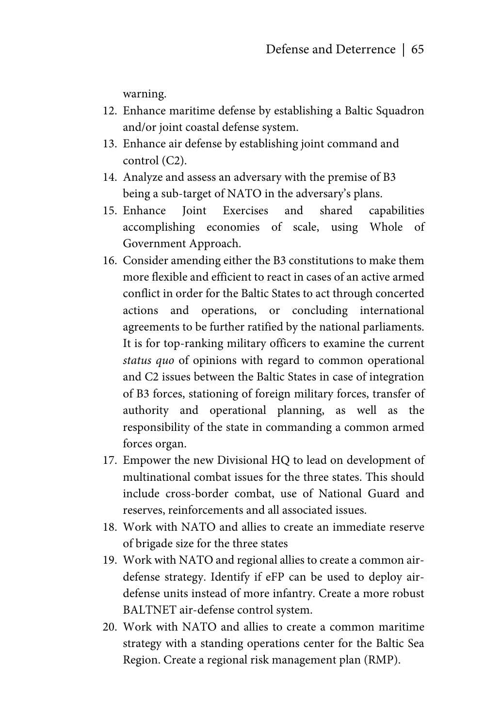warning.

12. Enhance maritime defense by establishing a Baltic Squadron and/or joint coastal defense system.
13. Enhance air defense by establishing joint command and control (C2).
14. Analyze and assess an adversary with the premise of B3 being a sub-target of NATO in the adversary's plans.
15. Enhance Joint Exercises and shared capabilities accomplishing economies of scale, using Whole of Government Approach.
16. Consider amending either the B3 constitutions to make them more flexible and efficient to react in cases of an active armed conflict in order for the Baltic States to act through concerted actions and operations, or concluding international agreements to be further ratified by the national parliaments. It is for top-ranking military officers to examine the current *status quo* of opinions with regard to common operational and C2 issues between the Baltic States in case of integration of B3 forces, stationing of foreign military forces, transfer of authority and operational planning, as well as the responsibility of the state in commanding a common armed forces organ.
17. Empower the new Divisional HQ to lead on development of multinational combat issues for the three states. This should include cross-border combat, use of National Guard and reserves, reinforcements and all associated issues.
18. Work with NATO and allies to create an immediate reserve of brigade size for the three states
19. Work with NATO and regional allies to create a common air-defense strategy. Identify if eFP can be used to deploy air-defense units instead of more infantry. Create a more robust BALTNET air-defense control system.
20. Work with NATO and allies to create a common maritime strategy with a standing operations center for the Baltic Sea Region. Create a regional risk management plan (RMP).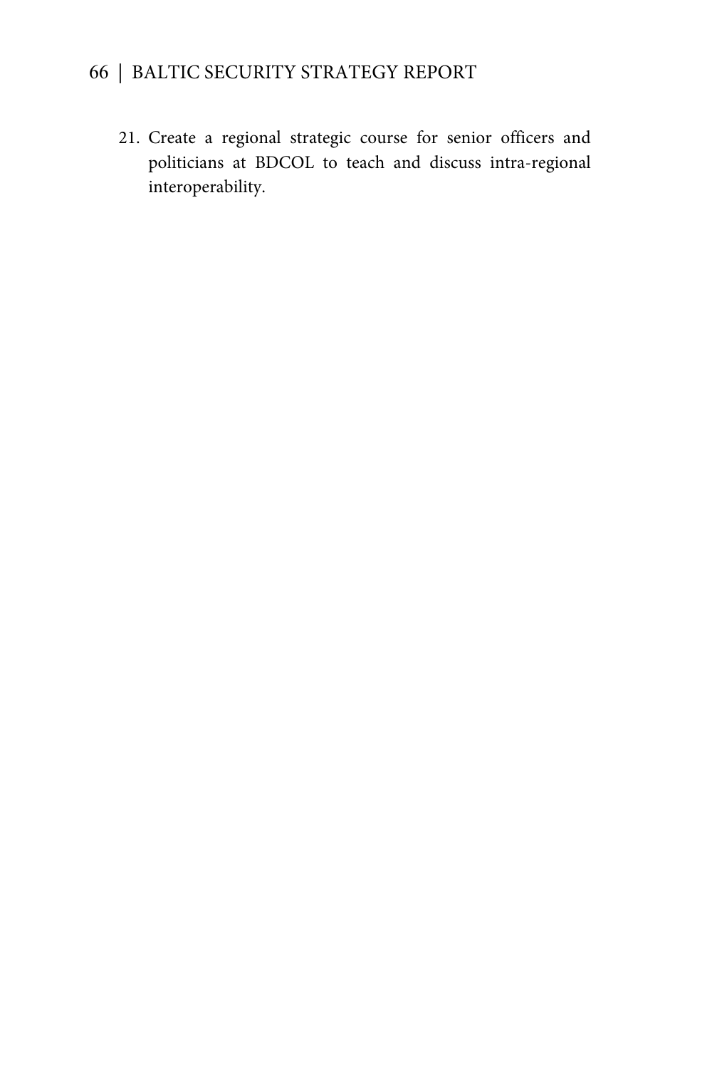21. Create a regional strategic course for senior officers and politicians at BDCOL to teach and discuss intra-regional interoperability.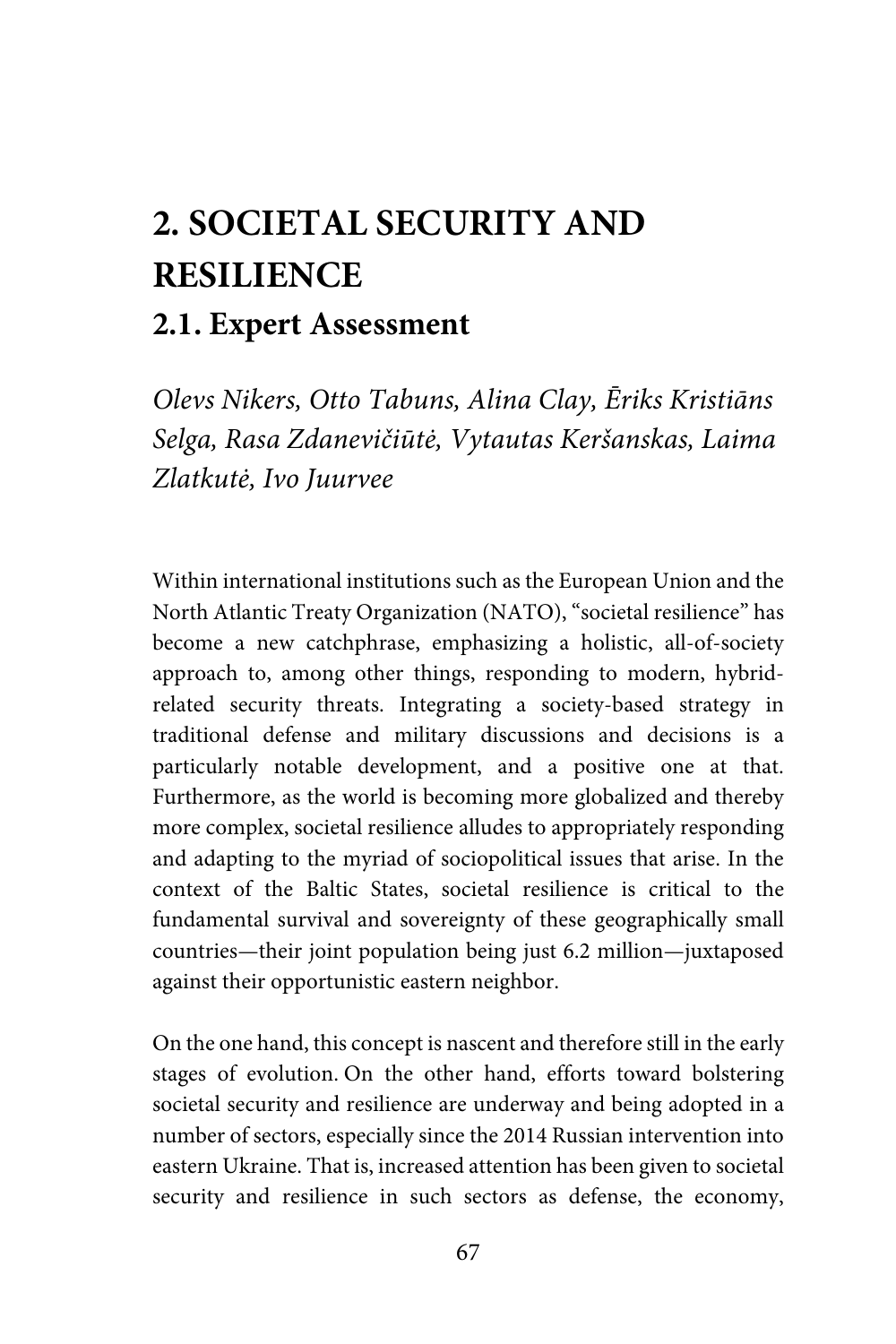# 2. SOCIETAL SECURITY AND RESILIENCE

## 2.1. Expert Assessment

*Olevs Nikers, Otto Tabuns, Alina Clay, Ēriks Kristiāns Selga, Rasa Zdanevičiūtė, Vytautas Keršanskas, Laima Zlatkutė, Ivo Juurvee*

Within international institutions such as the European Union and the North Atlantic Treaty Organization (NATO), "societal resilience" has become a new catchphrase, emphasizing a holistic, all-of-society approach to, among other things, responding to modern, hybrid-related security threats. Integrating a society-based strategy in traditional defense and military discussions and decisions is a particularly notable development, and a positive one at that. Furthermore, as the world is becoming more globalized and thereby more complex, societal resilience alludes to appropriately responding and adapting to the myriad of sociopolitical issues that arise. In the context of the Baltic States, societal resilience is critical to the fundamental survival and sovereignty of these geographically small countries—their joint population being just 6.2 million—juxtaposed against their opportunistic eastern neighbor.

On the one hand, this concept is nascent and therefore still in the early stages of evolution. On the other hand, efforts toward bolstering societal security and resilience are underway and being adopted in a number of sectors, especially since the 2014 Russian intervention into eastern Ukraine. That is, increased attention has been given to societal security and resilience in such sectors as defense, the economy,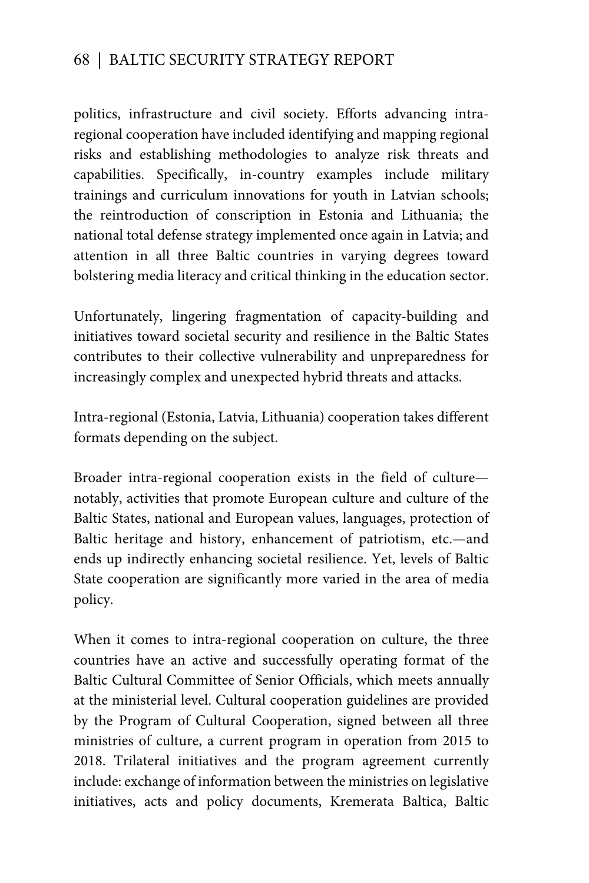politics, infrastructure and civil society. Efforts advancing intra-regional cooperation have included identifying and mapping regional risks and establishing methodologies to analyze risk threats and capabilities. Specifically, in-country examples include military trainings and curriculum innovations for youth in Latvian schools; the reintroduction of conscription in Estonia and Lithuania; the national total defense strategy implemented once again in Latvia; and attention in all three Baltic countries in varying degrees toward bolstering media literacy and critical thinking in the education sector.

Unfortunately, lingering fragmentation of capacity-building and initiatives toward societal security and resilience in the Baltic States contributes to their collective vulnerability and unpreparedness for increasingly complex and unexpected hybrid threats and attacks.

Intra-regional (Estonia, Latvia, Lithuania) cooperation takes different formats depending on the subject.

Broader intra-regional cooperation exists in the field of culture—notably, activities that promote European culture and culture of the Baltic States, national and European values, languages, protection of Baltic heritage and history, enhancement of patriotism, etc.—and ends up indirectly enhancing societal resilience. Yet, levels of Baltic State cooperation are significantly more varied in the area of media policy.

When it comes to intra-regional cooperation on culture, the three countries have an active and successfully operating format of the Baltic Cultural Committee of Senior Officials, which meets annually at the ministerial level. Cultural cooperation guidelines are provided by the Program of Cultural Cooperation, signed between all three ministries of culture, a current program in operation from 2015 to 2018. Trilateral initiatives and the program agreement currently include: exchange of information between the ministries on legislative initiatives, acts and policy documents, Kremerata Baltica, Baltic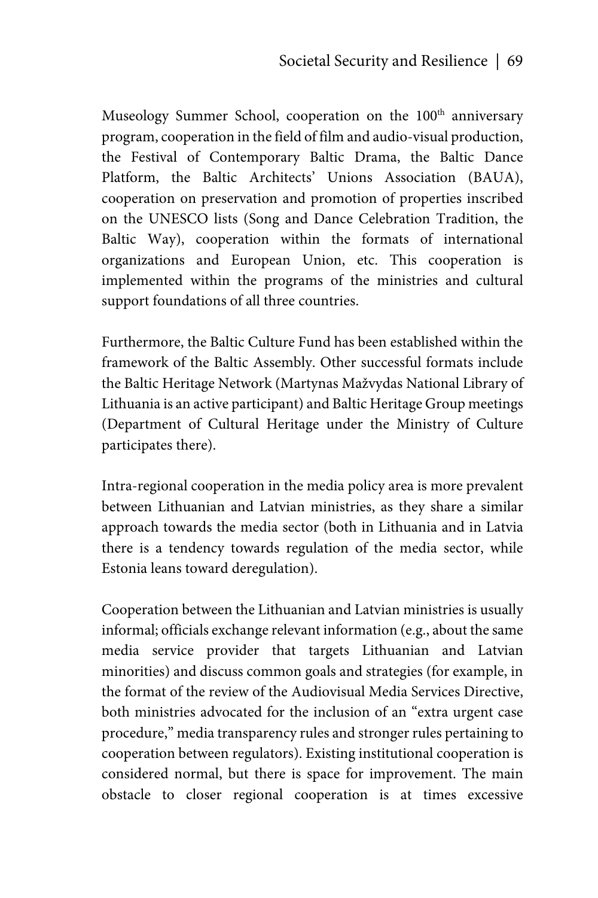Museology Summer School, cooperation on the 100th anniversary program, cooperation in the field of film and audio-visual production, the Festival of Contemporary Baltic Drama, the Baltic Dance Platform, the Baltic Architects' Unions Association (BAUA), cooperation on preservation and promotion of properties inscribed on the UNESCO lists (Song and Dance Celebration Tradition, the Baltic Way), cooperation within the formats of international organizations and European Union, etc. This cooperation is implemented within the programs of the ministries and cultural support foundations of all three countries.

Furthermore, the Baltic Culture Fund has been established within the framework of the Baltic Assembly. Other successful formats include the Baltic Heritage Network (Martynas Mažvydas National Library of Lithuania is an active participant) and Baltic Heritage Group meetings (Department of Cultural Heritage under the Ministry of Culture participates there).

Intra-regional cooperation in the media policy area is more prevalent between Lithuanian and Latvian ministries, as they share a similar approach towards the media sector (both in Lithuania and in Latvia there is a tendency towards regulation of the media sector, while Estonia leans toward deregulation).

Cooperation between the Lithuanian and Latvian ministries is usually informal; officials exchange relevant information (e.g., about the same media service provider that targets Lithuanian and Latvian minorities) and discuss common goals and strategies (for example, in the format of the review of the Audiovisual Media Services Directive, both ministries advocated for the inclusion of an "extra urgent case procedure," media transparency rules and stronger rules pertaining to cooperation between regulators). Existing institutional cooperation is considered normal, but there is space for improvement. The main obstacle to closer regional cooperation is at times excessive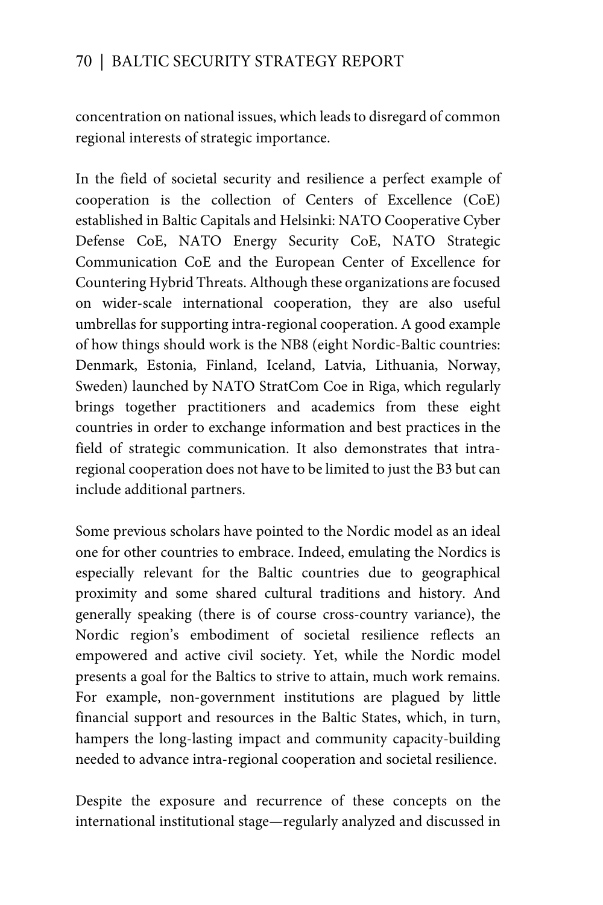concentration on national issues, which leads to disregard of common regional interests of strategic importance.

In the field of societal security and resilience a perfect example of cooperation is the collection of Centers of Excellence (CoE) established in Baltic Capitals and Helsinki: NATO Cooperative Cyber Defense CoE, NATO Energy Security CoE, NATO Strategic Communication CoE and the European Center of Excellence for Countering Hybrid Threats. Although these organizations are focused on wider-scale international cooperation, they are also useful umbrellas for supporting intra-regional cooperation. A good example of how things should work is the NB8 (eight Nordic-Baltic countries: Denmark, Estonia, Finland, Iceland, Latvia, Lithuania, Norway, Sweden) launched by NATO StratCom Coe in Riga, which regularly brings together practitioners and academics from these eight countries in order to exchange information and best practices in the field of strategic communication. It also demonstrates that intra-regional cooperation does not have to be limited to just the B3 but can include additional partners.

Some previous scholars have pointed to the Nordic model as an ideal one for other countries to embrace. Indeed, emulating the Nordics is especially relevant for the Baltic countries due to geographical proximity and some shared cultural traditions and history. And generally speaking (there is of course cross-country variance), the Nordic region's embodiment of societal resilience reflects an empowered and active civil society. Yet, while the Nordic model presents a goal for the Baltics to strive to attain, much work remains. For example, non-government institutions are plagued by little financial support and resources in the Baltic States, which, in turn, hampers the long-lasting impact and community capacity-building needed to advance intra-regional cooperation and societal resilience.

Despite the exposure and recurrence of these concepts on the international institutional stage—regularly analyzed and discussed in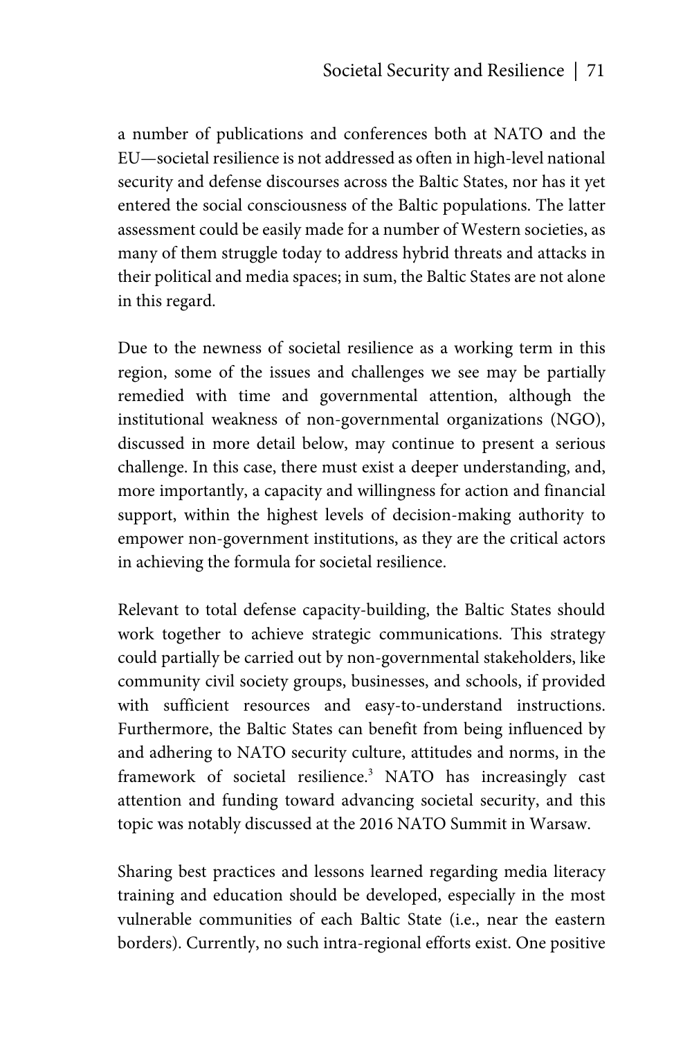a number of publications and conferences both at NATO and the EU—societal resilience is not addressed as often in high-level national security and defense discourses across the Baltic States, nor has it yet entered the social consciousness of the Baltic populations. The latter assessment could be easily made for a number of Western societies, as many of them struggle today to address hybrid threats and attacks in their political and media spaces; in sum, the Baltic States are not alone in this regard.

Due to the newness of societal resilience as a working term in this region, some of the issues and challenges we see may be partially remedied with time and governmental attention, although the institutional weakness of non-governmental organizations (NGO), discussed in more detail below, may continue to present a serious challenge. In this case, there must exist a deeper understanding, and, more importantly, a capacity and willingness for action and financial support, within the highest levels of decision-making authority to empower non-government institutions, as they are the critical actors in achieving the formula for societal resilience.

Relevant to total defense capacity-building, the Baltic States should work together to achieve strategic communications. This strategy could partially be carried out by non-governmental stakeholders, like community civil society groups, businesses, and schools, if provided with sufficient resources and easy-to-understand instructions. Furthermore, the Baltic States can benefit from being influenced by and adhering to NATO security culture, attitudes and norms, in the framework of societal resilience.[3] NATO has increasingly cast attention and funding toward advancing societal security, and this topic was notably discussed at the 2016 NATO Summit in Warsaw.

Sharing best practices and lessons learned regarding media literacy training and education should be developed, especially in the most vulnerable communities of each Baltic State (i.e., near the eastern borders). Currently, no such intra-regional efforts exist. One positive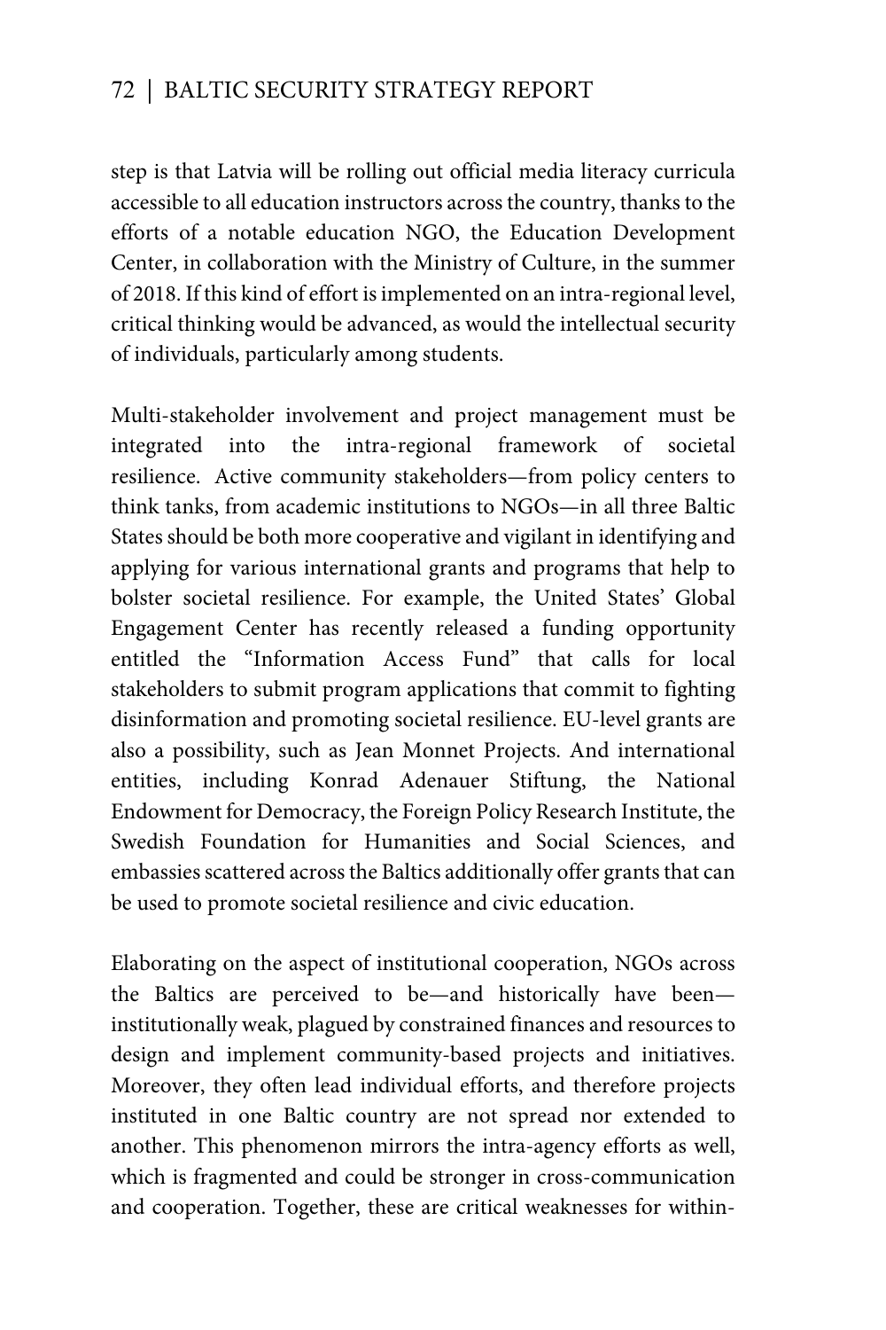step is that Latvia will be rolling out official media literacy curricula accessible to all education instructors across the country, thanks to the efforts of a notable education NGO, the Education Development Center, in collaboration with the Ministry of Culture, in the summer of 2018. If this kind of effort is implemented on an intra-regional level, critical thinking would be advanced, as would the intellectual security of individuals, particularly among students.

Multi-stakeholder involvement and project management must be integrated into the intra-regional framework of societal resilience. Active community stakeholders—from policy centers to think tanks, from academic institutions to NGOs—in all three Baltic States should be both more cooperative and vigilant in identifying and applying for various international grants and programs that help to bolster societal resilience. For example, the United States' Global Engagement Center has recently released a funding opportunity entitled the "Information Access Fund" that calls for local stakeholders to submit program applications that commit to fighting disinformation and promoting societal resilience. EU-level grants are also a possibility, such as Jean Monnet Projects. And international entities, including Konrad Adenauer Stiftung, the National Endowment for Democracy, the Foreign Policy Research Institute, the Swedish Foundation for Humanities and Social Sciences, and embassies scattered across the Baltics additionally offer grants that can be used to promote societal resilience and civic education.

Elaborating on the aspect of institutional cooperation, NGOs across the Baltics are perceived to be—and historically have been—institutionally weak, plagued by constrained finances and resources to design and implement community-based projects and initiatives. Moreover, they often lead individual efforts, and therefore projects instituted in one Baltic country are not spread nor extended to another. This phenomenon mirrors the intra-agency efforts as well, which is fragmented and could be stronger in cross-communication and cooperation. Together, these are critical weaknesses for within-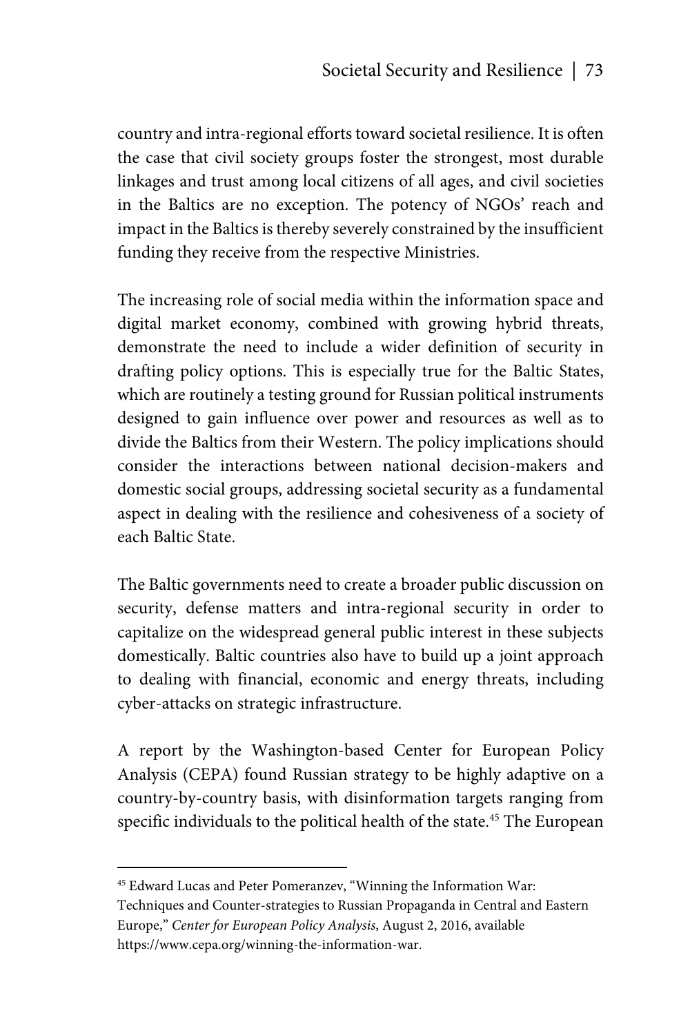country and intra-regional efforts toward societal resilience. It is often the case that civil society groups foster the strongest, most durable linkages and trust among local citizens of all ages, and civil societies in the Baltics are no exception. The potency of NGOs' reach and impact in the Baltics is thereby severely constrained by the insufficient funding they receive from the respective Ministries.

The increasing role of social media within the information space and digital market economy, combined with growing hybrid threats, demonstrate the need to include a wider definition of security in drafting policy options. This is especially true for the Baltic States, which are routinely a testing ground for Russian political instruments designed to gain influence over power and resources as well as to divide the Baltics from their Western. The policy implications should consider the interactions between national decision-makers and domestic social groups, addressing societal security as a fundamental aspect in dealing with the resilience and cohesiveness of a society of each Baltic State.

The Baltic governments need to create a broader public discussion on security, defense matters and intra-regional security in order to capitalize on the widespread general public interest in these subjects domestically. Baltic countries also have to build up a joint approach to dealing with financial, economic and energy threats, including cyber-attacks on strategic infrastructure.

A report by the Washington-based Center for European Policy Analysis (CEPA) found Russian strategy to be highly adaptive on a country-by-country basis, with disinformation targets ranging from specific individuals to the political health of the state.[45] The European

---

[45] Edward Lucas and Peter Pomeranzev, "Winning the Information War: Techniques and Counter-strategies to Russian Propaganda in Central and Eastern Europe," *Center for European Policy Analysis*, August 2, 2016, available https://www.cepa.org/winning-the-information-war.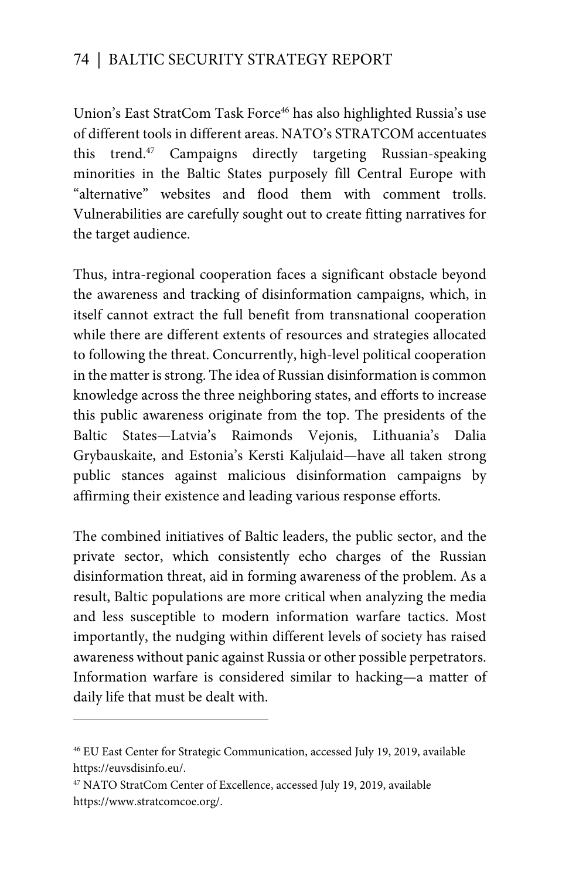Union's East StratCom Task Force[46] has also highlighted Russia's use of different tools in different areas. NATO's STRATCOM accentuates this trend.[47] Campaigns directly targeting Russian-speaking minorities in the Baltic States purposely fill Central Europe with "alternative" websites and flood them with comment trolls. Vulnerabilities are carefully sought out to create fitting narratives for the target audience.

Thus, intra-regional cooperation faces a significant obstacle beyond the awareness and tracking of disinformation campaigns, which, in itself cannot extract the full benefit from transnational cooperation while there are different extents of resources and strategies allocated to following the threat. Concurrently, high-level political cooperation in the matter is strong. The idea of Russian disinformation is common knowledge across the three neighboring states, and efforts to increase this public awareness originate from the top. The presidents of the Baltic States—Latvia's Raimonds Vejonis, Lithuania's Dalia Grybauskaite, and Estonia's Kersti Kaljulaid—have all taken strong public stances against malicious disinformation campaigns by affirming their existence and leading various response efforts.

The combined initiatives of Baltic leaders, the public sector, and the private sector, which consistently echo charges of the Russian disinformation threat, aid in forming awareness of the problem. As a result, Baltic populations are more critical when analyzing the media and less susceptible to modern information warfare tactics. Most importantly, the nudging within different levels of society has raised awareness without panic against Russia or other possible perpetrators. Information warfare is considered similar to hacking—a matter of daily life that must be dealt with.

---

[46] EU East Center for Strategic Communication, accessed July 19, 2019, available https://euvsdisinfo.eu/.

[47] NATO StratCom Center of Excellence, accessed July 19, 2019, available https://www.stratcomcoe.org/.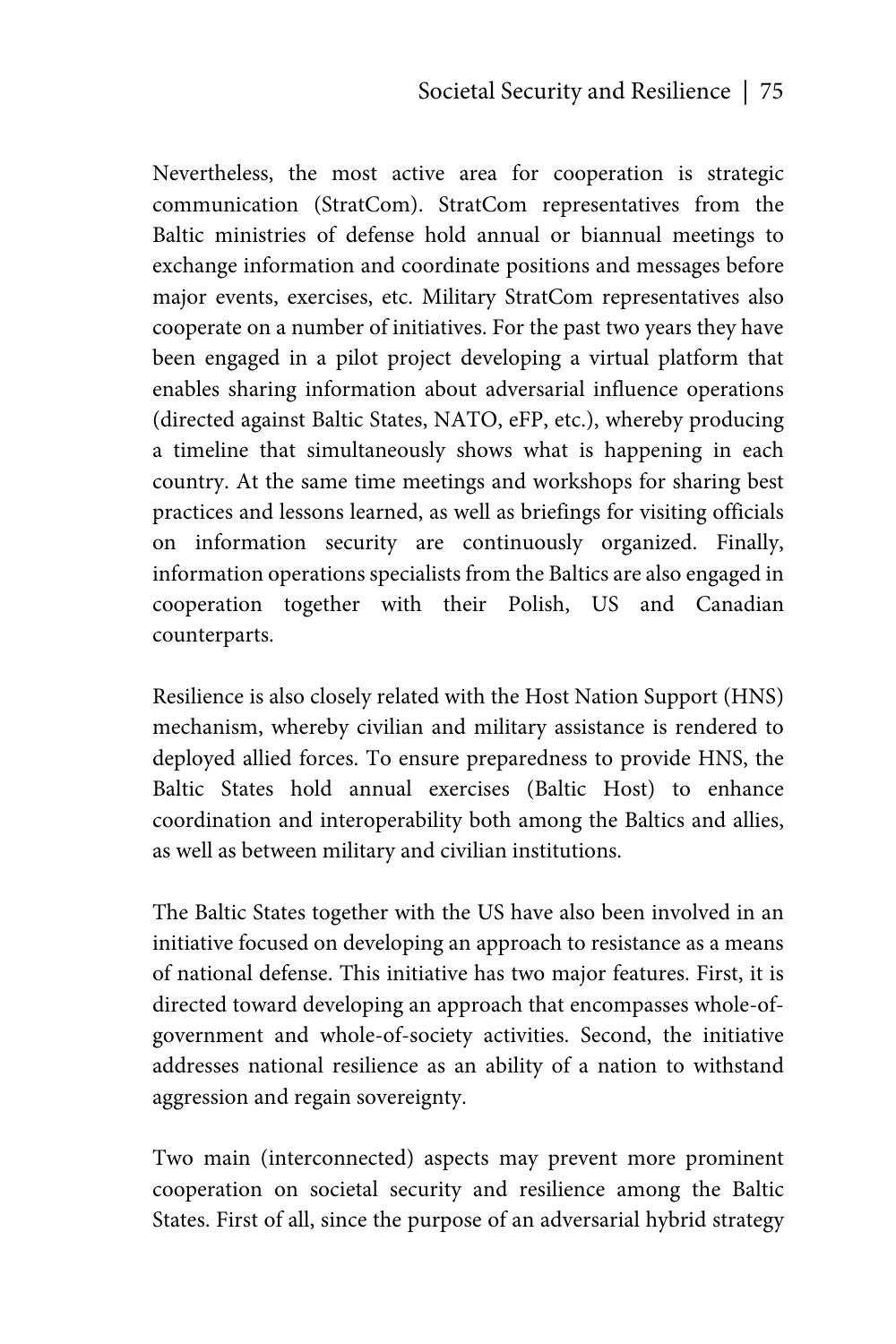Nevertheless, the most active area for cooperation is strategic communication (StratCom). StratCom representatives from the Baltic ministries of defense hold annual or biannual meetings to exchange information and coordinate positions and messages before major events, exercises, etc. Military StratCom representatives also cooperate on a number of initiatives. For the past two years they have been engaged in a pilot project developing a virtual platform that enables sharing information about adversarial influence operations (directed against Baltic States, NATO, eFP, etc.), whereby producing a timeline that simultaneously shows what is happening in each country. At the same time meetings and workshops for sharing best practices and lessons learned, as well as briefings for visiting officials on information security are continuously organized. Finally, information operations specialists from the Baltics are also engaged in cooperation together with their Polish, US and Canadian counterparts.

Resilience is also closely related with the Host Nation Support (HNS) mechanism, whereby civilian and military assistance is rendered to deployed allied forces. To ensure preparedness to provide HNS, the Baltic States hold annual exercises (Baltic Host) to enhance coordination and interoperability both among the Baltics and allies, as well as between military and civilian institutions.

The Baltic States together with the US have also been involved in an initiative focused on developing an approach to resistance as a means of national defense. This initiative has two major features. First, it is directed toward developing an approach that encompasses whole-of-government and whole-of-society activities. Second, the initiative addresses national resilience as an ability of a nation to withstand aggression and regain sovereignty.

Two main (interconnected) aspects may prevent more prominent cooperation on societal security and resilience among the Baltic States. First of all, since the purpose of an adversarial hybrid strategy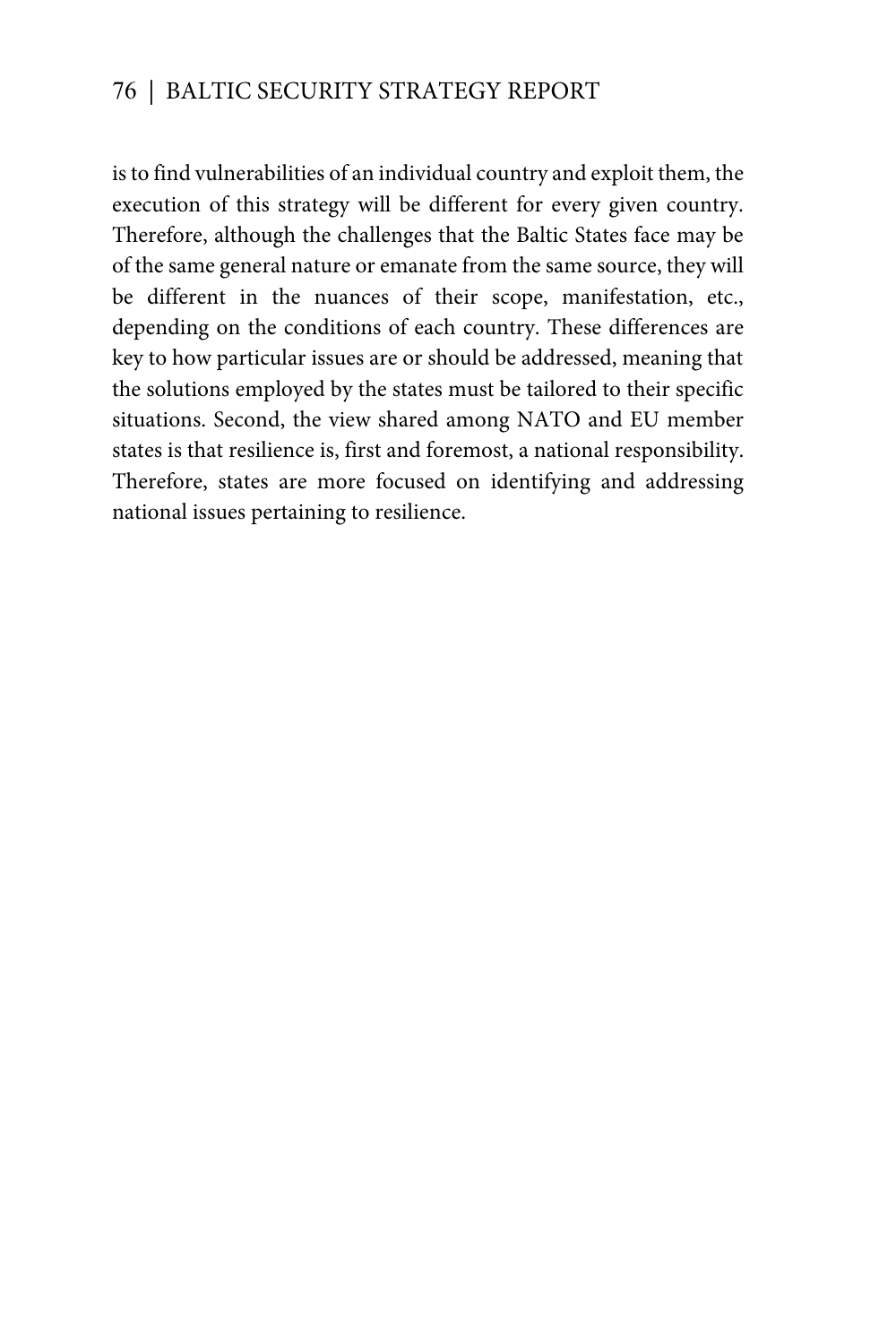is to find vulnerabilities of an individual country and exploit them, the execution of this strategy will be different for every given country. Therefore, although the challenges that the Baltic States face may be of the same general nature or emanate from the same source, they will be different in the nuances of their scope, manifestation, etc., depending on the conditions of each country. These differences are key to how particular issues are or should be addressed, meaning that the solutions employed by the states must be tailored to their specific situations. Second, the view shared among NATO and EU member states is that resilience is, first and foremost, a national responsibility. Therefore, states are more focused on identifying and addressing national issues pertaining to resilience.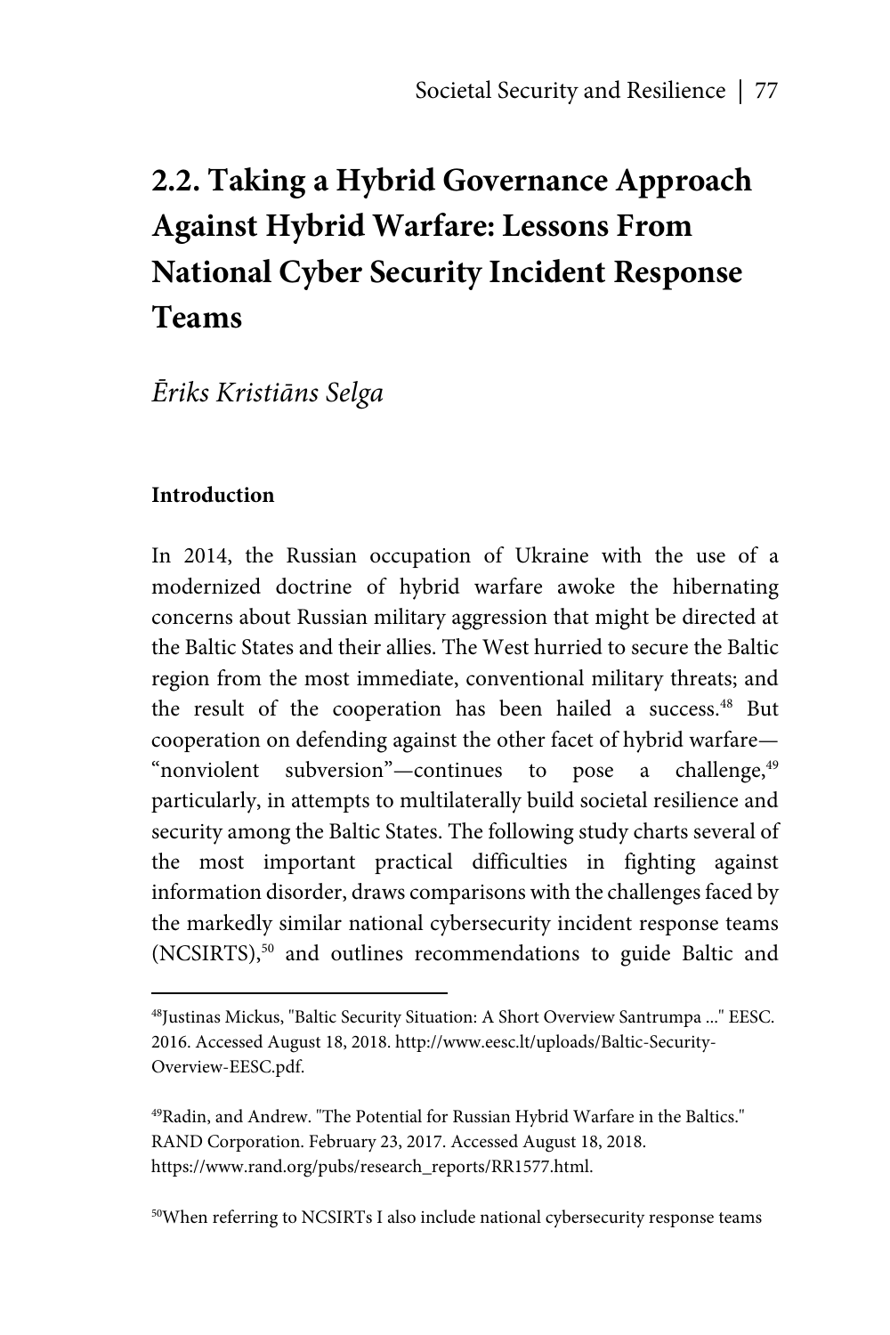## 2.2. Taking a Hybrid Governance Approach Against Hybrid Warfare: Lessons From National Cyber Security Incident Response Teams

*Ēriks Kristiāns Selga*

**Introduction**

In 2014, the Russian occupation of Ukraine with the use of a modernized doctrine of hybrid warfare awoke the hibernating concerns about Russian military aggression that might be directed at the Baltic States and their allies. The West hurried to secure the Baltic region from the most immediate, conventional military threats; and the result of the cooperation has been hailed a success.[48] But cooperation on defending against the other facet of hybrid warfare—"nonviolent subversion"—continues to pose a challenge,[49] particularly, in attempts to multilaterally build societal resilience and security among the Baltic States. The following study charts several of the most important practical difficulties in fighting against information disorder, draws comparisons with the challenges faced by the markedly similar national cybersecurity incident response teams (NCSIRTS),[50] and outlines recommendations to guide Baltic and

---

[48]Justinas Mickus, "Baltic Security Situation: A Short Overview Santrumpa ..." EESC. 2016. Accessed August 18, 2018. http://www.eesc.lt/uploads/Baltic-Security-Overview-EESC.pdf.

[49]Radin, and Andrew. "The Potential for Russian Hybrid Warfare in the Baltics." RAND Corporation. February 23, 2017. Accessed August 18, 2018. https://www.rand.org/pubs/research_reports/RR1577.html.

[50]When referring to NCSIRTs I also include national cybersecurity response teams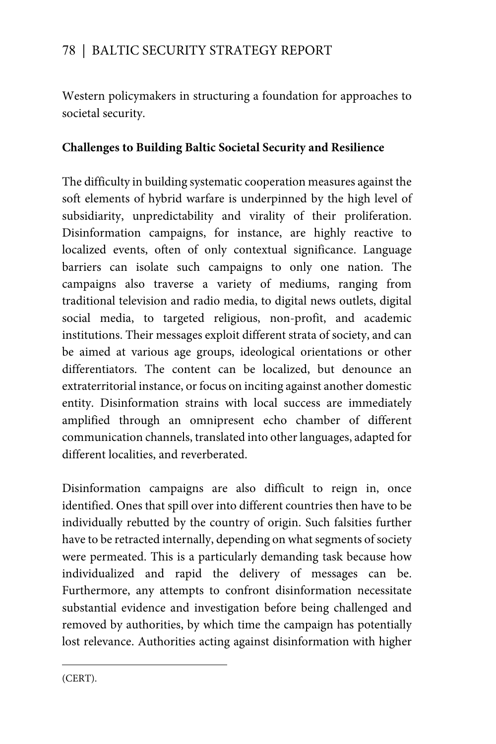Western policymakers in structuring a foundation for approaches to societal security.

**Challenges to Building Baltic Societal Security and Resilience**

The difficulty in building systematic cooperation measures against the soft elements of hybrid warfare is underpinned by the high level of subsidiarity, unpredictability and virality of their proliferation. Disinformation campaigns, for instance, are highly reactive to localized events, often of only contextual significance. Language barriers can isolate such campaigns to only one nation. The campaigns also traverse a variety of mediums, ranging from traditional television and radio media, to digital news outlets, digital social media, to targeted religious, non-profit, and academic institutions. Their messages exploit different strata of society, and can be aimed at various age groups, ideological orientations or other differentiators. The content can be localized, but denounce an extraterritorial instance, or focus on inciting against another domestic entity. Disinformation strains with local success are immediately amplified through an omnipresent echo chamber of different communication channels, translated into other languages, adapted for different localities, and reverberated.

Disinformation campaigns are also difficult to reign in, once identified. Ones that spill over into different countries then have to be individually rebutted by the country of origin. Such falsities further have to be retracted internally, depending on what segments of society were permeated. This is a particularly demanding task because how individualized and rapid the delivery of messages can be. Furthermore, any attempts to confront disinformation necessitate substantial evidence and investigation before being challenged and removed by authorities, by which time the campaign has potentially lost relevance. Authorities acting against disinformation with higher

(CERT).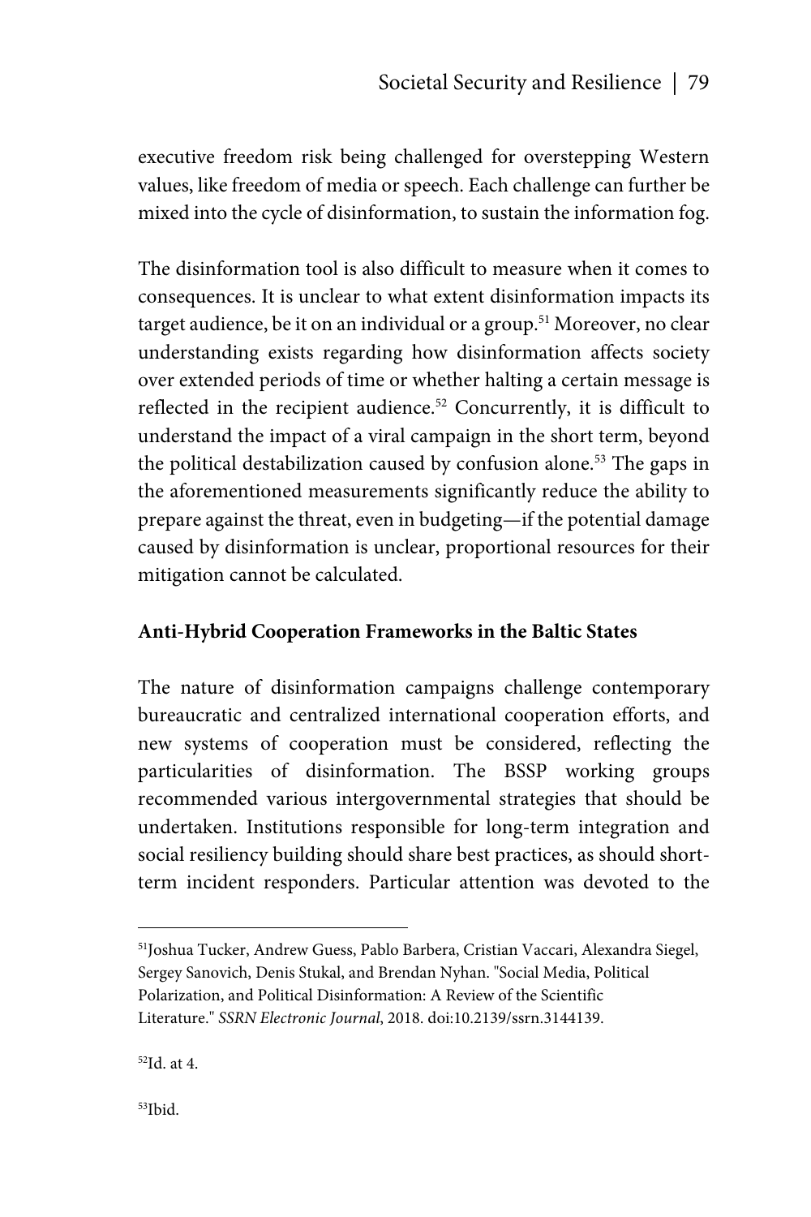executive freedom risk being challenged for overstepping Western values, like freedom of media or speech. Each challenge can further be mixed into the cycle of disinformation, to sustain the information fog.

The disinformation tool is also difficult to measure when it comes to consequences. It is unclear to what extent disinformation impacts its target audience, be it on an individual or a group.[51] Moreover, no clear understanding exists regarding how disinformation affects society over extended periods of time or whether halting a certain message is reflected in the recipient audience.[52] Concurrently, it is difficult to understand the impact of a viral campaign in the short term, beyond the political destabilization caused by confusion alone.[53] The gaps in the aforementioned measurements significantly reduce the ability to prepare against the threat, even in budgeting—if the potential damage caused by disinformation is unclear, proportional resources for their mitigation cannot be calculated.

**Anti-Hybrid Cooperation Frameworks in the Baltic States**

The nature of disinformation campaigns challenge contemporary bureaucratic and centralized international cooperation efforts, and new systems of cooperation must be considered, reflecting the particularities of disinformation. The BSSP working groups recommended various intergovernmental strategies that should be undertaken. Institutions responsible for long-term integration and social resiliency building should share best practices, as should short-term incident responders. Particular attention was devoted to the

---

[51]Joshua Tucker, Andrew Guess, Pablo Barbera, Cristian Vaccari, Alexandra Siegel, Sergey Sanovich, Denis Stukal, and Brendan Nyhan. "Social Media, Political Polarization, and Political Disinformation: A Review of the Scientific Literature." *SSRN Electronic Journal*, 2018. doi:10.2139/ssrn.3144139.

[52]Id. at 4.

[53]Ibid.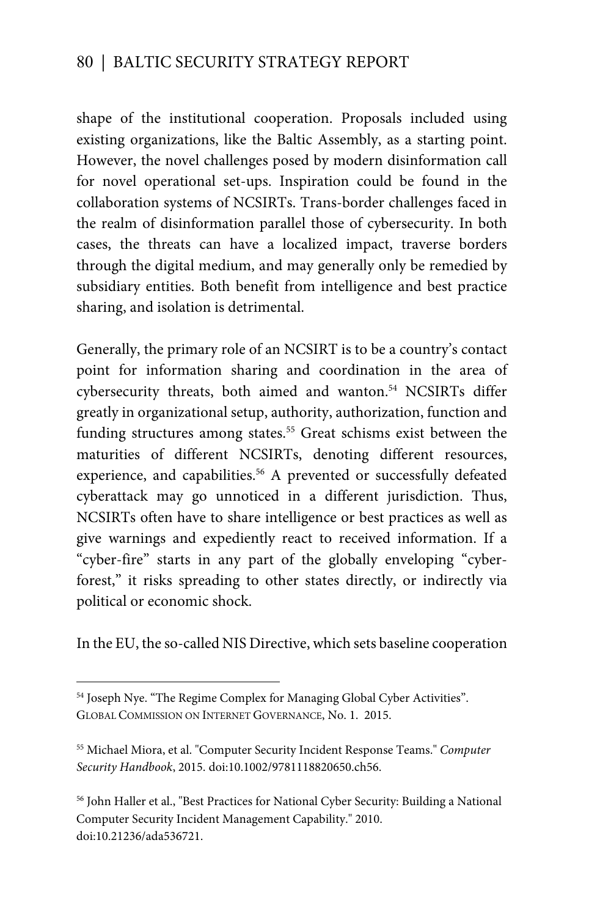shape of the institutional cooperation. Proposals included using existing organizations, like the Baltic Assembly, as a starting point. However, the novel challenges posed by modern disinformation call for novel operational set-ups. Inspiration could be found in the collaboration systems of NCSIRTs. Trans-border challenges faced in the realm of disinformation parallel those of cybersecurity. In both cases, the threats can have a localized impact, traverse borders through the digital medium, and may generally only be remedied by subsidiary entities. Both benefit from intelligence and best practice sharing, and isolation is detrimental.

Generally, the primary role of an NCSIRT is to be a country's contact point for information sharing and coordination in the area of cybersecurity threats, both aimed and wanton.[54] NCSIRTs differ greatly in organizational setup, authority, authorization, function and funding structures among states.[55] Great schisms exist between the maturities of different NCSIRTs, denoting different resources, experience, and capabilities.[56] A prevented or successfully defeated cyberattack may go unnoticed in a different jurisdiction. Thus, NCSIRTs often have to share intelligence or best practices as well as give warnings and expediently react to received information. If a "cyber-fire" starts in any part of the globally enveloping "cyber-forest," it risks spreading to other states directly, or indirectly via political or economic shock.

In the EU, the so-called NIS Directive, which sets baseline cooperation

---

[54] Joseph Nye. "The Regime Complex for Managing Global Cyber Activities". GLOBAL COMMISSION ON INTERNET GOVERNANCE, No. 1. 2015.

[55] Michael Miora, et al. "Computer Security Incident Response Teams." *Computer Security Handbook*, 2015. doi:10.1002/9781118820650.ch56.

[56] John Haller et al., "Best Practices for National Cyber Security: Building a National Computer Security Incident Management Capability." 2010. doi:10.21236/ada536721.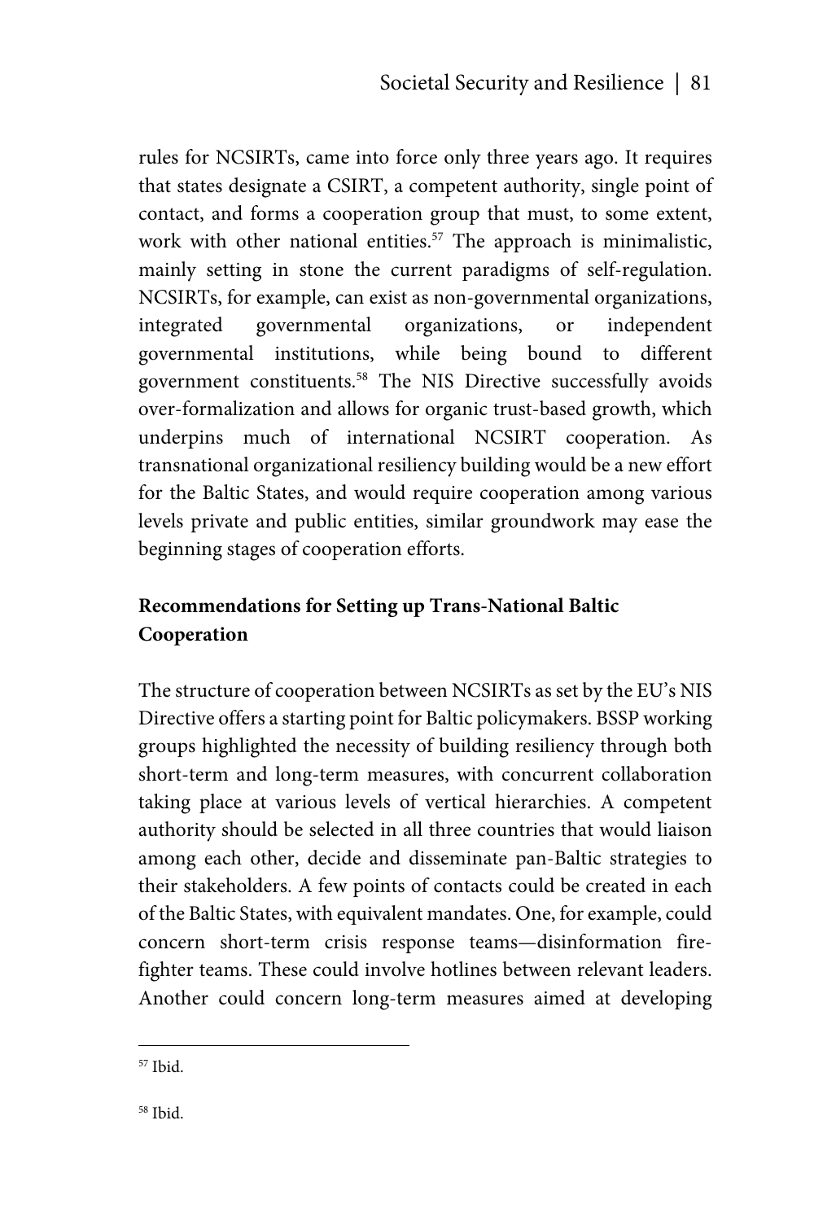rules for NCSIRTs, came into force only three years ago. It requires that states designate a CSIRT, a competent authority, single point of contact, and forms a cooperation group that must, to some extent, work with other national entities.[57] The approach is minimalistic, mainly setting in stone the current paradigms of self-regulation. NCSIRTs, for example, can exist as non-governmental organizations, integrated governmental organizations, or independent governmental institutions, while being bound to different government constituents.[58] The NIS Directive successfully avoids over-formalization and allows for organic trust-based growth, which underpins much of international NCSIRT cooperation. As transnational organizational resiliency building would be a new effort for the Baltic States, and would require cooperation among various levels private and public entities, similar groundwork may ease the beginning stages of cooperation efforts.

### Recommendations for Setting up Trans-National Baltic Cooperation

The structure of cooperation between NCSIRTs as set by the EU's NIS Directive offers a starting point for Baltic policymakers. BSSP working groups highlighted the necessity of building resiliency through both short-term and long-term measures, with concurrent collaboration taking place at various levels of vertical hierarchies. A competent authority should be selected in all three countries that would liaison among each other, decide and disseminate pan-Baltic strategies to their stakeholders. A few points of contacts could be created in each of the Baltic States, with equivalent mandates. One, for example, could concern short-term crisis response teams—disinformation fire-fighter teams. These could involve hotlines between relevant leaders. Another could concern long-term measures aimed at developing

[57] Ibid.

[58] Ibid.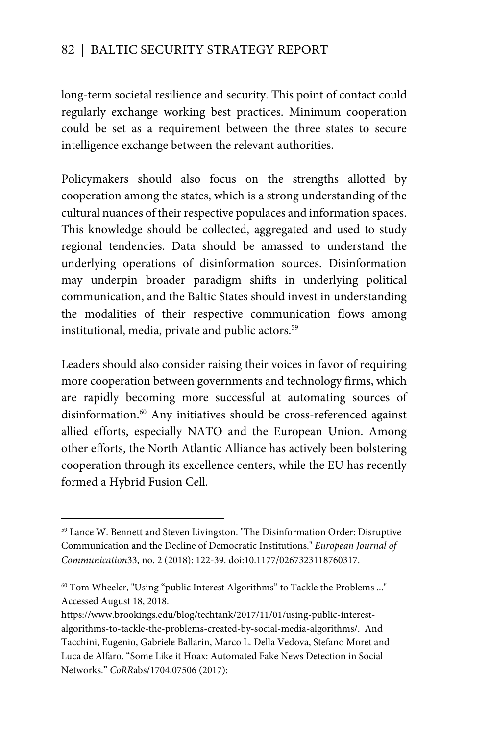long-term societal resilience and security. This point of contact could regularly exchange working best practices. Minimum cooperation could be set as a requirement between the three states to secure intelligence exchange between the relevant authorities.

Policymakers should also focus on the strengths allotted by cooperation among the states, which is a strong understanding of the cultural nuances of their respective populaces and information spaces. This knowledge should be collected, aggregated and used to study regional tendencies. Data should be amassed to understand the underlying operations of disinformation sources. Disinformation may underpin broader paradigm shifts in underlying political communication, and the Baltic States should invest in understanding the modalities of their respective communication flows among institutional, media, private and public actors.[59]

Leaders should also consider raising their voices in favor of requiring more cooperation between governments and technology firms, which are rapidly becoming more successful at automating sources of disinformation.[60] Any initiatives should be cross-referenced against allied efforts, especially NATO and the European Union. Among other efforts, the North Atlantic Alliance has actively been bolstering cooperation through its excellence centers, while the EU has recently formed a Hybrid Fusion Cell.

---

[59] Lance W. Bennett and Steven Livingston. "The Disinformation Order: Disruptive Communication and the Decline of Democratic Institutions." *European Journal of Communication*33, no. 2 (2018): 122-39. doi:10.1177/0267323118760317.

[60] Tom Wheeler, "Using "public Interest Algorithms" to Tackle the Problems ..." Accessed August 18, 2018. https://www.brookings.edu/blog/techtank/2017/11/01/using-public-interest-algorithms-to-tackle-the-problems-created-by-social-media-algorithms/. And Tacchini, Eugenio, Gabriele Ballarin, Marco L. Della Vedova, Stefano Moret and Luca de Alfaro. "Some Like it Hoax: Automated Fake News Detection in Social Networks." *CoRR*abs/1704.07506 (2017):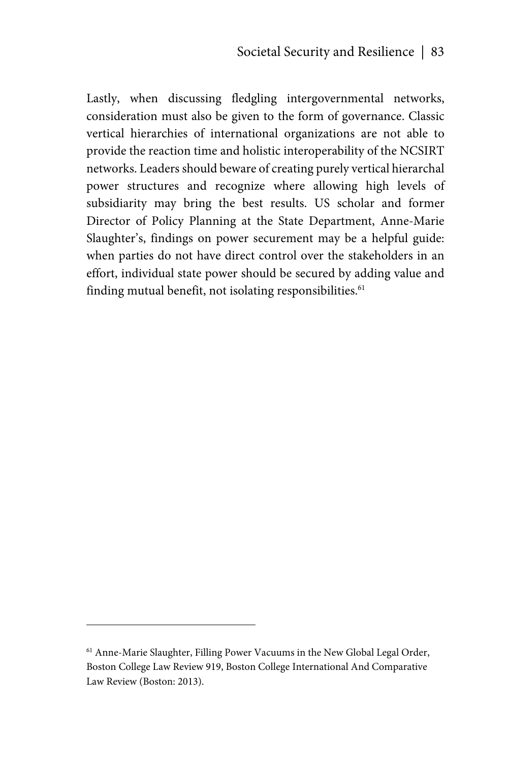Lastly, when discussing fledgling intergovernmental networks, consideration must also be given to the form of governance. Classic vertical hierarchies of international organizations are not able to provide the reaction time and holistic interoperability of the NCSIRT networks. Leaders should beware of creating purely vertical hierarchal power structures and recognize where allowing high levels of subsidiarity may bring the best results. US scholar and former Director of Policy Planning at the State Department, Anne-Marie Slaughter's, findings on power securement may be a helpful guide: when parties do not have direct control over the stakeholders in an effort, individual state power should be secured by adding value and finding mutual benefit, not isolating responsibilities.[61]

---

[61] Anne-Marie Slaughter, Filling Power Vacuums in the New Global Legal Order, Boston College Law Review 919, Boston College International And Comparative Law Review (Boston: 2013).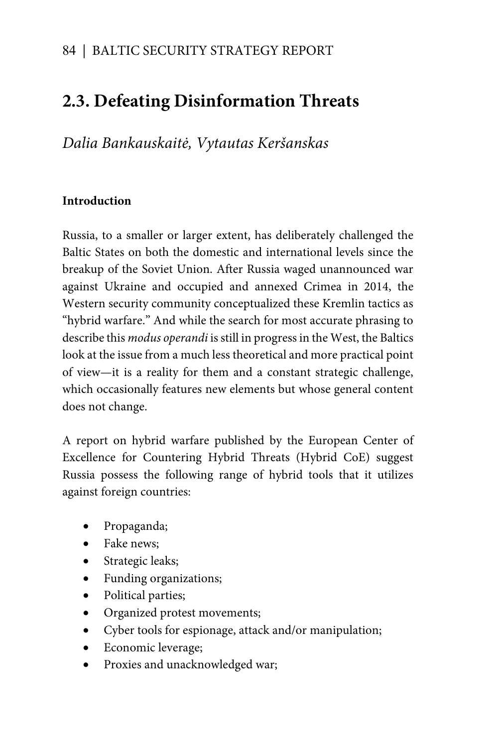## 2.3. Defeating Disinformation Threats

*Dalia Bankauskaitė, Vytautas Keršanskas*

**Introduction**

Russia, to a smaller or larger extent, has deliberately challenged the Baltic States on both the domestic and international levels since the breakup of the Soviet Union. After Russia waged unannounced war against Ukraine and occupied and annexed Crimea in 2014, the Western security community conceptualized these Kremlin tactics as "hybrid warfare." And while the search for most accurate phrasing to describe this *modus operandi* is still in progress in the West, the Baltics look at the issue from a much less theoretical and more practical point of view—it is a reality for them and a constant strategic challenge, which occasionally features new elements but whose general content does not change.

A report on hybrid warfare published by the European Center of Excellence for Countering Hybrid Threats (Hybrid CoE) suggest Russia possess the following range of hybrid tools that it utilizes against foreign countries:

- Propaganda;
- Fake news;
- Strategic leaks;
- Funding organizations;
- Political parties;
- Organized protest movements;
- Cyber tools for espionage, attack and/or manipulation;
- Economic leverage;
- Proxies and unacknowledged war;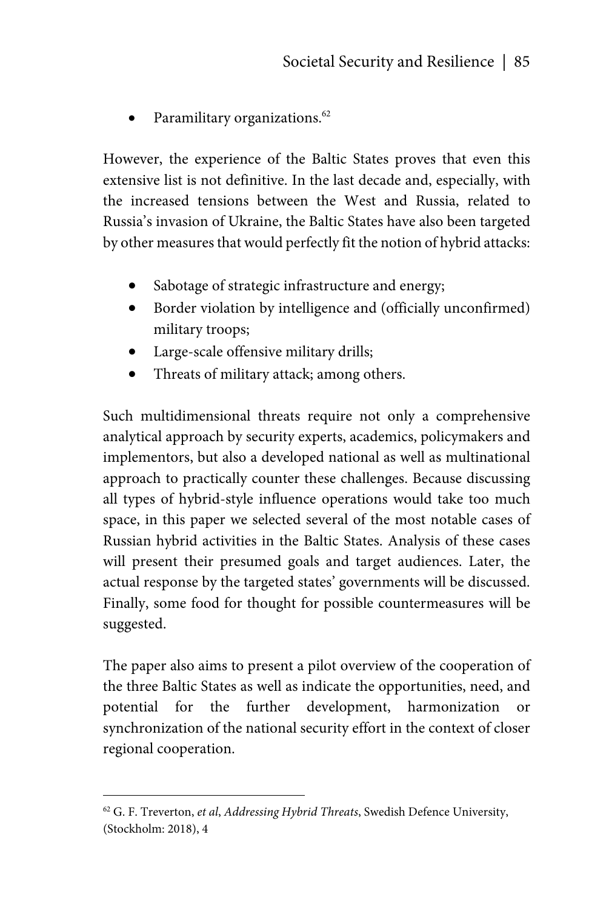- Paramilitary organizations.[62]

However, the experience of the Baltic States proves that even this extensive list is not definitive. In the last decade and, especially, with the increased tensions between the West and Russia, related to Russia's invasion of Ukraine, the Baltic States have also been targeted by other measures that would perfectly fit the notion of hybrid attacks:

- Sabotage of strategic infrastructure and energy;
- Border violation by intelligence and (officially unconfirmed) military troops;
- Large-scale offensive military drills;
- Threats of military attack; among others.

Such multidimensional threats require not only a comprehensive analytical approach by security experts, academics, policymakers and implementors, but also a developed national as well as multinational approach to practically counter these challenges. Because discussing all types of hybrid-style influence operations would take too much space, in this paper we selected several of the most notable cases of Russian hybrid activities in the Baltic States. Analysis of these cases will present their presumed goals and target audiences. Later, the actual response by the targeted states' governments will be discussed. Finally, some food for thought for possible countermeasures will be suggested.

The paper also aims to present a pilot overview of the cooperation of the three Baltic States as well as indicate the opportunities, need, and potential for the further development, harmonization or synchronization of the national security effort in the context of closer regional cooperation.

---

[62] G. F. Treverton, *et al*, *Addressing Hybrid Threats*, Swedish Defence University, (Stockholm: 2018), 4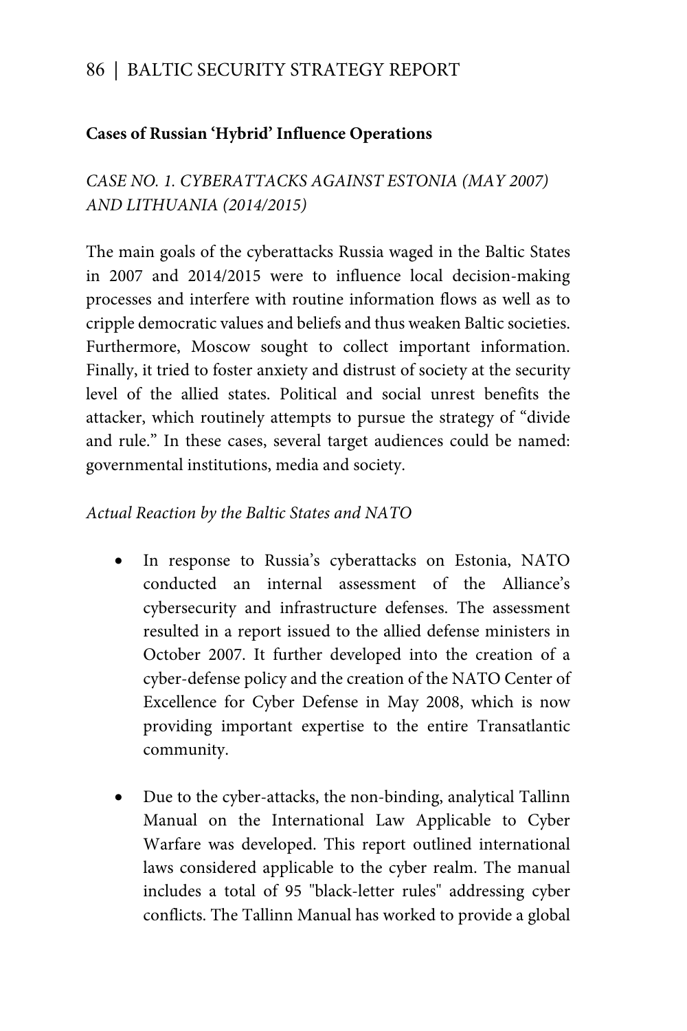### Cases of Russian 'Hybrid' Influence Operations

*CASE NO. 1. CYBERATTACKS AGAINST ESTONIA (MAY 2007) AND LITHUANIA (2014/2015)*

The main goals of the cyberattacks Russia waged in the Baltic States in 2007 and 2014/2015 were to influence local decision-making processes and interfere with routine information flows as well as to cripple democratic values and beliefs and thus weaken Baltic societies. Furthermore, Moscow sought to collect important information. Finally, it tried to foster anxiety and distrust of society at the security level of the allied states. Political and social unrest benefits the attacker, which routinely attempts to pursue the strategy of "divide and rule." In these cases, several target audiences could be named: governmental institutions, media and society.

*Actual Reaction by the Baltic States and NATO*

- In response to Russia's cyberattacks on Estonia, NATO conducted an internal assessment of the Alliance's cybersecurity and infrastructure defenses. The assessment resulted in a report issued to the allied defense ministers in October 2007. It further developed into the creation of a cyber-defense policy and the creation of the NATO Center of Excellence for Cyber Defense in May 2008, which is now providing important expertise to the entire Transatlantic community.

- Due to the cyber-attacks, the non-binding, analytical Tallinn Manual on the International Law Applicable to Cyber Warfare was developed. This report outlined international laws considered applicable to the cyber realm. The manual includes a total of 95 "black-letter rules" addressing cyber conflicts. The Tallinn Manual has worked to provide a global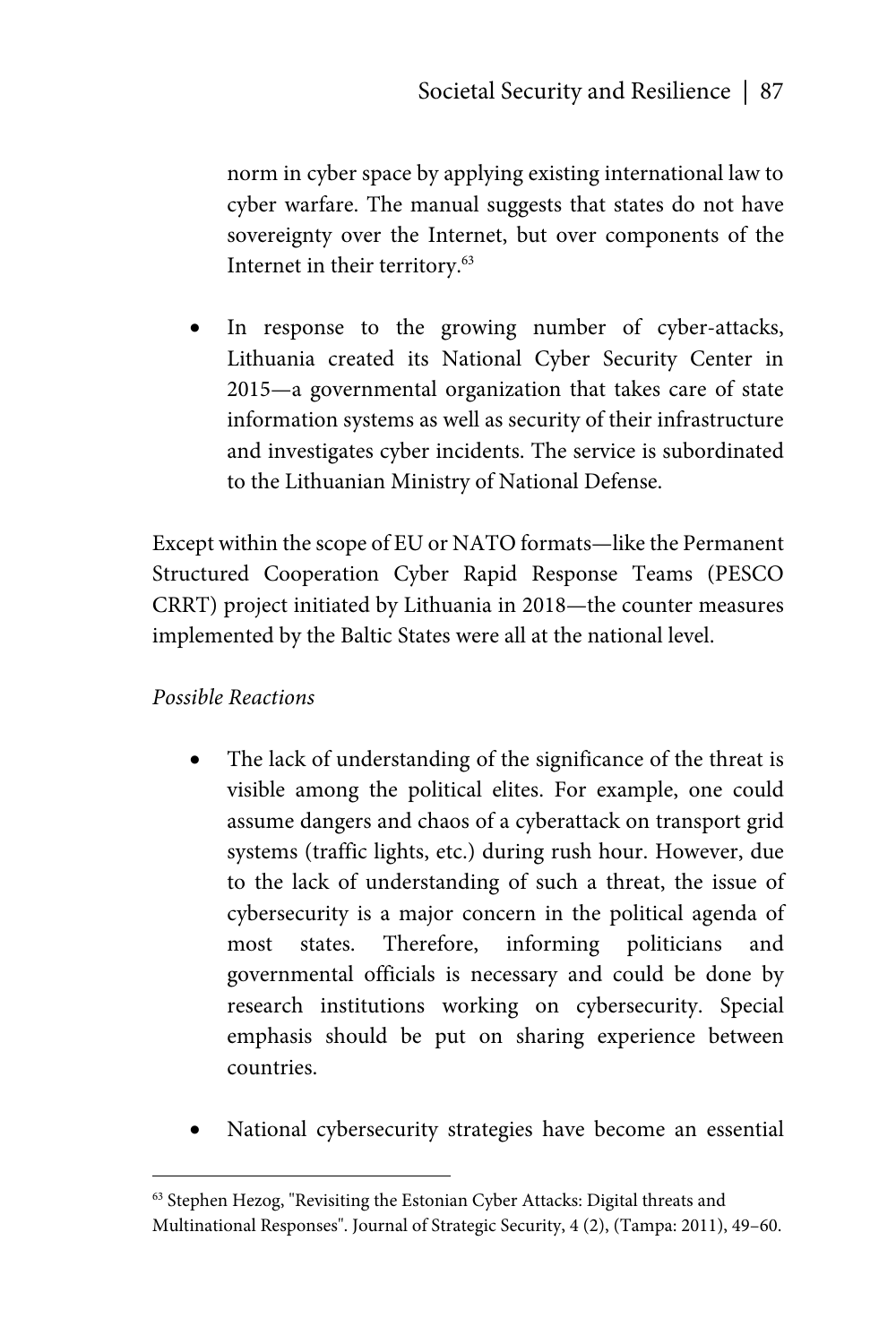norm in cyber space by applying existing international law to cyber warfare. The manual suggests that states do not have sovereignty over the Internet, but over components of the Internet in their territory.[63]

- In response to the growing number of cyber-attacks, Lithuania created its National Cyber Security Center in 2015—a governmental organization that takes care of state information systems as well as security of their infrastructure and investigates cyber incidents. The service is subordinated to the Lithuanian Ministry of National Defense.

Except within the scope of EU or NATO formats—like the Permanent Structured Cooperation Cyber Rapid Response Teams (PESCO CRRT) project initiated by Lithuania in 2018—the counter measures implemented by the Baltic States were all at the national level.

*Possible Reactions*

- The lack of understanding of the significance of the threat is visible among the political elites. For example, one could assume dangers and chaos of a cyberattack on transport grid systems (traffic lights, etc.) during rush hour. However, due to the lack of understanding of such a threat, the issue of cybersecurity is a major concern in the political agenda of most states. Therefore, informing politicians and governmental officials is necessary and could be done by research institutions working on cybersecurity. Special emphasis should be put on sharing experience between countries.

- National cybersecurity strategies have become an essential

[63] Stephen Hezog, "Revisiting the Estonian Cyber Attacks: Digital threats and Multinational Responses". Journal of Strategic Security, 4 (2), (Tampa: 2011), 49–60.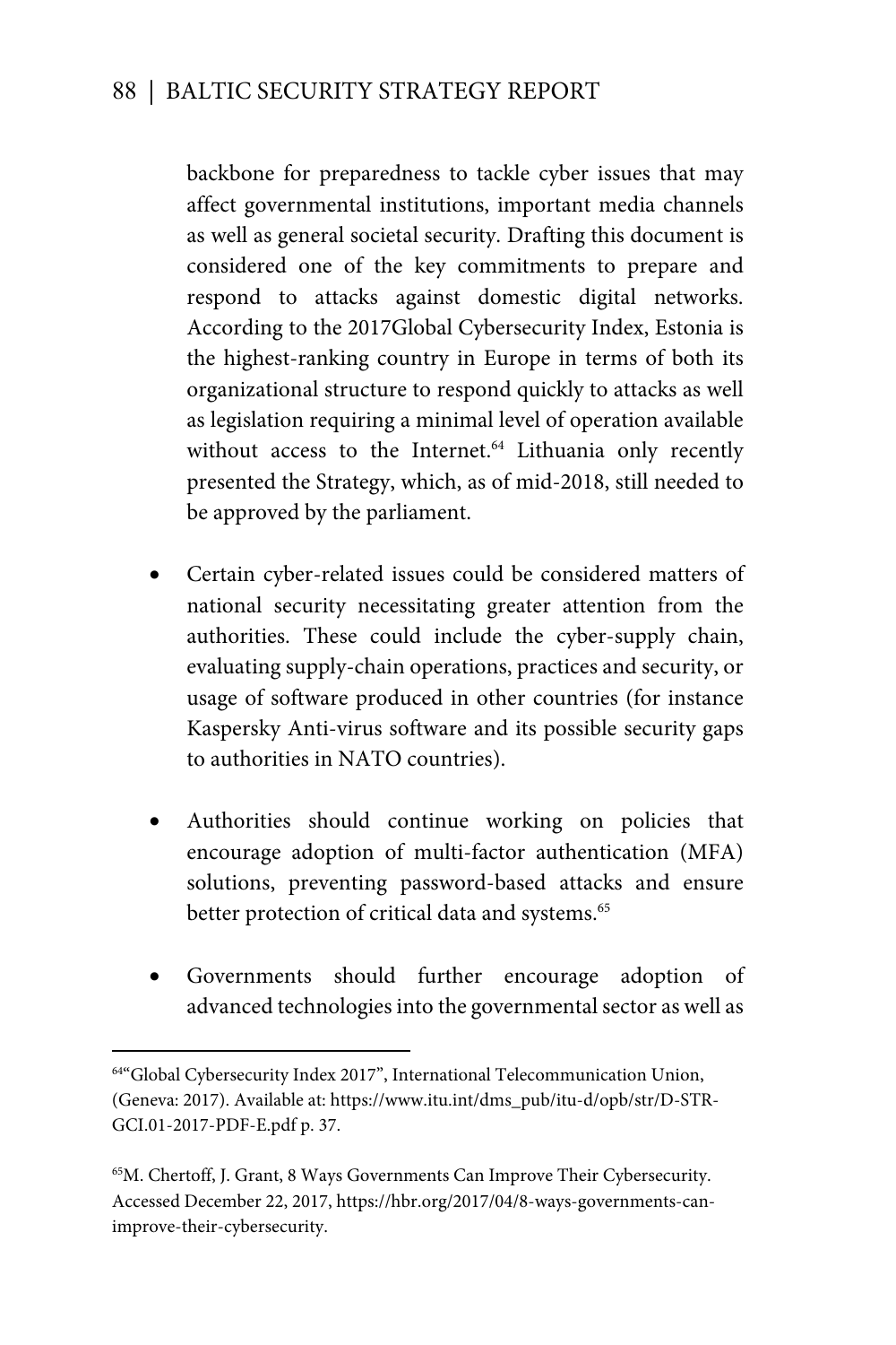backbone for preparedness to tackle cyber issues that may affect governmental institutions, important media channels as well as general societal security. Drafting this document is considered one of the key commitments to prepare and respond to attacks against domestic digital networks. According to the 2017Global Cybersecurity Index, Estonia is the highest-ranking country in Europe in terms of both its organizational structure to respond quickly to attacks as well as legislation requiring a minimal level of operation available without access to the Internet.[64] Lithuania only recently presented the Strategy, which, as of mid-2018, still needed to be approved by the parliament.

- Certain cyber-related issues could be considered matters of national security necessitating greater attention from the authorities. These could include the cyber-supply chain, evaluating supply-chain operations, practices and security, or usage of software produced in other countries (for instance Kaspersky Anti-virus software and its possible security gaps to authorities in NATO countries).

- Authorities should continue working on policies that encourage adoption of multi-factor authentication (MFA) solutions, preventing password-based attacks and ensure better protection of critical data and systems.[65]

- Governments should further encourage adoption of advanced technologies into the governmental sector as well as

---

[64]"Global Cybersecurity Index 2017", International Telecommunication Union, (Geneva: 2017). Available at: https://www.itu.int/dms_pub/itu-d/opb/str/D-STR-GCI.01-2017-PDF-E.pdf p. 37.

[65]M. Chertoff, J. Grant, 8 Ways Governments Can Improve Their Cybersecurity. Accessed December 22, 2017, https://hbr.org/2017/04/8-ways-governments-can-improve-their-cybersecurity.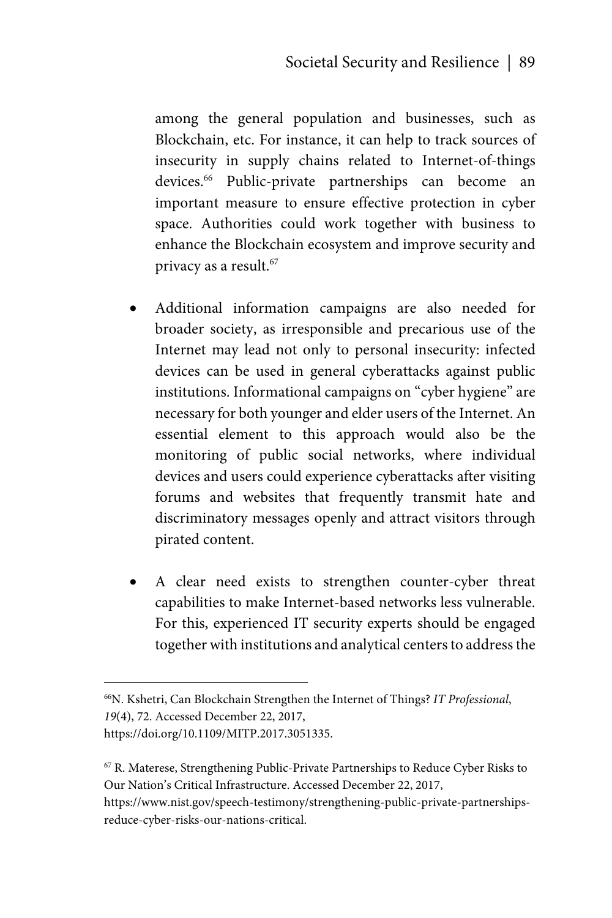among the general population and businesses, such as Blockchain, etc. For instance, it can help to track sources of insecurity in supply chains related to Internet-of-things devices.[66] Public-private partnerships can become an important measure to ensure effective protection in cyber space. Authorities could work together with business to enhance the Blockchain ecosystem and improve security and privacy as a result.[67]

- Additional information campaigns are also needed for broader society, as irresponsible and precarious use of the Internet may lead not only to personal insecurity: infected devices can be used in general cyberattacks against public institutions. Informational campaigns on "cyber hygiene" are necessary for both younger and elder users of the Internet. An essential element to this approach would also be the monitoring of public social networks, where individual devices and users could experience cyberattacks after visiting forums and websites that frequently transmit hate and discriminatory messages openly and attract visitors through pirated content.

- A clear need exists to strengthen counter-cyber threat capabilities to make Internet-based networks less vulnerable. For this, experienced IT security experts should be engaged together with institutions and analytical centers to address the

---

[66]N. Kshetri, Can Blockchain Strengthen the Internet of Things? *IT Professional*, *19*(4), 72. Accessed December 22, 2017, https://doi.org/10.1109/MITP.2017.3051335.

[67] R. Materese, Strengthening Public-Private Partnerships to Reduce Cyber Risks to Our Nation's Critical Infrastructure. Accessed December 22, 2017, https://www.nist.gov/speech-testimony/strengthening-public-private-partnerships-reduce-cyber-risks-our-nations-critical.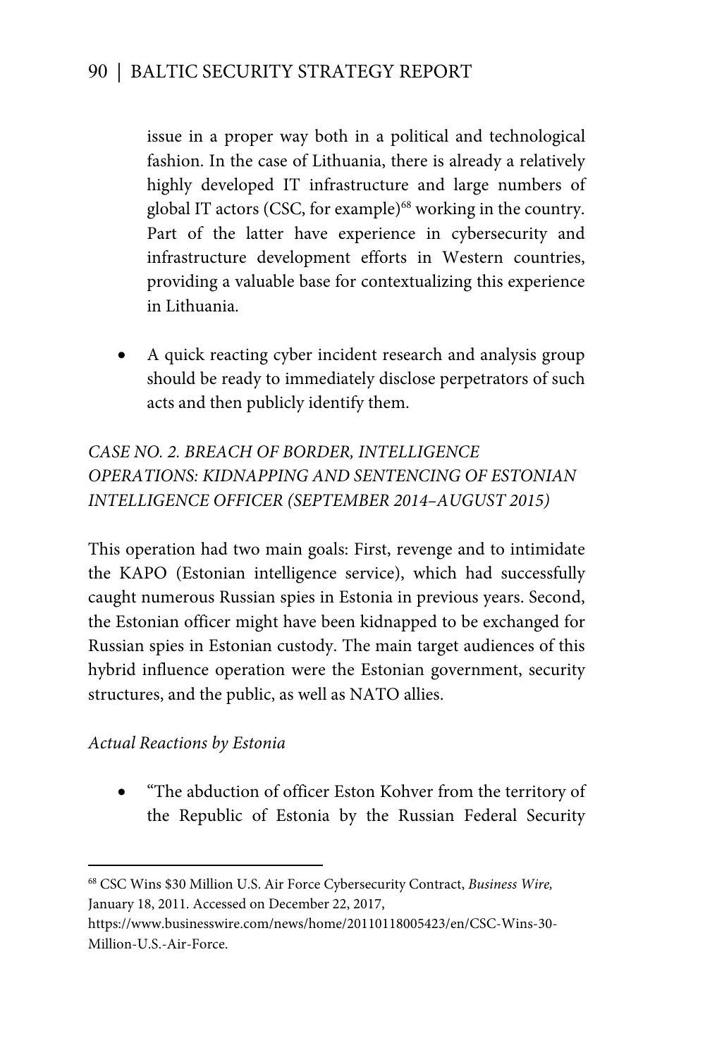issue in a proper way both in a political and technological fashion. In the case of Lithuania, there is already a relatively highly developed IT infrastructure and large numbers of global IT actors (CSC, for example)[68] working in the country. Part of the latter have experience in cybersecurity and infrastructure development efforts in Western countries, providing a valuable base for contextualizing this experience in Lithuania.

- A quick reacting cyber incident research and analysis group should be ready to immediately disclose perpetrators of such acts and then publicly identify them.

*CASE NO. 2. BREACH OF BORDER, INTELLIGENCE OPERATIONS: KIDNAPPING AND SENTENCING OF ESTONIAN INTELLIGENCE OFFICER (SEPTEMBER 2014–AUGUST 2015)*

This operation had two main goals: First, revenge and to intimidate the KAPO (Estonian intelligence service), which had successfully caught numerous Russian spies in Estonia in previous years. Second, the Estonian officer might have been kidnapped to be exchanged for Russian spies in Estonian custody. The main target audiences of this hybrid influence operation were the Estonian government, security structures, and the public, as well as NATO allies.

*Actual Reactions by Estonia*

- "The abduction of officer Eston Kohver from the territory of the Republic of Estonia by the Russian Federal Security

[68] CSC Wins $30 Million U.S. Air Force Cybersecurity Contract, *Business Wire,* January 18, 2011. Accessed on December 22, 2017, https://www.businesswire.com/news/home/20110118005423/en/CSC-Wins-30-Million-U.S.-Air-Force.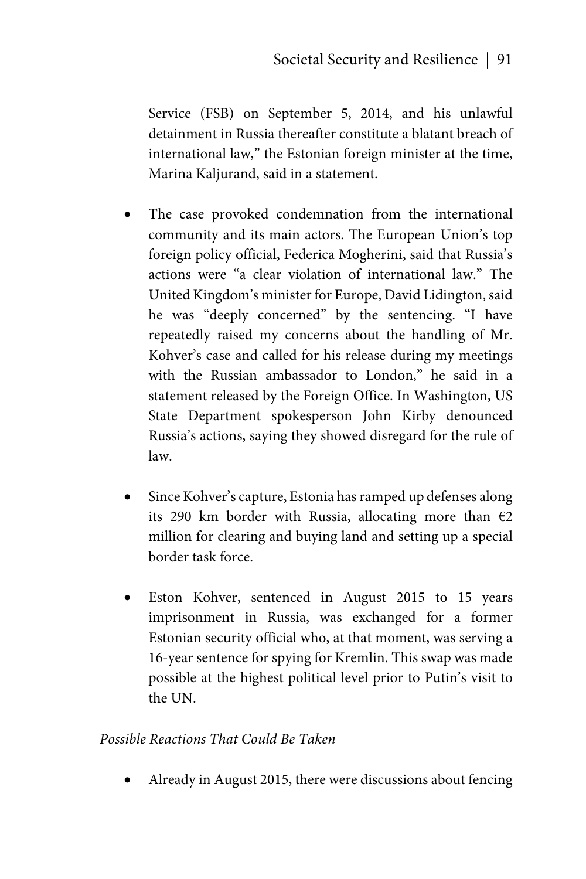Service (FSB) on September 5, 2014, and his unlawful detainment in Russia thereafter constitute a blatant breach of international law," the Estonian foreign minister at the time, Marina Kaljurand, said in a statement.

- The case provoked condemnation from the international community and its main actors. The European Union's top foreign policy official, Federica Mogherini, said that Russia's actions were "a clear violation of international law." The United Kingdom's minister for Europe, David Lidington, said he was "deeply concerned" by the sentencing. "I have repeatedly raised my concerns about the handling of Mr. Kohver's case and called for his release during my meetings with the Russian ambassador to London," he said in a statement released by the Foreign Office. In Washington, US State Department spokesperson John Kirby denounced Russia's actions, saying they showed disregard for the rule of law.

- Since Kohver's capture, Estonia has ramped up defenses along its 290 km border with Russia, allocating more than €2 million for clearing and buying land and setting up a special border task force.

- Eston Kohver, sentenced in August 2015 to 15 years imprisonment in Russia, was exchanged for a former Estonian security official who, at that moment, was serving a 16-year sentence for spying for Kremlin. This swap was made possible at the highest political level prior to Putin's visit to the UN.

*Possible Reactions That Could Be Taken*

- Already in August 2015, there were discussions about fencing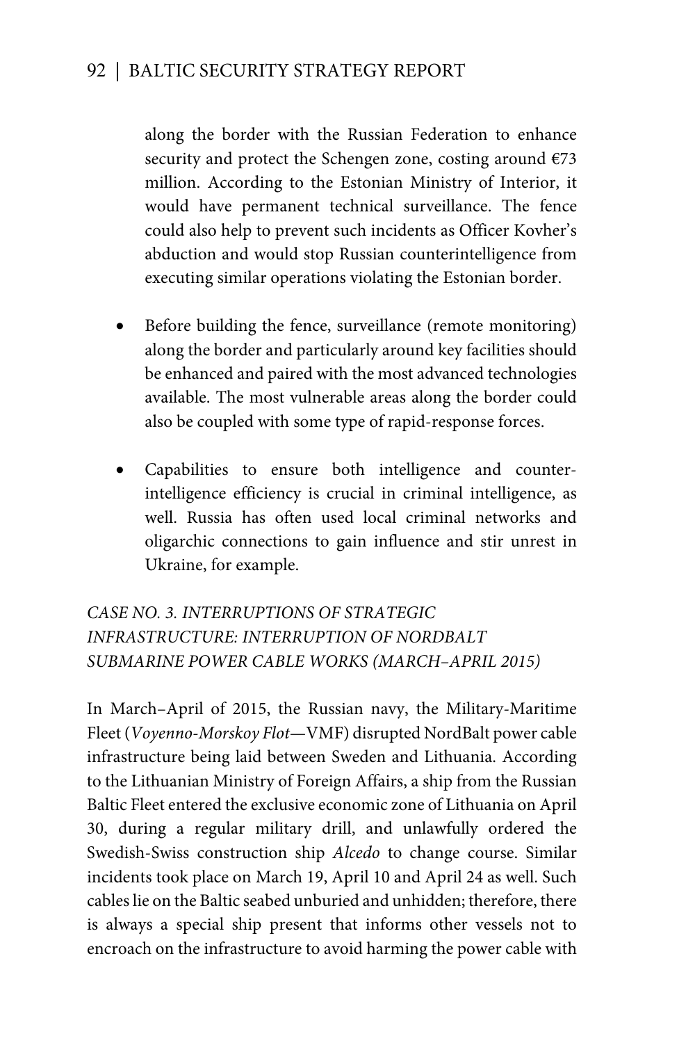along the border with the Russian Federation to enhance security and protect the Schengen zone, costing around €73 million. According to the Estonian Ministry of Interior, it would have permanent technical surveillance. The fence could also help to prevent such incidents as Officer Kovher's abduction and would stop Russian counterintelligence from executing similar operations violating the Estonian border.

- Before building the fence, surveillance (remote monitoring) along the border and particularly around key facilities should be enhanced and paired with the most advanced technologies available. The most vulnerable areas along the border could also be coupled with some type of rapid-response forces.

- Capabilities to ensure both intelligence and counter-intelligence efficiency is crucial in criminal intelligence, as well. Russia has often used local criminal networks and oligarchic connections to gain influence and stir unrest in Ukraine, for example.

### *CASE NO. 3. INTERRUPTIONS OF STRATEGIC INFRASTRUCTURE: INTERRUPTION OF NORDBALT SUBMARINE POWER CABLE WORKS (MARCH–APRIL 2015)*

In March–April of 2015, the Russian navy, the Military-Maritime Fleet (*Voyenno-Morskoy Flot*—VMF) disrupted NordBalt power cable infrastructure being laid between Sweden and Lithuania. According to the Lithuanian Ministry of Foreign Affairs, a ship from the Russian Baltic Fleet entered the exclusive economic zone of Lithuania on April 30, during a regular military drill, and unlawfully ordered the Swedish-Swiss construction ship *Alcedo* to change course. Similar incidents took place on March 19, April 10 and April 24 as well. Such cables lie on the Baltic seabed unburied and unhidden; therefore, there is always a special ship present that informs other vessels not to encroach on the infrastructure to avoid harming the power cable with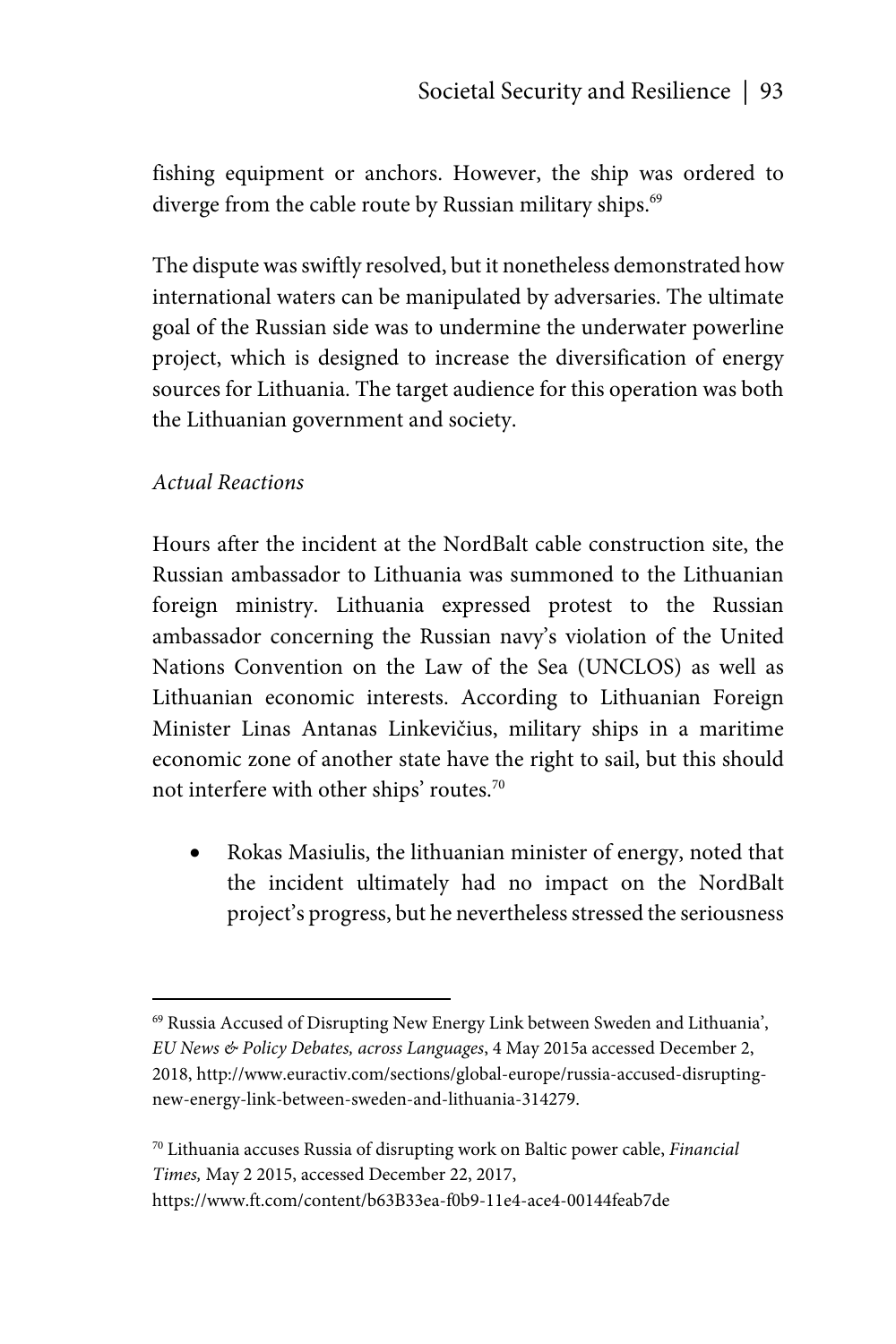fishing equipment or anchors. However, the ship was ordered to diverge from the cable route by Russian military ships.[69]

The dispute was swiftly resolved, but it nonetheless demonstrated how international waters can be manipulated by adversaries. The ultimate goal of the Russian side was to undermine the underwater powerline project, which is designed to increase the diversification of energy sources for Lithuania. The target audience for this operation was both the Lithuanian government and society.

*Actual Reactions*

Hours after the incident at the NordBalt cable construction site, the Russian ambassador to Lithuania was summoned to the Lithuanian foreign ministry. Lithuania expressed protest to the Russian ambassador concerning the Russian navy's violation of the United Nations Convention on the Law of the Sea (UNCLOS) as well as Lithuanian economic interests. According to Lithuanian Foreign Minister Linas Antanas Linkevičius, military ships in a maritime economic zone of another state have the right to sail, but this should not interfere with other ships' routes.[70]

- Rokas Masiulis, the lithuanian minister of energy, noted that the incident ultimately had no impact on the NordBalt project's progress, but he nevertheless stressed the seriousness

---

[69] Russia Accused of Disrupting New Energy Link between Sweden and Lithuania', *EU News & Policy Debates, across Languages*, 4 May 2015a accessed December 2, 2018, http://www.euractiv.com/sections/global-europe/russia-accused-disrupting-new-energy-link-between-sweden-and-lithuania-314279.

[70] Lithuania accuses Russia of disrupting work on Baltic power cable, *Financial Times,* May 2 2015, accessed December 22, 2017, https://www.ft.com/content/b63B33ea-f0b9-11e4-ace4-00144feab7de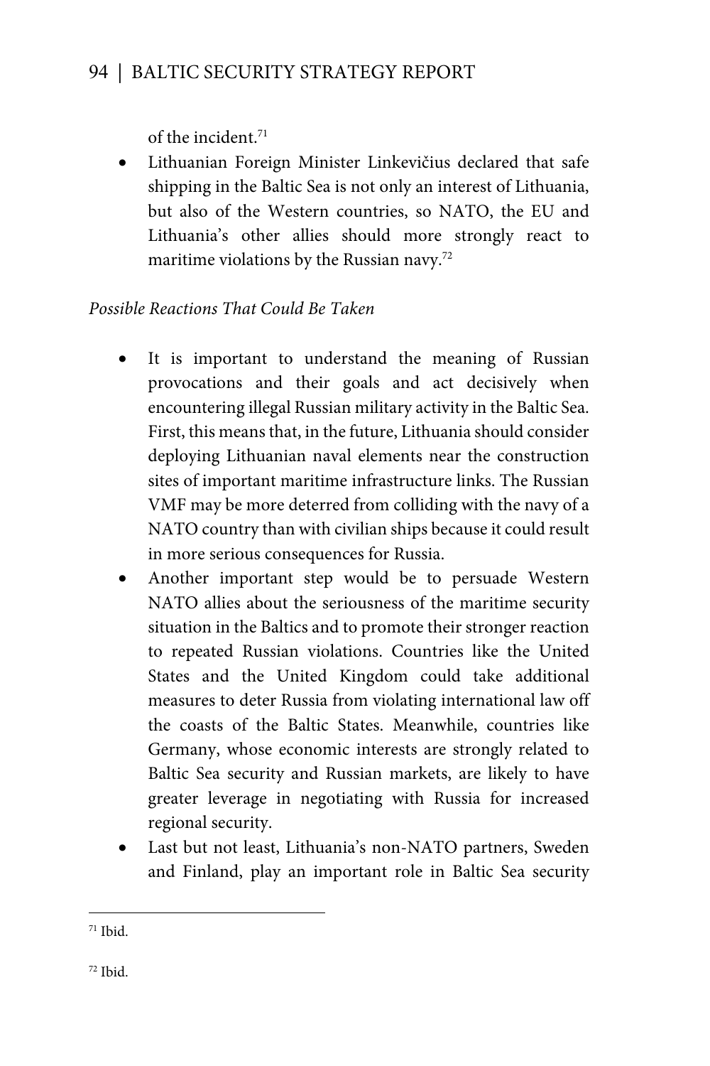of the incident.[71]

- Lithuanian Foreign Minister Linkevičius declared that safe shipping in the Baltic Sea is not only an interest of Lithuania, but also of the Western countries, so NATO, the EU and Lithuania's other allies should more strongly react to maritime violations by the Russian navy.[72]

*Possible Reactions That Could Be Taken*

- It is important to understand the meaning of Russian provocations and their goals and act decisively when encountering illegal Russian military activity in the Baltic Sea. First, this means that, in the future, Lithuania should consider deploying Lithuanian naval elements near the construction sites of important maritime infrastructure links. The Russian VMF may be more deterred from colliding with the navy of a NATO country than with civilian ships because it could result in more serious consequences for Russia.
- Another important step would be to persuade Western NATO allies about the seriousness of the maritime security situation in the Baltics and to promote their stronger reaction to repeated Russian violations. Countries like the United States and the United Kingdom could take additional measures to deter Russia from violating international law off the coasts of the Baltic States. Meanwhile, countries like Germany, whose economic interests are strongly related to Baltic Sea security and Russian markets, are likely to have greater leverage in negotiating with Russia for increased regional security.
- Last but not least, Lithuania's non-NATO partners, Sweden and Finland, play an important role in Baltic Sea security

---

[71] Ibid.

[72] Ibid.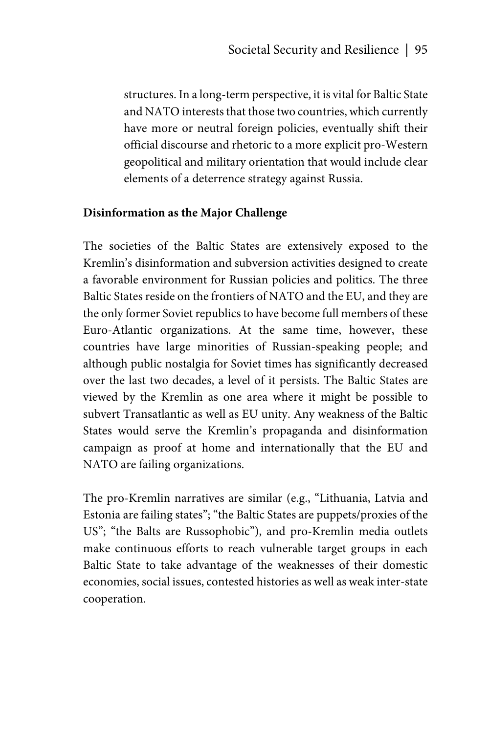structures. In a long-term perspective, it is vital for Baltic State and NATO interests that those two countries, which currently have more or neutral foreign policies, eventually shift their official discourse and rhetoric to a more explicit pro-Western geopolitical and military orientation that would include clear elements of a deterrence strategy against Russia.

## Disinformation as the Major Challenge

The societies of the Baltic States are extensively exposed to the Kremlin's disinformation and subversion activities designed to create a favorable environment for Russian policies and politics. The three Baltic States reside on the frontiers of NATO and the EU, and they are the only former Soviet republics to have become full members of these Euro-Atlantic organizations. At the same time, however, these countries have large minorities of Russian-speaking people; and although public nostalgia for Soviet times has significantly decreased over the last two decades, a level of it persists. The Baltic States are viewed by the Kremlin as one area where it might be possible to subvert Transatlantic as well as EU unity. Any weakness of the Baltic States would serve the Kremlin's propaganda and disinformation campaign as proof at home and internationally that the EU and NATO are failing organizations.

The pro-Kremlin narratives are similar (e.g., "Lithuania, Latvia and Estonia are failing states"; "the Baltic States are puppets/proxies of the US"; "the Balts are Russophobic"), and pro-Kremlin media outlets make continuous efforts to reach vulnerable target groups in each Baltic State to take advantage of the weaknesses of their domestic economies, social issues, contested histories as well as weak inter-state cooperation.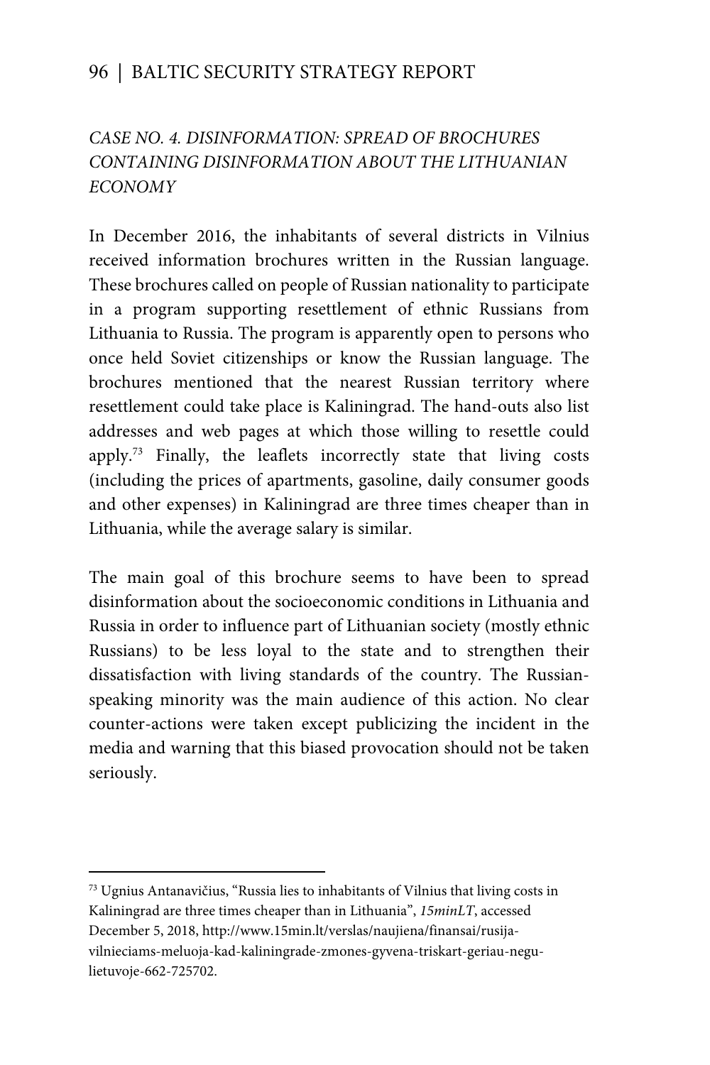*CASE NO. 4. DISINFORMATION: SPREAD OF BROCHURES CONTAINING DISINFORMATION ABOUT THE LITHUANIAN ECONOMY*

In December 2016, the inhabitants of several districts in Vilnius received information brochures written in the Russian language. These brochures called on people of Russian nationality to participate in a program supporting resettlement of ethnic Russians from Lithuania to Russia. The program is apparently open to persons who once held Soviet citizenships or know the Russian language. The brochures mentioned that the nearest Russian territory where resettlement could take place is Kaliningrad. The hand-outs also list addresses and web pages at which those willing to resettle could apply.[73] Finally, the leaflets incorrectly state that living costs (including the prices of apartments, gasoline, daily consumer goods and other expenses) in Kaliningrad are three times cheaper than in Lithuania, while the average salary is similar.

The main goal of this brochure seems to have been to spread disinformation about the socioeconomic conditions in Lithuania and Russia in order to influence part of Lithuanian society (mostly ethnic Russians) to be less loyal to the state and to strengthen their dissatisfaction with living standards of the country. The Russian-speaking minority was the main audience of this action. No clear counter-actions were taken except publicizing the incident in the media and warning that this biased provocation should not be taken seriously.

---

[73] Ugnius Antanavičius, "Russia lies to inhabitants of Vilnius that living costs in Kaliningrad are three times cheaper than in Lithuania", *15minLT*, accessed December 5, 2018, http://www.15min.lt/verslas/naujiena/finansai/rusija-vilnieciams-meluoja-kad-kaliningrade-zmones-gyvena-triskart-geriau-negu-lietuvoje-662-725702.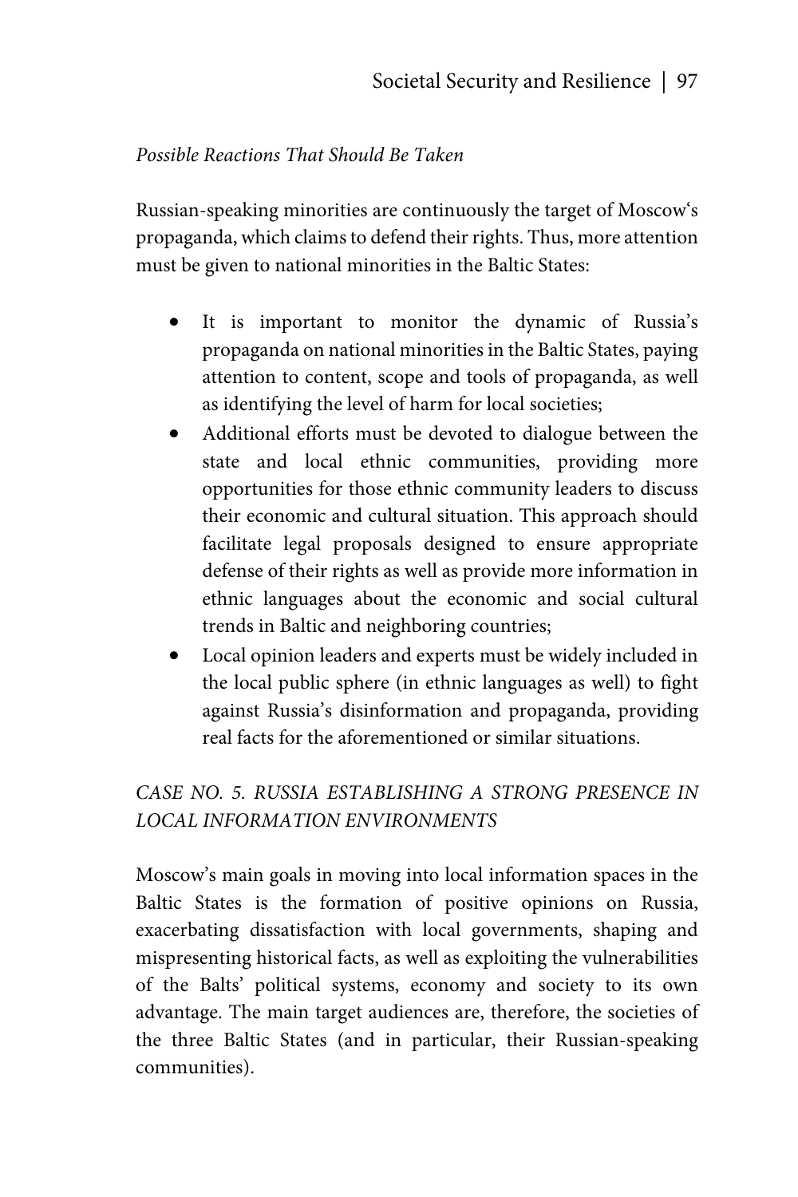*Possible Reactions That Should Be Taken*

Russian-speaking minorities are continuously the target of Moscow's propaganda, which claims to defend their rights. Thus, more attention must be given to national minorities in the Baltic States:

- It is important to monitor the dynamic of Russia's propaganda on national minorities in the Baltic States, paying attention to content, scope and tools of propaganda, as well as identifying the level of harm for local societies;
- Additional efforts must be devoted to dialogue between the state and local ethnic communities, providing more opportunities for those ethnic community leaders to discuss their economic and cultural situation. This approach should facilitate legal proposals designed to ensure appropriate defense of their rights as well as provide more information in ethnic languages about the economic and social cultural trends in Baltic and neighboring countries;
- Local opinion leaders and experts must be widely included in the local public sphere (in ethnic languages as well) to fight against Russia's disinformation and propaganda, providing real facts for the aforementioned or similar situations.

## *CASE NO. 5. RUSSIA ESTABLISHING A STRONG PRESENCE IN LOCAL INFORMATION ENVIRONMENTS*

Moscow's main goals in moving into local information spaces in the Baltic States is the formation of positive opinions on Russia, exacerbating dissatisfaction with local governments, shaping and mispresenting historical facts, as well as exploiting the vulnerabilities of the Balts' political systems, economy and society to its own advantage. The main target audiences are, therefore, the societies of the three Baltic States (and in particular, their Russian-speaking communities).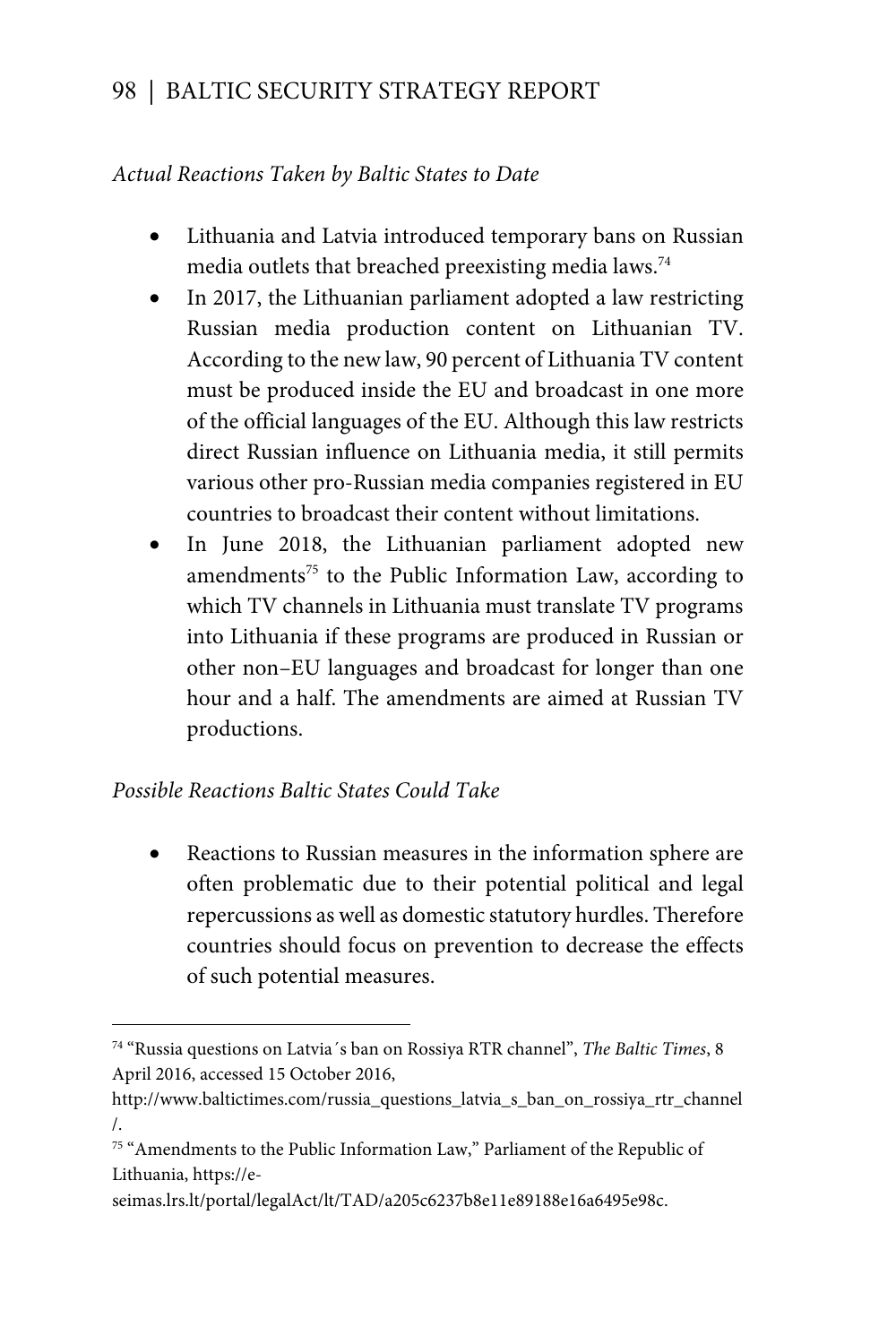*Actual Reactions Taken by Baltic States to Date*

- Lithuania and Latvia introduced temporary bans on Russian media outlets that breached preexisting media laws.[74]
- In 2017, the Lithuanian parliament adopted a law restricting Russian media production content on Lithuanian TV. According to the new law, 90 percent of Lithuania TV content must be produced inside the EU and broadcast in one more of the official languages of the EU. Although this law restricts direct Russian influence on Lithuania media, it still permits various other pro-Russian media companies registered in EU countries to broadcast their content without limitations.
- In June 2018, the Lithuanian parliament adopted new amendments[75] to the Public Information Law, according to which TV channels in Lithuania must translate TV programs into Lithuania if these programs are produced in Russian or other non–EU languages and broadcast for longer than one hour and a half. The amendments are aimed at Russian TV productions.

*Possible Reactions Baltic States Could Take*

- Reactions to Russian measures in the information sphere are often problematic due to their potential political and legal repercussions as well as domestic statutory hurdles. Therefore countries should focus on prevention to decrease the effects of such potential measures.

---

[74] "Russia questions on Latvia´s ban on Rossiya RTR channel", *The Baltic Times*, 8 April 2016, accessed 15 October 2016, http://www.baltictimes.com/russia_questions_latvia_s_ban_on_rossiya_rtr_channel/.

[75] "Amendments to the Public Information Law," Parliament of the Republic of Lithuania, https://e-seimas.lrs.lt/portal/legalAct/lt/TAD/a205c6237b8e11e89188e16a6495e98c.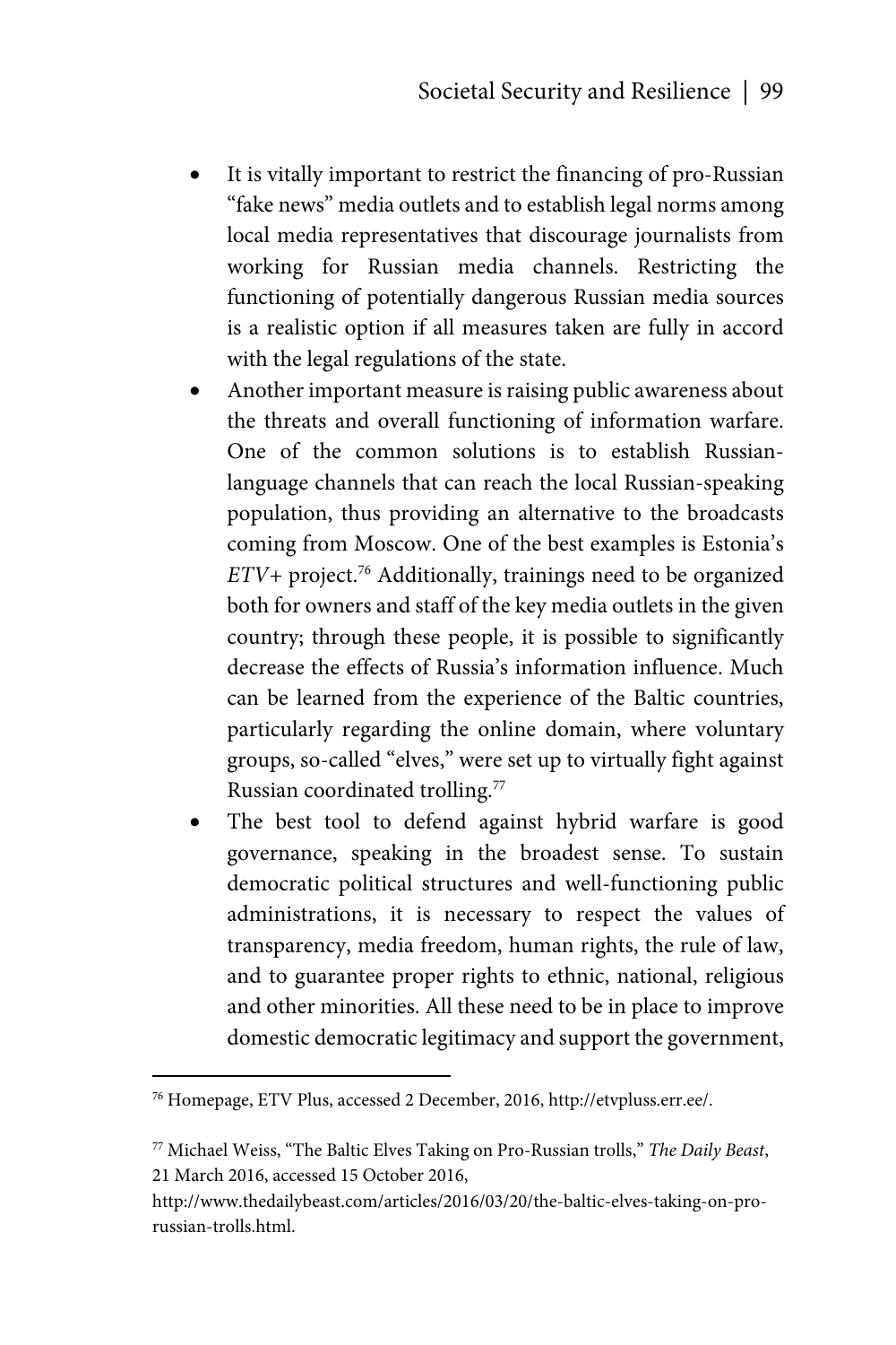- It is vitally important to restrict the financing of pro-Russian "fake news" media outlets and to establish legal norms among local media representatives that discourage journalists from working for Russian media channels. Restricting the functioning of potentially dangerous Russian media sources is a realistic option if all measures taken are fully in accord with the legal regulations of the state.
- Another important measure is raising public awareness about the threats and overall functioning of information warfare. One of the common solutions is to establish Russian-language channels that can reach the local Russian-speaking population, thus providing an alternative to the broadcasts coming from Moscow. One of the best examples is Estonia's *ETV+* project.[76] Additionally, trainings need to be organized both for owners and staff of the key media outlets in the given country; through these people, it is possible to significantly decrease the effects of Russia's information influence. Much can be learned from the experience of the Baltic countries, particularly regarding the online domain, where voluntary groups, so-called "elves," were set up to virtually fight against Russian coordinated trolling.[77]
- The best tool to defend against hybrid warfare is good governance, speaking in the broadest sense. To sustain democratic political structures and well-functioning public administrations, it is necessary to respect the values of transparency, media freedom, human rights, the rule of law, and to guarantee proper rights to ethnic, national, religious and other minorities. All these need to be in place to improve domestic democratic legitimacy and support the government,

---

[76] Homepage, ETV Plus, accessed 2 December, 2016, http://etvpluss.err.ee/.

[77] Michael Weiss, "The Baltic Elves Taking on Pro-Russian trolls," *The Daily Beast*, 21 March 2016, accessed 15 October 2016, http://www.thedailybeast.com/articles/2016/03/20/the-baltic-elves-taking-on-pro-russian-trolls.html.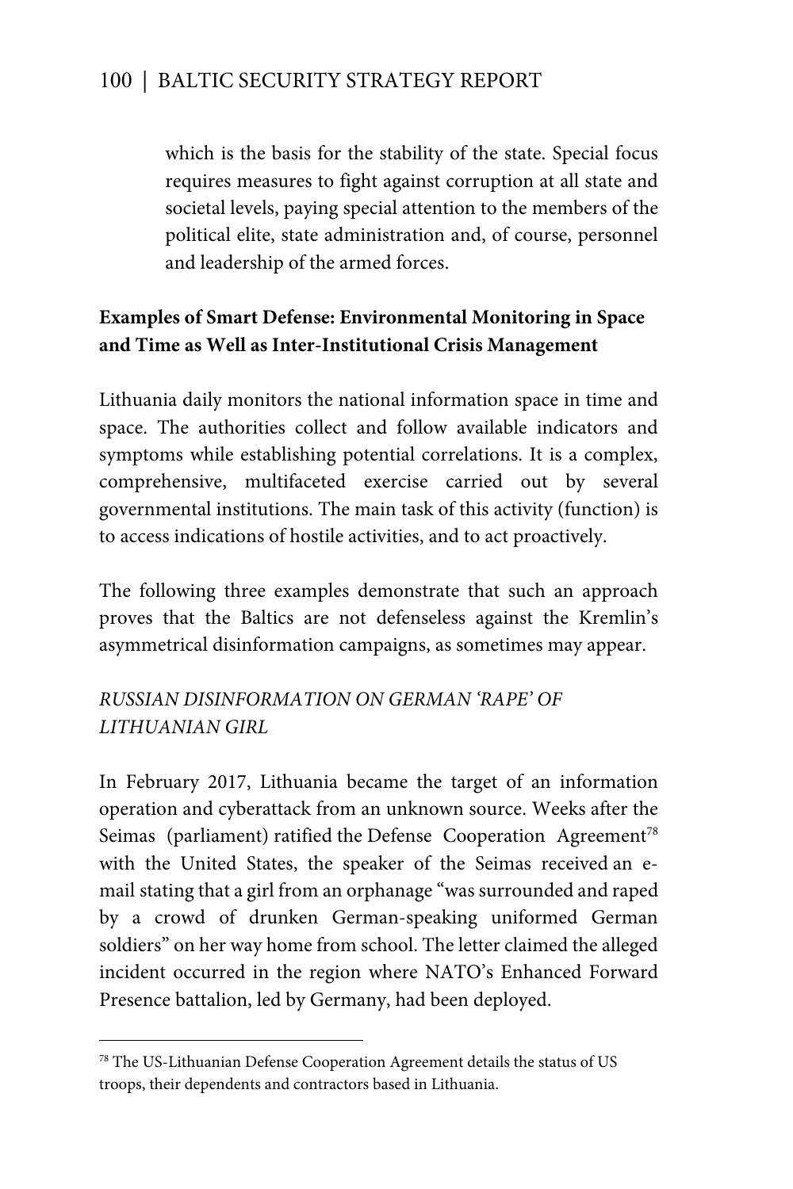which is the basis for the stability of the state. Special focus requires measures to fight against corruption at all state and societal levels, paying special attention to the members of the political elite, state administration and, of course, personnel and leadership of the armed forces.

**Examples of Smart Defense: Environmental Monitoring in Space and Time as Well as Inter-Institutional Crisis Management**

Lithuania daily monitors the national information space in time and space. The authorities collect and follow available indicators and symptoms while establishing potential correlations. It is a complex, comprehensive, multifaceted exercise carried out by several governmental institutions. The main task of this activity (function) is to access indications of hostile activities, and to act proactively.

The following three examples demonstrate that such an approach proves that the Baltics are not defenseless against the Kremlin's asymmetrical disinformation campaigns, as sometimes may appear.

*RUSSIAN DISINFORMATION ON GERMAN 'RAPE' OF LITHUANIAN GIRL*

In February 2017, Lithuania became the target of an information operation and cyberattack from an unknown source. Weeks after the Seimas (parliament) ratified the Defense Cooperation Agreement[78] with the United States, the speaker of the Seimas received an e-mail stating that a girl from an orphanage "was surrounded and raped by a crowd of drunken German-speaking uniformed German soldiers" on her way home from school. The letter claimed the alleged incident occurred in the region where NATO's Enhanced Forward Presence battalion, led by Germany, had been deployed.

---

[78] The US-Lithuanian Defense Cooperation Agreement details the status of US troops, their dependents and contractors based in Lithuania.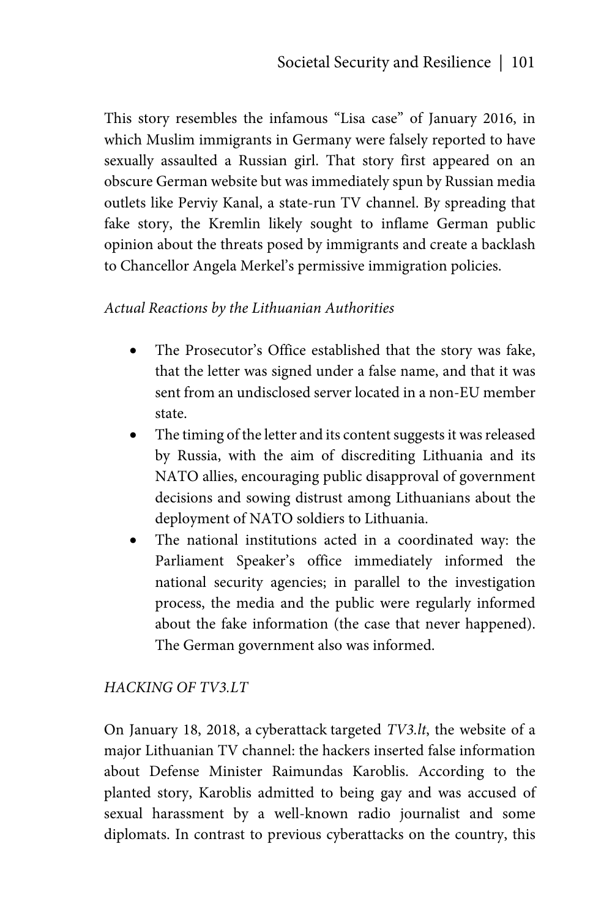This story resembles the infamous "Lisa case" of January 2016, in which Muslim immigrants in Germany were falsely reported to have sexually assaulted a Russian girl. That story first appeared on an obscure German website but was immediately spun by Russian media outlets like Perviy Kanal, a state-run TV channel. By spreading that fake story, the Kremlin likely sought to inflame German public opinion about the threats posed by immigrants and create a backlash to Chancellor Angela Merkel's permissive immigration policies.

*Actual Reactions by the Lithuanian Authorities*

- The Prosecutor's Office established that the story was fake, that the letter was signed under a false name, and that it was sent from an undisclosed server located in a non-EU member state.
- The timing of the letter and its content suggests it was released by Russia, with the aim of discrediting Lithuania and its NATO allies, encouraging public disapproval of government decisions and sowing distrust among Lithuanians about the deployment of NATO soldiers to Lithuania.
- The national institutions acted in a coordinated way: the Parliament Speaker's office immediately informed the national security agencies; in parallel to the investigation process, the media and the public were regularly informed about the fake information (the case that never happened). The German government also was informed.

*HACKING OF TV3.LT*

On January 18, 2018, a cyberattack targeted *TV3.lt*, the website of a major Lithuanian TV channel: the hackers inserted false information about Defense Minister Raimundas Karoblis. According to the planted story, Karoblis admitted to being gay and was accused of sexual harassment by a well-known radio journalist and some diplomats. In contrast to previous cyberattacks on the country, this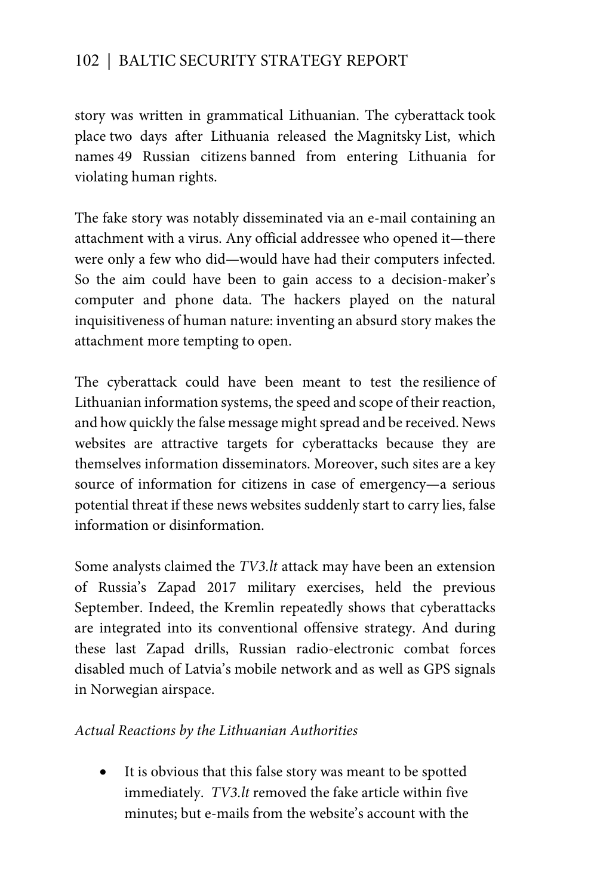story was written in grammatical Lithuanian. The cyberattack took place two days after Lithuania released the Magnitsky List, which names 49 Russian citizens banned from entering Lithuania for violating human rights.

The fake story was notably disseminated via an e-mail containing an attachment with a virus. Any official addressee who opened it—there were only a few who did—would have had their computers infected. So the aim could have been to gain access to a decision-maker's computer and phone data. The hackers played on the natural inquisitiveness of human nature: inventing an absurd story makes the attachment more tempting to open.

The cyberattack could have been meant to test the resilience of Lithuanian information systems, the speed and scope of their reaction, and how quickly the false message might spread and be received. News websites are attractive targets for cyberattacks because they are themselves information disseminators. Moreover, such sites are a key source of information for citizens in case of emergency—a serious potential threat if these news websites suddenly start to carry lies, false information or disinformation.

Some analysts claimed the *TV3.lt* attack may have been an extension of Russia's Zapad 2017 military exercises, held the previous September. Indeed, the Kremlin repeatedly shows that cyberattacks are integrated into its conventional offensive strategy. And during these last Zapad drills, Russian radio-electronic combat forces disabled much of Latvia's mobile network and as well as GPS signals in Norwegian airspace.

*Actual Reactions by the Lithuanian Authorities*

- It is obvious that this false story was meant to be spotted immediately. *TV3.lt* removed the fake article within five minutes; but e-mails from the website's account with the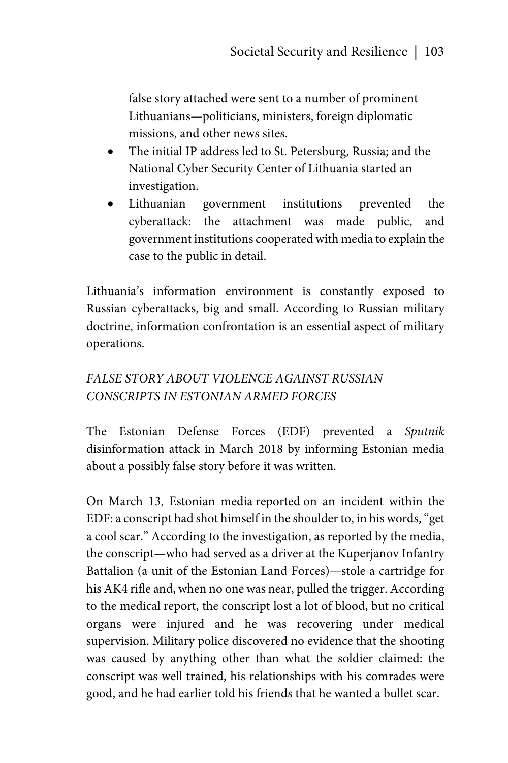false story attached were sent to a number of prominent Lithuanians—politicians, ministers, foreign diplomatic missions, and other news sites.

- The initial IP address led to St. Petersburg, Russia; and the National Cyber Security Center of Lithuania started an investigation.
- Lithuanian government institutions prevented the cyberattack: the attachment was made public, and government institutions cooperated with media to explain the case to the public in detail.

Lithuania's information environment is constantly exposed to Russian cyberattacks, big and small. According to Russian military doctrine, information confrontation is an essential aspect of military operations.

### *FALSE STORY ABOUT VIOLENCE AGAINST RUSSIAN CONSCRIPTS IN ESTONIAN ARMED FORCES*

The Estonian Defense Forces (EDF) prevented a *Sputnik* disinformation attack in March 2018 by informing Estonian media about a possibly false story before it was written.

On March 13, Estonian media reported on an incident within the EDF: a conscript had shot himself in the shoulder to, in his words, "get a cool scar." According to the investigation, as reported by the media, the conscript—who had served as a driver at the Kuperjanov Infantry Battalion (a unit of the Estonian Land Forces)—stole a cartridge for his AK4 rifle and, when no one was near, pulled the trigger. According to the medical report, the conscript lost a lot of blood, but no critical organs were injured and he was recovering under medical supervision. Military police discovered no evidence that the shooting was caused by anything other than what the soldier claimed: the conscript was well trained, his relationships with his comrades were good, and he had earlier told his friends that he wanted a bullet scar.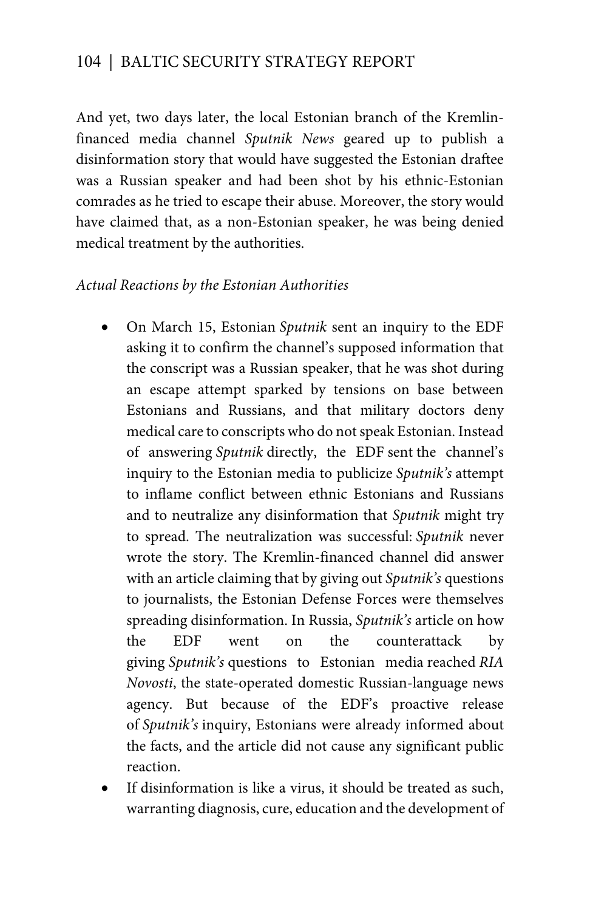And yet, two days later, the local Estonian branch of the Kremlin-financed media channel *Sputnik News* geared up to publish a disinformation story that would have suggested the Estonian draftee was a Russian speaker and had been shot by his ethnic-Estonian comrades as he tried to escape their abuse. Moreover, the story would have claimed that, as a non-Estonian speaker, he was being denied medical treatment by the authorities.

*Actual Reactions by the Estonian Authorities*

- On March 15, Estonian *Sputnik* sent an inquiry to the EDF asking it to confirm the channel's supposed information that the conscript was a Russian speaker, that he was shot during an escape attempt sparked by tensions on base between Estonians and Russians, and that military doctors deny medical care to conscripts who do not speak Estonian. Instead of answering *Sputnik* directly, the EDF sent the channel's inquiry to the Estonian media to publicize *Sputnik's* attempt to inflame conflict between ethnic Estonians and Russians and to neutralize any disinformation that *Sputnik* might try to spread. The neutralization was successful: *Sputnik* never wrote the story. The Kremlin-financed channel did answer with an article claiming that by giving out *Sputnik's* questions to journalists, the Estonian Defense Forces were themselves spreading disinformation. In Russia, *Sputnik's* article on how the EDF went on the counterattack by giving *Sputnik's* questions to Estonian media reached *RIA Novosti*, the state-operated domestic Russian-language news agency. But because of the EDF's proactive release of *Sputnik's* inquiry, Estonians were already informed about the facts, and the article did not cause any significant public reaction.
- If disinformation is like a virus, it should be treated as such, warranting diagnosis, cure, education and the development of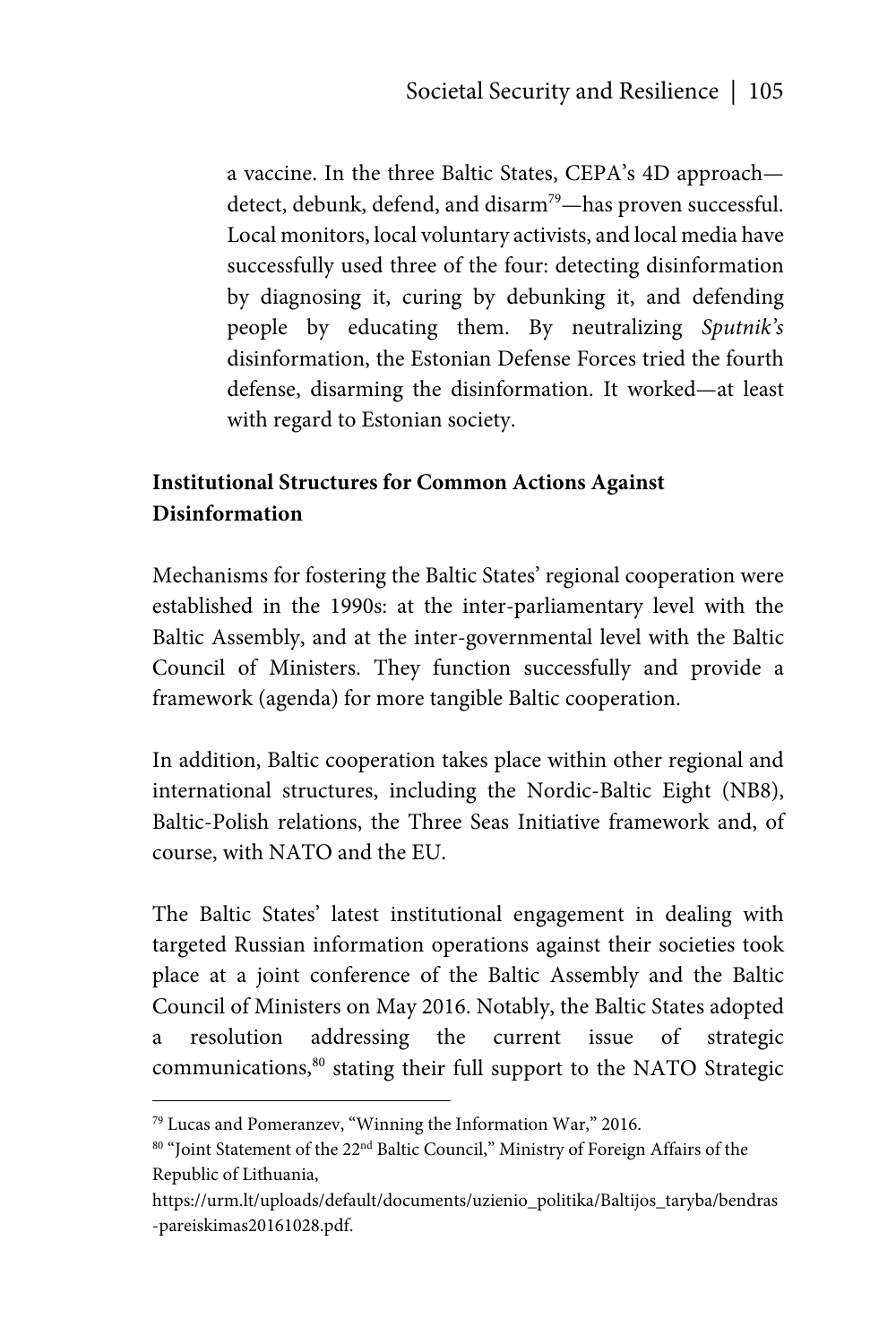a vaccine. In the three Baltic States, CEPA's 4D approach—detect, debunk, defend, and disarm[79]—has proven successful. Local monitors, local voluntary activists, and local media have successfully used three of the four: detecting disinformation by diagnosing it, curing by debunking it, and defending people by educating them. By neutralizing *Sputnik's* disinformation, the Estonian Defense Forces tried the fourth defense, disarming the disinformation. It worked—at least with regard to Estonian society.

## Institutional Structures for Common Actions Against Disinformation

Mechanisms for fostering the Baltic States' regional cooperation were established in the 1990s: at the inter-parliamentary level with the Baltic Assembly, and at the inter-governmental level with the Baltic Council of Ministers. They function successfully and provide a framework (agenda) for more tangible Baltic cooperation.

In addition, Baltic cooperation takes place within other regional and international structures, including the Nordic-Baltic Eight (NB8), Baltic-Polish relations, the Three Seas Initiative framework and, of course, with NATO and the EU.

The Baltic States' latest institutional engagement in dealing with targeted Russian information operations against their societies took place at a joint conference of the Baltic Assembly and the Baltic Council of Ministers on May 2016. Notably, the Baltic States adopted a resolution addressing the current issue of strategic communications,[80] stating their full support to the NATO Strategic

---

[79] Lucas and Pomeranzev, "Winning the Information War," 2016.

[80] "Joint Statement of the 22nd Baltic Council," Ministry of Foreign Affairs of the Republic of Lithuania, https://urm.lt/uploads/default/documents/uzienio_politika/Baltijos_taryba/bendras-pareiskimas20161028.pdf.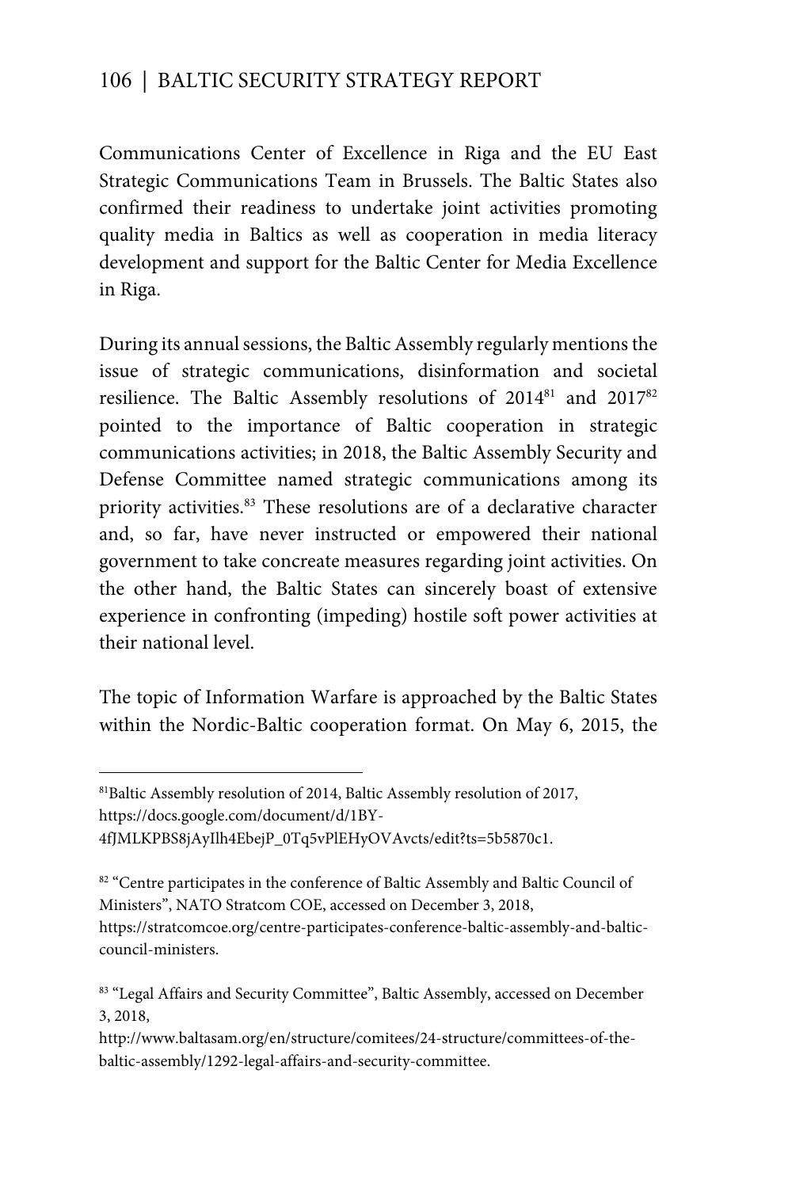Communications Center of Excellence in Riga and the EU East Strategic Communications Team in Brussels. The Baltic States also confirmed their readiness to undertake joint activities promoting quality media in Baltics as well as cooperation in media literacy development and support for the Baltic Center for Media Excellence in Riga.

During its annual sessions, the Baltic Assembly regularly mentions the issue of strategic communications, disinformation and societal resilience. The Baltic Assembly resolutions of 2014[81] and 2017[82] pointed to the importance of Baltic cooperation in strategic communications activities; in 2018, the Baltic Assembly Security and Defense Committee named strategic communications among its priority activities.[83] These resolutions are of a declarative character and, so far, have never instructed or empowered their national government to take concreate measures regarding joint activities. On the other hand, the Baltic States can sincerely boast of extensive experience in confronting (impeding) hostile soft power activities at their national level.

The topic of Information Warfare is approached by the Baltic States within the Nordic-Baltic cooperation format. On May 6, 2015, the

---

[81] Baltic Assembly resolution of 2014, Baltic Assembly resolution of 2017, https://docs.google.com/document/d/1BY-4fJMLKPBS8jAyIlh4EbejP_0Tq5vPlEHyOVAvcts/edit?ts=5b5870c1.

[82] "Centre participates in the conference of Baltic Assembly and Baltic Council of Ministers", NATO Stratcom COE, accessed on December 3, 2018, https://stratcomcoe.org/centre-participates-conference-baltic-assembly-and-baltic-council-ministers.

[83] "Legal Affairs and Security Committee", Baltic Assembly, accessed on December 3, 2018, http://www.baltasam.org/en/structure/comitees/24-structure/committees-of-the-baltic-assembly/1292-legal-affairs-and-security-committee.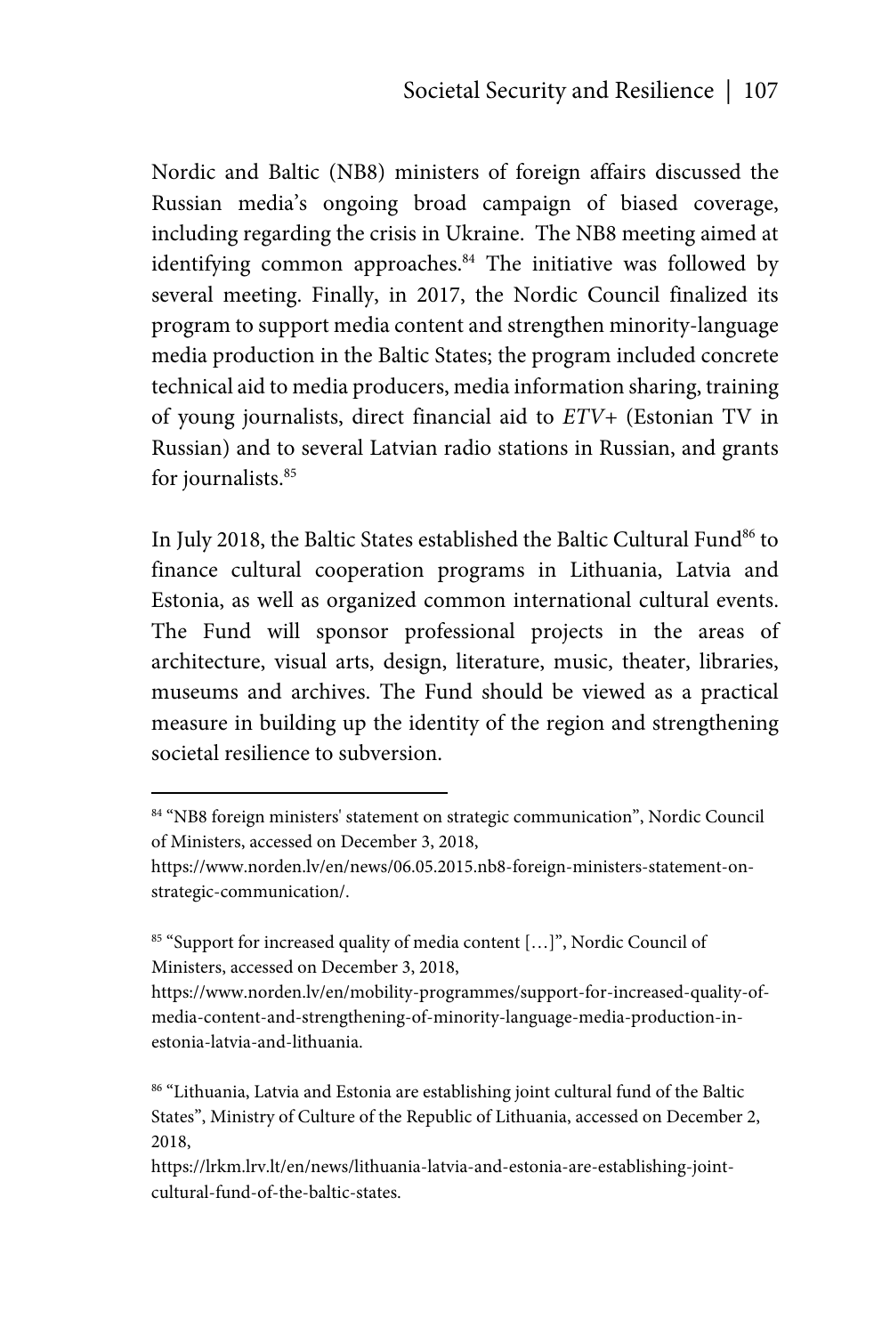Nordic and Baltic (NB8) ministers of foreign affairs discussed the Russian media's ongoing broad campaign of biased coverage, including regarding the crisis in Ukraine. The NB8 meeting aimed at identifying common approaches.[84] The initiative was followed by several meeting. Finally, in 2017, the Nordic Council finalized its program to support media content and strengthen minority-language media production in the Baltic States; the program included concrete technical aid to media producers, media information sharing, training of young journalists, direct financial aid to *ETV+* (Estonian TV in Russian) and to several Latvian radio stations in Russian, and grants for journalists.[85]

In July 2018, the Baltic States established the Baltic Cultural Fund[86] to finance cultural cooperation programs in Lithuania, Latvia and Estonia, as well as organized common international cultural events. The Fund will sponsor professional projects in the areas of architecture, visual arts, design, literature, music, theater, libraries, museums and archives. The Fund should be viewed as a practical measure in building up the identity of the region and strengthening societal resilience to subversion.

---

[84] "NB8 foreign ministers' statement on strategic communication", Nordic Council of Ministers, accessed on December 3, 2018, https://www.norden.lv/en/news/06.05.2015.nb8-foreign-ministers-statement-on-strategic-communication/.

[85] "Support for increased quality of media content […]", Nordic Council of Ministers, accessed on December 3, 2018, https://www.norden.lv/en/mobility-programmes/support-for-increased-quality-of-media-content-and-strengthening-of-minority-language-media-production-in-estonia-latvia-and-lithuania.

[86] "Lithuania, Latvia and Estonia are establishing joint cultural fund of the Baltic States", Ministry of Culture of the Republic of Lithuania, accessed on December 2, 2018, https://lrkm.lrv.lt/en/news/lithuania-latvia-and-estonia-are-establishing-joint-cultural-fund-of-the-baltic-states.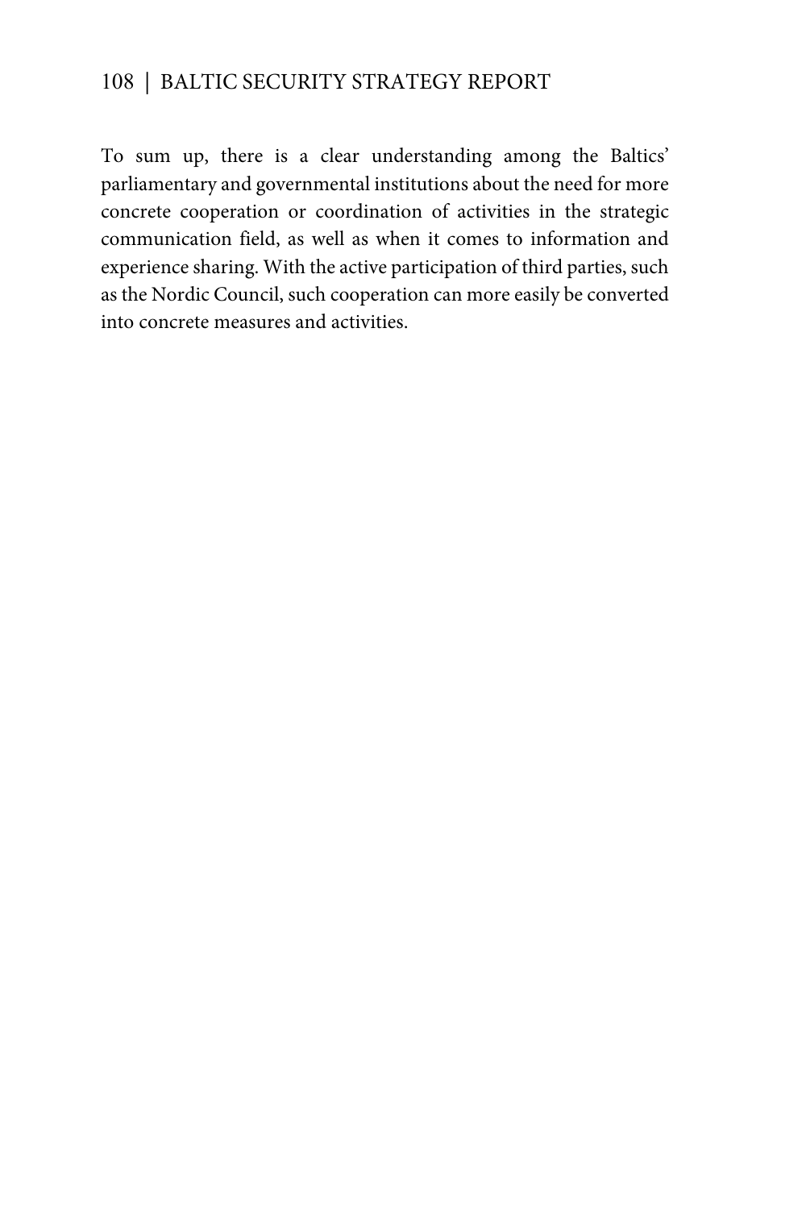To sum up, there is a clear understanding among the Baltics' parliamentary and governmental institutions about the need for more concrete cooperation or coordination of activities in the strategic communication field, as well as when it comes to information and experience sharing. With the active participation of third parties, such as the Nordic Council, such cooperation can more easily be converted into concrete measures and activities.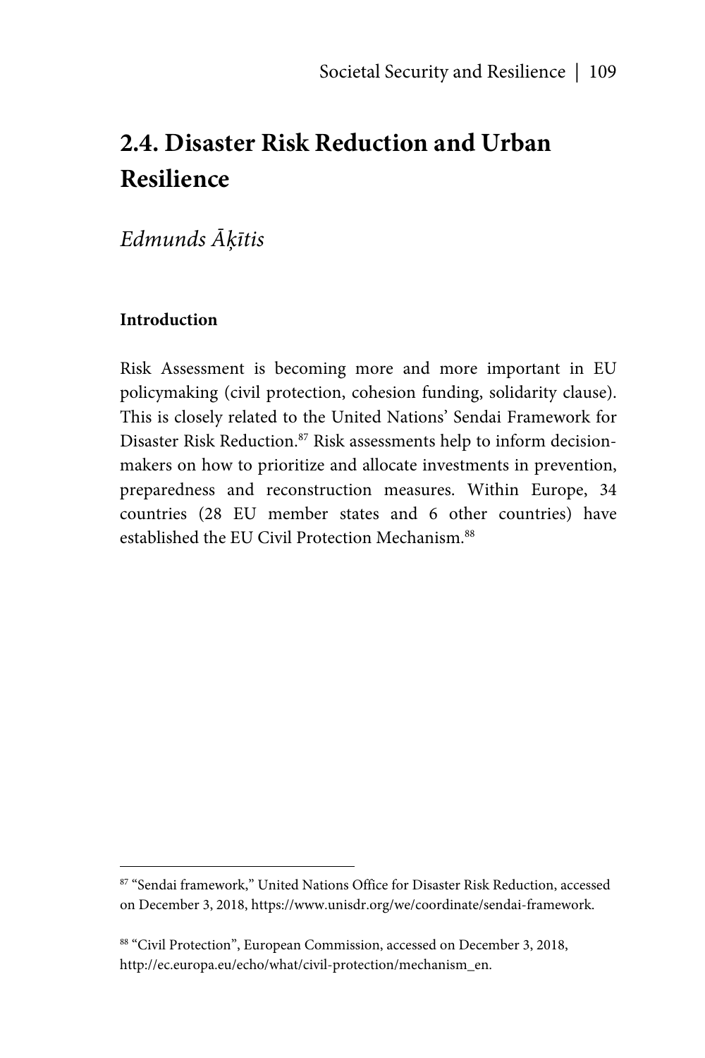## 2.4. Disaster Risk Reduction and Urban Resilience

*Edmunds Āķītis*

**Introduction**

Risk Assessment is becoming more and more important in EU policymaking (civil protection, cohesion funding, solidarity clause). This is closely related to the United Nations' Sendai Framework for Disaster Risk Reduction.[87] Risk assessments help to inform decision-makers on how to prioritize and allocate investments in prevention, preparedness and reconstruction measures. Within Europe, 34 countries (28 EU member states and 6 other countries) have established the EU Civil Protection Mechanism.[88]

---

[87] "Sendai framework," United Nations Office for Disaster Risk Reduction, accessed on December 3, 2018, https://www.unisdr.org/we/coordinate/sendai-framework.

[88] "Civil Protection", European Commission, accessed on December 3, 2018, http://ec.europa.eu/echo/what/civil-protection/mechanism_en.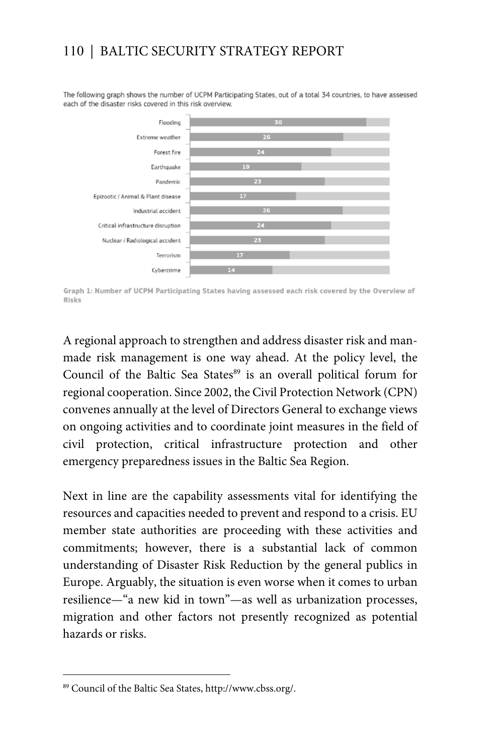The following graph shows the number of UCPM Participating States, out of a total 34 countries, to have assessed each of the disaster risks covered in this risk overview.

| Risk | Number of UCPM Participating States |
| --- | --- |
| Flooding | 30 |
| Extreme weather | 26 |
| Forest fire | 24 |
| Earthquake | 19 |
| Pandemic | 23 |
| Epizootic / Animal & Plant disease | 17 |
| Industrial accident | 26 |
| Critical infrastructure disruption | 24 |
| Nuclear / Radiological accident | 23 |
| Terrorism | 17 |
| Cybercrime | 14 |

**Graph 1: Number of UCPM Participating States having assessed each risk covered by the Overview of Risks**

A regional approach to strengthen and address disaster risk and man-made risk management is one way ahead. At the policy level, the Council of the Baltic Sea States[89] is an overall political forum for regional cooperation. Since 2002, the Civil Protection Network (CPN) convenes annually at the level of Directors General to exchange views on ongoing activities and to coordinate joint measures in the field of civil protection, critical infrastructure protection and other emergency preparedness issues in the Baltic Sea Region.

Next in line are the capability assessments vital for identifying the resources and capacities needed to prevent and respond to a crisis. EU member state authorities are proceeding with these activities and commitments; however, there is a substantial lack of common understanding of Disaster Risk Reduction by the general publics in Europe. Arguably, the situation is even worse when it comes to urban resilience—"a new kid in town"—as well as urbanization processes, migration and other factors not presently recognized as potential hazards or risks.

[89] Council of the Baltic Sea States, http://www.cbss.org/.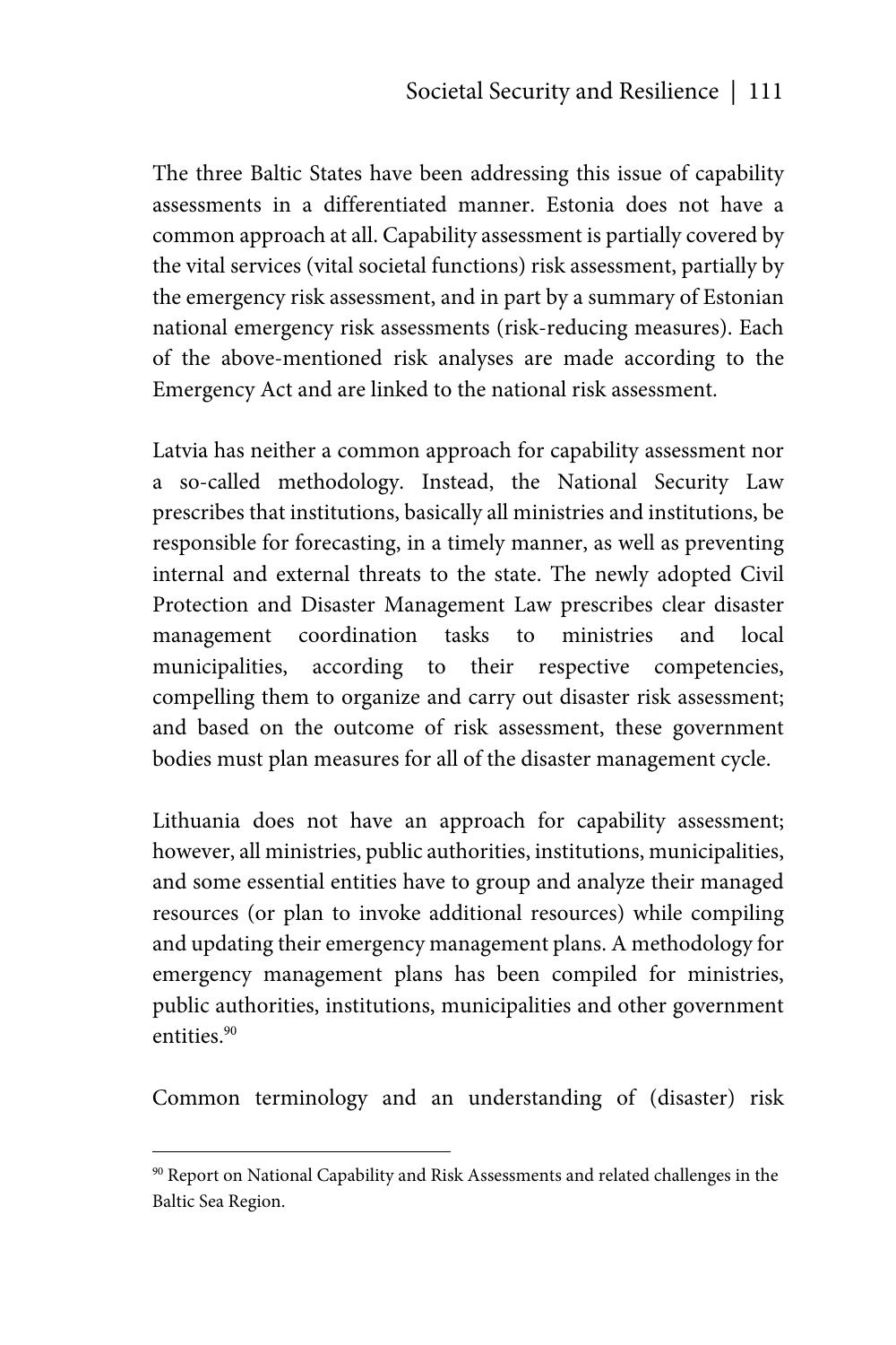The three Baltic States have been addressing this issue of capability assessments in a differentiated manner. Estonia does not have a common approach at all. Capability assessment is partially covered by the vital services (vital societal functions) risk assessment, partially by the emergency risk assessment, and in part by a summary of Estonian national emergency risk assessments (risk-reducing measures). Each of the above-mentioned risk analyses are made according to the Emergency Act and are linked to the national risk assessment.

Latvia has neither a common approach for capability assessment nor a so-called methodology. Instead, the National Security Law prescribes that institutions, basically all ministries and institutions, be responsible for forecasting, in a timely manner, as well as preventing internal and external threats to the state. The newly adopted Civil Protection and Disaster Management Law prescribes clear disaster management coordination tasks to ministries and local municipalities, according to their respective competencies, compelling them to organize and carry out disaster risk assessment; and based on the outcome of risk assessment, these government bodies must plan measures for all of the disaster management cycle.

Lithuania does not have an approach for capability assessment; however, all ministries, public authorities, institutions, municipalities, and some essential entities have to group and analyze their managed resources (or plan to invoke additional resources) while compiling and updating their emergency management plans. A methodology for emergency management plans has been compiled for ministries, public authorities, institutions, municipalities and other government entities.[90]

Common terminology and an understanding of (disaster) risk

---

[90] Report on National Capability and Risk Assessments and related challenges in the Baltic Sea Region.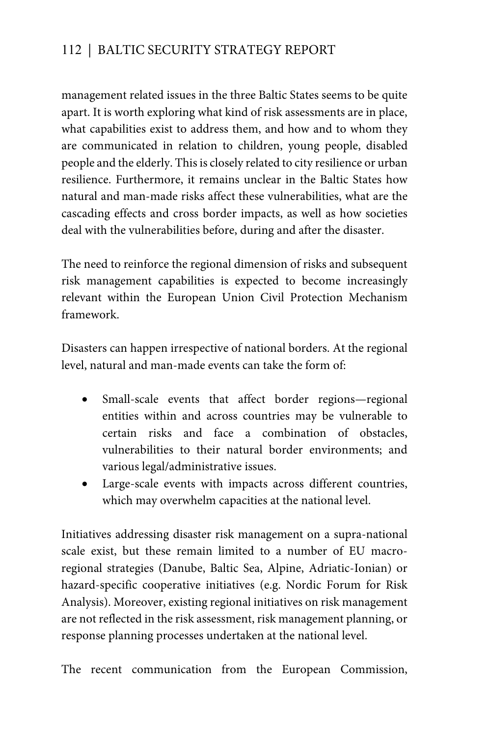management related issues in the three Baltic States seems to be quite apart. It is worth exploring what kind of risk assessments are in place, what capabilities exist to address them, and how and to whom they are communicated in relation to children, young people, disabled people and the elderly. This is closely related to city resilience or urban resilience. Furthermore, it remains unclear in the Baltic States how natural and man-made risks affect these vulnerabilities, what are the cascading effects and cross border impacts, as well as how societies deal with the vulnerabilities before, during and after the disaster.

The need to reinforce the regional dimension of risks and subsequent risk management capabilities is expected to become increasingly relevant within the European Union Civil Protection Mechanism framework.

Disasters can happen irrespective of national borders. At the regional level, natural and man-made events can take the form of:

- Small-scale events that affect border regions—regional entities within and across countries may be vulnerable to certain risks and face a combination of obstacles, vulnerabilities to their natural border environments; and various legal/administrative issues.
- Large-scale events with impacts across different countries, which may overwhelm capacities at the national level.

Initiatives addressing disaster risk management on a supra-national scale exist, but these remain limited to a number of EU macro-regional strategies (Danube, Baltic Sea, Alpine, Adriatic-Ionian) or hazard-specific cooperative initiatives (e.g. Nordic Forum for Risk Analysis). Moreover, existing regional initiatives on risk management are not reflected in the risk assessment, risk management planning, or response planning processes undertaken at the national level.

The recent communication from the European Commission,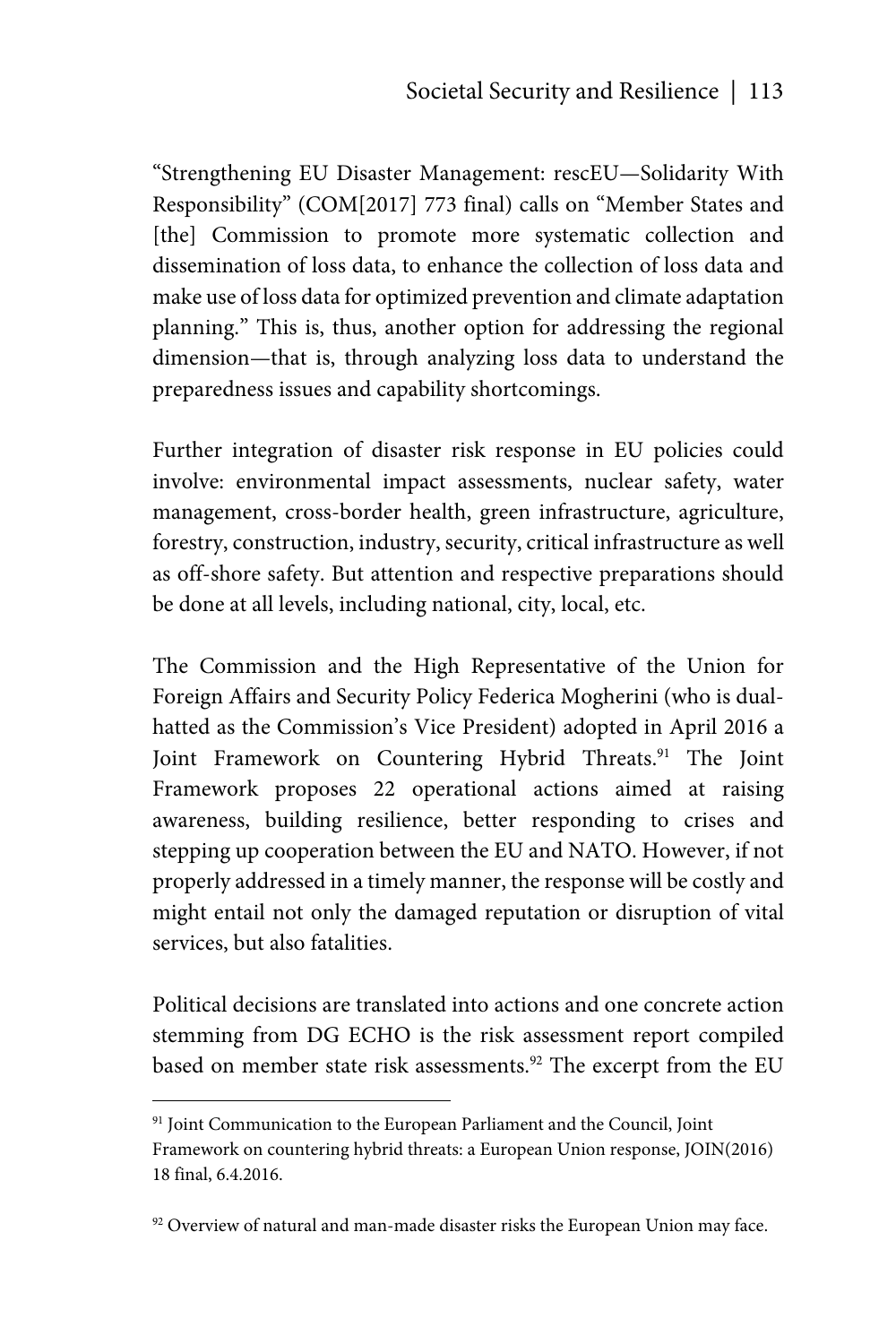"Strengthening EU Disaster Management: rescEU—Solidarity With Responsibility" (COM[2017] 773 final) calls on "Member States and [the] Commission to promote more systematic collection and dissemination of loss data, to enhance the collection of loss data and make use of loss data for optimized prevention and climate adaptation planning." This is, thus, another option for addressing the regional dimension—that is, through analyzing loss data to understand the preparedness issues and capability shortcomings.

Further integration of disaster risk response in EU policies could involve: environmental impact assessments, nuclear safety, water management, cross-border health, green infrastructure, agriculture, forestry, construction, industry, security, critical infrastructure as well as off-shore safety. But attention and respective preparations should be done at all levels, including national, city, local, etc.

The Commission and the High Representative of the Union for Foreign Affairs and Security Policy Federica Mogherini (who is dual-hatted as the Commission's Vice President) adopted in April 2016 a Joint Framework on Countering Hybrid Threats.[91] The Joint Framework proposes 22 operational actions aimed at raising awareness, building resilience, better responding to crises and stepping up cooperation between the EU and NATO. However, if not properly addressed in a timely manner, the response will be costly and might entail not only the damaged reputation or disruption of vital services, but also fatalities.

Political decisions are translated into actions and one concrete action stemming from DG ECHO is the risk assessment report compiled based on member state risk assessments.[92] The excerpt from the EU

[91] Joint Communication to the European Parliament and the Council, Joint Framework on countering hybrid threats: a European Union response, JOIN(2016) 18 final, 6.4.2016.

[92] Overview of natural and man-made disaster risks the European Union may face.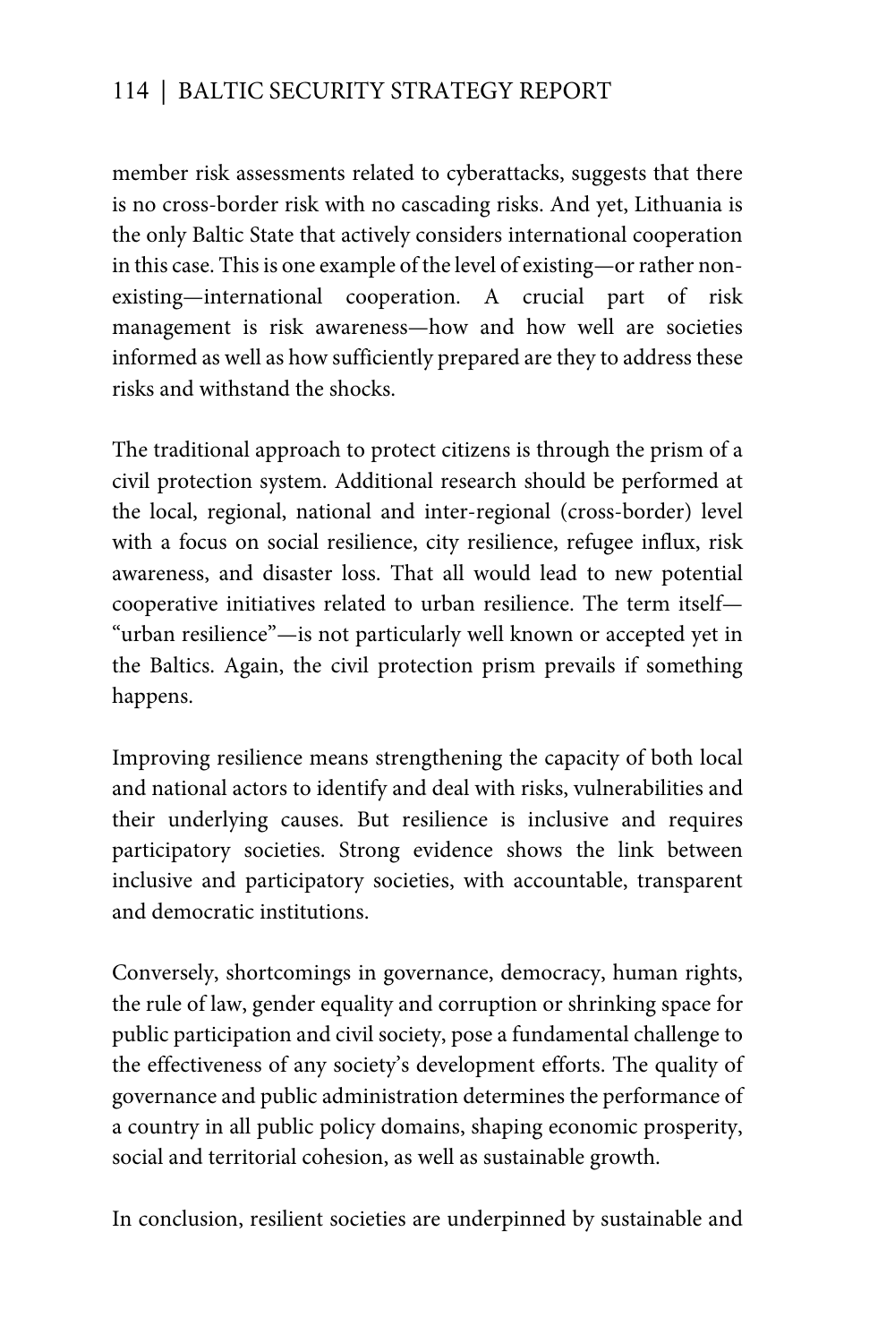member risk assessments related to cyberattacks, suggests that there is no cross-border risk with no cascading risks. And yet, Lithuania is the only Baltic State that actively considers international cooperation in this case. This is one example of the level of existing—or rather non-existing—international cooperation. A crucial part of risk management is risk awareness—how and how well are societies informed as well as how sufficiently prepared are they to address these risks and withstand the shocks.

The traditional approach to protect citizens is through the prism of a civil protection system. Additional research should be performed at the local, regional, national and inter-regional (cross-border) level with a focus on social resilience, city resilience, refugee influx, risk awareness, and disaster loss. That all would lead to new potential cooperative initiatives related to urban resilience. The term itself—"urban resilience"—is not particularly well known or accepted yet in the Baltics. Again, the civil protection prism prevails if something happens.

Improving resilience means strengthening the capacity of both local and national actors to identify and deal with risks, vulnerabilities and their underlying causes. But resilience is inclusive and requires participatory societies. Strong evidence shows the link between inclusive and participatory societies, with accountable, transparent and democratic institutions.

Conversely, shortcomings in governance, democracy, human rights, the rule of law, gender equality and corruption or shrinking space for public participation and civil society, pose a fundamental challenge to the effectiveness of any society's development efforts. The quality of governance and public administration determines the performance of a country in all public policy domains, shaping economic prosperity, social and territorial cohesion, as well as sustainable growth.

In conclusion, resilient societies are underpinned by sustainable and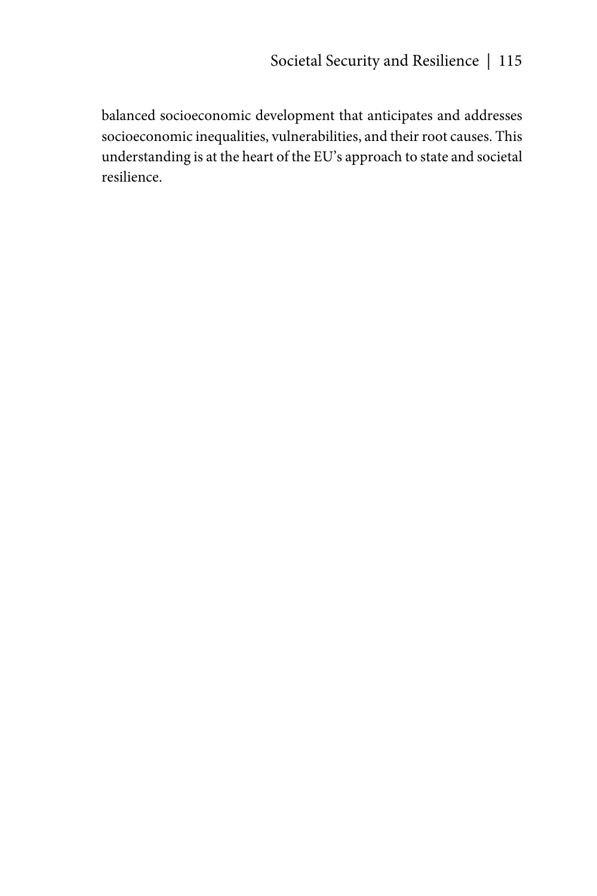balanced socioeconomic development that anticipates and addresses socioeconomic inequalities, vulnerabilities, and their root causes. This understanding is at the heart of the EU's approach to state and societal resilience.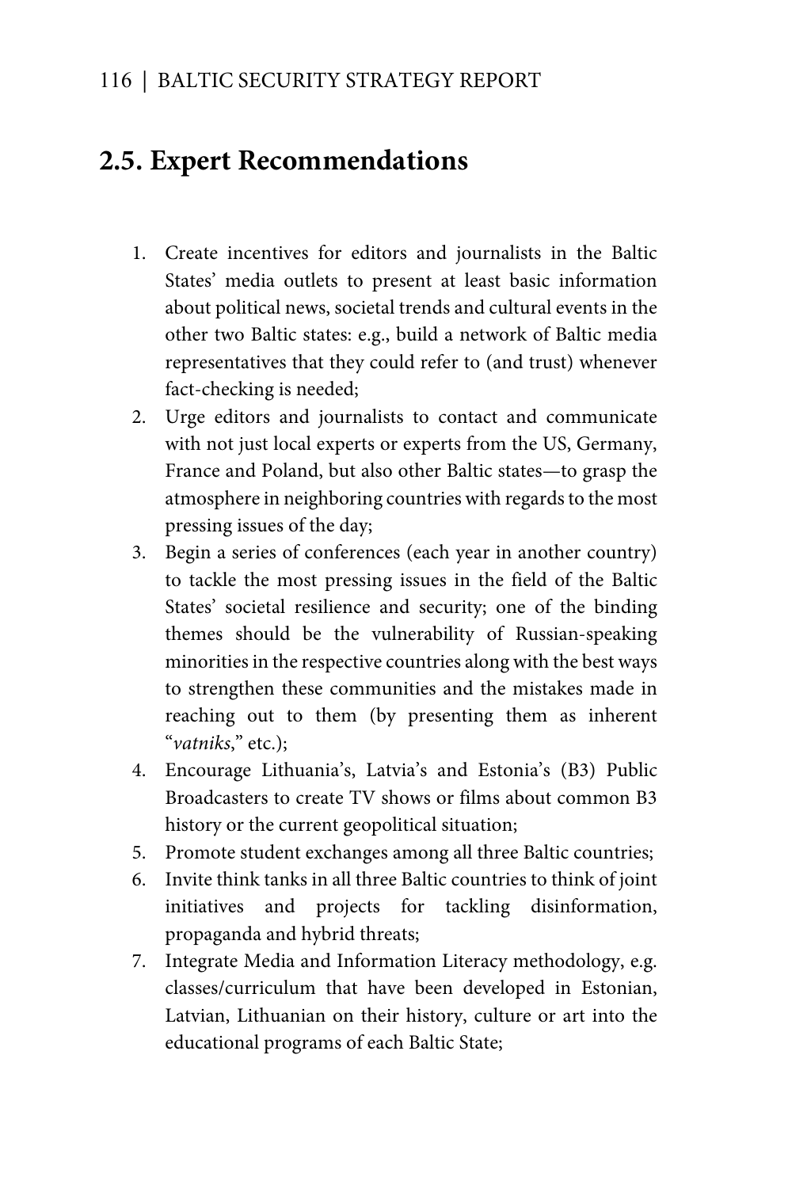## 2.5. Expert Recommendations

1. Create incentives for editors and journalists in the Baltic States' media outlets to present at least basic information about political news, societal trends and cultural events in the other two Baltic states: e.g., build a network of Baltic media representatives that they could refer to (and trust) whenever fact-checking is needed;
2. Urge editors and journalists to contact and communicate with not just local experts or experts from the US, Germany, France and Poland, but also other Baltic states—to grasp the atmosphere in neighboring countries with regards to the most pressing issues of the day;
3. Begin a series of conferences (each year in another country) to tackle the most pressing issues in the field of the Baltic States' societal resilience and security; one of the binding themes should be the vulnerability of Russian-speaking minorities in the respective countries along with the best ways to strengthen these communities and the mistakes made in reaching out to them (by presenting them as inherent "*vatniks*," etc.);
4. Encourage Lithuania's, Latvia's and Estonia's (B3) Public Broadcasters to create TV shows or films about common B3 history or the current geopolitical situation;
5. Promote student exchanges among all three Baltic countries;
6. Invite think tanks in all three Baltic countries to think of joint initiatives and projects for tackling disinformation, propaganda and hybrid threats;
7. Integrate Media and Information Literacy methodology, e.g. classes/curriculum that have been developed in Estonian, Latvian, Lithuanian on their history, culture or art into the educational programs of each Baltic State;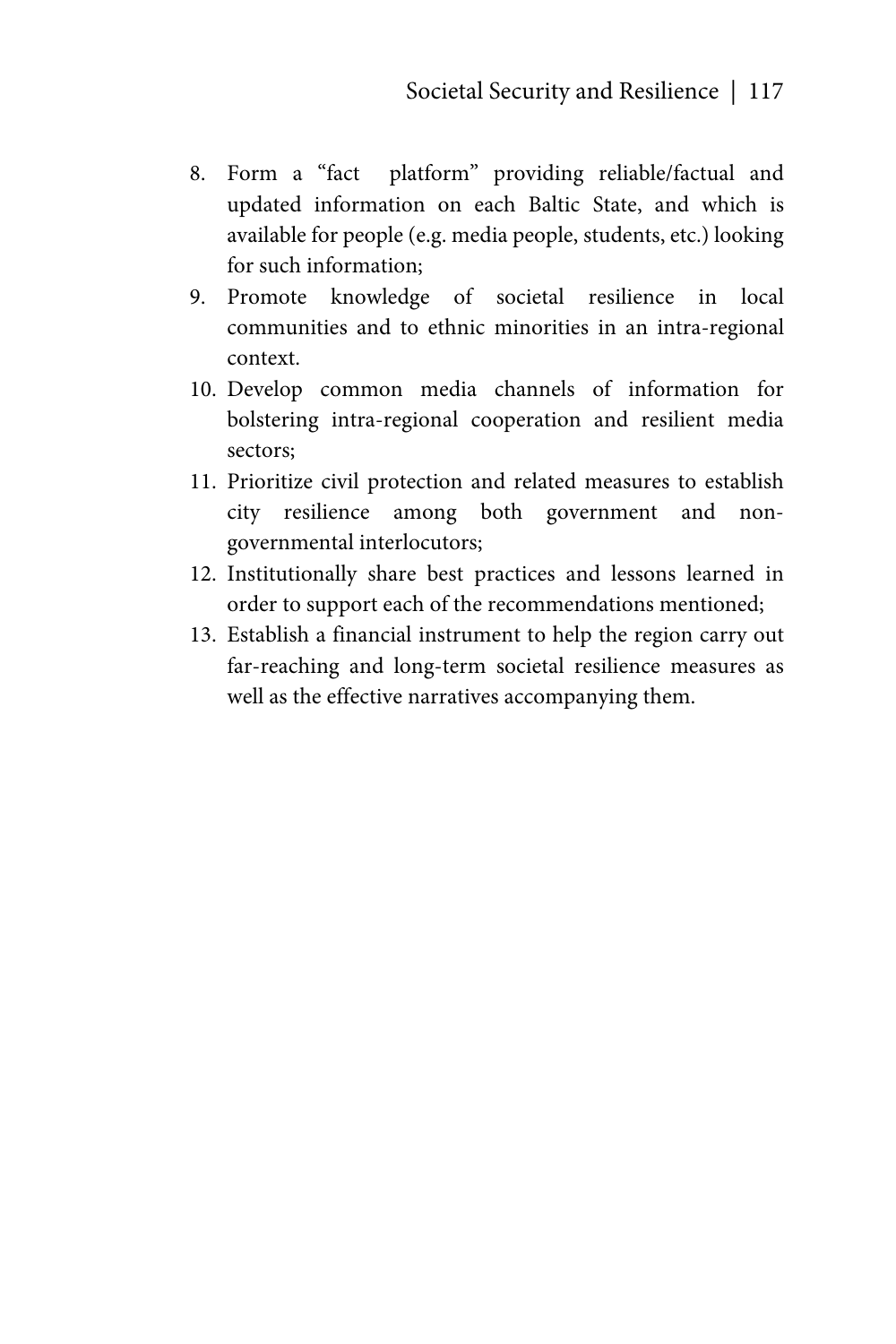8. Form a "fact platform" providing reliable/factual and updated information on each Baltic State, and which is available for people (e.g. media people, students, etc.) looking for such information;
9. Promote knowledge of societal resilience in local communities and to ethnic minorities in an intra-regional context.
10. Develop common media channels of information for bolstering intra-regional cooperation and resilient media sectors;
11. Prioritize civil protection and related measures to establish city resilience among both government and non-governmental interlocutors;
12. Institutionally share best practices and lessons learned in order to support each of the recommendations mentioned;
13. Establish a financial instrument to help the region carry out far-reaching and long-term societal resilience measures as well as the effective narratives accompanying them.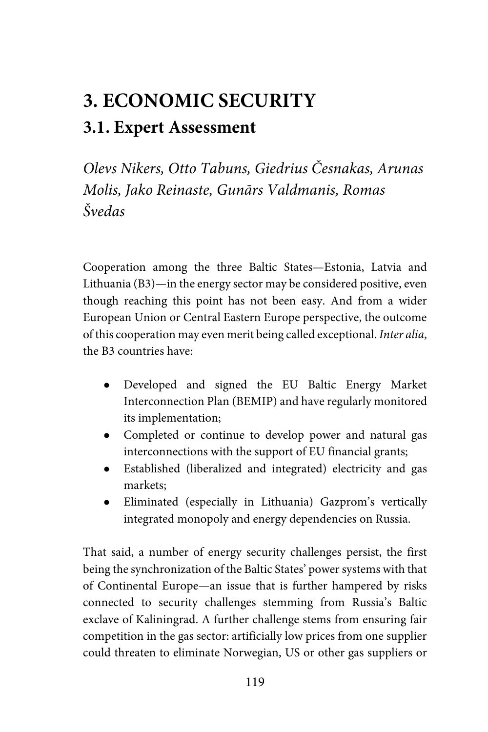# 3. ECONOMIC SECURITY

## 3.1. Expert Assessment

*Olevs Nikers, Otto Tabuns, Giedrius Česnakas, Arunas Molis, Jako Reinaste, Gunārs Valdmanis, Romas Švedas*

Cooperation among the three Baltic States—Estonia, Latvia and Lithuania (B3)—in the energy sector may be considered positive, even though reaching this point has not been easy. And from a wider European Union or Central Eastern Europe perspective, the outcome of this cooperation may even merit being called exceptional. *Inter alia*, the B3 countries have:

- Developed and signed the EU Baltic Energy Market Interconnection Plan (BEMIP) and have regularly monitored its implementation;
- Completed or continue to develop power and natural gas interconnections with the support of EU financial grants;
- Established (liberalized and integrated) electricity and gas markets;
- Eliminated (especially in Lithuania) Gazprom's vertically integrated monopoly and energy dependencies on Russia.

That said, a number of energy security challenges persist, the first being the synchronization of the Baltic States' power systems with that of Continental Europe—an issue that is further hampered by risks connected to security challenges stemming from Russia's Baltic exclave of Kaliningrad. A further challenge stems from ensuring fair competition in the gas sector: artificially low prices from one supplier could threaten to eliminate Norwegian, US or other gas suppliers or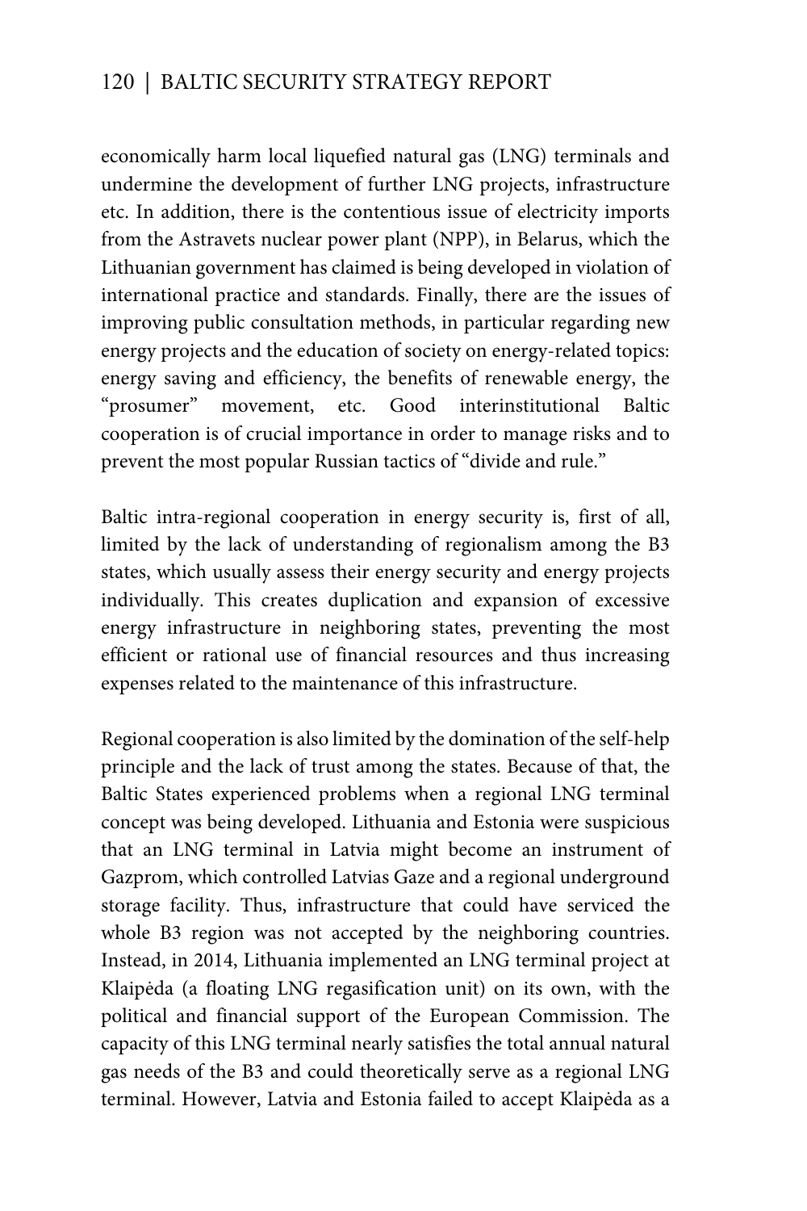economically harm local liquefied natural gas (LNG) terminals and undermine the development of further LNG projects, infrastructure etc. In addition, there is the contentious issue of electricity imports from the Astravets nuclear power plant (NPP), in Belarus, which the Lithuanian government has claimed is being developed in violation of international practice and standards. Finally, there are the issues of improving public consultation methods, in particular regarding new energy projects and the education of society on energy-related topics: energy saving and efficiency, the benefits of renewable energy, the "prosumer" movement, etc. Good interinstitutional Baltic cooperation is of crucial importance in order to manage risks and to prevent the most popular Russian tactics of "divide and rule."

Baltic intra-regional cooperation in energy security is, first of all, limited by the lack of understanding of regionalism among the B3 states, which usually assess their energy security and energy projects individually. This creates duplication and expansion of excessive energy infrastructure in neighboring states, preventing the most efficient or rational use of financial resources and thus increasing expenses related to the maintenance of this infrastructure.

Regional cooperation is also limited by the domination of the self-help principle and the lack of trust among the states. Because of that, the Baltic States experienced problems when a regional LNG terminal concept was being developed. Lithuania and Estonia were suspicious that an LNG terminal in Latvia might become an instrument of Gazprom, which controlled Latvias Gaze and a regional underground storage facility. Thus, infrastructure that could have serviced the whole B3 region was not accepted by the neighboring countries. Instead, in 2014, Lithuania implemented an LNG terminal project at Klaipėda (a floating LNG regasification unit) on its own, with the political and financial support of the European Commission. The capacity of this LNG terminal nearly satisfies the total annual natural gas needs of the B3 and could theoretically serve as a regional LNG terminal. However, Latvia and Estonia failed to accept Klaipėda as a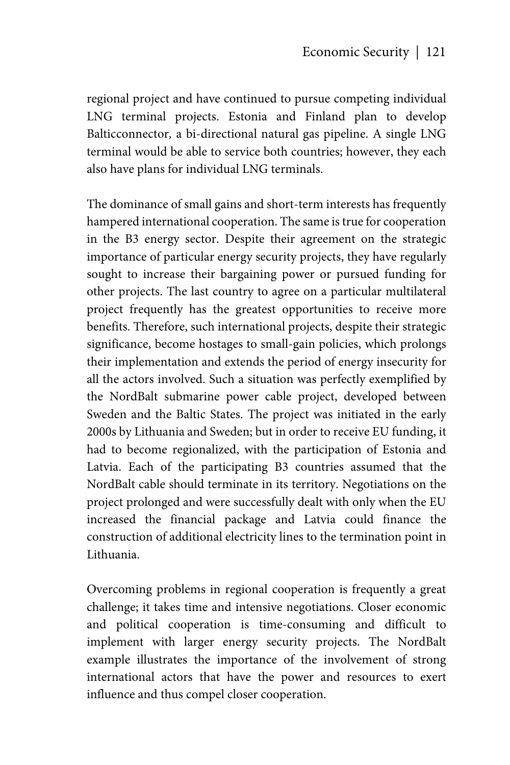regional project and have continued to pursue competing individual LNG terminal projects. Estonia and Finland plan to develop Balticconnector, a bi-directional natural gas pipeline. A single LNG terminal would be able to service both countries; however, they each also have plans for individual LNG terminals.

The dominance of small gains and short-term interests has frequently hampered international cooperation. The same is true for cooperation in the B3 energy sector. Despite their agreement on the strategic importance of particular energy security projects, they have regularly sought to increase their bargaining power or pursued funding for other projects. The last country to agree on a particular multilateral project frequently has the greatest opportunities to receive more benefits. Therefore, such international projects, despite their strategic significance, become hostages to small-gain policies, which prolongs their implementation and extends the period of energy insecurity for all the actors involved. Such a situation was perfectly exemplified by the NordBalt submarine power cable project, developed between Sweden and the Baltic States. The project was initiated in the early 2000s by Lithuania and Sweden; but in order to receive EU funding, it had to become regionalized, with the participation of Estonia and Latvia. Each of the participating B3 countries assumed that the NordBalt cable should terminate in its territory. Negotiations on the project prolonged and were successfully dealt with only when the EU increased the financial package and Latvia could finance the construction of additional electricity lines to the termination point in Lithuania.

Overcoming problems in regional cooperation is frequently a great challenge; it takes time and intensive negotiations. Closer economic and political cooperation is time-consuming and difficult to implement with larger energy security projects. The NordBalt example illustrates the importance of the involvement of strong international actors that have the power and resources to exert influence and thus compel closer cooperation.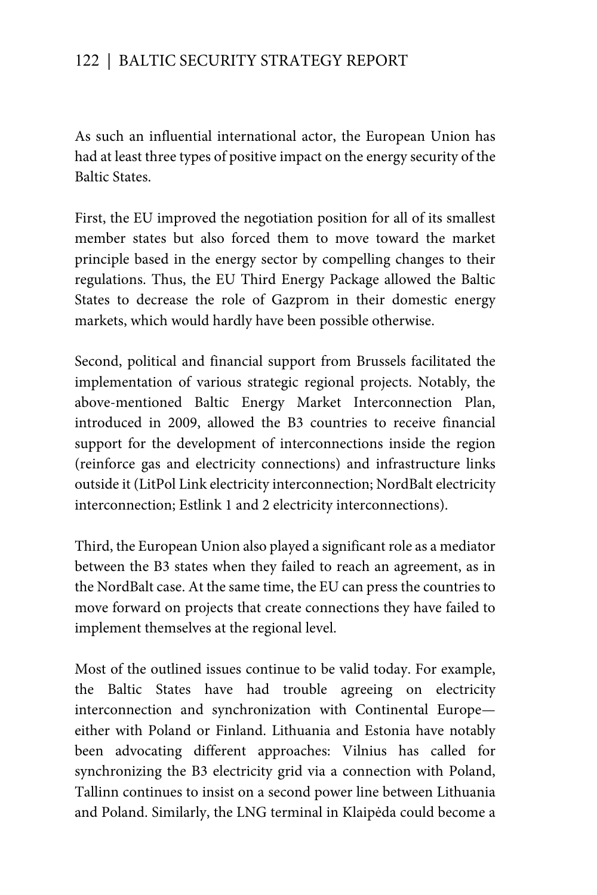As such an influential international actor, the European Union has had at least three types of positive impact on the energy security of the Baltic States.

First, the EU improved the negotiation position for all of its smallest member states but also forced them to move toward the market principle based in the energy sector by compelling changes to their regulations. Thus, the EU Third Energy Package allowed the Baltic States to decrease the role of Gazprom in their domestic energy markets, which would hardly have been possible otherwise.

Second, political and financial support from Brussels facilitated the implementation of various strategic regional projects. Notably, the above-mentioned Baltic Energy Market Interconnection Plan, introduced in 2009, allowed the B3 countries to receive financial support for the development of interconnections inside the region (reinforce gas and electricity connections) and infrastructure links outside it (LitPol Link electricity interconnection; NordBalt electricity interconnection; Estlink 1 and 2 electricity interconnections).

Third, the European Union also played a significant role as a mediator between the B3 states when they failed to reach an agreement, as in the NordBalt case. At the same time, the EU can press the countries to move forward on projects that create connections they have failed to implement themselves at the regional level.

Most of the outlined issues continue to be valid today. For example, the Baltic States have had trouble agreeing on electricity interconnection and synchronization with Continental Europe—either with Poland or Finland. Lithuania and Estonia have notably been advocating different approaches: Vilnius has called for synchronizing the B3 electricity grid via a connection with Poland, Tallinn continues to insist on a second power line between Lithuania and Poland. Similarly, the LNG terminal in Klaipėda could become a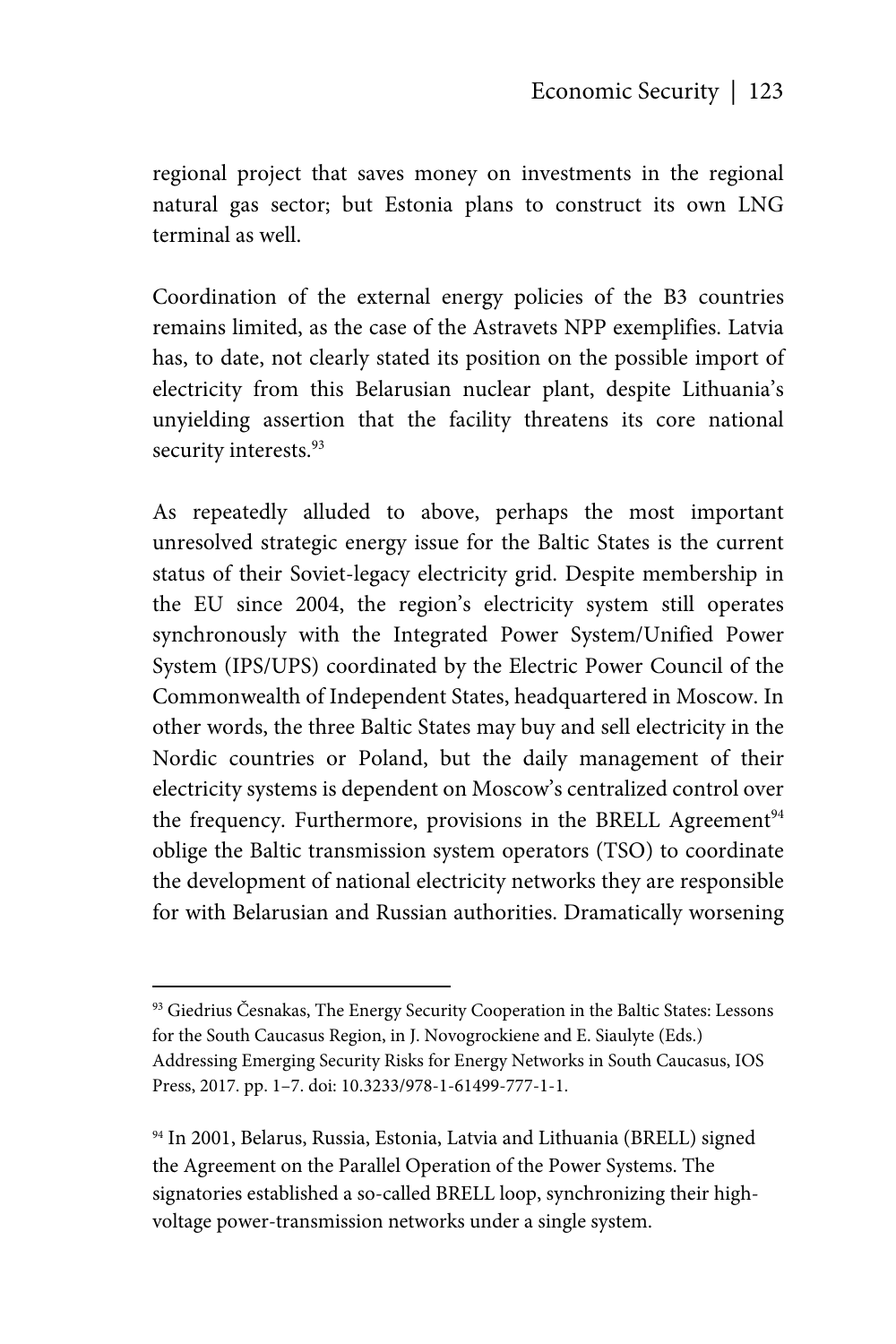regional project that saves money on investments in the regional natural gas sector; but Estonia plans to construct its own LNG terminal as well.

Coordination of the external energy policies of the B3 countries remains limited, as the case of the Astravets NPP exemplifies. Latvia has, to date, not clearly stated its position on the possible import of electricity from this Belarusian nuclear plant, despite Lithuania's unyielding assertion that the facility threatens its core national security interests.[93]

As repeatedly alluded to above, perhaps the most important unresolved strategic energy issue for the Baltic States is the current status of their Soviet-legacy electricity grid. Despite membership in the EU since 2004, the region's electricity system still operates synchronously with the Integrated Power System/Unified Power System (IPS/UPS) coordinated by the Electric Power Council of the Commonwealth of Independent States, headquartered in Moscow. In other words, the three Baltic States may buy and sell electricity in the Nordic countries or Poland, but the daily management of their electricity systems is dependent on Moscow's centralized control over the frequency. Furthermore, provisions in the BRELL Agreement[94] oblige the Baltic transmission system operators (TSO) to coordinate the development of national electricity networks they are responsible for with Belarusian and Russian authorities. Dramatically worsening

---

[93] Giedrius Česnakas, The Energy Security Cooperation in the Baltic States: Lessons for the South Caucasus Region, in J. Novogrockiene and E. Siaulyte (Eds.) Addressing Emerging Security Risks for Energy Networks in South Caucasus, IOS Press, 2017. pp. 1–7. doi: 10.3233/978-1-61499-777-1-1.

[94] In 2001, Belarus, Russia, Estonia, Latvia and Lithuania (BRELL) signed the Agreement on the Parallel Operation of the Power Systems. The signatories established a so-called BRELL loop, synchronizing their high-voltage power-transmission networks under a single system.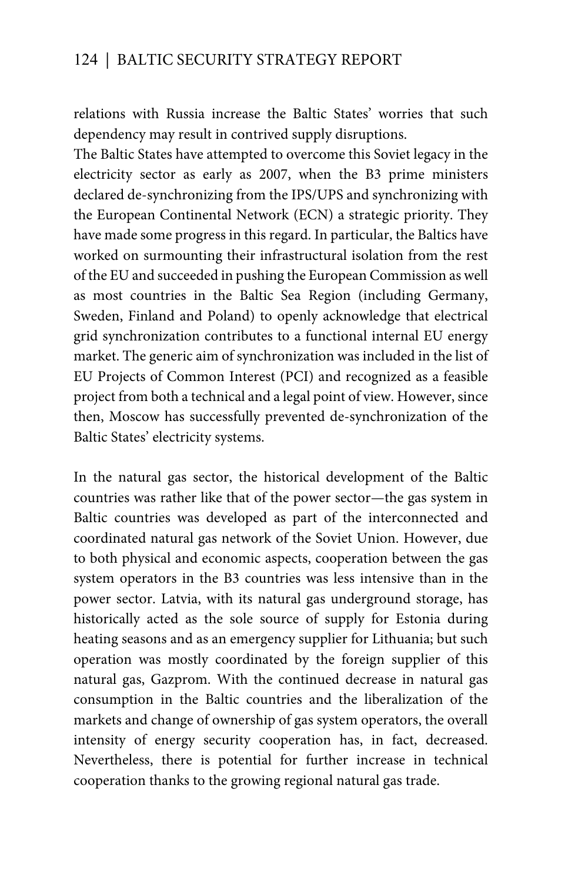relations with Russia increase the Baltic States' worries that such dependency may result in contrived supply disruptions.

The Baltic States have attempted to overcome this Soviet legacy in the electricity sector as early as 2007, when the B3 prime ministers declared de-synchronizing from the IPS/UPS and synchronizing with the European Continental Network (ECN) a strategic priority. They have made some progress in this regard. In particular, the Baltics have worked on surmounting their infrastructural isolation from the rest of the EU and succeeded in pushing the European Commission as well as most countries in the Baltic Sea Region (including Germany, Sweden, Finland and Poland) to openly acknowledge that electrical grid synchronization contributes to a functional internal EU energy market. The generic aim of synchronization was included in the list of EU Projects of Common Interest (PCI) and recognized as a feasible project from both a technical and a legal point of view. However, since then, Moscow has successfully prevented de-synchronization of the Baltic States' electricity systems.

In the natural gas sector, the historical development of the Baltic countries was rather like that of the power sector—the gas system in Baltic countries was developed as part of the interconnected and coordinated natural gas network of the Soviet Union. However, due to both physical and economic aspects, cooperation between the gas system operators in the B3 countries was less intensive than in the power sector. Latvia, with its natural gas underground storage, has historically acted as the sole source of supply for Estonia during heating seasons and as an emergency supplier for Lithuania; but such operation was mostly coordinated by the foreign supplier of this natural gas, Gazprom. With the continued decrease in natural gas consumption in the Baltic countries and the liberalization of the markets and change of ownership of gas system operators, the overall intensity of energy security cooperation has, in fact, decreased. Nevertheless, there is potential for further increase in technical cooperation thanks to the growing regional natural gas trade.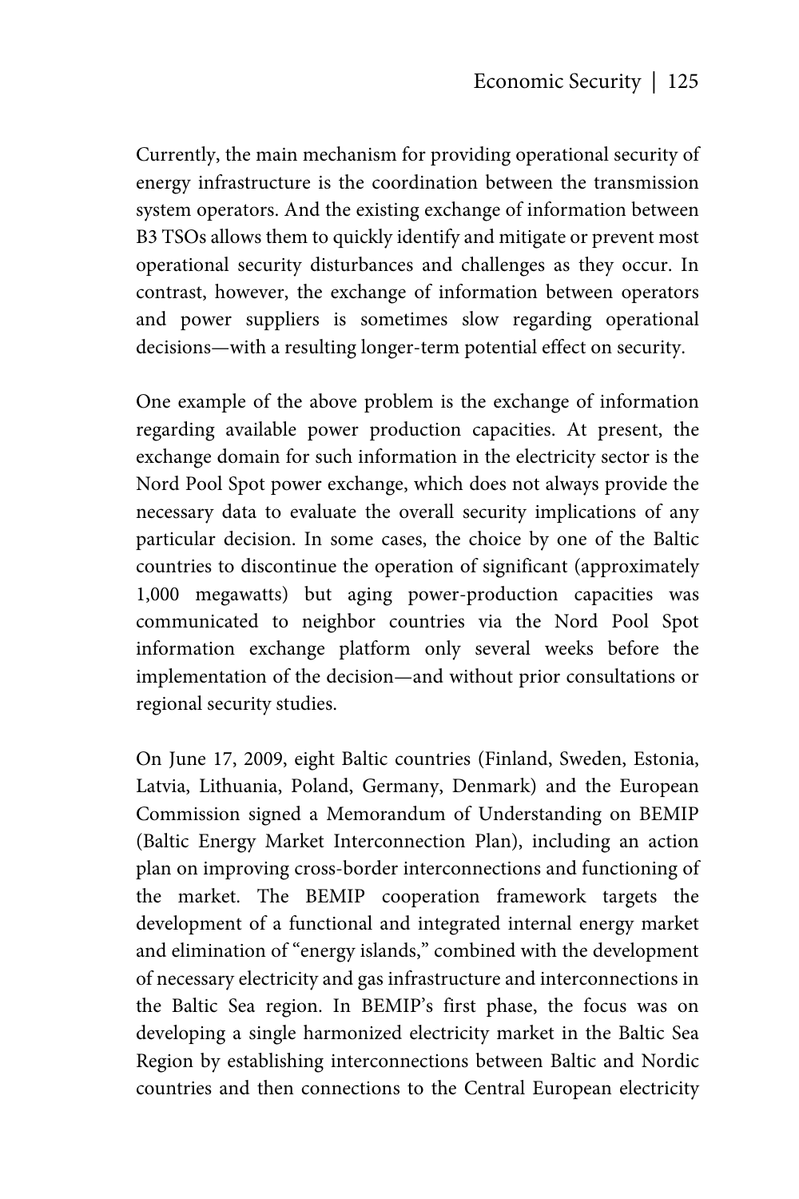Currently, the main mechanism for providing operational security of energy infrastructure is the coordination between the transmission system operators. And the existing exchange of information between B3 TSOs allows them to quickly identify and mitigate or prevent most operational security disturbances and challenges as they occur. In contrast, however, the exchange of information between operators and power suppliers is sometimes slow regarding operational decisions—with a resulting longer-term potential effect on security.

One example of the above problem is the exchange of information regarding available power production capacities. At present, the exchange domain for such information in the electricity sector is the Nord Pool Spot power exchange, which does not always provide the necessary data to evaluate the overall security implications of any particular decision. In some cases, the choice by one of the Baltic countries to discontinue the operation of significant (approximately 1,000 megawatts) but aging power-production capacities was communicated to neighbor countries via the Nord Pool Spot information exchange platform only several weeks before the implementation of the decision—and without prior consultations or regional security studies.

On June 17, 2009, eight Baltic countries (Finland, Sweden, Estonia, Latvia, Lithuania, Poland, Germany, Denmark) and the European Commission signed a Memorandum of Understanding on BEMIP (Baltic Energy Market Interconnection Plan), including an action plan on improving cross-border interconnections and functioning of the market. The BEMIP cooperation framework targets the development of a functional and integrated internal energy market and elimination of "energy islands," combined with the development of necessary electricity and gas infrastructure and interconnections in the Baltic Sea region. In BEMIP's first phase, the focus was on developing a single harmonized electricity market in the Baltic Sea Region by establishing interconnections between Baltic and Nordic countries and then connections to the Central European electricity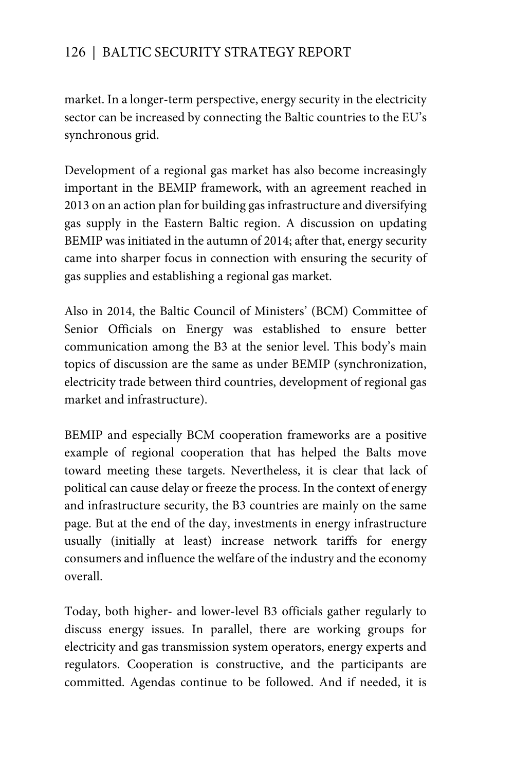market. In a longer-term perspective, energy security in the electricity sector can be increased by connecting the Baltic countries to the EU's synchronous grid.

Development of a regional gas market has also become increasingly important in the BEMIP framework, with an agreement reached in 2013 on an action plan for building gas infrastructure and diversifying gas supply in the Eastern Baltic region. A discussion on updating BEMIP was initiated in the autumn of 2014; after that, energy security came into sharper focus in connection with ensuring the security of gas supplies and establishing a regional gas market.

Also in 2014, the Baltic Council of Ministers' (BCM) Committee of Senior Officials on Energy was established to ensure better communication among the B3 at the senior level. This body's main topics of discussion are the same as under BEMIP (synchronization, electricity trade between third countries, development of regional gas market and infrastructure).

BEMIP and especially BCM cooperation frameworks are a positive example of regional cooperation that has helped the Balts move toward meeting these targets. Nevertheless, it is clear that lack of political can cause delay or freeze the process. In the context of energy and infrastructure security, the B3 countries are mainly on the same page. But at the end of the day, investments in energy infrastructure usually (initially at least) increase network tariffs for energy consumers and influence the welfare of the industry and the economy overall.

Today, both higher- and lower-level B3 officials gather regularly to discuss energy issues. In parallel, there are working groups for electricity and gas transmission system operators, energy experts and regulators. Cooperation is constructive, and the participants are committed. Agendas continue to be followed. And if needed, it is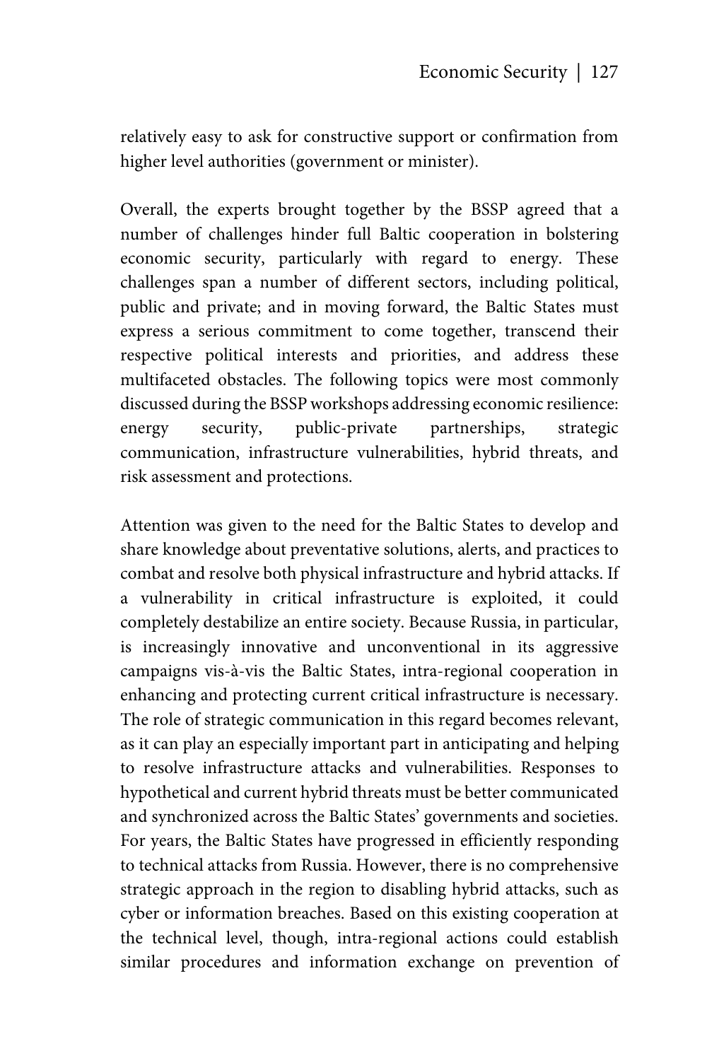relatively easy to ask for constructive support or confirmation from higher level authorities (government or minister).

Overall, the experts brought together by the BSSP agreed that a number of challenges hinder full Baltic cooperation in bolstering economic security, particularly with regard to energy. These challenges span a number of different sectors, including political, public and private; and in moving forward, the Baltic States must express a serious commitment to come together, transcend their respective political interests and priorities, and address these multifaceted obstacles. The following topics were most commonly discussed during the BSSP workshops addressing economic resilience: energy security, public-private partnerships, strategic communication, infrastructure vulnerabilities, hybrid threats, and risk assessment and protections.

Attention was given to the need for the Baltic States to develop and share knowledge about preventative solutions, alerts, and practices to combat and resolve both physical infrastructure and hybrid attacks. If a vulnerability in critical infrastructure is exploited, it could completely destabilize an entire society. Because Russia, in particular, is increasingly innovative and unconventional in its aggressive campaigns vis-à-vis the Baltic States, intra-regional cooperation in enhancing and protecting current critical infrastructure is necessary. The role of strategic communication in this regard becomes relevant, as it can play an especially important part in anticipating and helping to resolve infrastructure attacks and vulnerabilities. Responses to hypothetical and current hybrid threats must be better communicated and synchronized across the Baltic States' governments and societies. For years, the Baltic States have progressed in efficiently responding to technical attacks from Russia. However, there is no comprehensive strategic approach in the region to disabling hybrid attacks, such as cyber or information breaches. Based on this existing cooperation at the technical level, though, intra-regional actions could establish similar procedures and information exchange on prevention of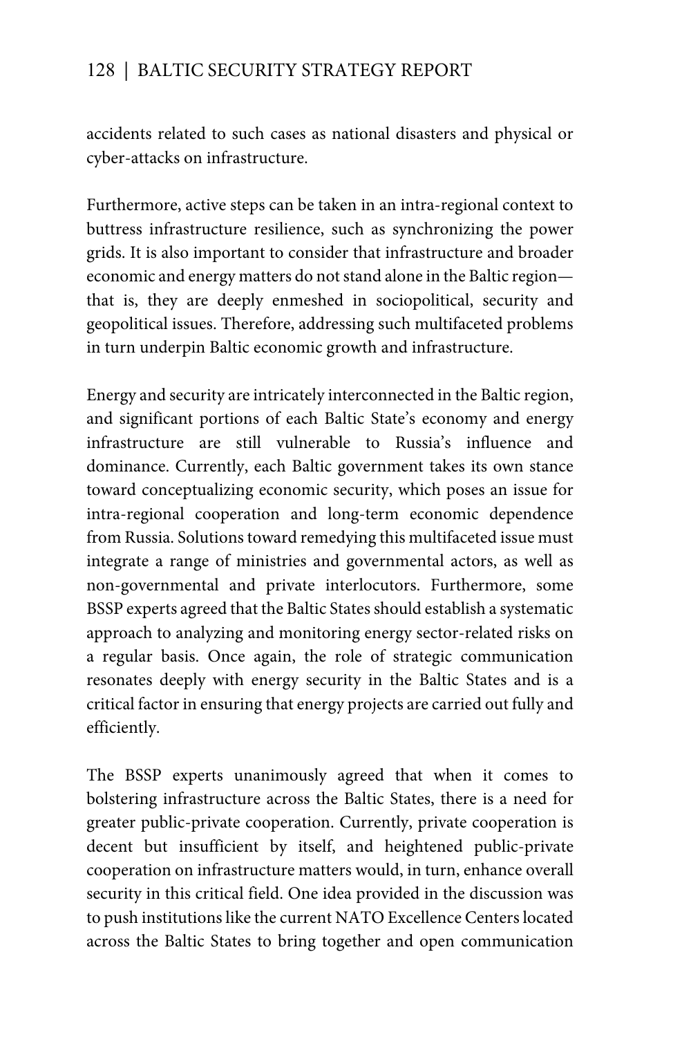accidents related to such cases as national disasters and physical or cyber-attacks on infrastructure.

Furthermore, active steps can be taken in an intra-regional context to buttress infrastructure resilience, such as synchronizing the power grids. It is also important to consider that infrastructure and broader economic and energy matters do not stand alone in the Baltic region—that is, they are deeply enmeshed in sociopolitical, security and geopolitical issues. Therefore, addressing such multifaceted problems in turn underpin Baltic economic growth and infrastructure.

Energy and security are intricately interconnected in the Baltic region, and significant portions of each Baltic State's economy and energy infrastructure are still vulnerable to Russia's influence and dominance. Currently, each Baltic government takes its own stance toward conceptualizing economic security, which poses an issue for intra-regional cooperation and long-term economic dependence from Russia. Solutions toward remedying this multifaceted issue must integrate a range of ministries and governmental actors, as well as non-governmental and private interlocutors. Furthermore, some BSSP experts agreed that the Baltic States should establish a systematic approach to analyzing and monitoring energy sector-related risks on a regular basis. Once again, the role of strategic communication resonates deeply with energy security in the Baltic States and is a critical factor in ensuring that energy projects are carried out fully and efficiently.

The BSSP experts unanimously agreed that when it comes to bolstering infrastructure across the Baltic States, there is a need for greater public-private cooperation. Currently, private cooperation is decent but insufficient by itself, and heightened public-private cooperation on infrastructure matters would, in turn, enhance overall security in this critical field. One idea provided in the discussion was to push institutions like the current NATO Excellence Centers located across the Baltic States to bring together and open communication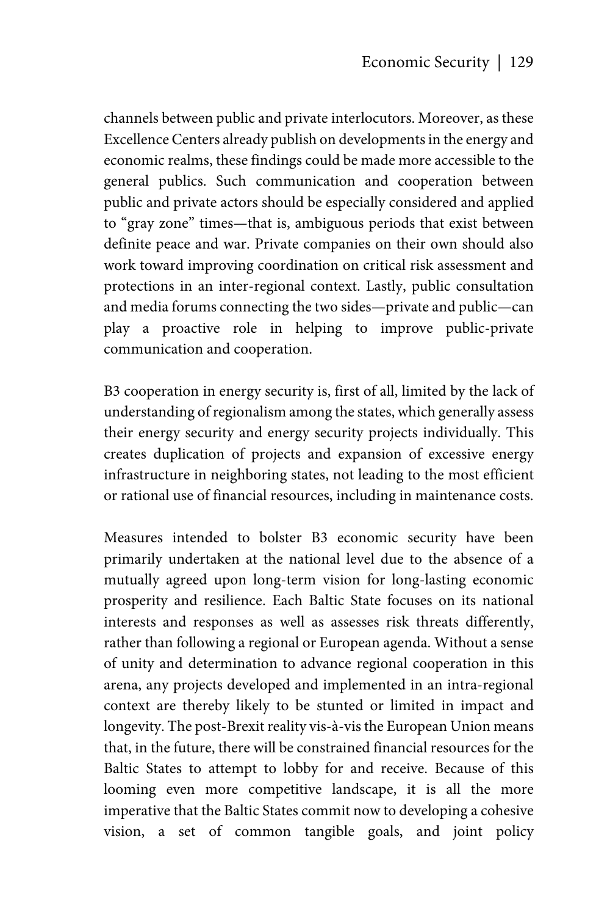channels between public and private interlocutors. Moreover, as these Excellence Centers already publish on developments in the energy and economic realms, these findings could be made more accessible to the general publics. Such communication and cooperation between public and private actors should be especially considered and applied to "gray zone" times—that is, ambiguous periods that exist between definite peace and war. Private companies on their own should also work toward improving coordination on critical risk assessment and protections in an inter-regional context. Lastly, public consultation and media forums connecting the two sides—private and public—can play a proactive role in helping to improve public-private communication and cooperation.

B3 cooperation in energy security is, first of all, limited by the lack of understanding of regionalism among the states, which generally assess their energy security and energy security projects individually. This creates duplication of projects and expansion of excessive energy infrastructure in neighboring states, not leading to the most efficient or rational use of financial resources, including in maintenance costs.

Measures intended to bolster B3 economic security have been primarily undertaken at the national level due to the absence of a mutually agreed upon long-term vision for long-lasting economic prosperity and resilience. Each Baltic State focuses on its national interests and responses as well as assesses risk threats differently, rather than following a regional or European agenda. Without a sense of unity and determination to advance regional cooperation in this arena, any projects developed and implemented in an intra-regional context are thereby likely to be stunted or limited in impact and longevity. The post-Brexit reality vis-à-vis the European Union means that, in the future, there will be constrained financial resources for the Baltic States to attempt to lobby for and receive. Because of this looming even more competitive landscape, it is all the more imperative that the Baltic States commit now to developing a cohesive vision, a set of common tangible goals, and joint policy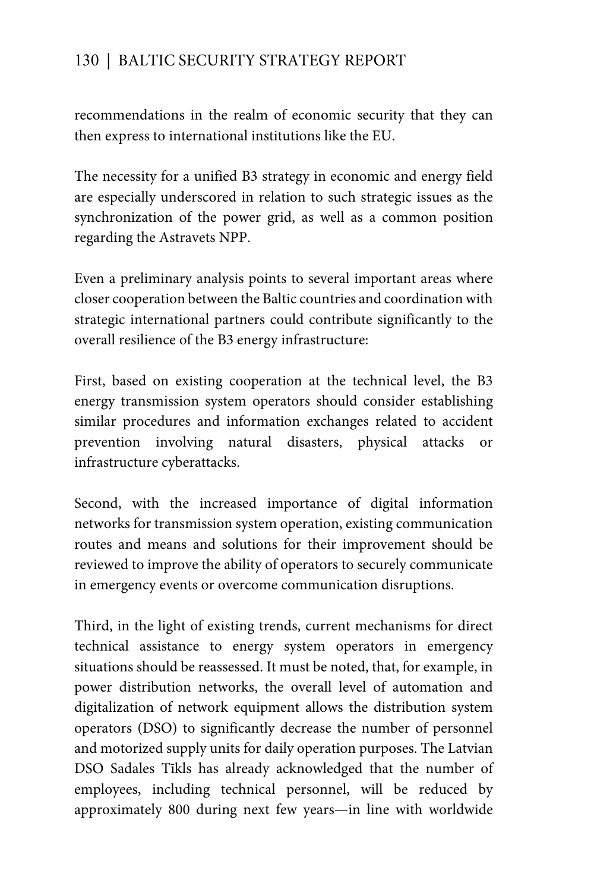recommendations in the realm of economic security that they can then express to international institutions like the EU.

The necessity for a unified B3 strategy in economic and energy field are especially underscored in relation to such strategic issues as the synchronization of the power grid, as well as a common position regarding the Astravets NPP.

Even a preliminary analysis points to several important areas where closer cooperation between the Baltic countries and coordination with strategic international partners could contribute significantly to the overall resilience of the B3 energy infrastructure:

First, based on existing cooperation at the technical level, the B3 energy transmission system operators should consider establishing similar procedures and information exchanges related to accident prevention involving natural disasters, physical attacks or infrastructure cyberattacks.

Second, with the increased importance of digital information networks for transmission system operation, existing communication routes and means and solutions for their improvement should be reviewed to improve the ability of operators to securely communicate in emergency events or overcome communication disruptions.

Third, in the light of existing trends, current mechanisms for direct technical assistance to energy system operators in emergency situations should be reassessed. It must be noted, that, for example, in power distribution networks, the overall level of automation and digitalization of network equipment allows the distribution system operators (DSO) to significantly decrease the number of personnel and motorized supply units for daily operation purposes. The Latvian DSO Sadales Tīkls has already acknowledged that the number of employees, including technical personnel, will be reduced by approximately 800 during next few years—in line with worldwide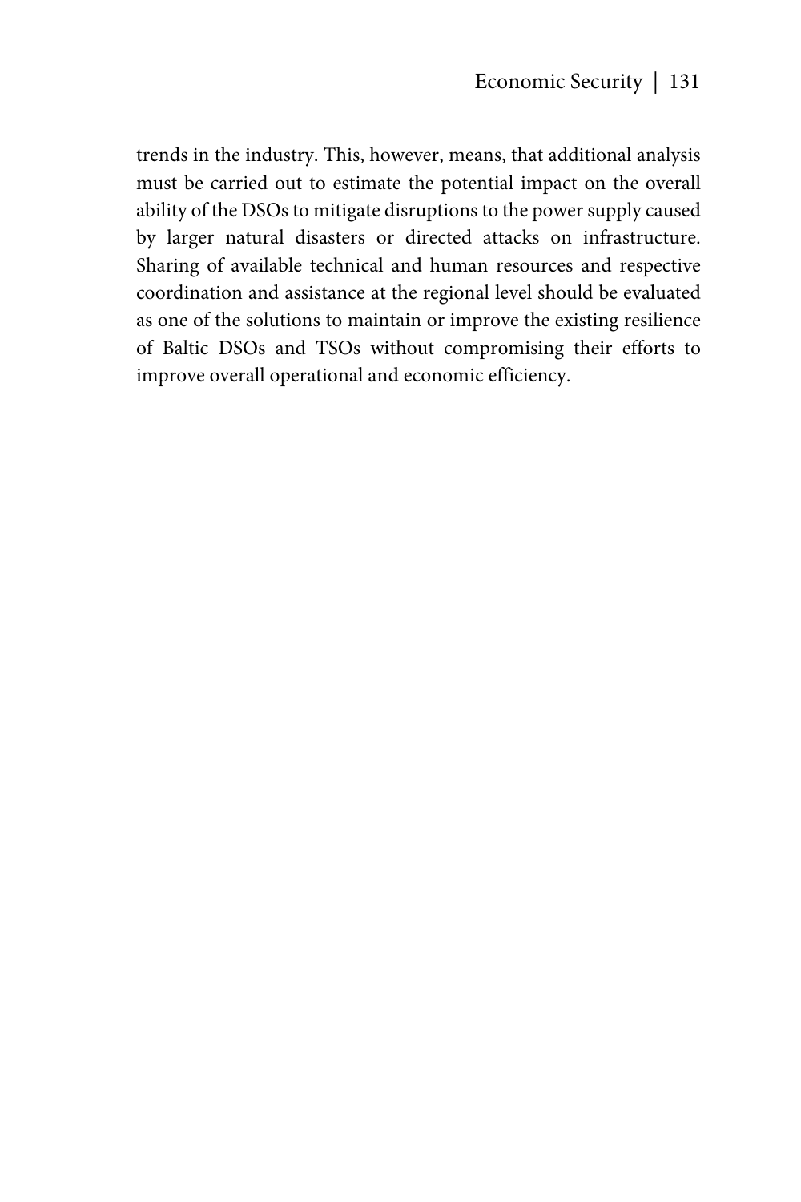trends in the industry. This, however, means, that additional analysis must be carried out to estimate the potential impact on the overall ability of the DSOs to mitigate disruptions to the power supply caused by larger natural disasters or directed attacks on infrastructure. Sharing of available technical and human resources and respective coordination and assistance at the regional level should be evaluated as one of the solutions to maintain or improve the existing resilience of Baltic DSOs and TSOs without compromising their efforts to improve overall operational and economic efficiency.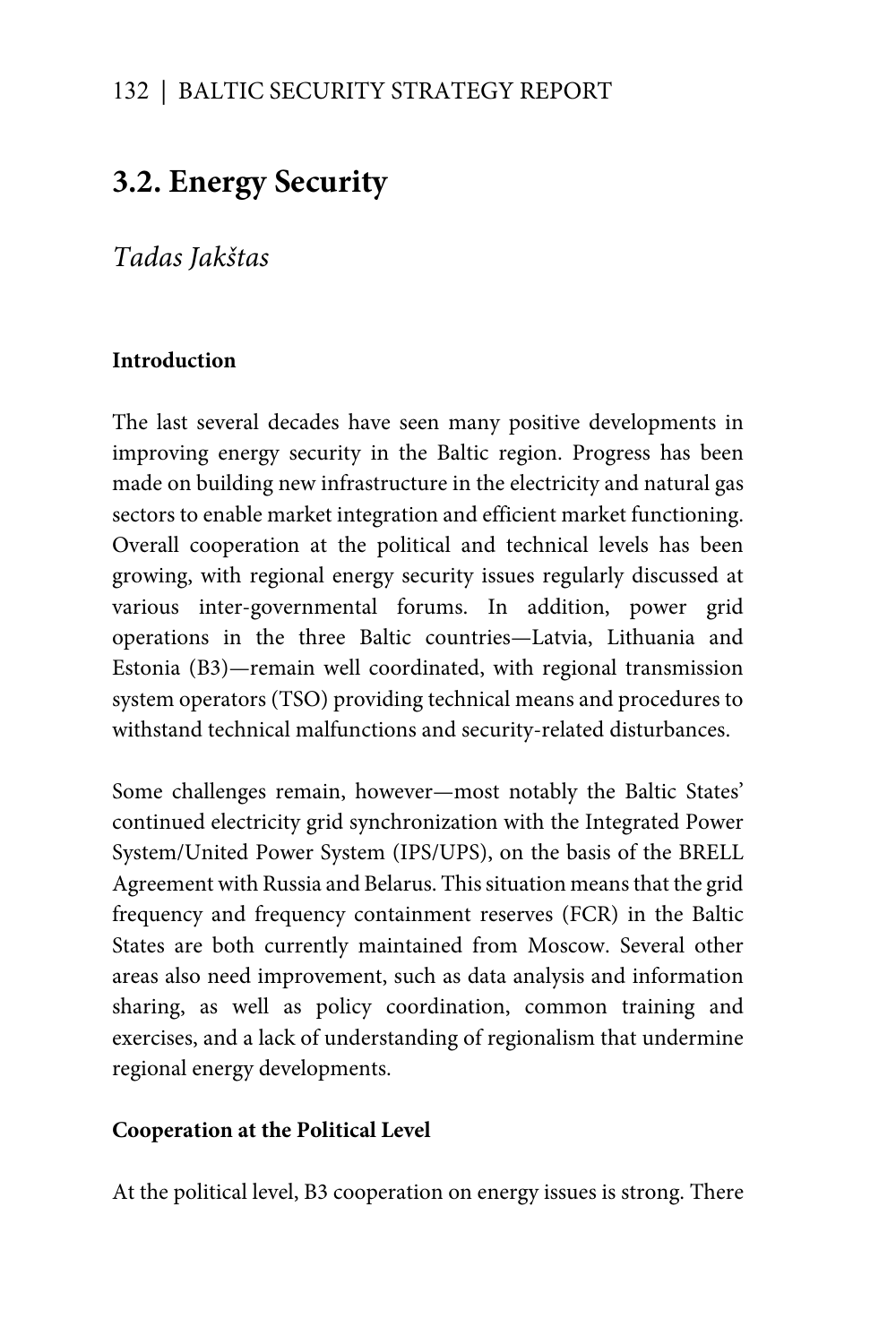## 3.2. Energy Security

*Tadas Jakštas*

**Introduction**

The last several decades have seen many positive developments in improving energy security in the Baltic region. Progress has been made on building new infrastructure in the electricity and natural gas sectors to enable market integration and efficient market functioning. Overall cooperation at the political and technical levels has been growing, with regional energy security issues regularly discussed at various inter-governmental forums. In addition, power grid operations in the three Baltic countries—Latvia, Lithuania and Estonia (B3)—remain well coordinated, with regional transmission system operators (TSO) providing technical means and procedures to withstand technical malfunctions and security-related disturbances.

Some challenges remain, however—most notably the Baltic States' continued electricity grid synchronization with the Integrated Power System/United Power System (IPS/UPS), on the basis of the BRELL Agreement with Russia and Belarus. This situation means that the grid frequency and frequency containment reserves (FCR) in the Baltic States are both currently maintained from Moscow. Several other areas also need improvement, such as data analysis and information sharing, as well as policy coordination, common training and exercises, and a lack of understanding of regionalism that undermine regional energy developments.

**Cooperation at the Political Level**

At the political level, B3 cooperation on energy issues is strong. There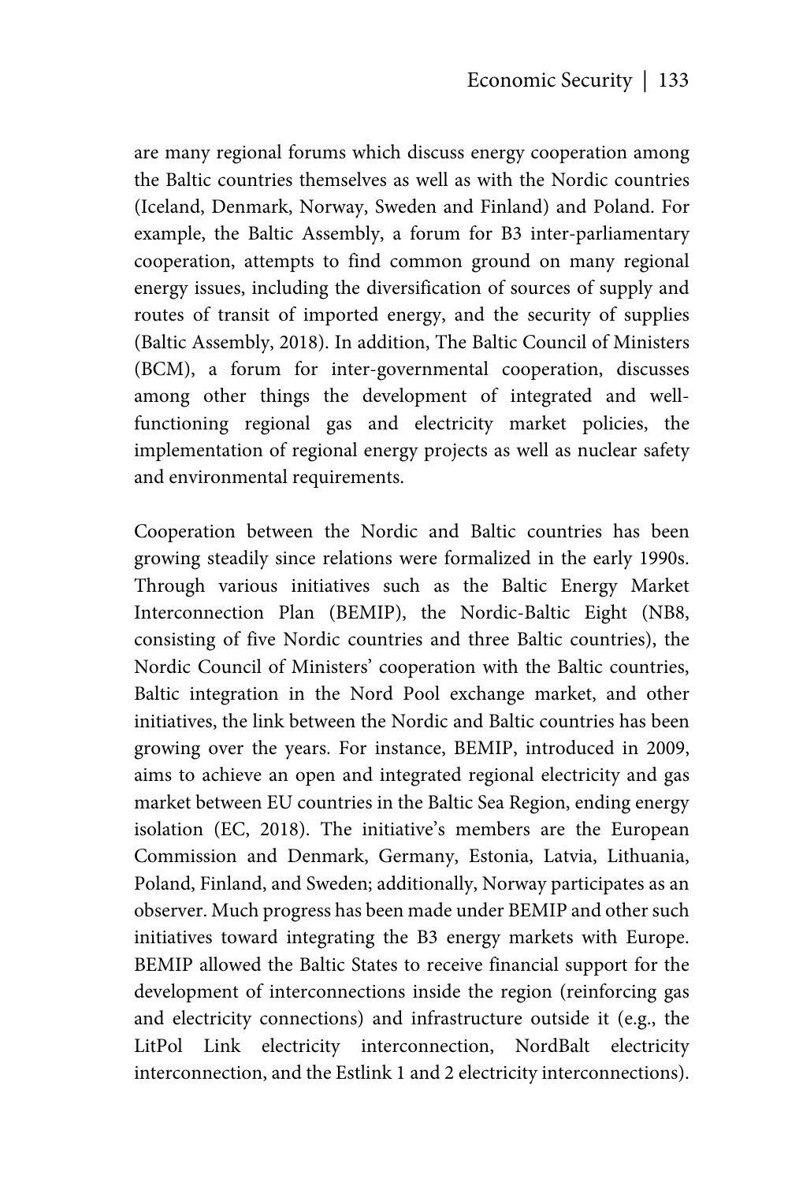are many regional forums which discuss energy cooperation among the Baltic countries themselves as well as with the Nordic countries (Iceland, Denmark, Norway, Sweden and Finland) and Poland. For example, the Baltic Assembly, a forum for B3 inter-parliamentary cooperation, attempts to find common ground on many regional energy issues, including the diversification of sources of supply and routes of transit of imported energy, and the security of supplies (Baltic Assembly, 2018). In addition, The Baltic Council of Ministers (BCM), a forum for inter-governmental cooperation, discusses among other things the development of integrated and well-functioning regional gas and electricity market policies, the implementation of regional energy projects as well as nuclear safety and environmental requirements.

Cooperation between the Nordic and Baltic countries has been growing steadily since relations were formalized in the early 1990s. Through various initiatives such as the Baltic Energy Market Interconnection Plan (BEMIP), the Nordic-Baltic Eight (NB8, consisting of five Nordic countries and three Baltic countries), the Nordic Council of Ministers' cooperation with the Baltic countries, Baltic integration in the Nord Pool exchange market, and other initiatives, the link between the Nordic and Baltic countries has been growing over the years. For instance, BEMIP, introduced in 2009, aims to achieve an open and integrated regional electricity and gas market between EU countries in the Baltic Sea Region, ending energy isolation (EC, 2018). The initiative's members are the European Commission and Denmark, Germany, Estonia, Latvia, Lithuania, Poland, Finland, and Sweden; additionally, Norway participates as an observer. Much progress has been made under BEMIP and other such initiatives toward integrating the B3 energy markets with Europe. BEMIP allowed the Baltic States to receive financial support for the development of interconnections inside the region (reinforcing gas and electricity connections) and infrastructure outside it (e.g., the LitPol Link electricity interconnection, NordBalt electricity interconnection, and the Estlink 1 and 2 electricity interconnections).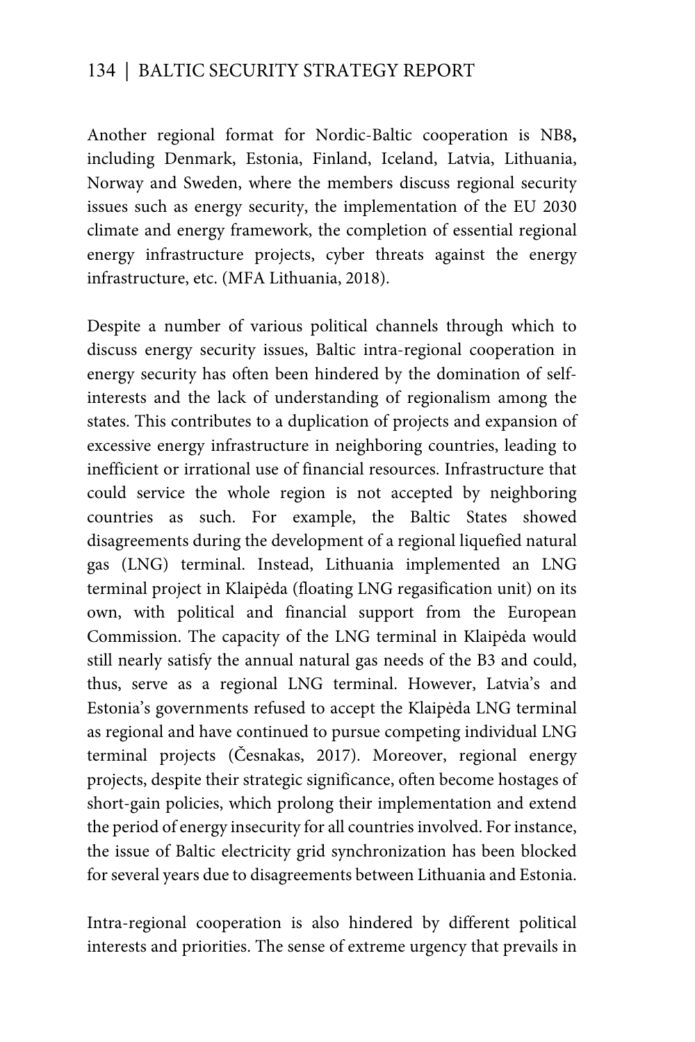Another regional format for Nordic-Baltic cooperation is NB8**,** including Denmark, Estonia, Finland, Iceland, Latvia, Lithuania, Norway and Sweden, where the members discuss regional security issues such as energy security, the implementation of the EU 2030 climate and energy framework, the completion of essential regional energy infrastructure projects, cyber threats against the energy infrastructure, etc. (MFA Lithuania, 2018).

Despite a number of various political channels through which to discuss energy security issues, Baltic intra-regional cooperation in energy security has often been hindered by the domination of self-interests and the lack of understanding of regionalism among the states. This contributes to a duplication of projects and expansion of excessive energy infrastructure in neighboring countries, leading to inefficient or irrational use of financial resources. Infrastructure that could service the whole region is not accepted by neighboring countries as such. For example, the Baltic States showed disagreements during the development of a regional liquefied natural gas (LNG) terminal. Instead, Lithuania implemented an LNG terminal project in Klaipėda (floating LNG regasification unit) on its own, with political and financial support from the European Commission. The capacity of the LNG terminal in Klaipėda would still nearly satisfy the annual natural gas needs of the B3 and could, thus, serve as a regional LNG terminal. However, Latvia's and Estonia's governments refused to accept the Klaipėda LNG terminal as regional and have continued to pursue competing individual LNG terminal projects (Česnakas, 2017). Moreover, regional energy projects, despite their strategic significance, often become hostages of short-gain policies, which prolong their implementation and extend the period of energy insecurity for all countries involved. For instance, the issue of Baltic electricity grid synchronization has been blocked for several years due to disagreements between Lithuania and Estonia.

Intra-regional cooperation is also hindered by different political interests and priorities. The sense of extreme urgency that prevails in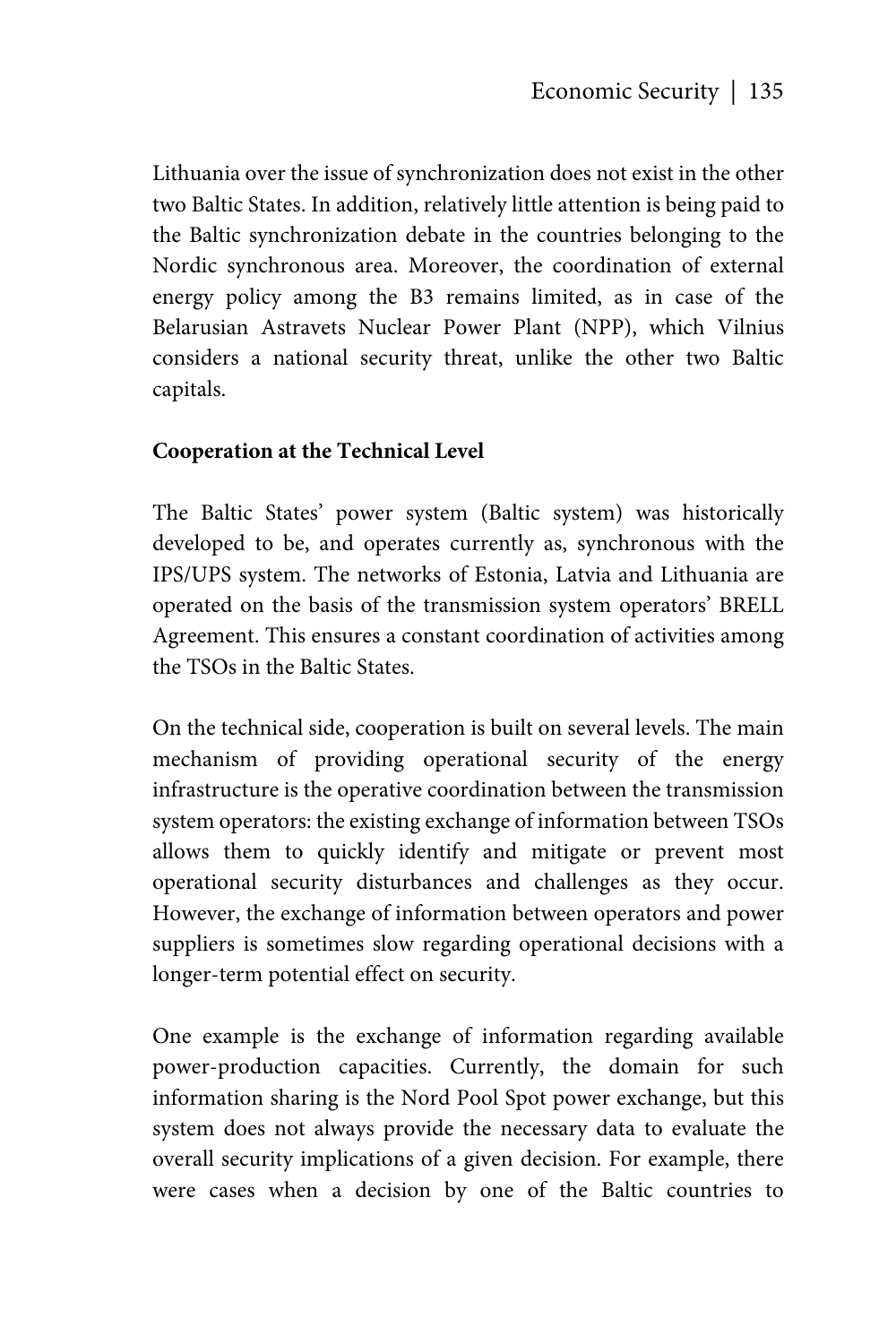Lithuania over the issue of synchronization does not exist in the other two Baltic States. In addition, relatively little attention is being paid to the Baltic synchronization debate in the countries belonging to the Nordic synchronous area. Moreover, the coordination of external energy policy among the B3 remains limited, as in case of the Belarusian Astravets Nuclear Power Plant (NPP), which Vilnius considers a national security threat, unlike the other two Baltic capitals.

**Cooperation at the Technical Level**

The Baltic States' power system (Baltic system) was historically developed to be, and operates currently as, synchronous with the IPS/UPS system. The networks of Estonia, Latvia and Lithuania are operated on the basis of the transmission system operators' BRELL Agreement. This ensures a constant coordination of activities among the TSOs in the Baltic States.

On the technical side, cooperation is built on several levels. The main mechanism of providing operational security of the energy infrastructure is the operative coordination between the transmission system operators: the existing exchange of information between TSOs allows them to quickly identify and mitigate or prevent most operational security disturbances and challenges as they occur. However, the exchange of information between operators and power suppliers is sometimes slow regarding operational decisions with a longer-term potential effect on security.

One example is the exchange of information regarding available power-production capacities. Currently, the domain for such information sharing is the Nord Pool Spot power exchange, but this system does not always provide the necessary data to evaluate the overall security implications of a given decision. For example, there were cases when a decision by one of the Baltic countries to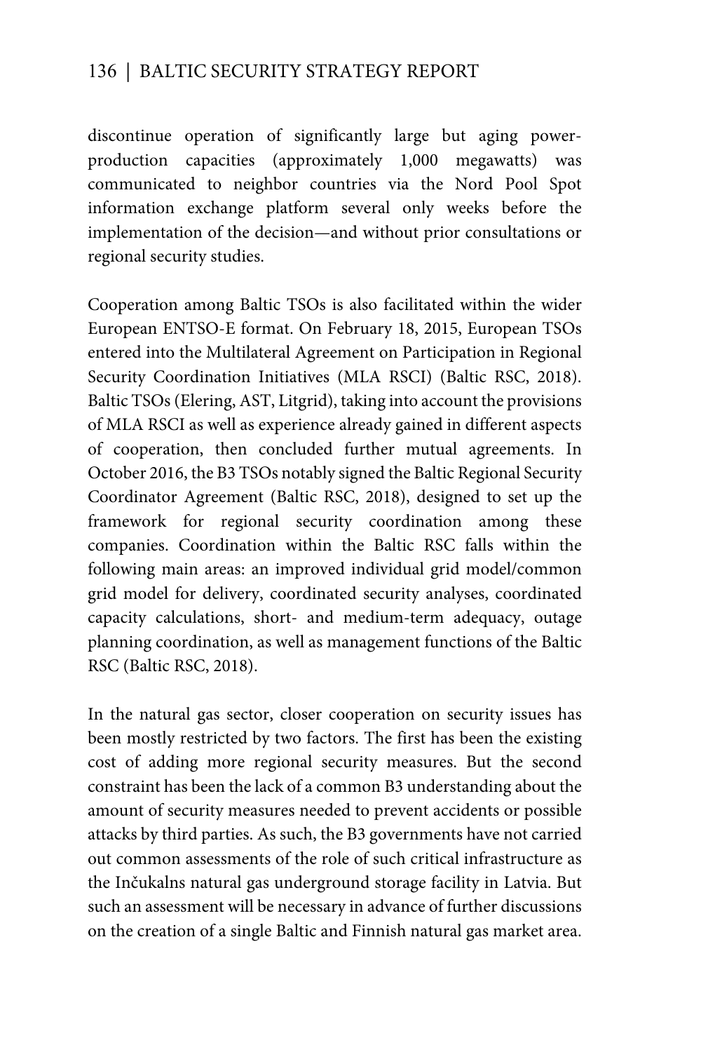discontinue operation of significantly large but aging power-production capacities (approximately 1,000 megawatts) was communicated to neighbor countries via the Nord Pool Spot information exchange platform several only weeks before the implementation of the decision—and without prior consultations or regional security studies.

Cooperation among Baltic TSOs is also facilitated within the wider European ENTSO-E format. On February 18, 2015, European TSOs entered into the Multilateral Agreement on Participation in Regional Security Coordination Initiatives (MLA RSCI) (Baltic RSC, 2018). Baltic TSOs (Elering, AST, Litgrid), taking into account the provisions of MLA RSCI as well as experience already gained in different aspects of cooperation, then concluded further mutual agreements. In October 2016, the B3 TSOs notably signed the Baltic Regional Security Coordinator Agreement (Baltic RSC, 2018), designed to set up the framework for regional security coordination among these companies. Coordination within the Baltic RSC falls within the following main areas: an improved individual grid model/common grid model for delivery, coordinated security analyses, coordinated capacity calculations, short- and medium-term adequacy, outage planning coordination, as well as management functions of the Baltic RSC (Baltic RSC, 2018).

In the natural gas sector, closer cooperation on security issues has been mostly restricted by two factors. The first has been the existing cost of adding more regional security measures. But the second constraint has been the lack of a common B3 understanding about the amount of security measures needed to prevent accidents or possible attacks by third parties. As such, the B3 governments have not carried out common assessments of the role of such critical infrastructure as the Inčukalns natural gas underground storage facility in Latvia. But such an assessment will be necessary in advance of further discussions on the creation of a single Baltic and Finnish natural gas market area.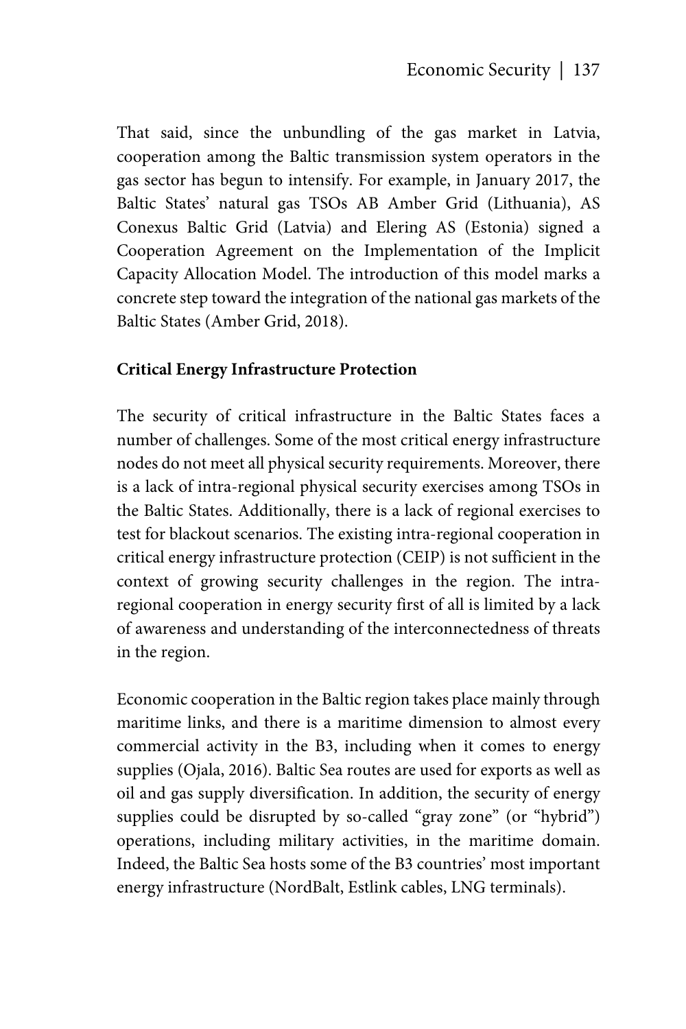That said, since the unbundling of the gas market in Latvia, cooperation among the Baltic transmission system operators in the gas sector has begun to intensify. For example, in January 2017, the Baltic States' natural gas TSOs AB Amber Grid (Lithuania), AS Conexus Baltic Grid (Latvia) and Elering AS (Estonia) signed a Cooperation Agreement on the Implementation of the Implicit Capacity Allocation Model. The introduction of this model marks a concrete step toward the integration of the national gas markets of the Baltic States (Amber Grid, 2018).

**Critical Energy Infrastructure Protection**

The security of critical infrastructure in the Baltic States faces a number of challenges. Some of the most critical energy infrastructure nodes do not meet all physical security requirements. Moreover, there is a lack of intra-regional physical security exercises among TSOs in the Baltic States. Additionally, there is a lack of regional exercises to test for blackout scenarios. The existing intra-regional cooperation in critical energy infrastructure protection (CEIP) is not sufficient in the context of growing security challenges in the region. The intra-regional cooperation in energy security first of all is limited by a lack of awareness and understanding of the interconnectedness of threats in the region.

Economic cooperation in the Baltic region takes place mainly through maritime links, and there is a maritime dimension to almost every commercial activity in the B3, including when it comes to energy supplies (Ojala, 2016). Baltic Sea routes are used for exports as well as oil and gas supply diversification. In addition, the security of energy supplies could be disrupted by so-called "gray zone" (or "hybrid") operations, including military activities, in the maritime domain. Indeed, the Baltic Sea hosts some of the B3 countries' most important energy infrastructure (NordBalt, Estlink cables, LNG terminals).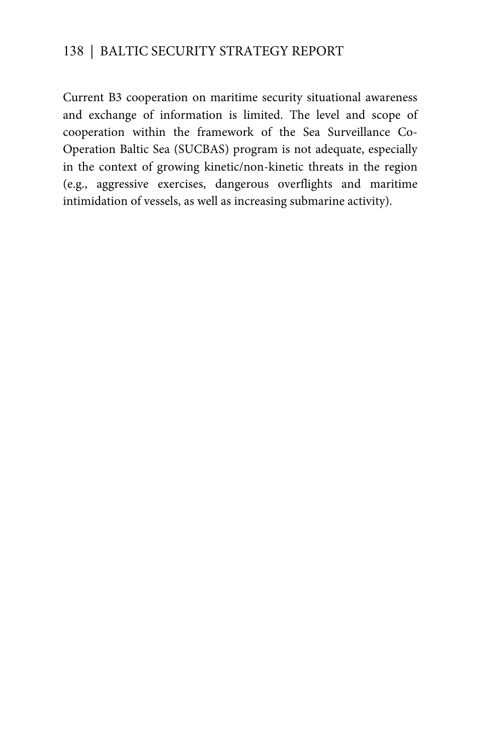Current B3 cooperation on maritime security situational awareness and exchange of information is limited. The level and scope of cooperation within the framework of the Sea Surveillance Co-Operation Baltic Sea (SUCBAS) program is not adequate, especially in the context of growing kinetic/non-kinetic threats in the region (e.g., aggressive exercises, dangerous overflights and maritime intimidation of vessels, as well as increasing submarine activity).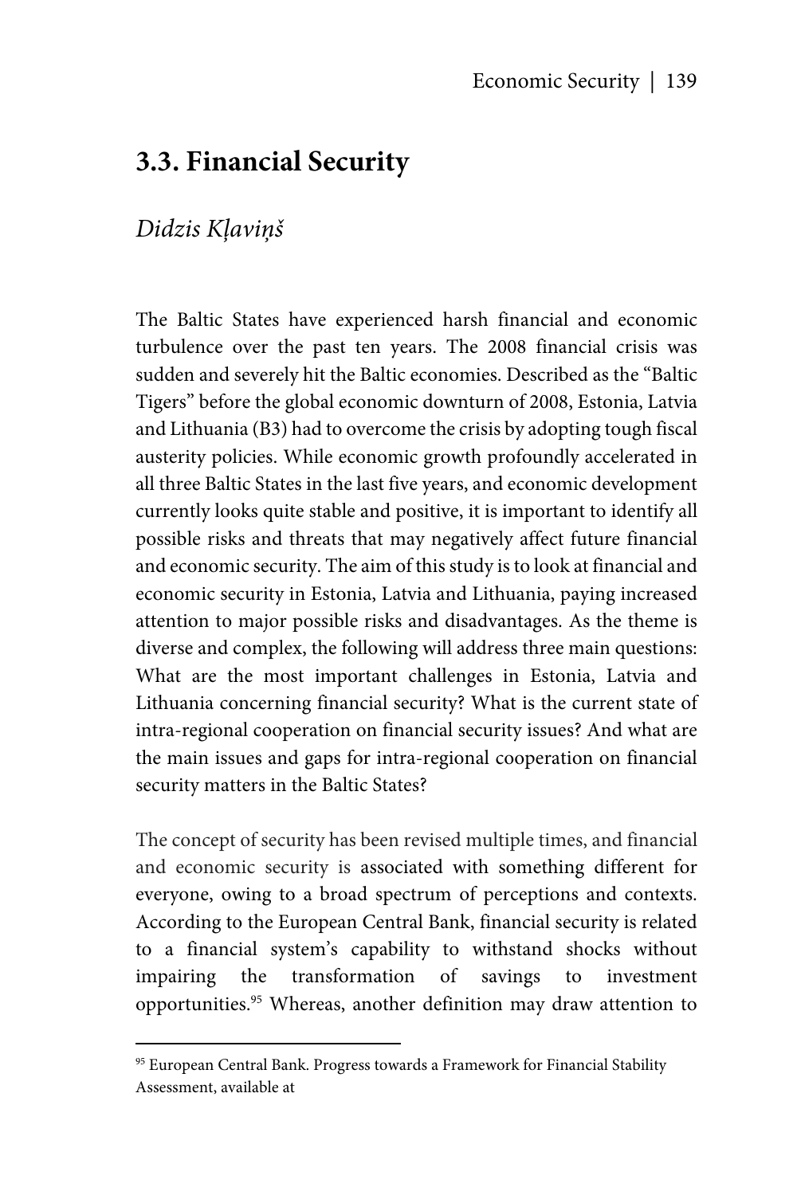## 3.3. Financial Security

*Didzis Kļaviņš*

The Baltic States have experienced harsh financial and economic turbulence over the past ten years. The 2008 financial crisis was sudden and severely hit the Baltic economies. Described as the "Baltic Tigers" before the global economic downturn of 2008, Estonia, Latvia and Lithuania (B3) had to overcome the crisis by adopting tough fiscal austerity policies. While economic growth profoundly accelerated in all three Baltic States in the last five years, and economic development currently looks quite stable and positive, it is important to identify all possible risks and threats that may negatively affect future financial and economic security. The aim of this study is to look at financial and economic security in Estonia, Latvia and Lithuania, paying increased attention to major possible risks and disadvantages. As the theme is diverse and complex, the following will address three main questions: What are the most important challenges in Estonia, Latvia and Lithuania concerning financial security? What is the current state of intra-regional cooperation on financial security issues? And what are the main issues and gaps for intra-regional cooperation on financial security matters in the Baltic States?

The concept of security has been revised multiple times, and financial and economic security is associated with something different for everyone, owing to a broad spectrum of perceptions and contexts. According to the European Central Bank, financial security is related to a financial system's capability to withstand shocks without impairing the transformation of savings to investment opportunities.[95] Whereas, another definition may draw attention to

---

[95] European Central Bank. Progress towards a Framework for Financial Stability Assessment, available at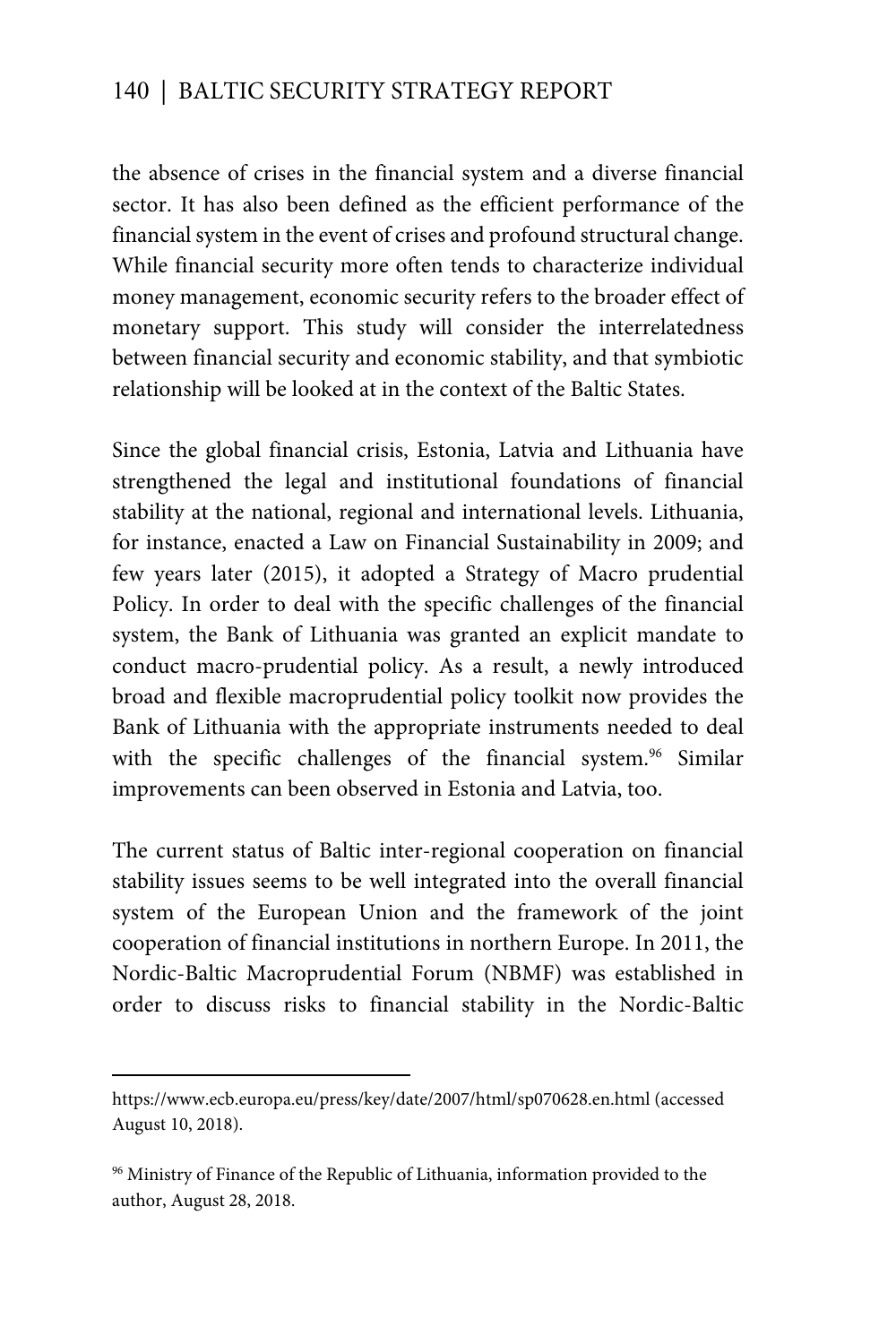the absence of crises in the financial system and a diverse financial sector. It has also been defined as the efficient performance of the financial system in the event of crises and profound structural change. While financial security more often tends to characterize individual money management, economic security refers to the broader effect of monetary support. This study will consider the interrelatedness between financial security and economic stability, and that symbiotic relationship will be looked at in the context of the Baltic States.

Since the global financial crisis, Estonia, Latvia and Lithuania have strengthened the legal and institutional foundations of financial stability at the national, regional and international levels. Lithuania, for instance, enacted a Law on Financial Sustainability in 2009; and few years later (2015), it adopted a Strategy of Macro prudential Policy. In order to deal with the specific challenges of the financial system, the Bank of Lithuania was granted an explicit mandate to conduct macro-prudential policy. As a result, a newly introduced broad and flexible macroprudential policy toolkit now provides the Bank of Lithuania with the appropriate instruments needed to deal with the specific challenges of the financial system.[96] Similar improvements can been observed in Estonia and Latvia, too.

The current status of Baltic inter-regional cooperation on financial stability issues seems to be well integrated into the overall financial system of the European Union and the framework of the joint cooperation of financial institutions in northern Europe. In 2011, the Nordic-Baltic Macroprudential Forum (NBMF) was established in order to discuss risks to financial stability in the Nordic-Baltic

---

https://www.ecb.europa.eu/press/key/date/2007/html/sp070628.en.html (accessed August 10, 2018).

[96] Ministry of Finance of the Republic of Lithuania, information provided to the author, August 28, 2018.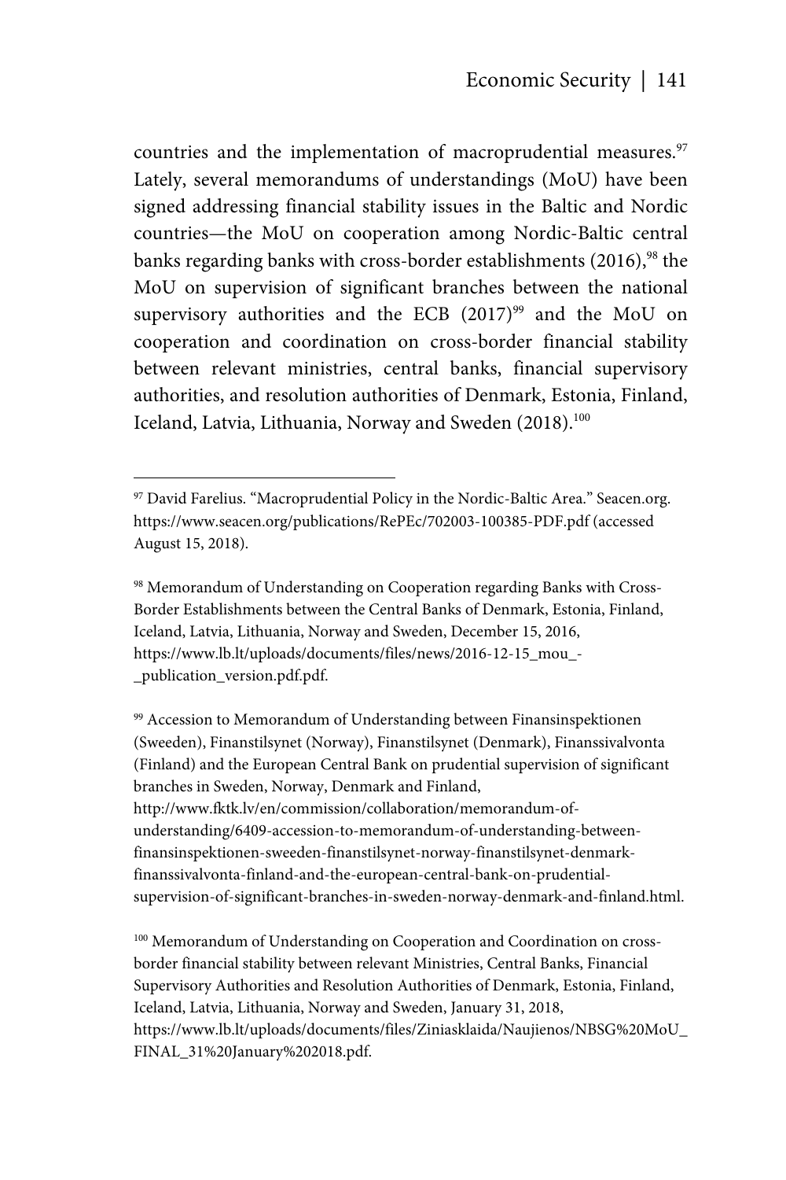countries and the implementation of macroprudential measures.[97] Lately, several memorandums of understandings (MoU) have been signed addressing financial stability issues in the Baltic and Nordic countries—the MoU on cooperation among Nordic-Baltic central banks regarding banks with cross-border establishments (2016),[98] the MoU on supervision of significant branches between the national supervisory authorities and the ECB (2017)[99] and the MoU on cooperation and coordination on cross-border financial stability between relevant ministries, central banks, financial supervisory authorities, and resolution authorities of Denmark, Estonia, Finland, Iceland, Latvia, Lithuania, Norway and Sweden (2018).[100]

---

[97] David Farelius. "Macroprudential Policy in the Nordic-Baltic Area." Seacen.org. https://www.seacen.org/publications/RePEc/702003-100385-PDF.pdf (accessed August 15, 2018).

[98] Memorandum of Understanding on Cooperation regarding Banks with Cross-Border Establishments between the Central Banks of Denmark, Estonia, Finland, Iceland, Latvia, Lithuania, Norway and Sweden, December 15, 2016, https://www.lb.lt/uploads/documents/files/news/2016-12-15_mou_-_publication_version.pdf.pdf.

[99] Accession to Memorandum of Understanding between Finansinspektionen (Sweeden), Finanstilsynet (Norway), Finanstilsynet (Denmark), Finanssivalvonta (Finland) and the European Central Bank on prudential supervision of significant branches in Sweden, Norway, Denmark and Finland, http://www.fktk.lv/en/commission/collaboration/memorandum-of-understanding/6409-accession-to-memorandum-of-understanding-between-finansinspektionen-sweeden-finanstilsynet-norway-finanstilsynet-denmark-finanssivalvonta-finland-and-the-european-central-bank-on-prudential-supervision-of-significant-branches-in-sweden-norway-denmark-and-finland.html.

[100] Memorandum of Understanding on Cooperation and Coordination on cross-border financial stability between relevant Ministries, Central Banks, Financial Supervisory Authorities and Resolution Authorities of Denmark, Estonia, Finland, Iceland, Latvia, Lithuania, Norway and Sweden, January 31, 2018, https://www.lb.lt/uploads/documents/files/Ziniasklaida/Naujienos/NBSG%20MoU_FINAL_31%20January%202018.pdf.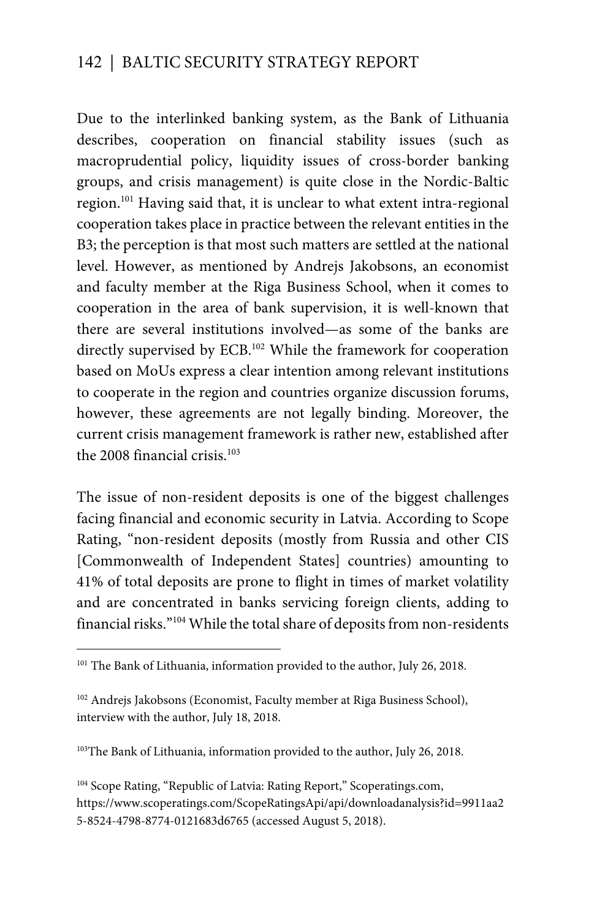Due to the interlinked banking system, as the Bank of Lithuania describes, cooperation on financial stability issues (such as macroprudential policy, liquidity issues of cross-border banking groups, and crisis management) is quite close in the Nordic-Baltic region.[101] Having said that, it is unclear to what extent intra-regional cooperation takes place in practice between the relevant entities in the B3; the perception is that most such matters are settled at the national level. However, as mentioned by Andrejs Jakobsons, an economist and faculty member at the Riga Business School, when it comes to cooperation in the area of bank supervision, it is well-known that there are several institutions involved—as some of the banks are directly supervised by ECB.[102] While the framework for cooperation based on MoUs express a clear intention among relevant institutions to cooperate in the region and countries organize discussion forums, however, these agreements are not legally binding. Moreover, the current crisis management framework is rather new, established after the 2008 financial crisis.[103]

The issue of non-resident deposits is one of the biggest challenges facing financial and economic security in Latvia. According to Scope Rating, "non-resident deposits (mostly from Russia and other CIS [Commonwealth of Independent States] countries) amounting to 41% of total deposits are prone to flight in times of market volatility and are concentrated in banks servicing foreign clients, adding to financial risks."[104] While the total share of deposits from non-residents

---

[101] The Bank of Lithuania, information provided to the author, July 26, 2018.

[102] Andrejs Jakobsons (Economist, Faculty member at Riga Business School), interview with the author, July 18, 2018.

[103] The Bank of Lithuania, information provided to the author, July 26, 2018.

[104] Scope Rating, "Republic of Latvia: Rating Report," Scoperatings.com, https://www.scoperatings.com/ScopeRatingsApi/api/downloadanalysis?id=9911aa25-8524-4798-8774-0121683d6765 (accessed August 5, 2018).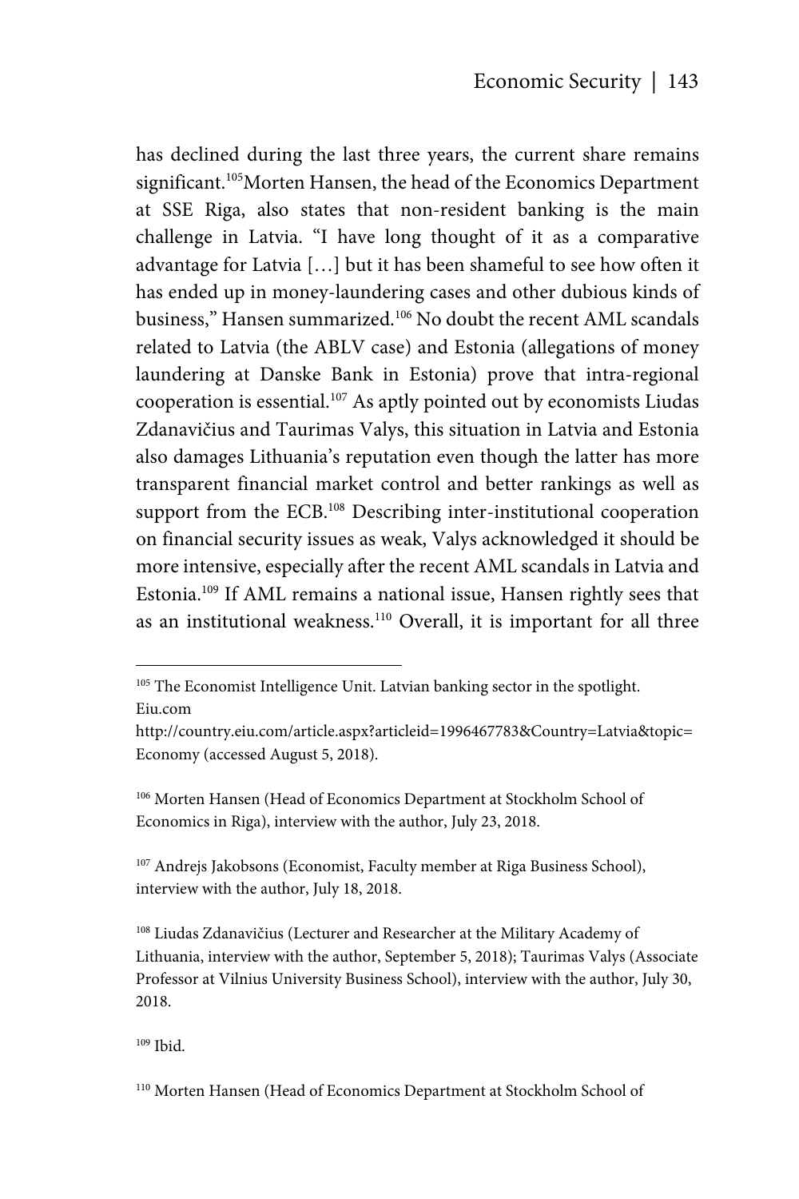has declined during the last three years, the current share remains significant.[105]Morten Hansen, the head of the Economics Department at SSE Riga, also states that non-resident banking is the main challenge in Latvia. "I have long thought of it as a comparative advantage for Latvia […] but it has been shameful to see how often it has ended up in money-laundering cases and other dubious kinds of business," Hansen summarized.[106] No doubt the recent AML scandals related to Latvia (the ABLV case) and Estonia (allegations of money laundering at Danske Bank in Estonia) prove that intra-regional cooperation is essential.[107] As aptly pointed out by economists Liudas Zdanavičius and Taurimas Valys, this situation in Latvia and Estonia also damages Lithuania's reputation even though the latter has more transparent financial market control and better rankings as well as support from the ECB.[108] Describing inter-institutional cooperation on financial security issues as weak, Valys acknowledged it should be more intensive, especially after the recent AML scandals in Latvia and Estonia.[109] If AML remains a national issue, Hansen rightly sees that as an institutional weakness.[110] Overall, it is important for all three

---

[105] The Economist Intelligence Unit. Latvian banking sector in the spotlight. Eiu.com
http://country.eiu.com/article.aspx?articleid=1996467783&Country=Latvia&topic=Economy (accessed August 5, 2018).

[106] Morten Hansen (Head of Economics Department at Stockholm School of Economics in Riga), interview with the author, July 23, 2018.

[107] Andrejs Jakobsons (Economist, Faculty member at Riga Business School), interview with the author, July 18, 2018.

[108] Liudas Zdanavičius (Lecturer and Researcher at the Military Academy of Lithuania, interview with the author, September 5, 2018); Taurimas Valys (Associate Professor at Vilnius University Business School), interview with the author, July 30, 2018.

[109] Ibid.

[110] Morten Hansen (Head of Economics Department at Stockholm School of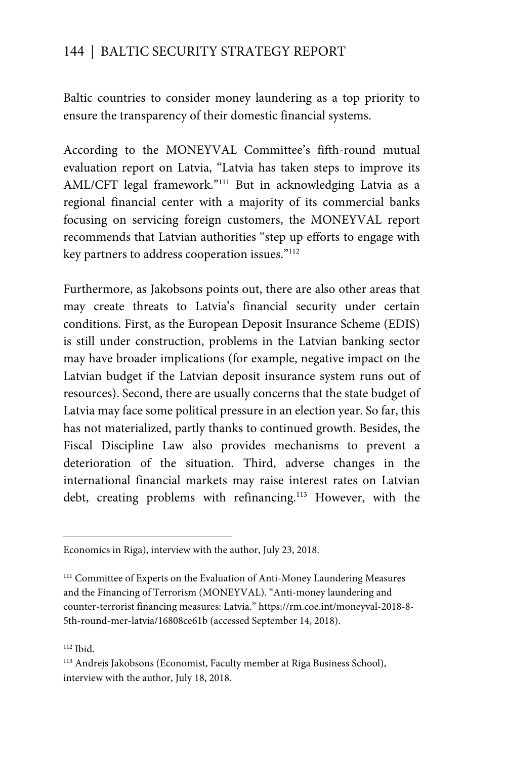Baltic countries to consider money laundering as a top priority to ensure the transparency of their domestic financial systems.

According to the MONEYVAL Committee's fifth-round mutual evaluation report on Latvia, "Latvia has taken steps to improve its AML/CFT legal framework."[111] But in acknowledging Latvia as a regional financial center with a majority of its commercial banks focusing on servicing foreign customers, the MONEYVAL report recommends that Latvian authorities "step up efforts to engage with key partners to address cooperation issues."[112]

Furthermore, as Jakobsons points out, there are also other areas that may create threats to Latvia's financial security under certain conditions. First, as the European Deposit Insurance Scheme (EDIS) is still under construction, problems in the Latvian banking sector may have broader implications (for example, negative impact on the Latvian budget if the Latvian deposit insurance system runs out of resources). Second, there are usually concerns that the state budget of Latvia may face some political pressure in an election year. So far, this has not materialized, partly thanks to continued growth. Besides, the Fiscal Discipline Law also provides mechanisms to prevent a deterioration of the situation. Third, adverse changes in the international financial markets may raise interest rates on Latvian debt, creating problems with refinancing.[113] However, with the

---

Economics in Riga), interview with the author, July 23, 2018.

[111] Committee of Experts on the Evaluation of Anti-Money Laundering Measures and the Financing of Terrorism (MONEYVAL). "Anti-money laundering and counter-terrorist financing measures: Latvia." https://rm.coe.int/moneyval-2018-8-5th-round-mer-latvia/16808ce61b (accessed September 14, 2018).

[112] Ibid.

[113] Andrejs Jakobsons (Economist, Faculty member at Riga Business School), interview with the author, July 18, 2018.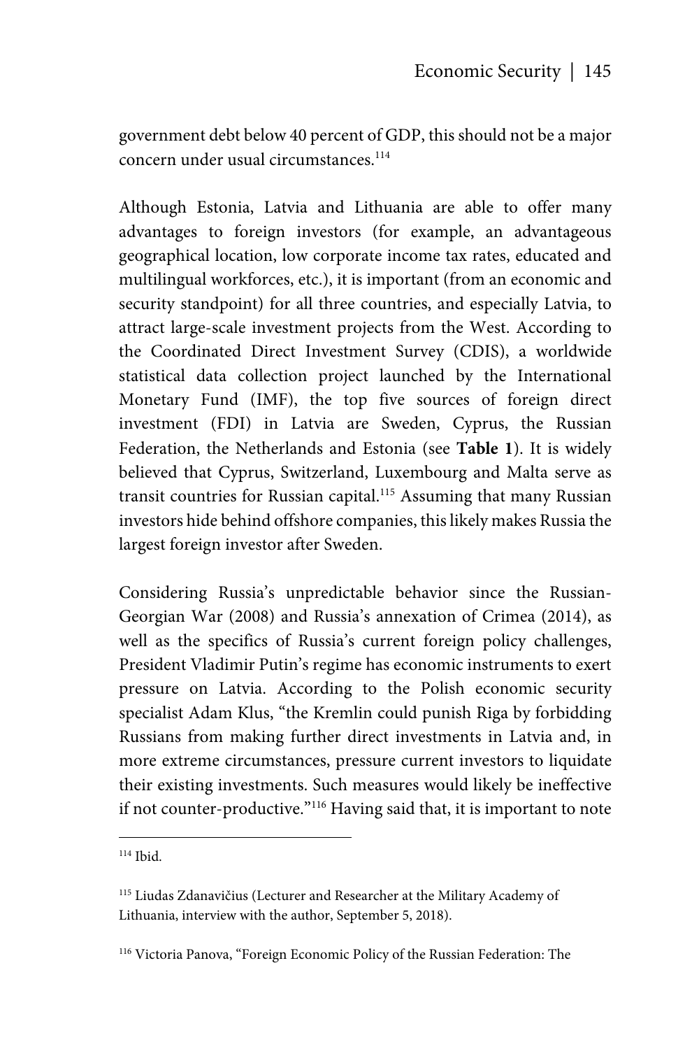government debt below 40 percent of GDP, this should not be a major concern under usual circumstances.[114]

Although Estonia, Latvia and Lithuania are able to offer many advantages to foreign investors (for example, an advantageous geographical location, low corporate income tax rates, educated and multilingual workforces, etc.), it is important (from an economic and security standpoint) for all three countries, and especially Latvia, to attract large-scale investment projects from the West. According to the Coordinated Direct Investment Survey (CDIS), a worldwide statistical data collection project launched by the International Monetary Fund (IMF), the top five sources of foreign direct investment (FDI) in Latvia are Sweden, Cyprus, the Russian Federation, the Netherlands and Estonia (see **Table 1**). It is widely believed that Cyprus, Switzerland, Luxembourg and Malta serve as transit countries for Russian capital.[115] Assuming that many Russian investors hide behind offshore companies, this likely makes Russia the largest foreign investor after Sweden.

Considering Russia's unpredictable behavior since the Russian-Georgian War (2008) and Russia's annexation of Crimea (2014), as well as the specifics of Russia's current foreign policy challenges, President Vladimir Putin's regime has economic instruments to exert pressure on Latvia. According to the Polish economic security specialist Adam Klus, "the Kremlin could punish Riga by forbidding Russians from making further direct investments in Latvia and, in more extreme circumstances, pressure current investors to liquidate their existing investments. Such measures would likely be ineffective if not counter-productive."[116] Having said that, it is important to note

---

[114] Ibid.

[115] Liudas Zdanavičius (Lecturer and Researcher at the Military Academy of Lithuania, interview with the author, September 5, 2018).

[116] Victoria Panova, "Foreign Economic Policy of the Russian Federation: The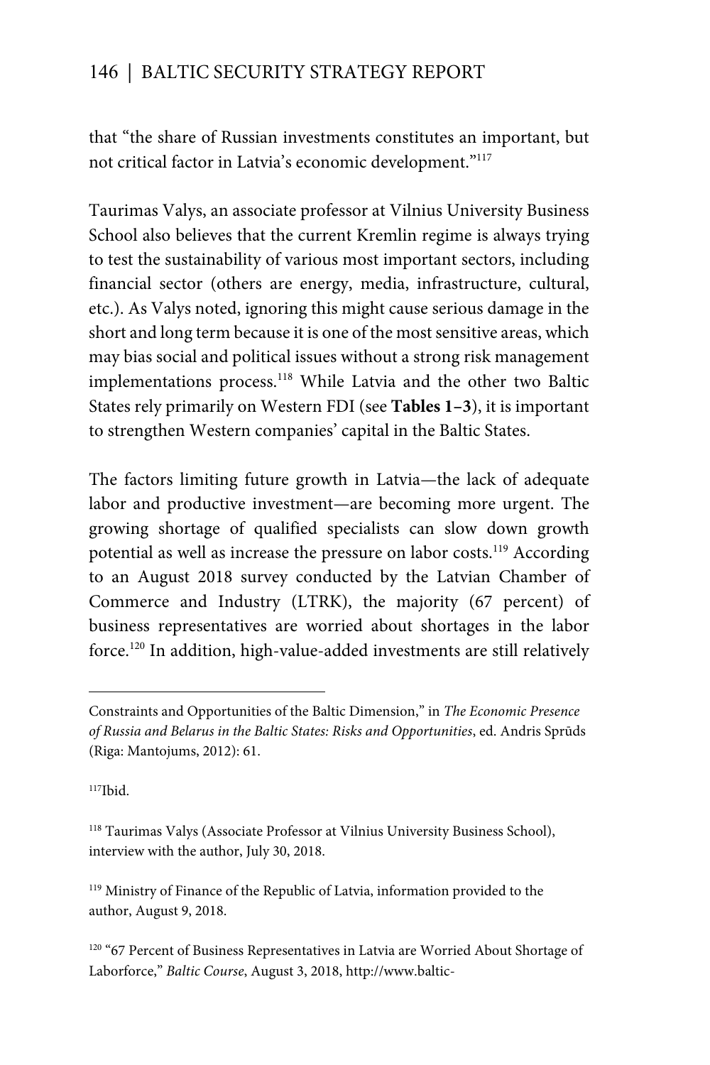that "the share of Russian investments constitutes an important, but not critical factor in Latvia's economic development."[117]

Taurimas Valys, an associate professor at Vilnius University Business School also believes that the current Kremlin regime is always trying to test the sustainability of various most important sectors, including financial sector (others are energy, media, infrastructure, cultural, etc.). As Valys noted, ignoring this might cause serious damage in the short and long term because it is one of the most sensitive areas, which may bias social and political issues without a strong risk management implementations process.[118] While Latvia and the other two Baltic States rely primarily on Western FDI (see **Tables 1–3**), it is important to strengthen Western companies' capital in the Baltic States.

The factors limiting future growth in Latvia—the lack of adequate labor and productive investment—are becoming more urgent. The growing shortage of qualified specialists can slow down growth potential as well as increase the pressure on labor costs.[119] According to an August 2018 survey conducted by the Latvian Chamber of Commerce and Industry (LTRK), the majority (67 percent) of business representatives are worried about shortages in the labor force.[120] In addition, high-value-added investments are still relatively

---

Constraints and Opportunities of the Baltic Dimension," in *The Economic Presence of Russia and Belarus in the Baltic States: Risks and Opportunities*, ed. Andris Sprūds (Riga: Mantojums, 2012): 61.

[117] Ibid.

[118] Taurimas Valys (Associate Professor at Vilnius University Business School), interview with the author, July 30, 2018.

[119] Ministry of Finance of the Republic of Latvia, information provided to the author, August 9, 2018.

[120] "67 Percent of Business Representatives in Latvia are Worried About Shortage of Laborforce," *Baltic Course*, August 3, 2018, http://www.baltic-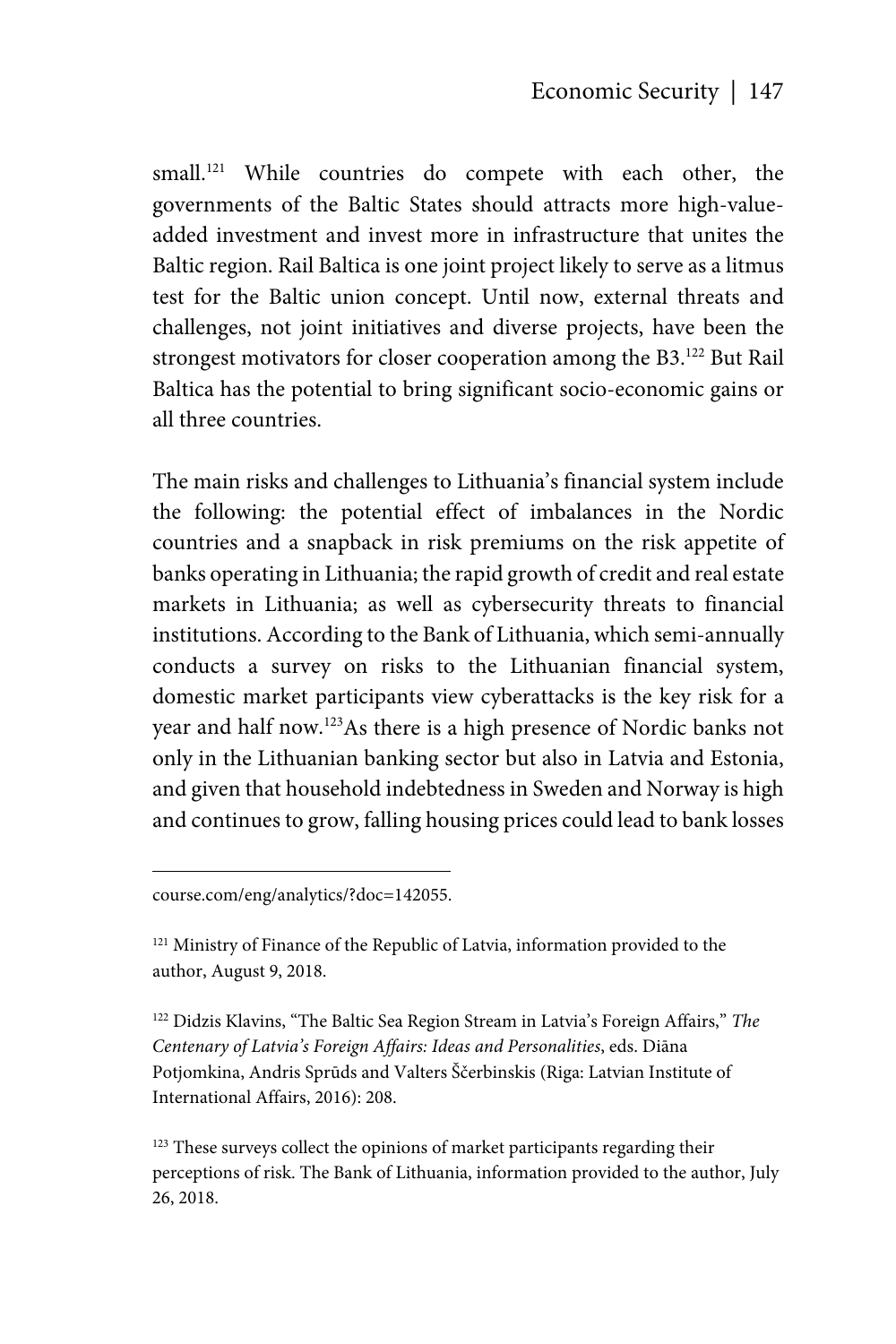small.[121] While countries do compete with each other, the governments of the Baltic States should attracts more high-value-added investment and invest more in infrastructure that unites the Baltic region. Rail Baltica is one joint project likely to serve as a litmus test for the Baltic union concept. Until now, external threats and challenges, not joint initiatives and diverse projects, have been the strongest motivators for closer cooperation among the B3.[122] But Rail Baltica has the potential to bring significant socio-economic gains or all three countries.

The main risks and challenges to Lithuania's financial system include the following: the potential effect of imbalances in the Nordic countries and a snapback in risk premiums on the risk appetite of banks operating in Lithuania; the rapid growth of credit and real estate markets in Lithuania; as well as cybersecurity threats to financial institutions. According to the Bank of Lithuania, which semi-annually conducts a survey on risks to the Lithuanian financial system, domestic market participants view cyberattacks is the key risk for a year and half now.[123]As there is a high presence of Nordic banks not only in the Lithuanian banking sector but also in Latvia and Estonia, and given that household indebtedness in Sweden and Norway is high and continues to grow, falling housing prices could lead to bank losses

---

course.com/eng/analytics/?doc=142055.

[121] Ministry of Finance of the Republic of Latvia, information provided to the author, August 9, 2018.

[122] Didzis Klavins, "The Baltic Sea Region Stream in Latvia's Foreign Affairs," *The Centenary of Latvia's Foreign Affairs: Ideas and Personalities*, eds. Diāna Potjomkina, Andris Sprūds and Valters Ščerbinskis (Riga: Latvian Institute of International Affairs, 2016): 208.

[123] These surveys collect the opinions of market participants regarding their perceptions of risk. The Bank of Lithuania, information provided to the author, July 26, 2018.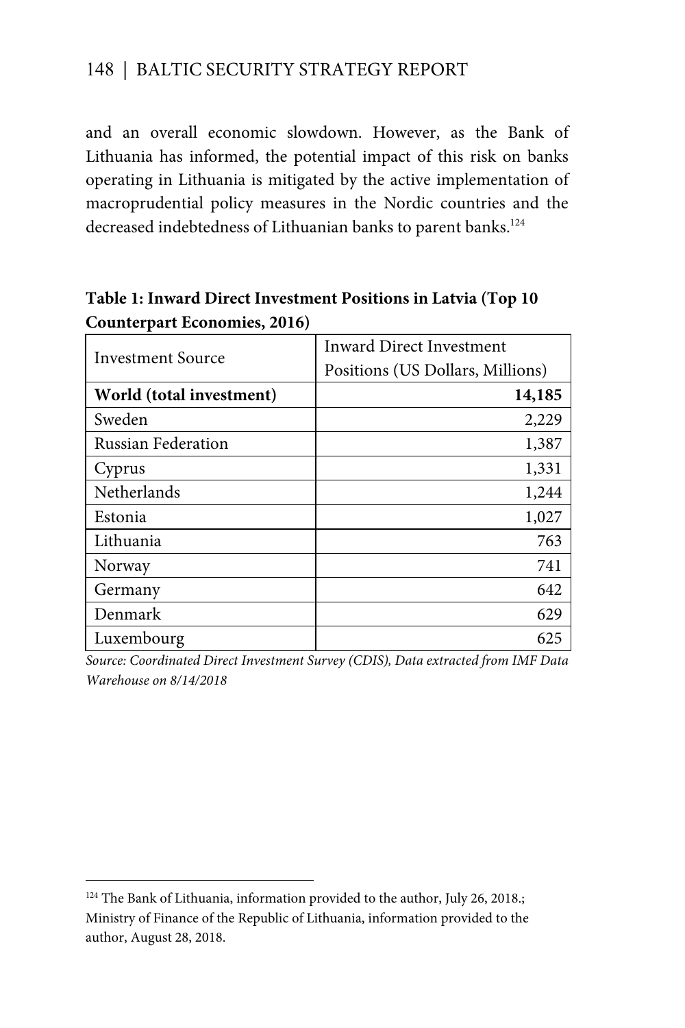and an overall economic slowdown. However, as the Bank of Lithuania has informed, the potential impact of this risk on banks operating in Lithuania is mitigated by the active implementation of macroprudential policy measures in the Nordic countries and the decreased indebtedness of Lithuanian banks to parent banks.[124]

**Table 1: Inward Direct Investment Positions in Latvia (Top 10 Counterpart Economies, 2016)**

| Investment Source | Inward Direct Investment Positions (US Dollars, Millions) |
|---|---:|
| **World (total investment)** | **14,185** |
| Sweden | 2,229 |
| Russian Federation | 1,387 |
| Cyprus | 1,331 |
| Netherlands | 1,244 |
| Estonia | 1,027 |
| Lithuania | 763 |
| Norway | 741 |
| Germany | 642 |
| Denmark | 629 |
| Luxembourg | 625 |

*Source: Coordinated Direct Investment Survey (CDIS), Data extracted from IMF Data Warehouse on 8/14/2018*

---

[124] The Bank of Lithuania, information provided to the author, July 26, 2018.; Ministry of Finance of the Republic of Lithuania, information provided to the author, August 28, 2018.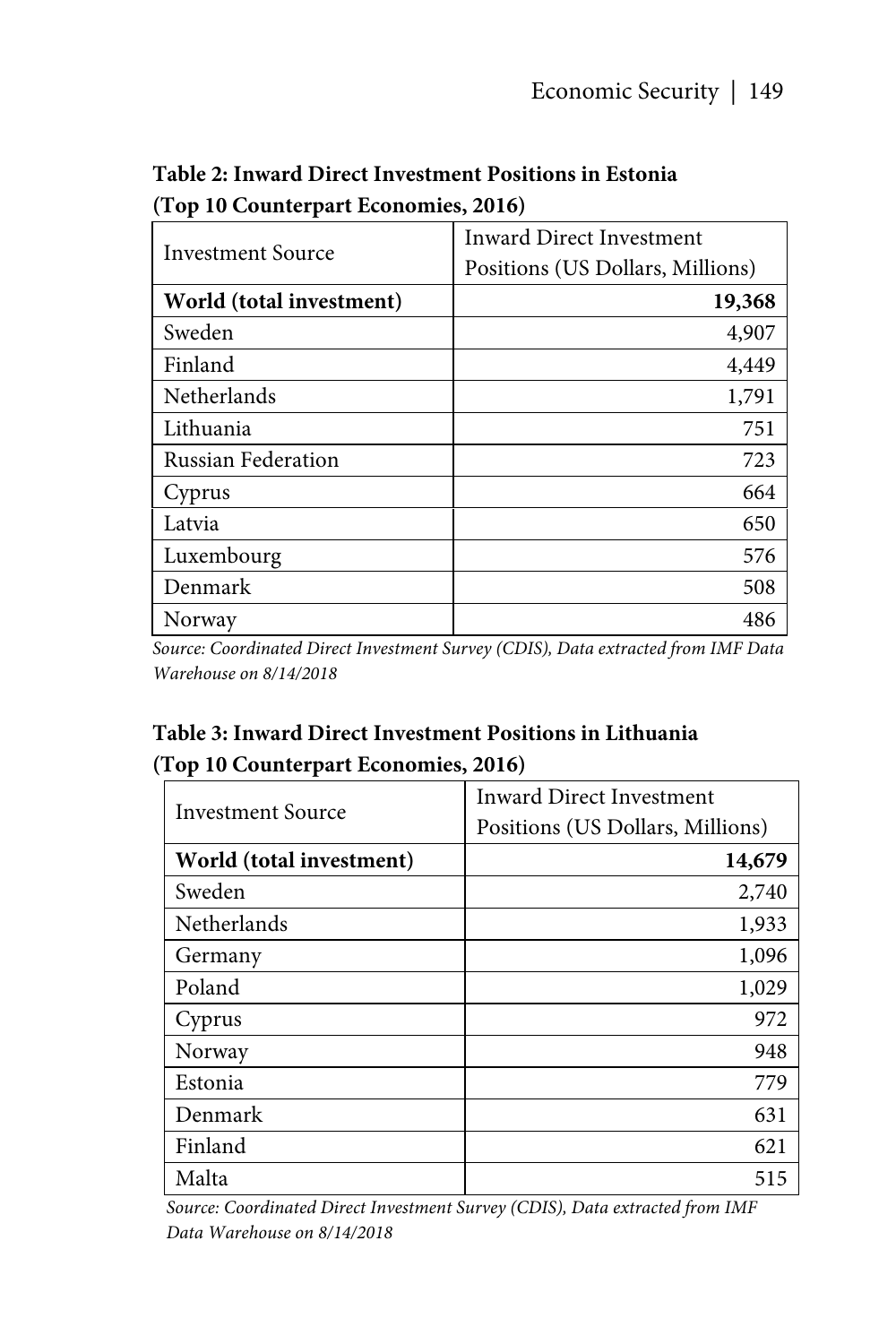**Table 2: Inward Direct Investment Positions in Estonia (Top 10 Counterpart Economies, 2016)**

| Investment Source | Inward Direct Investment Positions (US Dollars, Millions) |
| --- | ---: |
| **World (total investment)** | **19,368** |
| Sweden | 4,907 |
| Finland | 4,449 |
| Netherlands | 1,791 |
| Lithuania | 751 |
| Russian Federation | 723 |
| Cyprus | 664 |
| Latvia | 650 |
| Luxembourg | 576 |
| Denmark | 508 |
| Norway | 486 |

*Source: Coordinated Direct Investment Survey (CDIS), Data extracted from IMF Data Warehouse on 8/14/2018*

**Table 3: Inward Direct Investment Positions in Lithuania (Top 10 Counterpart Economies, 2016)**

| Investment Source | Inward Direct Investment Positions (US Dollars, Millions) |
| --- | ---: |
| **World (total investment)** | **14,679** |
| Sweden | 2,740 |
| Netherlands | 1,933 |
| Germany | 1,096 |
| Poland | 1,029 |
| Cyprus | 972 |
| Norway | 948 |
| Estonia | 779 |
| Denmark | 631 |
| Finland | 621 |
| Malta | 515 |

*Source: Coordinated Direct Investment Survey (CDIS), Data extracted from IMF Data Warehouse on 8/14/2018*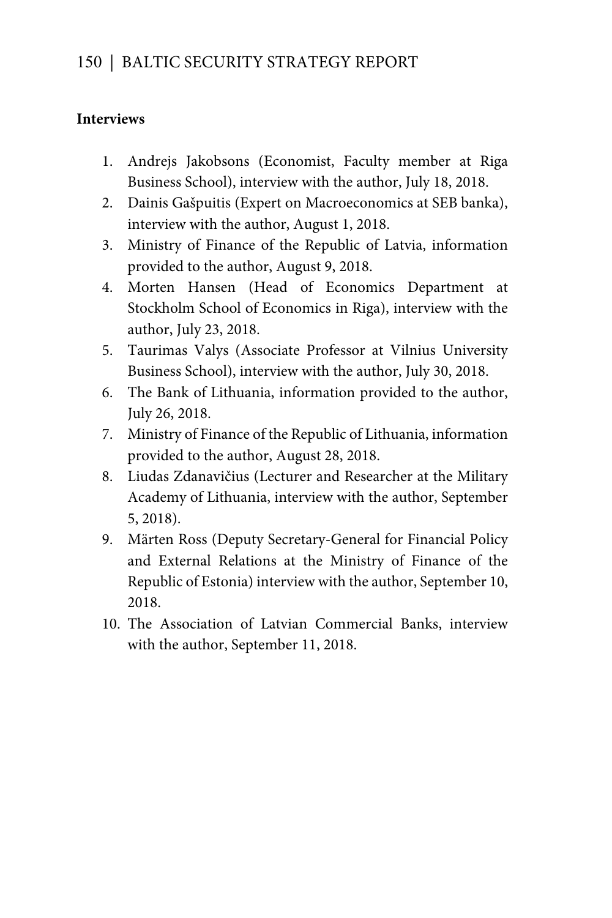**Interviews**

1. Andrejs Jakobsons (Economist, Faculty member at Riga Business School), interview with the author, July 18, 2018.
2. Dainis Gašpuitis (Expert on Macroeconomics at SEB banka), interview with the author, August 1, 2018.
3. Ministry of Finance of the Republic of Latvia, information provided to the author, August 9, 2018.
4. Morten Hansen (Head of Economics Department at Stockholm School of Economics in Riga), interview with the author, July 23, 2018.
5. Taurimas Valys (Associate Professor at Vilnius University Business School), interview with the author, July 30, 2018.
6. The Bank of Lithuania, information provided to the author, July 26, 2018.
7. Ministry of Finance of the Republic of Lithuania, information provided to the author, August 28, 2018.
8. Liudas Zdanavičius (Lecturer and Researcher at the Military Academy of Lithuania, interview with the author, September 5, 2018).
9. Märten Ross (Deputy Secretary-General for Financial Policy and External Relations at the Ministry of Finance of the Republic of Estonia) interview with the author, September 10, 2018.
10. The Association of Latvian Commercial Banks, interview with the author, September 11, 2018.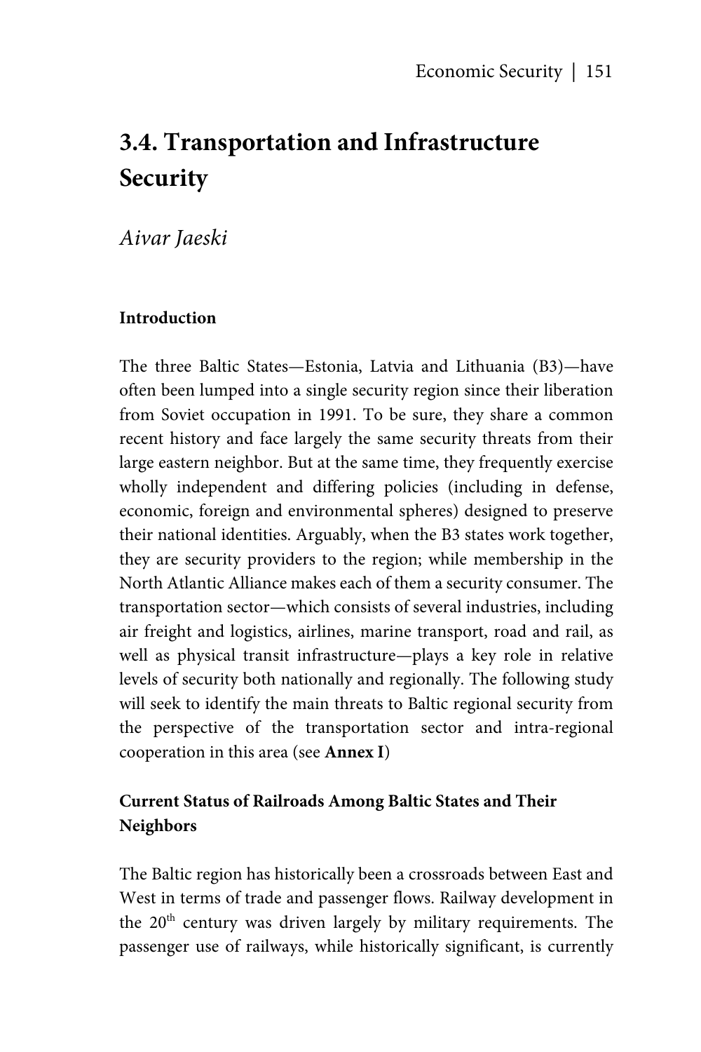# 3.4. Transportation and Infrastructure Security

*Aivar Jaeski*

**Introduction**

The three Baltic States—Estonia, Latvia and Lithuania (B3)—have often been lumped into a single security region since their liberation from Soviet occupation in 1991. To be sure, they share a common recent history and face largely the same security threats from their large eastern neighbor. But at the same time, they frequently exercise wholly independent and differing policies (including in defense, economic, foreign and environmental spheres) designed to preserve their national identities. Arguably, when the B3 states work together, they are security providers to the region; while membership in the North Atlantic Alliance makes each of them a security consumer. The transportation sector—which consists of several industries, including air freight and logistics, airlines, marine transport, road and rail, as well as physical transit infrastructure—plays a key role in relative levels of security both nationally and regionally. The following study will seek to identify the main threats to Baltic regional security from the perspective of the transportation sector and intra-regional cooperation in this area (see **Annex I**)

**Current Status of Railroads Among Baltic States and Their Neighbors**

The Baltic region has historically been a crossroads between East and West in terms of trade and passenger flows. Railway development in the 20th century was driven largely by military requirements. The passenger use of railways, while historically significant, is currently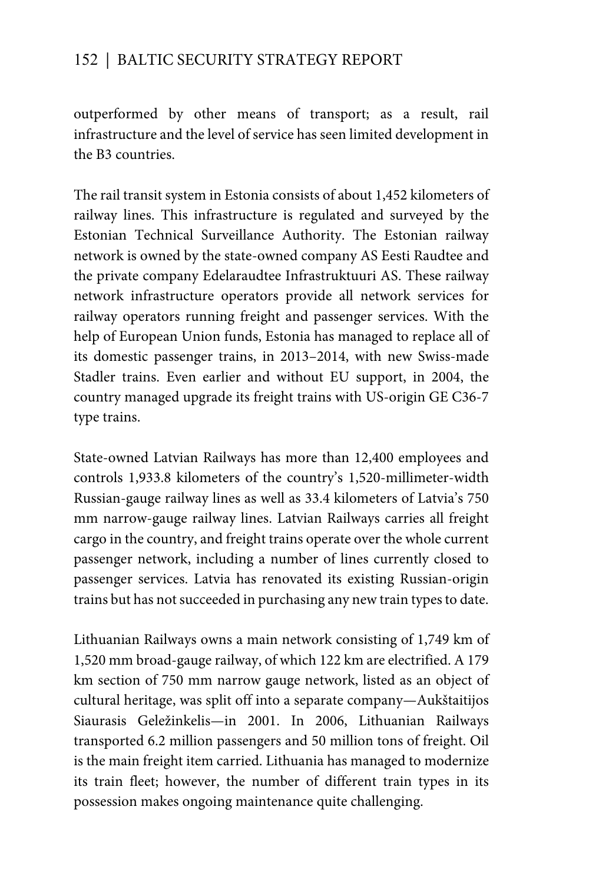outperformed by other means of transport; as a result, rail infrastructure and the level of service has seen limited development in the B3 countries.

The rail transit system in Estonia consists of about 1,452 kilometers of railway lines. This infrastructure is regulated and surveyed by the Estonian Technical Surveillance Authority. The Estonian railway network is owned by the state-owned company AS Eesti Raudtee and the private company Edelaraudtee Infrastruktuuri AS. These railway network infrastructure operators provide all network services for railway operators running freight and passenger services. With the help of European Union funds, Estonia has managed to replace all of its domestic passenger trains, in 2013–2014, with new Swiss-made Stadler trains. Even earlier and without EU support, in 2004, the country managed upgrade its freight trains with US-origin GE C36-7 type trains.

State-owned Latvian Railways has more than 12,400 employees and controls 1,933.8 kilometers of the country's 1,520-millimeter-width Russian-gauge railway lines as well as 33.4 kilometers of Latvia's 750 mm narrow-gauge railway lines. Latvian Railways carries all freight cargo in the country, and freight trains operate over the whole current passenger network, including a number of lines currently closed to passenger services. Latvia has renovated its existing Russian-origin trains but has not succeeded in purchasing any new train types to date.

Lithuanian Railways owns a main network consisting of 1,749 km of 1,520 mm broad-gauge railway, of which 122 km are electrified. A 179 km section of 750 mm narrow gauge network, listed as an object of cultural heritage, was split off into a separate company—Aukštaitijos Siaurasis Geležinkelis—in 2001. In 2006, Lithuanian Railways transported 6.2 million passengers and 50 million tons of freight. Oil is the main freight item carried. Lithuania has managed to modernize its train fleet; however, the number of different train types in its possession makes ongoing maintenance quite challenging.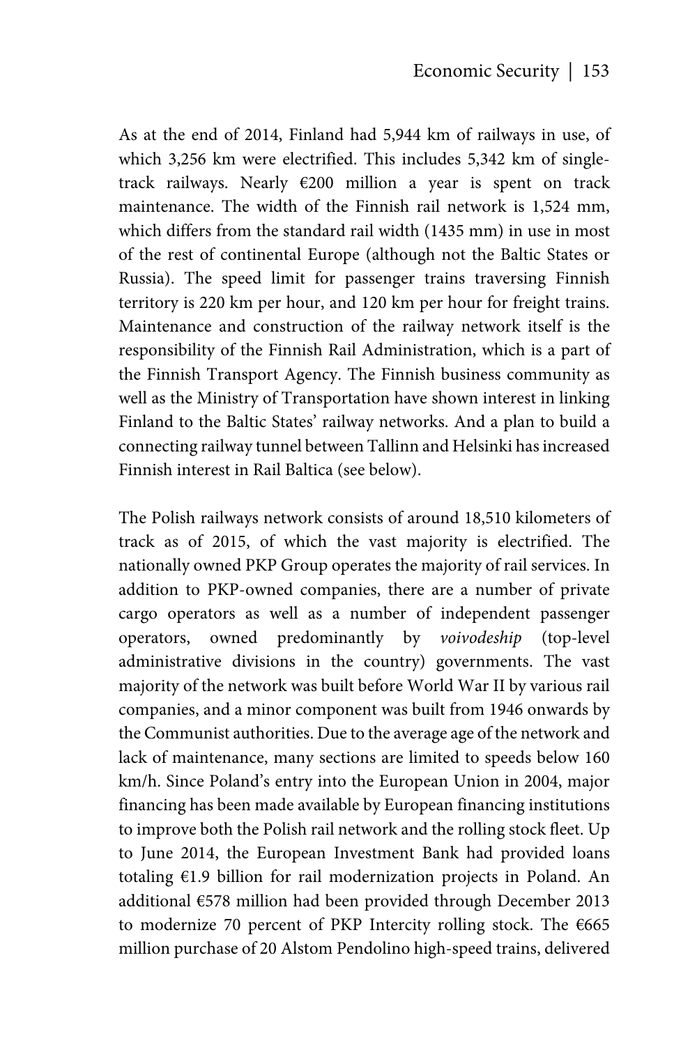As at the end of 2014, Finland had 5,944 km of railways in use, of which 3,256 km were electrified. This includes 5,342 km of single-track railways. Nearly €200 million a year is spent on track maintenance. The width of the Finnish rail network is 1,524 mm, which differs from the standard rail width (1435 mm) in use in most of the rest of continental Europe (although not the Baltic States or Russia). The speed limit for passenger trains traversing Finnish territory is 220 km per hour, and 120 km per hour for freight trains. Maintenance and construction of the railway network itself is the responsibility of the Finnish Rail Administration, which is a part of the Finnish Transport Agency. The Finnish business community as well as the Ministry of Transportation have shown interest in linking Finland to the Baltic States' railway networks. And a plan to build a connecting railway tunnel between Tallinn and Helsinki has increased Finnish interest in Rail Baltica (see below).

The Polish railways network consists of around 18,510 kilometers of track as of 2015, of which the vast majority is electrified. The nationally owned PKP Group operates the majority of rail services. In addition to PKP-owned companies, there are a number of private cargo operators as well as a number of independent passenger operators, owned predominantly by *voivodeship* (top-level administrative divisions in the country) governments. The vast majority of the network was built before World War II by various rail companies, and a minor component was built from 1946 onwards by the Communist authorities. Due to the average age of the network and lack of maintenance, many sections are limited to speeds below 160 km/h. Since Poland's entry into the European Union in 2004, major financing has been made available by European financing institutions to improve both the Polish rail network and the rolling stock fleet. Up to June 2014, the European Investment Bank had provided loans totaling €1.9 billion for rail modernization projects in Poland. An additional €578 million had been provided through December 2013 to modernize 70 percent of PKP Intercity rolling stock. The €665 million purchase of 20 Alstom Pendolino high-speed trains, delivered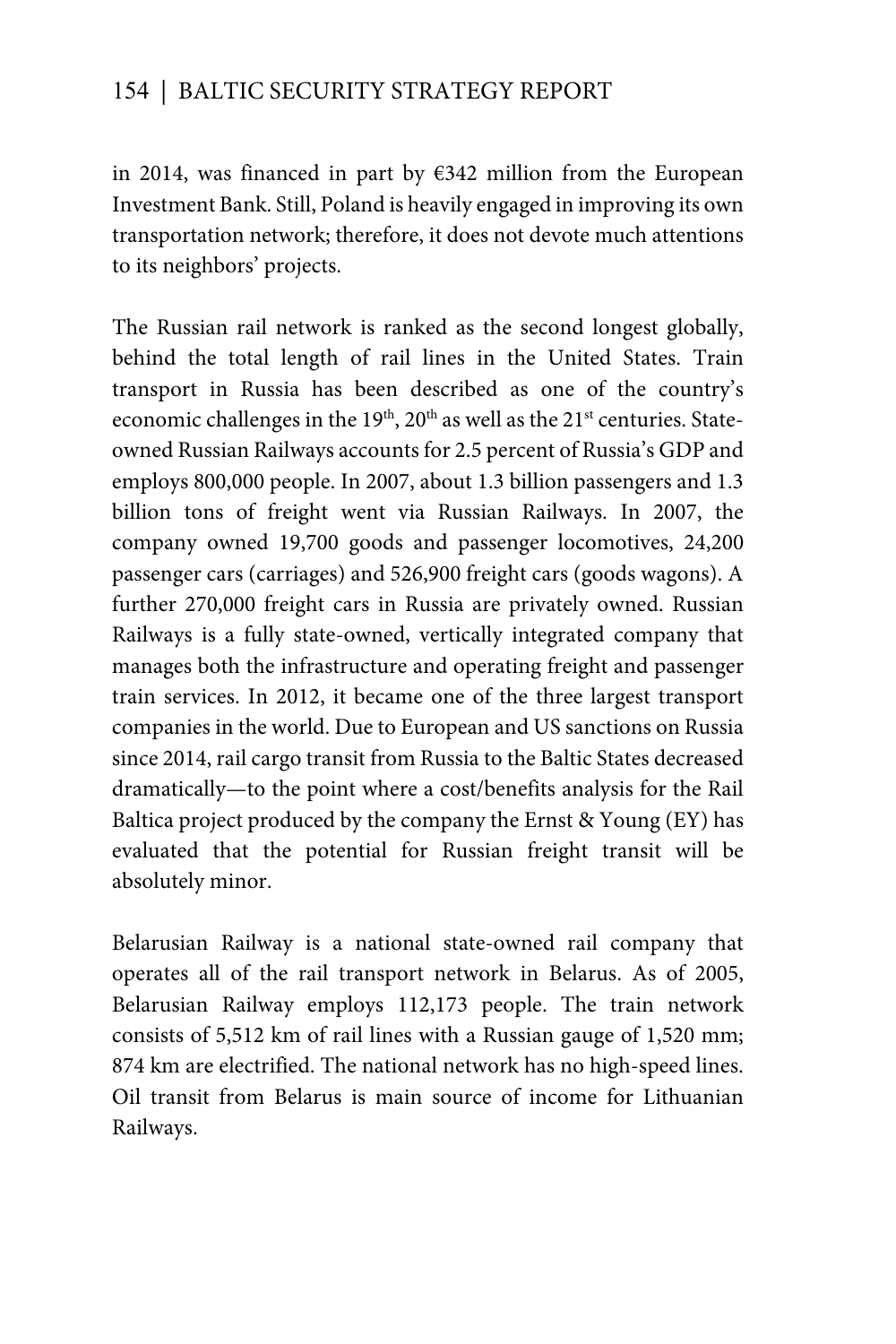in 2014, was financed in part by €342 million from the European Investment Bank. Still, Poland is heavily engaged in improving its own transportation network; therefore, it does not devote much attentions to its neighbors' projects.

The Russian rail network is ranked as the second longest globally, behind the total length of rail lines in the United States. Train transport in Russia has been described as one of the country's economic challenges in the 19th, 20th as well as the 21st centuries. State-owned Russian Railways accounts for 2.5 percent of Russia's GDP and employs 800,000 people. In 2007, about 1.3 billion passengers and 1.3 billion tons of freight went via Russian Railways. In 2007, the company owned 19,700 goods and passenger locomotives, 24,200 passenger cars (carriages) and 526,900 freight cars (goods wagons). A further 270,000 freight cars in Russia are privately owned. Russian Railways is a fully state-owned, vertically integrated company that manages both the infrastructure and operating freight and passenger train services. In 2012, it became one of the three largest transport companies in the world. Due to European and US sanctions on Russia since 2014, rail cargo transit from Russia to the Baltic States decreased dramatically—to the point where a cost/benefits analysis for the Rail Baltica project produced by the company the Ernst & Young (EY) has evaluated that the potential for Russian freight transit will be absolutely minor.

Belarusian Railway is a national state-owned rail company that operates all of the rail transport network in Belarus. As of 2005, Belarusian Railway employs 112,173 people. The train network consists of 5,512 km of rail lines with a Russian gauge of 1,520 mm; 874 km are electrified. The national network has no high-speed lines. Oil transit from Belarus is main source of income for Lithuanian Railways.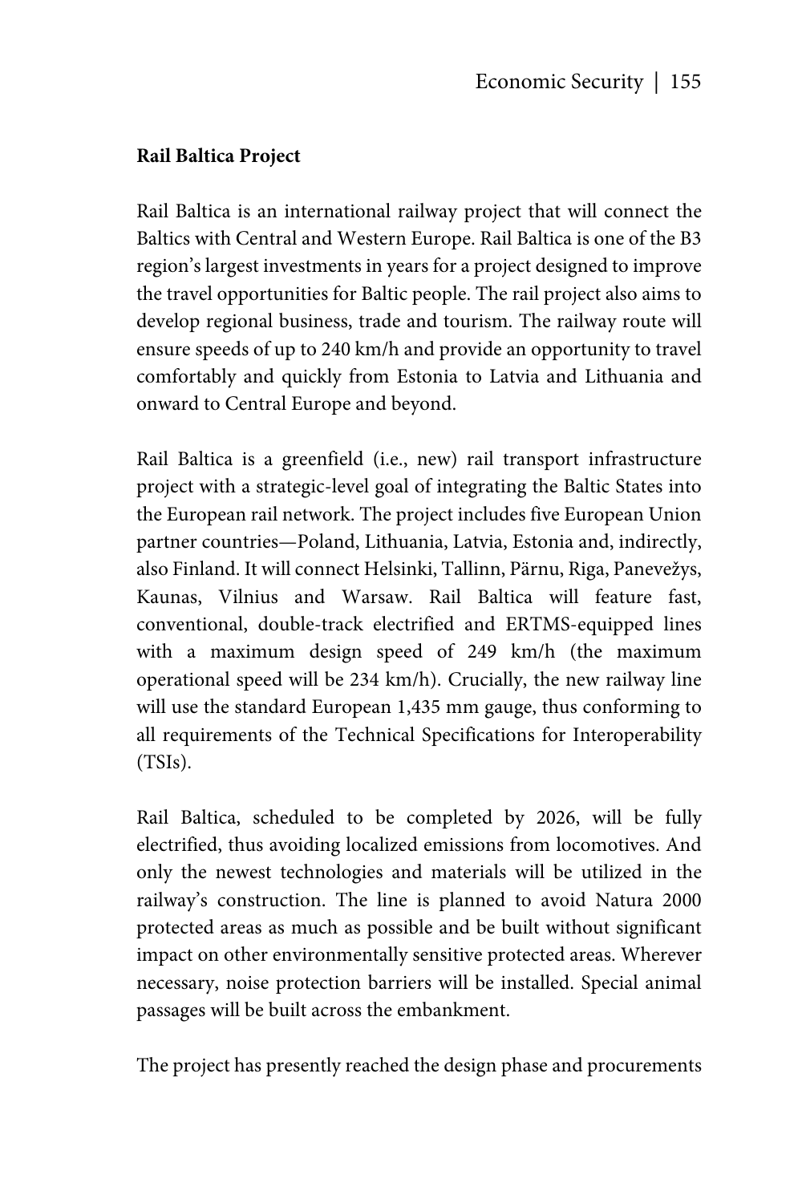**Rail Baltica Project**

Rail Baltica is an international railway project that will connect the Baltics with Central and Western Europe. Rail Baltica is one of the B3 region's largest investments in years for a project designed to improve the travel opportunities for Baltic people. The rail project also aims to develop regional business, trade and tourism. The railway route will ensure speeds of up to 240 km/h and provide an opportunity to travel comfortably and quickly from Estonia to Latvia and Lithuania and onward to Central Europe and beyond.

Rail Baltica is a greenfield (i.e., new) rail transport infrastructure project with a strategic-level goal of integrating the Baltic States into the European rail network. The project includes five European Union partner countries—Poland, Lithuania, Latvia, Estonia and, indirectly, also Finland. It will connect Helsinki, Tallinn, Pärnu, Riga, Panevežys, Kaunas, Vilnius and Warsaw. Rail Baltica will feature fast, conventional, double-track electrified and ERTMS-equipped lines with a maximum design speed of 249 km/h (the maximum operational speed will be 234 km/h). Crucially, the new railway line will use the standard European 1,435 mm gauge, thus conforming to all requirements of the Technical Specifications for Interoperability (TSIs).

Rail Baltica, scheduled to be completed by 2026, will be fully electrified, thus avoiding localized emissions from locomotives. And only the newest technologies and materials will be utilized in the railway's construction. The line is planned to avoid Natura 2000 protected areas as much as possible and be built without significant impact on other environmentally sensitive protected areas. Wherever necessary, noise protection barriers will be installed. Special animal passages will be built across the embankment.

The project has presently reached the design phase and procurements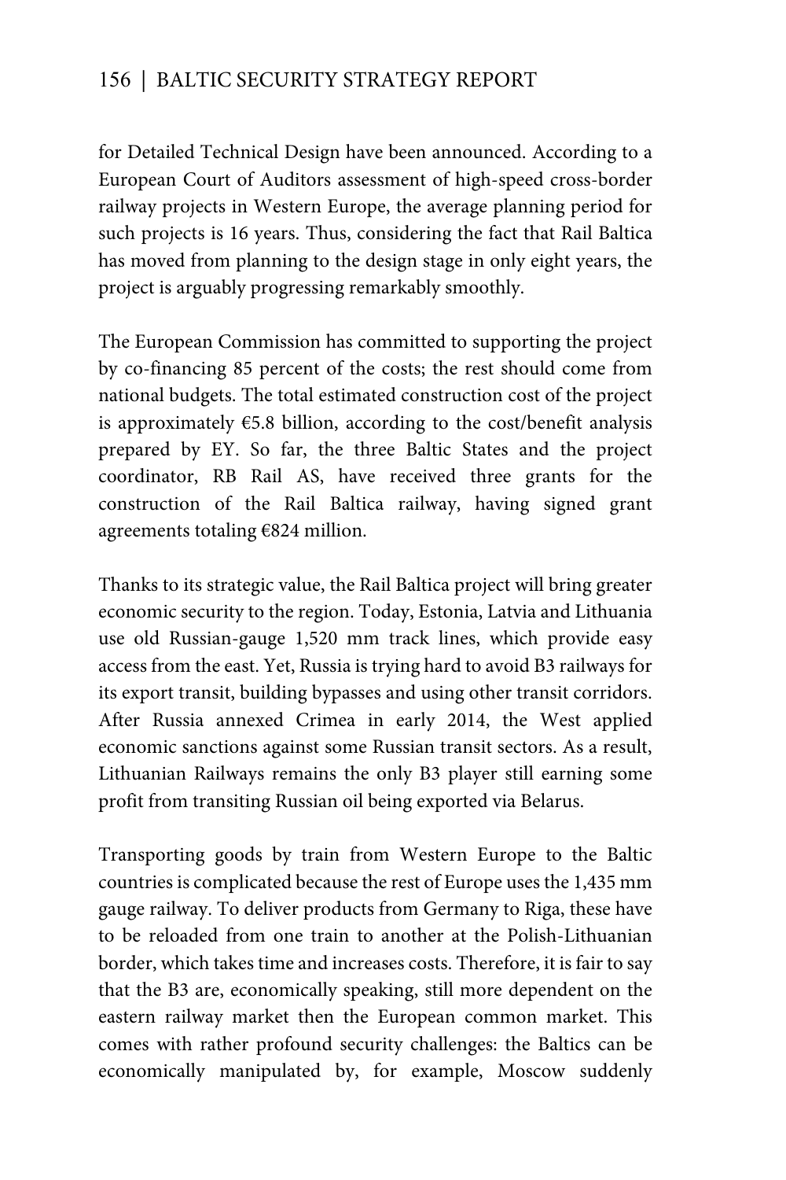for Detailed Technical Design have been announced. According to a European Court of Auditors assessment of high-speed cross-border railway projects in Western Europe, the average planning period for such projects is 16 years. Thus, considering the fact that Rail Baltica has moved from planning to the design stage in only eight years, the project is arguably progressing remarkably smoothly.

The European Commission has committed to supporting the project by co-financing 85 percent of the costs; the rest should come from national budgets. The total estimated construction cost of the project is approximately €5.8 billion, according to the cost/benefit analysis prepared by EY. So far, the three Baltic States and the project coordinator, RB Rail AS, have received three grants for the construction of the Rail Baltica railway, having signed grant agreements totaling €824 million.

Thanks to its strategic value, the Rail Baltica project will bring greater economic security to the region. Today, Estonia, Latvia and Lithuania use old Russian-gauge 1,520 mm track lines, which provide easy access from the east. Yet, Russia is trying hard to avoid B3 railways for its export transit, building bypasses and using other transit corridors. After Russia annexed Crimea in early 2014, the West applied economic sanctions against some Russian transit sectors. As a result, Lithuanian Railways remains the only B3 player still earning some profit from transiting Russian oil being exported via Belarus.

Transporting goods by train from Western Europe to the Baltic countries is complicated because the rest of Europe uses the 1,435 mm gauge railway. To deliver products from Germany to Riga, these have to be reloaded from one train to another at the Polish-Lithuanian border, which takes time and increases costs. Therefore, it is fair to say that the B3 are, economically speaking, still more dependent on the eastern railway market then the European common market. This comes with rather profound security challenges: the Baltics can be economically manipulated by, for example, Moscow suddenly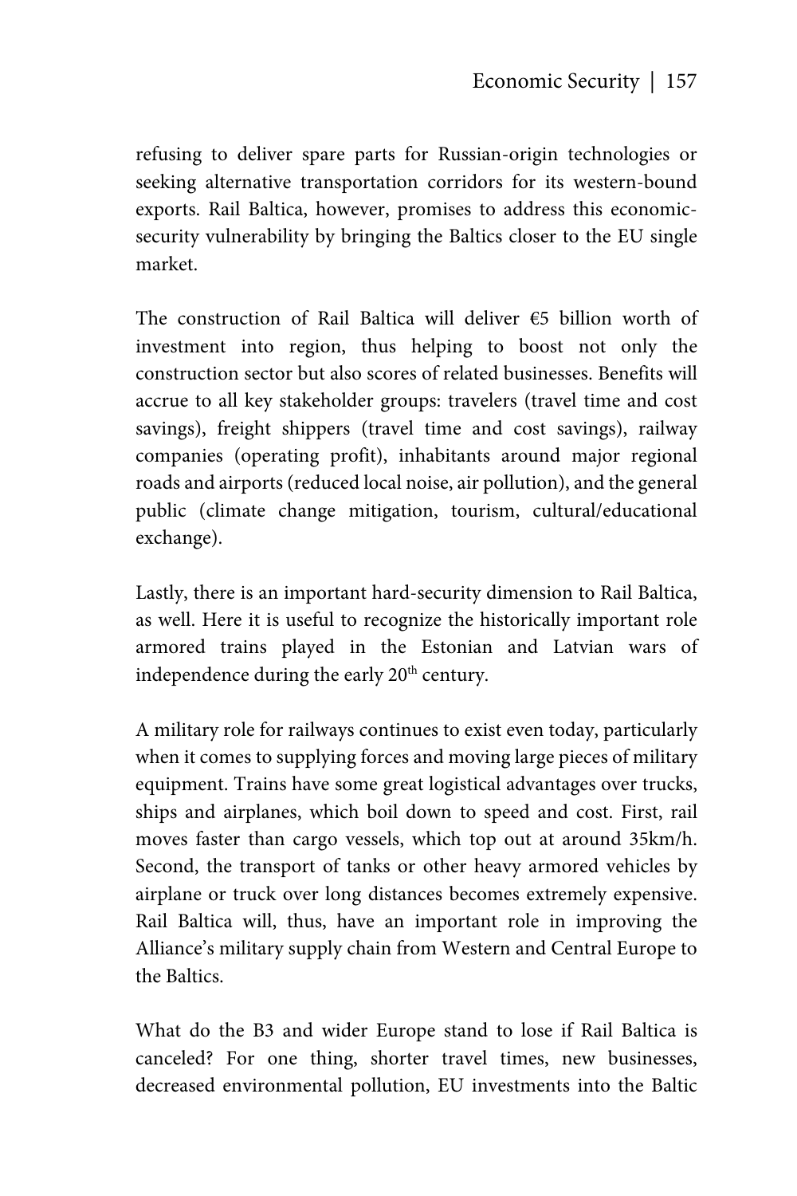refusing to deliver spare parts for Russian-origin technologies or seeking alternative transportation corridors for its western-bound exports. Rail Baltica, however, promises to address this economic-security vulnerability by bringing the Baltics closer to the EU single market.

The construction of Rail Baltica will deliver €5 billion worth of investment into region, thus helping to boost not only the construction sector but also scores of related businesses. Benefits will accrue to all key stakeholder groups: travelers (travel time and cost savings), freight shippers (travel time and cost savings), railway companies (operating profit), inhabitants around major regional roads and airports (reduced local noise, air pollution), and the general public (climate change mitigation, tourism, cultural/educational exchange).

Lastly, there is an important hard-security dimension to Rail Baltica, as well. Here it is useful to recognize the historically important role armored trains played in the Estonian and Latvian wars of independence during the early 20th century.

A military role for railways continues to exist even today, particularly when it comes to supplying forces and moving large pieces of military equipment. Trains have some great logistical advantages over trucks, ships and airplanes, which boil down to speed and cost. First, rail moves faster than cargo vessels, which top out at around 35km/h. Second, the transport of tanks or other heavy armored vehicles by airplane or truck over long distances becomes extremely expensive. Rail Baltica will, thus, have an important role in improving the Alliance's military supply chain from Western and Central Europe to the Baltics.

What do the B3 and wider Europe stand to lose if Rail Baltica is canceled? For one thing, shorter travel times, new businesses, decreased environmental pollution, EU investments into the Baltic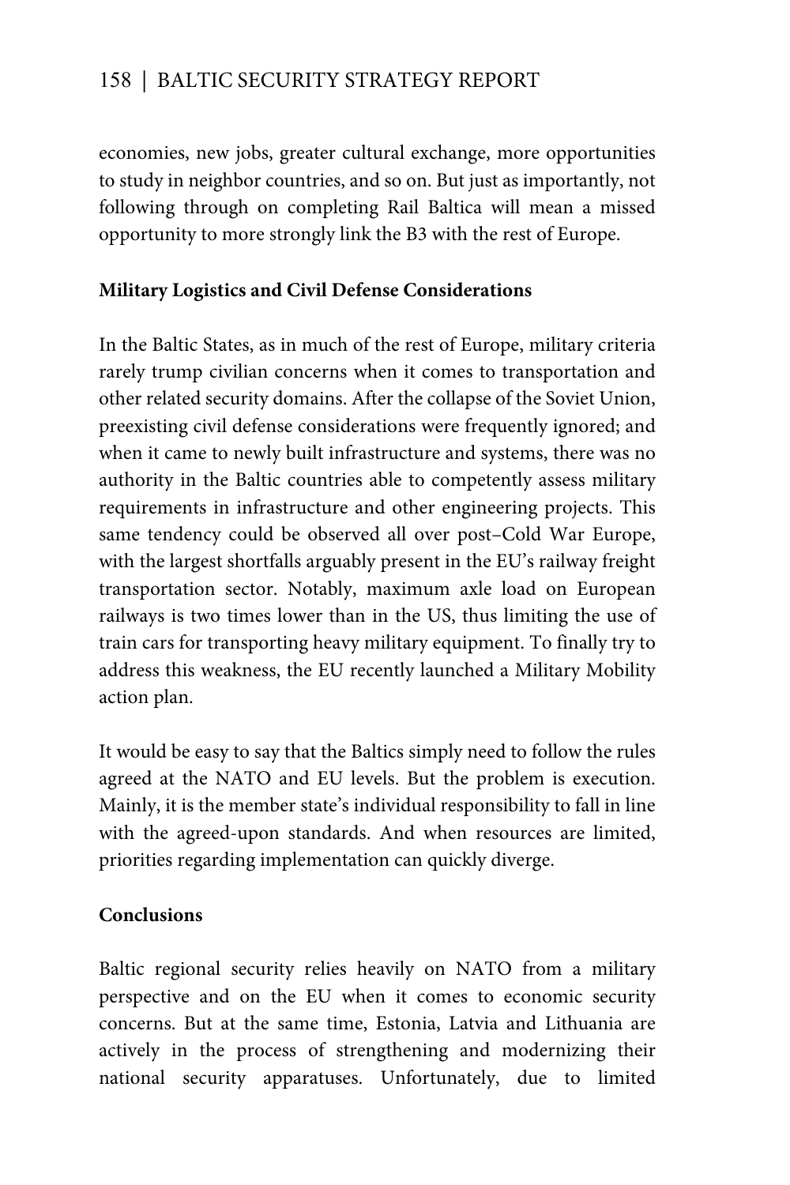economies, new jobs, greater cultural exchange, more opportunities to study in neighbor countries, and so on. But just as importantly, not following through on completing Rail Baltica will mean a missed opportunity to more strongly link the B3 with the rest of Europe.

**Military Logistics and Civil Defense Considerations**

In the Baltic States, as in much of the rest of Europe, military criteria rarely trump civilian concerns when it comes to transportation and other related security domains. After the collapse of the Soviet Union, preexisting civil defense considerations were frequently ignored; and when it came to newly built infrastructure and systems, there was no authority in the Baltic countries able to competently assess military requirements in infrastructure and other engineering projects. This same tendency could be observed all over post–Cold War Europe, with the largest shortfalls arguably present in the EU's railway freight transportation sector. Notably, maximum axle load on European railways is two times lower than in the US, thus limiting the use of train cars for transporting heavy military equipment. To finally try to address this weakness, the EU recently launched a Military Mobility action plan.

It would be easy to say that the Baltics simply need to follow the rules agreed at the NATO and EU levels. But the problem is execution. Mainly, it is the member state's individual responsibility to fall in line with the agreed-upon standards. And when resources are limited, priorities regarding implementation can quickly diverge.

**Conclusions**

Baltic regional security relies heavily on NATO from a military perspective and on the EU when it comes to economic security concerns. But at the same time, Estonia, Latvia and Lithuania are actively in the process of strengthening and modernizing their national security apparatuses. Unfortunately, due to limited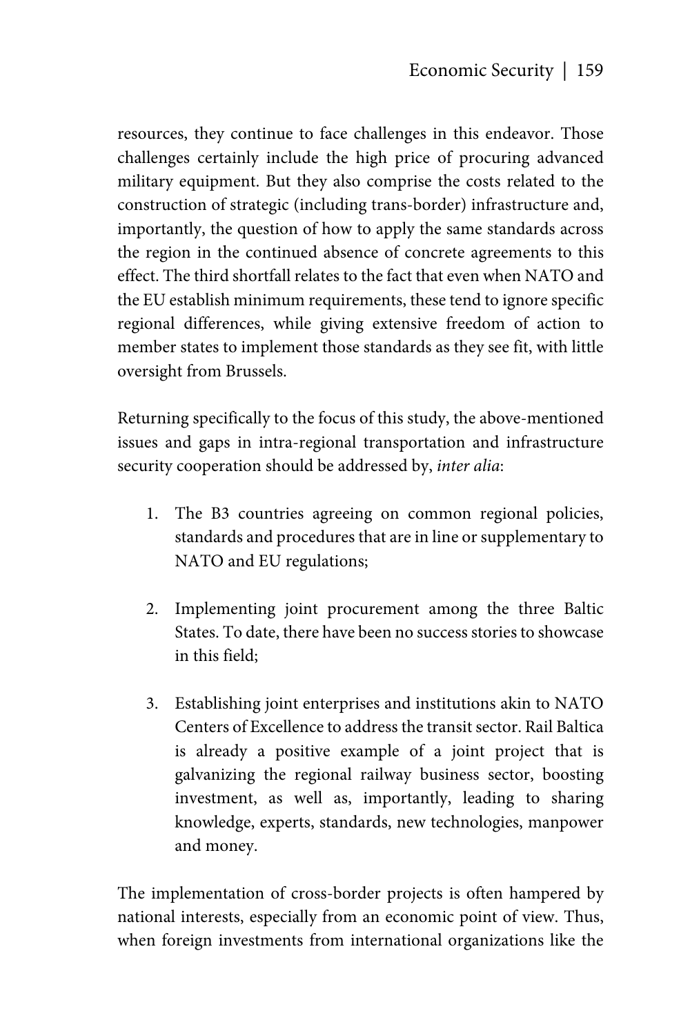resources, they continue to face challenges in this endeavor. Those challenges certainly include the high price of procuring advanced military equipment. But they also comprise the costs related to the construction of strategic (including trans-border) infrastructure and, importantly, the question of how to apply the same standards across the region in the continued absence of concrete agreements to this effect. The third shortfall relates to the fact that even when NATO and the EU establish minimum requirements, these tend to ignore specific regional differences, while giving extensive freedom of action to member states to implement those standards as they see fit, with little oversight from Brussels.

Returning specifically to the focus of this study, the above-mentioned issues and gaps in intra-regional transportation and infrastructure security cooperation should be addressed by, *inter alia*:

1. The B3 countries agreeing on common regional policies, standards and procedures that are in line or supplementary to NATO and EU regulations;

2. Implementing joint procurement among the three Baltic States. To date, there have been no success stories to showcase in this field;

3. Establishing joint enterprises and institutions akin to NATO Centers of Excellence to address the transit sector. Rail Baltica is already a positive example of a joint project that is galvanizing the regional railway business sector, boosting investment, as well as, importantly, leading to sharing knowledge, experts, standards, new technologies, manpower and money.

The implementation of cross-border projects is often hampered by national interests, especially from an economic point of view. Thus, when foreign investments from international organizations like the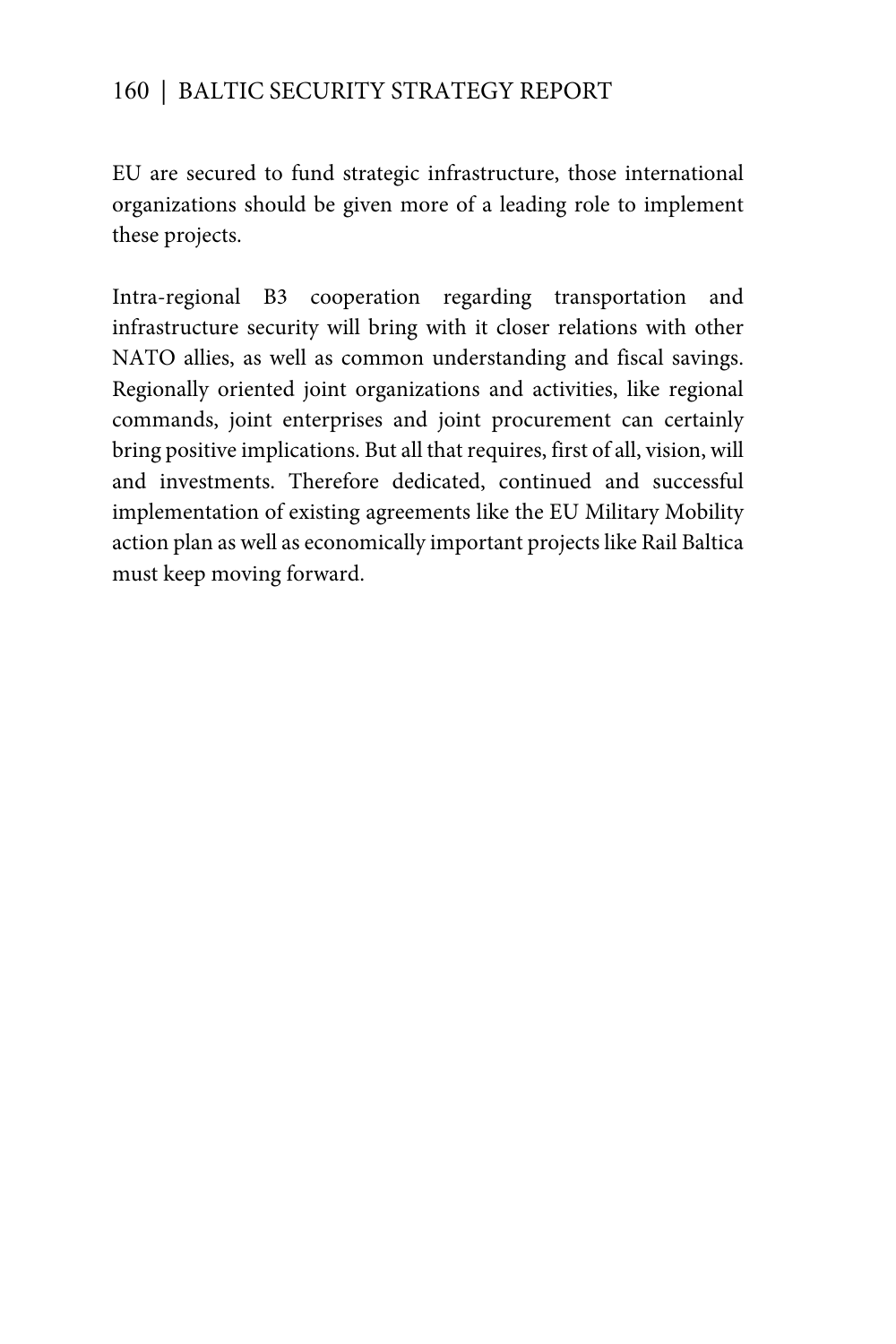EU are secured to fund strategic infrastructure, those international organizations should be given more of a leading role to implement these projects.

Intra-regional B3 cooperation regarding transportation and infrastructure security will bring with it closer relations with other NATO allies, as well as common understanding and fiscal savings. Regionally oriented joint organizations and activities, like regional commands, joint enterprises and joint procurement can certainly bring positive implications. But all that requires, first of all, vision, will and investments. Therefore dedicated, continued and successful implementation of existing agreements like the EU Military Mobility action plan as well as economically important projects like Rail Baltica must keep moving forward.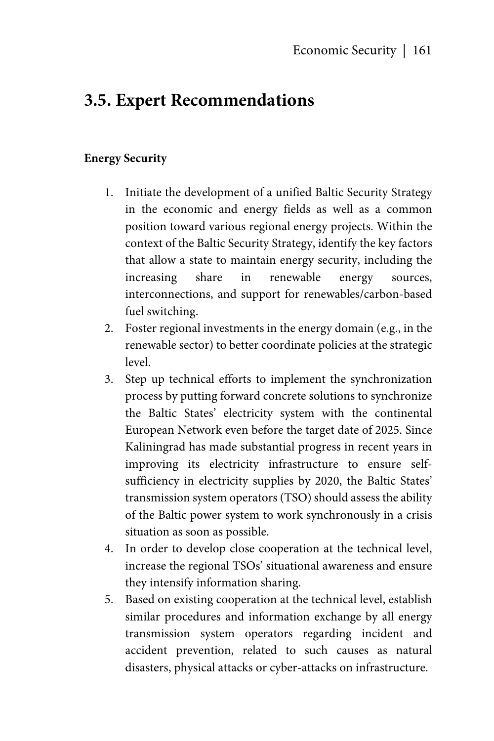## 3.5. Expert Recommendations

**Energy Security**

1. Initiate the development of a unified Baltic Security Strategy in the economic and energy fields as well as a common position toward various regional energy projects. Within the context of the Baltic Security Strategy, identify the key factors that allow a state to maintain energy security, including the increasing share in renewable energy sources, interconnections, and support for renewables/carbon-based fuel switching.
2. Foster regional investments in the energy domain (e.g., in the renewable sector) to better coordinate policies at the strategic level.
3. Step up technical efforts to implement the synchronization process by putting forward concrete solutions to synchronize the Baltic States' electricity system with the continental European Network even before the target date of 2025. Since Kaliningrad has made substantial progress in recent years in improving its electricity infrastructure to ensure self-sufficiency in electricity supplies by 2020, the Baltic States' transmission system operators (TSO) should assess the ability of the Baltic power system to work synchronously in a crisis situation as soon as possible.
4. In order to develop close cooperation at the technical level, increase the regional TSOs' situational awareness and ensure they intensify information sharing.
5. Based on existing cooperation at the technical level, establish similar procedures and information exchange by all energy transmission system operators regarding incident and accident prevention, related to such causes as natural disasters, physical attacks or cyber-attacks on infrastructure.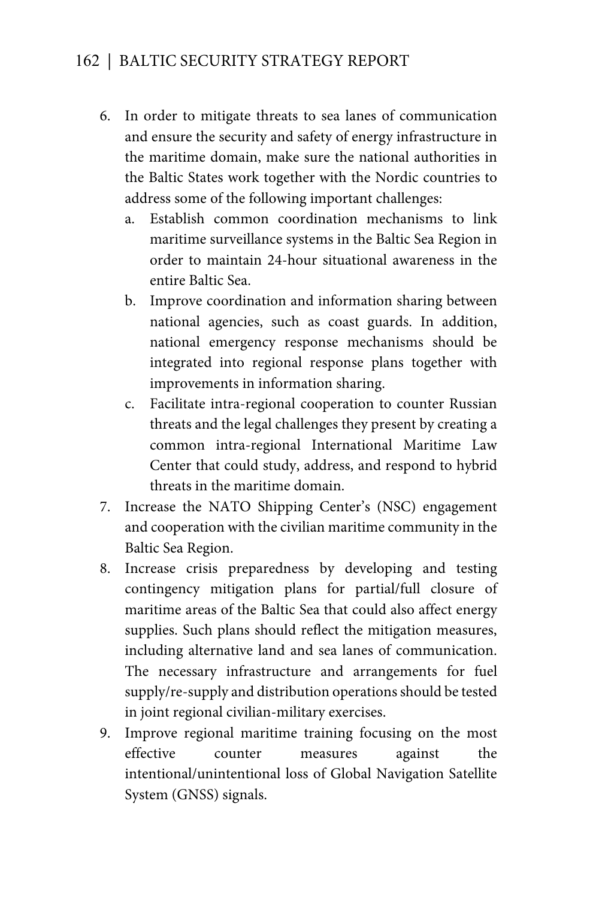6. In order to mitigate threats to sea lanes of communication and ensure the security and safety of energy infrastructure in the maritime domain, make sure the national authorities in the Baltic States work together with the Nordic countries to address some of the following important challenges:
   a. Establish common coordination mechanisms to link maritime surveillance systems in the Baltic Sea Region in order to maintain 24-hour situational awareness in the entire Baltic Sea.
   b. Improve coordination and information sharing between national agencies, such as coast guards. In addition, national emergency response mechanisms should be integrated into regional response plans together with improvements in information sharing.
   c. Facilitate intra-regional cooperation to counter Russian threats and the legal challenges they present by creating a common intra-regional International Maritime Law Center that could study, address, and respond to hybrid threats in the maritime domain.
7. Increase the NATO Shipping Center's (NSC) engagement and cooperation with the civilian maritime community in the Baltic Sea Region.
8. Increase crisis preparedness by developing and testing contingency mitigation plans for partial/full closure of maritime areas of the Baltic Sea that could also affect energy supplies. Such plans should reflect the mitigation measures, including alternative land and sea lanes of communication. The necessary infrastructure and arrangements for fuel supply/re-supply and distribution operations should be tested in joint regional civilian-military exercises.
9. Improve regional maritime training focusing on the most effective counter measures against the intentional/unintentional loss of Global Navigation Satellite System (GNSS) signals.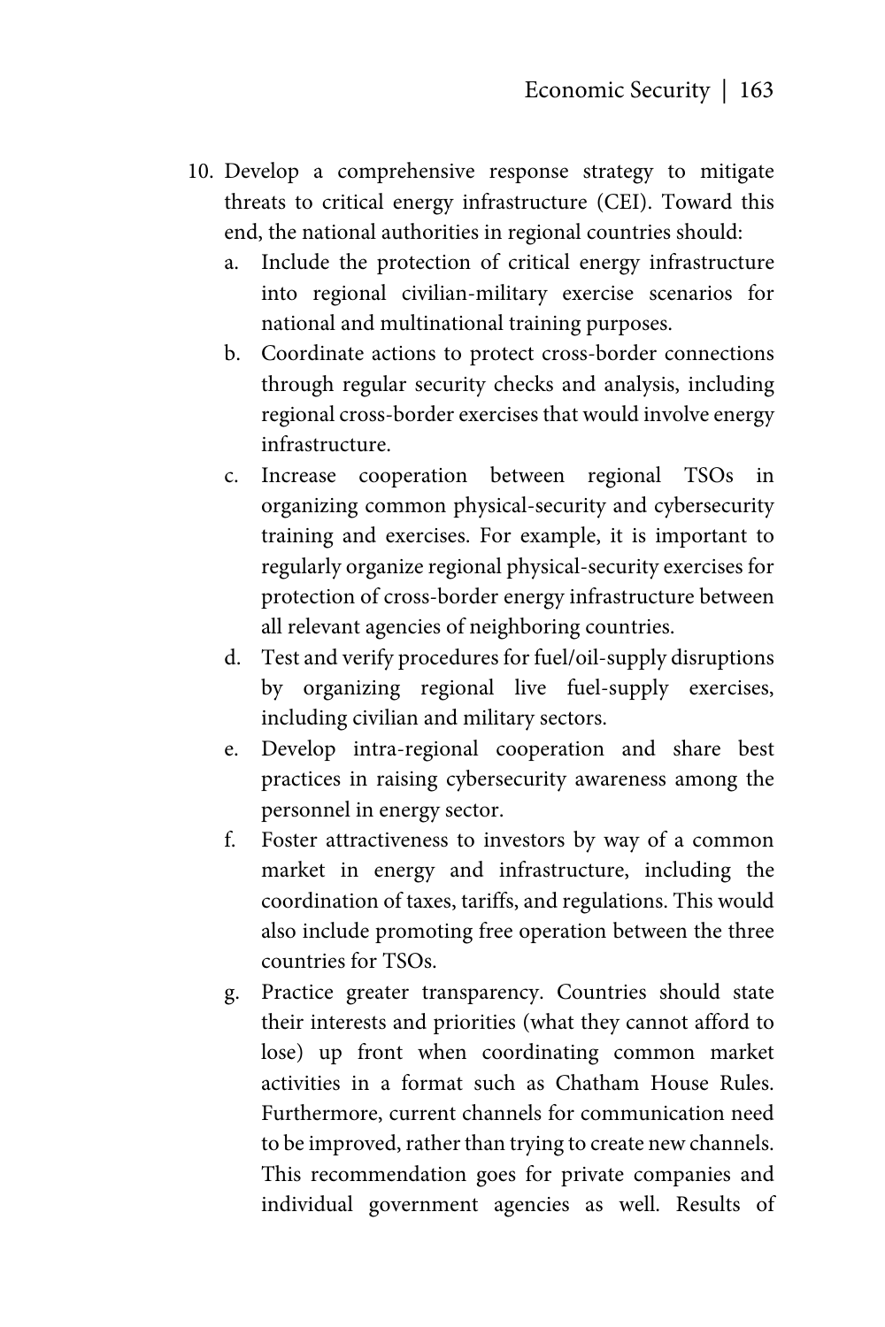10. Develop a comprehensive response strategy to mitigate threats to critical energy infrastructure (CEI). Toward this end, the national authorities in regional countries should:
    a. Include the protection of critical energy infrastructure into regional civilian-military exercise scenarios for national and multinational training purposes.
    b. Coordinate actions to protect cross-border connections through regular security checks and analysis, including regional cross-border exercises that would involve energy infrastructure.
    c. Increase cooperation between regional TSOs in organizing common physical-security and cybersecurity training and exercises. For example, it is important to regularly organize regional physical-security exercises for protection of cross-border energy infrastructure between all relevant agencies of neighboring countries.
    d. Test and verify procedures for fuel/oil-supply disruptions by organizing regional live fuel-supply exercises, including civilian and military sectors.
    e. Develop intra-regional cooperation and share best practices in raising cybersecurity awareness among the personnel in energy sector.
    f. Foster attractiveness to investors by way of a common market in energy and infrastructure, including the coordination of taxes, tariffs, and regulations. This would also include promoting free operation between the three countries for TSOs.
    g. Practice greater transparency. Countries should state their interests and priorities (what they cannot afford to lose) up front when coordinating common market activities in a format such as Chatham House Rules. Furthermore, current channels for communication need to be improved, rather than trying to create new channels. This recommendation goes for private companies and individual government agencies as well. Results of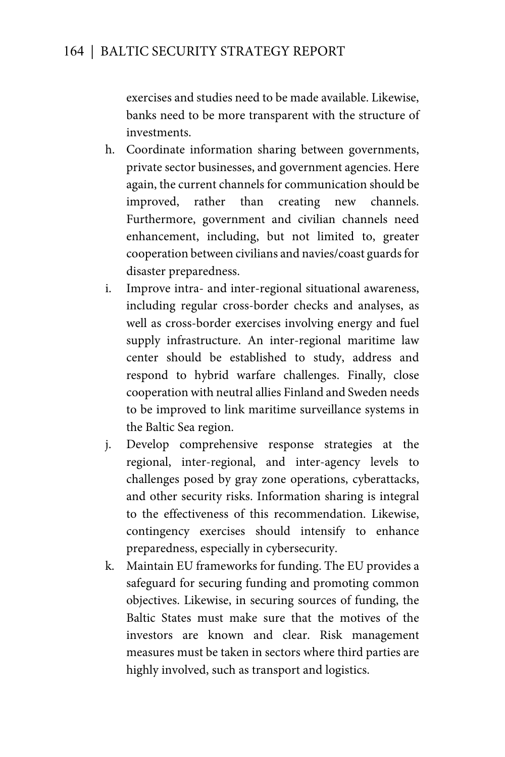exercises and studies need to be made available. Likewise, banks need to be more transparent with the structure of investments.

h. Coordinate information sharing between governments, private sector businesses, and government agencies. Here again, the current channels for communication should be improved, rather than creating new channels. Furthermore, government and civilian channels need enhancement, including, but not limited to, greater cooperation between civilians and navies/coast guards for disaster preparedness.
i. Improve intra- and inter-regional situational awareness, including regular cross-border checks and analyses, as well as cross-border exercises involving energy and fuel supply infrastructure. An inter-regional maritime law center should be established to study, address and respond to hybrid warfare challenges. Finally, close cooperation with neutral allies Finland and Sweden needs to be improved to link maritime surveillance systems in the Baltic Sea region.
j. Develop comprehensive response strategies at the regional, inter-regional, and inter-agency levels to challenges posed by gray zone operations, cyberattacks, and other security risks. Information sharing is integral to the effectiveness of this recommendation. Likewise, contingency exercises should intensify to enhance preparedness, especially in cybersecurity.
k. Maintain EU frameworks for funding. The EU provides a safeguard for securing funding and promoting common objectives. Likewise, in securing sources of funding, the Baltic States must make sure that the motives of the investors are known and clear. Risk management measures must be taken in sectors where third parties are highly involved, such as transport and logistics.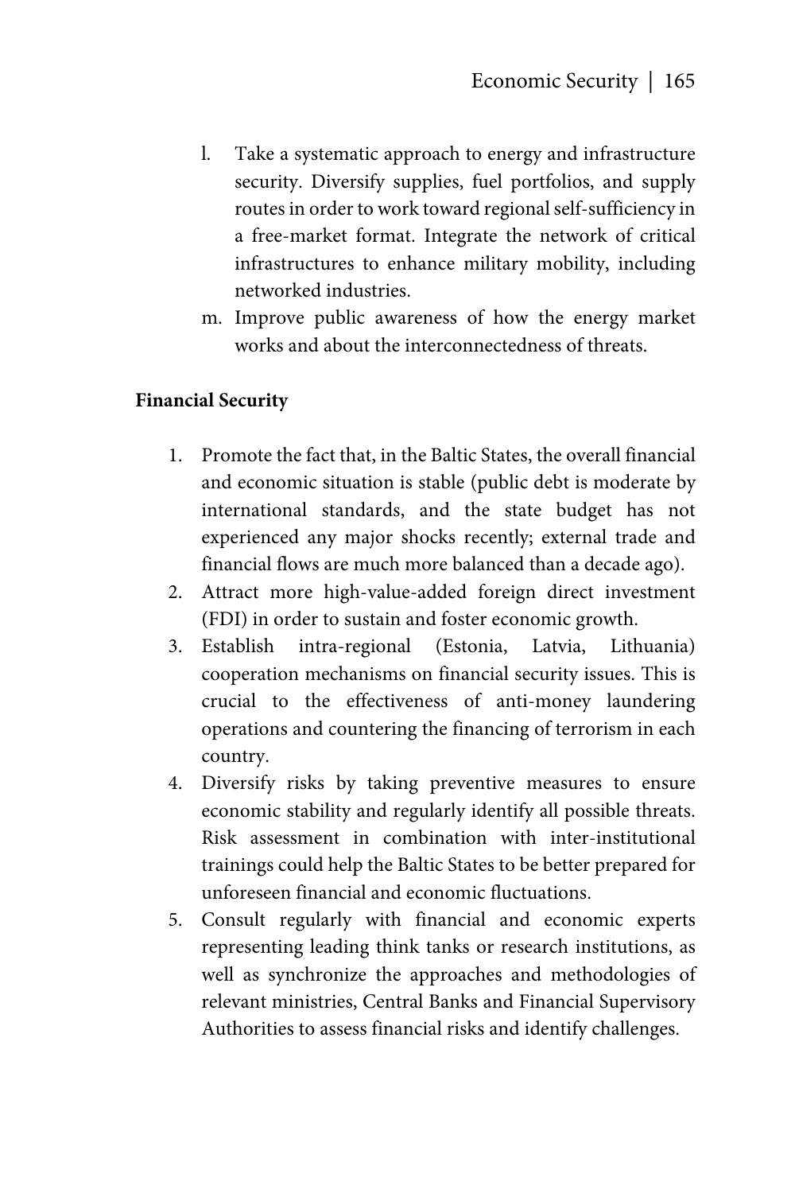l. Take a systematic approach to energy and infrastructure security. Diversify supplies, fuel portfolios, and supply routes in order to work toward regional self-sufficiency in a free-market format. Integrate the network of critical infrastructures to enhance military mobility, including networked industries.
m. Improve public awareness of how the energy market works and about the interconnectedness of threats.

**Financial Security**

1. Promote the fact that, in the Baltic States, the overall financial and economic situation is stable (public debt is moderate by international standards, and the state budget has not experienced any major shocks recently; external trade and financial flows are much more balanced than a decade ago).
2. Attract more high-value-added foreign direct investment (FDI) in order to sustain and foster economic growth.
3. Establish intra-regional (Estonia, Latvia, Lithuania) cooperation mechanisms on financial security issues. This is crucial to the effectiveness of anti-money laundering operations and countering the financing of terrorism in each country.
4. Diversify risks by taking preventive measures to ensure economic stability and regularly identify all possible threats. Risk assessment in combination with inter-institutional trainings could help the Baltic States to be better prepared for unforeseen financial and economic fluctuations.
5. Consult regularly with financial and economic experts representing leading think tanks or research institutions, as well as synchronize the approaches and methodologies of relevant ministries, Central Banks and Financial Supervisory Authorities to assess financial risks and identify challenges.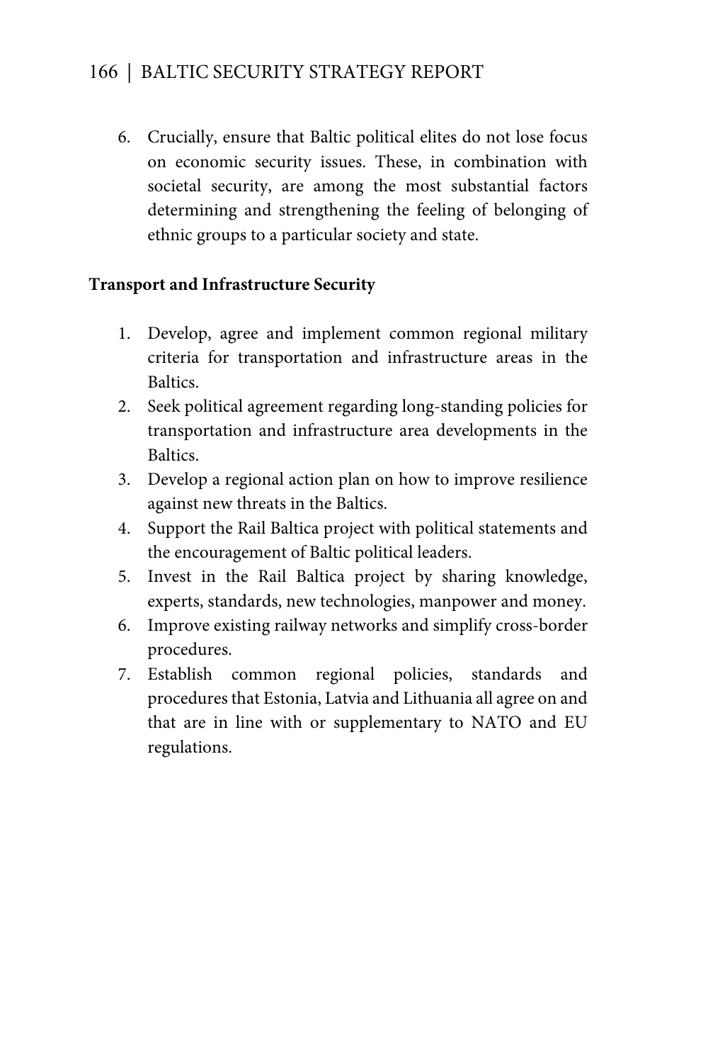6. Crucially, ensure that Baltic political elites do not lose focus on economic security issues. These, in combination with societal security, are among the most substantial factors determining and strengthening the feeling of belonging of ethnic groups to a particular society and state.

**Transport and Infrastructure Security**

1. Develop, agree and implement common regional military criteria for transportation and infrastructure areas in the Baltics.
2. Seek political agreement regarding long-standing policies for transportation and infrastructure area developments in the Baltics.
3. Develop a regional action plan on how to improve resilience against new threats in the Baltics.
4. Support the Rail Baltica project with political statements and the encouragement of Baltic political leaders.
5. Invest in the Rail Baltica project by sharing knowledge, experts, standards, new technologies, manpower and money.
6. Improve existing railway networks and simplify cross-border procedures.
7. Establish common regional policies, standards and procedures that Estonia, Latvia and Lithuania all agree on and that are in line with or supplementary to NATO and EU regulations.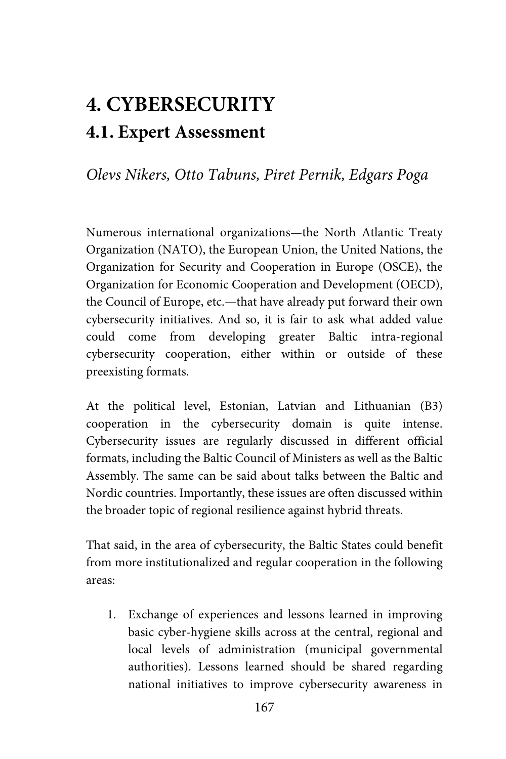# 4. CYBERSECURITY

## 4.1. Expert Assessment

*Olevs Nikers, Otto Tabuns, Piret Pernik, Edgars Poga*

Numerous international organizations—the North Atlantic Treaty Organization (NATO), the European Union, the United Nations, the Organization for Security and Cooperation in Europe (OSCE), the Organization for Economic Cooperation and Development (OECD), the Council of Europe, etc.—that have already put forward their own cybersecurity initiatives. And so, it is fair to ask what added value could come from developing greater Baltic intra-regional cybersecurity cooperation, either within or outside of these preexisting formats.

At the political level, Estonian, Latvian and Lithuanian (B3) cooperation in the cybersecurity domain is quite intense. Cybersecurity issues are regularly discussed in different official formats, including the Baltic Council of Ministers as well as the Baltic Assembly. The same can be said about talks between the Baltic and Nordic countries. Importantly, these issues are often discussed within the broader topic of regional resilience against hybrid threats.

That said, in the area of cybersecurity, the Baltic States could benefit from more institutionalized and regular cooperation in the following areas:

1. Exchange of experiences and lessons learned in improving basic cyber-hygiene skills across at the central, regional and local levels of administration (municipal governmental authorities). Lessons learned should be shared regarding national initiatives to improve cybersecurity awareness in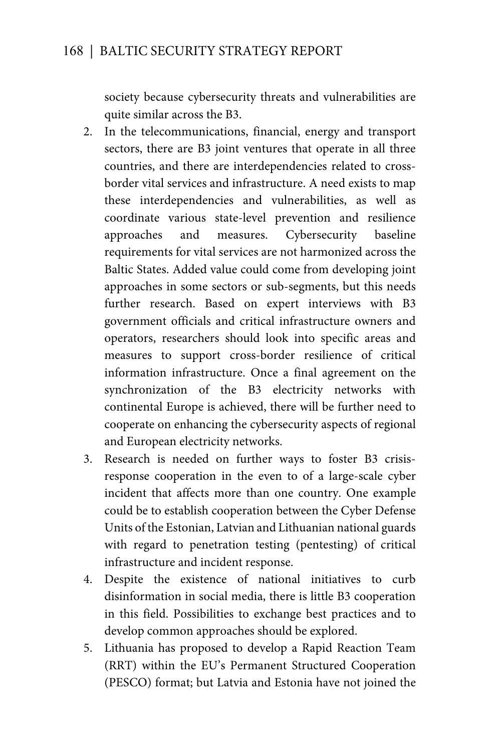society because cybersecurity threats and vulnerabilities are quite similar across the B3.

2. In the telecommunications, financial, energy and transport sectors, there are B3 joint ventures that operate in all three countries, and there are interdependencies related to cross-border vital services and infrastructure. A need exists to map these interdependencies and vulnerabilities, as well as coordinate various state-level prevention and resilience approaches and measures. Cybersecurity baseline requirements for vital services are not harmonized across the Baltic States. Added value could come from developing joint approaches in some sectors or sub-segments, but this needs further research. Based on expert interviews with B3 government officials and critical infrastructure owners and operators, researchers should look into specific areas and measures to support cross-border resilience of critical information infrastructure. Once a final agreement on the synchronization of the B3 electricity networks with continental Europe is achieved, there will be further need to cooperate on enhancing the cybersecurity aspects of regional and European electricity networks.
3. Research is needed on further ways to foster B3 crisis-response cooperation in the even to of a large-scale cyber incident that affects more than one country. One example could be to establish cooperation between the Cyber Defense Units of the Estonian, Latvian and Lithuanian national guards with regard to penetration testing (pentesting) of critical infrastructure and incident response.
4. Despite the existence of national initiatives to curb disinformation in social media, there is little B3 cooperation in this field. Possibilities to exchange best practices and to develop common approaches should be explored.
5. Lithuania has proposed to develop a Rapid Reaction Team (RRT) within the EU's Permanent Structured Cooperation (PESCO) format; but Latvia and Estonia have not joined the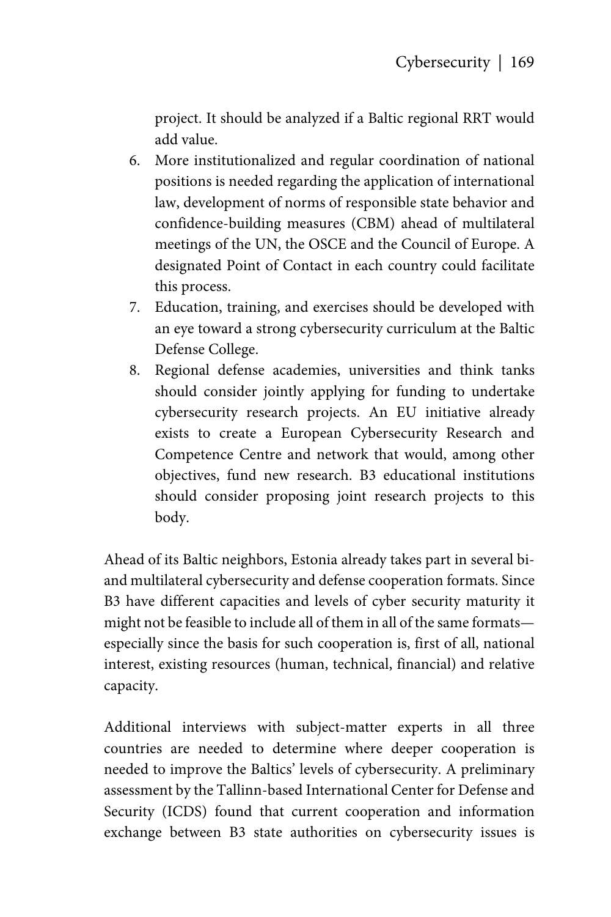project. It should be analyzed if a Baltic regional RRT would add value.

6. More institutionalized and regular coordination of national positions is needed regarding the application of international law, development of norms of responsible state behavior and confidence-building measures (CBM) ahead of multilateral meetings of the UN, the OSCE and the Council of Europe. A designated Point of Contact in each country could facilitate this process.
7. Education, training, and exercises should be developed with an eye toward a strong cybersecurity curriculum at the Baltic Defense College.
8. Regional defense academies, universities and think tanks should consider jointly applying for funding to undertake cybersecurity research projects. An EU initiative already exists to create a European Cybersecurity Research and Competence Centre and network that would, among other objectives, fund new research. B3 educational institutions should consider proposing joint research projects to this body.

Ahead of its Baltic neighbors, Estonia already takes part in several bi- and multilateral cybersecurity and defense cooperation formats. Since B3 have different capacities and levels of cyber security maturity it might not be feasible to include all of them in all of the same formats—especially since the basis for such cooperation is, first of all, national interest, existing resources (human, technical, financial) and relative capacity.

Additional interviews with subject-matter experts in all three countries are needed to determine where deeper cooperation is needed to improve the Baltics' levels of cybersecurity. A preliminary assessment by the Tallinn-based International Center for Defense and Security (ICDS) found that current cooperation and information exchange between B3 state authorities on cybersecurity issues is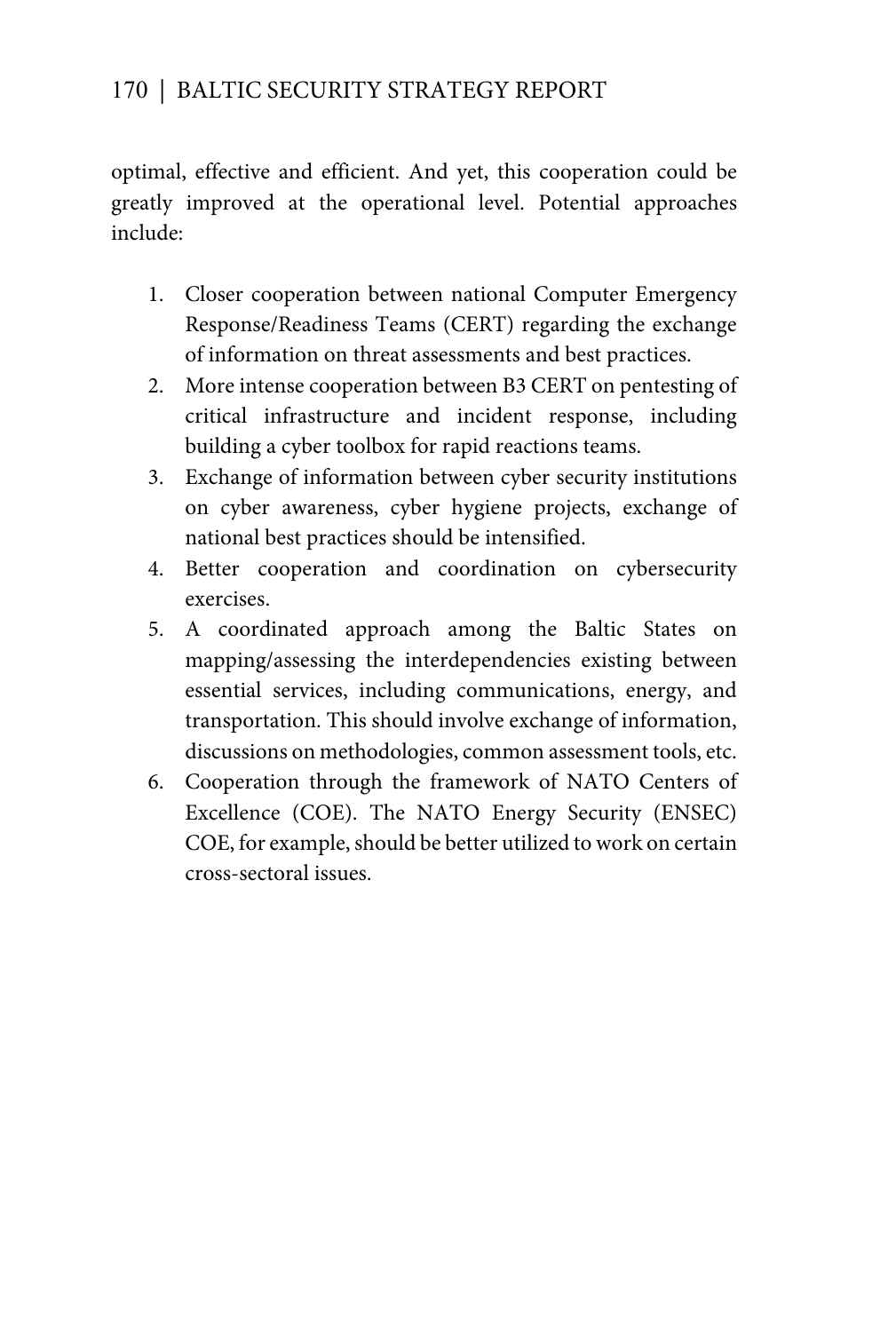optimal, effective and efficient. And yet, this cooperation could be greatly improved at the operational level. Potential approaches include:

1. Closer cooperation between national Computer Emergency Response/Readiness Teams (CERT) regarding the exchange of information on threat assessments and best practices.
2. More intense cooperation between B3 CERT on pentesting of critical infrastructure and incident response, including building a cyber toolbox for rapid reactions teams.
3. Exchange of information between cyber security institutions on cyber awareness, cyber hygiene projects, exchange of national best practices should be intensified.
4. Better cooperation and coordination on cybersecurity exercises.
5. A coordinated approach among the Baltic States on mapping/assessing the interdependencies existing between essential services, including communications, energy, and transportation. This should involve exchange of information, discussions on methodologies, common assessment tools, etc.
6. Cooperation through the framework of NATO Centers of Excellence (COE). The NATO Energy Security (ENSEC) COE, for example, should be better utilized to work on certain cross-sectoral issues.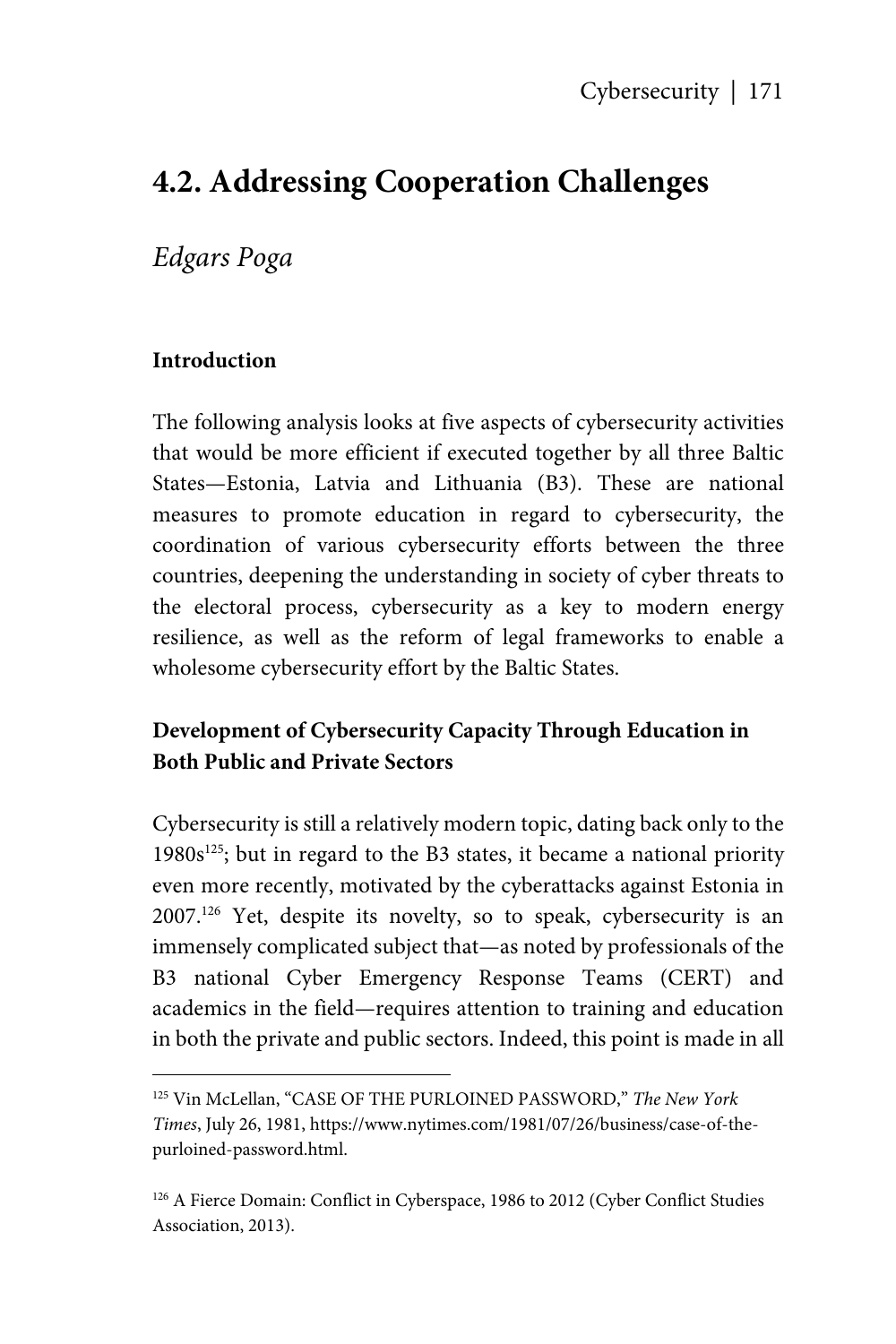## 4.2. Addressing Cooperation Challenges

*Edgars Poga*

### Introduction

The following analysis looks at five aspects of cybersecurity activities that would be more efficient if executed together by all three Baltic States—Estonia, Latvia and Lithuania (B3). These are national measures to promote education in regard to cybersecurity, the coordination of various cybersecurity efforts between the three countries, deepening the understanding in society of cyber threats to the electoral process, cybersecurity as a key to modern energy resilience, as well as the reform of legal frameworks to enable a wholesome cybersecurity effort by the Baltic States.

### Development of Cybersecurity Capacity Through Education in Both Public and Private Sectors

Cybersecurity is still a relatively modern topic, dating back only to the 1980s[125]; but in regard to the B3 states, it became a national priority even more recently, motivated by the cyberattacks against Estonia in 2007.[126] Yet, despite its novelty, so to speak, cybersecurity is an immensely complicated subject that—as noted by professionals of the B3 national Cyber Emergency Response Teams (CERT) and academics in the field—requires attention to training and education in both the private and public sectors. Indeed, this point is made in all

---

[125] Vin McLellan, "CASE OF THE PURLOINED PASSWORD," *The New York Times*, July 26, 1981, https://www.nytimes.com/1981/07/26/business/case-of-the-purloined-password.html.

[126] A Fierce Domain: Conflict in Cyberspace, 1986 to 2012 (Cyber Conflict Studies Association, 2013).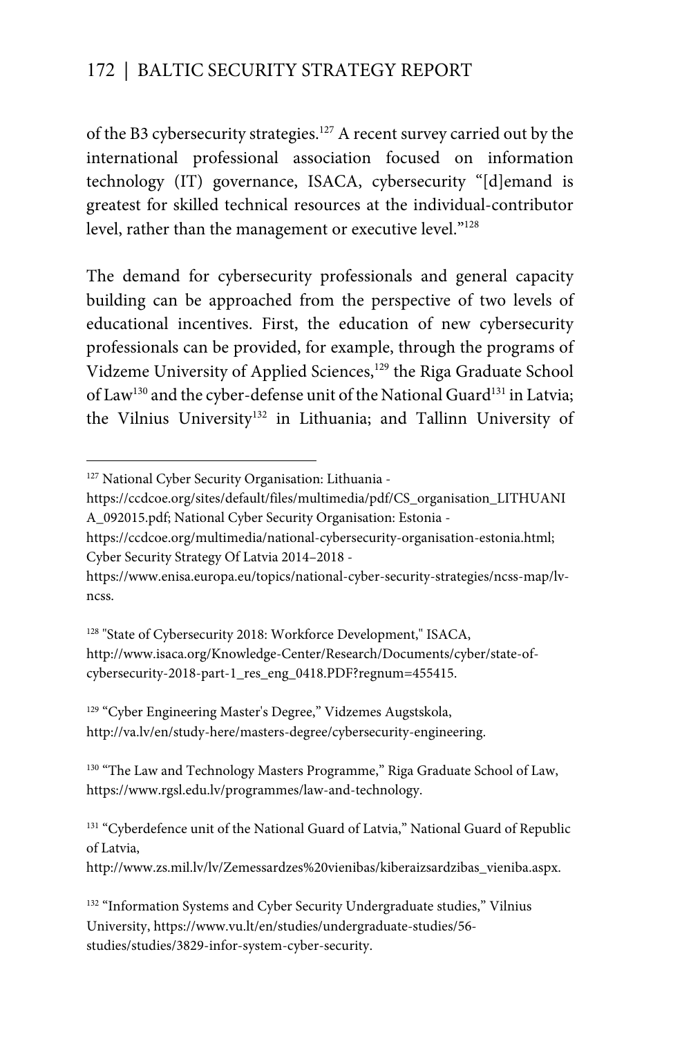of the B3 cybersecurity strategies.[127] A recent survey carried out by the international professional association focused on information technology (IT) governance, ISACA, cybersecurity "[d]emand is greatest for skilled technical resources at the individual-contributor level, rather than the management or executive level."[128]

The demand for cybersecurity professionals and general capacity building can be approached from the perspective of two levels of educational incentives. First, the education of new cybersecurity professionals can be provided, for example, through the programs of Vidzeme University of Applied Sciences,[129] the Riga Graduate School of Law[130] and the cyber-defense unit of the National Guard[131] in Latvia; the Vilnius University[132] in Lithuania; and Tallinn University of

---

[127] National Cyber Security Organisation: Lithuania - https://ccdcoe.org/sites/default/files/multimedia/pdf/CS_organisation_LITHUANIA_092015.pdf; National Cyber Security Organisation: Estonia - https://ccdcoe.org/multimedia/national-cybersecurity-organisation-estonia.html; Cyber Security Strategy Of Latvia 2014–2018 - https://www.enisa.europa.eu/topics/national-cyber-security-strategies/ncss-map/lv-ncss.

[128] "State of Cybersecurity 2018: Workforce Development," ISACA, http://www.isaca.org/Knowledge-Center/Research/Documents/cyber/state-of-cybersecurity-2018-part-1_res_eng_0418.PDF?regnum=455415.

[129] "Cyber Engineering Master's Degree," Vidzemes Augstskola, http://va.lv/en/study-here/masters-degree/cybersecurity-engineering.

[130] "The Law and Technology Masters Programme," Riga Graduate School of Law, https://www.rgsl.edu.lv/programmes/law-and-technology.

[131] "Cyberdefence unit of the National Guard of Latvia," National Guard of Republic of Latvia, http://www.zs.mil.lv/lv/Zemessardzes%20vienibas/kiberaizsardzibas_vieniba.aspx.

[132] "Information Systems and Cyber Security Undergraduate studies," Vilnius University, https://www.vu.lt/en/studies/undergraduate-studies/56-studies/studies/3829-infor-system-cyber-security.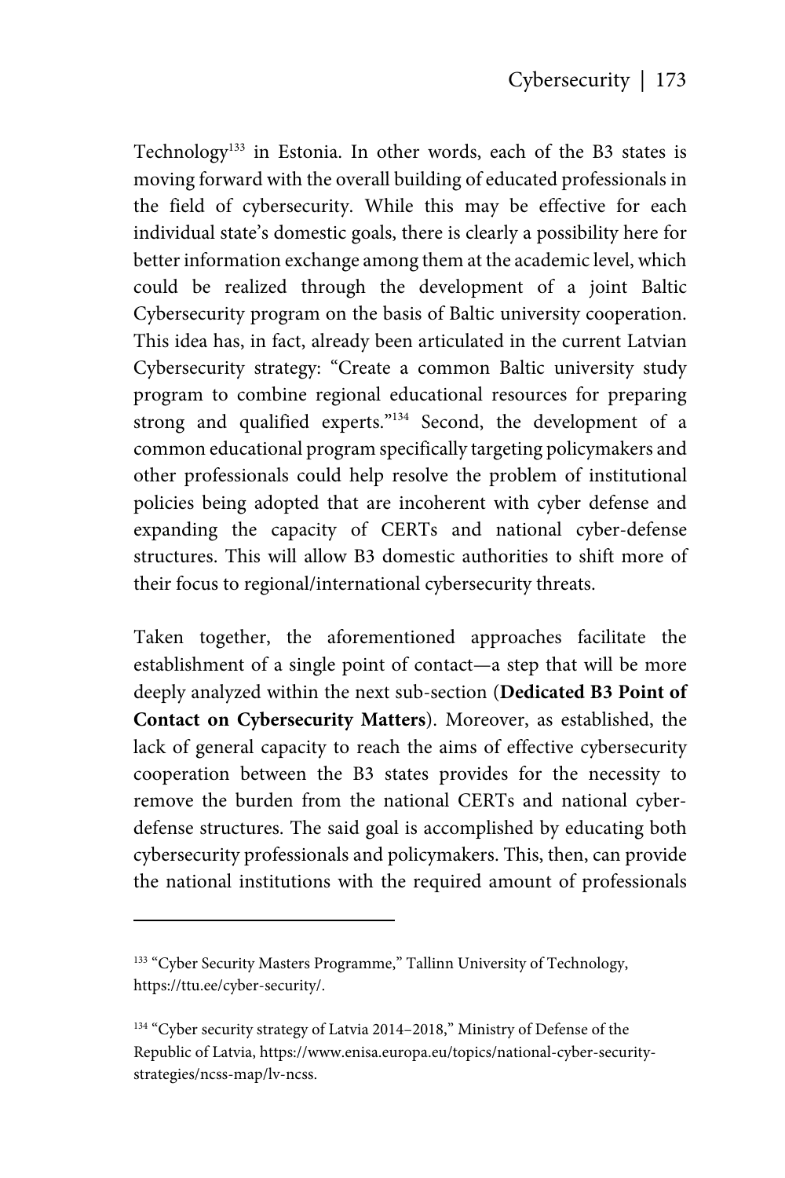Technology[133] in Estonia. In other words, each of the B3 states is moving forward with the overall building of educated professionals in the field of cybersecurity. While this may be effective for each individual state's domestic goals, there is clearly a possibility here for better information exchange among them at the academic level, which could be realized through the development of a joint Baltic Cybersecurity program on the basis of Baltic university cooperation. This idea has, in fact, already been articulated in the current Latvian Cybersecurity strategy: "Create a common Baltic university study program to combine regional educational resources for preparing strong and qualified experts."[134] Second, the development of a common educational program specifically targeting policymakers and other professionals could help resolve the problem of institutional policies being adopted that are incoherent with cyber defense and expanding the capacity of CERTs and national cyber-defense structures. This will allow B3 domestic authorities to shift more of their focus to regional/international cybersecurity threats.

Taken together, the aforementioned approaches facilitate the establishment of a single point of contact—a step that will be more deeply analyzed within the next sub-section (**Dedicated B3 Point of Contact on Cybersecurity Matters**). Moreover, as established, the lack of general capacity to reach the aims of effective cybersecurity cooperation between the B3 states provides for the necessity to remove the burden from the national CERTs and national cyber-defense structures. The said goal is accomplished by educating both cybersecurity professionals and policymakers. This, then, can provide the national institutions with the required amount of professionals

---

[133] "Cyber Security Masters Programme," Tallinn University of Technology, https://ttu.ee/cyber-security/.

[134] "Cyber security strategy of Latvia 2014–2018," Ministry of Defense of the Republic of Latvia, https://www.enisa.europa.eu/topics/national-cyber-security-strategies/ncss-map/lv-ncss.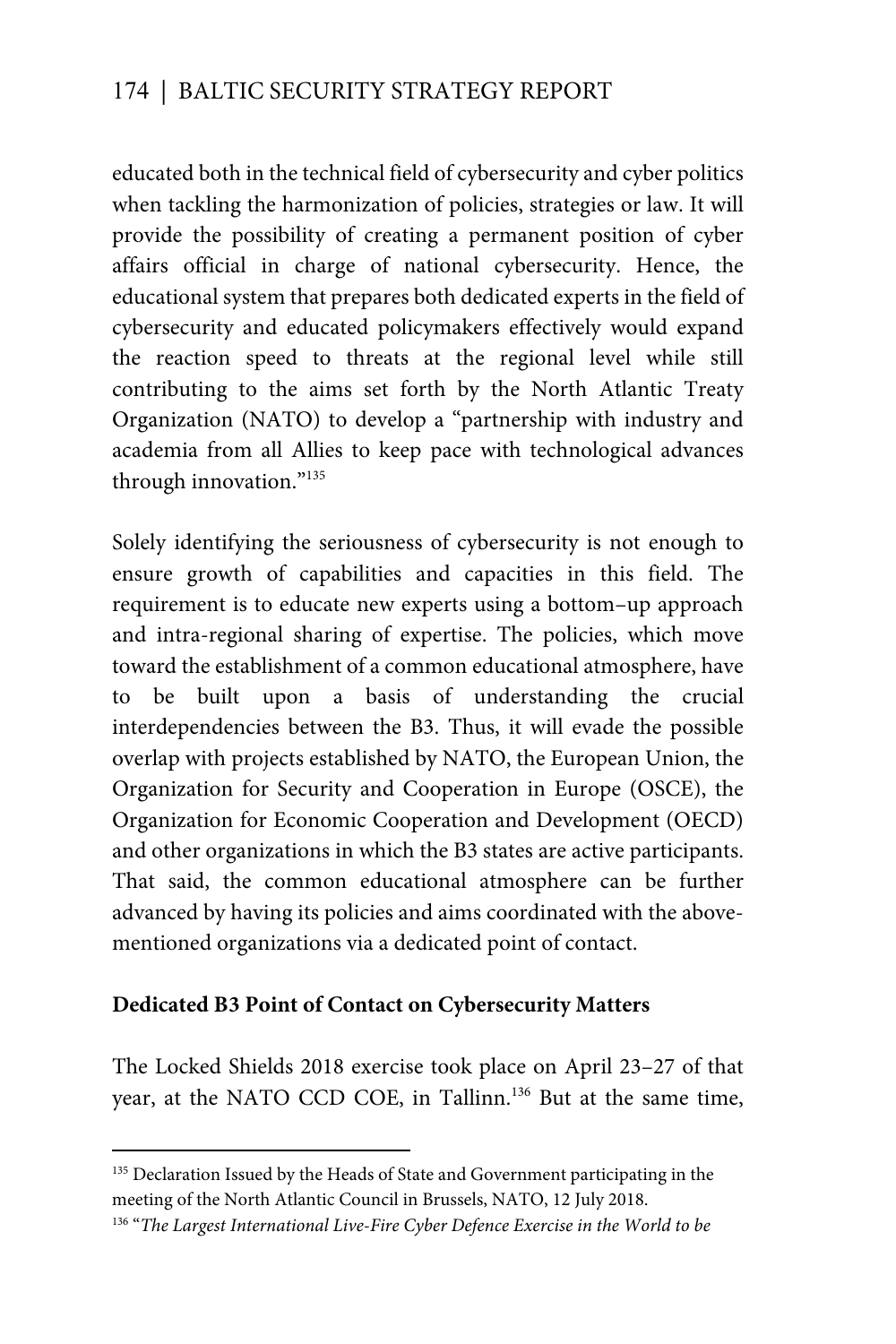educated both in the technical field of cybersecurity and cyber politics when tackling the harmonization of policies, strategies or law. It will provide the possibility of creating a permanent position of cyber affairs official in charge of national cybersecurity. Hence, the educational system that prepares both dedicated experts in the field of cybersecurity and educated policymakers effectively would expand the reaction speed to threats at the regional level while still contributing to the aims set forth by the North Atlantic Treaty Organization (NATO) to develop a "partnership with industry and academia from all Allies to keep pace with technological advances through innovation."[135]

Solely identifying the seriousness of cybersecurity is not enough to ensure growth of capabilities and capacities in this field. The requirement is to educate new experts using a bottom–up approach and intra-regional sharing of expertise. The policies, which move toward the establishment of a common educational atmosphere, have to be built upon a basis of understanding the crucial interdependencies between the B3. Thus, it will evade the possible overlap with projects established by NATO, the European Union, the Organization for Security and Cooperation in Europe (OSCE), the Organization for Economic Cooperation and Development (OECD) and other organizations in which the B3 states are active participants. That said, the common educational atmosphere can be further advanced by having its policies and aims coordinated with the above-mentioned organizations via a dedicated point of contact.

**Dedicated B3 Point of Contact on Cybersecurity Matters**

The Locked Shields 2018 exercise took place on April 23–27 of that year, at the NATO CCD COE, in Tallinn.[136] But at the same time,

---

[135] Declaration Issued by the Heads of State and Government participating in the meeting of the North Atlantic Council in Brussels, NATO, 12 July 2018.

[136] "*The Largest International Live-Fire Cyber Defence Exercise in the World to be*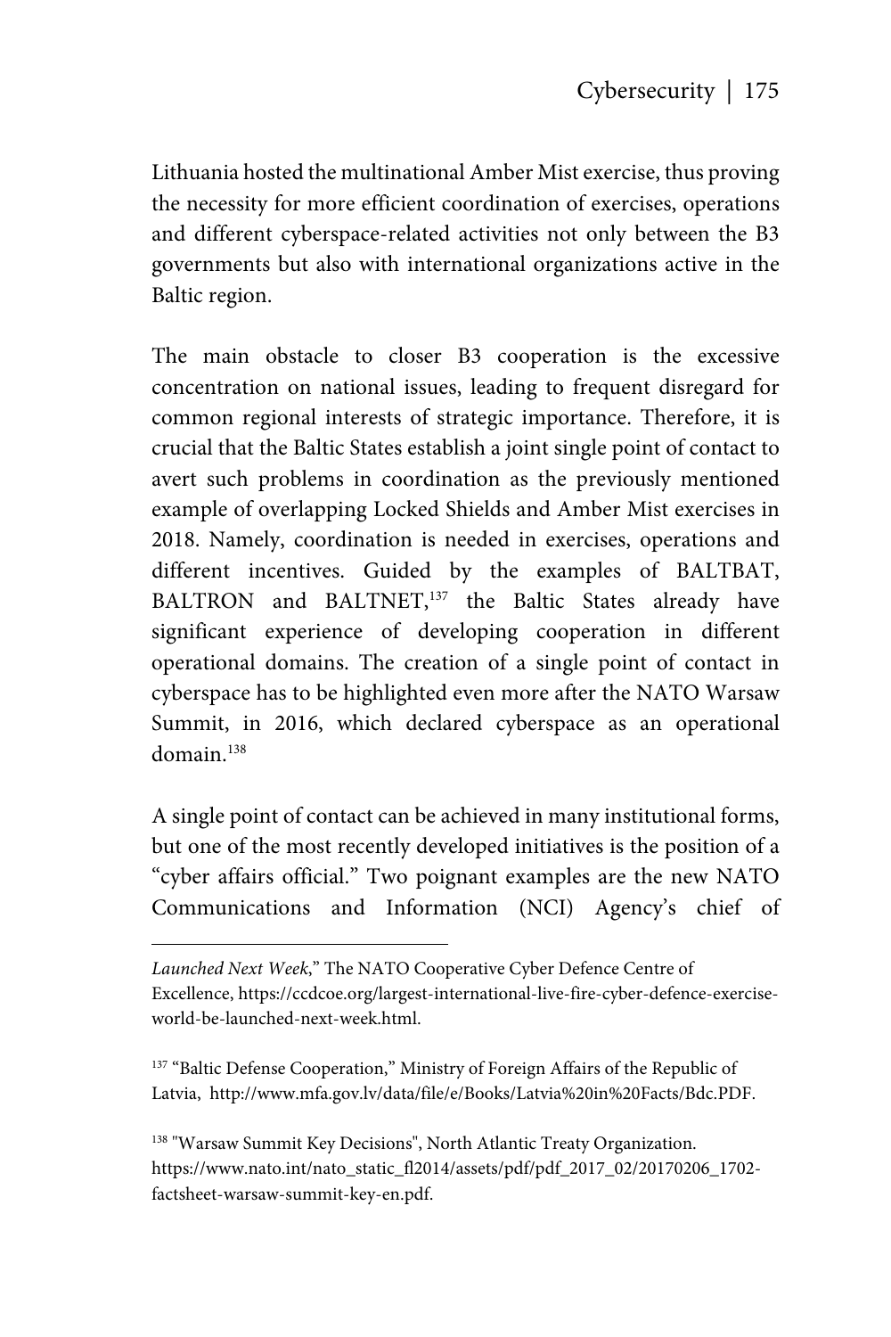Lithuania hosted the multinational Amber Mist exercise, thus proving the necessity for more efficient coordination of exercises, operations and different cyberspace-related activities not only between the B3 governments but also with international organizations active in the Baltic region.

The main obstacle to closer B3 cooperation is the excessive concentration on national issues, leading to frequent disregard for common regional interests of strategic importance. Therefore, it is crucial that the Baltic States establish a joint single point of contact to avert such problems in coordination as the previously mentioned example of overlapping Locked Shields and Amber Mist exercises in 2018. Namely, coordination is needed in exercises, operations and different incentives. Guided by the examples of BALTBAT, BALTRON and BALTNET,[137] the Baltic States already have significant experience of developing cooperation in different operational domains. The creation of a single point of contact in cyberspace has to be highlighted even more after the NATO Warsaw Summit, in 2016, which declared cyberspace as an operational domain.[138]

A single point of contact can be achieved in many institutional forms, but one of the most recently developed initiatives is the position of a "cyber affairs official." Two poignant examples are the new NATO Communications and Information (NCI) Agency's chief of

---

*Launched Next Week*," The NATO Cooperative Cyber Defence Centre of Excellence, https://ccdcoe.org/largest-international-live-fire-cyber-defence-exercise-world-be-launched-next-week.html.

[137] "Baltic Defense Cooperation," Ministry of Foreign Affairs of the Republic of Latvia, http://www.mfa.gov.lv/data/file/e/Books/Latvia%20in%20Facts/Bdc.PDF.

[138] "Warsaw Summit Key Decisions", North Atlantic Treaty Organization. https://www.nato.int/nato_static_fl2014/assets/pdf/pdf_2017_02/20170206_1702-factsheet-warsaw-summit-key-en.pdf.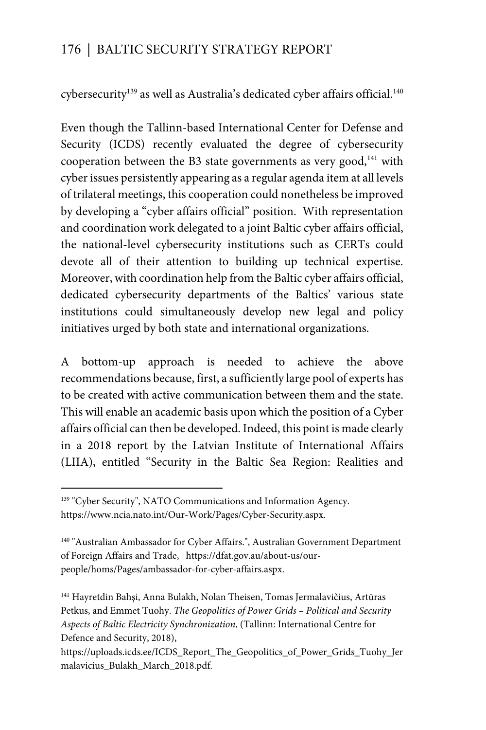cybersecurity[139] as well as Australia's dedicated cyber affairs official.[140]

Even though the Tallinn-based International Center for Defense and Security (ICDS) recently evaluated the degree of cybersecurity cooperation between the B3 state governments as very good,[141] with cyber issues persistently appearing as a regular agenda item at all levels of trilateral meetings, this cooperation could nonetheless be improved by developing a "cyber affairs official" position. With representation and coordination work delegated to a joint Baltic cyber affairs official, the national-level cybersecurity institutions such as CERTs could devote all of their attention to building up technical expertise. Moreover, with coordination help from the Baltic cyber affairs official, dedicated cybersecurity departments of the Baltics' various state institutions could simultaneously develop new legal and policy initiatives urged by both state and international organizations.

A bottom-up approach is needed to achieve the above recommendations because, first, a sufficiently large pool of experts has to be created with active communication between them and the state. This will enable an academic basis upon which the position of a Cyber affairs official can then be developed. Indeed, this point is made clearly in a 2018 report by the Latvian Institute of International Affairs (LIIA), entitled "Security in the Baltic Sea Region: Realities and

---

[139] "Cyber Security", NATO Communications and Information Agency. https://www.ncia.nato.int/Our-Work/Pages/Cyber-Security.aspx.

[140] "Australian Ambassador for Cyber Affairs.", Australian Government Department of Foreign Affairs and Trade, https://dfat.gov.au/about-us/our-people/homs/Pages/ambassador-for-cyber-affairs.aspx.

[141] Hayretdin Bahşi, Anna Bulakh, Nolan Theisen, Tomas Jermalavičius, Artūras Petkus, and Emmet Tuohy. *The Geopolitics of Power Grids – Political and Security Aspects of Baltic Electricity Synchronization*, (Tallinn: International Centre for Defence and Security, 2018), https://uploads.icds.ee/ICDS_Report_The_Geopolitics_of_Power_Grids_Tuohy_Jermalavicius_Bulakh_March_2018.pdf.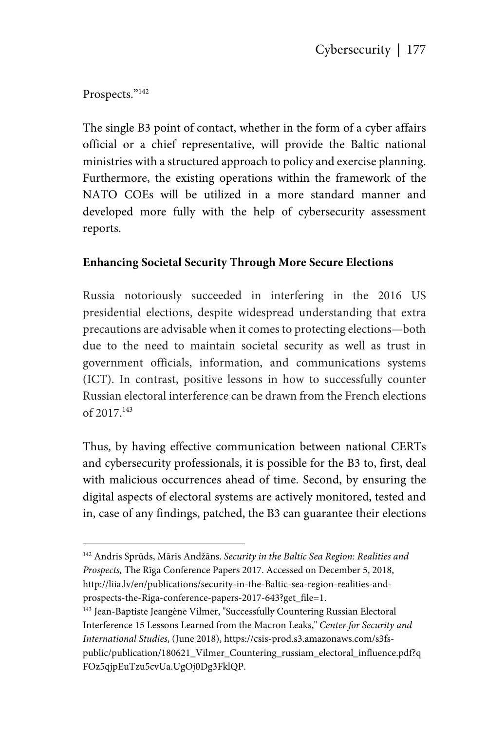Prospects."[142]

The single B3 point of contact, whether in the form of a cyber affairs official or a chief representative, will provide the Baltic national ministries with a structured approach to policy and exercise planning. Furthermore, the existing operations within the framework of the NATO COEs will be utilized in a more standard manner and developed more fully with the help of cybersecurity assessment reports.

**Enhancing Societal Security Through More Secure Elections**

Russia notoriously succeeded in interfering in the 2016 US presidential elections, despite widespread understanding that extra precautions are advisable when it comes to protecting elections—both due to the need to maintain societal security as well as trust in government officials, information, and communications systems (ICT). In contrast, positive lessons in how to successfully counter Russian electoral interference can be drawn from the French elections of 2017.[143]

Thus, by having effective communication between national CERTs and cybersecurity professionals, it is possible for the B3 to, first, deal with malicious occurrences ahead of time. Second, by ensuring the digital aspects of electoral systems are actively monitored, tested and in, case of any findings, patched, the B3 can guarantee their elections

---

[142] Andris Sprūds, Māris Andžāns. *Security in the Baltic Sea Region: Realities and Prospects,* The Rīga Conference Papers 2017. Accessed on December 5, 2018, http://liia.lv/en/publications/security-in-the-Baltic-sea-region-realities-and-prospects-the-Riga-conference-papers-2017-643?get_file=1.

[143] Jean-Baptiste Jeangène Vilmer, "Successfully Countering Russian Electoral Interference 15 Lessons Learned from the Macron Leaks," *Center for Security and International Studies*, (June 2018), https://csis-prod.s3.amazonaws.com/s3fs-public/publication/180621_Vilmer_Countering_russiam_electoral_influence.pdf?qFOz5qjpEuTzu5cvUa.UgOj0Dg3FklQP.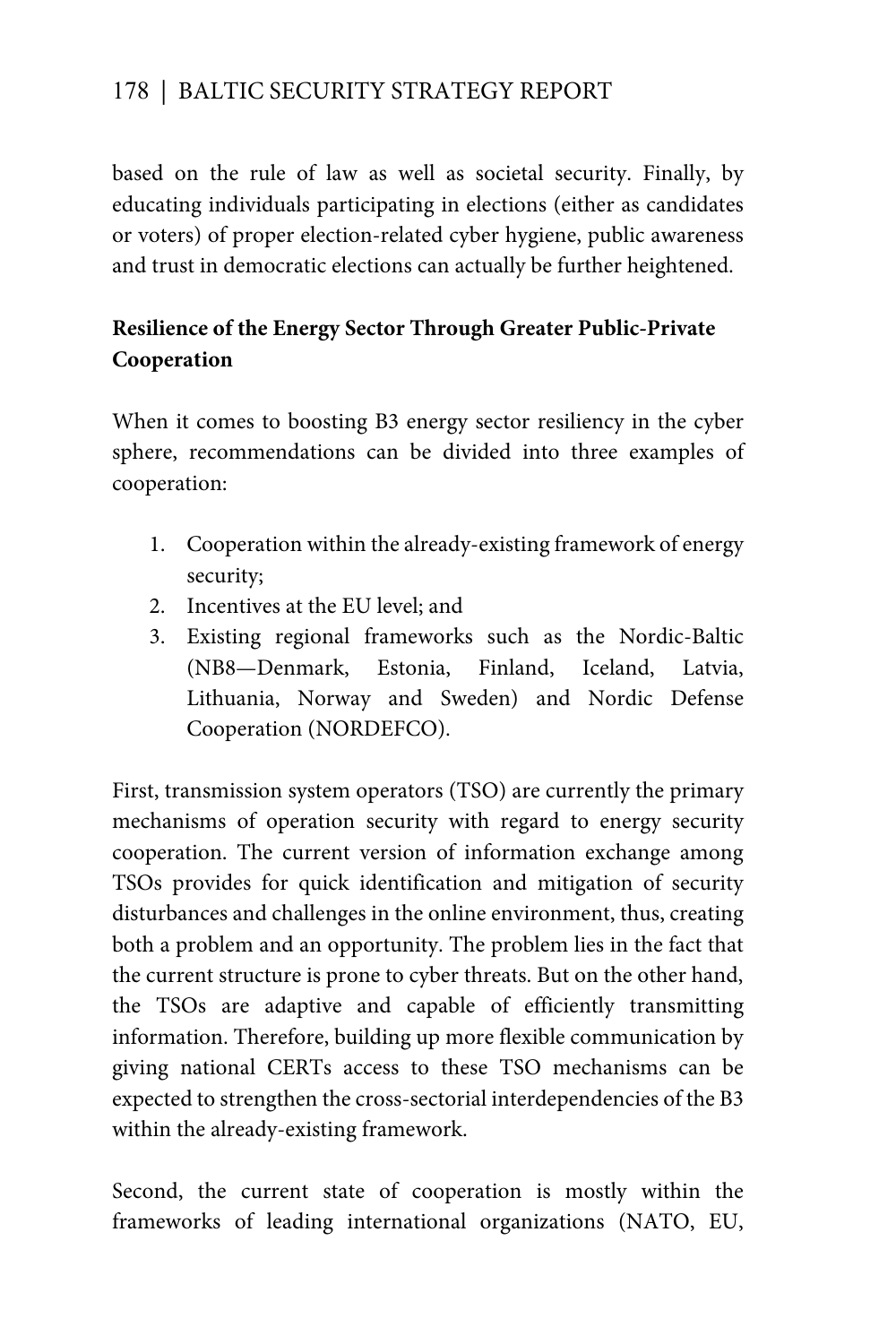based on the rule of law as well as societal security. Finally, by educating individuals participating in elections (either as candidates or voters) of proper election-related cyber hygiene, public awareness and trust in democratic elections can actually be further heightened.

**Resilience of the Energy Sector Through Greater Public-Private Cooperation**

When it comes to boosting B3 energy sector resiliency in the cyber sphere, recommendations can be divided into three examples of cooperation:

1. Cooperation within the already-existing framework of energy security;
2. Incentives at the EU level; and
3. Existing regional frameworks such as the Nordic-Baltic (NB8—Denmark, Estonia, Finland, Iceland, Latvia, Lithuania, Norway and Sweden) and Nordic Defense Cooperation (NORDEFCO).

First, transmission system operators (TSO) are currently the primary mechanisms of operation security with regard to energy security cooperation. The current version of information exchange among TSOs provides for quick identification and mitigation of security disturbances and challenges in the online environment, thus, creating both a problem and an opportunity. The problem lies in the fact that the current structure is prone to cyber threats. But on the other hand, the TSOs are adaptive and capable of efficiently transmitting information. Therefore, building up more flexible communication by giving national CERTs access to these TSO mechanisms can be expected to strengthen the cross-sectorial interdependencies of the B3 within the already-existing framework.

Second, the current state of cooperation is mostly within the frameworks of leading international organizations (NATO, EU,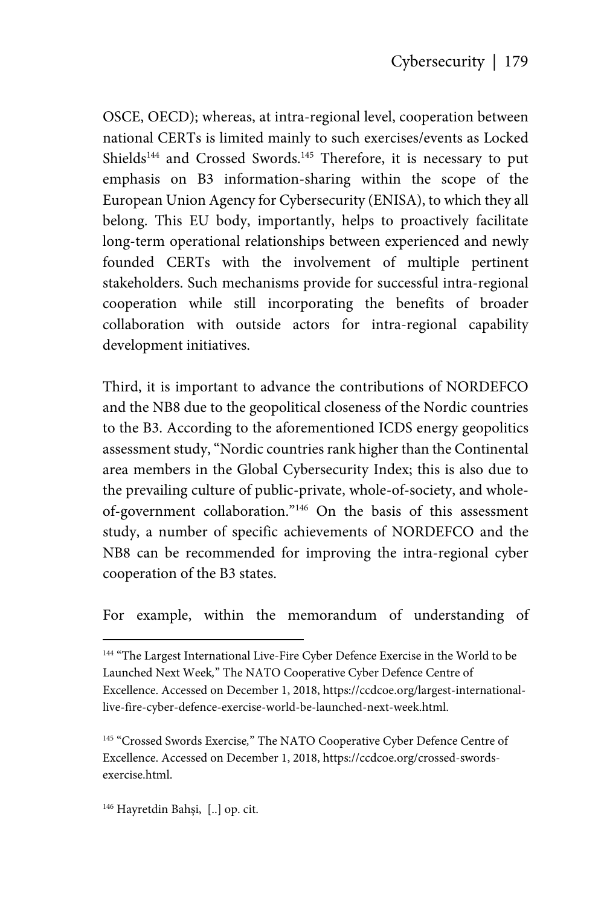OSCE, OECD); whereas, at intra-regional level, cooperation between national CERTs is limited mainly to such exercises/events as Locked Shields[144] and Crossed Swords.[145] Therefore, it is necessary to put emphasis on B3 information-sharing within the scope of the European Union Agency for Cybersecurity (ENISA), to which they all belong. This EU body, importantly, helps to proactively facilitate long-term operational relationships between experienced and newly founded CERTs with the involvement of multiple pertinent stakeholders. Such mechanisms provide for successful intra-regional cooperation while still incorporating the benefits of broader collaboration with outside actors for intra-regional capability development initiatives.

Third, it is important to advance the contributions of NORDEFCO and the NB8 due to the geopolitical closeness of the Nordic countries to the B3. According to the aforementioned ICDS energy geopolitics assessment study, "Nordic countries rank higher than the Continental area members in the Global Cybersecurity Index; this is also due to the prevailing culture of public-private, whole-of-society, and whole-of-government collaboration."[146] On the basis of this assessment study, a number of specific achievements of NORDEFCO and the NB8 can be recommended for improving the intra-regional cyber cooperation of the B3 states.

For example, within the memorandum of understanding of

---

[144] "The Largest International Live-Fire Cyber Defence Exercise in the World to be Launched Next Week," The NATO Cooperative Cyber Defence Centre of Excellence. Accessed on December 1, 2018, https://ccdcoe.org/largest-international-live-fire-cyber-defence-exercise-world-be-launched-next-week.html.

[145] "Crossed Swords Exercise," The NATO Cooperative Cyber Defence Centre of Excellence. Accessed on December 1, 2018, https://ccdcoe.org/crossed-swords-exercise.html.

[146] Hayretdin Bahşi, [..] op. cit.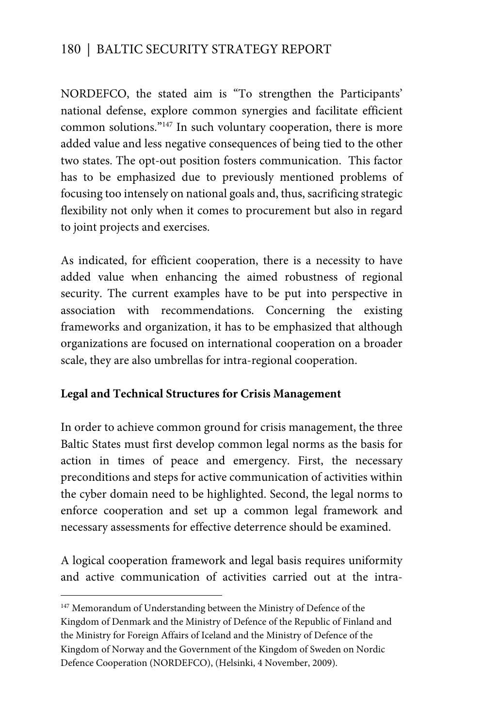NORDEFCO, the stated aim is "To strengthen the Participants' national defense, explore common synergies and facilitate efficient common solutions."[147] In such voluntary cooperation, there is more added value and less negative consequences of being tied to the other two states. The opt-out position fosters communication. This factor has to be emphasized due to previously mentioned problems of focusing too intensely on national goals and, thus, sacrificing strategic flexibility not only when it comes to procurement but also in regard to joint projects and exercises.

As indicated, for efficient cooperation, there is a necessity to have added value when enhancing the aimed robustness of regional security. The current examples have to be put into perspective in association with recommendations. Concerning the existing frameworks and organization, it has to be emphasized that although organizations are focused on international cooperation on a broader scale, they are also umbrellas for intra-regional cooperation.

**Legal and Technical Structures for Crisis Management**

In order to achieve common ground for crisis management, the three Baltic States must first develop common legal norms as the basis for action in times of peace and emergency. First, the necessary preconditions and steps for active communication of activities within the cyber domain need to be highlighted. Second, the legal norms to enforce cooperation and set up a common legal framework and necessary assessments for effective deterrence should be examined.

A logical cooperation framework and legal basis requires uniformity and active communication of activities carried out at the intra-

---

[147] Memorandum of Understanding between the Ministry of Defence of the Kingdom of Denmark and the Ministry of Defence of the Republic of Finland and the Ministry for Foreign Affairs of Iceland and the Ministry of Defence of the Kingdom of Norway and the Government of the Kingdom of Sweden on Nordic Defence Cooperation (NORDEFCO), (Helsinki, 4 November, 2009).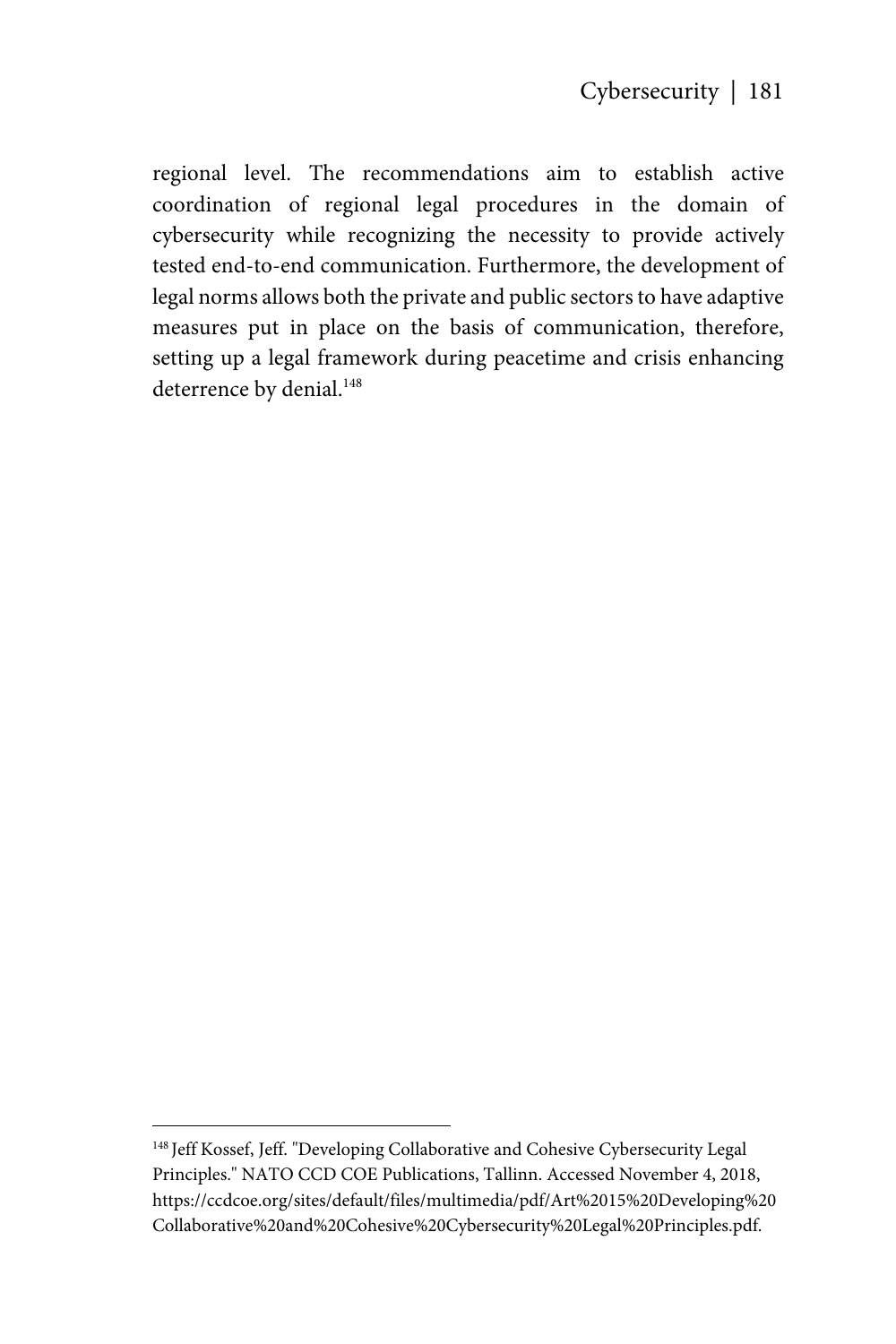regional level. The recommendations aim to establish active coordination of regional legal procedures in the domain of cybersecurity while recognizing the necessity to provide actively tested end-to-end communication. Furthermore, the development of legal norms allows both the private and public sectors to have adaptive measures put in place on the basis of communication, therefore, setting up a legal framework during peacetime and crisis enhancing deterrence by denial.[148]

---

[148] Jeff Kossef, Jeff. "Developing Collaborative and Cohesive Cybersecurity Legal Principles." NATO CCD COE Publications, Tallinn. Accessed November 4, 2018, https://ccdcoe.org/sites/default/files/multimedia/pdf/Art%2015%20Developing%20Collaborative%20and%20Cohesive%20Cybersecurity%20Legal%20Principles.pdf.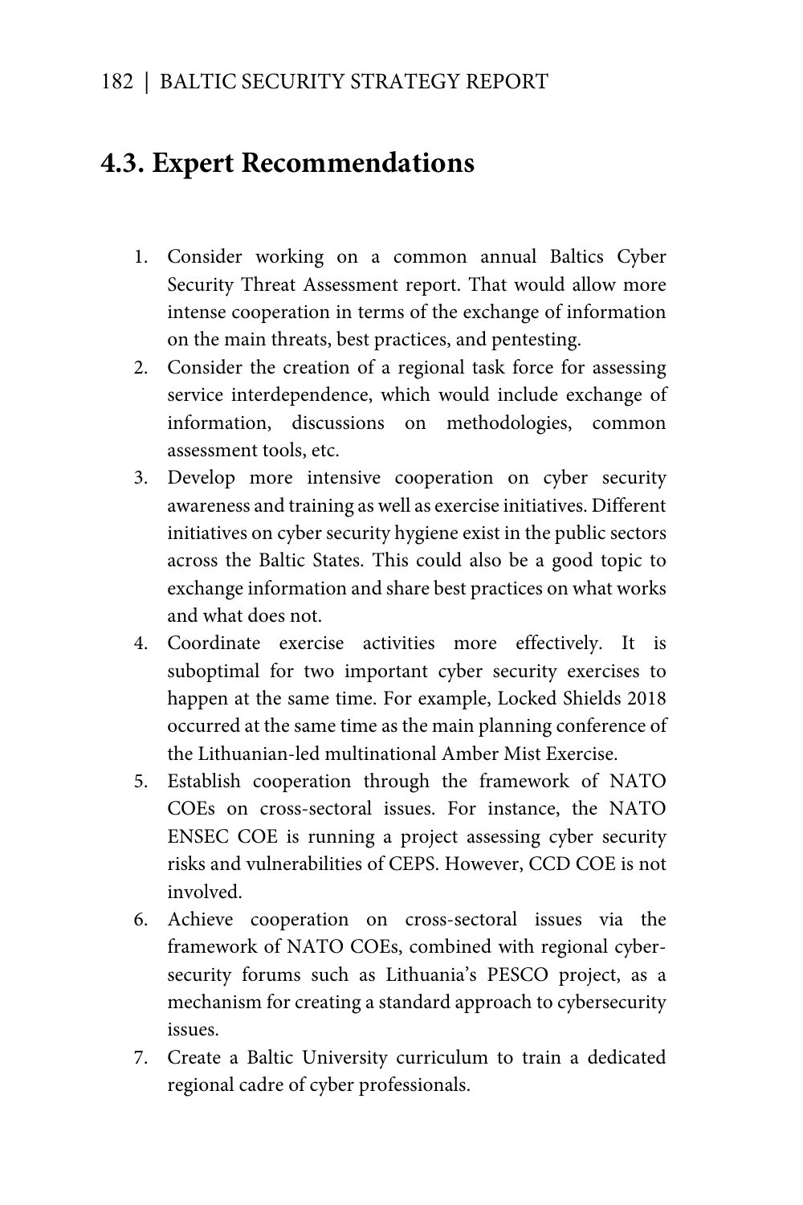## 4.3. Expert Recommendations

1. Consider working on a common annual Baltics Cyber Security Threat Assessment report. That would allow more intense cooperation in terms of the exchange of information on the main threats, best practices, and pentesting.
2. Consider the creation of a regional task force for assessing service interdependence, which would include exchange of information, discussions on methodologies, common assessment tools, etc.
3. Develop more intensive cooperation on cyber security awareness and training as well as exercise initiatives. Different initiatives on cyber security hygiene exist in the public sectors across the Baltic States. This could also be a good topic to exchange information and share best practices on what works and what does not.
4. Coordinate exercise activities more effectively. It is suboptimal for two important cyber security exercises to happen at the same time. For example, Locked Shields 2018 occurred at the same time as the main planning conference of the Lithuanian-led multinational Amber Mist Exercise.
5. Establish cooperation through the framework of NATO COEs on cross-sectoral issues. For instance, the NATO ENSEC COE is running a project assessing cyber security risks and vulnerabilities of CEPS. However, CCD COE is not involved.
6. Achieve cooperation on cross-sectoral issues via the framework of NATO COEs, combined with regional cyber-security forums such as Lithuania's PESCO project, as a mechanism for creating a standard approach to cybersecurity issues.
7. Create a Baltic University curriculum to train a dedicated regional cadre of cyber professionals.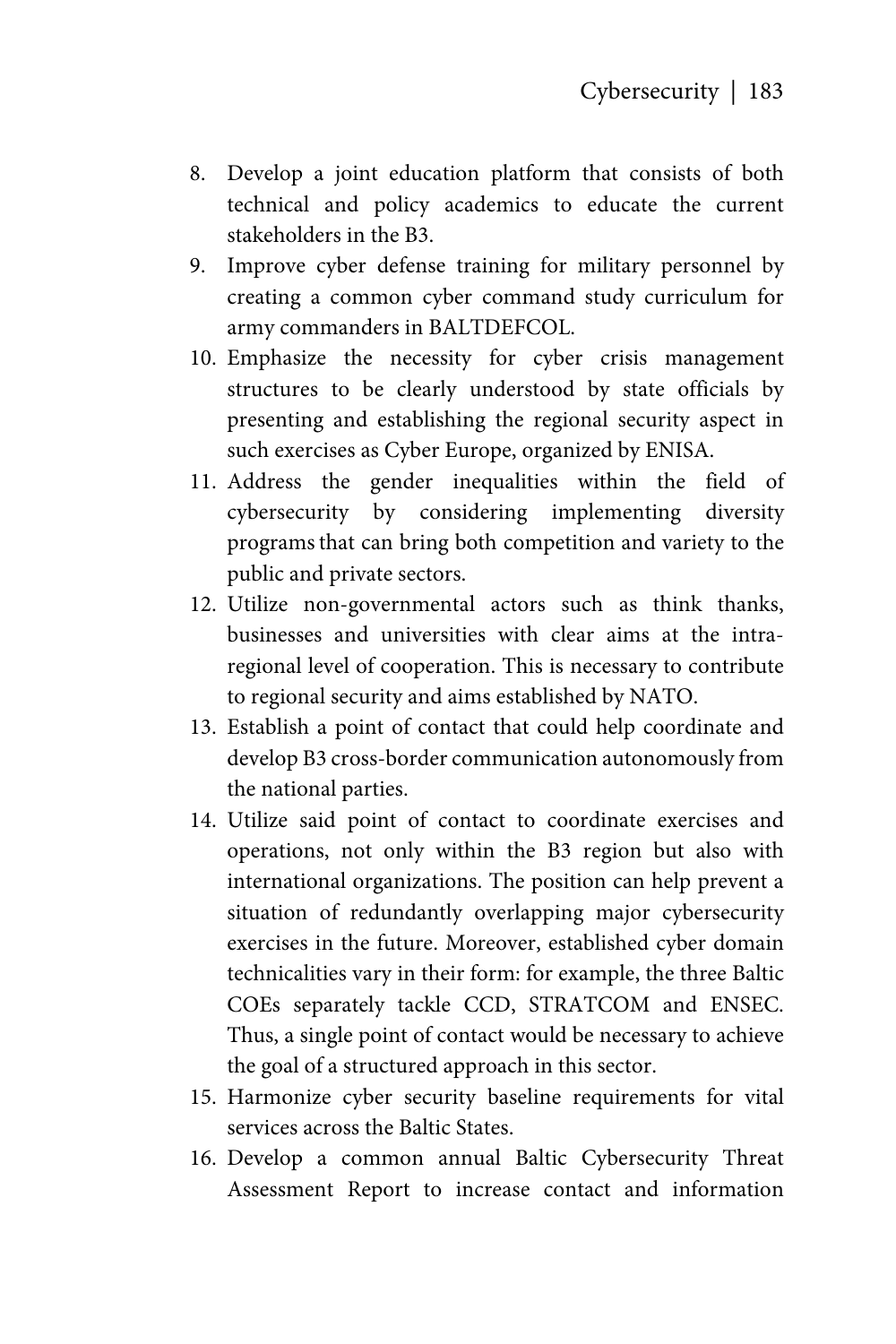8. Develop a joint education platform that consists of both technical and policy academics to educate the current stakeholders in the B3.
9. Improve cyber defense training for military personnel by creating a common cyber command study curriculum for army commanders in BALTDEFCOL.
10. Emphasize the necessity for cyber crisis management structures to be clearly understood by state officials by presenting and establishing the regional security aspect in such exercises as Cyber Europe, organized by ENISA.
11. Address the gender inequalities within the field of cybersecurity by considering implementing diversity programs that can bring both competition and variety to the public and private sectors.
12. Utilize non-governmental actors such as think thanks, businesses and universities with clear aims at the intra-regional level of cooperation. This is necessary to contribute to regional security and aims established by NATO.
13. Establish a point of contact that could help coordinate and develop B3 cross-border communication autonomously from the national parties.
14. Utilize said point of contact to coordinate exercises and operations, not only within the B3 region but also with international organizations. The position can help prevent a situation of redundantly overlapping major cybersecurity exercises in the future. Moreover, established cyber domain technicalities vary in their form: for example, the three Baltic COEs separately tackle CCD, STRATCOM and ENSEC. Thus, a single point of contact would be necessary to achieve the goal of a structured approach in this sector.
15. Harmonize cyber security baseline requirements for vital services across the Baltic States.
16. Develop a common annual Baltic Cybersecurity Threat Assessment Report to increase contact and information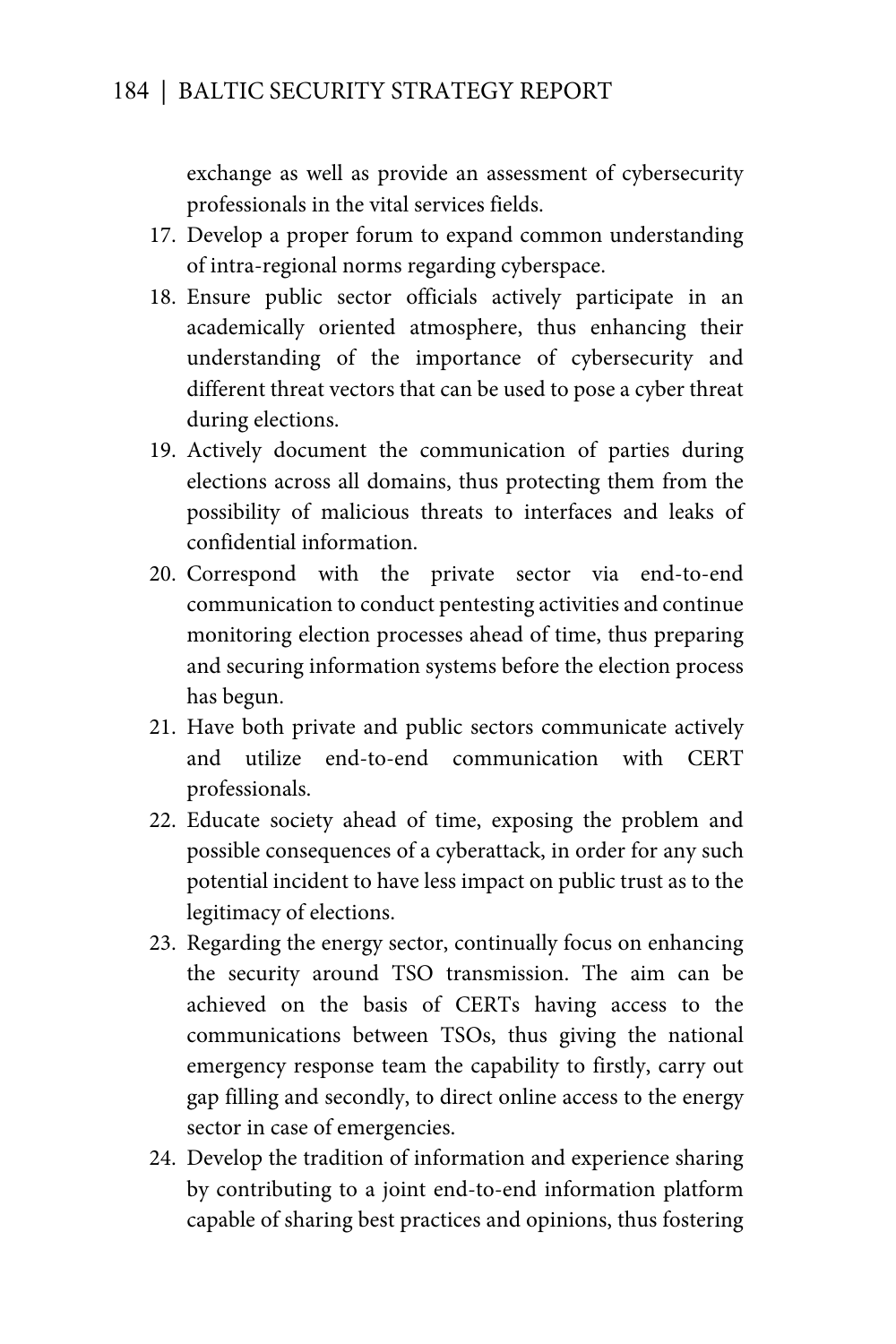exchange as well as provide an assessment of cybersecurity professionals in the vital services fields.

17. Develop a proper forum to expand common understanding of intra-regional norms regarding cyberspace.
18. Ensure public sector officials actively participate in an academically oriented atmosphere, thus enhancing their understanding of the importance of cybersecurity and different threat vectors that can be used to pose a cyber threat during elections.
19. Actively document the communication of parties during elections across all domains, thus protecting them from the possibility of malicious threats to interfaces and leaks of confidential information.
20. Correspond with the private sector via end-to-end communication to conduct pentesting activities and continue monitoring election processes ahead of time, thus preparing and securing information systems before the election process has begun.
21. Have both private and public sectors communicate actively and utilize end-to-end communication with CERT professionals.
22. Educate society ahead of time, exposing the problem and possible consequences of a cyberattack, in order for any such potential incident to have less impact on public trust as to the legitimacy of elections.
23. Regarding the energy sector, continually focus on enhancing the security around TSO transmission. The aim can be achieved on the basis of CERTs having access to the communications between TSOs, thus giving the national emergency response team the capability to firstly, carry out gap filling and secondly, to direct online access to the energy sector in case of emergencies.
24. Develop the tradition of information and experience sharing by contributing to a joint end-to-end information platform capable of sharing best practices and opinions, thus fostering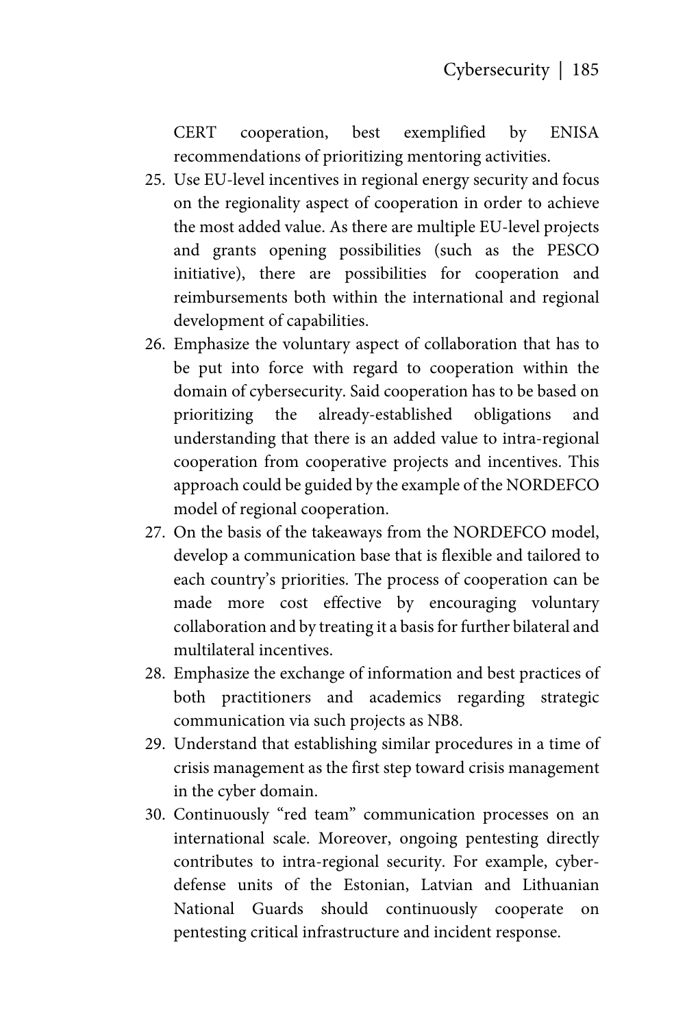CERT cooperation, best exemplified by ENISA recommendations of prioritizing mentoring activities.

25. Use EU-level incentives in regional energy security and focus on the regionality aspect of cooperation in order to achieve the most added value. As there are multiple EU-level projects and grants opening possibilities (such as the PESCO initiative), there are possibilities for cooperation and reimbursements both within the international and regional development of capabilities.
26. Emphasize the voluntary aspect of collaboration that has to be put into force with regard to cooperation within the domain of cybersecurity. Said cooperation has to be based on prioritizing the already-established obligations and understanding that there is an added value to intra-regional cooperation from cooperative projects and incentives. This approach could be guided by the example of the NORDEFCO model of regional cooperation.
27. On the basis of the takeaways from the NORDEFCO model, develop a communication base that is flexible and tailored to each country's priorities. The process of cooperation can be made more cost effective by encouraging voluntary collaboration and by treating it a basis for further bilateral and multilateral incentives.
28. Emphasize the exchange of information and best practices of both practitioners and academics regarding strategic communication via such projects as NB8.
29. Understand that establishing similar procedures in a time of crisis management as the first step toward crisis management in the cyber domain.
30. Continuously "red team" communication processes on an international scale. Moreover, ongoing pentesting directly contributes to intra-regional security. For example, cyber-defense units of the Estonian, Latvian and Lithuanian National Guards should continuously cooperate on pentesting critical infrastructure and incident response.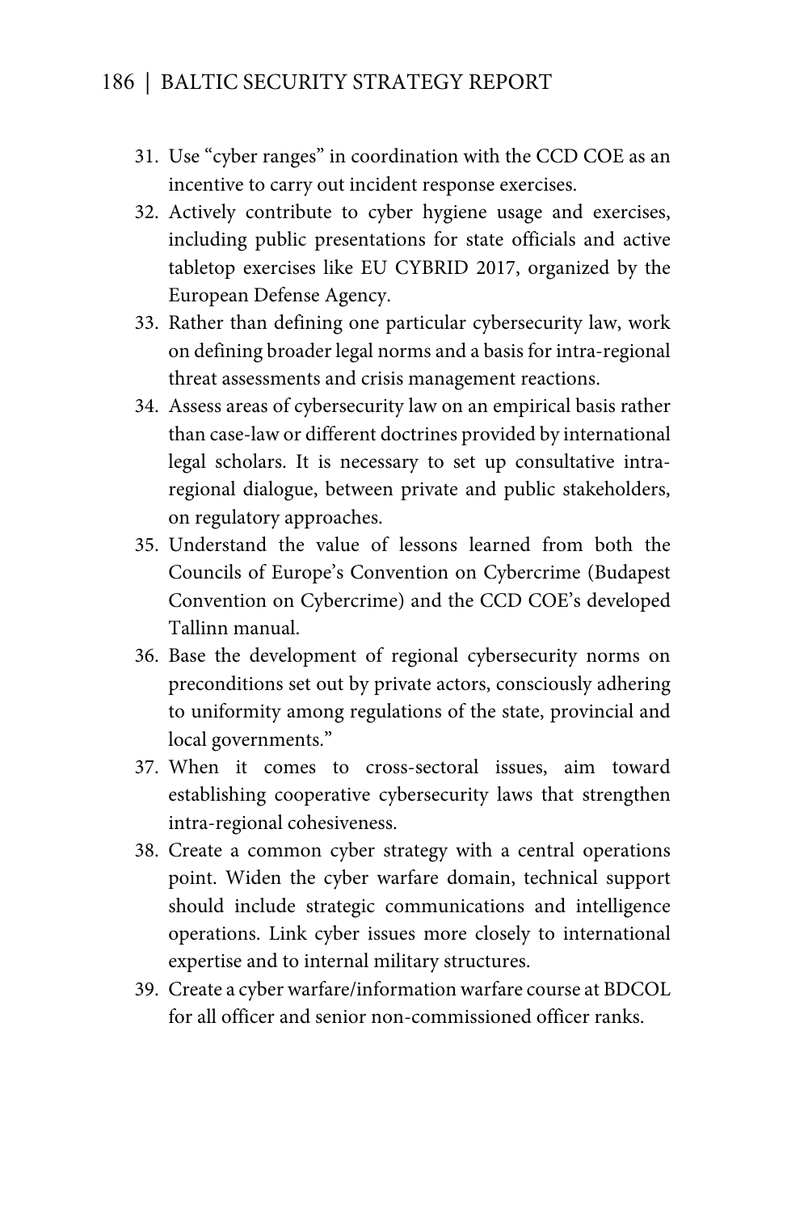31. Use “cyber ranges” in coordination with the CCD COE as an incentive to carry out incident response exercises.
32. Actively contribute to cyber hygiene usage and exercises, including public presentations for state officials and active tabletop exercises like EU CYBRID 2017, organized by the European Defense Agency.
33. Rather than defining one particular cybersecurity law, work on defining broader legal norms and a basis for intra-regional threat assessments and crisis management reactions.
34. Assess areas of cybersecurity law on an empirical basis rather than case-law or different doctrines provided by international legal scholars. It is necessary to set up consultative intra-regional dialogue, between private and public stakeholders, on regulatory approaches.
35. Understand the value of lessons learned from both the Councils of Europe’s Convention on Cybercrime (Budapest Convention on Cybercrime) and the CCD COE’s developed Tallinn manual.
36. Base the development of regional cybersecurity norms on preconditions set out by private actors, consciously adhering to uniformity among regulations of the state, provincial and local governments.”
37. When it comes to cross-sectoral issues, aim toward establishing cooperative cybersecurity laws that strengthen intra-regional cohesiveness.
38. Create a common cyber strategy with a central operations point. Widen the cyber warfare domain, technical support should include strategic communications and intelligence operations. Link cyber issues more closely to international expertise and to internal military structures.
39. Create a cyber warfare/information warfare course at BDCOL for all officer and senior non-commissioned officer ranks.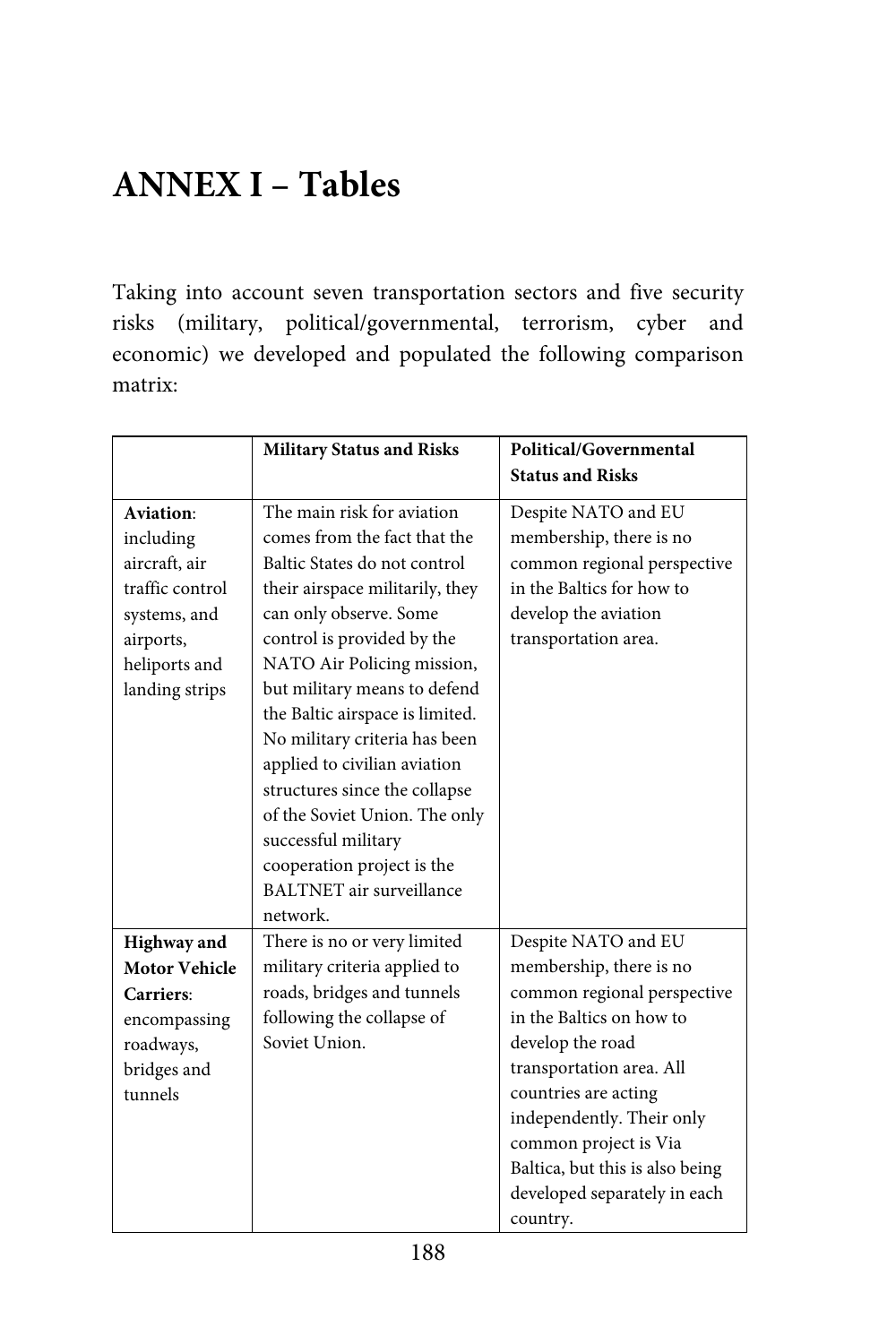# ANNEX I – Tables

Taking into account seven transportation sectors and five security risks (military, political/governmental, terrorism, cyber and economic) we developed and populated the following comparison matrix:

| | **Military Status and Risks** | **Political/Governmental Status and Risks** |
|---|---|---|
| **Aviation**: including aircraft, air traffic control systems, and airports, heliports and landing strips | The main risk for aviation comes from the fact that the Baltic States do not control their airspace militarily, they can only observe. Some control is provided by the NATO Air Policing mission, but military means to defend the Baltic airspace is limited. No military criteria has been applied to civilian aviation structures since the collapse of the Soviet Union. The only successful military cooperation project is the BALTNET air surveillance network. | Despite NATO and EU membership, there is no common regional perspective in the Baltics for how to develop the aviation transportation area. |
| **Highway and Motor Vehicle Carriers**: encompassing roadways, bridges and tunnels | There is no or very limited military criteria applied to roads, bridges and tunnels following the collapse of Soviet Union. | Despite NATO and EU membership, there is no common regional perspective in the Baltics on how to develop the road transportation area. All countries are acting independently. Their only common project is Via Baltica, but this is also being developed separately in each country. |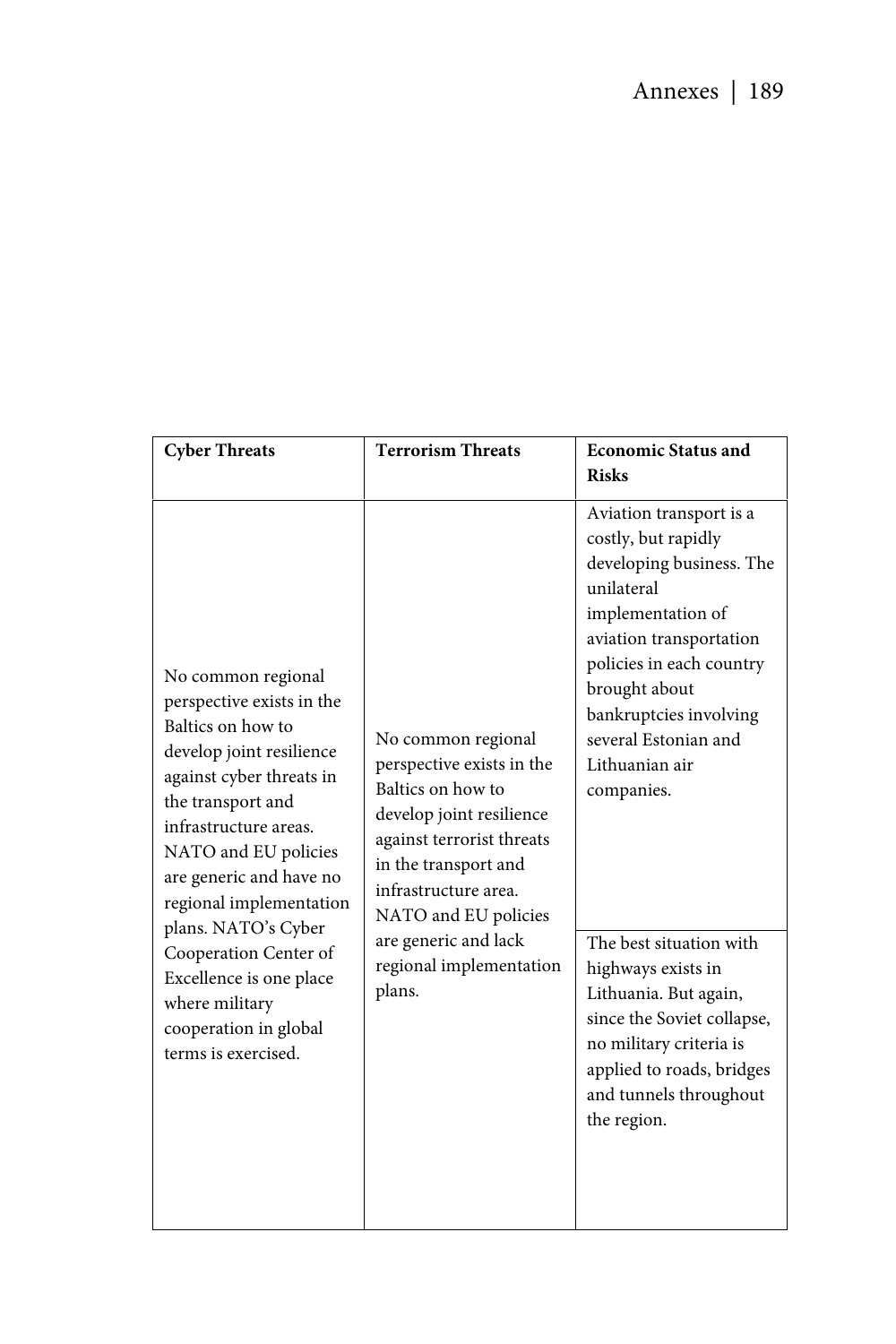| Cyber Threats | Terrorism Threats | Economic Status and Risks |
|---|---|---|
| No common regional perspective exists in the Baltics on how to develop joint resilience against cyber threats in the transport and infrastructure areas. NATO and EU policies are generic and have no regional implementation plans. NATO's Cyber Cooperation Center of Excellence is one place where military cooperation in global terms is exercised. | No common regional perspective exists in the Baltics on how to develop joint resilience against terrorist threats in the transport and infrastructure area. NATO and EU policies are generic and lack regional implementation plans. | Aviation transport is a costly, but rapidly developing business. The unilateral implementation of aviation transportation policies in each country brought about bankruptcies involving several Estonian and Lithuanian air companies. |
| | | The best situation with highways exists in Lithuania. But again, since the Soviet collapse, no military criteria is applied to roads, bridges and tunnels throughout the region. |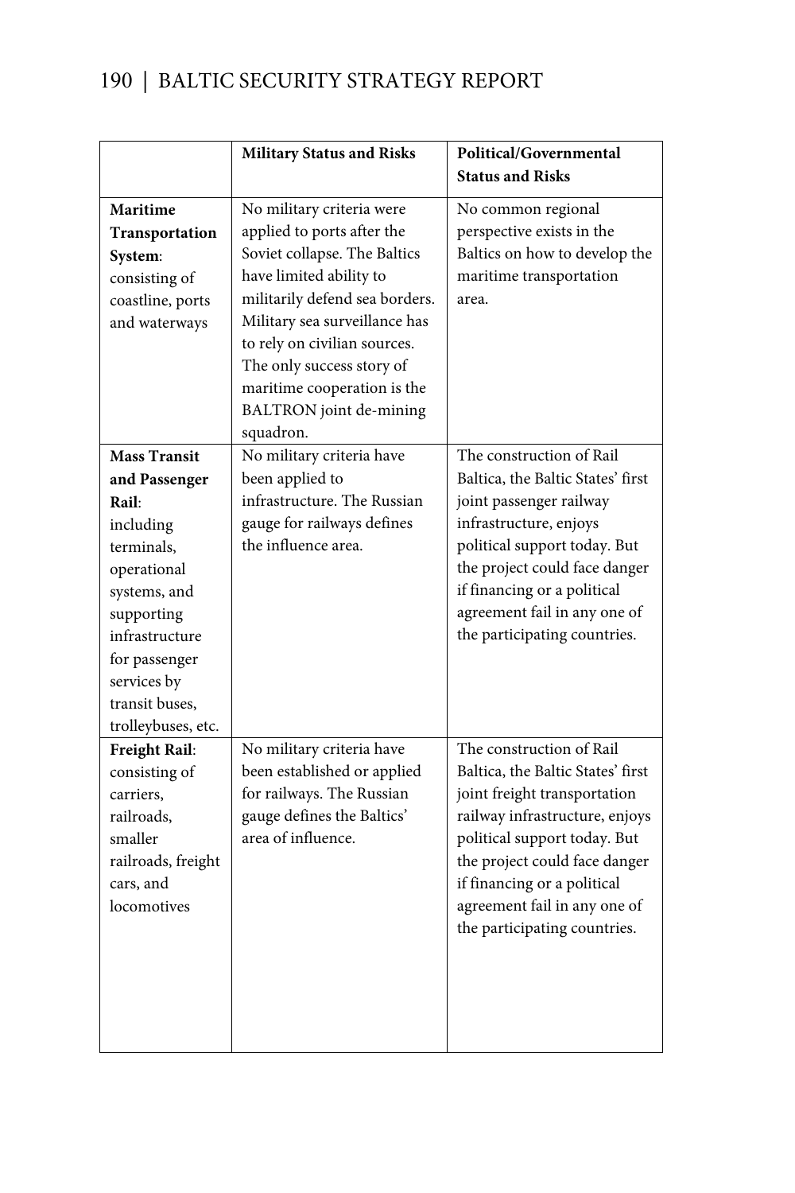| | Military Status and Risks | Political/Governmental Status and Risks |
|---|---|---|
| **Maritime Transportation System**: consisting of coastline, ports and waterways | No military criteria were applied to ports after the Soviet collapse. The Baltics have limited ability to militarily defend sea borders. Military sea surveillance has to rely on civilian sources. The only success story of maritime cooperation is the BALTRON joint de-mining squadron. | No common regional perspective exists in the Baltics on how to develop the maritime transportation area. |
| **Mass Transit and Passenger Rail**: including terminals, operational systems, and supporting infrastructure for passenger services by transit buses, trolleybuses, etc. | No military criteria have been applied to infrastructure. The Russian gauge for railways defines the influence area. | The construction of Rail Baltica, the Baltic States' first joint passenger railway infrastructure, enjoys political support today. But the project could face danger if financing or a political agreement fail in any one of the participating countries. |
| **Freight Rail**: consisting of carriers, railroads, smaller railroads, freight cars, and locomotives | No military criteria have been established or applied for railways. The Russian gauge defines the Baltics' area of influence. | The construction of Rail Baltica, the Baltic States' first joint freight transportation railway infrastructure, enjoys political support today. But the project could face danger if financing or a political agreement fail in any one of the participating countries. |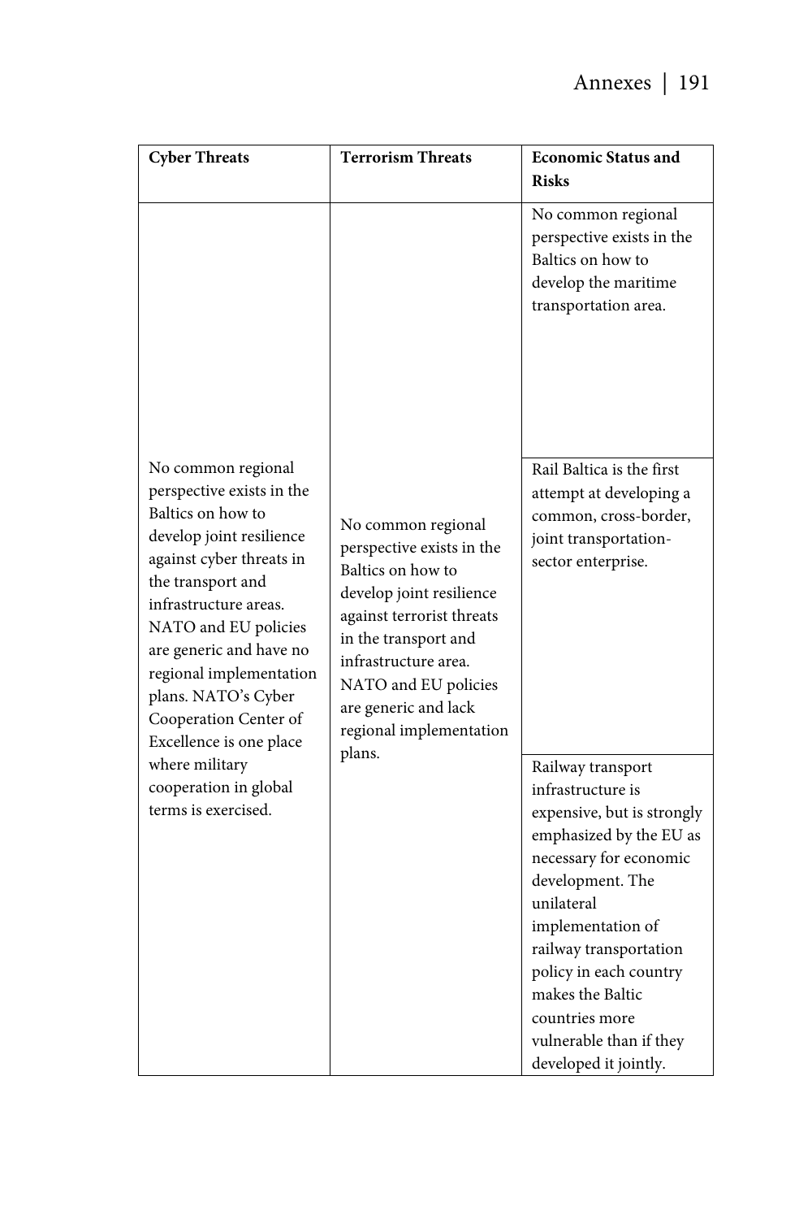| Cyber Threats | Terrorism Threats | Economic Status and Risks |
|---|---|---|
| No common regional perspective exists in the Baltics on how to develop joint resilience against cyber threats in the transport and infrastructure areas. NATO and EU policies are generic and have no regional implementation plans. NATO's Cyber Cooperation Center of Excellence is one place where military cooperation in global terms is exercised. | No common regional perspective exists in the Baltics on how to develop joint resilience against terrorist threats in the transport and infrastructure area. NATO and EU policies are generic and lack regional implementation plans. | No common regional perspective exists in the Baltics on how to develop the maritime transportation area. |
| | | Rail Baltica is the first attempt at developing a common, cross-border, joint transportation-sector enterprise. |
| | | Railway transport infrastructure is expensive, but is strongly emphasized by the EU as necessary for economic development. The unilateral implementation of railway transportation policy in each country makes the Baltic countries more vulnerable than if they developed it jointly. |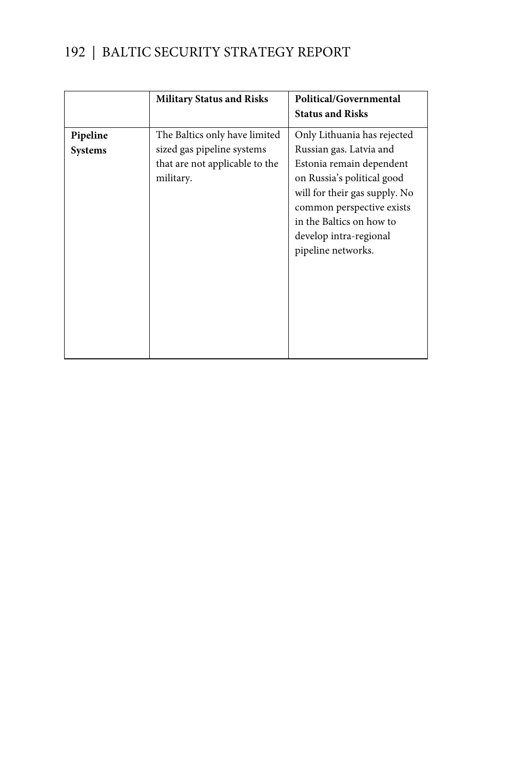| | **Military Status and Risks** | **Political/Governmental Status and Risks** |
|---|---|---|
| **Pipeline Systems** | The Baltics only have limited sized gas pipeline systems that are not applicable to the military. | Only Lithuania has rejected Russian gas. Latvia and Estonia remain dependent on Russia's political good will for their gas supply. No common perspective exists in the Baltics on how to develop intra-regional pipeline networks. |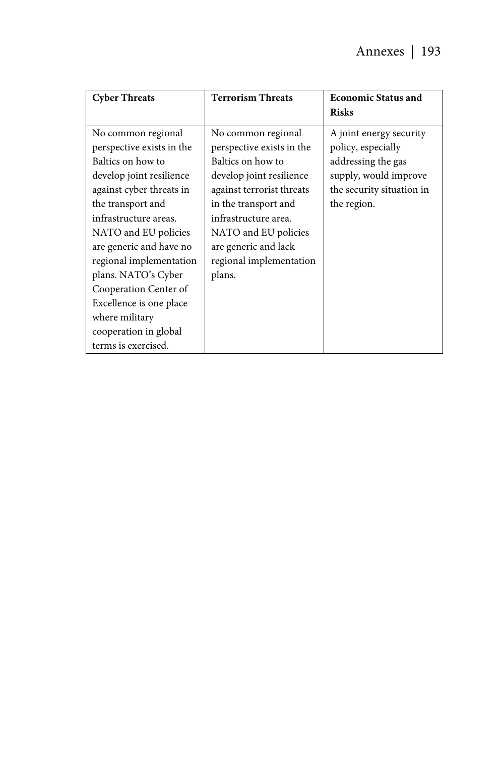| **Cyber Threats** | **Terrorism Threats** | **Economic Status and Risks** |
|---|---|---|
| No common regional perspective exists in the Baltics on how to develop joint resilience against cyber threats in the transport and infrastructure areas. NATO and EU policies are generic and have no regional implementation plans. NATO's Cyber Cooperation Center of Excellence is one place where military cooperation in global terms is exercised. | No common regional perspective exists in the Baltics on how to develop joint resilience against terrorist threats in the transport and infrastructure area. NATO and EU policies are generic and lack regional implementation plans. | A joint energy security policy, especially addressing the gas supply, would improve the security situation in the region. |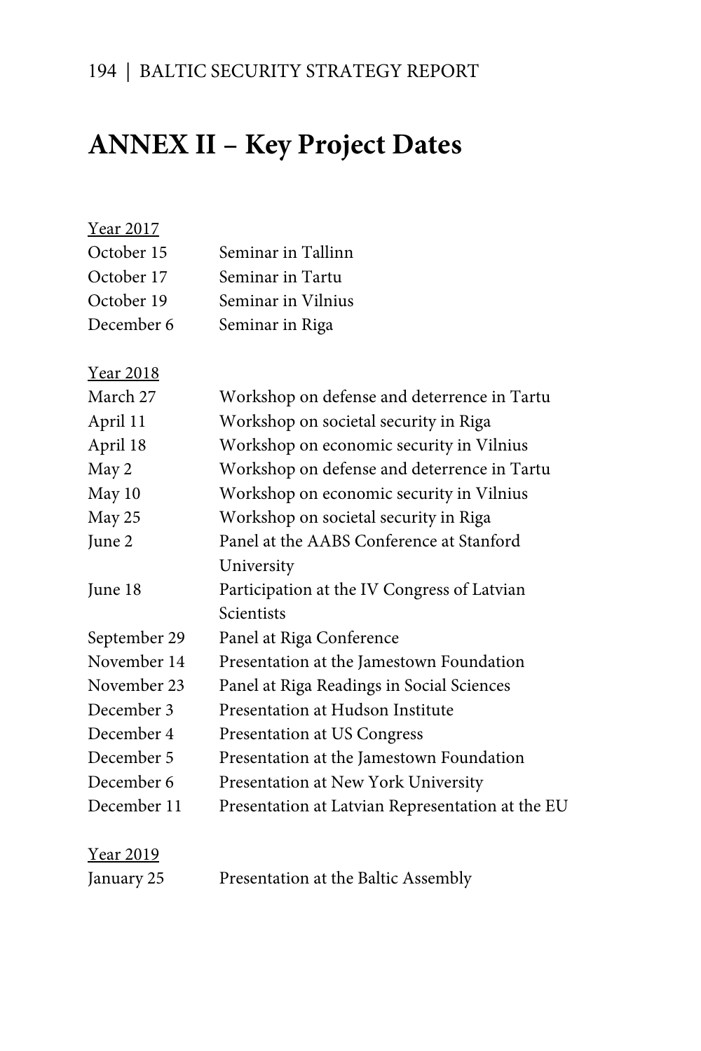# ANNEX II – Key Project Dates

<u>Year 2017</u>

| | |
|---|---|
| October 15 | Seminar in Tallinn |
| October 17 | Seminar in Tartu |
| October 19 | Seminar in Vilnius |
| December 6 | Seminar in Riga |

<u>Year 2018</u>

| | |
|---|---|
| March 27 | Workshop on defense and deterrence in Tartu |
| April 11 | Workshop on societal security in Riga |
| April 18 | Workshop on economic security in Vilnius |
| May 2 | Workshop on defense and deterrence in Tartu |
| May 10 | Workshop on economic security in Vilnius |
| May 25 | Workshop on societal security in Riga |
| June 2 | Panel at the AABS Conference at Stanford University |
| June 18 | Participation at the IV Congress of Latvian Scientists |
| September 29 | Panel at Riga Conference |
| November 14 | Presentation at the Jamestown Foundation |
| November 23 | Panel at Riga Readings in Social Sciences |
| December 3 | Presentation at Hudson Institute |
| December 4 | Presentation at US Congress |
| December 5 | Presentation at the Jamestown Foundation |
| December 6 | Presentation at New York University |
| December 11 | Presentation at Latvian Representation at the EU |

<u>Year 2019</u>

| | |
|---|---|
| January 25 | Presentation at the Baltic Assembly |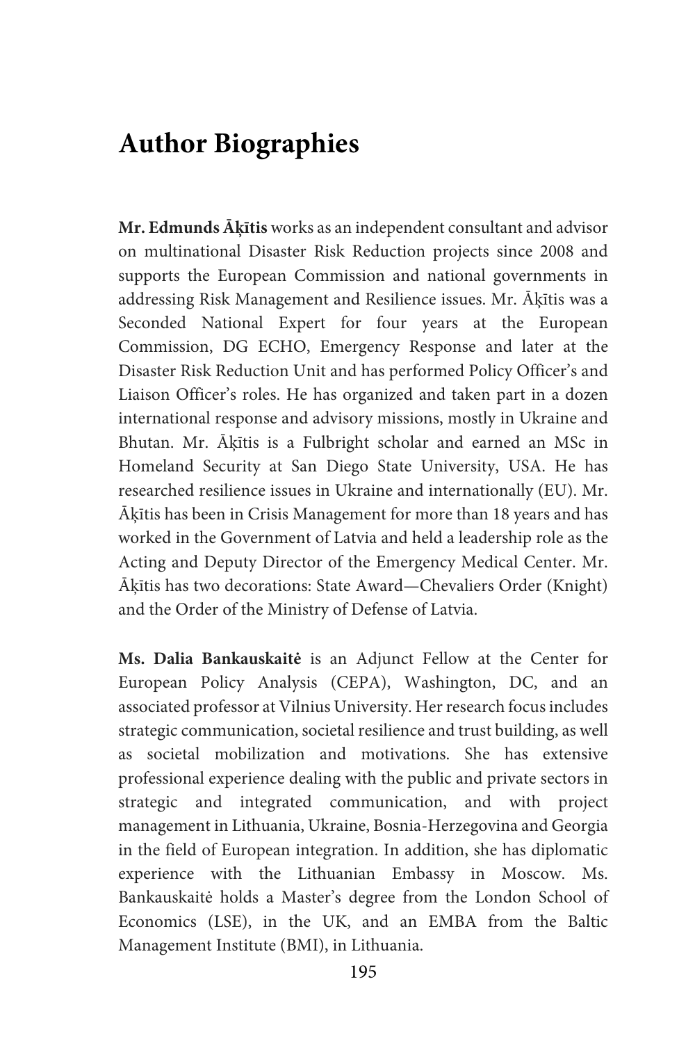# Author Biographies

**Mr. Edmunds Āķītis** works as an independent consultant and advisor on multinational Disaster Risk Reduction projects since 2008 and supports the European Commission and national governments in addressing Risk Management and Resilience issues. Mr. Āķītis was a Seconded National Expert for four years at the European Commission, DG ECHO, Emergency Response and later at the Disaster Risk Reduction Unit and has performed Policy Officer's and Liaison Officer's roles. He has organized and taken part in a dozen international response and advisory missions, mostly in Ukraine and Bhutan. Mr. Āķītis is a Fulbright scholar and earned an MSc in Homeland Security at San Diego State University, USA. He has researched resilience issues in Ukraine and internationally (EU). Mr. Āķītis has been in Crisis Management for more than 18 years and has worked in the Government of Latvia and held a leadership role as the Acting and Deputy Director of the Emergency Medical Center. Mr. Āķītis has two decorations: State Award—Chevaliers Order (Knight) and the Order of the Ministry of Defense of Latvia.

**Ms. Dalia Bankauskaitė** is an Adjunct Fellow at the Center for European Policy Analysis (CEPA), Washington, DC, and an associated professor at Vilnius University. Her research focus includes strategic communication, societal resilience and trust building, as well as societal mobilization and motivations. She has extensive professional experience dealing with the public and private sectors in strategic and integrated communication, and with project management in Lithuania, Ukraine, Bosnia-Herzegovina and Georgia in the field of European integration. In addition, she has diplomatic experience with the Lithuanian Embassy in Moscow. Ms. Bankauskaitė holds a Master's degree from the London School of Economics (LSE), in the UK, and an EMBA from the Baltic Management Institute (BMI), in Lithuania.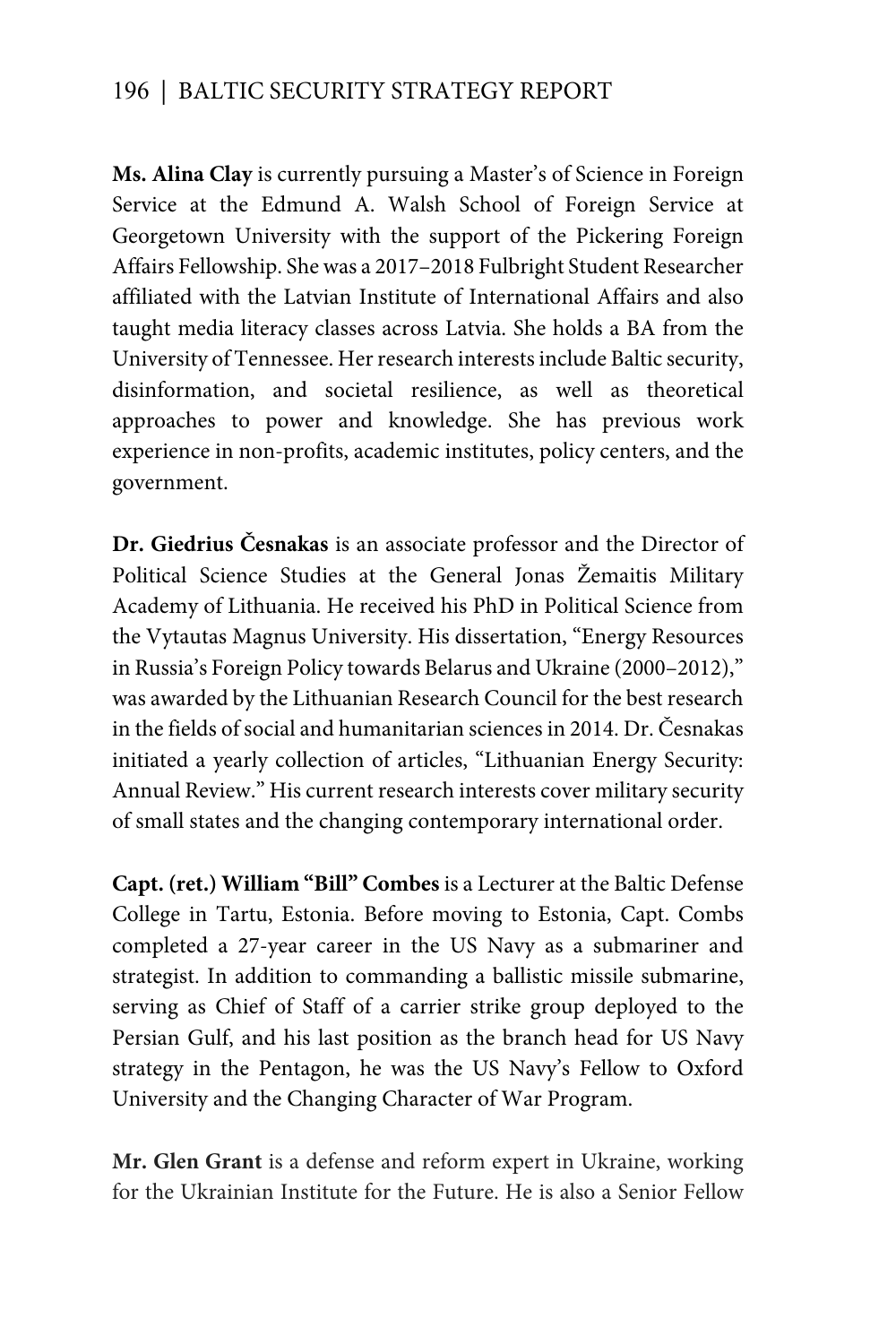**Ms. Alina Clay** is currently pursuing a Master's of Science in Foreign Service at the Edmund A. Walsh School of Foreign Service at Georgetown University with the support of the Pickering Foreign Affairs Fellowship. She was a 2017–2018 Fulbright Student Researcher affiliated with the Latvian Institute of International Affairs and also taught media literacy classes across Latvia. She holds a BA from the University of Tennessee. Her research interests include Baltic security, disinformation, and societal resilience, as well as theoretical approaches to power and knowledge. She has previous work experience in non-profits, academic institutes, policy centers, and the government.

**Dr. Giedrius Česnakas** is an associate professor and the Director of Political Science Studies at the General Jonas Žemaitis Military Academy of Lithuania. He received his PhD in Political Science from the Vytautas Magnus University. His dissertation, "Energy Resources in Russia's Foreign Policy towards Belarus and Ukraine (2000–2012)," was awarded by the Lithuanian Research Council for the best research in the fields of social and humanitarian sciences in 2014. Dr. Česnakas initiated a yearly collection of articles, "Lithuanian Energy Security: Annual Review." His current research interests cover military security of small states and the changing contemporary international order.

**Capt. (ret.) William "Bill" Combes** is a Lecturer at the Baltic Defense College in Tartu, Estonia. Before moving to Estonia, Capt. Combs completed a 27-year career in the US Navy as a submariner and strategist. In addition to commanding a ballistic missile submarine, serving as Chief of Staff of a carrier strike group deployed to the Persian Gulf, and his last position as the branch head for US Navy strategy in the Pentagon, he was the US Navy's Fellow to Oxford University and the Changing Character of War Program.

**Mr. Glen Grant** is a defense and reform expert in Ukraine, working for the Ukrainian Institute for the Future. He is also a Senior Fellow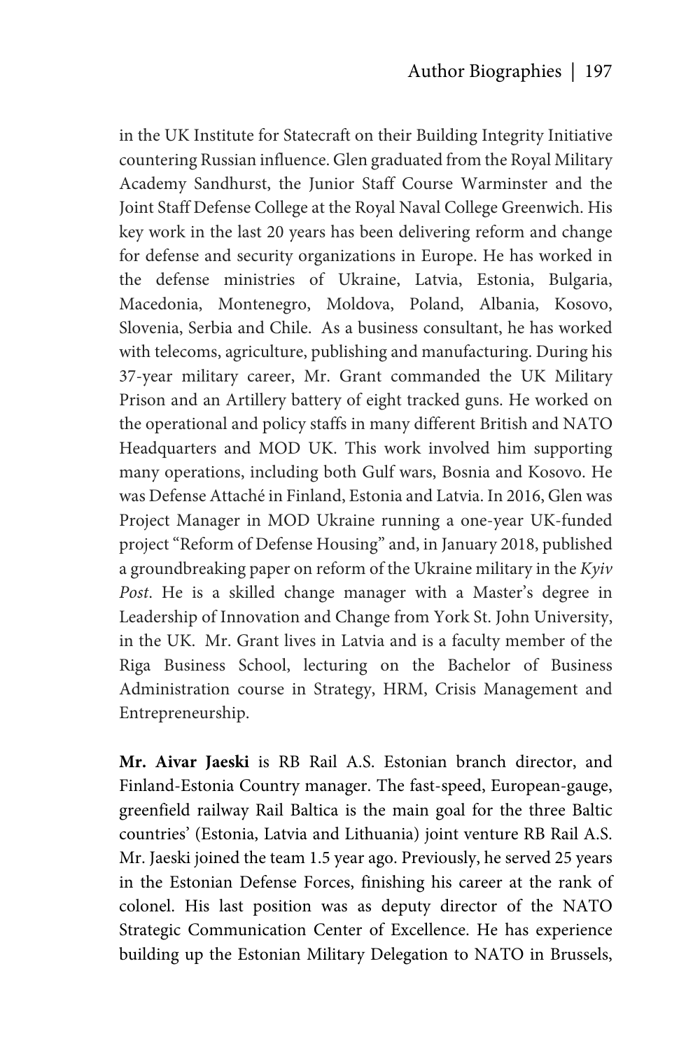in the UK Institute for Statecraft on their Building Integrity Initiative countering Russian influence. Glen graduated from the Royal Military Academy Sandhurst, the Junior Staff Course Warminster and the Joint Staff Defense College at the Royal Naval College Greenwich. His key work in the last 20 years has been delivering reform and change for defense and security organizations in Europe. He has worked in the defense ministries of Ukraine, Latvia, Estonia, Bulgaria, Macedonia, Montenegro, Moldova, Poland, Albania, Kosovo, Slovenia, Serbia and Chile. As a business consultant, he has worked with telecoms, agriculture, publishing and manufacturing. During his 37-year military career, Mr. Grant commanded the UK Military Prison and an Artillery battery of eight tracked guns. He worked on the operational and policy staffs in many different British and NATO Headquarters and MOD UK. This work involved him supporting many operations, including both Gulf wars, Bosnia and Kosovo. He was Defense Attaché in Finland, Estonia and Latvia. In 2016, Glen was Project Manager in MOD Ukraine running a one-year UK-funded project "Reform of Defense Housing" and, in January 2018, published a groundbreaking paper on reform of the Ukraine military in the *Kyiv Post*. He is a skilled change manager with a Master's degree in Leadership of Innovation and Change from York St. John University, in the UK. Mr. Grant lives in Latvia and is a faculty member of the Riga Business School, lecturing on the Bachelor of Business Administration course in Strategy, HRM, Crisis Management and Entrepreneurship.

**Mr. Aivar Jaeski** is RB Rail A.S. Estonian branch director, and Finland-Estonia Country manager. The fast-speed, European-gauge, greenfield railway Rail Baltica is the main goal for the three Baltic countries' (Estonia, Latvia and Lithuania) joint venture RB Rail A.S. Mr. Jaeski joined the team 1.5 year ago. Previously, he served 25 years in the Estonian Defense Forces, finishing his career at the rank of colonel. His last position was as deputy director of the NATO Strategic Communication Center of Excellence. He has experience building up the Estonian Military Delegation to NATO in Brussels,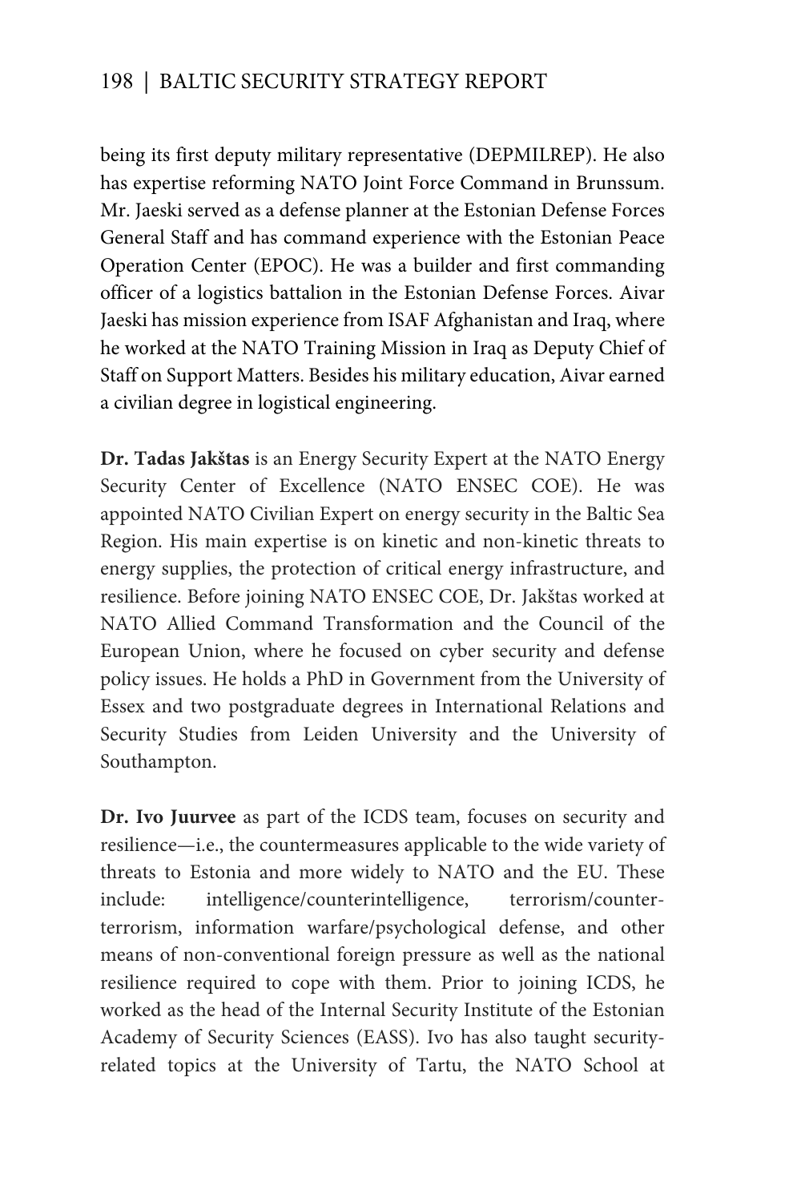being its first deputy military representative (DEPMILREP). He also has expertise reforming NATO Joint Force Command in Brunssum. Mr. Jaeski served as a defense planner at the Estonian Defense Forces General Staff and has command experience with the Estonian Peace Operation Center (EPOC). He was a builder and first commanding officer of a logistics battalion in the Estonian Defense Forces. Aivar Jaeski has mission experience from ISAF Afghanistan and Iraq, where he worked at the NATO Training Mission in Iraq as Deputy Chief of Staff on Support Matters. Besides his military education, Aivar earned a civilian degree in logistical engineering.

**Dr. Tadas Jakštas** is an Energy Security Expert at the NATO Energy Security Center of Excellence (NATO ENSEC COE). He was appointed NATO Civilian Expert on energy security in the Baltic Sea Region. His main expertise is on kinetic and non-kinetic threats to energy supplies, the protection of critical energy infrastructure, and resilience. Before joining NATO ENSEC COE, Dr. Jakštas worked at NATO Allied Command Transformation and the Council of the European Union, where he focused on cyber security and defense policy issues. He holds a PhD in Government from the University of Essex and two postgraduate degrees in International Relations and Security Studies from Leiden University and the University of Southampton.

**Dr. Ivo Juurvee** as part of the ICDS team, focuses on security and resilience—i.e., the countermeasures applicable to the wide variety of threats to Estonia and more widely to NATO and the EU. These include: intelligence/counterintelligence, terrorism/counter-terrorism, information warfare/psychological defense, and other means of non-conventional foreign pressure as well as the national resilience required to cope with them. Prior to joining ICDS, he worked as the head of the Internal Security Institute of the Estonian Academy of Security Sciences (EASS). Ivo has also taught security-related topics at the University of Tartu, the NATO School at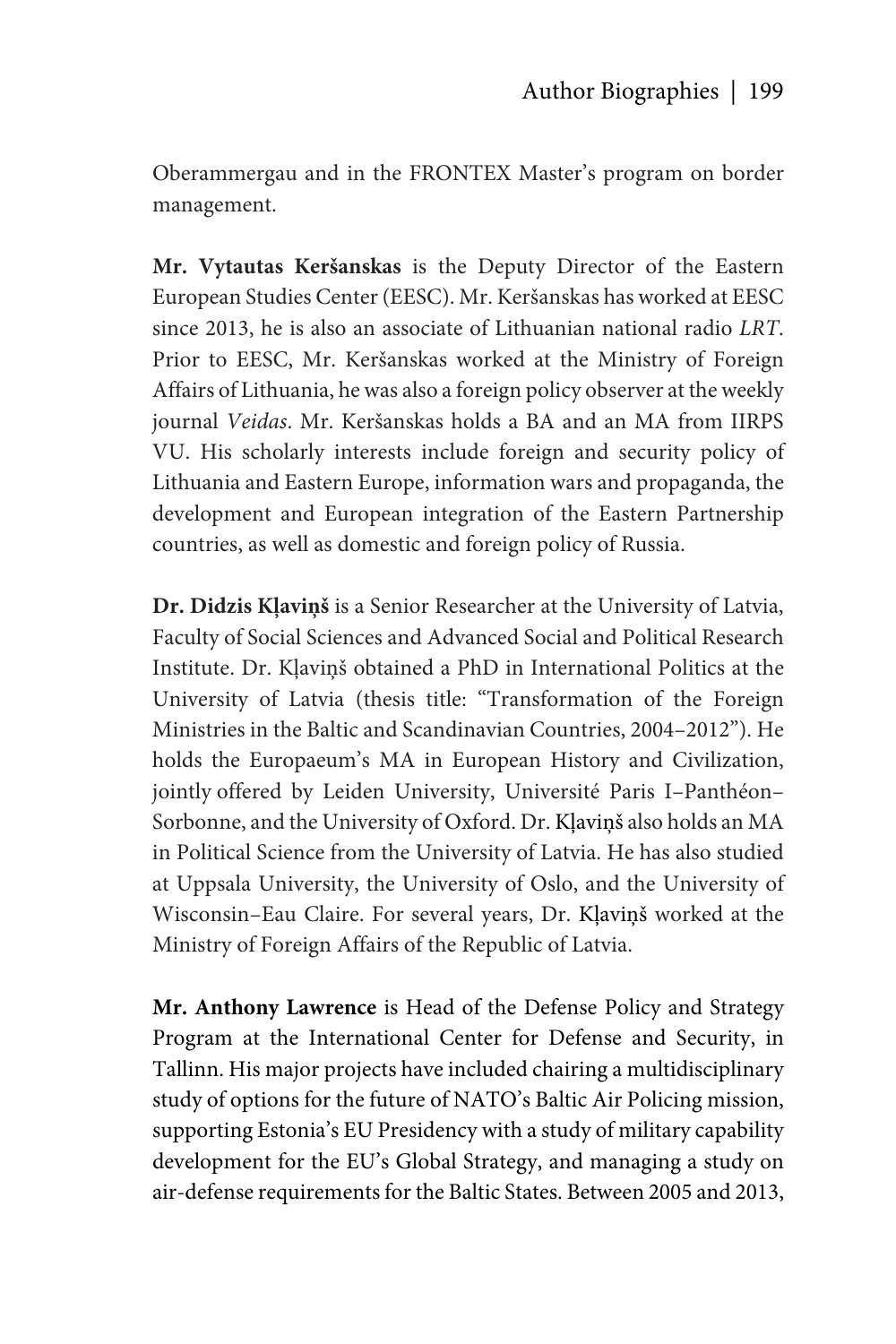Oberammergau and in the FRONTEX Master's program on border management.

**Mr. Vytautas Keršanskas** is the Deputy Director of the Eastern European Studies Center (EESC). Mr. Keršanskas has worked at EESC since 2013, he is also an associate of Lithuanian national radio *LRT*. Prior to EESC, Mr. Keršanskas worked at the Ministry of Foreign Affairs of Lithuania, he was also a foreign policy observer at the weekly journal *Veidas*. Mr. Keršanskas holds a BA and an MA from IIRPS VU. His scholarly interests include foreign and security policy of Lithuania and Eastern Europe, information wars and propaganda, the development and European integration of the Eastern Partnership countries, as well as domestic and foreign policy of Russia.

**Dr. Didzis Kļaviņš** is a Senior Researcher at the University of Latvia, Faculty of Social Sciences and Advanced Social and Political Research Institute. Dr. Kļaviņš obtained a PhD in International Politics at the University of Latvia (thesis title: "Transformation of the Foreign Ministries in the Baltic and Scandinavian Countries, 2004–2012"). He holds the Europaeum's MA in European History and Civilization, jointly offered by Leiden University, Université Paris I–Panthéon–Sorbonne, and the University of Oxford. Dr. Kļaviņš also holds an MA in Political Science from the University of Latvia. He has also studied at Uppsala University, the University of Oslo, and the University of Wisconsin–Eau Claire. For several years, Dr. Kļaviņš worked at the Ministry of Foreign Affairs of the Republic of Latvia.

**Mr. Anthony Lawrence** is Head of the Defense Policy and Strategy Program at the International Center for Defense and Security, in Tallinn. His major projects have included chairing a multidisciplinary study of options for the future of NATO's Baltic Air Policing mission, supporting Estonia's EU Presidency with a study of military capability development for the EU's Global Strategy, and managing a study on air-defense requirements for the Baltic States. Between 2005 and 2013,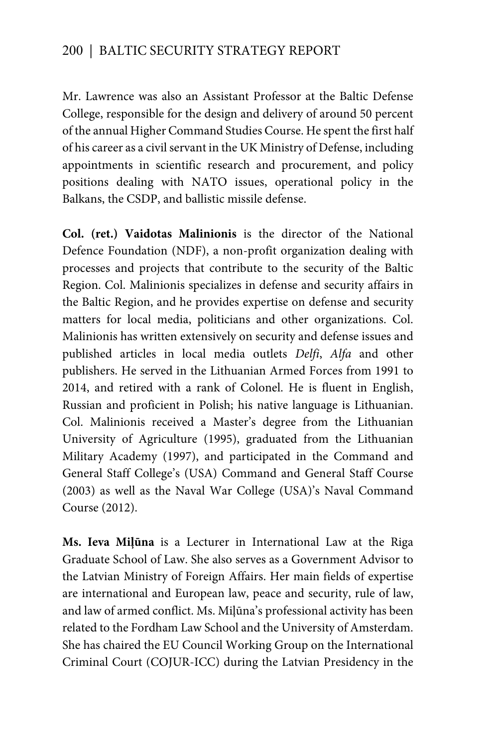Mr. Lawrence was also an Assistant Professor at the Baltic Defense College, responsible for the design and delivery of around 50 percent of the annual Higher Command Studies Course. He spent the first half of his career as a civil servant in the UK Ministry of Defense, including appointments in scientific research and procurement, and policy positions dealing with NATO issues, operational policy in the Balkans, the CSDP, and ballistic missile defense.

**Col. (ret.) Vaidotas Malinionis** is the director of the National Defence Foundation (NDF), a non-profit organization dealing with processes and projects that contribute to the security of the Baltic Region. Col. Malinionis specializes in defense and security affairs in the Baltic Region, and he provides expertise on defense and security matters for local media, politicians and other organizations. Col. Malinionis has written extensively on security and defense issues and published articles in local media outlets *Delfi*, *Alfa* and other publishers. He served in the Lithuanian Armed Forces from 1991 to 2014, and retired with a rank of Colonel. He is fluent in English, Russian and proficient in Polish; his native language is Lithuanian. Col. Malinionis received a Master's degree from the Lithuanian University of Agriculture (1995), graduated from the Lithuanian Military Academy (1997), and participated in the Command and General Staff College's (USA) Command and General Staff Course (2003) as well as the Naval War College (USA)'s Naval Command Course (2012).

**Ms. Ieva Miļūna** is a Lecturer in International Law at the Riga Graduate School of Law. She also serves as a Government Advisor to the Latvian Ministry of Foreign Affairs. Her main fields of expertise are international and European law, peace and security, rule of law, and law of armed conflict. Ms. Miļūna's professional activity has been related to the Fordham Law School and the University of Amsterdam. She has chaired the EU Council Working Group on the International Criminal Court (COJUR-ICC) during the Latvian Presidency in the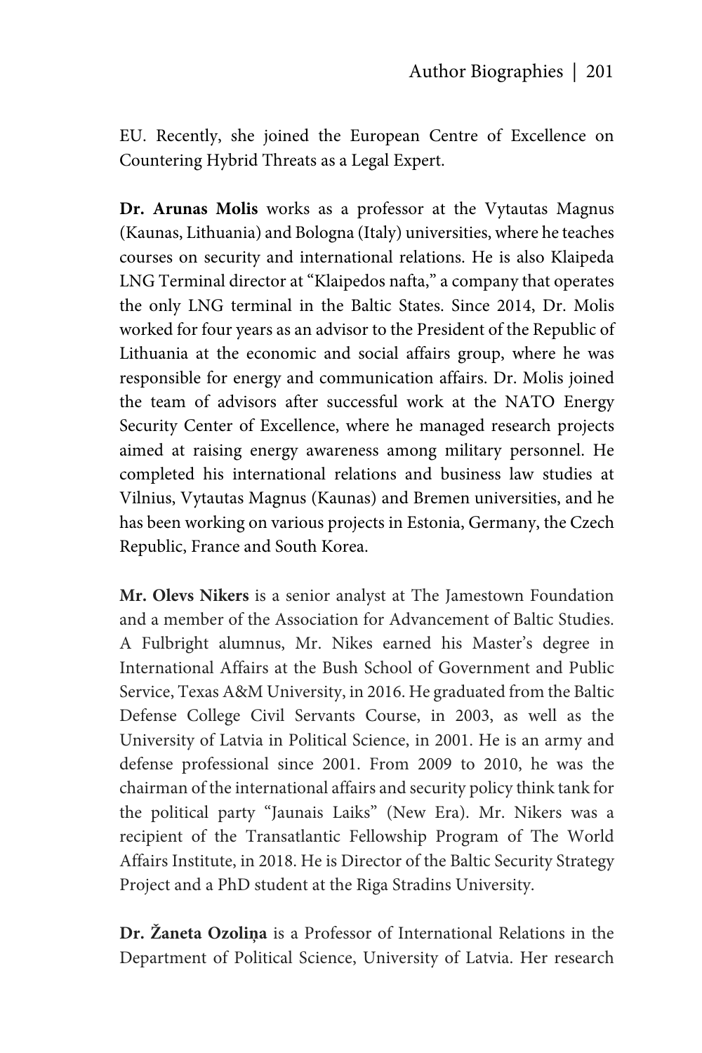EU. Recently, she joined the European Centre of Excellence on Countering Hybrid Threats as a Legal Expert.

**Dr. Arunas Molis** works as a professor at the Vytautas Magnus (Kaunas, Lithuania) and Bologna (Italy) universities, where he teaches courses on security and international relations. He is also Klaipeda LNG Terminal director at "Klaipedos nafta," a company that operates the only LNG terminal in the Baltic States. Since 2014, Dr. Molis worked for four years as an advisor to the President of the Republic of Lithuania at the economic and social affairs group, where he was responsible for energy and communication affairs. Dr. Molis joined the team of advisors after successful work at the NATO Energy Security Center of Excellence, where he managed research projects aimed at raising energy awareness among military personnel. He completed his international relations and business law studies at Vilnius, Vytautas Magnus (Kaunas) and Bremen universities, and he has been working on various projects in Estonia, Germany, the Czech Republic, France and South Korea.

**Mr. Olevs Nikers** is a senior analyst at The Jamestown Foundation and a member of the Association for Advancement of Baltic Studies. A Fulbright alumnus, Mr. Nikes earned his Master's degree in International Affairs at the Bush School of Government and Public Service, Texas A&M University, in 2016. He graduated from the Baltic Defense College Civil Servants Course, in 2003, as well as the University of Latvia in Political Science, in 2001. He is an army and defense professional since 2001. From 2009 to 2010, he was the chairman of the international affairs and security policy think tank for the political party "Jaunais Laiks" (New Era). Mr. Nikers was a recipient of the Transatlantic Fellowship Program of The World Affairs Institute, in 2018. He is Director of the Baltic Security Strategy Project and a PhD student at the Riga Stradins University.

**Dr. Žaneta Ozoliņa** is a Professor of International Relations in the Department of Political Science, University of Latvia. Her research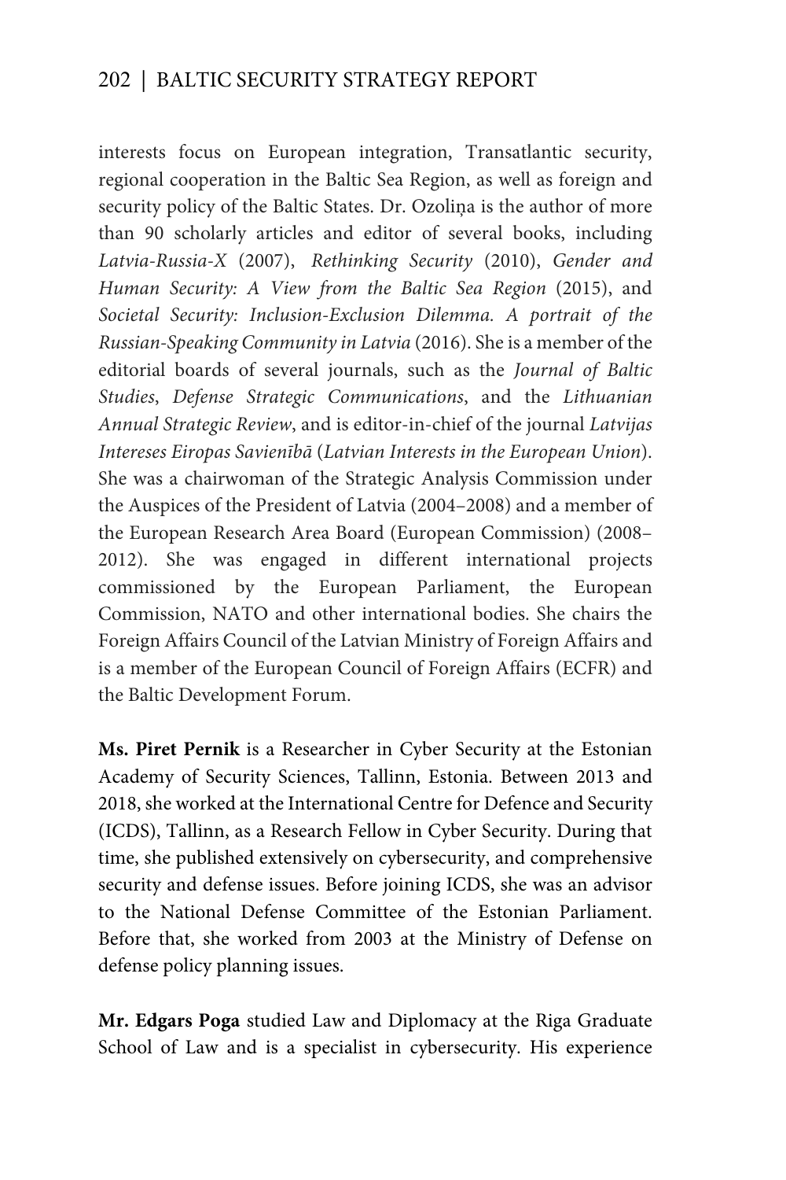interests focus on European integration, Transatlantic security, regional cooperation in the Baltic Sea Region, as well as foreign and security policy of the Baltic States. Dr. Ozoliņa is the author of more than 90 scholarly articles and editor of several books, including *Latvia-Russia-X* (2007), *Rethinking Security* (2010), *Gender and Human Security: A View from the Baltic Sea Region* (2015), and *Societal Security: Inclusion-Exclusion Dilemma. A portrait of the Russian-Speaking Community in Latvia* (2016). She is a member of the editorial boards of several journals, such as the *Journal of Baltic Studies*, *Defense Strategic Communications*, and the *Lithuanian Annual Strategic Review*, and is editor-in-chief of the journal *Latvijas Intereses Eiropas Savienībā* (*Latvian Interests in the European Union*). She was a chairwoman of the Strategic Analysis Commission under the Auspices of the President of Latvia (2004–2008) and a member of the European Research Area Board (European Commission) (2008–2012). She was engaged in different international projects commissioned by the European Parliament, the European Commission, NATO and other international bodies. She chairs the Foreign Affairs Council of the Latvian Ministry of Foreign Affairs and is a member of the European Council of Foreign Affairs (ECFR) and the Baltic Development Forum.

**Ms. Piret Pernik** is a Researcher in Cyber Security at the Estonian Academy of Security Sciences, Tallinn, Estonia. Between 2013 and 2018, she worked at the International Centre for Defence and Security (ICDS), Tallinn, as a Research Fellow in Cyber Security. During that time, she published extensively on cybersecurity, and comprehensive security and defense issues. Before joining ICDS, she was an advisor to the National Defense Committee of the Estonian Parliament. Before that, she worked from 2003 at the Ministry of Defense on defense policy planning issues.

**Mr. Edgars Poga** studied Law and Diplomacy at the Riga Graduate School of Law and is a specialist in cybersecurity. His experience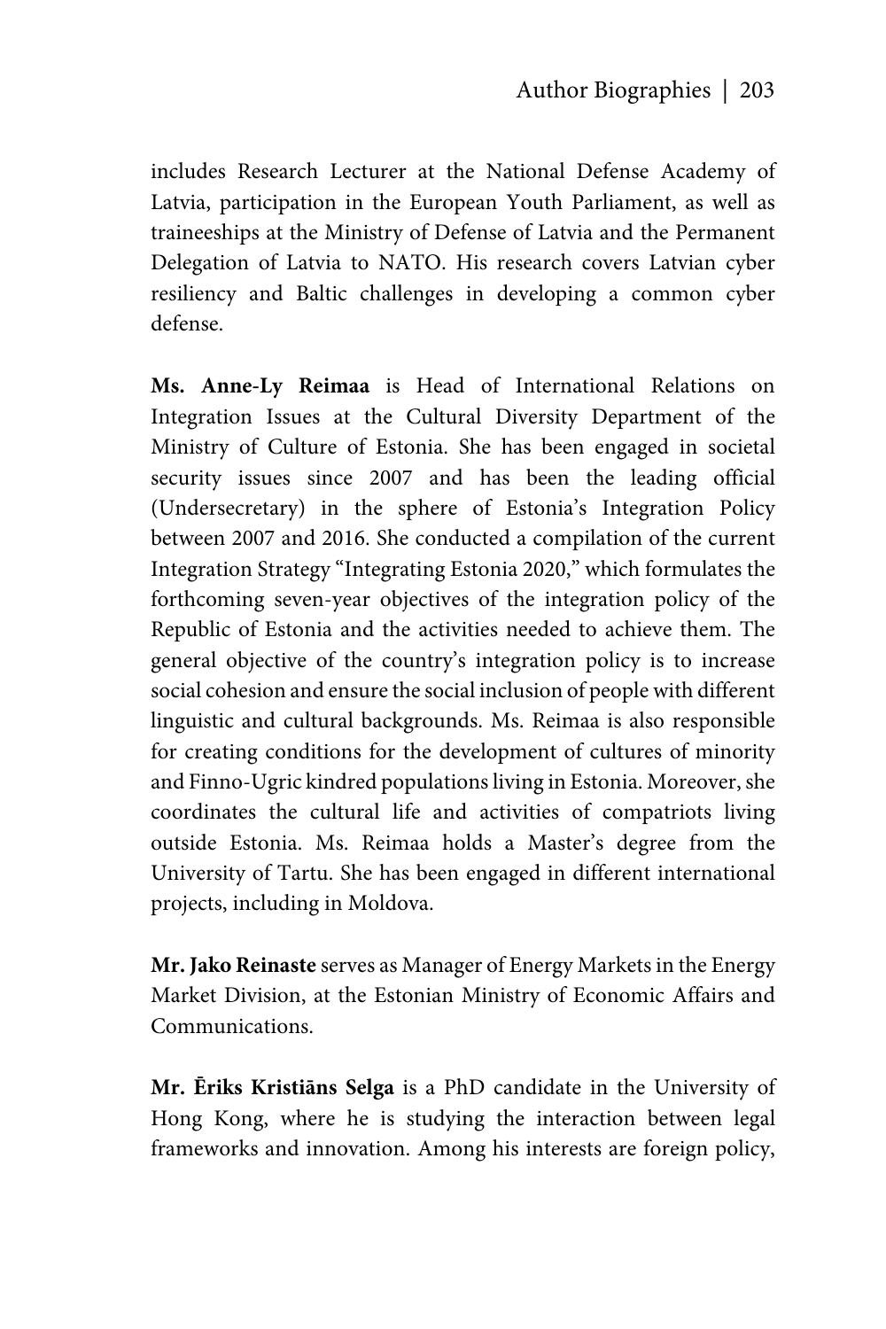includes Research Lecturer at the National Defense Academy of Latvia, participation in the European Youth Parliament, as well as traineeships at the Ministry of Defense of Latvia and the Permanent Delegation of Latvia to NATO. His research covers Latvian cyber resiliency and Baltic challenges in developing a common cyber defense.

**Ms. Anne-Ly Reimaa** is Head of International Relations on Integration Issues at the Cultural Diversity Department of the Ministry of Culture of Estonia. She has been engaged in societal security issues since 2007 and has been the leading official (Undersecretary) in the sphere of Estonia's Integration Policy between 2007 and 2016. She conducted a compilation of the current Integration Strategy "Integrating Estonia 2020," which formulates the forthcoming seven-year objectives of the integration policy of the Republic of Estonia and the activities needed to achieve them. The general objective of the country's integration policy is to increase social cohesion and ensure the social inclusion of people with different linguistic and cultural backgrounds. Ms. Reimaa is also responsible for creating conditions for the development of cultures of minority and Finno-Ugric kindred populations living in Estonia. Moreover, she coordinates the cultural life and activities of compatriots living outside Estonia. Ms. Reimaa holds a Master's degree from the University of Tartu. She has been engaged in different international projects, including in Moldova.

**Mr. Jako Reinaste** serves as Manager of Energy Markets in the Energy Market Division, at the Estonian Ministry of Economic Affairs and Communications.

**Mr. Ēriks Kristiāns Selga** is a PhD candidate in the University of Hong Kong, where he is studying the interaction between legal frameworks and innovation. Among his interests are foreign policy,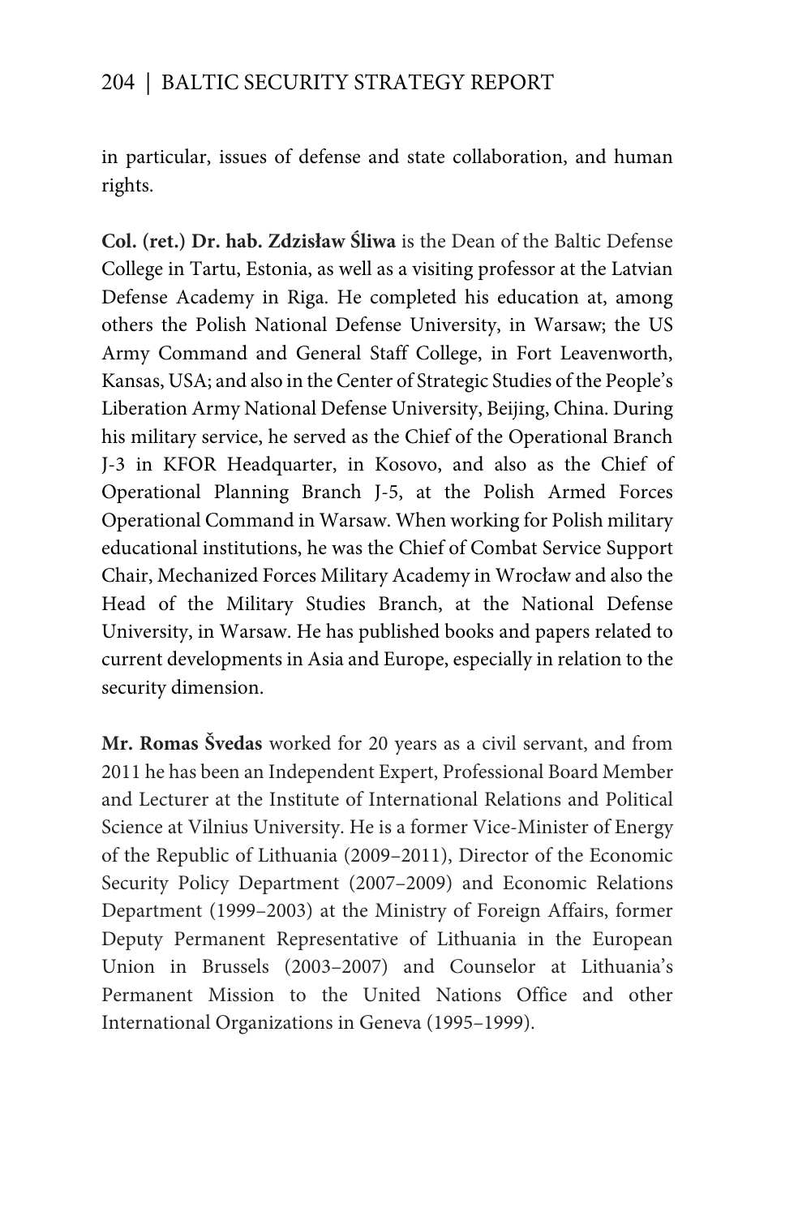in particular, issues of defense and state collaboration, and human rights.

**Col. (ret.) Dr. hab. Zdzisław Śliwa** is the Dean of the Baltic Defense College in Tartu, Estonia, as well as a visiting professor at the Latvian Defense Academy in Riga. He completed his education at, among others the Polish National Defense University, in Warsaw; the US Army Command and General Staff College, in Fort Leavenworth, Kansas, USA; and also in the Center of Strategic Studies of the People's Liberation Army National Defense University, Beijing, China. During his military service, he served as the Chief of the Operational Branch J-3 in KFOR Headquarter, in Kosovo, and also as the Chief of Operational Planning Branch J-5, at the Polish Armed Forces Operational Command in Warsaw. When working for Polish military educational institutions, he was the Chief of Combat Service Support Chair, Mechanized Forces Military Academy in Wrocław and also the Head of the Military Studies Branch, at the National Defense University, in Warsaw. He has published books and papers related to current developments in Asia and Europe, especially in relation to the security dimension.

**Mr. Romas Švedas** worked for 20 years as a civil servant, and from 2011 he has been an Independent Expert, Professional Board Member and Lecturer at the Institute of International Relations and Political Science at Vilnius University. He is a former Vice-Minister of Energy of the Republic of Lithuania (2009–2011), Director of the Economic Security Policy Department (2007–2009) and Economic Relations Department (1999–2003) at the Ministry of Foreign Affairs, former Deputy Permanent Representative of Lithuania in the European Union in Brussels (2003–2007) and Counselor at Lithuania's Permanent Mission to the United Nations Office and other International Organizations in Geneva (1995–1999).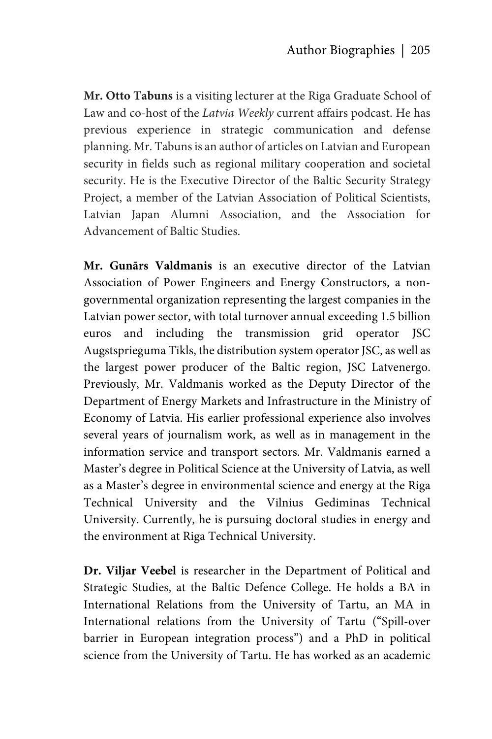**Mr. Otto Tabuns** is a visiting lecturer at the Riga Graduate School of Law and co-host of the *Latvia Weekly* current affairs podcast. He has previous experience in strategic communication and defense planning. Mr. Tabuns is an author of articles on Latvian and European security in fields such as regional military cooperation and societal security. He is the Executive Director of the Baltic Security Strategy Project, a member of the Latvian Association of Political Scientists, Latvian Japan Alumni Association, and the Association for Advancement of Baltic Studies.

**Mr. Gunārs Valdmanis** is an executive director of the Latvian Association of Power Engineers and Energy Constructors, a non-governmental organization representing the largest companies in the Latvian power sector, with total turnover annual exceeding 1.5 billion euros and including the transmission grid operator JSC Augstsprieguma Tīkls, the distribution system operator JSC, as well as the largest power producer of the Baltic region, JSC Latvenergo. Previously, Mr. Valdmanis worked as the Deputy Director of the Department of Energy Markets and Infrastructure in the Ministry of Economy of Latvia. His earlier professional experience also involves several years of journalism work, as well as in management in the information service and transport sectors. Mr. Valdmanis earned a Master's degree in Political Science at the University of Latvia, as well as a Master's degree in environmental science and energy at the Riga Technical University and the Vilnius Gediminas Technical University. Currently, he is pursuing doctoral studies in energy and the environment at Riga Technical University.

**Dr. Viljar Veebel** is researcher in the Department of Political and Strategic Studies, at the Baltic Defence College. He holds a BA in International Relations from the University of Tartu, an MA in International relations from the University of Tartu ("Spill-over barrier in European integration process") and a PhD in political science from the University of Tartu. He has worked as an academic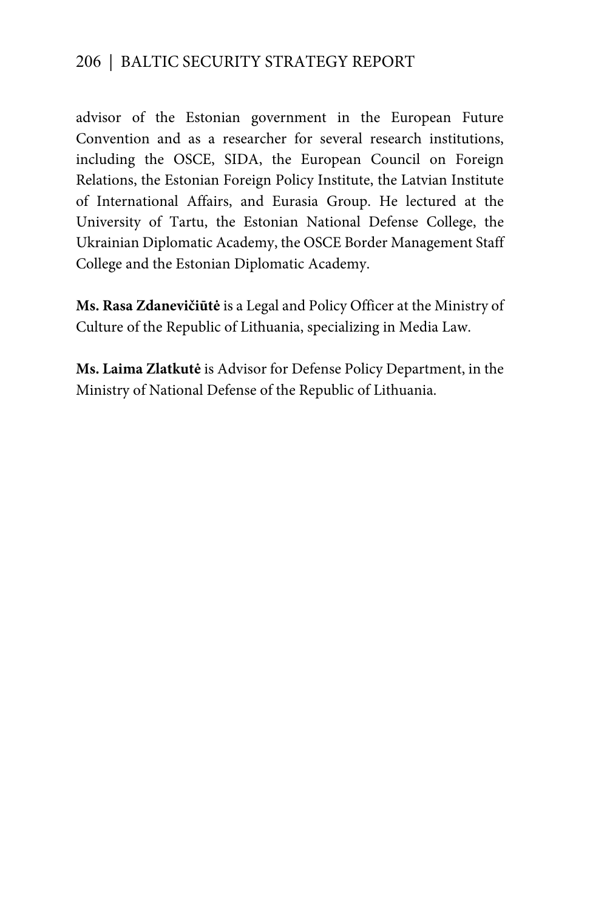advisor of the Estonian government in the European Future Convention and as a researcher for several research institutions, including the OSCE, SIDA, the European Council on Foreign Relations, the Estonian Foreign Policy Institute, the Latvian Institute of International Affairs, and Eurasia Group. He lectured at the University of Tartu, the Estonian National Defense College, the Ukrainian Diplomatic Academy, the OSCE Border Management Staff College and the Estonian Diplomatic Academy.

**Ms. Rasa Zdanevičiūtė** is a Legal and Policy Officer at the Ministry of Culture of the Republic of Lithuania, specializing in Media Law.

**Ms. Laima Zlatkutė** is Advisor for Defense Policy Department, in the Ministry of National Defense of the Republic of Lithuania.